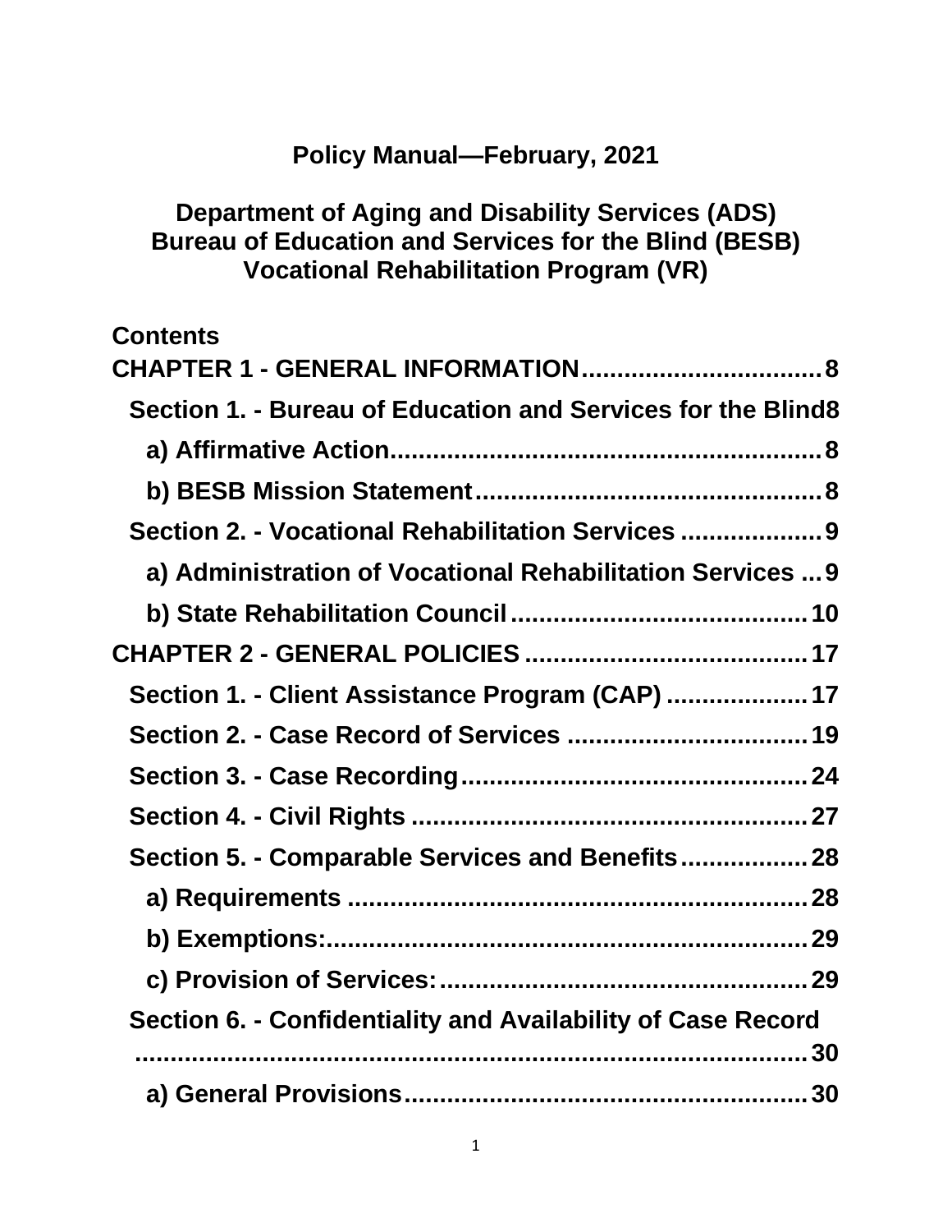# Policy Manual—February, 2021

## Department of Aging and Disability Services (ADS)
## Bureau of Education and Services for the Blind (BESB)
## Vocational Rehabilitation Program (VR)

**Contents**

**CHAPTER 1 - GENERAL INFORMATION.................................8**

**Section 1. - Bureau of Education and Services for the Blind8**

**a) Affirmative Action.............................................................8**

**b) BESB Mission Statement.................................................8**

**Section 2. - Vocational Rehabilitation Services ....................9**

**a) Administration of Vocational Rehabilitation Services ...9**

**b) State Rehabilitation Council..........................................10**

**CHAPTER 2 - GENERAL POLICIES ........................................17**

**Section 1. - Client Assistance Program (CAP) ....................17**

**Section 2. - Case Record of Services ..................................19**

**Section 3. - Case Recording..................................................24**

**Section 4. - Civil Rights .........................................................27**

**Section 5. - Comparable Services and Benefits..................28**

**a) Requirements .................................................................28**

**b) Exemptions:.....................................................................29**

**c) Provision of Services:.....................................................29**

**Section 6. - Confidentiality and Availability of Case Record ..............................................................................30**

**a) General Provisions.........................................................30**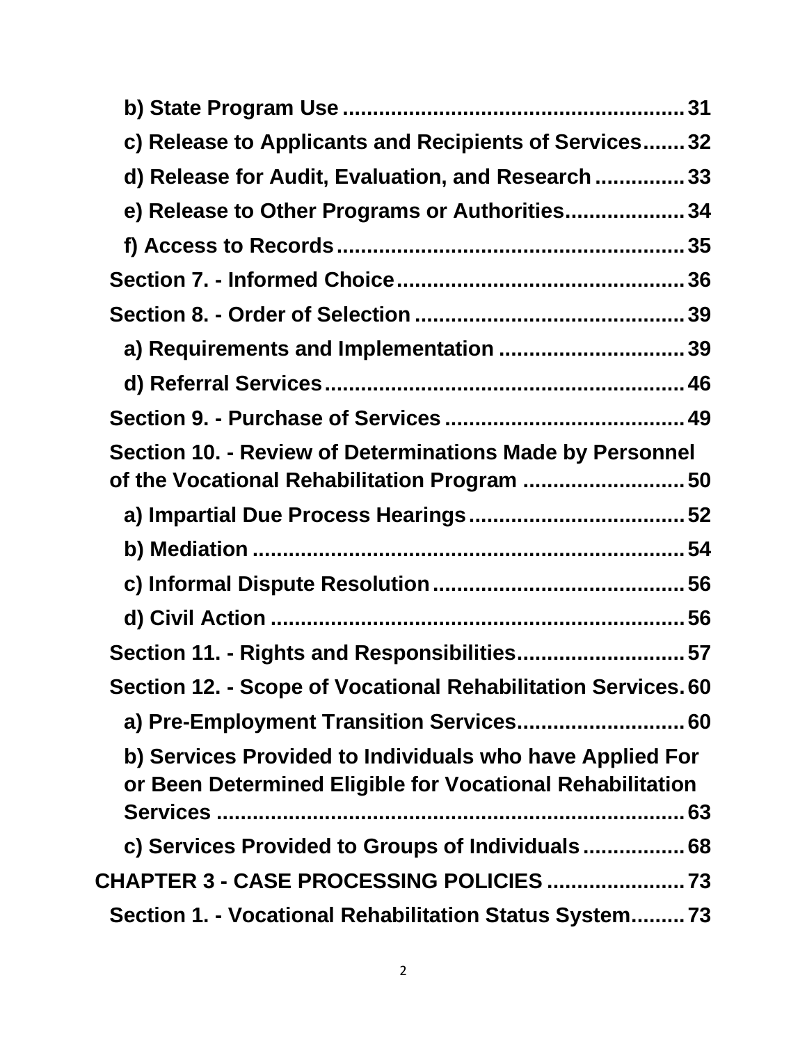b) State Program Use ........................................................ 31

c) Release to Applicants and Recipients of Services ....... 32

d) Release for Audit, Evaluation, and Research ............... 33

e) Release to Other Programs or Authorities .................... 34

f) Access to Records .......................................................... 35

Section 7. - Informed Choice ................................................ 36

Section 8. - Order of Selection ............................................. 39

a) Requirements and Implementation ............................... 39

d) Referral Services ............................................................ 46

Section 9. - Purchase of Services ........................................ 49

Section 10. - Review of Determinations Made by Personnel of the Vocational Rehabilitation Program ........................... 50

a) Impartial Due Process Hearings .................................... 52

b) Mediation ......................................................................... 54

c) Informal Dispute Resolution .......................................... 56

d) Civil Action ...................................................................... 56

Section 11. - Rights and Responsibilities ............................ 57

Section 12. - Scope of Vocational Rehabilitation Services . 60

a) Pre-Employment Transition Services ............................ 60

b) Services Provided to Individuals who have Applied For or Been Determined Eligible for Vocational Rehabilitation Services ............................................................................... 63

c) Services Provided to Groups of Individuals ................. 68

CHAPTER 3 - CASE PROCESSING POLICIES ....................... 73

Section 1. - Vocational Rehabilitation Status System ......... 73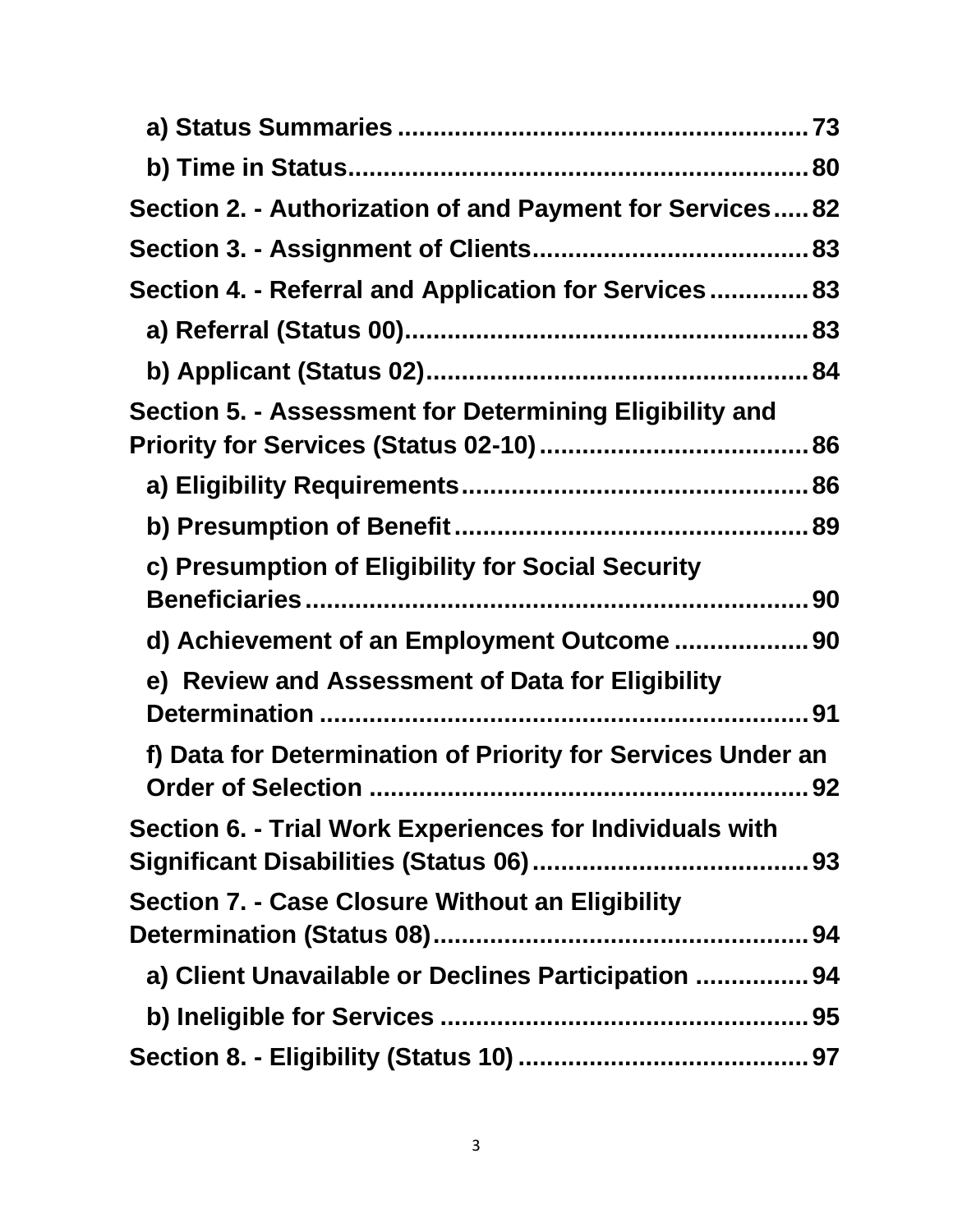- a) Status Summaries ........................................................ 73
- b) Time in Status............................................................... 80

Section 2. - Authorization of and Payment for Services..... 82

Section 3. - Assignment of Clients....................................... 83

Section 4. - Referral and Application for Services .............. 83

- a) Referral (Status 00)......................................................... 83
- b) Applicant (Status 02)...................................................... 84

Section 5. - Assessment for Determining Eligibility and Priority for Services (Status 02-10) ...................................... 86

- a) Eligibility Requirements................................................. 86
- b) Presumption of Benefit.................................................. 89
- c) Presumption of Eligibility for Social Security Beneficiaries....................................................................... 90
- d) Achievement of an Employment Outcome ................... 90
- e) Review and Assessment of Data for Eligibility Determination ..................................................................... 91
- f) Data for Determination of Priority for Services Under an Order of Selection ............................................................... 92

Section 6. - Trial Work Experiences for Individuals with Significant Disabilities (Status 06)....................................... 93

Section 7. - Case Closure Without an Eligibility Determination (Status 08)..................................................... 94

- a) Client Unavailable or Declines Participation ................ 94
- b) Ineligible for Services .................................................... 95

Section 8. - Eligibility (Status 10) ......................................... 97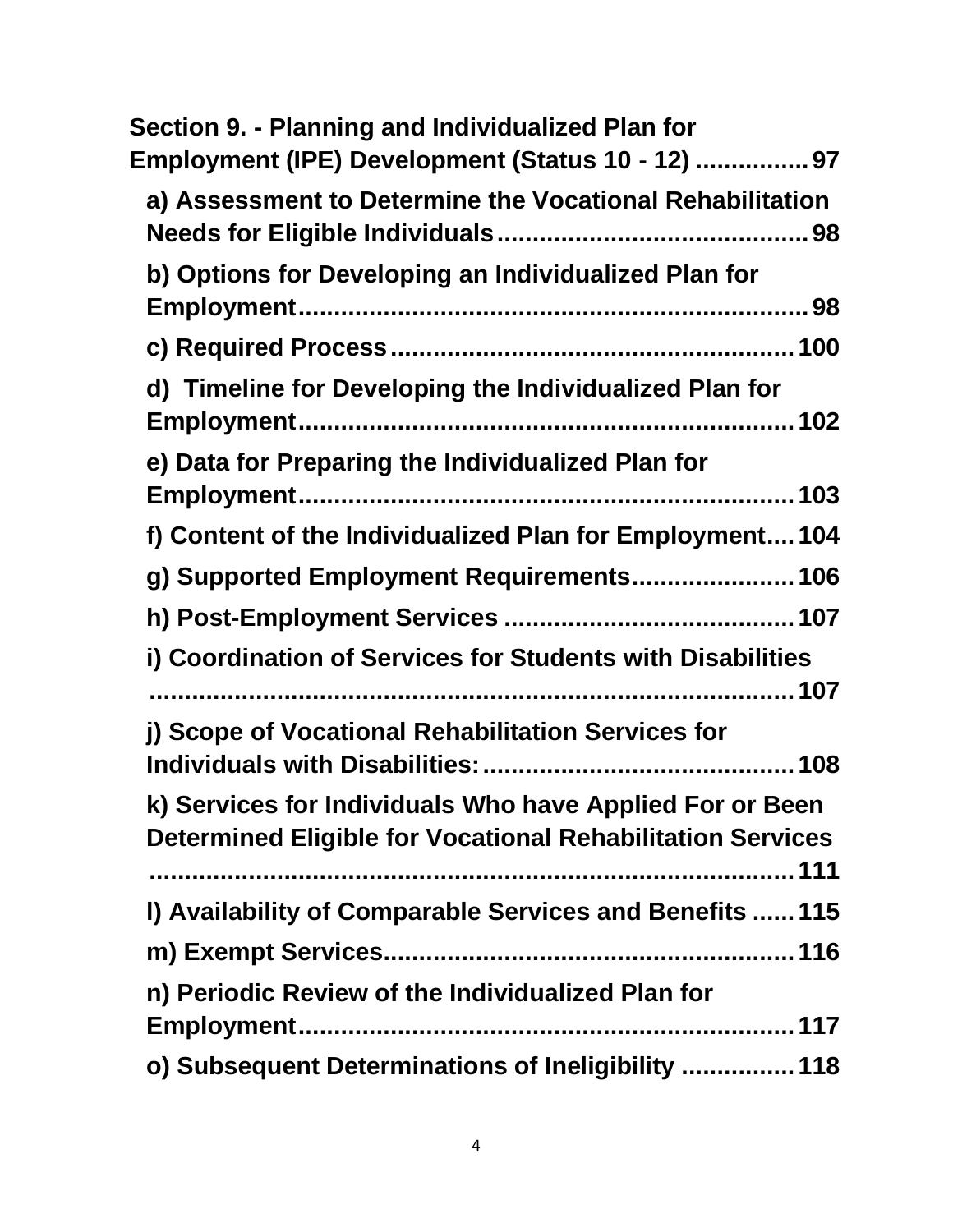**Section 9. - Planning and Individualized Plan for Employment (IPE) Development (Status 10 - 12) ................ 97**

- **a) Assessment to Determine the Vocational Rehabilitation Needs for Eligible Individuals ............................................ 98**
- **b) Options for Developing an Individualized Plan for Employment ........................................................................ 98**
- **c) Required Process ........................................................ 100**
- **d) Timeline for Developing the Individualized Plan for Employment ...................................................................... 102**
- **e) Data for Preparing the Individualized Plan for Employment ...................................................................... 103**
- **f) Content of the Individualized Plan for Employment .... 104**
- **g) Supported Employment Requirements ....................... 106**
- **h) Post-Employment Services ......................................... 107**
- **i) Coordination of Services for Students with Disabilities ............................................................................................ 107**
- **j) Scope of Vocational Rehabilitation Services for Individuals with Disabilities: ............................................ 108**
- **k) Services for Individuals Who have Applied For or Been Determined Eligible for Vocational Rehabilitation Services ............................................................................................ 111**
- **l) Availability of Comparable Services and Benefits ...... 115**
- **m) Exempt Services .......................................................... 116**
- **n) Periodic Review of the Individualized Plan for Employment ...................................................................... 117**
- **o) Subsequent Determinations of Ineligibility ................ 118**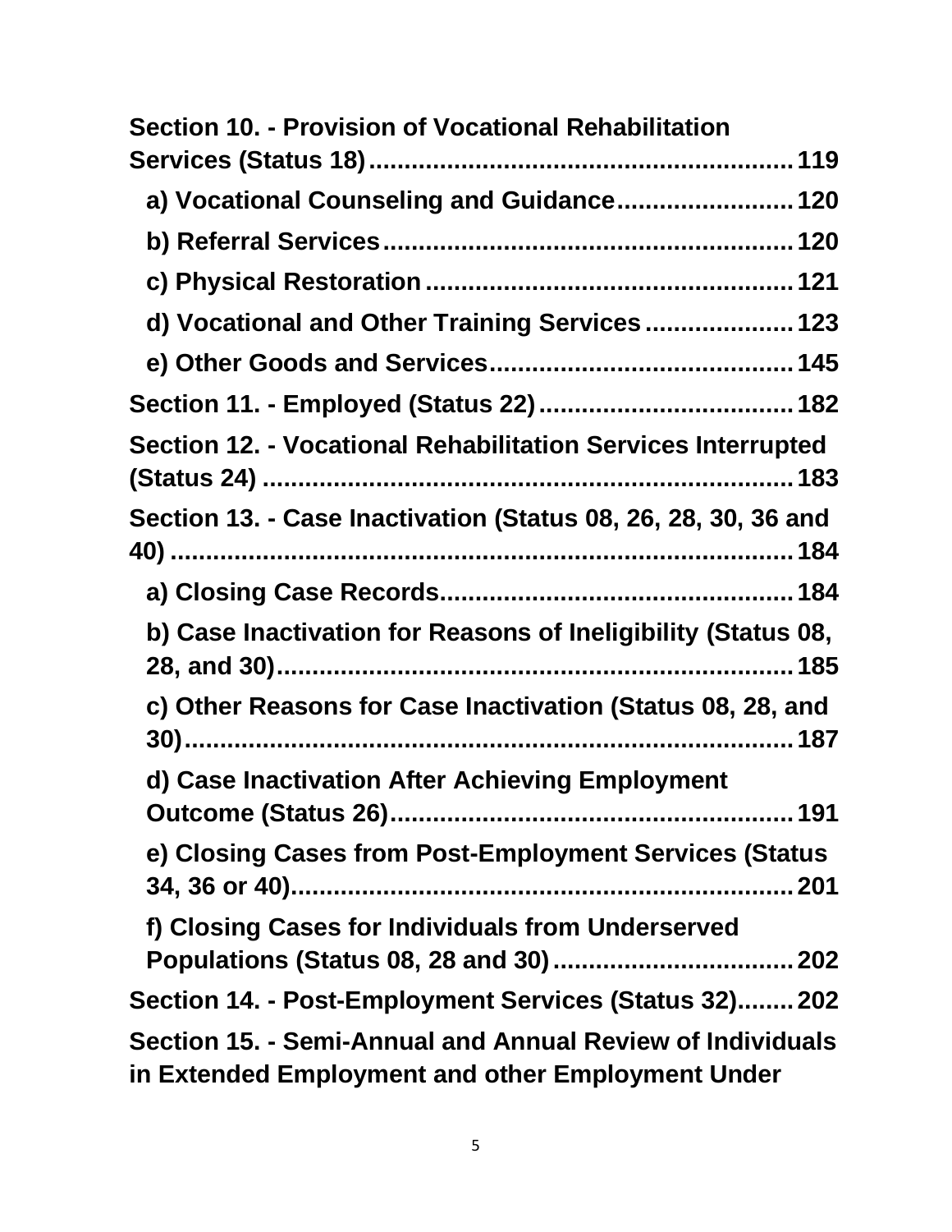**Section 10. - Provision of Vocational Rehabilitation Services (Status 18)........................................................ 119**

**a) Vocational Counseling and Guidance........................ 120**

**b) Referral Services......................................................... 120**

**c) Physical Restoration ................................................... 121**

**d) Vocational and Other Training Services .................... 123**

**e) Other Goods and Services.......................................... 145**

**Section 11. - Employed (Status 22) ................................... 182**

**Section 12. - Vocational Rehabilitation Services Interrupted (Status 24) ............................................................................ 183**

**Section 13. - Case Inactivation (Status 08, 26, 28, 30, 36 and 40) ......................................................................................... 184**

**a) Closing Case Records................................................. 184**

**b) Case Inactivation for Reasons of Ineligibility (Status 08, 28, and 30)........................................................................ 185**

**c) Other Reasons for Case Inactivation (Status 08, 28, and 30)....................................................................................... 187**

**d) Case Inactivation After Achieving Employment Outcome (Status 26)......................................................... 191**

**e) Closing Cases from Post-Employment Services (Status 34, 36 or 40)...................................................................... 201**

**f) Closing Cases for Individuals from Underserved Populations (Status 08, 28 and 30) .................................. 202**

**Section 14. - Post-Employment Services (Status 32)........ 202**

**Section 15. - Semi-Annual and Annual Review of Individuals in Extended Employment and other Employment Under**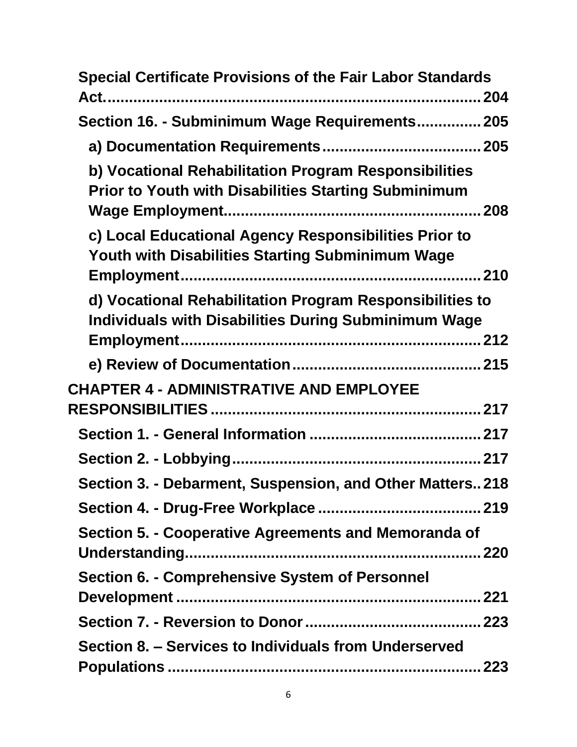Special Certificate Provisions of the Fair Labor Standards Act. 204

Section 16. - Subminimum Wage Requirements 205

a) Documentation Requirements 205

b) Vocational Rehabilitation Program Responsibilities Prior to Youth with Disabilities Starting Subminimum Wage Employment 208

c) Local Educational Agency Responsibilities Prior to Youth with Disabilities Starting Subminimum Wage Employment 210

d) Vocational Rehabilitation Program Responsibilities to Individuals with Disabilities During Subminimum Wage Employment 212

e) Review of Documentation 215

CHAPTER 4 - ADMINISTRATIVE AND EMPLOYEE RESPONSIBILITIES 217

Section 1. - General Information 217

Section 2. - Lobbying 217

Section 3. - Debarment, Suspension, and Other Matters 218

Section 4. - Drug-Free Workplace 219

Section 5. - Cooperative Agreements and Memoranda of Understanding 220

Section 6. - Comprehensive System of Personnel Development 221

Section 7. - Reversion to Donor 223

Section 8. – Services to Individuals from Underserved Populations 223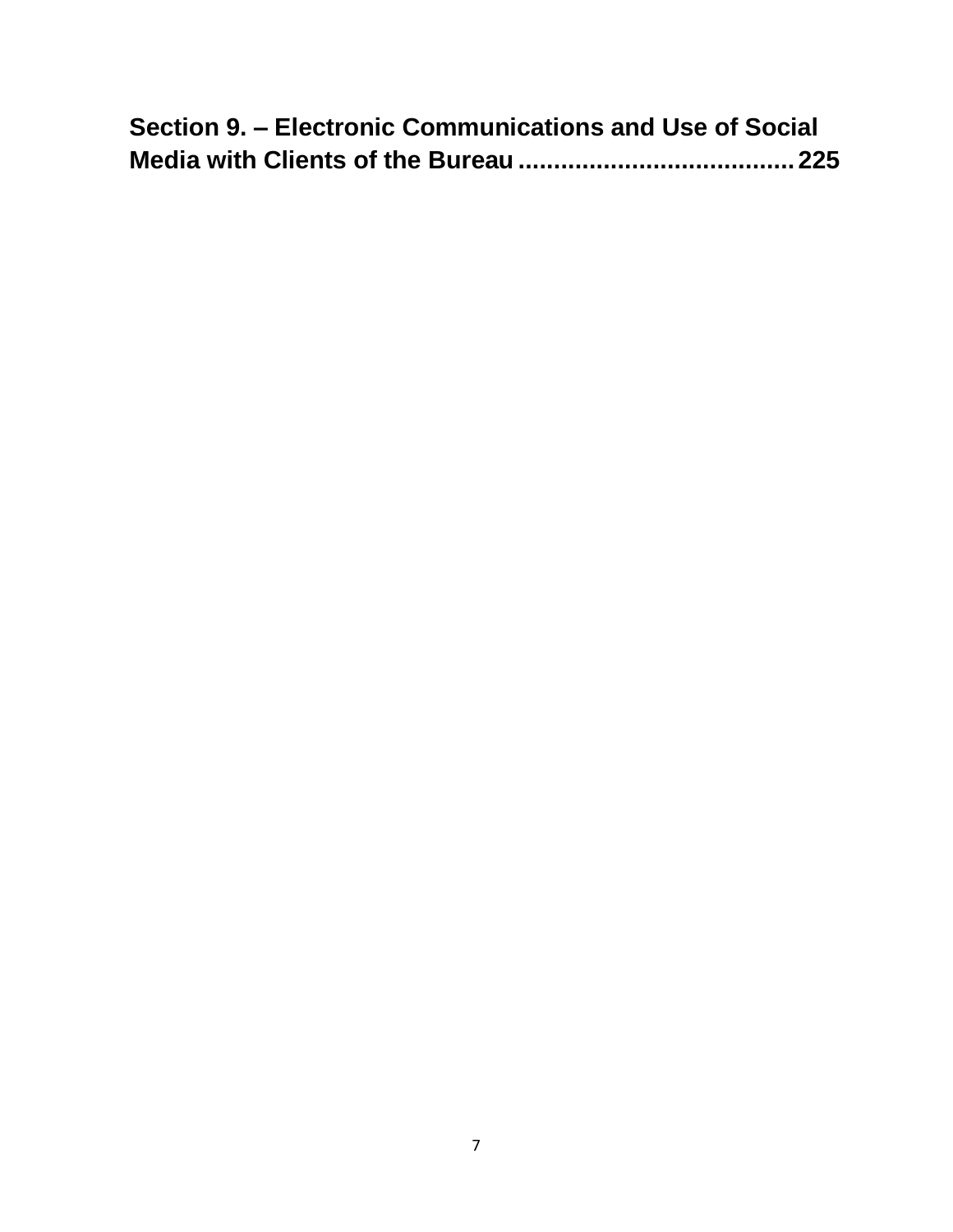**Section 9. – Electronic Communications and Use of Social Media with Clients of the Bureau ....................................... 225**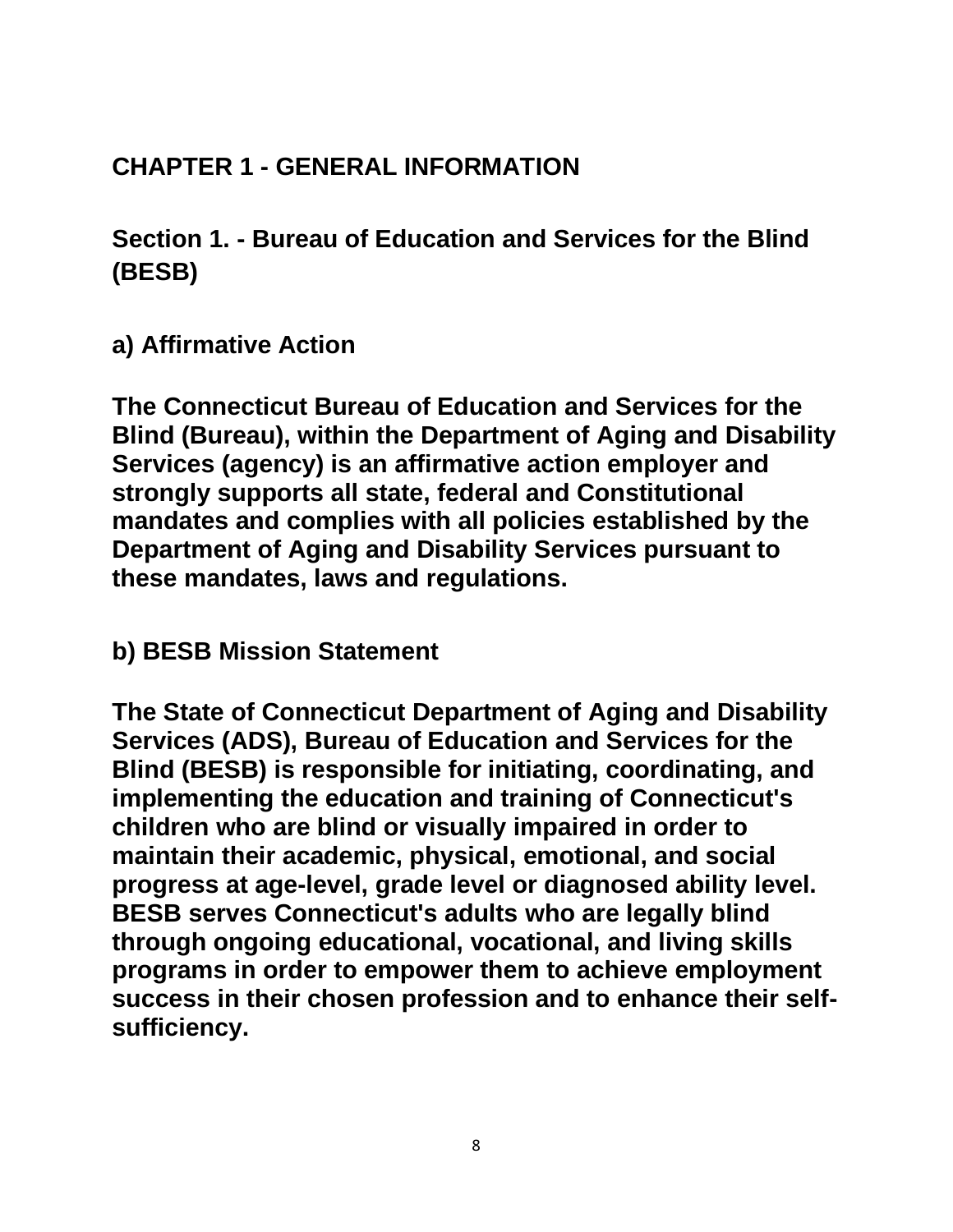# CHAPTER 1 - GENERAL INFORMATION

## Section 1. - Bureau of Education and Services for the Blind (BESB)

### a) Affirmative Action

**The Connecticut Bureau of Education and Services for the Blind (Bureau), within the Department of Aging and Disability Services (agency) is an affirmative action employer and strongly supports all state, federal and Constitutional mandates and complies with all policies established by the Department of Aging and Disability Services pursuant to these mandates, laws and regulations.**

### b) BESB Mission Statement

**The State of Connecticut Department of Aging and Disability Services (ADS), Bureau of Education and Services for the Blind (BESB) is responsible for initiating, coordinating, and implementing the education and training of Connecticut's children who are blind or visually impaired in order to maintain their academic, physical, emotional, and social progress at age-level, grade level or diagnosed ability level. BESB serves Connecticut's adults who are legally blind through ongoing educational, vocational, and living skills programs in order to empower them to achieve employment success in their chosen profession and to enhance their self-sufficiency.**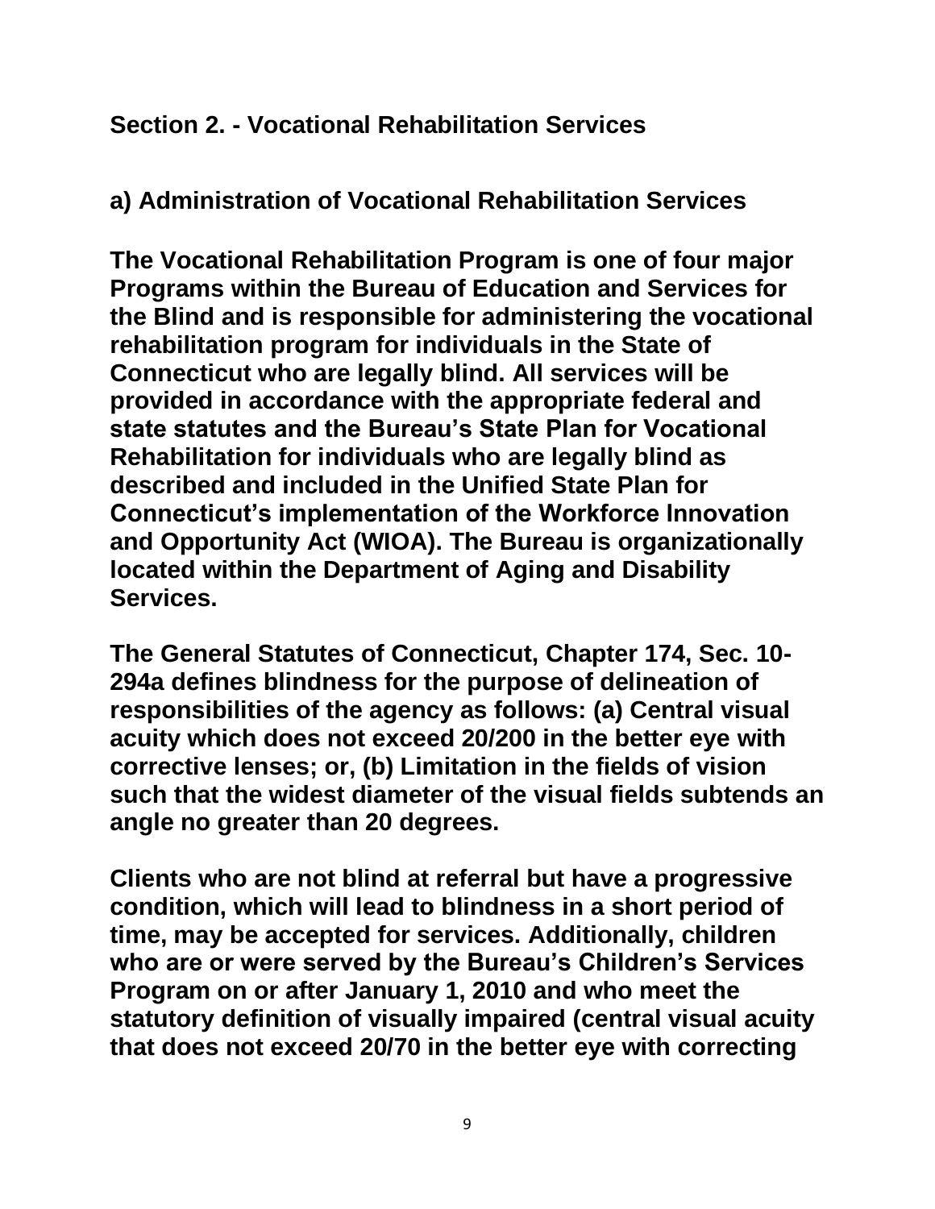## Section 2. - Vocational Rehabilitation Services

### a) Administration of Vocational Rehabilitation Services

**The Vocational Rehabilitation Program is one of four major Programs within the Bureau of Education and Services for the Blind and is responsible for administering the vocational rehabilitation program for individuals in the State of Connecticut who are legally blind. All services will be provided in accordance with the appropriate federal and state statutes and the Bureau's State Plan for Vocational Rehabilitation for individuals who are legally blind as described and included in the Unified State Plan for Connecticut's implementation of the Workforce Innovation and Opportunity Act (WIOA). The Bureau is organizationally located within the Department of Aging and Disability Services.**

**The General Statutes of Connecticut, Chapter 174, Sec. 10-294a defines blindness for the purpose of delineation of responsibilities of the agency as follows: (a) Central visual acuity which does not exceed 20/200 in the better eye with corrective lenses; or, (b) Limitation in the fields of vision such that the widest diameter of the visual fields subtends an angle no greater than 20 degrees.**

**Clients who are not blind at referral but have a progressive condition, which will lead to blindness in a short period of time, may be accepted for services. Additionally, children who are or were served by the Bureau's Children's Services Program on or after January 1, 2010 and who meet the statutory definition of visually impaired (central visual acuity that does not exceed 20/70 in the better eye with correcting**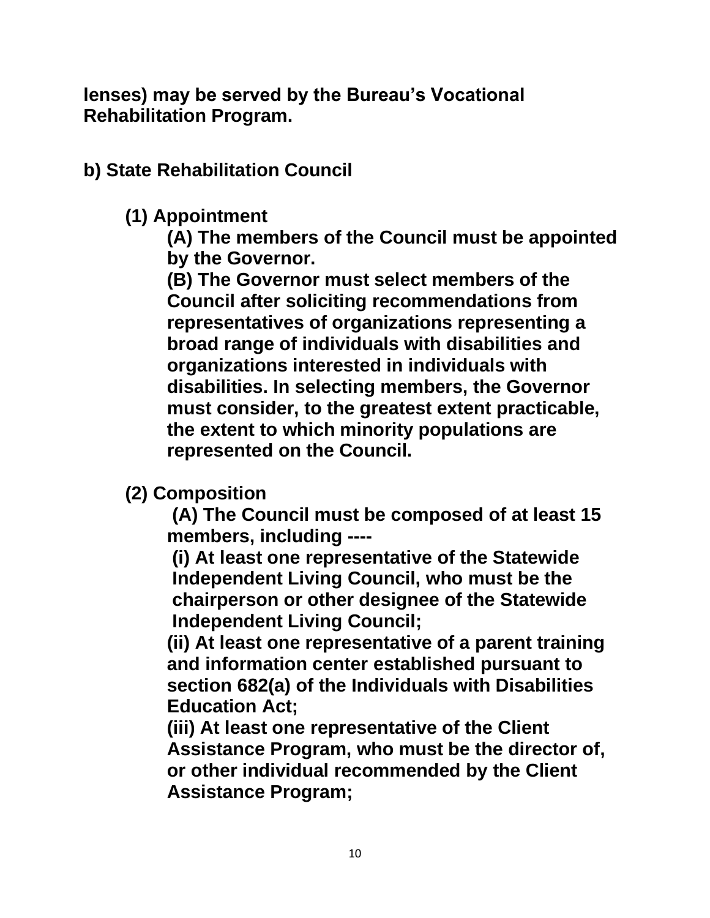**lenses) may be served by the Bureau's Vocational Rehabilitation Program.**

**b) State Rehabilitation Council**

**(1) Appointment**

**(A) The members of the Council must be appointed by the Governor.**

**(B) The Governor must select members of the Council after soliciting recommendations from representatives of organizations representing a broad range of individuals with disabilities and organizations interested in individuals with disabilities. In selecting members, the Governor must consider, to the greatest extent practicable, the extent to which minority populations are represented on the Council.**

**(2) Composition**

**(A) The Council must be composed of at least 15 members, including ----**

**(i) At least one representative of the Statewide Independent Living Council, who must be the chairperson or other designee of the Statewide Independent Living Council;**

**(ii) At least one representative of a parent training and information center established pursuant to section 682(a) of the Individuals with Disabilities Education Act;**

**(iii) At least one representative of the Client Assistance Program, who must be the director of, or other individual recommended by the Client Assistance Program;**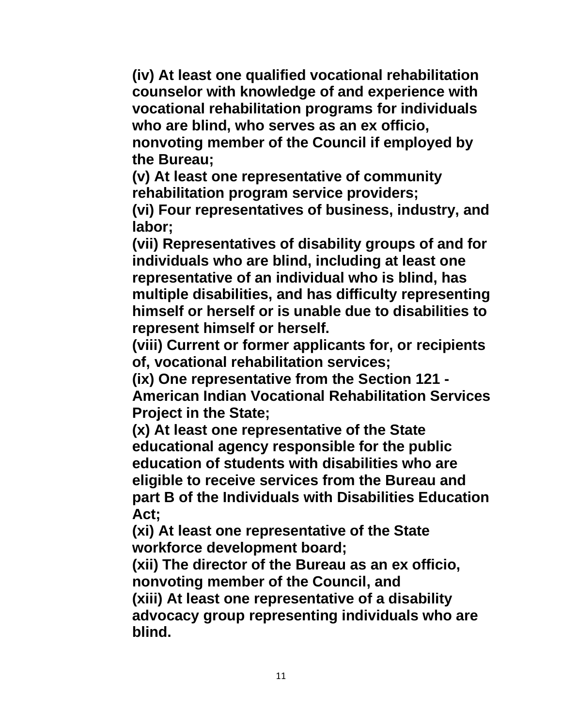**(iv) At least one qualified vocational rehabilitation counselor with knowledge of and experience with vocational rehabilitation programs for individuals who are blind, who serves as an ex officio, nonvoting member of the Council if employed by the Bureau;**
**(v) At least one representative of community rehabilitation program service providers;**
**(vi) Four representatives of business, industry, and labor;**
**(vii) Representatives of disability groups of and for individuals who are blind, including at least one representative of an individual who is blind, has multiple disabilities, and has difficulty representing himself or herself or is unable due to disabilities to represent himself or herself.**
**(viii) Current or former applicants for, or recipients of, vocational rehabilitation services;**
**(ix) One representative from the Section 121 - American Indian Vocational Rehabilitation Services Project in the State;**
**(x) At least one representative of the State educational agency responsible for the public education of students with disabilities who are eligible to receive services from the Bureau and part B of the Individuals with Disabilities Education Act;**
**(xi) At least one representative of the State workforce development board;**
**(xii) The director of the Bureau as an ex officio, nonvoting member of the Council, and**
**(xiii) At least one representative of a disability advocacy group representing individuals who are blind.**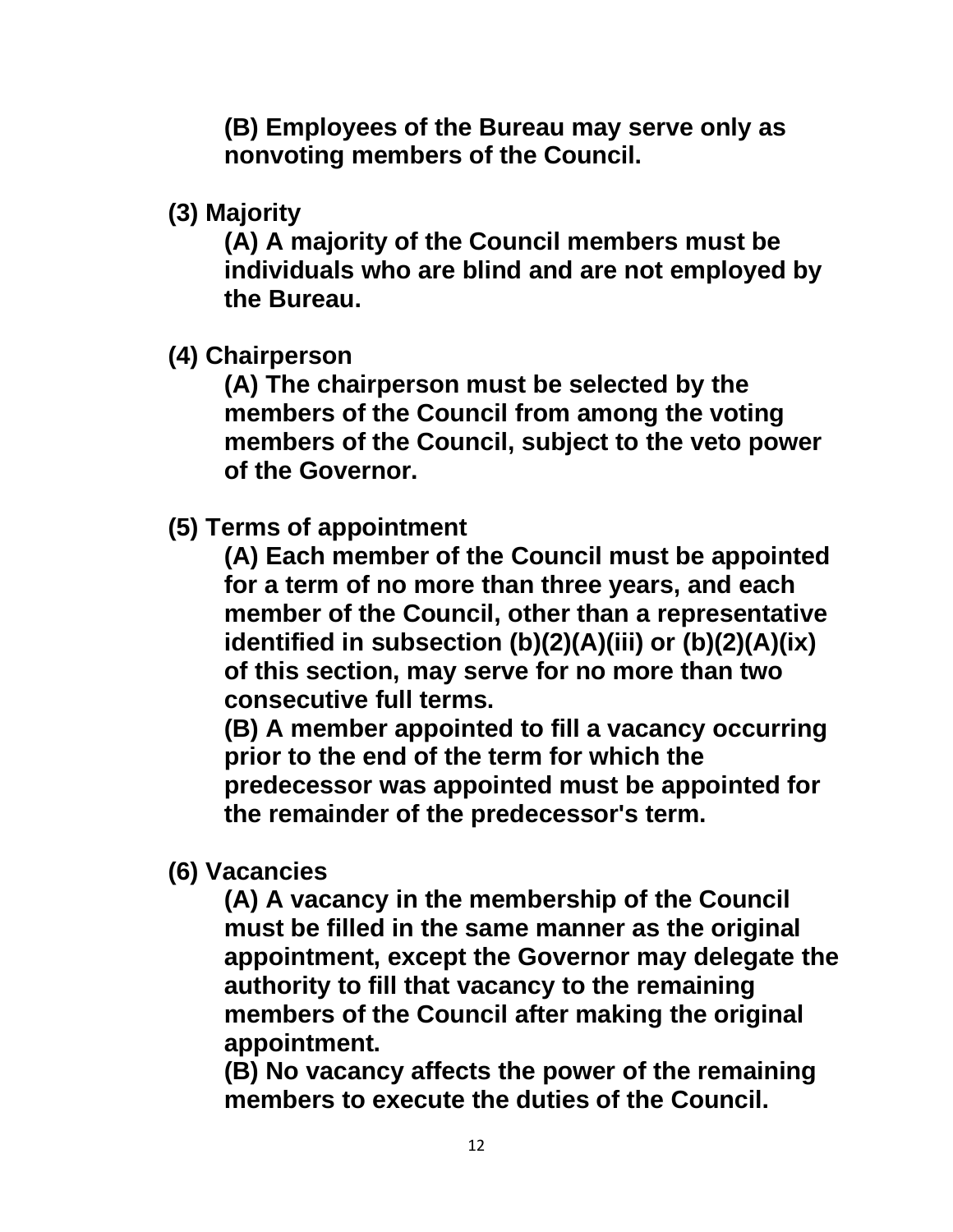**(B) Employees of the Bureau may serve only as nonvoting members of the Council.**

**(3) Majority**

**(A) A majority of the Council members must be individuals who are blind and are not employed by the Bureau.**

**(4) Chairperson**

**(A) The chairperson must be selected by the members of the Council from among the voting members of the Council, subject to the veto power of the Governor.**

**(5) Terms of appointment**

**(A) Each member of the Council must be appointed for a term of no more than three years, and each member of the Council, other than a representative identified in subsection (b)(2)(A)(iii) or (b)(2)(A)(ix) of this section, may serve for no more than two consecutive full terms.**

**(B) A member appointed to fill a vacancy occurring prior to the end of the term for which the predecessor was appointed must be appointed for the remainder of the predecessor's term.**

**(6) Vacancies**

**(A) A vacancy in the membership of the Council must be filled in the same manner as the original appointment, except the Governor may delegate the authority to fill that vacancy to the remaining members of the Council after making the original appointment.**

**(B) No vacancy affects the power of the remaining members to execute the duties of the Council.**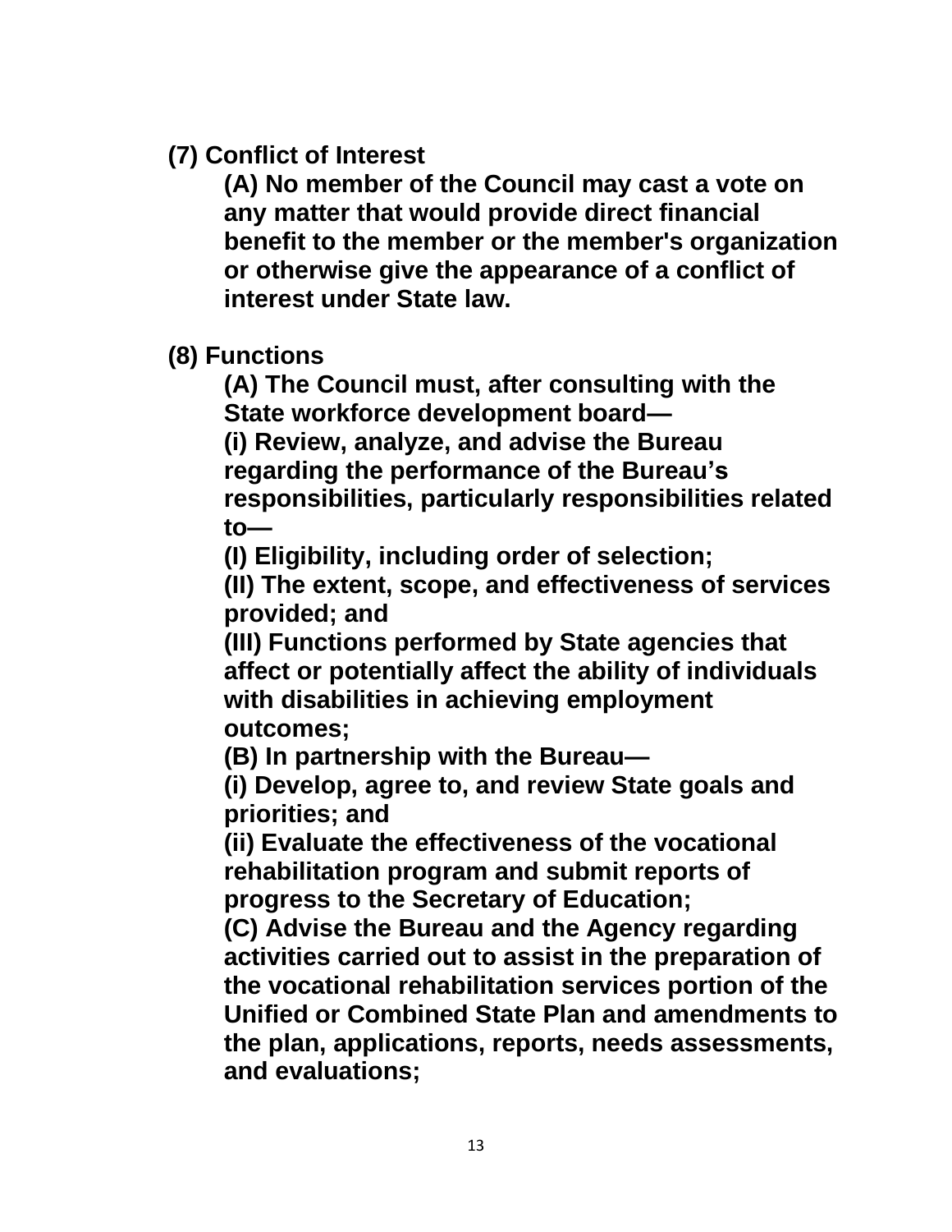**(7) Conflict of Interest**

**(A) No member of the Council may cast a vote on any matter that would provide direct financial benefit to the member or the member's organization or otherwise give the appearance of a conflict of interest under State law.**

**(8) Functions**

**(A) The Council must, after consulting with the State workforce development board—**

**(i) Review, analyze, and advise the Bureau regarding the performance of the Bureau's responsibilities, particularly responsibilities related to—**

**(I) Eligibility, including order of selection;**

**(II) The extent, scope, and effectiveness of services provided; and**

**(III) Functions performed by State agencies that affect or potentially affect the ability of individuals with disabilities in achieving employment outcomes;**

**(B) In partnership with the Bureau—**

**(i) Develop, agree to, and review State goals and priorities; and**

**(ii) Evaluate the effectiveness of the vocational rehabilitation program and submit reports of progress to the Secretary of Education;**

**(C) Advise the Bureau and the Agency regarding activities carried out to assist in the preparation of the vocational rehabilitation services portion of the Unified or Combined State Plan and amendments to the plan, applications, reports, needs assessments, and evaluations;**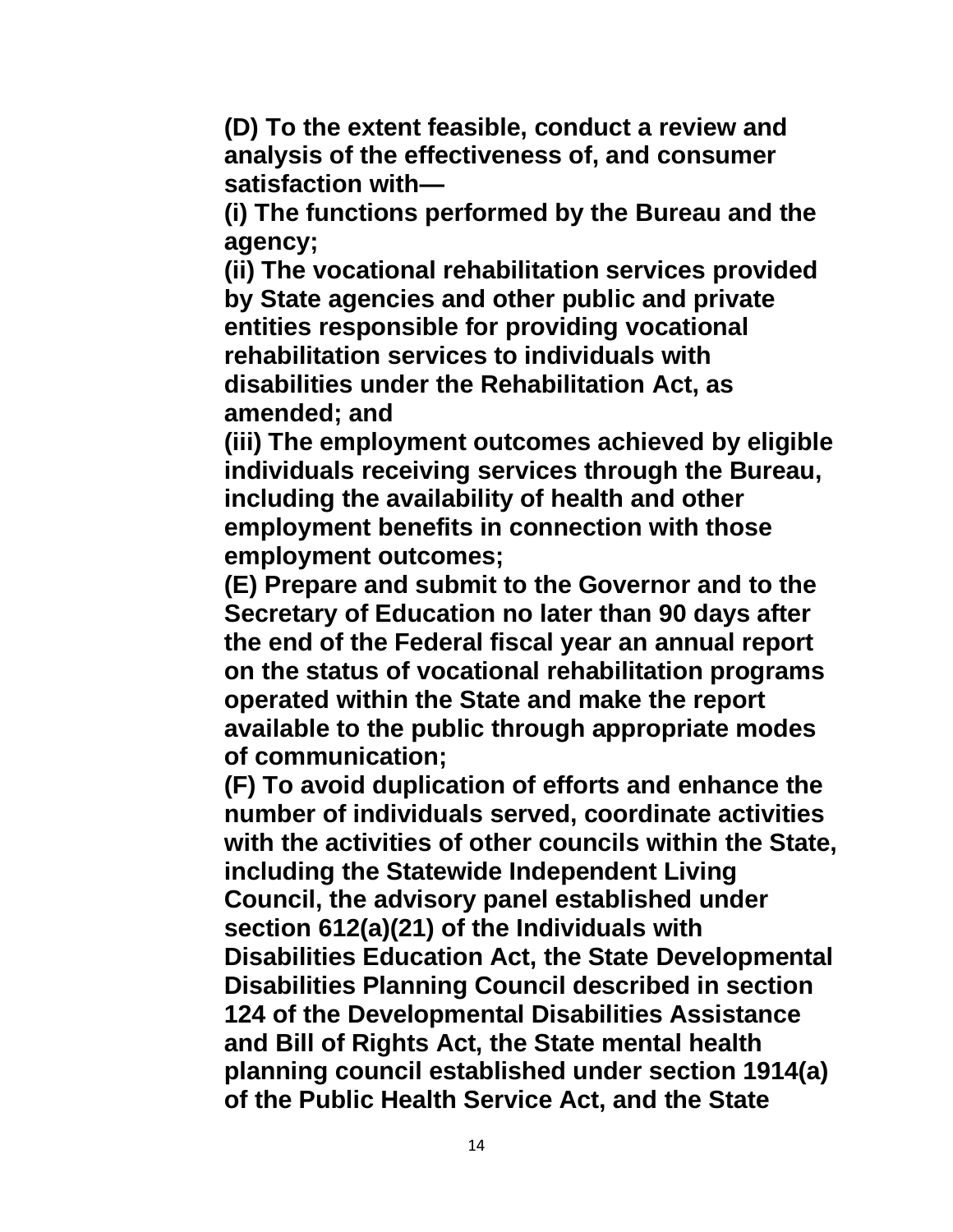**(D) To the extent feasible, conduct a review and analysis of the effectiveness of, and consumer satisfaction with—**

**(i) The functions performed by the Bureau and the agency;**

**(ii) The vocational rehabilitation services provided by State agencies and other public and private entities responsible for providing vocational rehabilitation services to individuals with disabilities under the Rehabilitation Act, as amended; and**

**(iii) The employment outcomes achieved by eligible individuals receiving services through the Bureau, including the availability of health and other employment benefits in connection with those employment outcomes;**

**(E) Prepare and submit to the Governor and to the Secretary of Education no later than 90 days after the end of the Federal fiscal year an annual report on the status of vocational rehabilitation programs operated within the State and make the report available to the public through appropriate modes of communication;**

**(F) To avoid duplication of efforts and enhance the number of individuals served, coordinate activities with the activities of other councils within the State, including the Statewide Independent Living Council, the advisory panel established under section 612(a)(21) of the Individuals with Disabilities Education Act, the State Developmental Disabilities Planning Council described in section 124 of the Developmental Disabilities Assistance and Bill of Rights Act, the State mental health planning council established under section 1914(a) of the Public Health Service Act, and the State**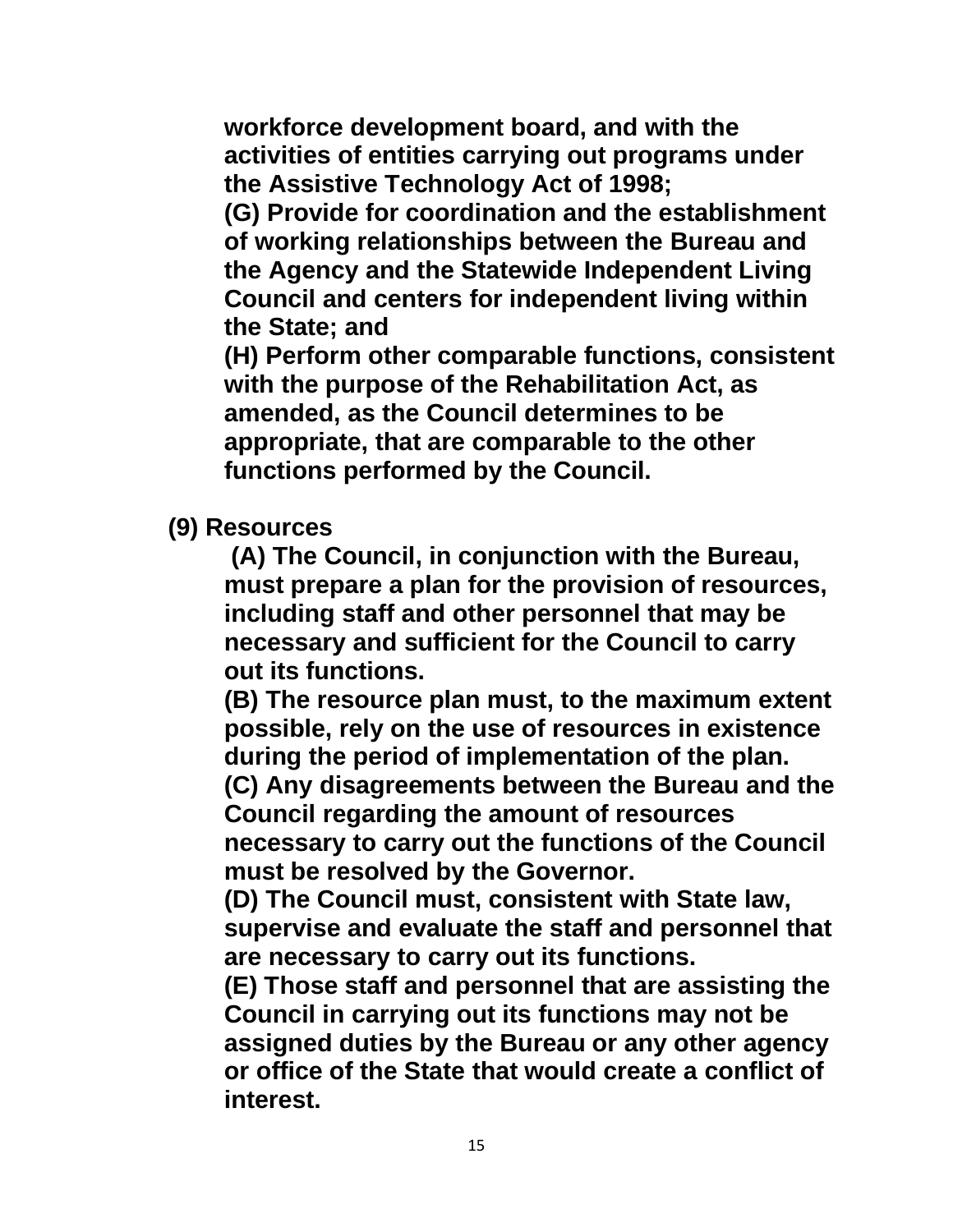**workforce development board, and with the activities of entities carrying out programs under the Assistive Technology Act of 1998;**

**(G) Provide for coordination and the establishment of working relationships between the Bureau and the Agency and the Statewide Independent Living Council and centers for independent living within the State; and**

**(H) Perform other comparable functions, consistent with the purpose of the Rehabilitation Act, as amended, as the Council determines to be appropriate, that are comparable to the other functions performed by the Council.**

**(9) Resources**

**(A) The Council, in conjunction with the Bureau, must prepare a plan for the provision of resources, including staff and other personnel that may be necessary and sufficient for the Council to carry out its functions.**

**(B) The resource plan must, to the maximum extent possible, rely on the use of resources in existence during the period of implementation of the plan.**

**(C) Any disagreements between the Bureau and the Council regarding the amount of resources necessary to carry out the functions of the Council must be resolved by the Governor.**

**(D) The Council must, consistent with State law, supervise and evaluate the staff and personnel that are necessary to carry out its functions.**

**(E) Those staff and personnel that are assisting the Council in carrying out its functions may not be assigned duties by the Bureau or any other agency or office of the State that would create a conflict of interest.**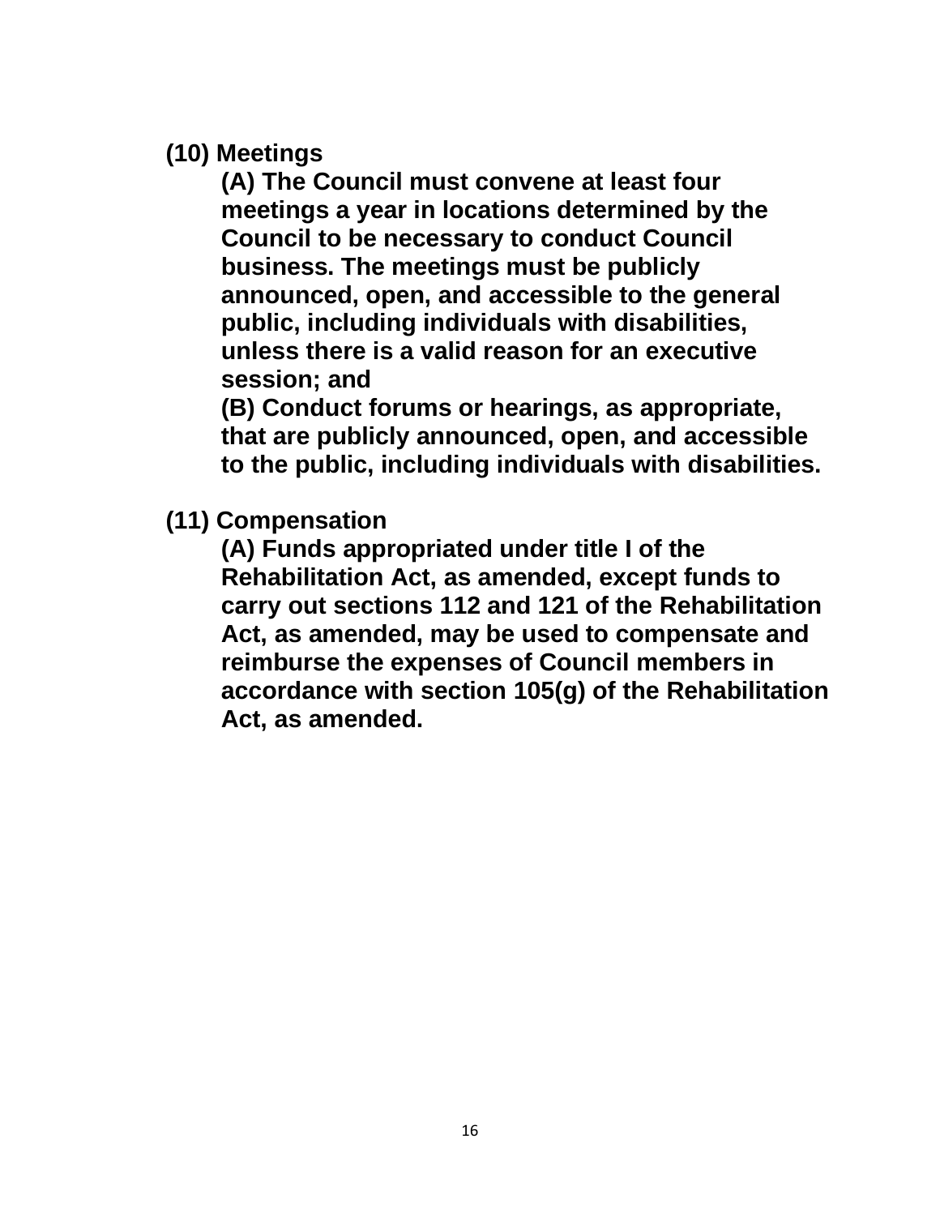**(10) Meetings**

**(A) The Council must convene at least four meetings a year in locations determined by the Council to be necessary to conduct Council business. The meetings must be publicly announced, open, and accessible to the general public, including individuals with disabilities, unless there is a valid reason for an executive session; and**

**(B) Conduct forums or hearings, as appropriate, that are publicly announced, open, and accessible to the public, including individuals with disabilities.**

**(11) Compensation**

**(A) Funds appropriated under title I of the Rehabilitation Act, as amended, except funds to carry out sections 112 and 121 of the Rehabilitation Act, as amended, may be used to compensate and reimburse the expenses of Council members in accordance with section 105(g) of the Rehabilitation Act, as amended.**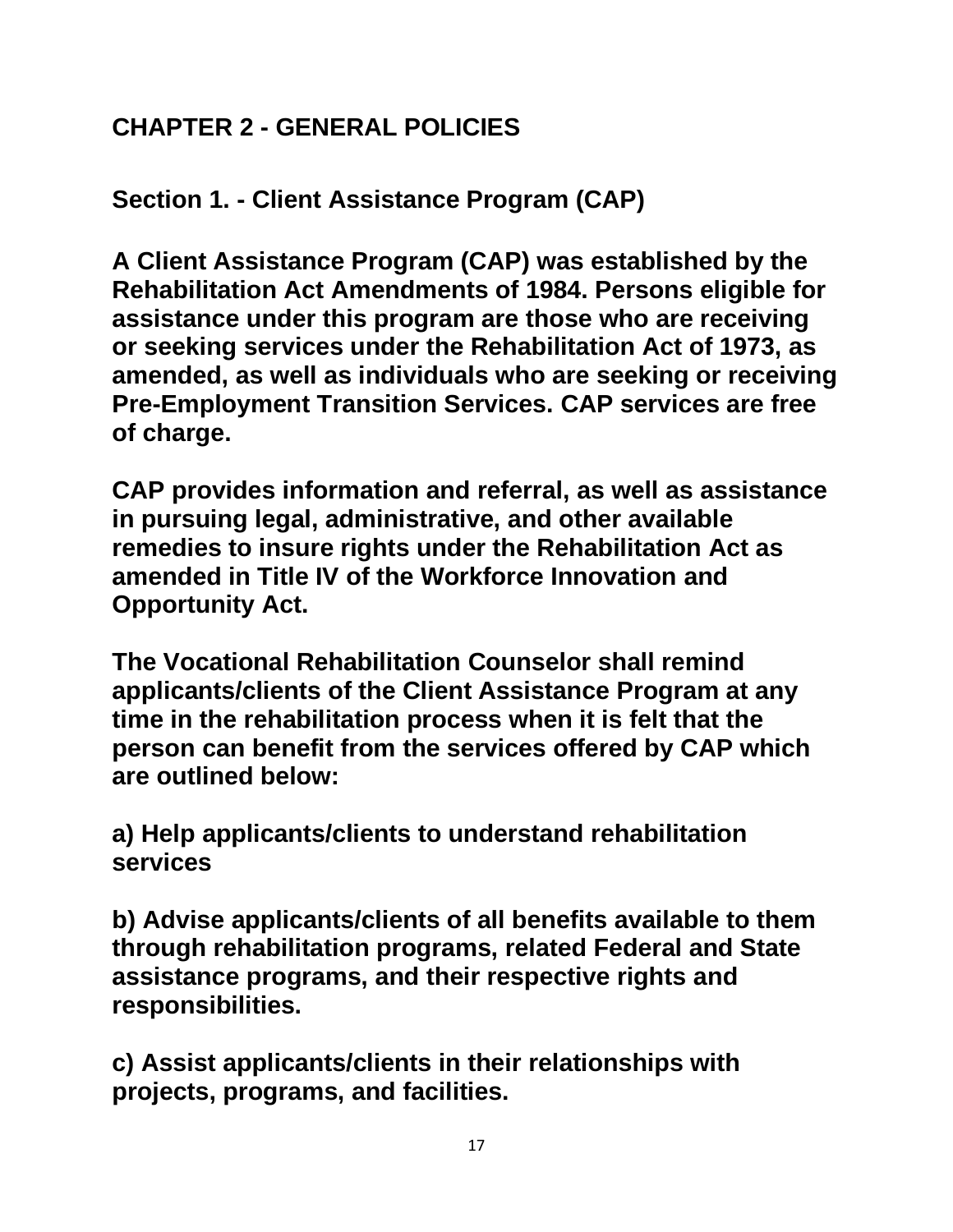# CHAPTER 2 - GENERAL POLICIES

## Section 1. - Client Assistance Program (CAP)

**A Client Assistance Program (CAP) was established by the Rehabilitation Act Amendments of 1984. Persons eligible for assistance under this program are those who are receiving or seeking services under the Rehabilitation Act of 1973, as amended, as well as individuals who are seeking or receiving Pre-Employment Transition Services. CAP services are free of charge.**

**CAP provides information and referral, as well as assistance in pursuing legal, administrative, and other available remedies to insure rights under the Rehabilitation Act as amended in Title IV of the Workforce Innovation and Opportunity Act.**

**The Vocational Rehabilitation Counselor shall remind applicants/clients of the Client Assistance Program at any time in the rehabilitation process when it is felt that the person can benefit from the services offered by CAP which are outlined below:**

**a) Help applicants/clients to understand rehabilitation services**

**b) Advise applicants/clients of all benefits available to them through rehabilitation programs, related Federal and State assistance programs, and their respective rights and responsibilities.**

**c) Assist applicants/clients in their relationships with projects, programs, and facilities.**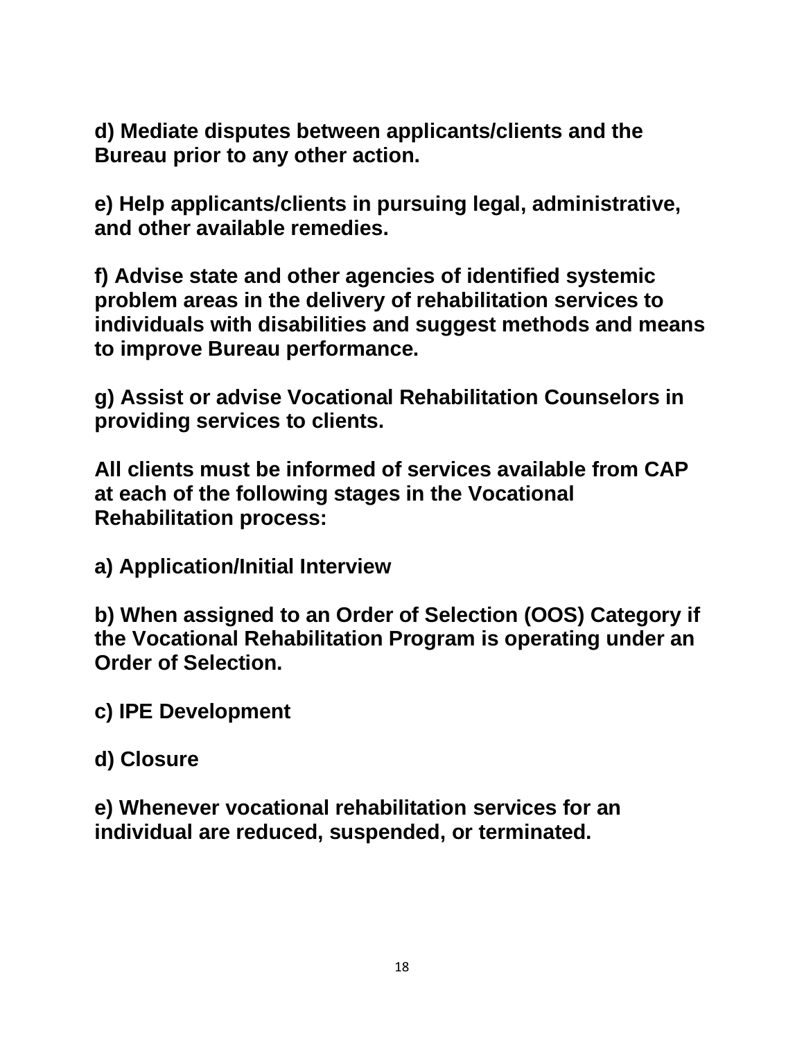**d) Mediate disputes between applicants/clients and the Bureau prior to any other action.**

**e) Help applicants/clients in pursuing legal, administrative, and other available remedies.**

**f) Advise state and other agencies of identified systemic problem areas in the delivery of rehabilitation services to individuals with disabilities and suggest methods and means to improve Bureau performance.**

**g) Assist or advise Vocational Rehabilitation Counselors in providing services to clients.**

**All clients must be informed of services available from CAP at each of the following stages in the Vocational Rehabilitation process:**

**a) Application/Initial Interview**

**b) When assigned to an Order of Selection (OOS) Category if the Vocational Rehabilitation Program is operating under an Order of Selection.**

**c) IPE Development**

**d) Closure**

**e) Whenever vocational rehabilitation services for an individual are reduced, suspended, or terminated.**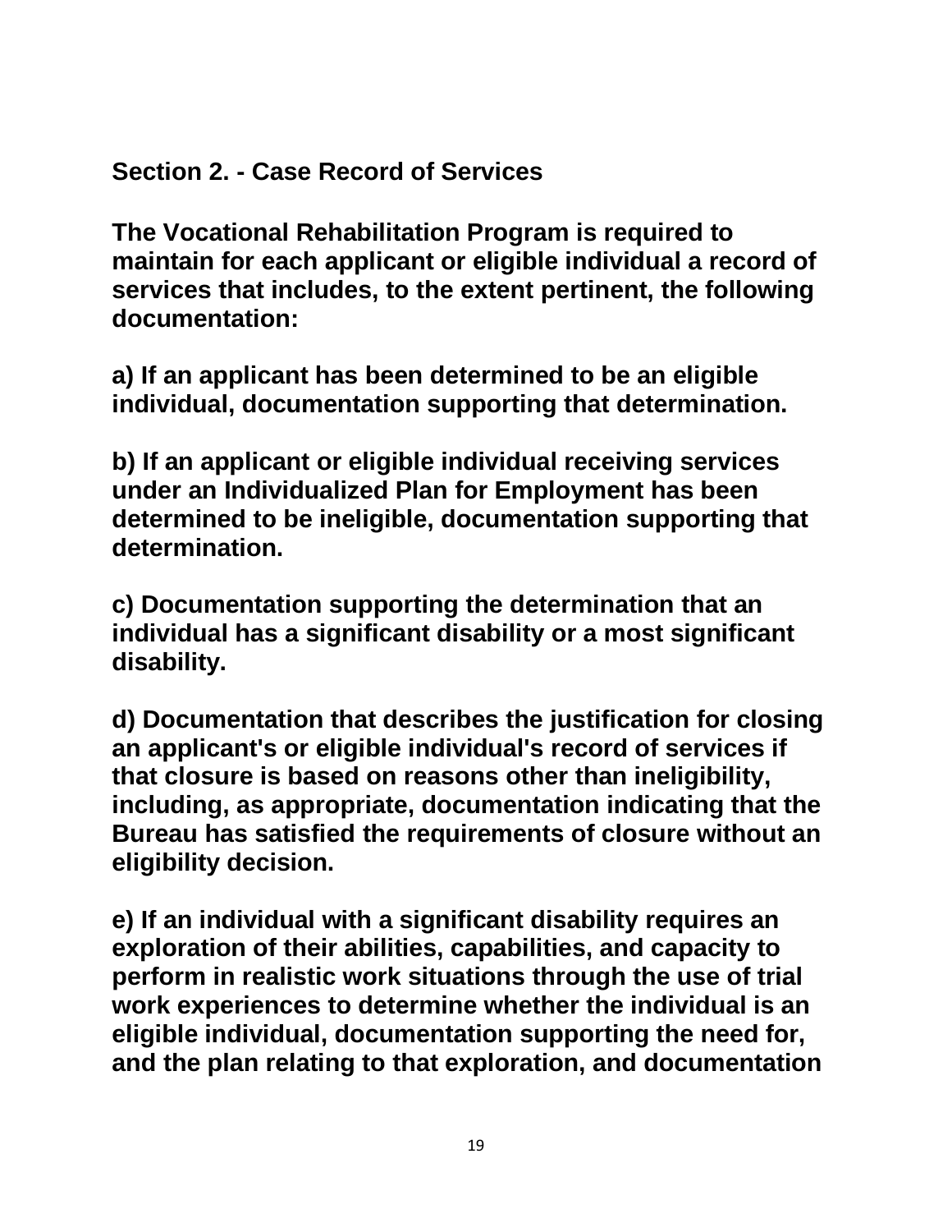## Section 2. - Case Record of Services

**The Vocational Rehabilitation Program is required to maintain for each applicant or eligible individual a record of services that includes, to the extent pertinent, the following documentation:**

**a) If an applicant has been determined to be an eligible individual, documentation supporting that determination.**

**b) If an applicant or eligible individual receiving services under an Individualized Plan for Employment has been determined to be ineligible, documentation supporting that determination.**

**c) Documentation supporting the determination that an individual has a significant disability or a most significant disability.**

**d) Documentation that describes the justification for closing an applicant's or eligible individual's record of services if that closure is based on reasons other than ineligibility, including, as appropriate, documentation indicating that the Bureau has satisfied the requirements of closure without an eligibility decision.**

**e) If an individual with a significant disability requires an exploration of their abilities, capabilities, and capacity to perform in realistic work situations through the use of trial work experiences to determine whether the individual is an eligible individual, documentation supporting the need for, and the plan relating to that exploration, and documentation**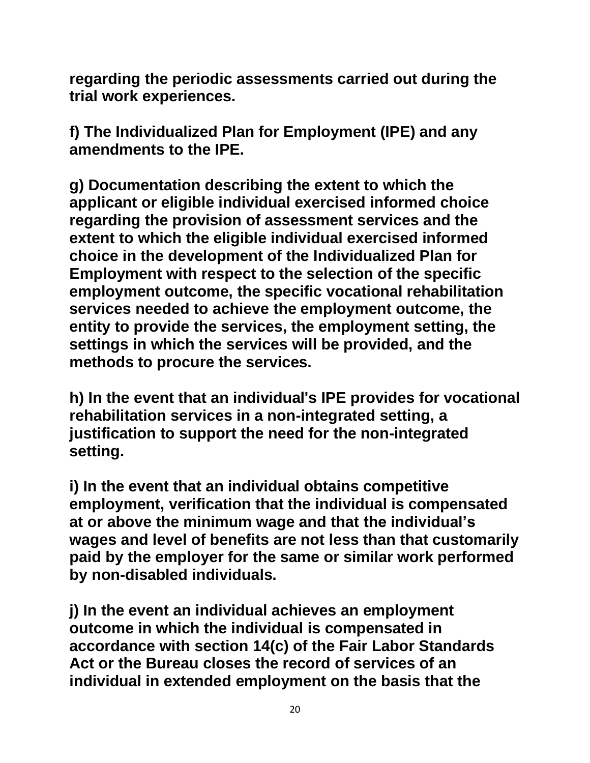**regarding the periodic assessments carried out during the trial work experiences.**

**f) The Individualized Plan for Employment (IPE) and any amendments to the IPE.**

**g) Documentation describing the extent to which the applicant or eligible individual exercised informed choice regarding the provision of assessment services and the extent to which the eligible individual exercised informed choice in the development of the Individualized Plan for Employment with respect to the selection of the specific employment outcome, the specific vocational rehabilitation services needed to achieve the employment outcome, the entity to provide the services, the employment setting, the settings in which the services will be provided, and the methods to procure the services.**

**h) In the event that an individual's IPE provides for vocational rehabilitation services in a non-integrated setting, a justification to support the need for the non-integrated setting.**

**i) In the event that an individual obtains competitive employment, verification that the individual is compensated at or above the minimum wage and that the individual's wages and level of benefits are not less than that customarily paid by the employer for the same or similar work performed by non-disabled individuals.**

**j) In the event an individual achieves an employment outcome in which the individual is compensated in accordance with section 14(c) of the Fair Labor Standards Act or the Bureau closes the record of services of an individual in extended employment on the basis that the**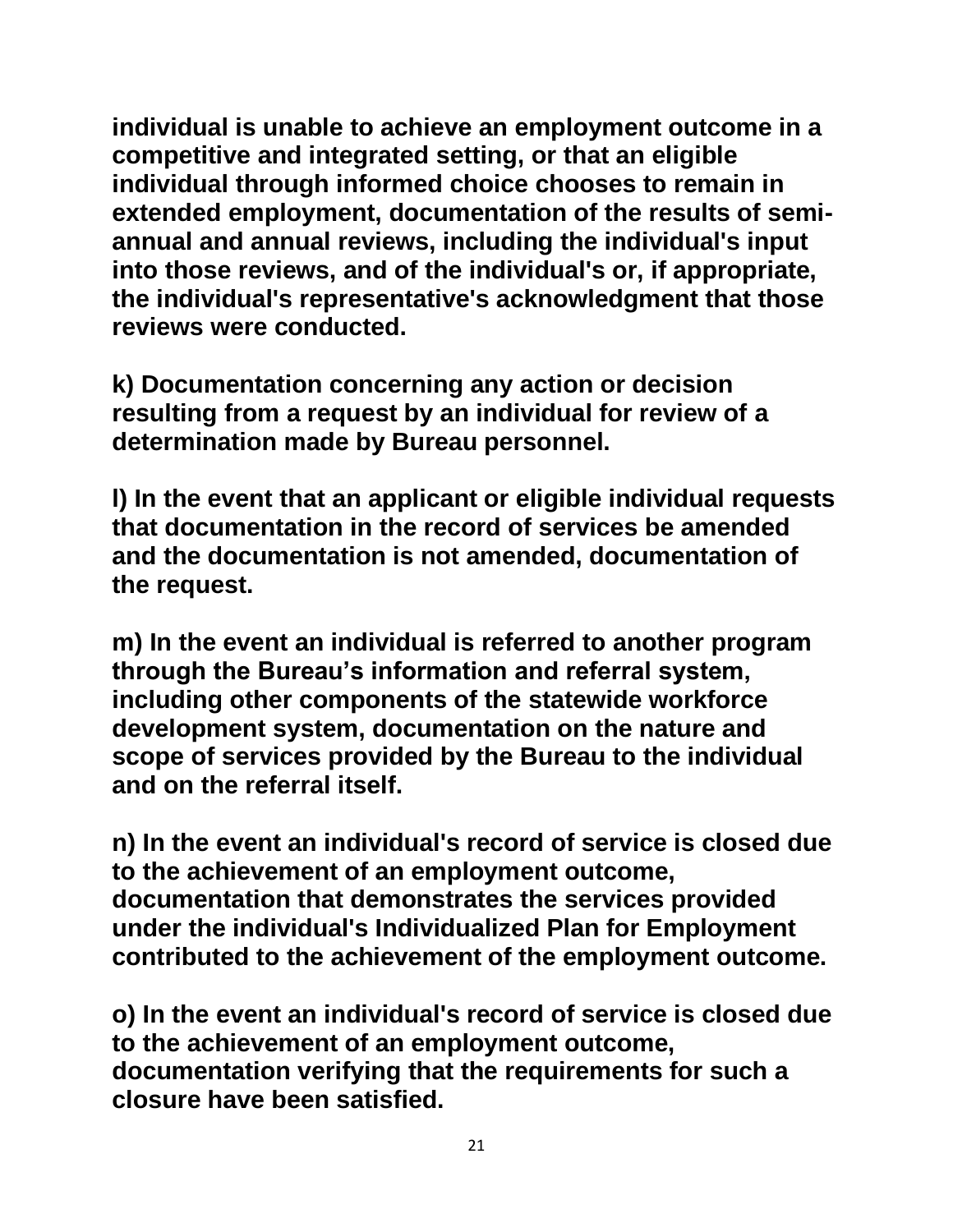**individual is unable to achieve an employment outcome in a competitive and integrated setting, or that an eligible individual through informed choice chooses to remain in extended employment, documentation of the results of semi-annual and annual reviews, including the individual's input into those reviews, and of the individual's or, if appropriate, the individual's representative's acknowledgment that those reviews were conducted.**

**k) Documentation concerning any action or decision resulting from a request by an individual for review of a determination made by Bureau personnel.**

**l) In the event that an applicant or eligible individual requests that documentation in the record of services be amended and the documentation is not amended, documentation of the request.**

**m) In the event an individual is referred to another program through the Bureau's information and referral system, including other components of the statewide workforce development system, documentation on the nature and scope of services provided by the Bureau to the individual and on the referral itself.**

**n) In the event an individual's record of service is closed due to the achievement of an employment outcome, documentation that demonstrates the services provided under the individual's Individualized Plan for Employment contributed to the achievement of the employment outcome.**

**o) In the event an individual's record of service is closed due to the achievement of an employment outcome, documentation verifying that the requirements for such a closure have been satisfied.**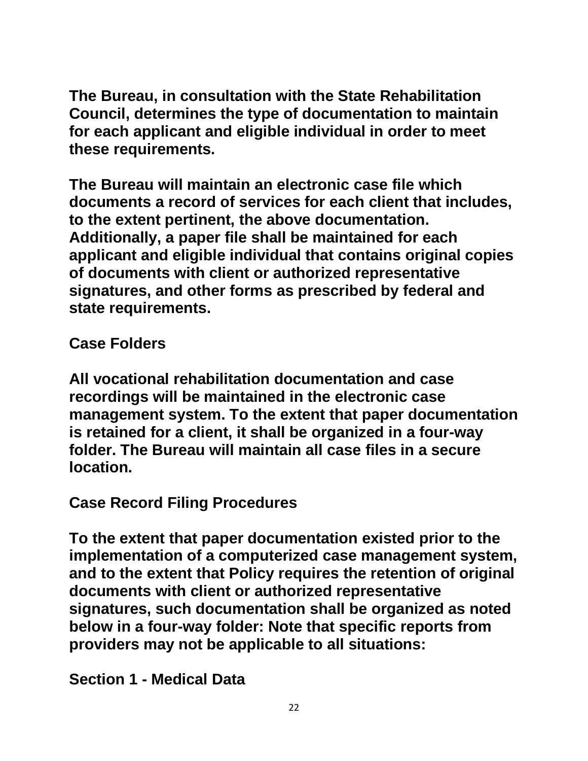The Bureau, in consultation with the State Rehabilitation Council, determines the type of documentation to maintain for each applicant and eligible individual in order to meet these requirements.

The Bureau will maintain an electronic case file which documents a record of services for each client that includes, to the extent pertinent, the above documentation. Additionally, a paper file shall be maintained for each applicant and eligible individual that contains original copies of documents with client or authorized representative signatures, and other forms as prescribed by federal and state requirements.

## Case Folders

All vocational rehabilitation documentation and case recordings will be maintained in the electronic case management system. To the extent that paper documentation is retained for a client, it shall be organized in a four-way folder. The Bureau will maintain all case files in a secure location.

## Case Record Filing Procedures

To the extent that paper documentation existed prior to the implementation of a computerized case management system, and to the extent that Policy requires the retention of original documents with client or authorized representative signatures, such documentation shall be organized as noted below in a four-way folder: Note that specific reports from providers may not be applicable to all situations:

### Section 1 - Medical Data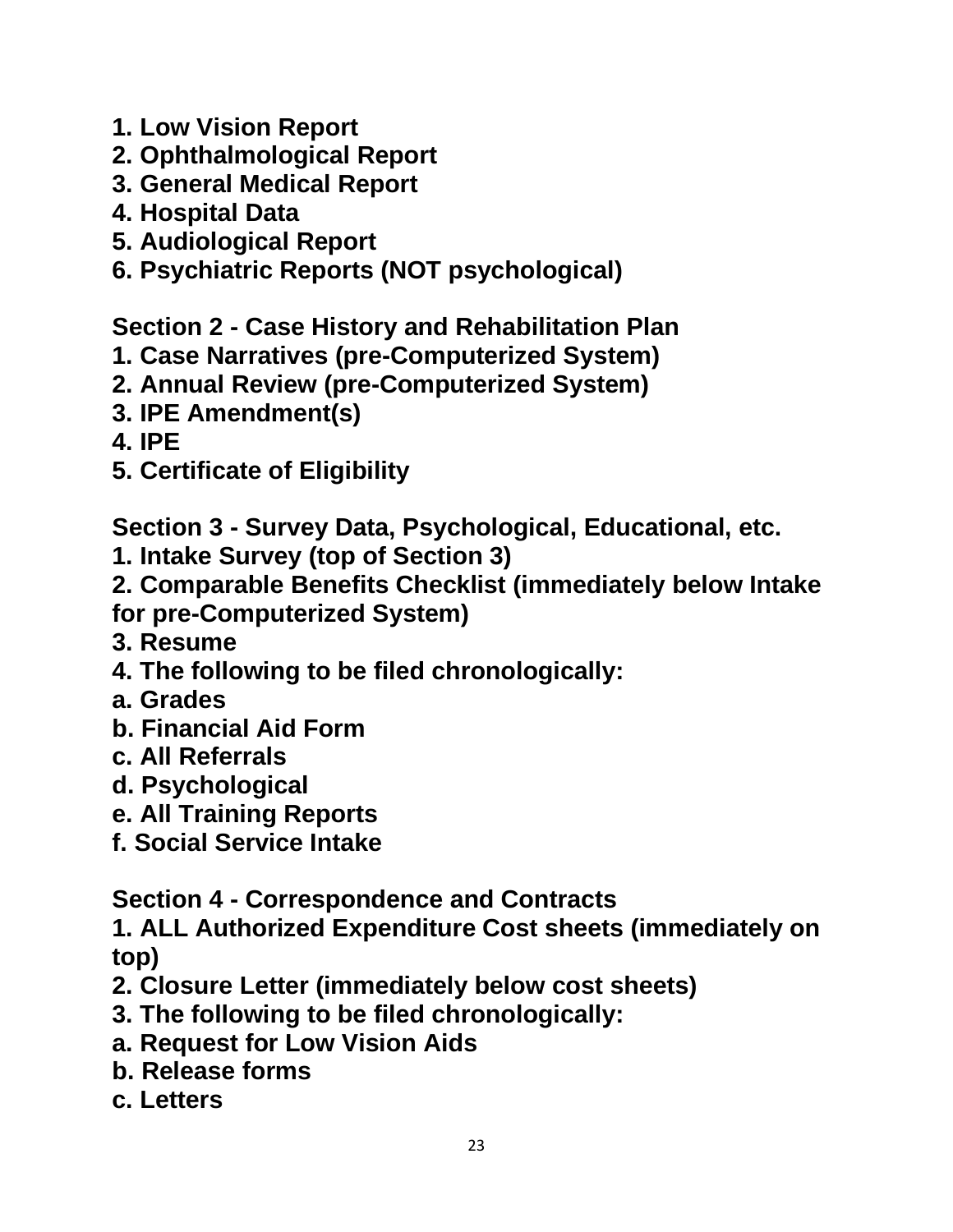**1. Low Vision Report**
**2. Ophthalmological Report**
**3. General Medical Report**
**4. Hospital Data**
**5. Audiological Report**
**6. Psychiatric Reports (NOT psychological)**

**Section 2 - Case History and Rehabilitation Plan**
**1. Case Narratives (pre-Computerized System)**
**2. Annual Review (pre-Computerized System)**
**3. IPE Amendment(s)**
**4. IPE**
**5. Certificate of Eligibility**

**Section 3 - Survey Data, Psychological, Educational, etc.**
**1. Intake Survey (top of Section 3)**
**2. Comparable Benefits Checklist (immediately below Intake for pre-Computerized System)**
**3. Resume**
**4. The following to be filed chronologically:**
**a. Grades**
**b. Financial Aid Form**
**c. All Referrals**
**d. Psychological**
**e. All Training Reports**
**f. Social Service Intake**

**Section 4 - Correspondence and Contracts**
**1. ALL Authorized Expenditure Cost sheets (immediately on top)**
**2. Closure Letter (immediately below cost sheets)**
**3. The following to be filed chronologically:**
**a. Request for Low Vision Aids**
**b. Release forms**
**c. Letters**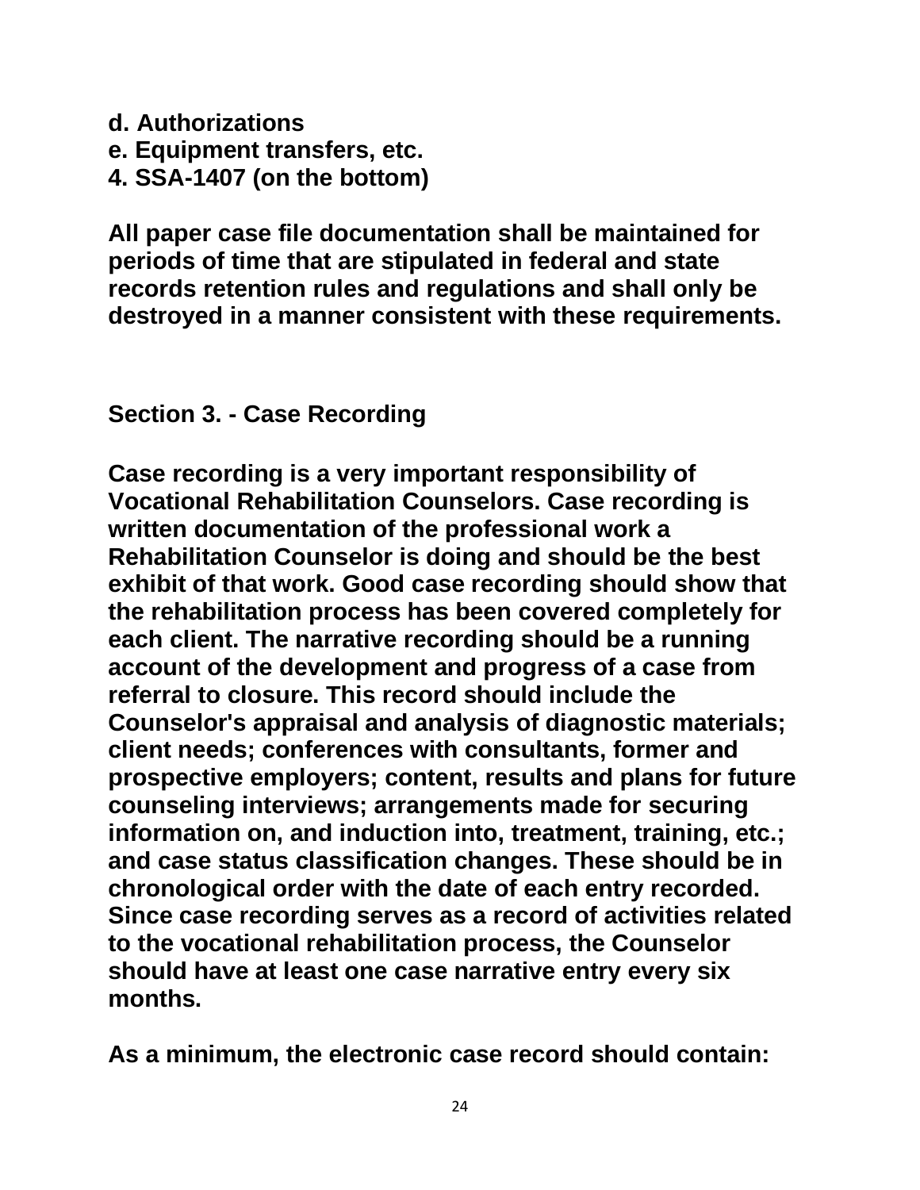**d. Authorizations**
**e. Equipment transfers, etc.**
**4. SSA-1407 (on the bottom)**

**All paper case file documentation shall be maintained for periods of time that are stipulated in federal and state records retention rules and regulations and shall only be destroyed in a manner consistent with these requirements.**

## Section 3. - Case Recording

**Case recording is a very important responsibility of Vocational Rehabilitation Counselors. Case recording is written documentation of the professional work a Rehabilitation Counselor is doing and should be the best exhibit of that work. Good case recording should show that the rehabilitation process has been covered completely for each client. The narrative recording should be a running account of the development and progress of a case from referral to closure. This record should include the Counselor's appraisal and analysis of diagnostic materials; client needs; conferences with consultants, former and prospective employers; content, results and plans for future counseling interviews; arrangements made for securing information on, and induction into, treatment, training, etc.; and case status classification changes. These should be in chronological order with the date of each entry recorded. Since case recording serves as a record of activities related to the vocational rehabilitation process, the Counselor should have at least one case narrative entry every six months.**

**As a minimum, the electronic case record should contain:**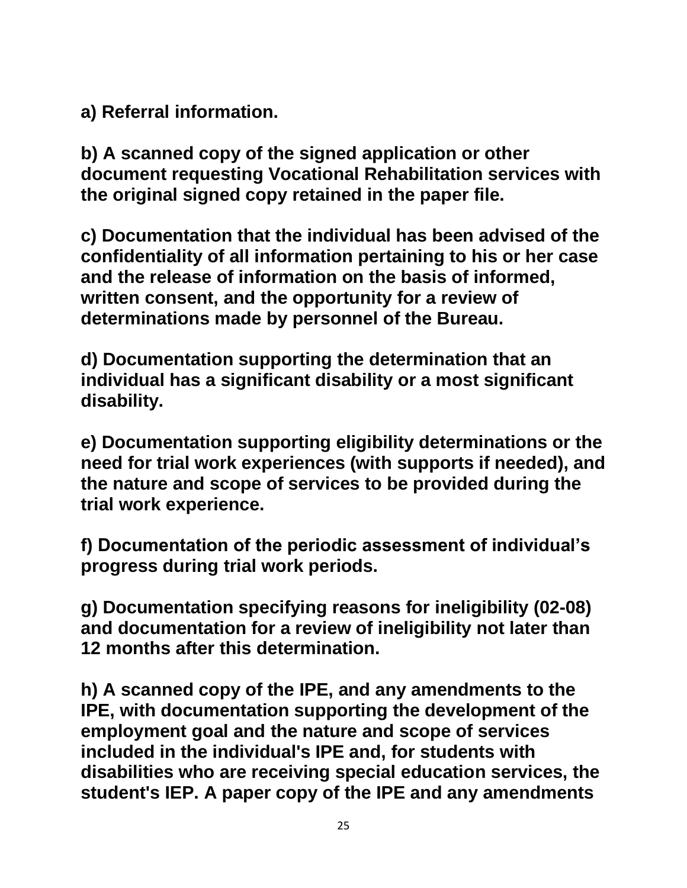**a) Referral information.**

**b) A scanned copy of the signed application or other document requesting Vocational Rehabilitation services with the original signed copy retained in the paper file.**

**c) Documentation that the individual has been advised of the confidentiality of all information pertaining to his or her case and the release of information on the basis of informed, written consent, and the opportunity for a review of determinations made by personnel of the Bureau.**

**d) Documentation supporting the determination that an individual has a significant disability or a most significant disability.**

**e) Documentation supporting eligibility determinations or the need for trial work experiences (with supports if needed), and the nature and scope of services to be provided during the trial work experience.**

**f) Documentation of the periodic assessment of individual's progress during trial work periods.**

**g) Documentation specifying reasons for ineligibility (02-08) and documentation for a review of ineligibility not later than 12 months after this determination.**

**h) A scanned copy of the IPE, and any amendments to the IPE, with documentation supporting the development of the employment goal and the nature and scope of services included in the individual's IPE and, for students with disabilities who are receiving special education services, the student's IEP. A paper copy of the IPE and any amendments**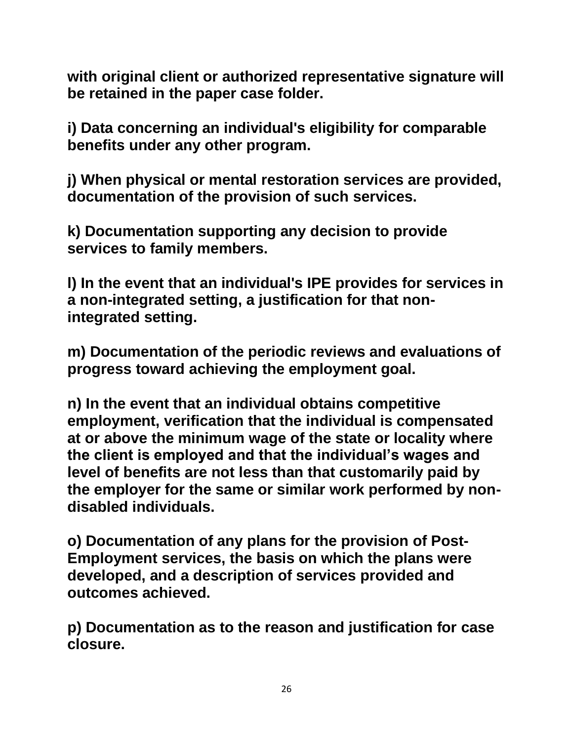**with original client or authorized representative signature will be retained in the paper case folder.**

**i) Data concerning an individual's eligibility for comparable benefits under any other program.**

**j) When physical or mental restoration services are provided, documentation of the provision of such services.**

**k) Documentation supporting any decision to provide services to family members.**

**l) In the event that an individual's IPE provides for services in a non-integrated setting, a justification for that non-integrated setting.**

**m) Documentation of the periodic reviews and evaluations of progress toward achieving the employment goal.**

**n) In the event that an individual obtains competitive employment, verification that the individual is compensated at or above the minimum wage of the state or locality where the client is employed and that the individual's wages and level of benefits are not less than that customarily paid by the employer for the same or similar work performed by non-disabled individuals.**

**o) Documentation of any plans for the provision of Post-Employment services, the basis on which the plans were developed, and a description of services provided and outcomes achieved.**

**p) Documentation as to the reason and justification for case closure.**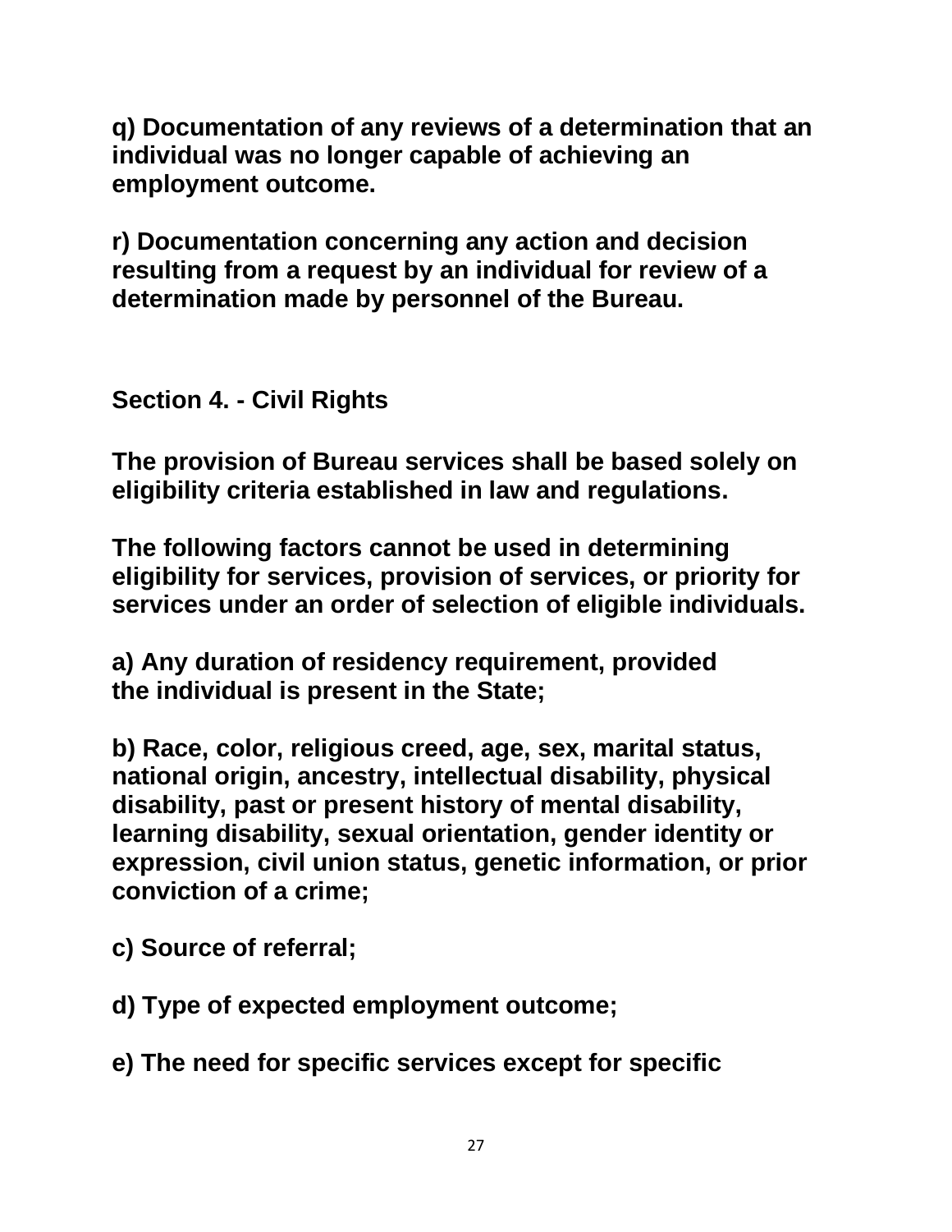q) Documentation of any reviews of a determination that an individual was no longer capable of achieving an employment outcome.

r) Documentation concerning any action and decision resulting from a request by an individual for review of a determination made by personnel of the Bureau.

## Section 4. - Civil Rights

The provision of Bureau services shall be based solely on eligibility criteria established in law and regulations.

The following factors cannot be used in determining eligibility for services, provision of services, or priority for services under an order of selection of eligible individuals.

a) Any duration of residency requirement, provided the individual is present in the State;

b) Race, color, religious creed, age, sex, marital status, national origin, ancestry, intellectual disability, physical disability, past or present history of mental disability, learning disability, sexual orientation, gender identity or expression, civil union status, genetic information, or prior conviction of a crime;

c) Source of referral;

d) Type of expected employment outcome;

e) The need for specific services except for specific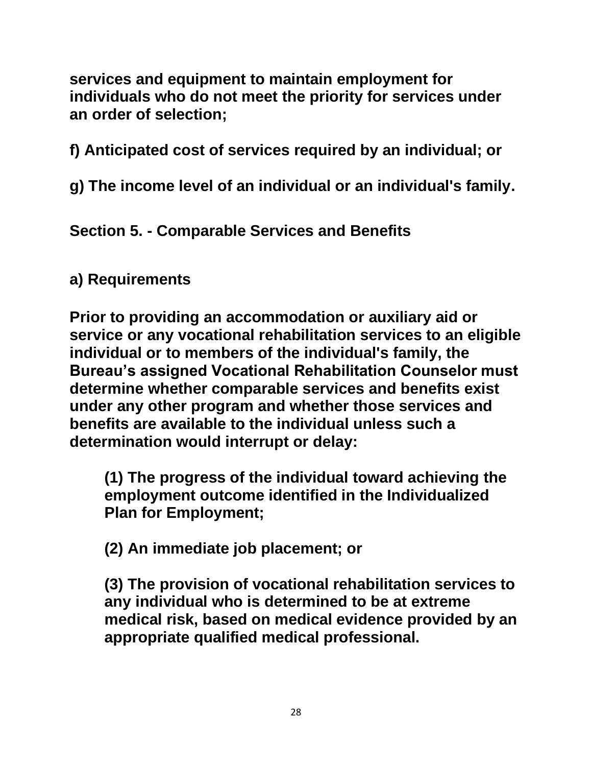**services and equipment to maintain employment for individuals who do not meet the priority for services under an order of selection;**

**f) Anticipated cost of services required by an individual; or**

**g) The income level of an individual or an individual's family.**

## Section 5. - Comparable Services and Benefits

### a) Requirements

**Prior to providing an accommodation or auxiliary aid or service or any vocational rehabilitation services to an eligible individual or to members of the individual's family, the Bureau's assigned Vocational Rehabilitation Counselor must determine whether comparable services and benefits exist under any other program and whether those services and benefits are available to the individual unless such a determination would interrupt or delay:**

**(1) The progress of the individual toward achieving the employment outcome identified in the Individualized Plan for Employment;**

**(2) An immediate job placement; or**

**(3) The provision of vocational rehabilitation services to any individual who is determined to be at extreme medical risk, based on medical evidence provided by an appropriate qualified medical professional.**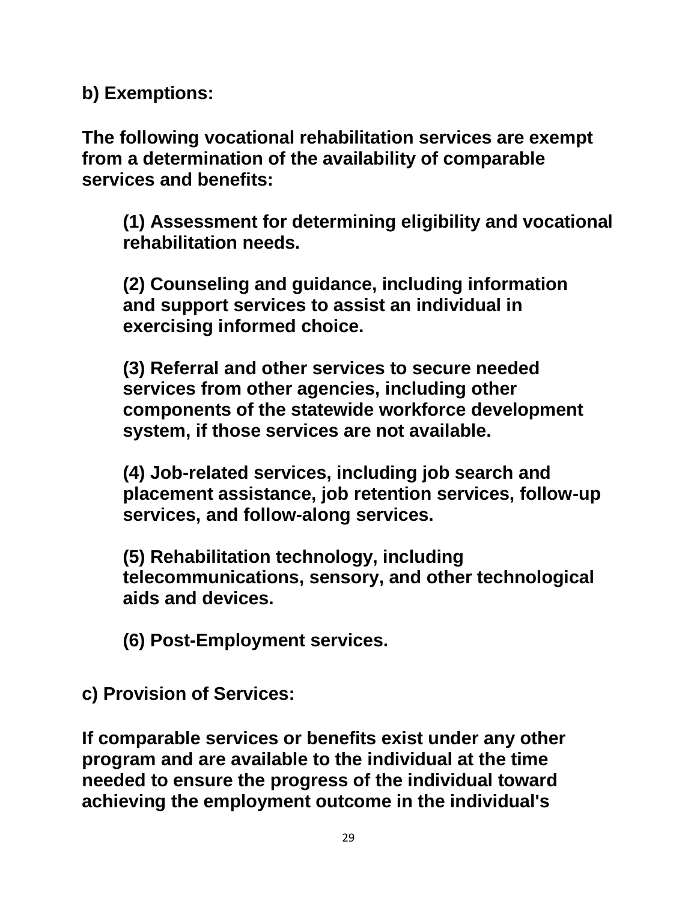**b) Exemptions:**

**The following vocational rehabilitation services are exempt from a determination of the availability of comparable services and benefits:**

> **(1) Assessment for determining eligibility and vocational rehabilitation needs.**
>
> **(2) Counseling and guidance, including information and support services to assist an individual in exercising informed choice.**
>
> **(3) Referral and other services to secure needed services from other agencies, including other components of the statewide workforce development system, if those services are not available.**
>
> **(4) Job-related services, including job search and placement assistance, job retention services, follow-up services, and follow-along services.**
>
> **(5) Rehabilitation technology, including telecommunications, sensory, and other technological aids and devices.**
>
> **(6) Post-Employment services.**

**c) Provision of Services:**

**If comparable services or benefits exist under any other program and are available to the individual at the time needed to ensure the progress of the individual toward achieving the employment outcome in the individual's**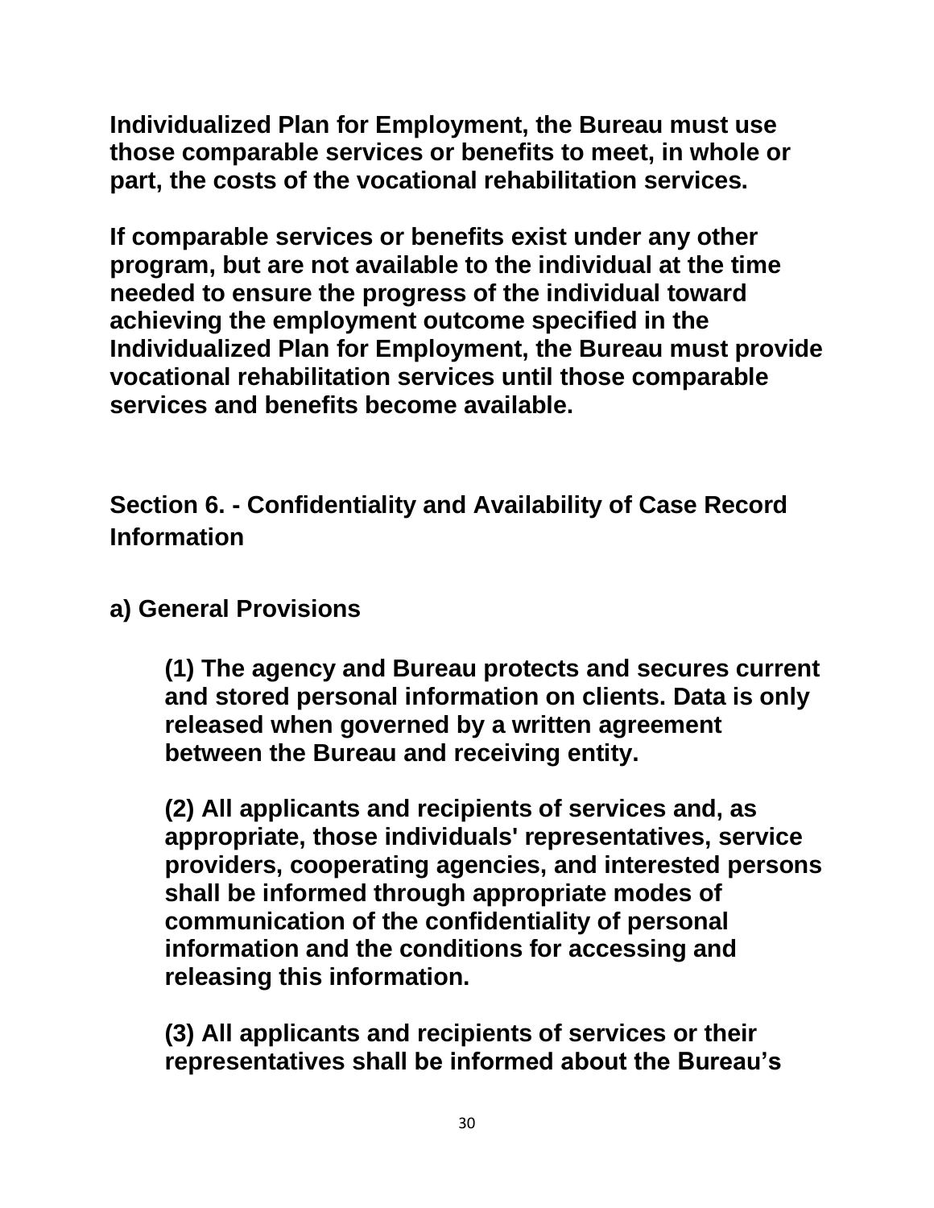**Individualized Plan for Employment, the Bureau must use those comparable services or benefits to meet, in whole or part, the costs of the vocational rehabilitation services.**

**If comparable services or benefits exist under any other program, but are not available to the individual at the time needed to ensure the progress of the individual toward achieving the employment outcome specified in the Individualized Plan for Employment, the Bureau must provide vocational rehabilitation services until those comparable services and benefits become available.**

## Section 6. - Confidentiality and Availability of Case Record Information

### a) General Provisions

**(1) The agency and Bureau protects and secures current and stored personal information on clients. Data is only released when governed by a written agreement between the Bureau and receiving entity.**

**(2) All applicants and recipients of services and, as appropriate, those individuals' representatives, service providers, cooperating agencies, and interested persons shall be informed through appropriate modes of communication of the confidentiality of personal information and the conditions for accessing and releasing this information.**

**(3) All applicants and recipients of services or their representatives shall be informed about the Bureau's**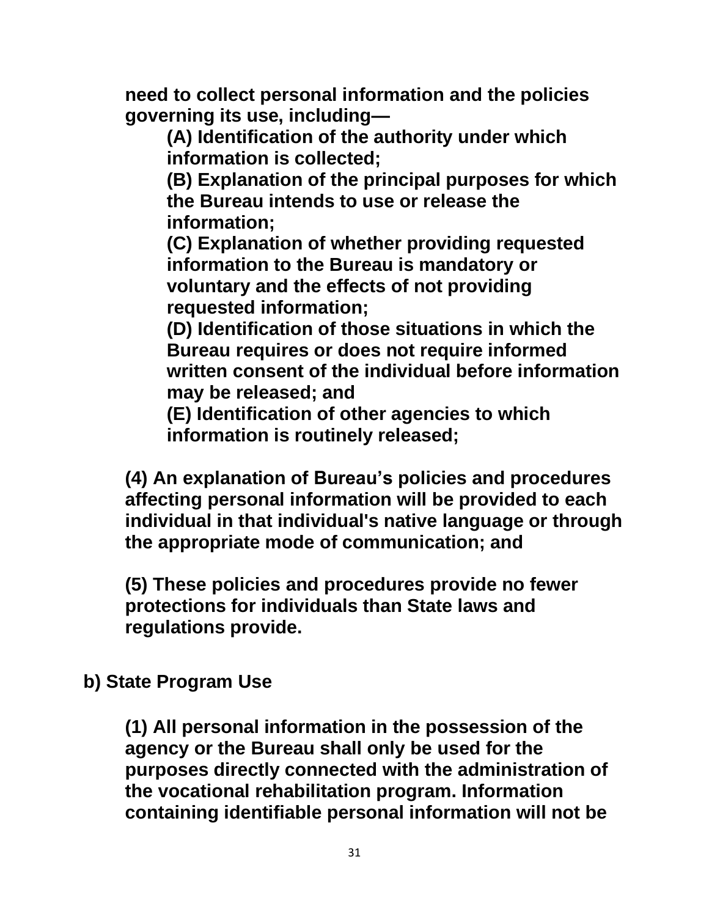**need to collect personal information and the policies governing its use, including—**

> **(A) Identification of the authority under which information is collected;**
>
> **(B) Explanation of the principal purposes for which the Bureau intends to use or release the information;**
>
> **(C) Explanation of whether providing requested information to the Bureau is mandatory or voluntary and the effects of not providing requested information;**
>
> **(D) Identification of those situations in which the Bureau requires or does not require informed written consent of the individual before information may be released; and**
>
> **(E) Identification of other agencies to which information is routinely released;**

**(4) An explanation of Bureau's policies and procedures affecting personal information will be provided to each individual in that individual's native language or through the appropriate mode of communication; and**

**(5) These policies and procedures provide no fewer protections for individuals than State laws and regulations provide.**

**b) State Program Use**

**(1) All personal information in the possession of the agency or the Bureau shall only be used for the purposes directly connected with the administration of the vocational rehabilitation program. Information containing identifiable personal information will not be**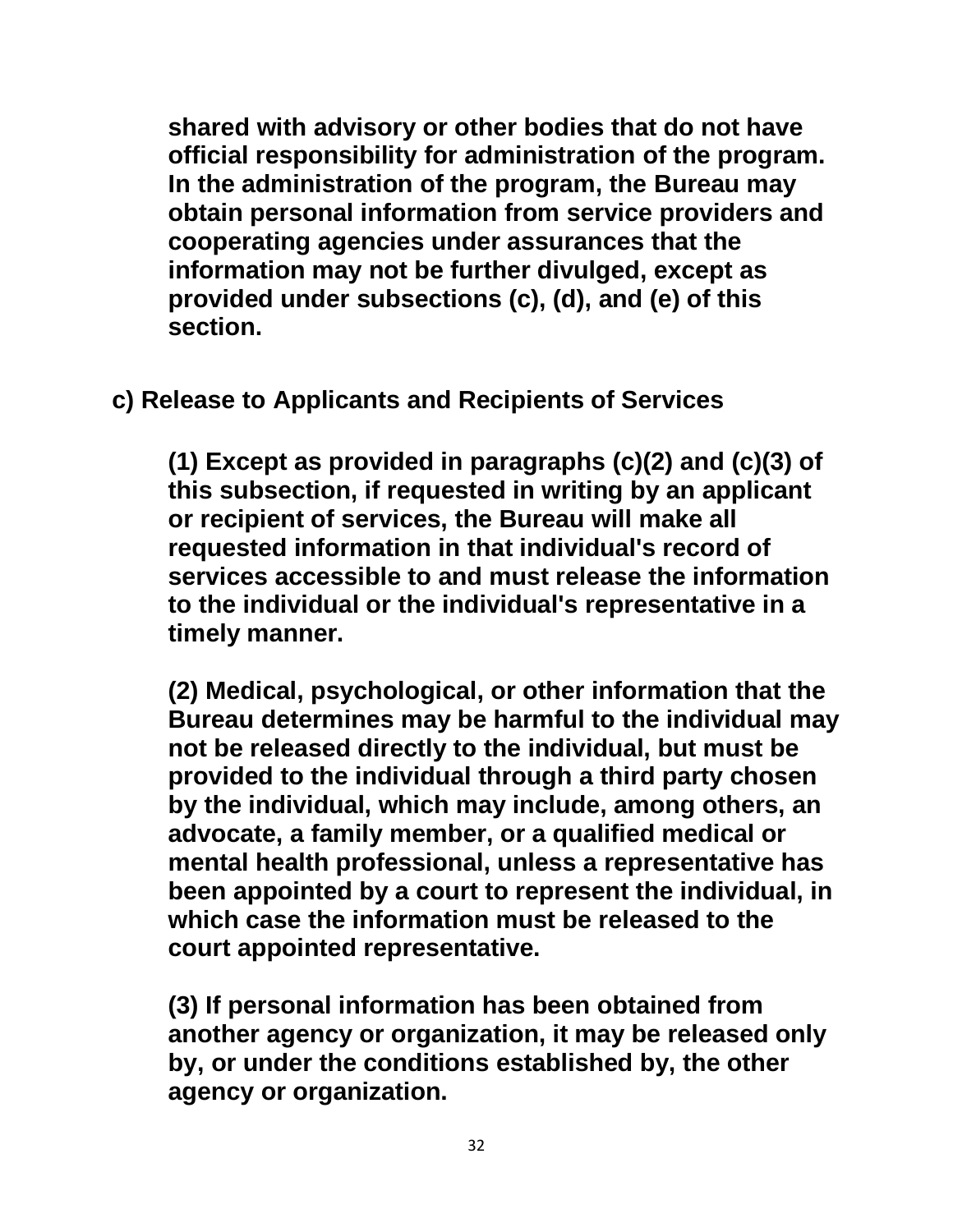**shared with advisory or other bodies that do not have official responsibility for administration of the program. In the administration of the program, the Bureau may obtain personal information from service providers and cooperating agencies under assurances that the information may not be further divulged, except as provided under subsections (c), (d), and (e) of this section.**

**c) Release to Applicants and Recipients of Services**

**(1) Except as provided in paragraphs (c)(2) and (c)(3) of this subsection, if requested in writing by an applicant or recipient of services, the Bureau will make all requested information in that individual's record of services accessible to and must release the information to the individual or the individual's representative in a timely manner.**

**(2) Medical, psychological, or other information that the Bureau determines may be harmful to the individual may not be released directly to the individual, but must be provided to the individual through a third party chosen by the individual, which may include, among others, an advocate, a family member, or a qualified medical or mental health professional, unless a representative has been appointed by a court to represent the individual, in which case the information must be released to the court appointed representative.**

**(3) If personal information has been obtained from another agency or organization, it may be released only by, or under the conditions established by, the other agency or organization.**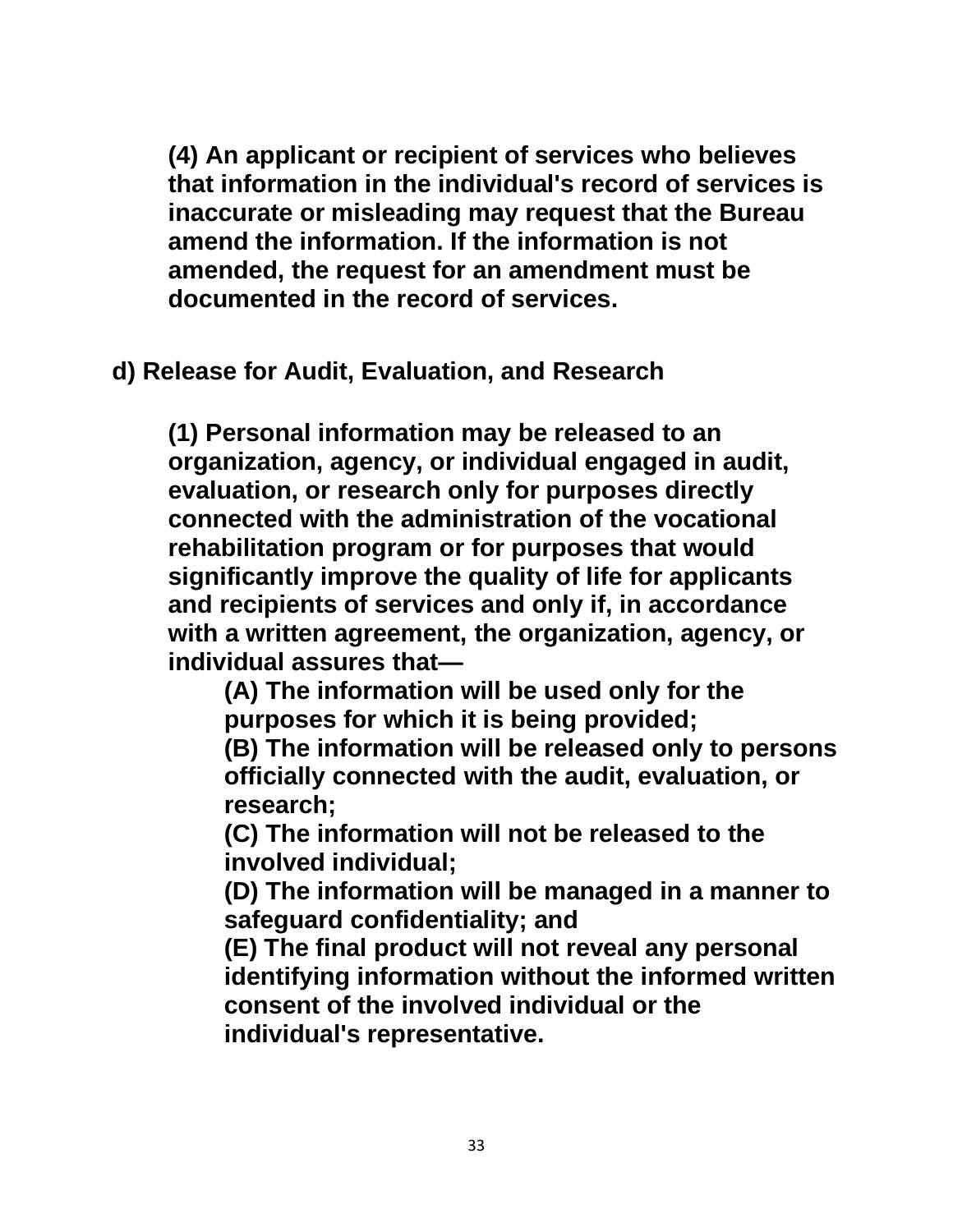**(4) An applicant or recipient of services who believes that information in the individual's record of services is inaccurate or misleading may request that the Bureau amend the information. If the information is not amended, the request for an amendment must be documented in the record of services.**

**d) Release for Audit, Evaluation, and Research**

**(1) Personal information may be released to an organization, agency, or individual engaged in audit, evaluation, or research only for purposes directly connected with the administration of the vocational rehabilitation program or for purposes that would significantly improve the quality of life for applicants and recipients of services and only if, in accordance with a written agreement, the organization, agency, or individual assures that—**

- **(A) The information will be used only for the purposes for which it is being provided;**
- **(B) The information will be released only to persons officially connected with the audit, evaluation, or research;**
- **(C) The information will not be released to the involved individual;**
- **(D) The information will be managed in a manner to safeguard confidentiality; and**
- **(E) The final product will not reveal any personal identifying information without the informed written consent of the involved individual or the individual's representative.**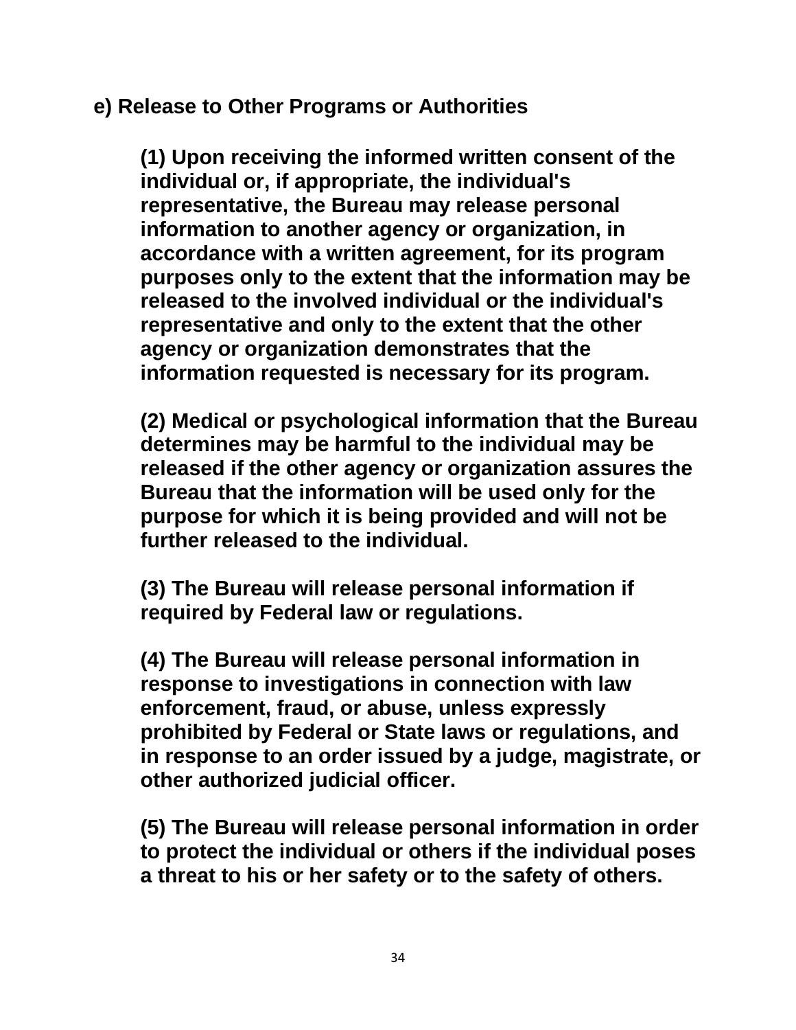**e) Release to Other Programs or Authorities**

**(1) Upon receiving the informed written consent of the individual or, if appropriate, the individual's representative, the Bureau may release personal information to another agency or organization, in accordance with a written agreement, for its program purposes only to the extent that the information may be released to the involved individual or the individual's representative and only to the extent that the other agency or organization demonstrates that the information requested is necessary for its program.**

**(2) Medical or psychological information that the Bureau determines may be harmful to the individual may be released if the other agency or organization assures the Bureau that the information will be used only for the purpose for which it is being provided and will not be further released to the individual.**

**(3) The Bureau will release personal information if required by Federal law or regulations.**

**(4) The Bureau will release personal information in response to investigations in connection with law enforcement, fraud, or abuse, unless expressly prohibited by Federal or State laws or regulations, and in response to an order issued by a judge, magistrate, or other authorized judicial officer.**

**(5) The Bureau will release personal information in order to protect the individual or others if the individual poses a threat to his or her safety or to the safety of others.**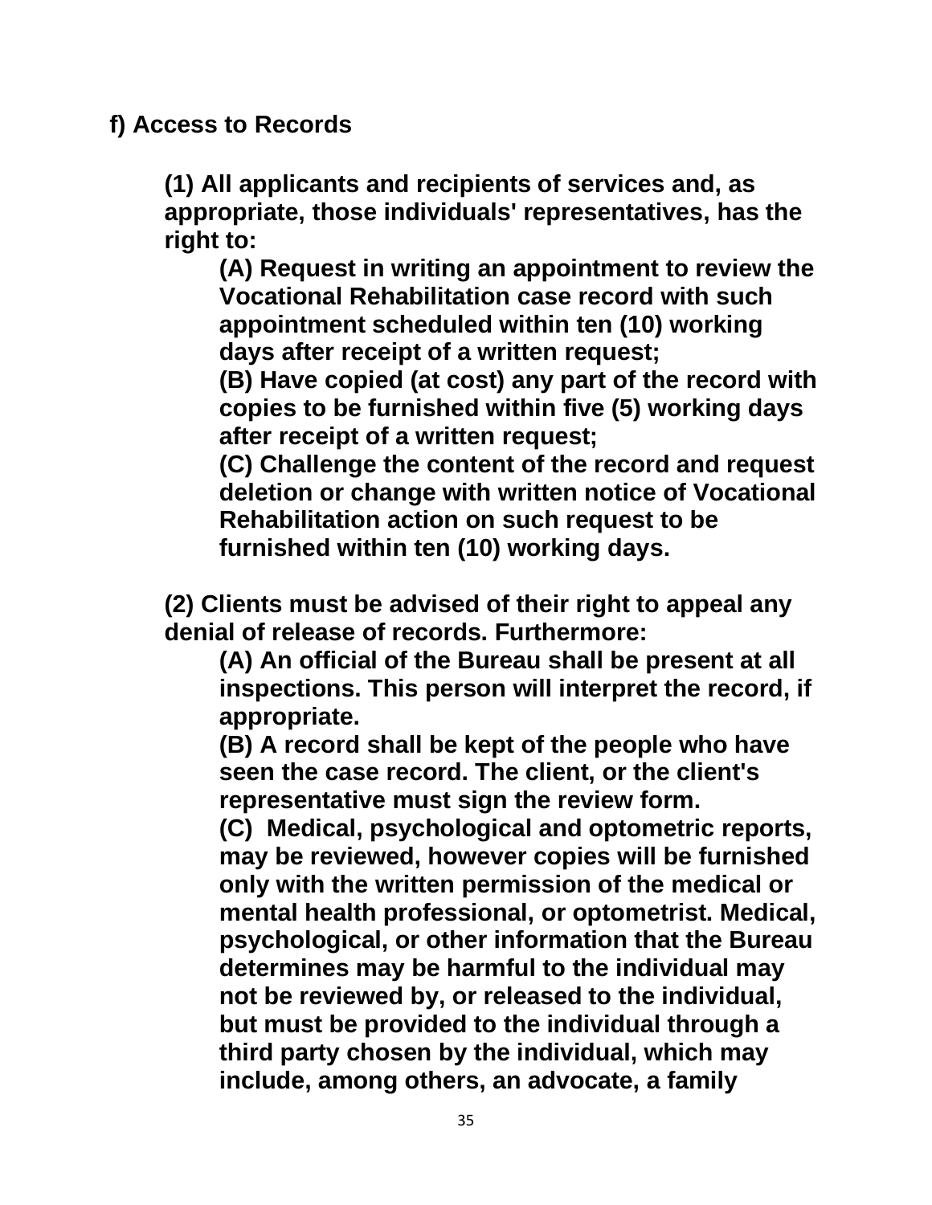**f) Access to Records**

**(1) All applicants and recipients of services and, as appropriate, those individuals' representatives, has the right to:**

**(A) Request in writing an appointment to review the Vocational Rehabilitation case record with such appointment scheduled within ten (10) working days after receipt of a written request;**

**(B) Have copied (at cost) any part of the record with copies to be furnished within five (5) working days after receipt of a written request;**

**(C) Challenge the content of the record and request deletion or change with written notice of Vocational Rehabilitation action on such request to be furnished within ten (10) working days.**

**(2) Clients must be advised of their right to appeal any denial of release of records. Furthermore:**

**(A) An official of the Bureau shall be present at all inspections. This person will interpret the record, if appropriate.**

**(B) A record shall be kept of the people who have seen the case record. The client, or the client's representative must sign the review form.**

**(C) Medical, psychological and optometric reports, may be reviewed, however copies will be furnished only with the written permission of the medical or mental health professional, or optometrist. Medical, psychological, or other information that the Bureau determines may be harmful to the individual may not be reviewed by, or released to the individual, but must be provided to the individual through a third party chosen by the individual, which may include, among others, an advocate, a family**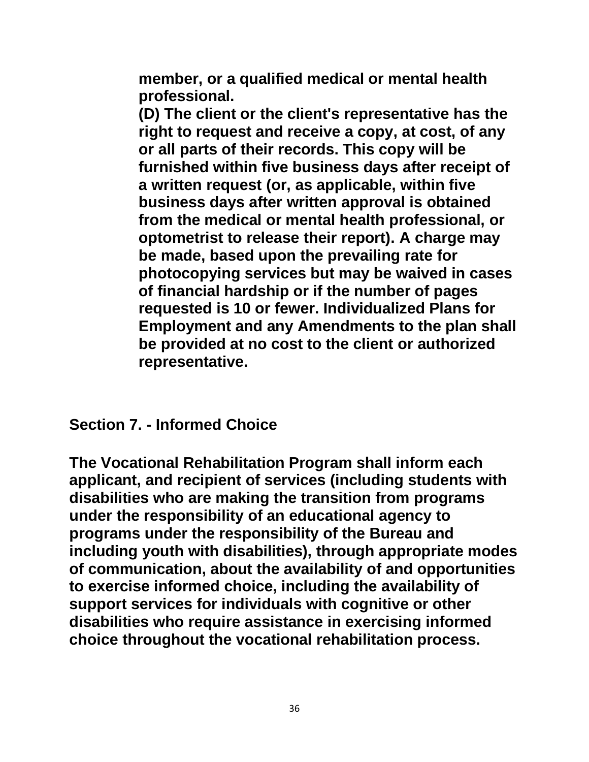member, or a qualified medical or mental health professional.

(D) The client or the client's representative has the right to request and receive a copy, at cost, of any or all parts of their records. This copy will be furnished within five business days after receipt of a written request (or, as applicable, within five business days after written approval is obtained from the medical or mental health professional, or optometrist to release their report). A charge may be made, based upon the prevailing rate for photocopying services but may be waived in cases of financial hardship or if the number of pages requested is 10 or fewer. Individualized Plans for Employment and any Amendments to the plan shall be provided at no cost to the client or authorized representative.

## Section 7. - Informed Choice

The Vocational Rehabilitation Program shall inform each applicant, and recipient of services (including students with disabilities who are making the transition from programs under the responsibility of an educational agency to programs under the responsibility of the Bureau and including youth with disabilities), through appropriate modes of communication, about the availability of and opportunities to exercise informed choice, including the availability of support services for individuals with cognitive or other disabilities who require assistance in exercising informed choice throughout the vocational rehabilitation process.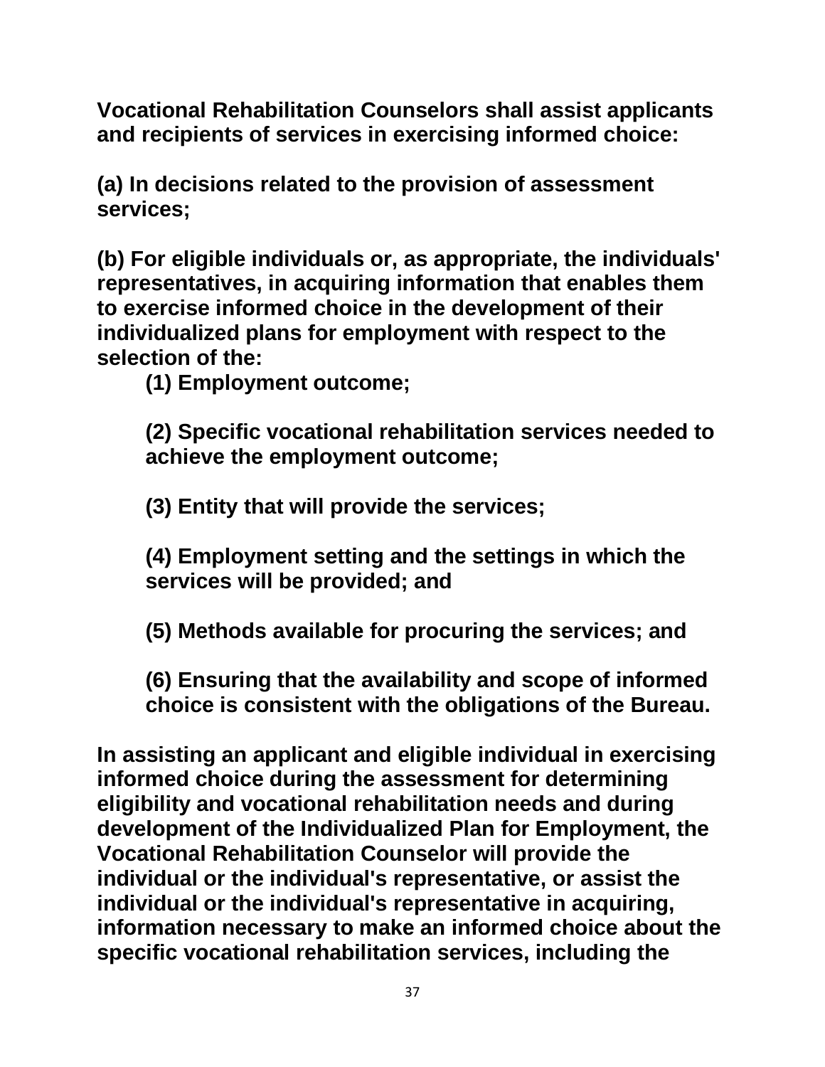**Vocational Rehabilitation Counselors shall assist applicants and recipients of services in exercising informed choice:**

**(a) In decisions related to the provision of assessment services;**

**(b) For eligible individuals or, as appropriate, the individuals' representatives, in acquiring information that enables them to exercise informed choice in the development of their individualized plans for employment with respect to the selection of the:**

> **(1) Employment outcome;**
>
> **(2) Specific vocational rehabilitation services needed to achieve the employment outcome;**
>
> **(3) Entity that will provide the services;**
>
> **(4) Employment setting and the settings in which the services will be provided; and**
>
> **(5) Methods available for procuring the services; and**
>
> **(6) Ensuring that the availability and scope of informed choice is consistent with the obligations of the Bureau.**

**In assisting an applicant and eligible individual in exercising informed choice during the assessment for determining eligibility and vocational rehabilitation needs and during development of the Individualized Plan for Employment, the Vocational Rehabilitation Counselor will provide the individual or the individual's representative, or assist the individual or the individual's representative in acquiring, information necessary to make an informed choice about the specific vocational rehabilitation services, including the**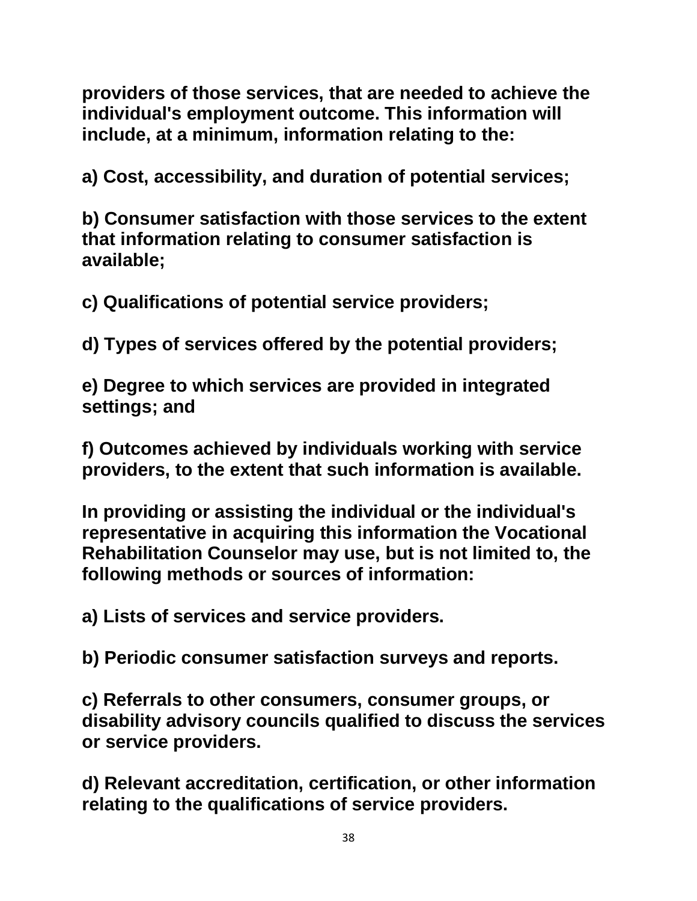**providers of those services, that are needed to achieve the individual's employment outcome. This information will include, at a minimum, information relating to the:**

**a) Cost, accessibility, and duration of potential services;**

**b) Consumer satisfaction with those services to the extent that information relating to consumer satisfaction is available;**

**c) Qualifications of potential service providers;**

**d) Types of services offered by the potential providers;**

**e) Degree to which services are provided in integrated settings; and**

**f) Outcomes achieved by individuals working with service providers, to the extent that such information is available.**

**In providing or assisting the individual or the individual's representative in acquiring this information the Vocational Rehabilitation Counselor may use, but is not limited to, the following methods or sources of information:**

**a) Lists of services and service providers.**

**b) Periodic consumer satisfaction surveys and reports.**

**c) Referrals to other consumers, consumer groups, or disability advisory councils qualified to discuss the services or service providers.**

**d) Relevant accreditation, certification, or other information relating to the qualifications of service providers.**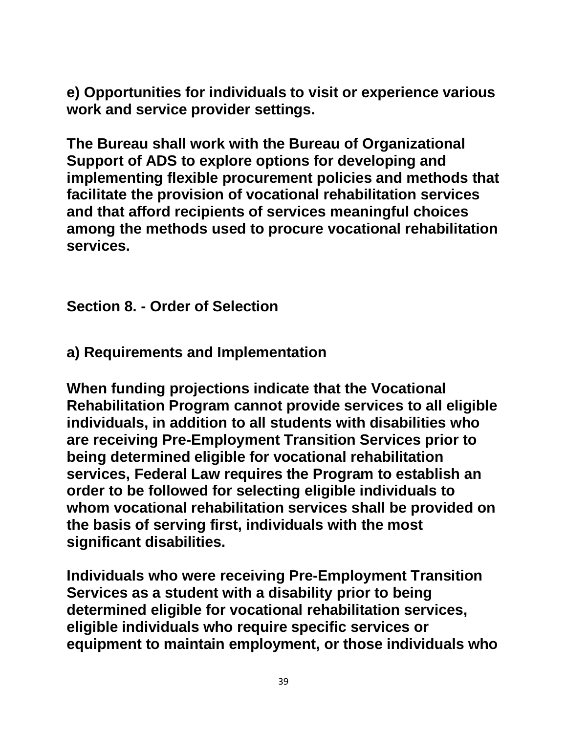**e) Opportunities for individuals to visit or experience various work and service provider settings.**

**The Bureau shall work with the Bureau of Organizational Support of ADS to explore options for developing and implementing flexible procurement policies and methods that facilitate the provision of vocational rehabilitation services and that afford recipients of services meaningful choices among the methods used to procure vocational rehabilitation services.**

## Section 8. - Order of Selection

### a) Requirements and Implementation

**When funding projections indicate that the Vocational Rehabilitation Program cannot provide services to all eligible individuals, in addition to all students with disabilities who are receiving Pre-Employment Transition Services prior to being determined eligible for vocational rehabilitation services, Federal Law requires the Program to establish an order to be followed for selecting eligible individuals to whom vocational rehabilitation services shall be provided on the basis of serving first, individuals with the most significant disabilities.**

**Individuals who were receiving Pre-Employment Transition Services as a student with a disability prior to being determined eligible for vocational rehabilitation services, eligible individuals who require specific services or equipment to maintain employment, or those individuals who**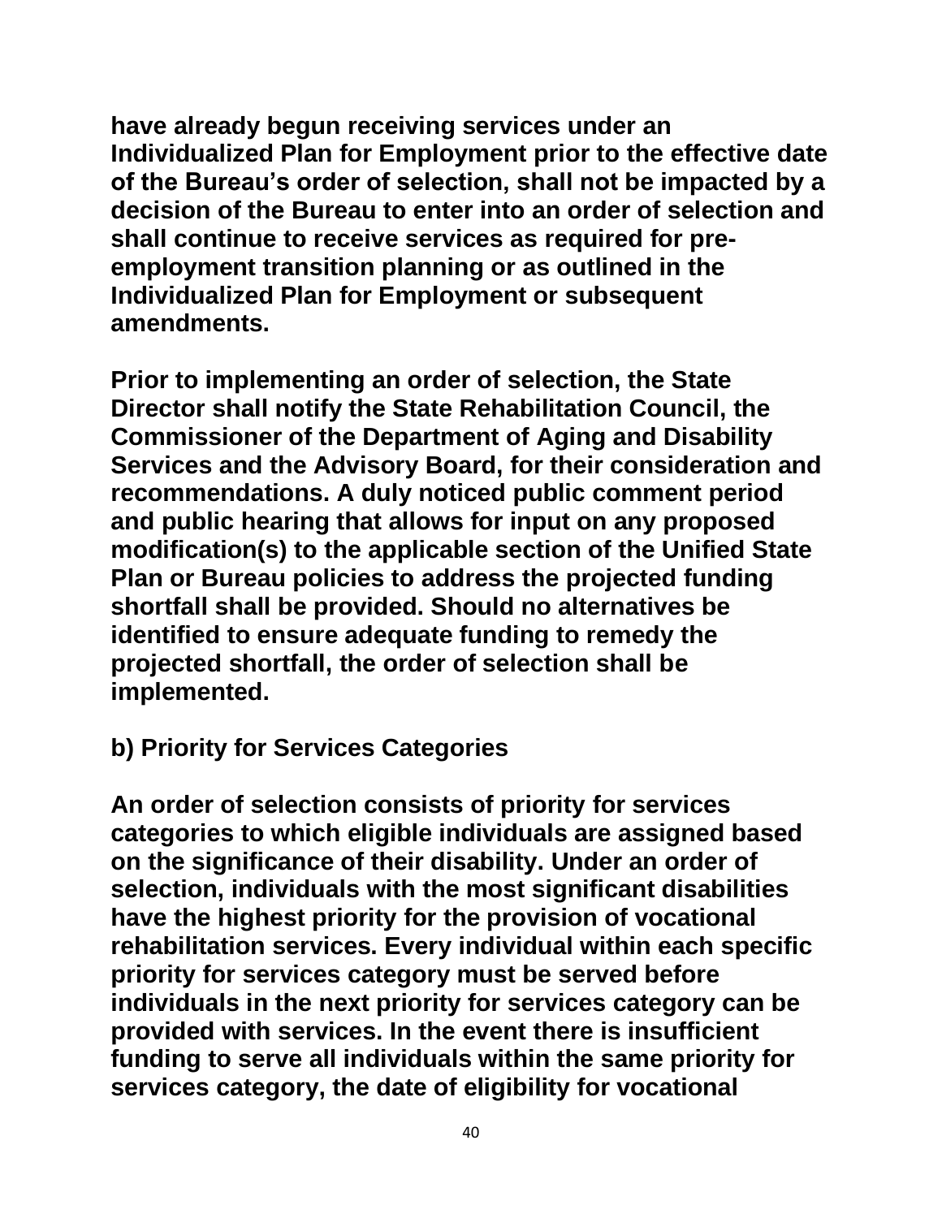**have already begun receiving services under an Individualized Plan for Employment prior to the effective date of the Bureau's order of selection, shall not be impacted by a decision of the Bureau to enter into an order of selection and shall continue to receive services as required for pre-employment transition planning or as outlined in the Individualized Plan for Employment or subsequent amendments.**

**Prior to implementing an order of selection, the State Director shall notify the State Rehabilitation Council, the Commissioner of the Department of Aging and Disability Services and the Advisory Board, for their consideration and recommendations. A duly noticed public comment period and public hearing that allows for input on any proposed modification(s) to the applicable section of the Unified State Plan or Bureau policies to address the projected funding shortfall shall be provided. Should no alternatives be identified to ensure adequate funding to remedy the projected shortfall, the order of selection shall be implemented.**

**b) Priority for Services Categories**

**An order of selection consists of priority for services categories to which eligible individuals are assigned based on the significance of their disability. Under an order of selection, individuals with the most significant disabilities have the highest priority for the provision of vocational rehabilitation services. Every individual within each specific priority for services category must be served before individuals in the next priority for services category can be provided with services. In the event there is insufficient funding to serve all individuals within the same priority for services category, the date of eligibility for vocational**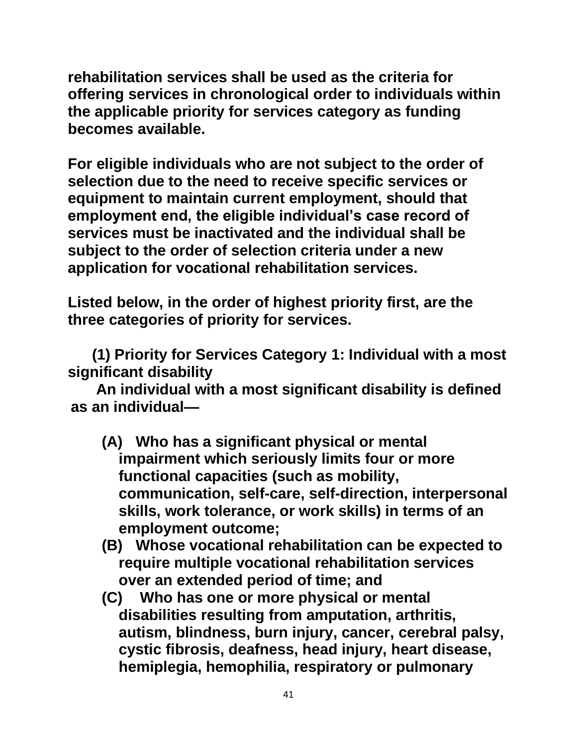**rehabilitation services shall be used as the criteria for offering services in chronological order to individuals within the applicable priority for services category as funding becomes available.**

**For eligible individuals who are not subject to the order of selection due to the need to receive specific services or equipment to maintain current employment, should that employment end, the eligible individual's case record of services must be inactivated and the individual shall be subject to the order of selection criteria under a new application for vocational rehabilitation services.**

**Listed below, in the order of highest priority first, are the three categories of priority for services.**

**(1) Priority for Services Category 1: Individual with a most significant disability**

**An individual with a most significant disability is defined as an individual—**

- **(A) Who has a significant physical or mental impairment which seriously limits four or more functional capacities (such as mobility, communication, self-care, self-direction, interpersonal skills, work tolerance, or work skills) in terms of an employment outcome;**
- **(B) Whose vocational rehabilitation can be expected to require multiple vocational rehabilitation services over an extended period of time; and**
- **(C) Who has one or more physical or mental disabilities resulting from amputation, arthritis, autism, blindness, burn injury, cancer, cerebral palsy, cystic fibrosis, deafness, head injury, heart disease, hemiplegia, hemophilia, respiratory or pulmonary**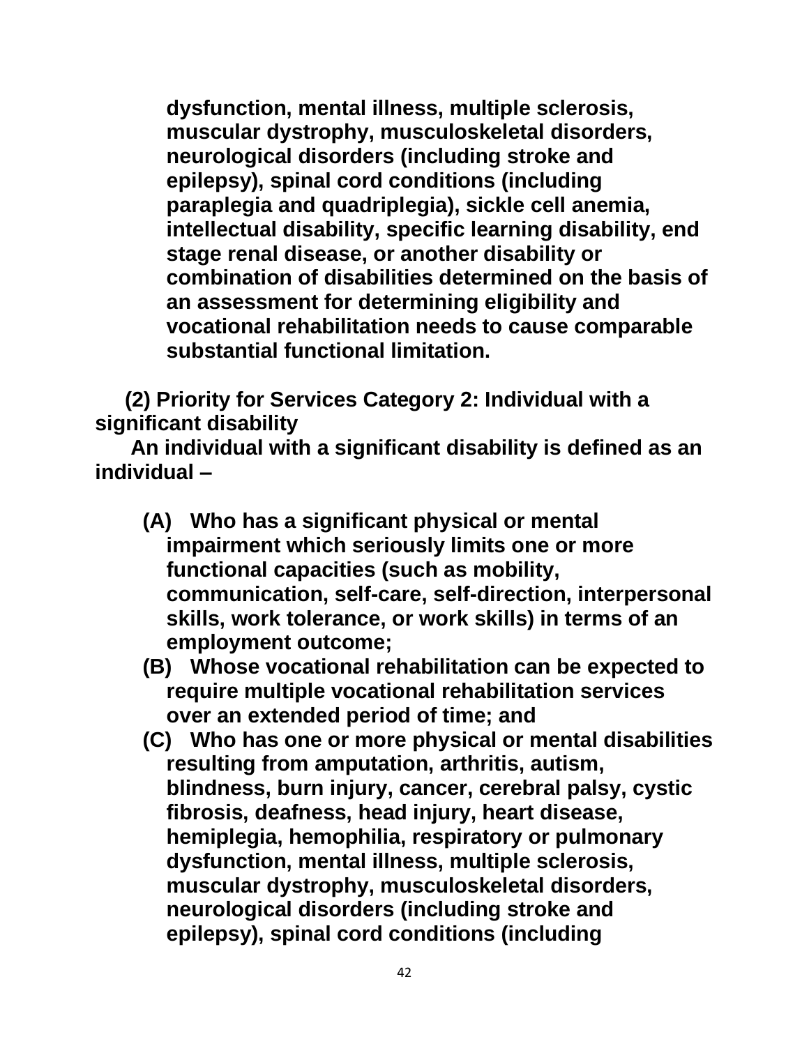**dysfunction, mental illness, multiple sclerosis, muscular dystrophy, musculoskeletal disorders, neurological disorders (including stroke and epilepsy), spinal cord conditions (including paraplegia and quadriplegia), sickle cell anemia, intellectual disability, specific learning disability, end stage renal disease, or another disability or combination of disabilities determined on the basis of an assessment for determining eligibility and vocational rehabilitation needs to cause comparable substantial functional limitation.**

**(2) Priority for Services Category 2: Individual with a significant disability**

**An individual with a significant disability is defined as an individual –**

- **(A) Who has a significant physical or mental impairment which seriously limits one or more functional capacities (such as mobility, communication, self-care, self-direction, interpersonal skills, work tolerance, or work skills) in terms of an employment outcome;**
- **(B) Whose vocational rehabilitation can be expected to require multiple vocational rehabilitation services over an extended period of time; and**
- **(C) Who has one or more physical or mental disabilities resulting from amputation, arthritis, autism, blindness, burn injury, cancer, cerebral palsy, cystic fibrosis, deafness, head injury, heart disease, hemiplegia, hemophilia, respiratory or pulmonary dysfunction, mental illness, multiple sclerosis, muscular dystrophy, musculoskeletal disorders, neurological disorders (including stroke and epilepsy), spinal cord conditions (including**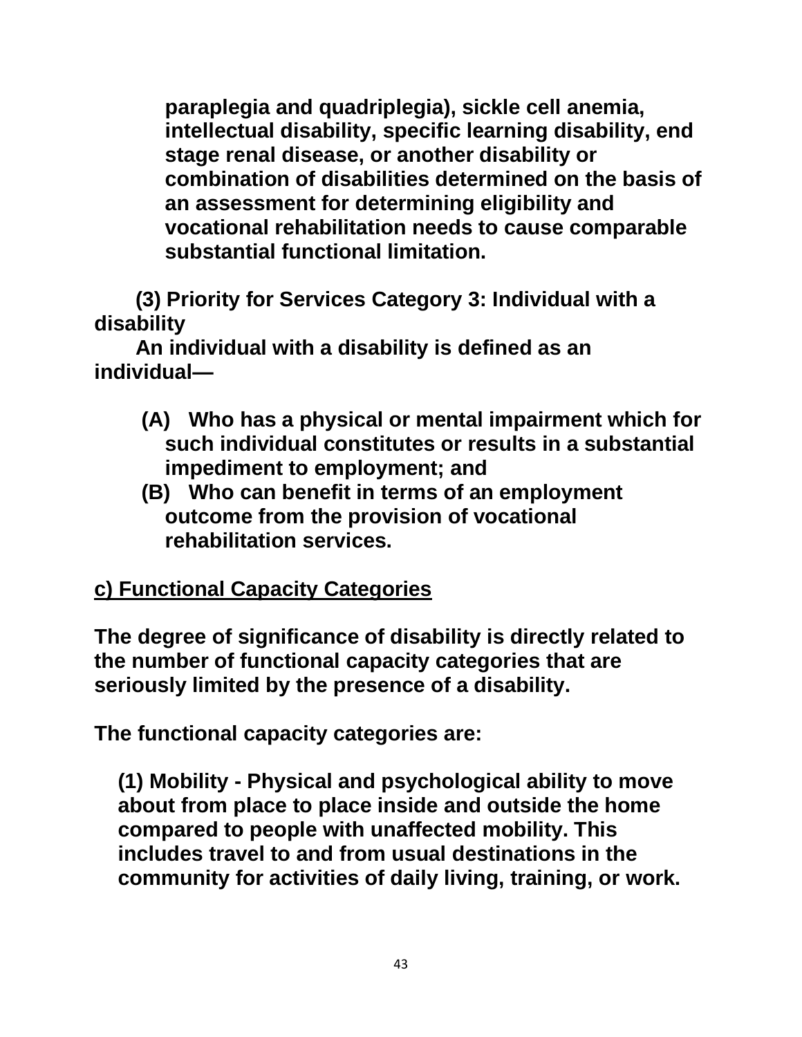**paraplegia and quadriplegia), sickle cell anemia, intellectual disability, specific learning disability, end stage renal disease, or another disability or combination of disabilities determined on the basis of an assessment for determining eligibility and vocational rehabilitation needs to cause comparable substantial functional limitation.**

**(3) Priority for Services Category 3: Individual with a disability**

**An individual with a disability is defined as an individual—**

- **(A) Who has a physical or mental impairment which for such individual constitutes or results in a substantial impediment to employment; and**
- **(B) Who can benefit in terms of an employment outcome from the provision of vocational rehabilitation services.**

**c) Functional Capacity Categories**

**The degree of significance of disability is directly related to the number of functional capacity categories that are seriously limited by the presence of a disability.**

**The functional capacity categories are:**

**(1) Mobility - Physical and psychological ability to move about from place to place inside and outside the home compared to people with unaffected mobility. This includes travel to and from usual destinations in the community for activities of daily living, training, or work.**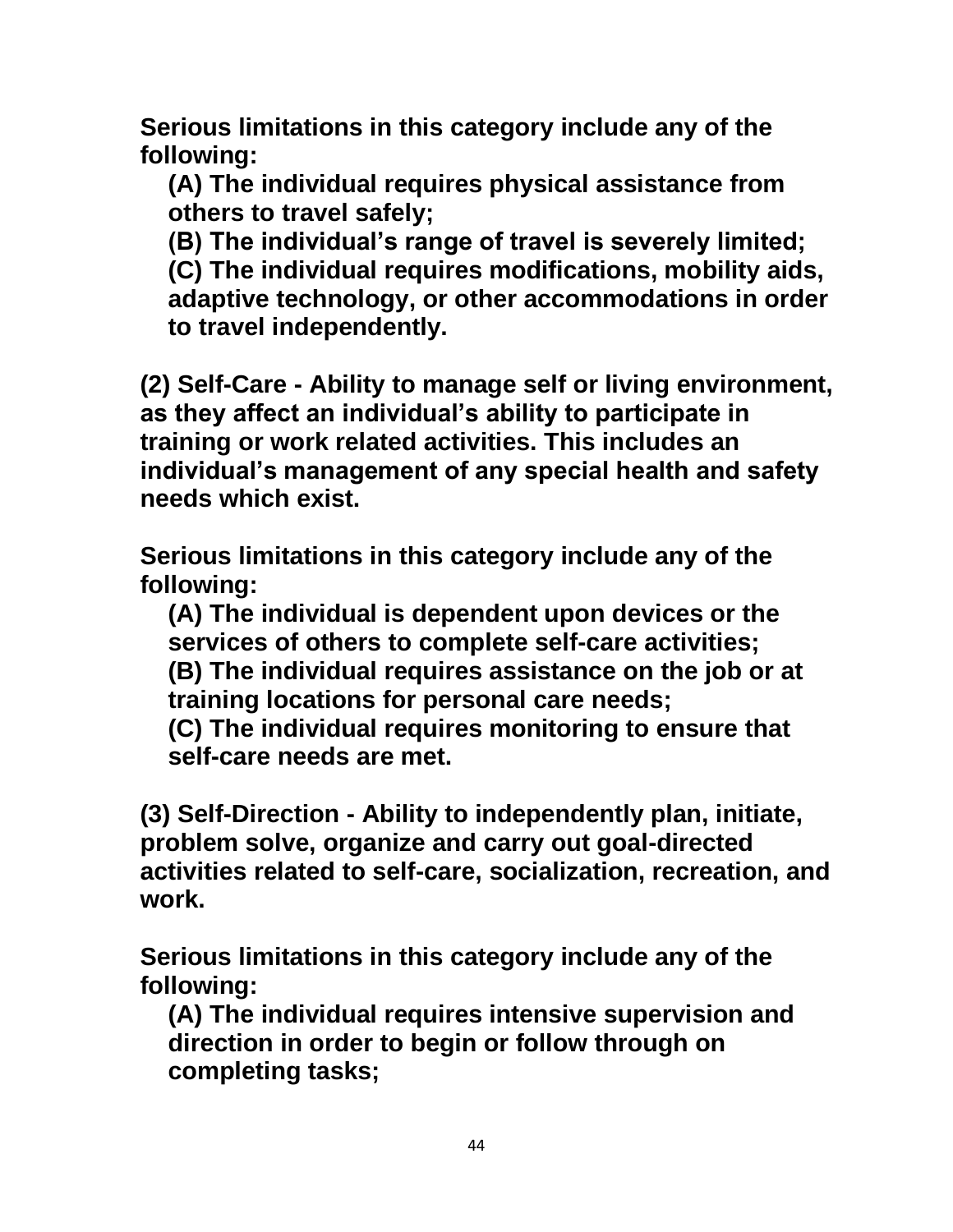**Serious limitations in this category include any of the following:**

**(A) The individual requires physical assistance from others to travel safely;**

**(B) The individual's range of travel is severely limited;**

**(C) The individual requires modifications, mobility aids, adaptive technology, or other accommodations in order to travel independently.**

**(2) Self-Care - Ability to manage self or living environment, as they affect an individual's ability to participate in training or work related activities. This includes an individual's management of any special health and safety needs which exist.**

**Serious limitations in this category include any of the following:**

**(A) The individual is dependent upon devices or the services of others to complete self-care activities;**

**(B) The individual requires assistance on the job or at training locations for personal care needs;**

**(C) The individual requires monitoring to ensure that self-care needs are met.**

**(3) Self-Direction - Ability to independently plan, initiate, problem solve, organize and carry out goal-directed activities related to self-care, socialization, recreation, and work.**

**Serious limitations in this category include any of the following:**

**(A) The individual requires intensive supervision and direction in order to begin or follow through on completing tasks;**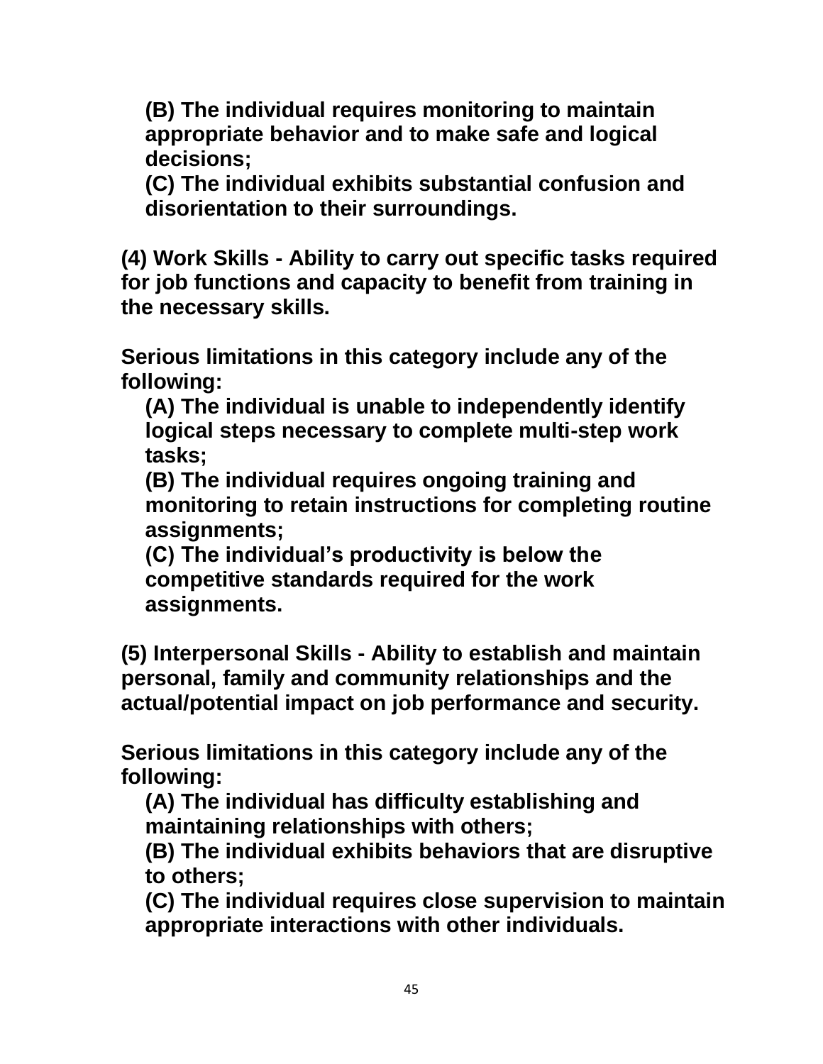**(B) The individual requires monitoring to maintain appropriate behavior and to make safe and logical decisions;**
**(C) The individual exhibits substantial confusion and disorientation to their surroundings.**

**(4) Work Skills - Ability to carry out specific tasks required for job functions and capacity to benefit from training in the necessary skills.**

**Serious limitations in this category include any of the following:**

**(A) The individual is unable to independently identify logical steps necessary to complete multi-step work tasks;**
**(B) The individual requires ongoing training and monitoring to retain instructions for completing routine assignments;**
**(C) The individual's productivity is below the competitive standards required for the work assignments.**

**(5) Interpersonal Skills - Ability to establish and maintain personal, family and community relationships and the actual/potential impact on job performance and security.**

**Serious limitations in this category include any of the following:**

**(A) The individual has difficulty establishing and maintaining relationships with others;**
**(B) The individual exhibits behaviors that are disruptive to others;**
**(C) The individual requires close supervision to maintain appropriate interactions with other individuals.**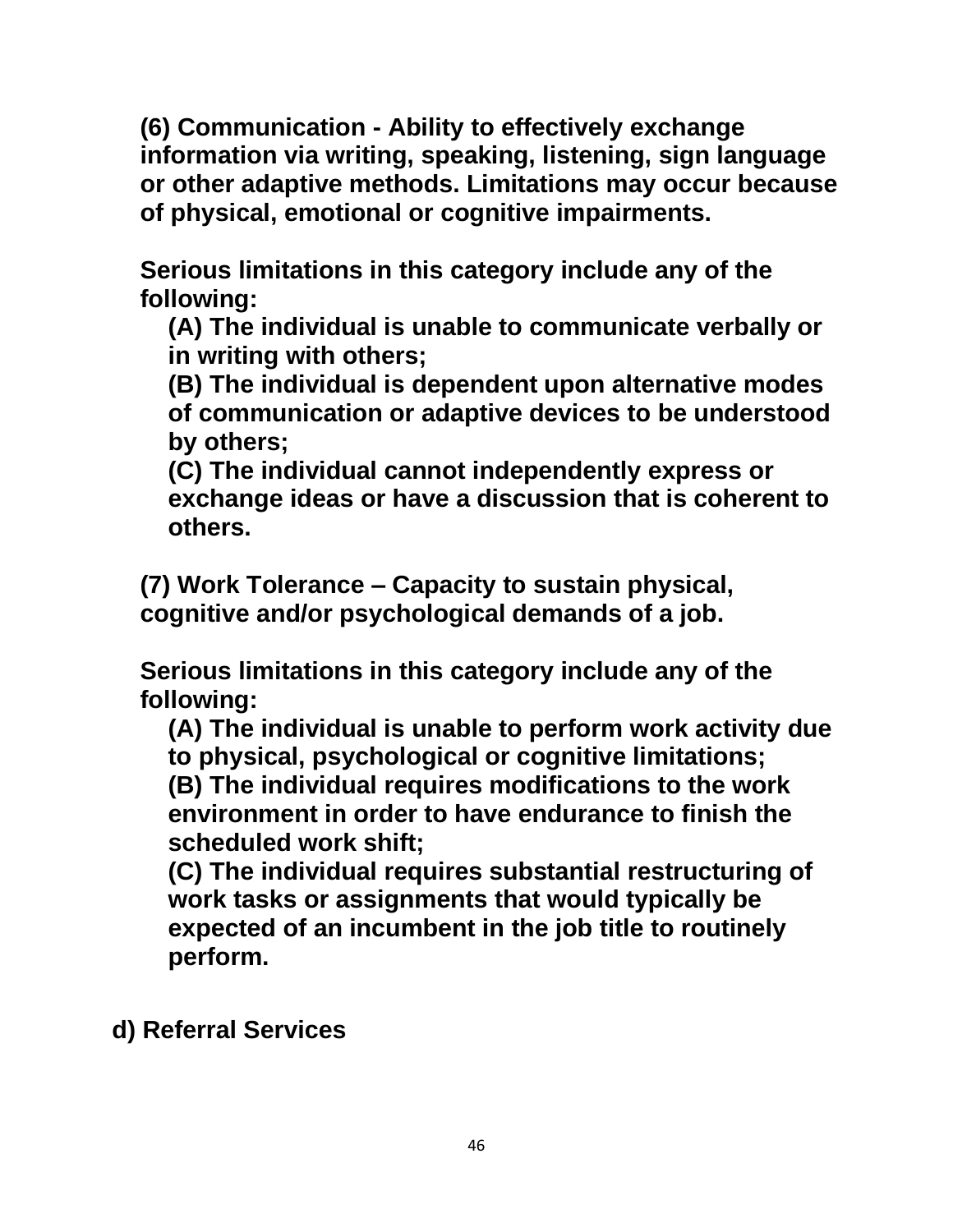**(6) Communication - Ability to effectively exchange information via writing, speaking, listening, sign language or other adaptive methods. Limitations may occur because of physical, emotional or cognitive impairments.**

**Serious limitations in this category include any of the following:**

**(A) The individual is unable to communicate verbally or in writing with others;**
**(B) The individual is dependent upon alternative modes of communication or adaptive devices to be understood by others;**
**(C) The individual cannot independently express or exchange ideas or have a discussion that is coherent to others.**

**(7) Work Tolerance – Capacity to sustain physical, cognitive and/or psychological demands of a job.**

**Serious limitations in this category include any of the following:**

**(A) The individual is unable to perform work activity due to physical, psychological or cognitive limitations;**
**(B) The individual requires modifications to the work environment in order to have endurance to finish the scheduled work shift;**
**(C) The individual requires substantial restructuring of work tasks or assignments that would typically be expected of an incumbent in the job title to routinely perform.**

**d) Referral Services**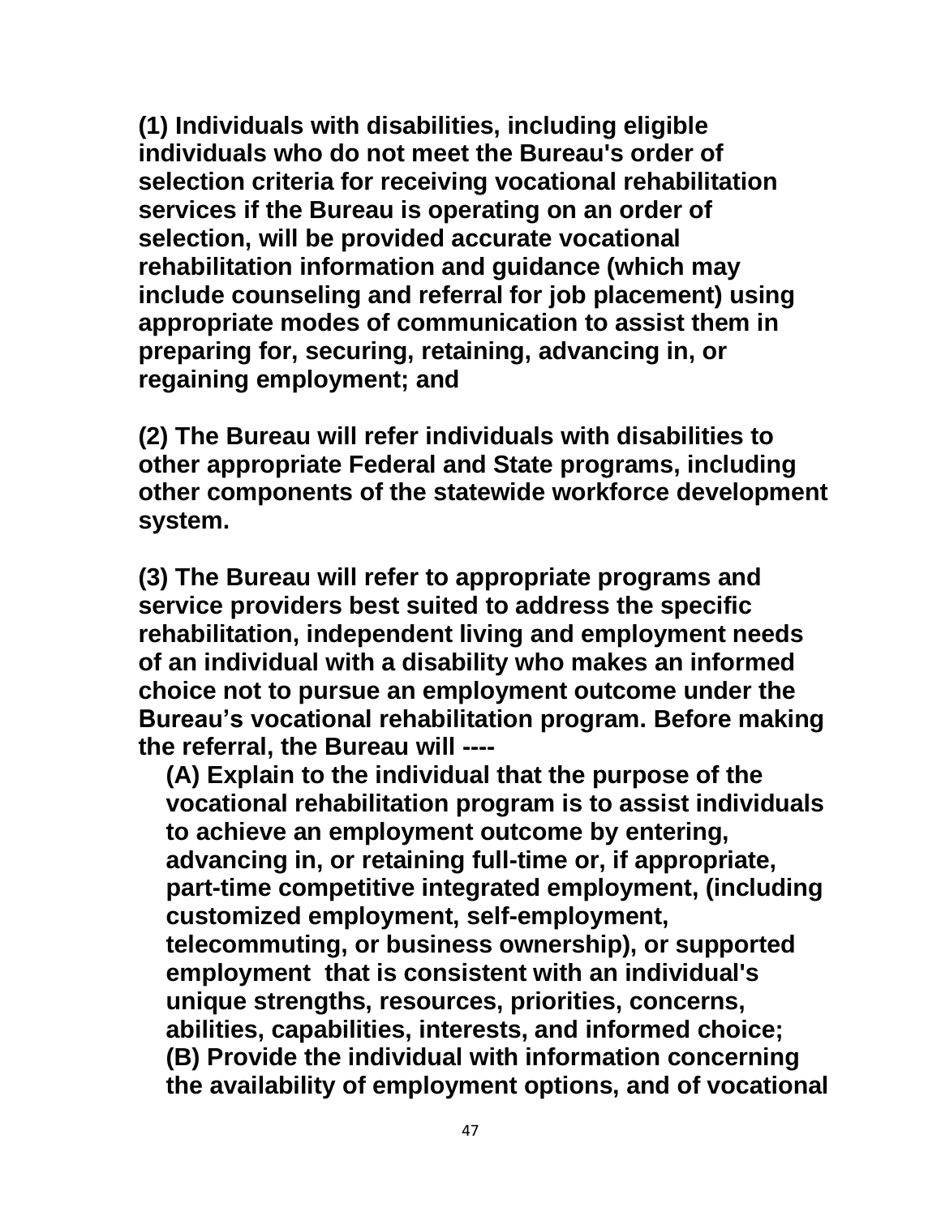**(1) Individuals with disabilities, including eligible individuals who do not meet the Bureau's order of selection criteria for receiving vocational rehabilitation services if the Bureau is operating on an order of selection, will be provided accurate vocational rehabilitation information and guidance (which may include counseling and referral for job placement) using appropriate modes of communication to assist them in preparing for, securing, retaining, advancing in, or regaining employment; and**

**(2) The Bureau will refer individuals with disabilities to other appropriate Federal and State programs, including other components of the statewide workforce development system.**

**(3) The Bureau will refer to appropriate programs and service providers best suited to address the specific rehabilitation, independent living and employment needs of an individual with a disability who makes an informed choice not to pursue an employment outcome under the Bureau's vocational rehabilitation program. Before making the referral, the Bureau will ----**

> **(A) Explain to the individual that the purpose of the vocational rehabilitation program is to assist individuals to achieve an employment outcome by entering, advancing in, or retaining full-time or, if appropriate, part-time competitive integrated employment, (including customized employment, self-employment, telecommuting, or business ownership), or supported employment that is consistent with an individual's unique strengths, resources, priorities, concerns, abilities, capabilities, interests, and informed choice;**
>
> **(B) Provide the individual with information concerning the availability of employment options, and of vocational**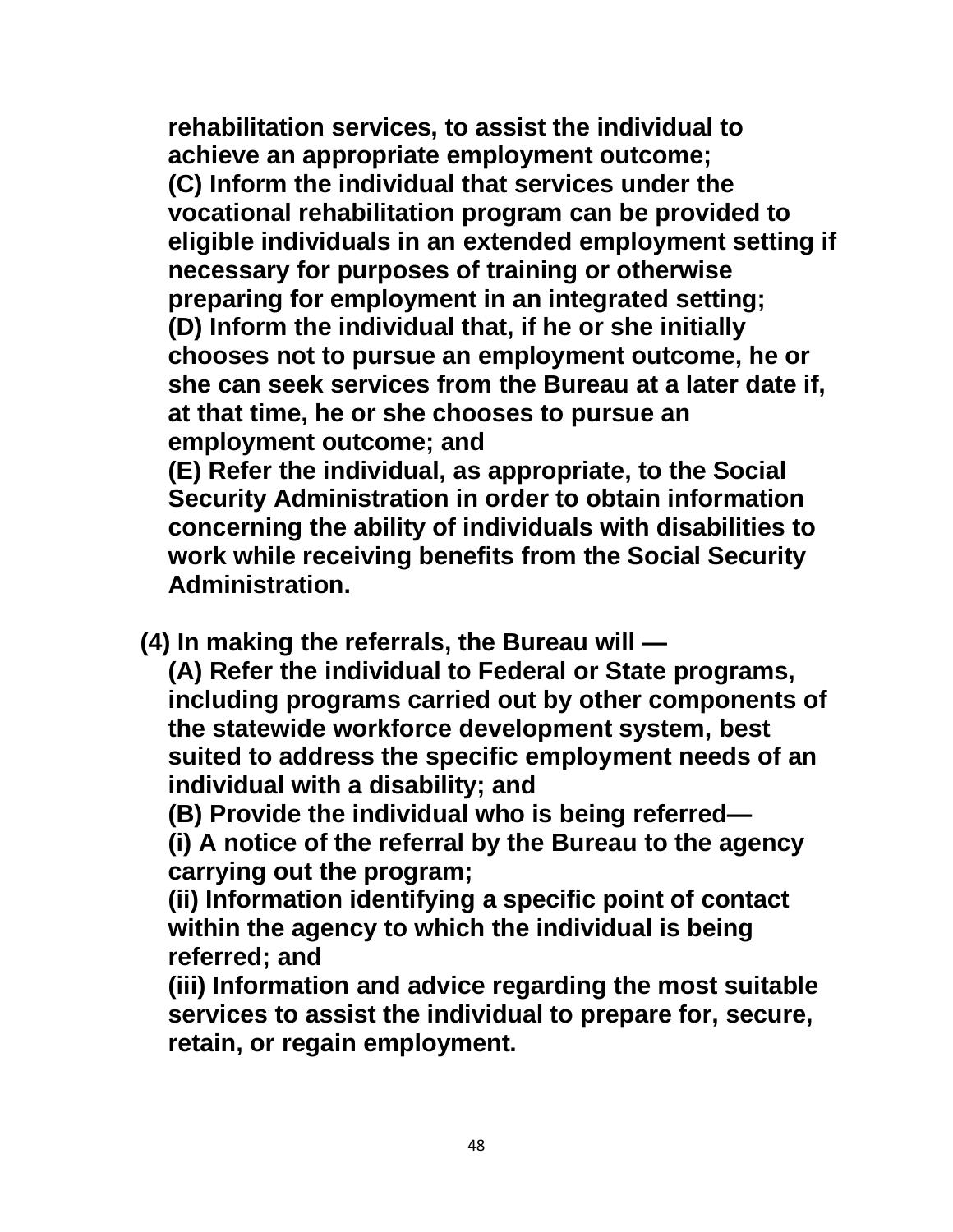**rehabilitation services, to assist the individual to achieve an appropriate employment outcome;**
**(C) Inform the individual that services under the vocational rehabilitation program can be provided to eligible individuals in an extended employment setting if necessary for purposes of training or otherwise preparing for employment in an integrated setting;**
**(D) Inform the individual that, if he or she initially chooses not to pursue an employment outcome, he or she can seek services from the Bureau at a later date if, at that time, he or she chooses to pursue an employment outcome; and**
**(E) Refer the individual, as appropriate, to the Social Security Administration in order to obtain information concerning the ability of individuals with disabilities to work while receiving benefits from the Social Security Administration.**

**(4) In making the referrals, the Bureau will —**
**(A) Refer the individual to Federal or State programs, including programs carried out by other components of the statewide workforce development system, best suited to address the specific employment needs of an individual with a disability; and**
**(B) Provide the individual who is being referred—**
**(i) A notice of the referral by the Bureau to the agency carrying out the program;**
**(ii) Information identifying a specific point of contact within the agency to which the individual is being referred; and**
**(iii) Information and advice regarding the most suitable services to assist the individual to prepare for, secure, retain, or regain employment.**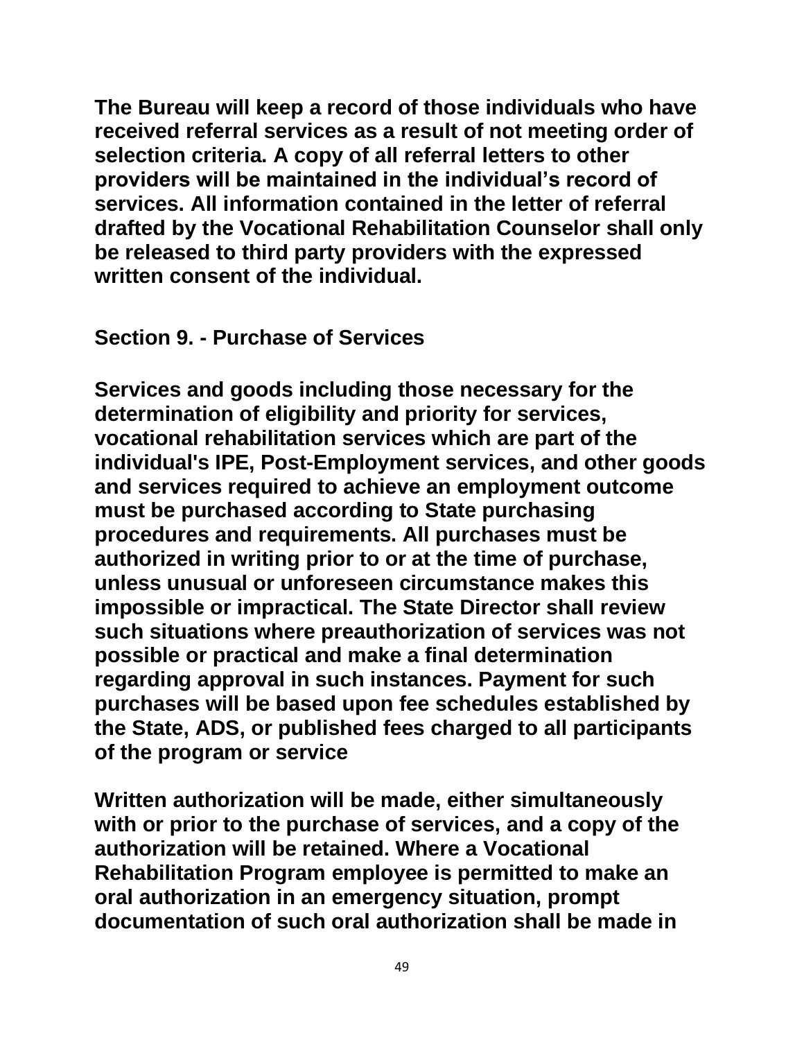**The Bureau will keep a record of those individuals who have received referral services as a result of not meeting order of selection criteria. A copy of all referral letters to other providers will be maintained in the individual's record of services. All information contained in the letter of referral drafted by the Vocational Rehabilitation Counselor shall only be released to third party providers with the expressed written consent of the individual.**

## Section 9. - Purchase of Services

**Services and goods including those necessary for the determination of eligibility and priority for services, vocational rehabilitation services which are part of the individual's IPE, Post-Employment services, and other goods and services required to achieve an employment outcome must be purchased according to State purchasing procedures and requirements. All purchases must be authorized in writing prior to or at the time of purchase, unless unusual or unforeseen circumstance makes this impossible or impractical. The State Director shall review such situations where preauthorization of services was not possible or practical and make a final determination regarding approval in such instances. Payment for such purchases will be based upon fee schedules established by the State, ADS, or published fees charged to all participants of the program or service**

**Written authorization will be made, either simultaneously with or prior to the purchase of services, and a copy of the authorization will be retained. Where a Vocational Rehabilitation Program employee is permitted to make an oral authorization in an emergency situation, prompt documentation of such oral authorization shall be made in**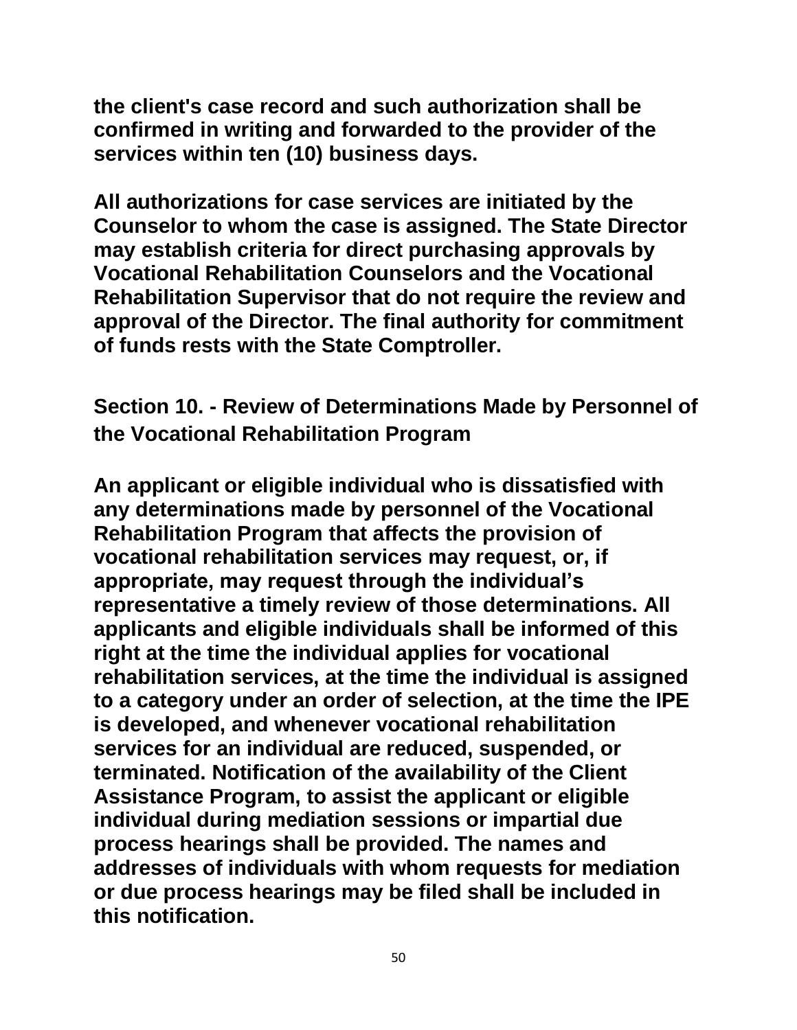**the client's case record and such authorization shall be confirmed in writing and forwarded to the provider of the services within ten (10) business days.**

**All authorizations for case services are initiated by the Counselor to whom the case is assigned. The State Director may establish criteria for direct purchasing approvals by Vocational Rehabilitation Counselors and the Vocational Rehabilitation Supervisor that do not require the review and approval of the Director. The final authority for commitment of funds rests with the State Comptroller.**

## Section 10. - Review of Determinations Made by Personnel of the Vocational Rehabilitation Program

**An applicant or eligible individual who is dissatisfied with any determinations made by personnel of the Vocational Rehabilitation Program that affects the provision of vocational rehabilitation services may request, or, if appropriate, may request through the individual's representative a timely review of those determinations. All applicants and eligible individuals shall be informed of this right at the time the individual applies for vocational rehabilitation services, at the time the individual is assigned to a category under an order of selection, at the time the IPE is developed, and whenever vocational rehabilitation services for an individual are reduced, suspended, or terminated. Notification of the availability of the Client Assistance Program, to assist the applicant or eligible individual during mediation sessions or impartial due process hearings shall be provided. The names and addresses of individuals with whom requests for mediation or due process hearings may be filed shall be included in this notification.**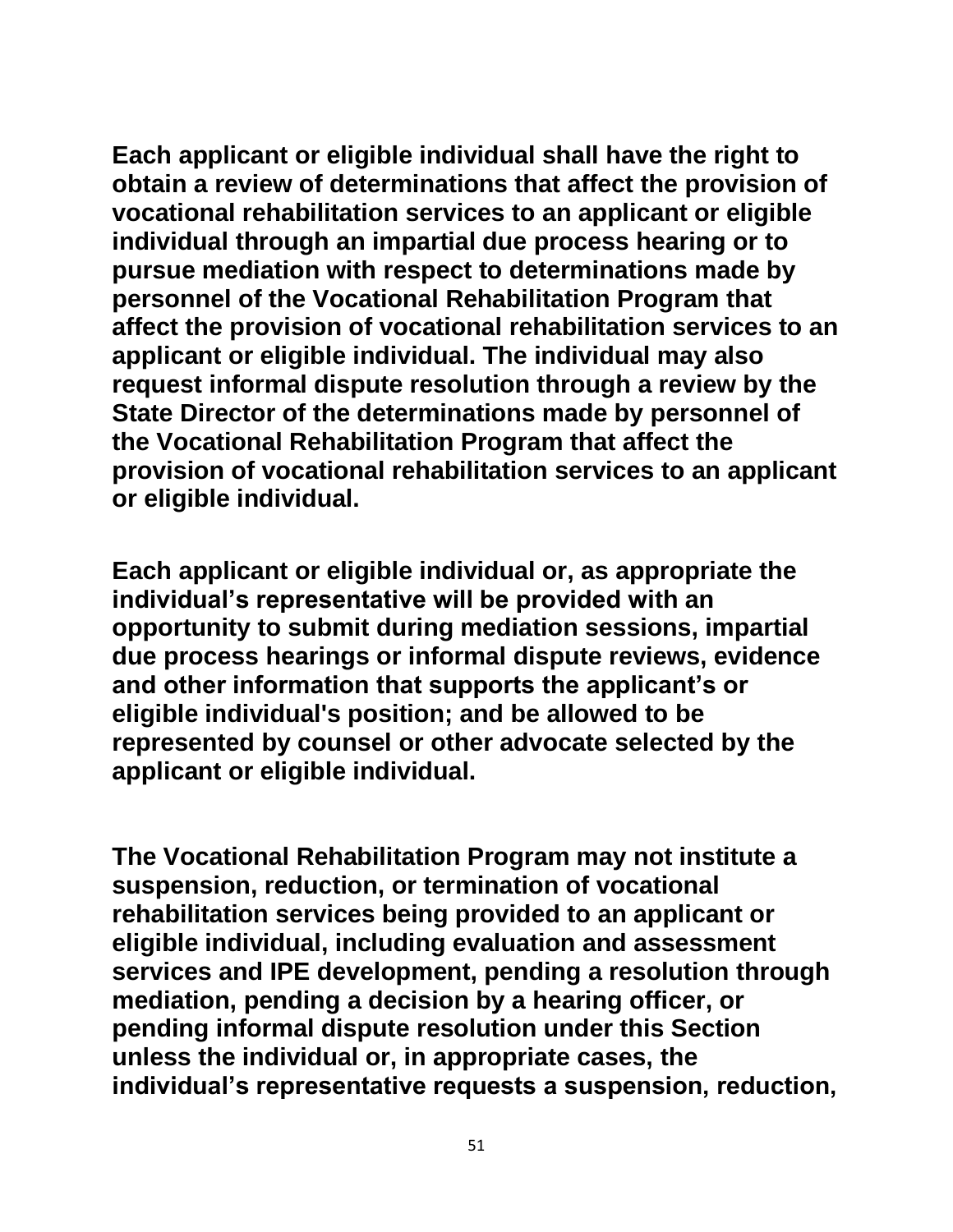**Each applicant or eligible individual shall have the right to obtain a review of determinations that affect the provision of vocational rehabilitation services to an applicant or eligible individual through an impartial due process hearing or to pursue mediation with respect to determinations made by personnel of the Vocational Rehabilitation Program that affect the provision of vocational rehabilitation services to an applicant or eligible individual. The individual may also request informal dispute resolution through a review by the State Director of the determinations made by personnel of the Vocational Rehabilitation Program that affect the provision of vocational rehabilitation services to an applicant or eligible individual.**

**Each applicant or eligible individual or, as appropriate the individual's representative will be provided with an opportunity to submit during mediation sessions, impartial due process hearings or informal dispute reviews, evidence and other information that supports the applicant's or eligible individual's position; and be allowed to be represented by counsel or other advocate selected by the applicant or eligible individual.**

**The Vocational Rehabilitation Program may not institute a suspension, reduction, or termination of vocational rehabilitation services being provided to an applicant or eligible individual, including evaluation and assessment services and IPE development, pending a resolution through mediation, pending a decision by a hearing officer, or pending informal dispute resolution under this Section unless the individual or, in appropriate cases, the individual's representative requests a suspension, reduction,**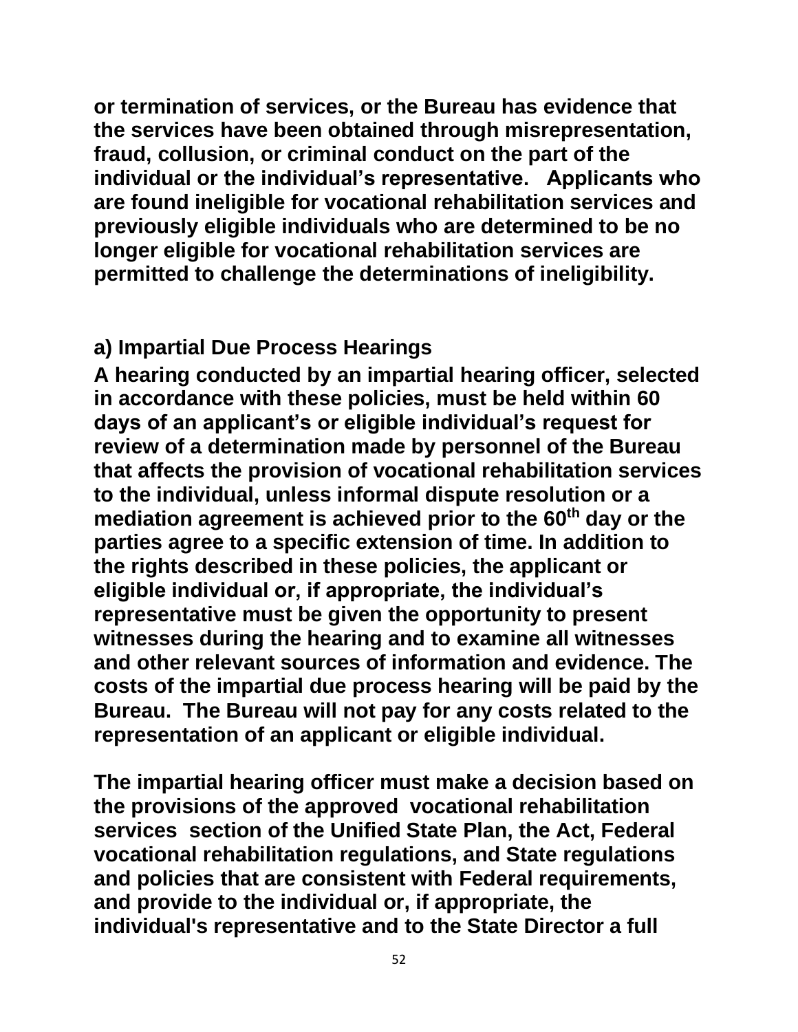**or termination of services, or the Bureau has evidence that the services have been obtained through misrepresentation, fraud, collusion, or criminal conduct on the part of the individual or the individual's representative. Applicants who are found ineligible for vocational rehabilitation services and previously eligible individuals who are determined to be no longer eligible for vocational rehabilitation services are permitted to challenge the determinations of ineligibility.**

### a) Impartial Due Process Hearings

**A hearing conducted by an impartial hearing officer, selected in accordance with these policies, must be held within 60 days of an applicant's or eligible individual's request for review of a determination made by personnel of the Bureau that affects the provision of vocational rehabilitation services to the individual, unless informal dispute resolution or a mediation agreement is achieved prior to the 60th day or the parties agree to a specific extension of time. In addition to the rights described in these policies, the applicant or eligible individual or, if appropriate, the individual's representative must be given the opportunity to present witnesses during the hearing and to examine all witnesses and other relevant sources of information and evidence. The costs of the impartial due process hearing will be paid by the Bureau. The Bureau will not pay for any costs related to the representation of an applicant or eligible individual.**

**The impartial hearing officer must make a decision based on the provisions of the approved vocational rehabilitation services section of the Unified State Plan, the Act, Federal vocational rehabilitation regulations, and State regulations and policies that are consistent with Federal requirements, and provide to the individual or, if appropriate, the individual's representative and to the State Director a full**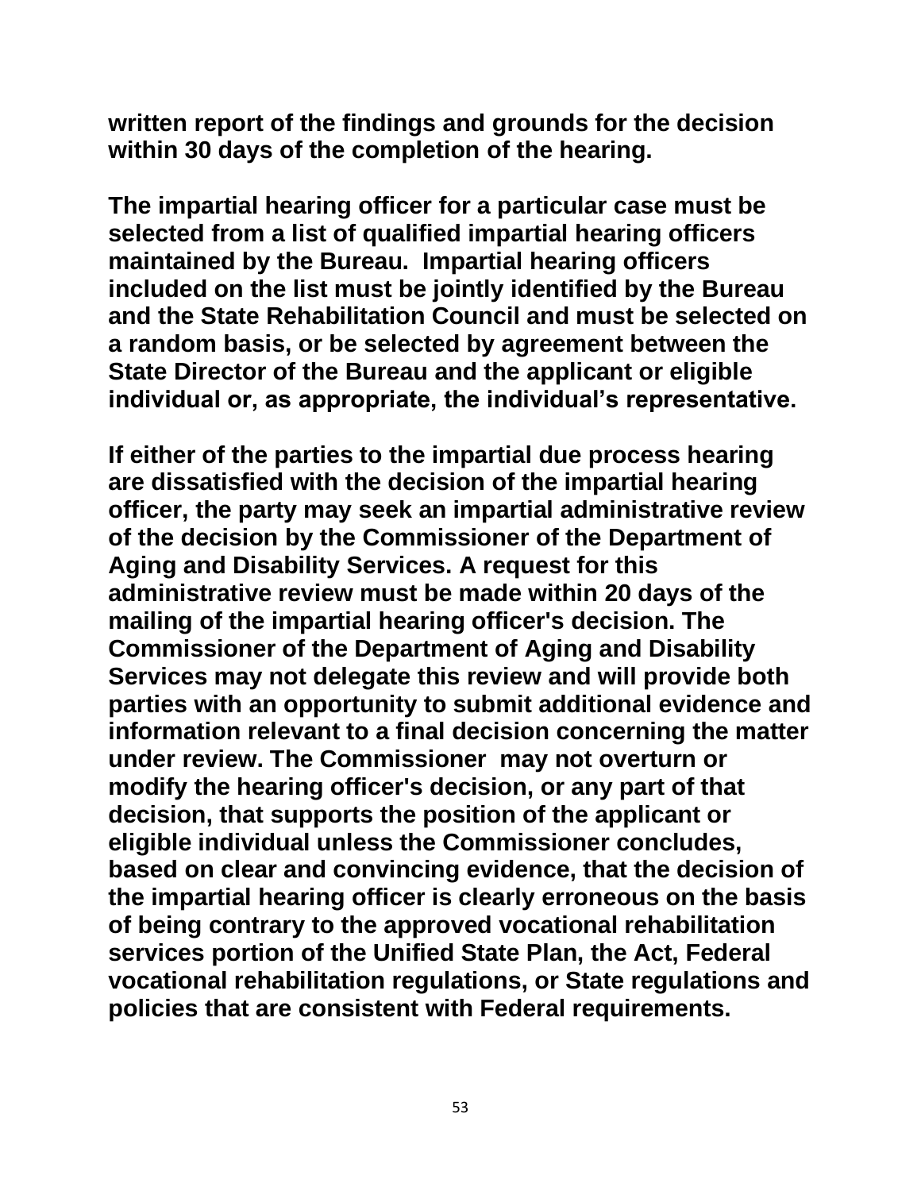**written report of the findings and grounds for the decision within 30 days of the completion of the hearing.**

**The impartial hearing officer for a particular case must be selected from a list of qualified impartial hearing officers maintained by the Bureau. Impartial hearing officers included on the list must be jointly identified by the Bureau and the State Rehabilitation Council and must be selected on a random basis, or be selected by agreement between the State Director of the Bureau and the applicant or eligible individual or, as appropriate, the individual's representative.**

**If either of the parties to the impartial due process hearing are dissatisfied with the decision of the impartial hearing officer, the party may seek an impartial administrative review of the decision by the Commissioner of the Department of Aging and Disability Services. A request for this administrative review must be made within 20 days of the mailing of the impartial hearing officer's decision. The Commissioner of the Department of Aging and Disability Services may not delegate this review and will provide both parties with an opportunity to submit additional evidence and information relevant to a final decision concerning the matter under review. The Commissioner may not overturn or modify the hearing officer's decision, or any part of that decision, that supports the position of the applicant or eligible individual unless the Commissioner concludes, based on clear and convincing evidence, that the decision of the impartial hearing officer is clearly erroneous on the basis of being contrary to the approved vocational rehabilitation services portion of the Unified State Plan, the Act, Federal vocational rehabilitation regulations, or State regulations and policies that are consistent with Federal requirements.**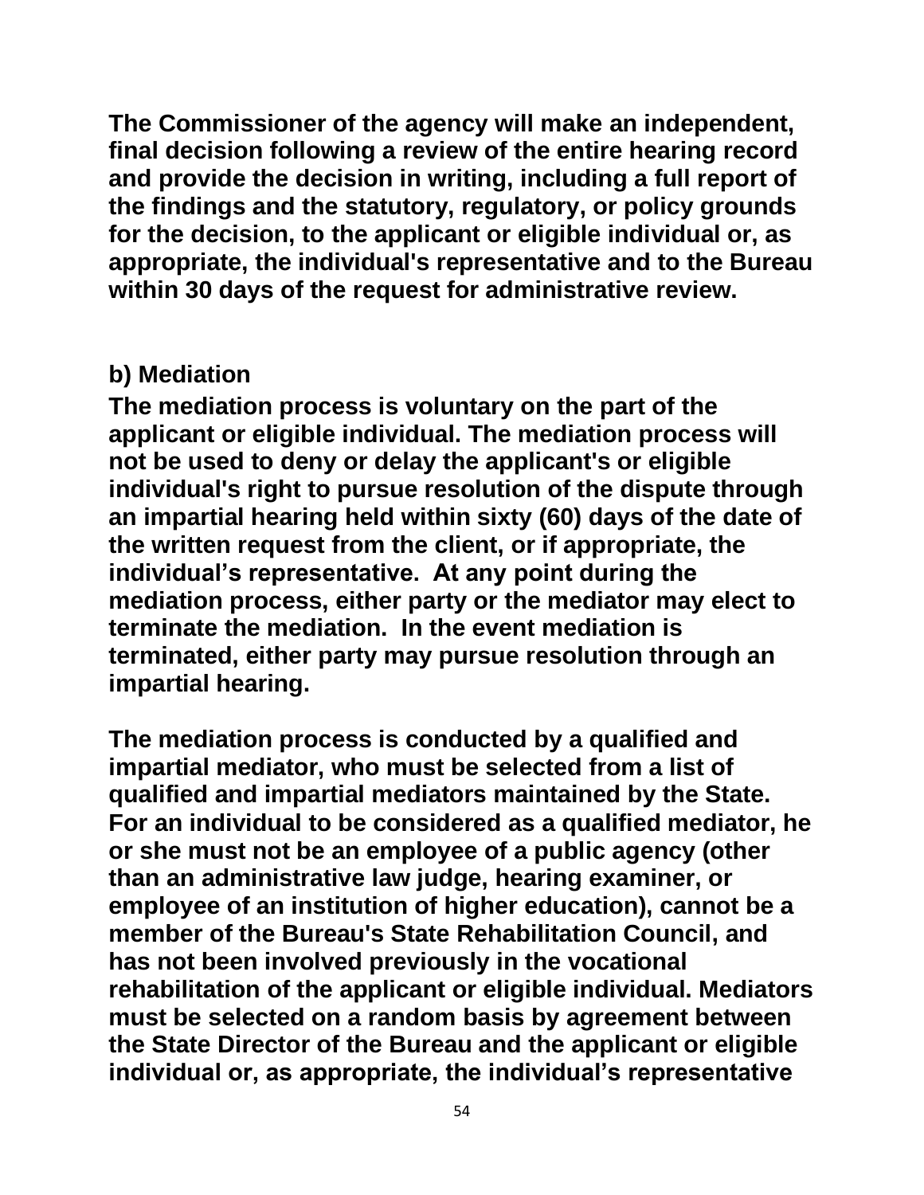**The Commissioner of the agency will make an independent, final decision following a review of the entire hearing record and provide the decision in writing, including a full report of the findings and the statutory, regulatory, or policy grounds for the decision, to the applicant or eligible individual or, as appropriate, the individual's representative and to the Bureau within 30 days of the request for administrative review.**

**b) Mediation**

**The mediation process is voluntary on the part of the applicant or eligible individual. The mediation process will not be used to deny or delay the applicant's or eligible individual's right to pursue resolution of the dispute through an impartial hearing held within sixty (60) days of the date of the written request from the client, or if appropriate, the individual's representative. At any point during the mediation process, either party or the mediator may elect to terminate the mediation. In the event mediation is terminated, either party may pursue resolution through an impartial hearing.**

**The mediation process is conducted by a qualified and impartial mediator, who must be selected from a list of qualified and impartial mediators maintained by the State. For an individual to be considered as a qualified mediator, he or she must not be an employee of a public agency (other than an administrative law judge, hearing examiner, or employee of an institution of higher education), cannot be a member of the Bureau's State Rehabilitation Council, and has not been involved previously in the vocational rehabilitation of the applicant or eligible individual. Mediators must be selected on a random basis by agreement between the State Director of the Bureau and the applicant or eligible individual or, as appropriate, the individual's representative**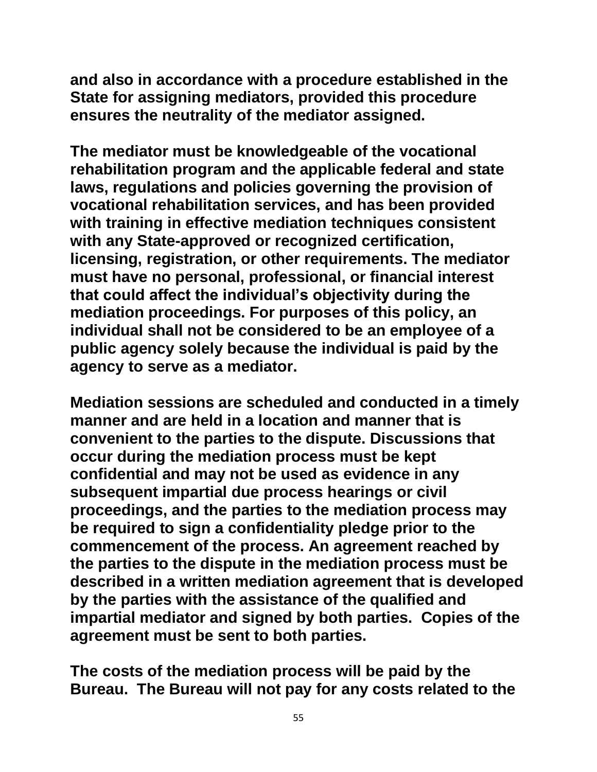**and also in accordance with a procedure established in the State for assigning mediators, provided this procedure ensures the neutrality of the mediator assigned.**

**The mediator must be knowledgeable of the vocational rehabilitation program and the applicable federal and state laws, regulations and policies governing the provision of vocational rehabilitation services, and has been provided with training in effective mediation techniques consistent with any State-approved or recognized certification, licensing, registration, or other requirements. The mediator must have no personal, professional, or financial interest that could affect the individual's objectivity during the mediation proceedings. For purposes of this policy, an individual shall not be considered to be an employee of a public agency solely because the individual is paid by the agency to serve as a mediator.**

**Mediation sessions are scheduled and conducted in a timely manner and are held in a location and manner that is convenient to the parties to the dispute. Discussions that occur during the mediation process must be kept confidential and may not be used as evidence in any subsequent impartial due process hearings or civil proceedings, and the parties to the mediation process may be required to sign a confidentiality pledge prior to the commencement of the process. An agreement reached by the parties to the dispute in the mediation process must be described in a written mediation agreement that is developed by the parties with the assistance of the qualified and impartial mediator and signed by both parties. Copies of the agreement must be sent to both parties.**

**The costs of the mediation process will be paid by the Bureau. The Bureau will not pay for any costs related to the**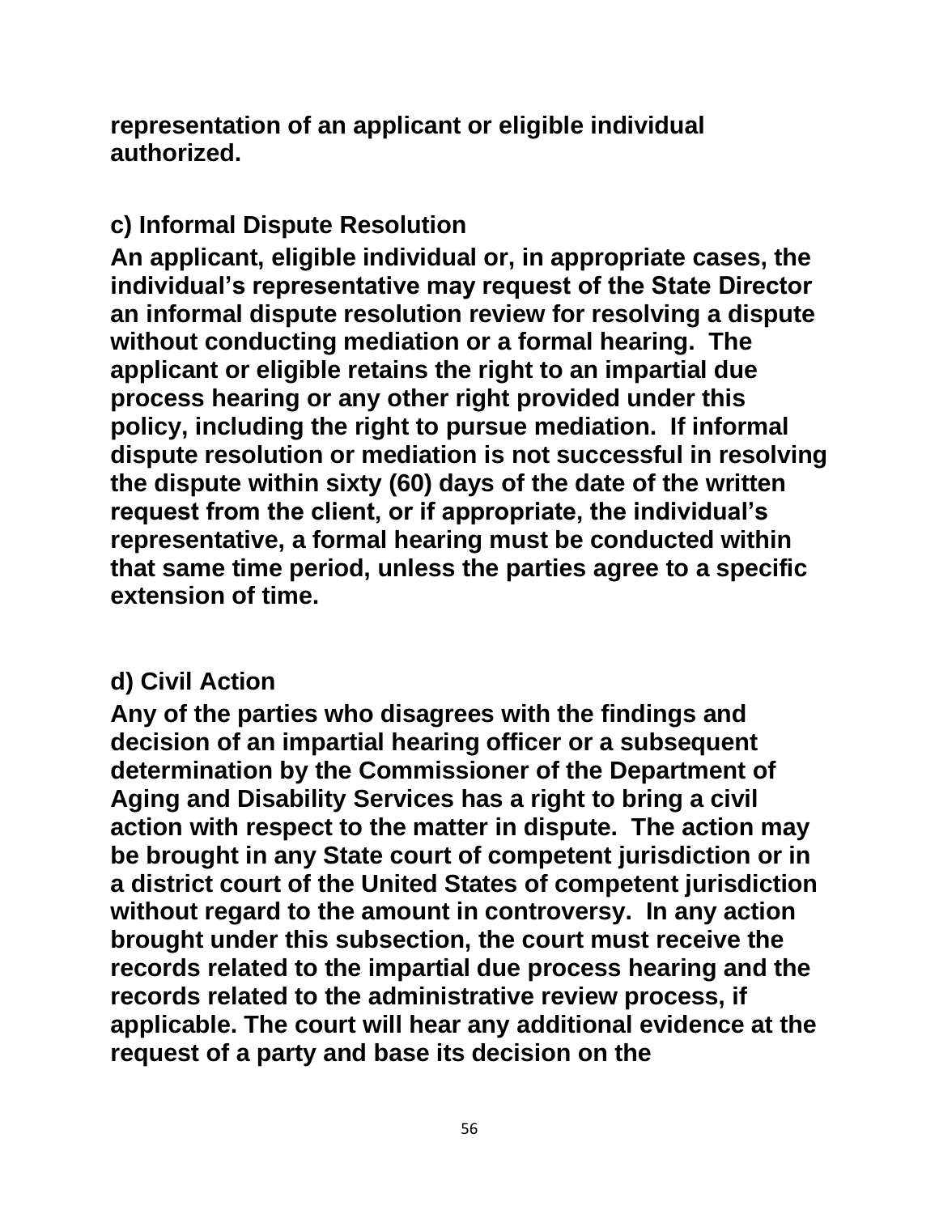**representation of an applicant or eligible individual authorized.**

### c) Informal Dispute Resolution

**An applicant, eligible individual or, in appropriate cases, the individual's representative may request of the State Director an informal dispute resolution review for resolving a dispute without conducting mediation or a formal hearing. The applicant or eligible retains the right to an impartial due process hearing or any other right provided under this policy, including the right to pursue mediation. If informal dispute resolution or mediation is not successful in resolving the dispute within sixty (60) days of the date of the written request from the client, or if appropriate, the individual's representative, a formal hearing must be conducted within that same time period, unless the parties agree to a specific extension of time.**

### d) Civil Action

**Any of the parties who disagrees with the findings and decision of an impartial hearing officer or a subsequent determination by the Commissioner of the Department of Aging and Disability Services has a right to bring a civil action with respect to the matter in dispute. The action may be brought in any State court of competent jurisdiction or in a district court of the United States of competent jurisdiction without regard to the amount in controversy. In any action brought under this subsection, the court must receive the records related to the impartial due process hearing and the records related to the administrative review process, if applicable. The court will hear any additional evidence at the request of a party and base its decision on the**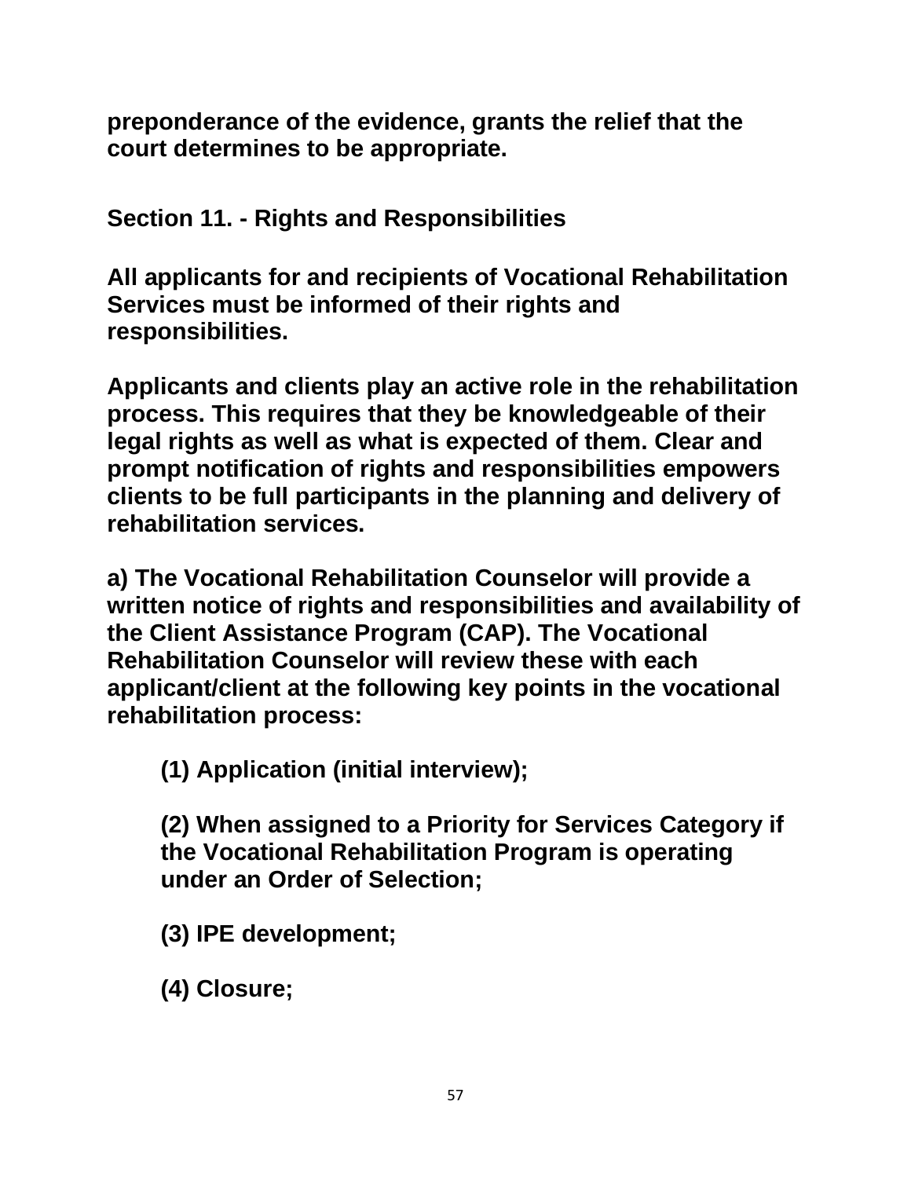**preponderance of the evidence, grants the relief that the court determines to be appropriate.**

## Section 11. - Rights and Responsibilities

**All applicants for and recipients of Vocational Rehabilitation Services must be informed of their rights and responsibilities.**

**Applicants and clients play an active role in the rehabilitation process. This requires that they be knowledgeable of their legal rights as well as what is expected of them. Clear and prompt notification of rights and responsibilities empowers clients to be full participants in the planning and delivery of rehabilitation services.**

**a) The Vocational Rehabilitation Counselor will provide a written notice of rights and responsibilities and availability of the Client Assistance Program (CAP). The Vocational Rehabilitation Counselor will review these with each applicant/client at the following key points in the vocational rehabilitation process:**

> **(1) Application (initial interview);**
>
> **(2) When assigned to a Priority for Services Category if the Vocational Rehabilitation Program is operating under an Order of Selection;**
>
> **(3) IPE development;**
>
> **(4) Closure;**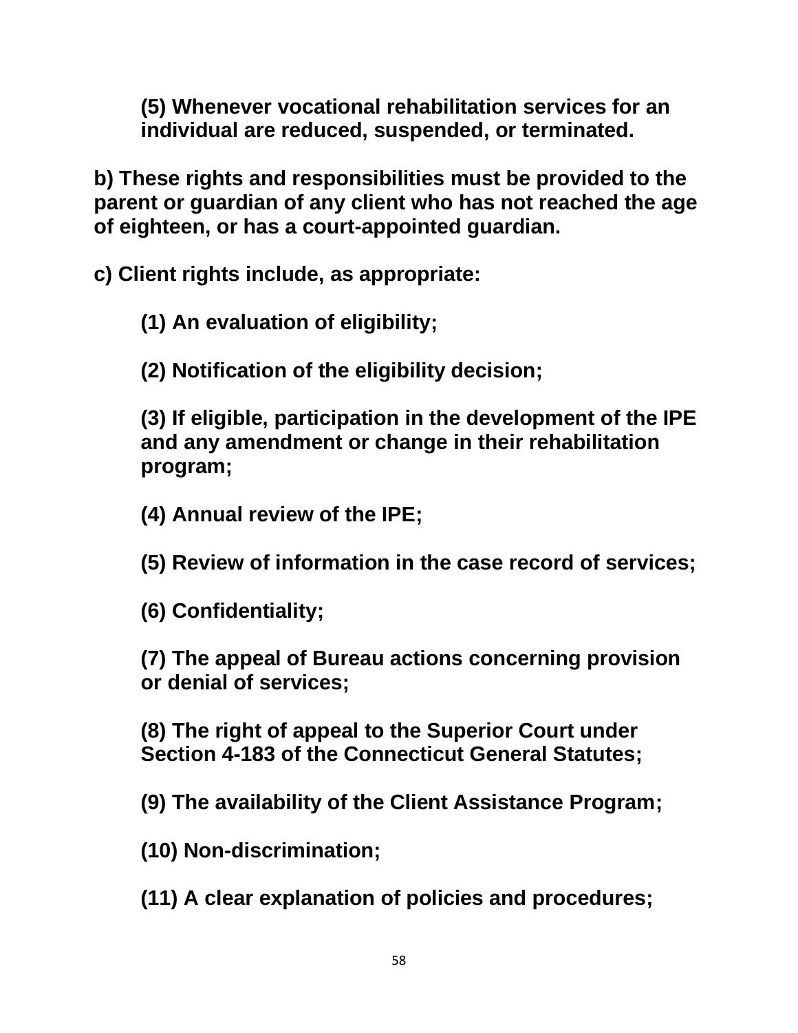**(5) Whenever vocational rehabilitation services for an individual are reduced, suspended, or terminated.**

**b) These rights and responsibilities must be provided to the parent or guardian of any client who has not reached the age of eighteen, or has a court-appointed guardian.**

**c) Client rights include, as appropriate:**

**(1) An evaluation of eligibility;**

**(2) Notification of the eligibility decision;**

**(3) If eligible, participation in the development of the IPE and any amendment or change in their rehabilitation program;**

**(4) Annual review of the IPE;**

**(5) Review of information in the case record of services;**

**(6) Confidentiality;**

**(7) The appeal of Bureau actions concerning provision or denial of services;**

**(8) The right of appeal to the Superior Court under Section 4-183 of the Connecticut General Statutes;**

**(9) The availability of the Client Assistance Program;**

**(10) Non-discrimination;**

**(11) A clear explanation of policies and procedures;**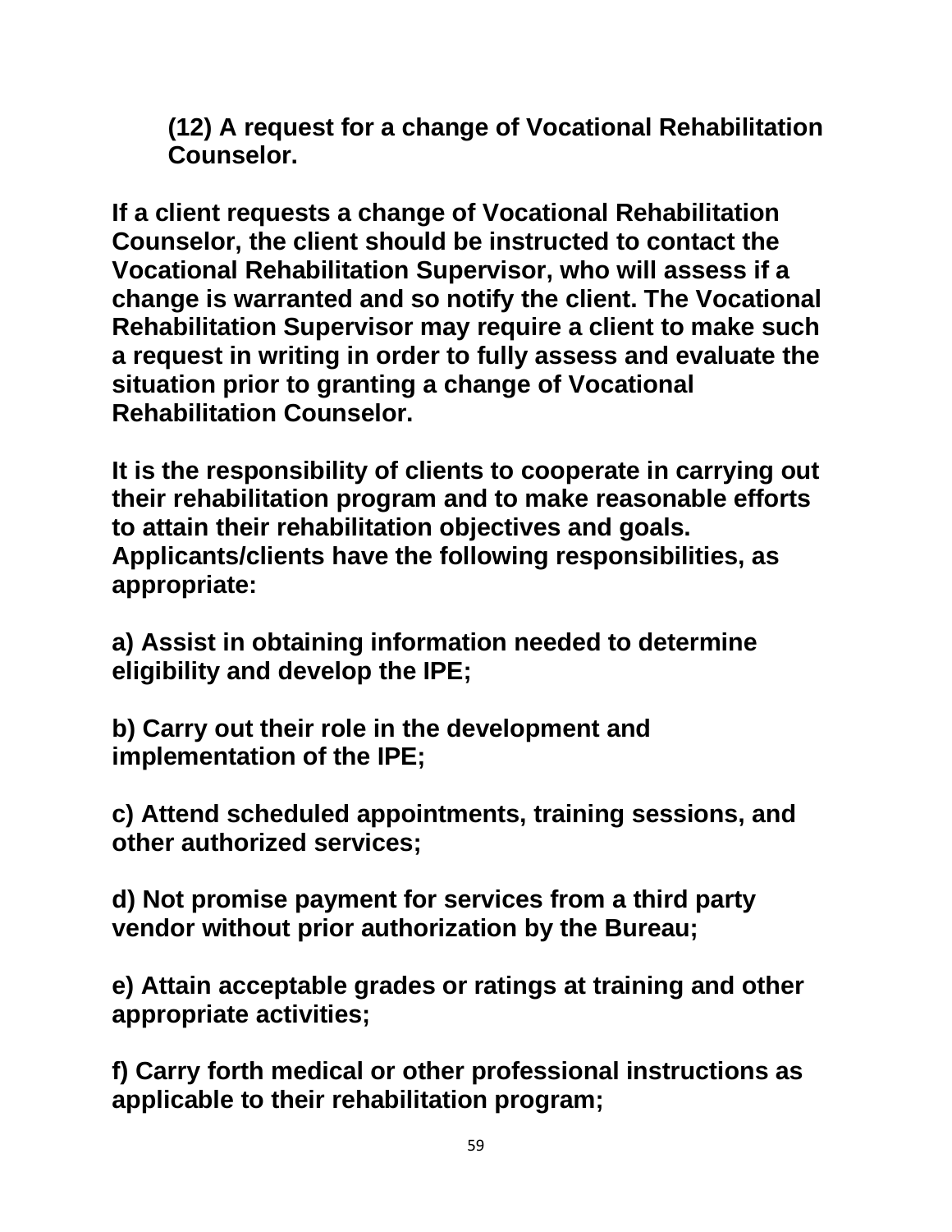**(12) A request for a change of Vocational Rehabilitation Counselor.**

**If a client requests a change of Vocational Rehabilitation Counselor, the client should be instructed to contact the Vocational Rehabilitation Supervisor, who will assess if a change is warranted and so notify the client. The Vocational Rehabilitation Supervisor may require a client to make such a request in writing in order to fully assess and evaluate the situation prior to granting a change of Vocational Rehabilitation Counselor.**

**It is the responsibility of clients to cooperate in carrying out their rehabilitation program and to make reasonable efforts to attain their rehabilitation objectives and goals. Applicants/clients have the following responsibilities, as appropriate:**

**a) Assist in obtaining information needed to determine eligibility and develop the IPE;**

**b) Carry out their role in the development and implementation of the IPE;**

**c) Attend scheduled appointments, training sessions, and other authorized services;**

**d) Not promise payment for services from a third party vendor without prior authorization by the Bureau;**

**e) Attain acceptable grades or ratings at training and other appropriate activities;**

**f) Carry forth medical or other professional instructions as applicable to their rehabilitation program;**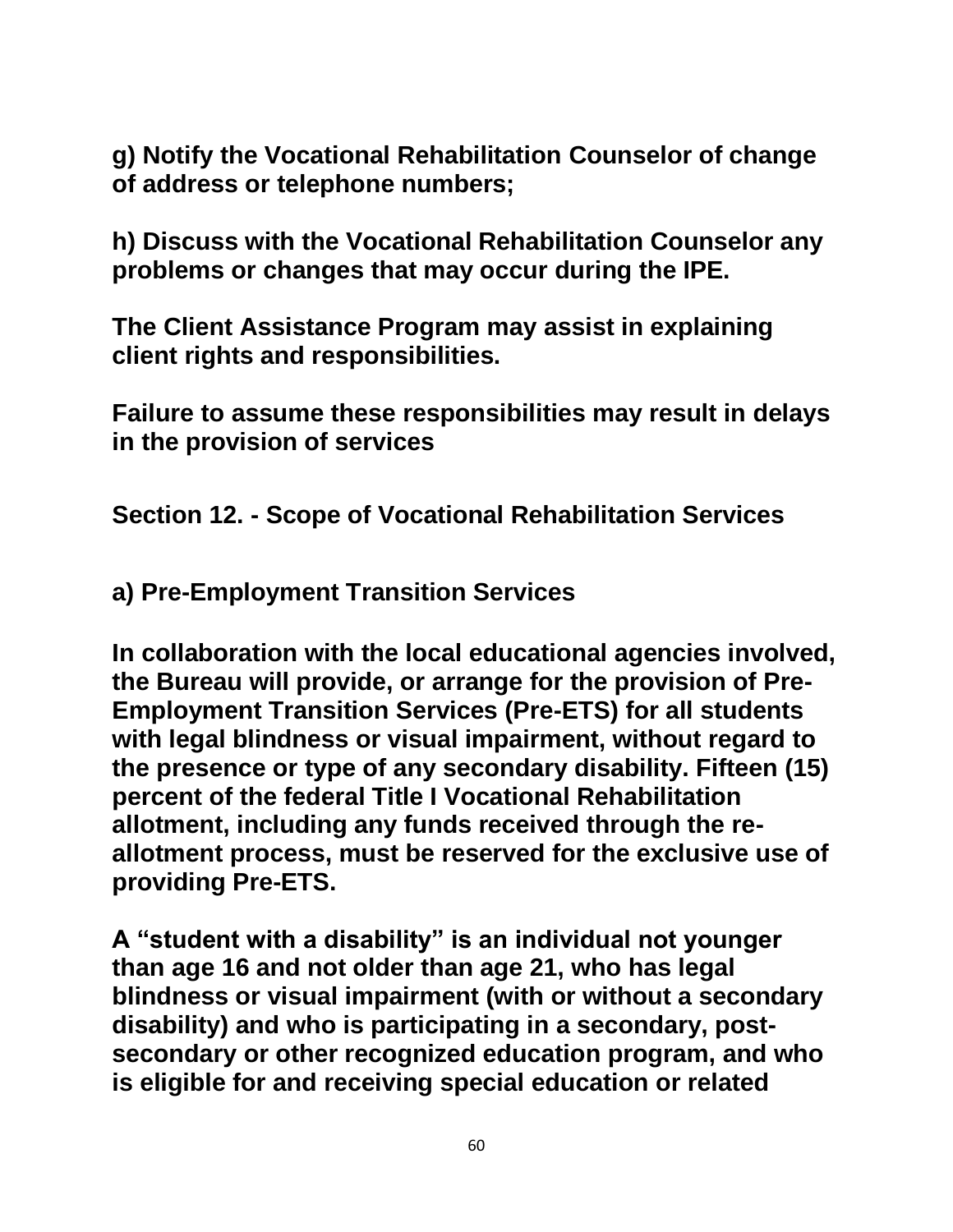**g) Notify the Vocational Rehabilitation Counselor of change of address or telephone numbers;**

**h) Discuss with the Vocational Rehabilitation Counselor any problems or changes that may occur during the IPE.**

**The Client Assistance Program may assist in explaining client rights and responsibilities.**

**Failure to assume these responsibilities may result in delays in the provision of services**

## Section 12. - Scope of Vocational Rehabilitation Services

### a) Pre-Employment Transition Services

**In collaboration with the local educational agencies involved, the Bureau will provide, or arrange for the provision of Pre-Employment Transition Services (Pre-ETS) for all students with legal blindness or visual impairment, without regard to the presence or type of any secondary disability. Fifteen (15) percent of the federal Title I Vocational Rehabilitation allotment, including any funds received through the re-allotment process, must be reserved for the exclusive use of providing Pre-ETS.**

**A "student with a disability" is an individual not younger than age 16 and not older than age 21, who has legal blindness or visual impairment (with or without a secondary disability) and who is participating in a secondary, post-secondary or other recognized education program, and who is eligible for and receiving special education or related**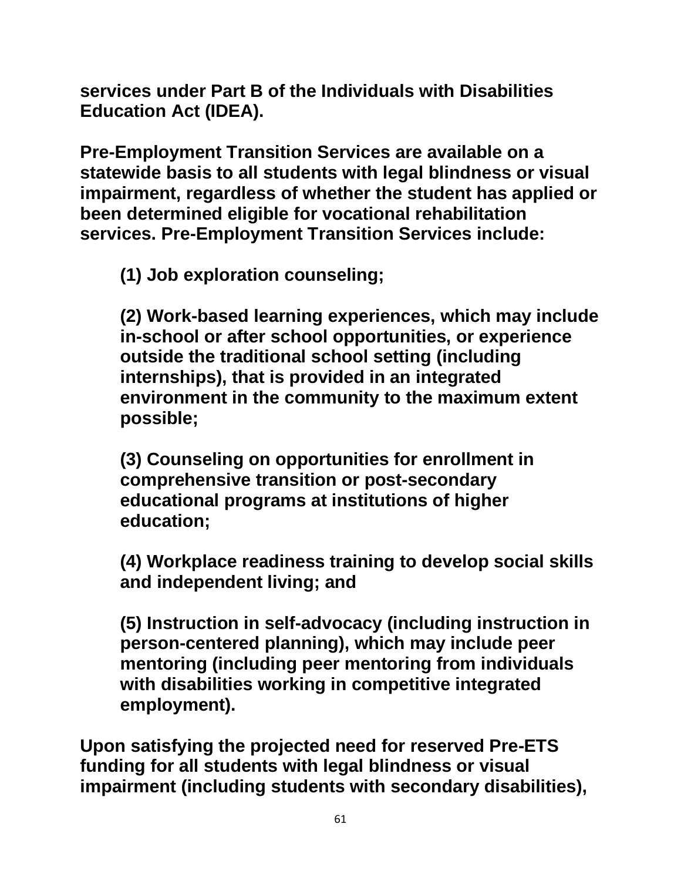**services under Part B of the Individuals with Disabilities Education Act (IDEA).**

**Pre-Employment Transition Services are available on a statewide basis to all students with legal blindness or visual impairment, regardless of whether the student has applied or been determined eligible for vocational rehabilitation services. Pre-Employment Transition Services include:**

> **(1) Job exploration counseling;**
>
> **(2) Work-based learning experiences, which may include in-school or after school opportunities, or experience outside the traditional school setting (including internships), that is provided in an integrated environment in the community to the maximum extent possible;**
>
> **(3) Counseling on opportunities for enrollment in comprehensive transition or post-secondary educational programs at institutions of higher education;**
>
> **(4) Workplace readiness training to develop social skills and independent living; and**
>
> **(5) Instruction in self-advocacy (including instruction in person-centered planning), which may include peer mentoring (including peer mentoring from individuals with disabilities working in competitive integrated employment).**

**Upon satisfying the projected need for reserved Pre-ETS funding for all students with legal blindness or visual impairment (including students with secondary disabilities),**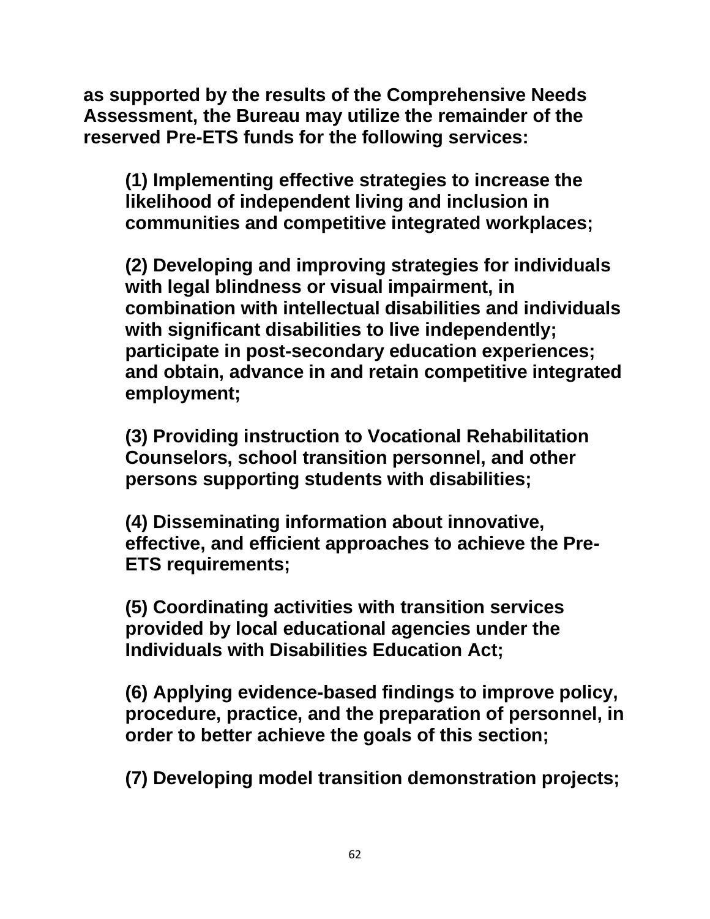**as supported by the results of the Comprehensive Needs Assessment, the Bureau may utilize the remainder of the reserved Pre-ETS funds for the following services:**

> **(1) Implementing effective strategies to increase the likelihood of independent living and inclusion in communities and competitive integrated workplaces;**
>
> **(2) Developing and improving strategies for individuals with legal blindness or visual impairment, in combination with intellectual disabilities and individuals with significant disabilities to live independently; participate in post-secondary education experiences; and obtain, advance in and retain competitive integrated employment;**
>
> **(3) Providing instruction to Vocational Rehabilitation Counselors, school transition personnel, and other persons supporting students with disabilities;**
>
> **(4) Disseminating information about innovative, effective, and efficient approaches to achieve the Pre-ETS requirements;**
>
> **(5) Coordinating activities with transition services provided by local educational agencies under the Individuals with Disabilities Education Act;**
>
> **(6) Applying evidence-based findings to improve policy, procedure, practice, and the preparation of personnel, in order to better achieve the goals of this section;**
>
> **(7) Developing model transition demonstration projects;**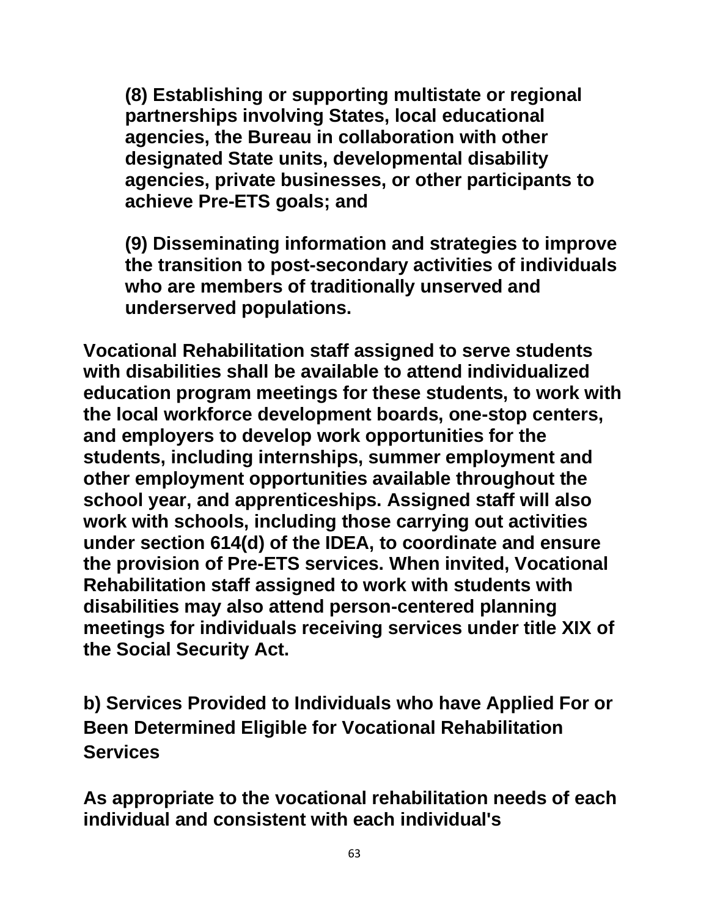**(8) Establishing or supporting multistate or regional partnerships involving States, local educational agencies, the Bureau in collaboration with other designated State units, developmental disability agencies, private businesses, or other participants to achieve Pre-ETS goals; and**

**(9) Disseminating information and strategies to improve the transition to post-secondary activities of individuals who are members of traditionally unserved and underserved populations.**

**Vocational Rehabilitation staff assigned to serve students with disabilities shall be available to attend individualized education program meetings for these students, to work with the local workforce development boards, one-stop centers, and employers to develop work opportunities for the students, including internships, summer employment and other employment opportunities available throughout the school year, and apprenticeships. Assigned staff will also work with schools, including those carrying out activities under section 614(d) of the IDEA, to coordinate and ensure the provision of Pre-ETS services. When invited, Vocational Rehabilitation staff assigned to work with students with disabilities may also attend person-centered planning meetings for individuals receiving services under title XIX of the Social Security Act.**

**b) Services Provided to Individuals who have Applied For or Been Determined Eligible for Vocational Rehabilitation Services**

**As appropriate to the vocational rehabilitation needs of each individual and consistent with each individual's**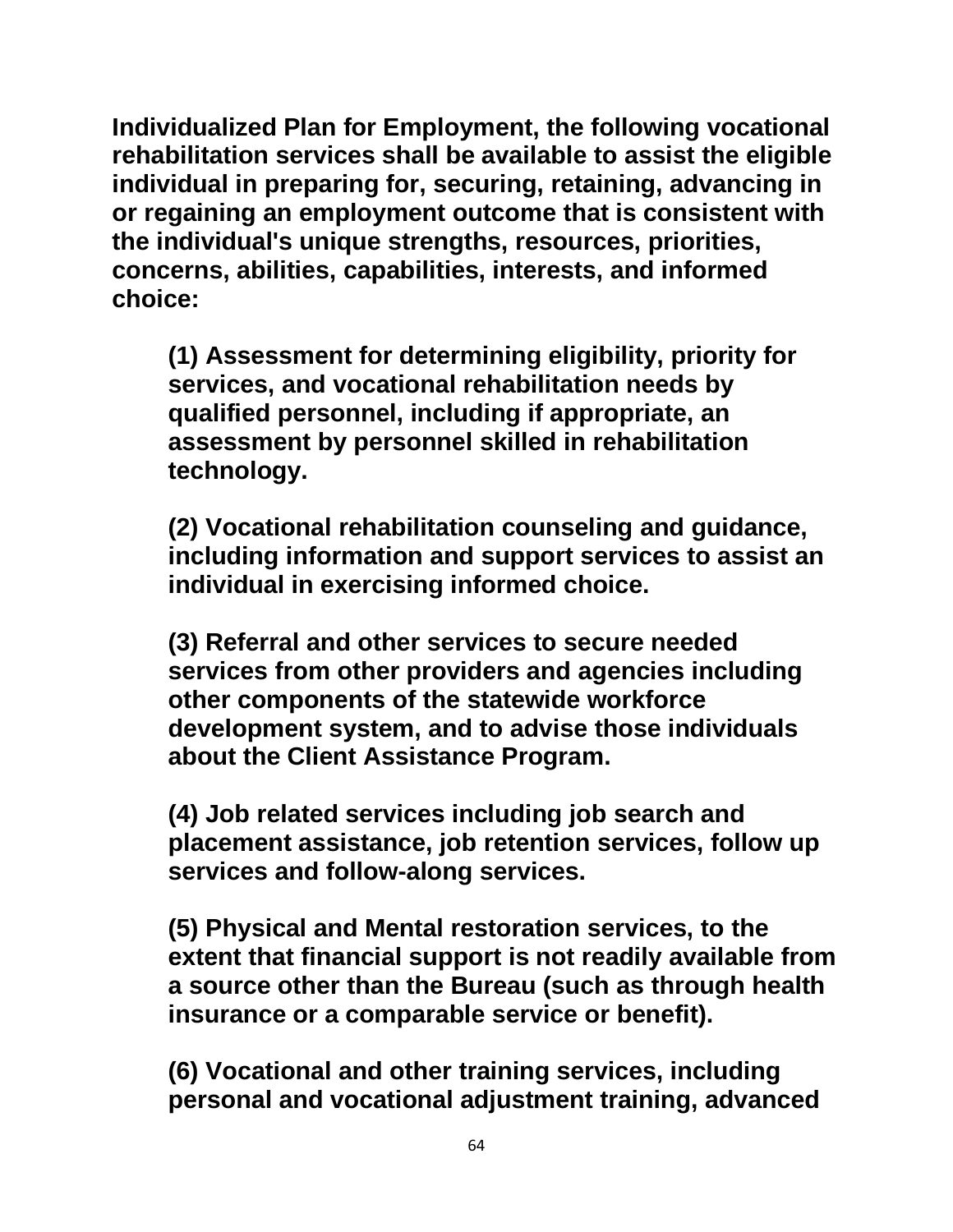**Individualized Plan for Employment, the following vocational rehabilitation services shall be available to assist the eligible individual in preparing for, securing, retaining, advancing in or regaining an employment outcome that is consistent with the individual's unique strengths, resources, priorities, concerns, abilities, capabilities, interests, and informed choice:**

> **(1) Assessment for determining eligibility, priority for services, and vocational rehabilitation needs by qualified personnel, including if appropriate, an assessment by personnel skilled in rehabilitation technology.**
>
> **(2) Vocational rehabilitation counseling and guidance, including information and support services to assist an individual in exercising informed choice.**
>
> **(3) Referral and other services to secure needed services from other providers and agencies including other components of the statewide workforce development system, and to advise those individuals about the Client Assistance Program.**
>
> **(4) Job related services including job search and placement assistance, job retention services, follow up services and follow-along services.**
>
> **(5) Physical and Mental restoration services, to the extent that financial support is not readily available from a source other than the Bureau (such as through health insurance or a comparable service or benefit).**
>
> **(6) Vocational and other training services, including personal and vocational adjustment training, advanced**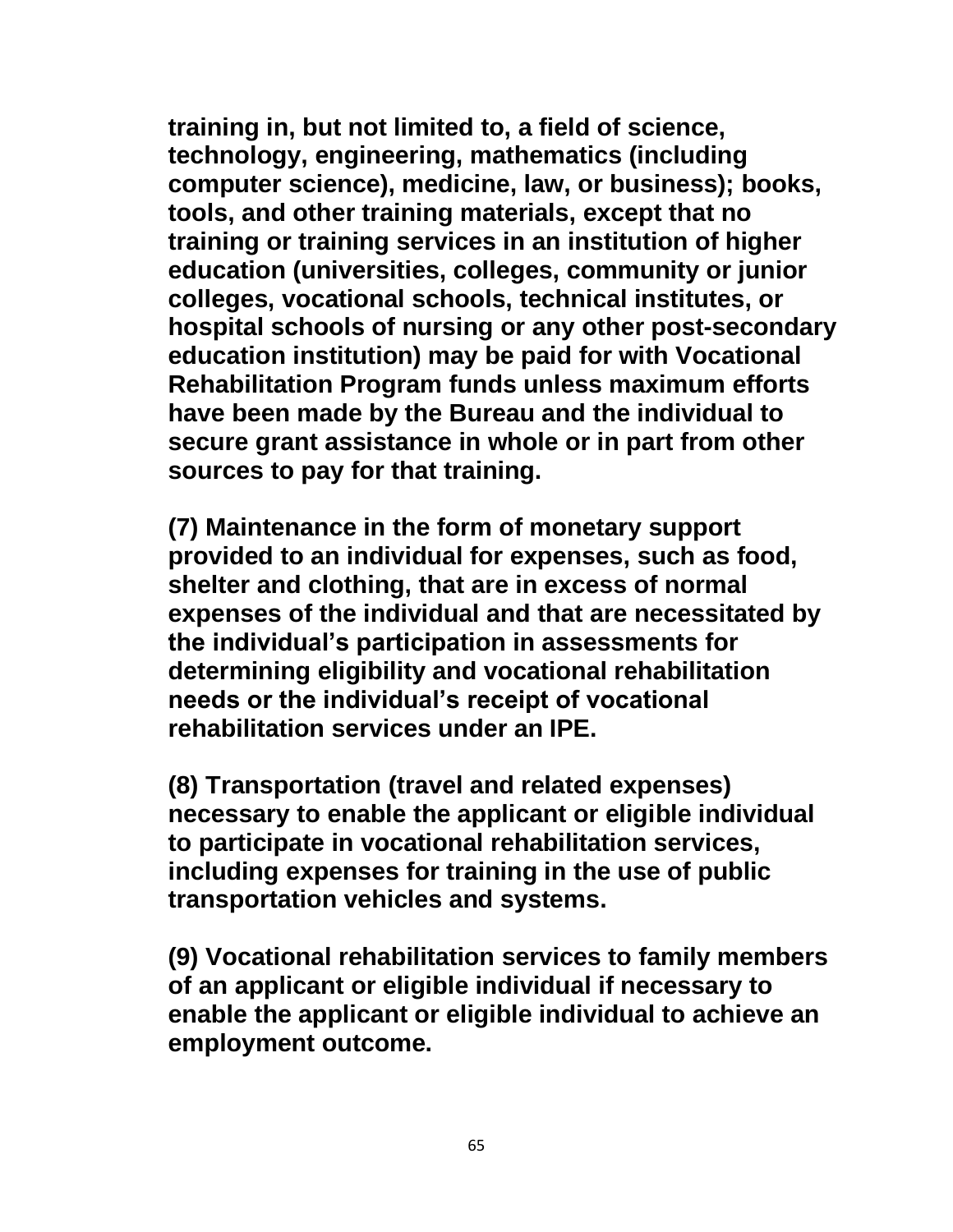**training in, but not limited to, a field of science, technology, engineering, mathematics (including computer science), medicine, law, or business); books, tools, and other training materials, except that no training or training services in an institution of higher education (universities, colleges, community or junior colleges, vocational schools, technical institutes, or hospital schools of nursing or any other post-secondary education institution) may be paid for with Vocational Rehabilitation Program funds unless maximum efforts have been made by the Bureau and the individual to secure grant assistance in whole or in part from other sources to pay for that training.**

**(7) Maintenance in the form of monetary support provided to an individual for expenses, such as food, shelter and clothing, that are in excess of normal expenses of the individual and that are necessitated by the individual's participation in assessments for determining eligibility and vocational rehabilitation needs or the individual's receipt of vocational rehabilitation services under an IPE.**

**(8) Transportation (travel and related expenses) necessary to enable the applicant or eligible individual to participate in vocational rehabilitation services, including expenses for training in the use of public transportation vehicles and systems.**

**(9) Vocational rehabilitation services to family members of an applicant or eligible individual if necessary to enable the applicant or eligible individual to achieve an employment outcome.**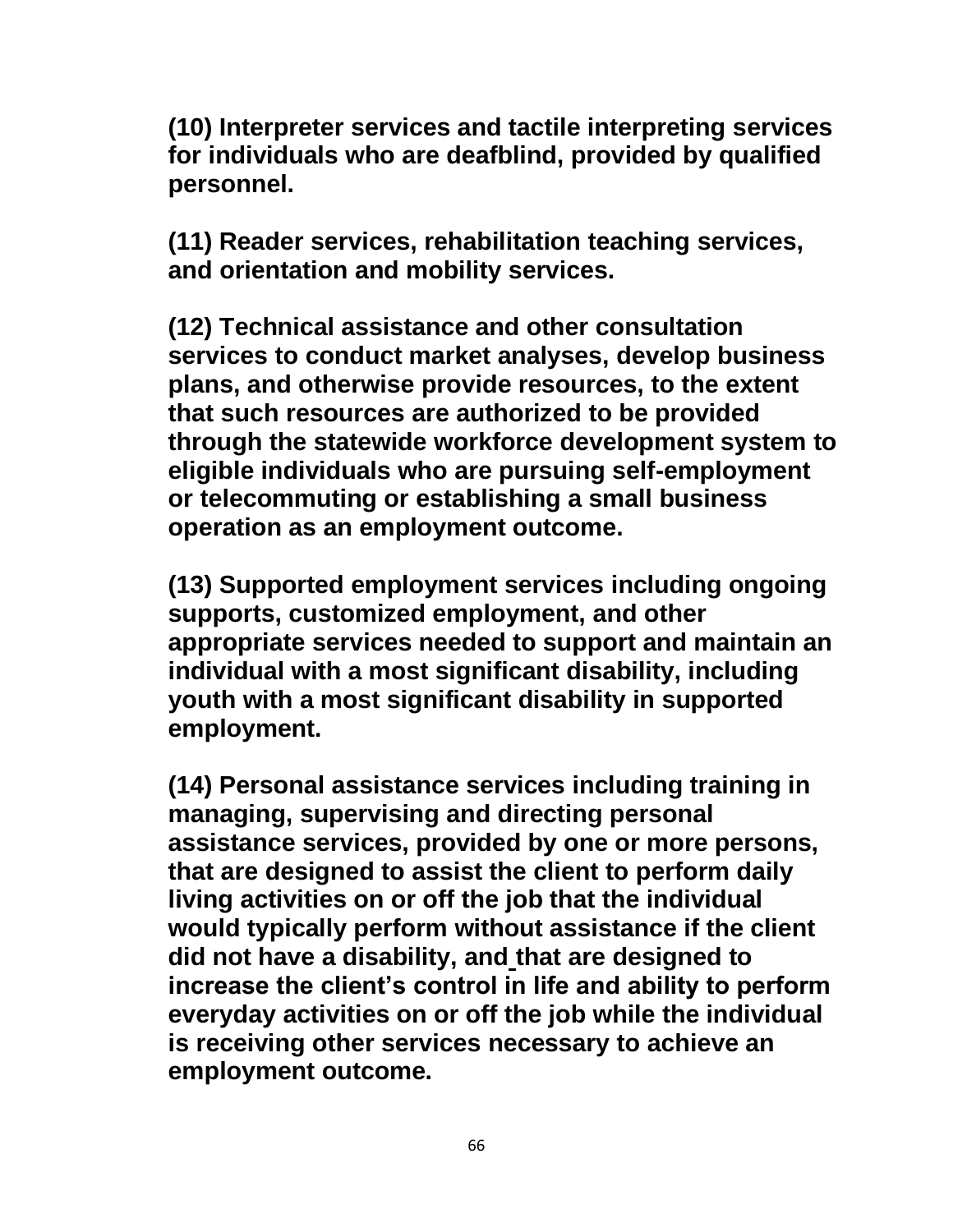**(10) Interpreter services and tactile interpreting services for individuals who are deafblind, provided by qualified personnel.**

**(11) Reader services, rehabilitation teaching services, and orientation and mobility services.**

**(12) Technical assistance and other consultation services to conduct market analyses, develop business plans, and otherwise provide resources, to the extent that such resources are authorized to be provided through the statewide workforce development system to eligible individuals who are pursuing self-employment or telecommuting or establishing a small business operation as an employment outcome.**

**(13) Supported employment services including ongoing supports, customized employment, and other appropriate services needed to support and maintain an individual with a most significant disability, including youth with a most significant disability in supported employment.**

**(14) Personal assistance services including training in managing, supervising and directing personal assistance services, provided by one or more persons, that are designed to assist the client to perform daily living activities on or off the job that the individual would typically perform without assistance if the client did not have a disability, and that are designed to increase the client's control in life and ability to perform everyday activities on or off the job while the individual is receiving other services necessary to achieve an employment outcome.**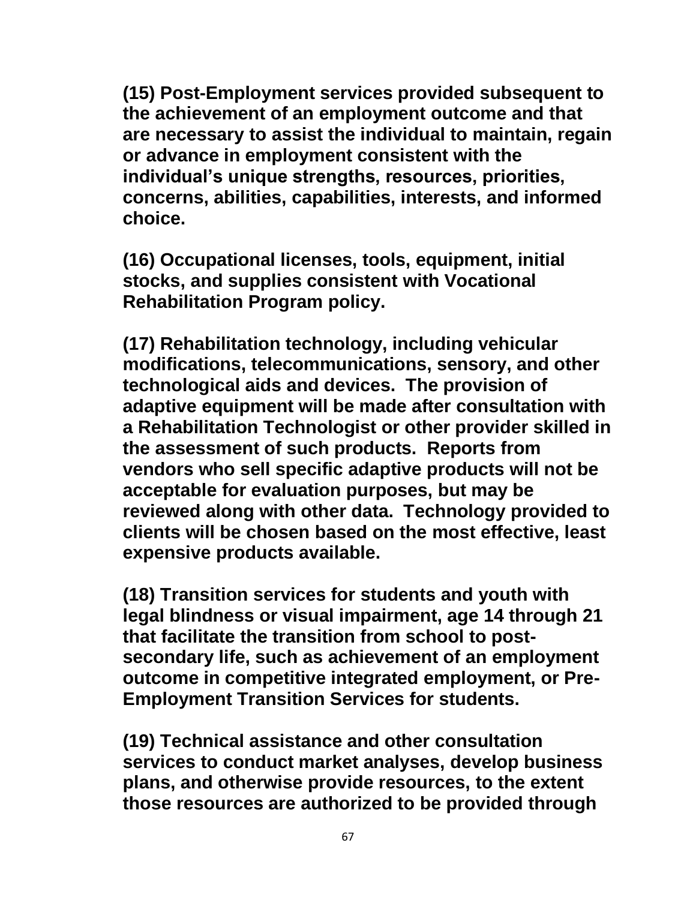**(15) Post-Employment services provided subsequent to the achievement of an employment outcome and that are necessary to assist the individual to maintain, regain or advance in employment consistent with the individual's unique strengths, resources, priorities, concerns, abilities, capabilities, interests, and informed choice.**

**(16) Occupational licenses, tools, equipment, initial stocks, and supplies consistent with Vocational Rehabilitation Program policy.**

**(17) Rehabilitation technology, including vehicular modifications, telecommunications, sensory, and other technological aids and devices. The provision of adaptive equipment will be made after consultation with a Rehabilitation Technologist or other provider skilled in the assessment of such products. Reports from vendors who sell specific adaptive products will not be acceptable for evaluation purposes, but may be reviewed along with other data. Technology provided to clients will be chosen based on the most effective, least expensive products available.**

**(18) Transition services for students and youth with legal blindness or visual impairment, age 14 through 21 that facilitate the transition from school to post-secondary life, such as achievement of an employment outcome in competitive integrated employment, or Pre-Employment Transition Services for students.**

**(19) Technical assistance and other consultation services to conduct market analyses, develop business plans, and otherwise provide resources, to the extent those resources are authorized to be provided through**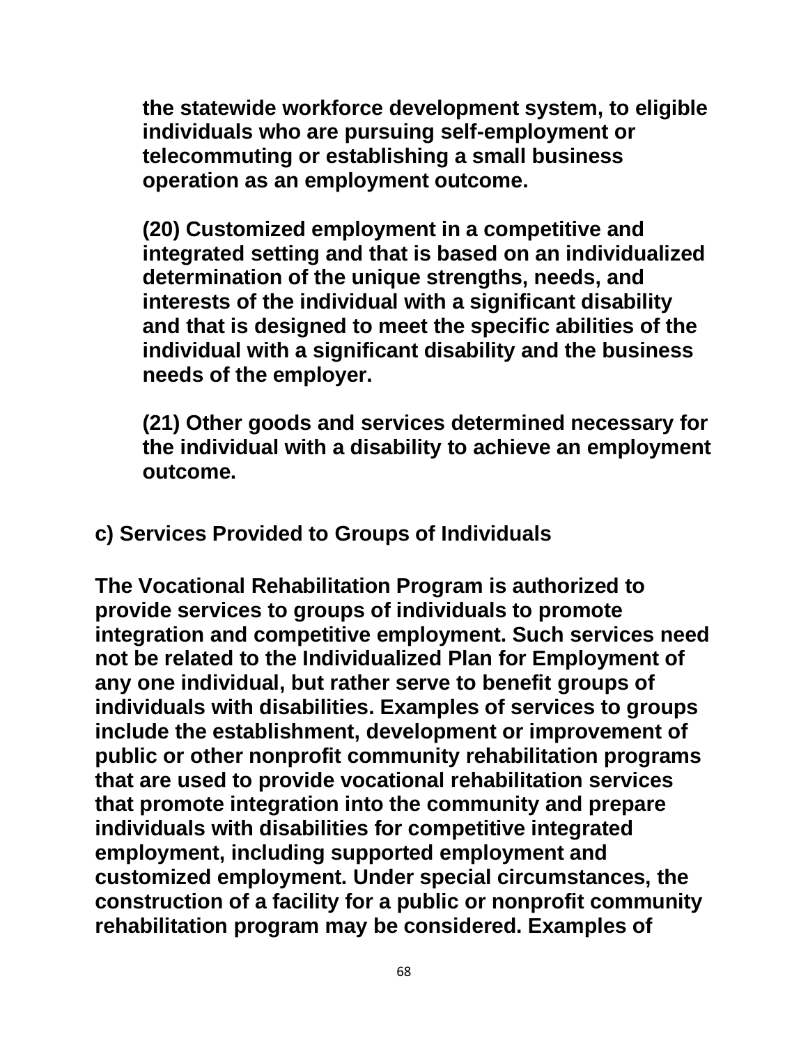the statewide workforce development system, to eligible individuals who are pursuing self-employment or telecommuting or establishing a small business operation as an employment outcome.

(20) Customized employment in a competitive and integrated setting and that is based on an individualized determination of the unique strengths, needs, and interests of the individual with a significant disability and that is designed to meet the specific abilities of the individual with a significant disability and the business needs of the employer.

(21) Other goods and services determined necessary for the individual with a disability to achieve an employment outcome.

### c) Services Provided to Groups of Individuals

The Vocational Rehabilitation Program is authorized to provide services to groups of individuals to promote integration and competitive employment. Such services need not be related to the Individualized Plan for Employment of any one individual, but rather serve to benefit groups of individuals with disabilities. Examples of services to groups include the establishment, development or improvement of public or other nonprofit community rehabilitation programs that are used to provide vocational rehabilitation services that promote integration into the community and prepare individuals with disabilities for competitive integrated employment, including supported employment and customized employment. Under special circumstances, the construction of a facility for a public or nonprofit community rehabilitation program may be considered. Examples of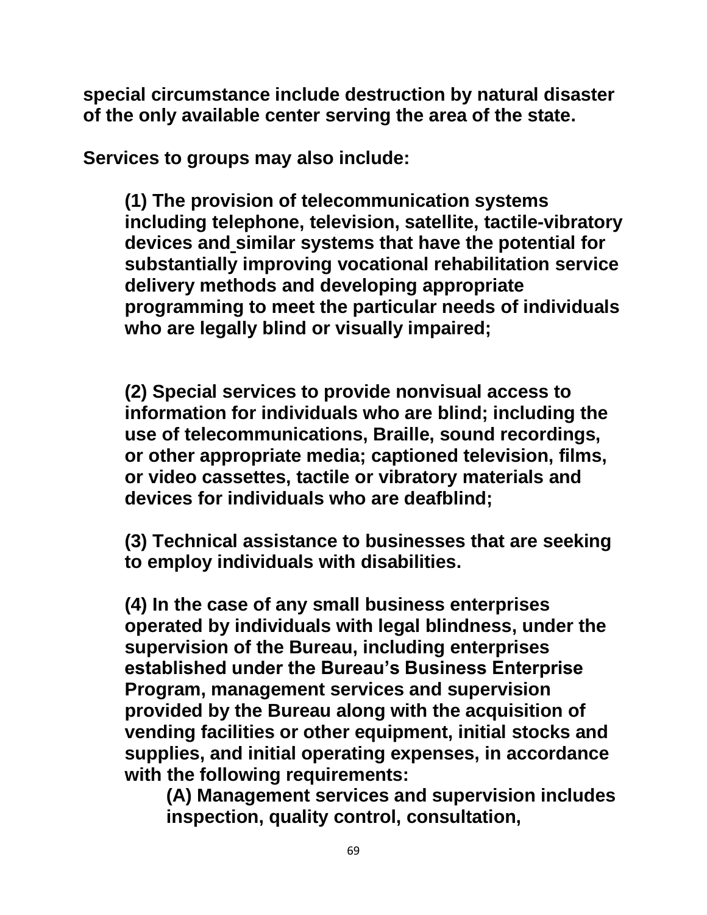**special circumstance include destruction by natural disaster of the only available center serving the area of the state.**

**Services to groups may also include:**

**(1) The provision of telecommunication systems including telephone, television, satellite, tactile-vibratory devices and similar systems that have the potential for substantially improving vocational rehabilitation service delivery methods and developing appropriate programming to meet the particular needs of individuals who are legally blind or visually impaired;**

**(2) Special services to provide nonvisual access to information for individuals who are blind; including the use of telecommunications, Braille, sound recordings, or other appropriate media; captioned television, films, or video cassettes, tactile or vibratory materials and devices for individuals who are deafblind;**

**(3) Technical assistance to businesses that are seeking to employ individuals with disabilities.**

**(4) In the case of any small business enterprises operated by individuals with legal blindness, under the supervision of the Bureau, including enterprises established under the Bureau's Business Enterprise Program, management services and supervision provided by the Bureau along with the acquisition of vending facilities or other equipment, initial stocks and supplies, and initial operating expenses, in accordance with the following requirements:**

**(A) Management services and supervision includes inspection, quality control, consultation,**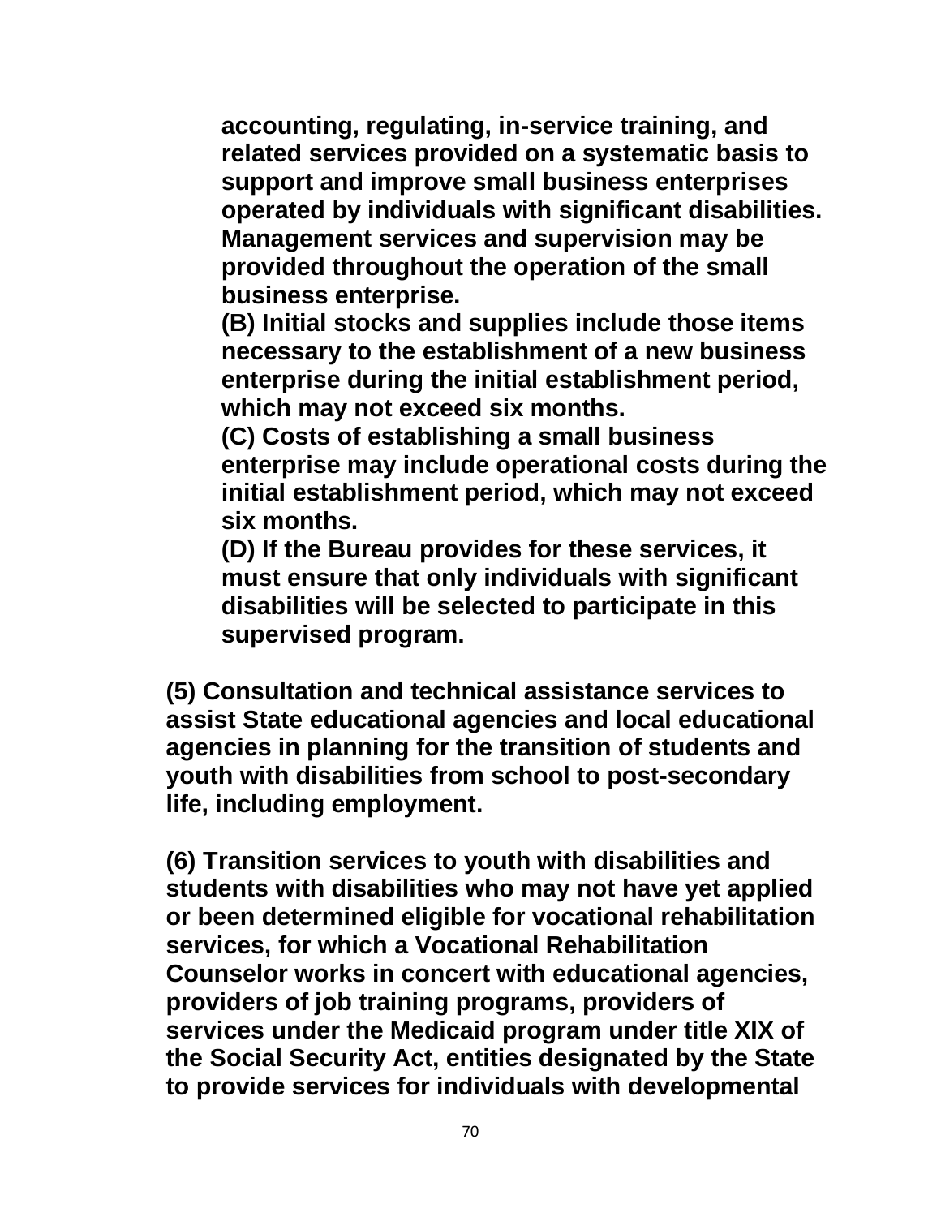**accounting, regulating, in-service training, and related services provided on a systematic basis to support and improve small business enterprises operated by individuals with significant disabilities. Management services and supervision may be provided throughout the operation of the small business enterprise.**

**(B) Initial stocks and supplies include those items necessary to the establishment of a new business enterprise during the initial establishment period, which may not exceed six months.**

**(C) Costs of establishing a small business enterprise may include operational costs during the initial establishment period, which may not exceed six months.**

**(D) If the Bureau provides for these services, it must ensure that only individuals with significant disabilities will be selected to participate in this supervised program.**

**(5) Consultation and technical assistance services to assist State educational agencies and local educational agencies in planning for the transition of students and youth with disabilities from school to post-secondary life, including employment.**

**(6) Transition services to youth with disabilities and students with disabilities who may not have yet applied or been determined eligible for vocational rehabilitation services, for which a Vocational Rehabilitation Counselor works in concert with educational agencies, providers of job training programs, providers of services under the Medicaid program under title XIX of the Social Security Act, entities designated by the State to provide services for individuals with developmental**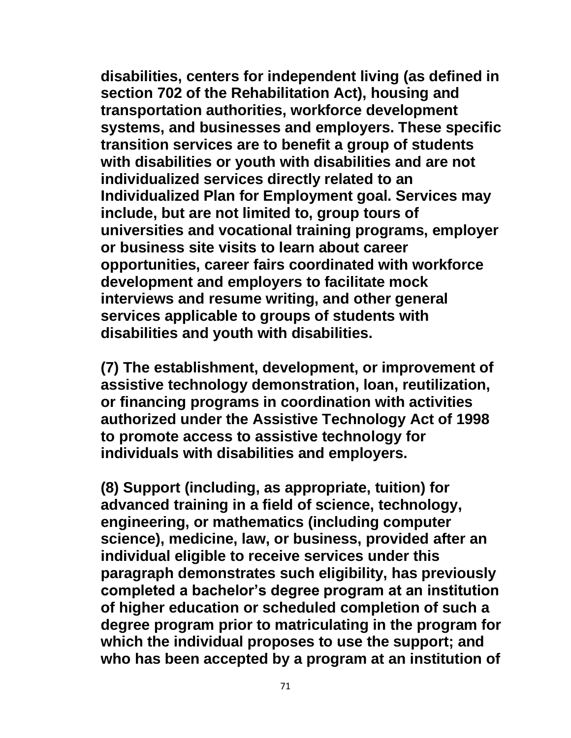**disabilities, centers for independent living (as defined in section 702 of the Rehabilitation Act), housing and transportation authorities, workforce development systems, and businesses and employers. These specific transition services are to benefit a group of students with disabilities or youth with disabilities and are not individualized services directly related to an Individualized Plan for Employment goal. Services may include, but are not limited to, group tours of universities and vocational training programs, employer or business site visits to learn about career opportunities, career fairs coordinated with workforce development and employers to facilitate mock interviews and resume writing, and other general services applicable to groups of students with disabilities and youth with disabilities.**

**(7) The establishment, development, or improvement of assistive technology demonstration, loan, reutilization, or financing programs in coordination with activities authorized under the Assistive Technology Act of 1998 to promote access to assistive technology for individuals with disabilities and employers.**

**(8) Support (including, as appropriate, tuition) for advanced training in a field of science, technology, engineering, or mathematics (including computer science), medicine, law, or business, provided after an individual eligible to receive services under this paragraph demonstrates such eligibility, has previously completed a bachelor's degree program at an institution of higher education or scheduled completion of such a degree program prior to matriculating in the program for which the individual proposes to use the support; and who has been accepted by a program at an institution of**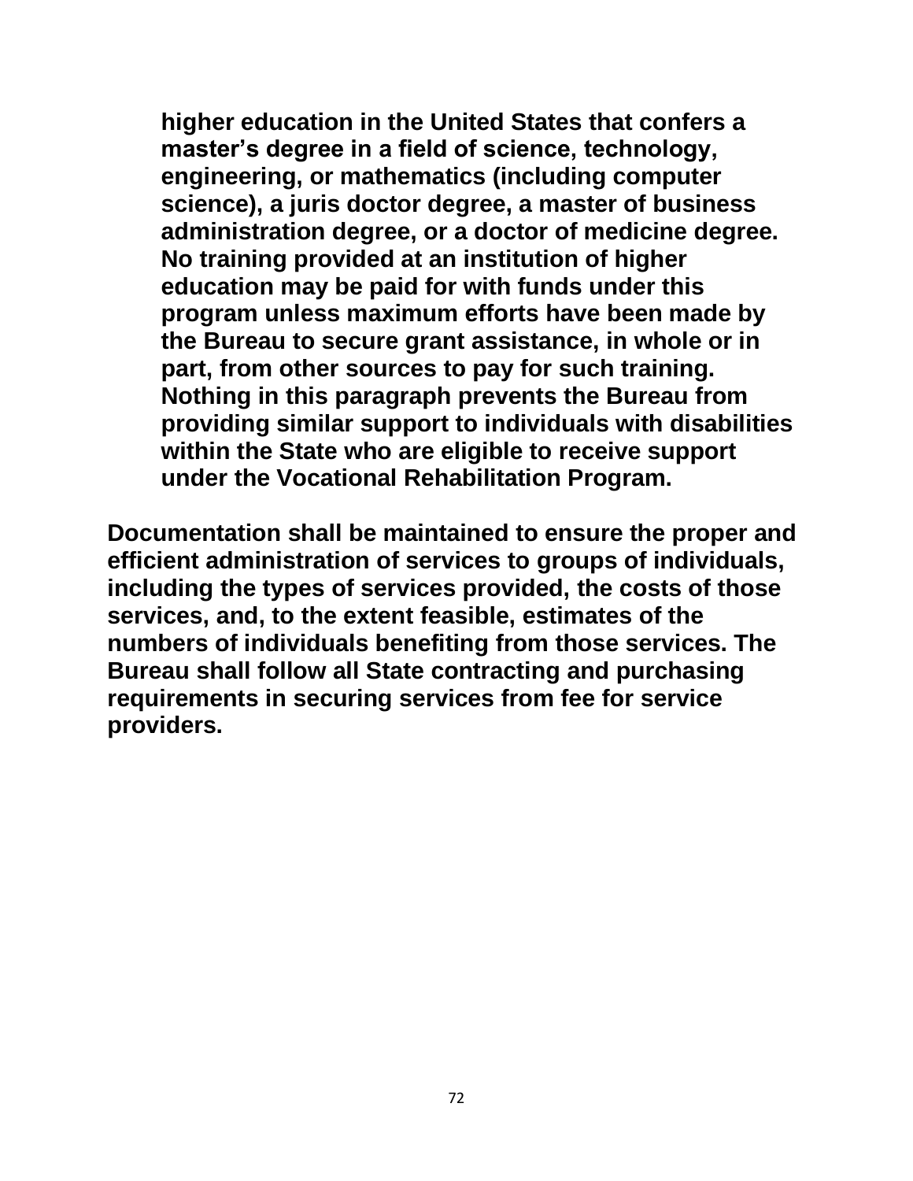**higher education in the United States that confers a master's degree in a field of science, technology, engineering, or mathematics (including computer science), a juris doctor degree, a master of business administration degree, or a doctor of medicine degree. No training provided at an institution of higher education may be paid for with funds under this program unless maximum efforts have been made by the Bureau to secure grant assistance, in whole or in part, from other sources to pay for such training. Nothing in this paragraph prevents the Bureau from providing similar support to individuals with disabilities within the State who are eligible to receive support under the Vocational Rehabilitation Program.**

**Documentation shall be maintained to ensure the proper and efficient administration of services to groups of individuals, including the types of services provided, the costs of those services, and, to the extent feasible, estimates of the numbers of individuals benefiting from those services. The Bureau shall follow all State contracting and purchasing requirements in securing services from fee for service providers.**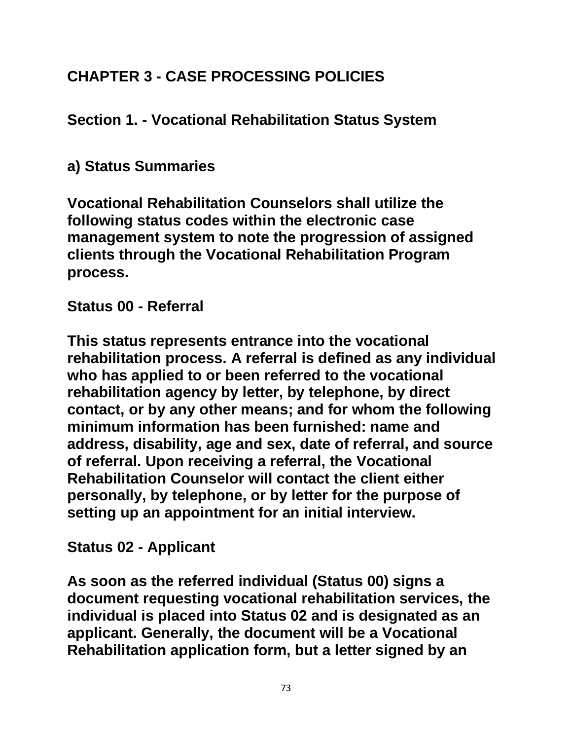# CHAPTER 3 - CASE PROCESSING POLICIES

## Section 1. - Vocational Rehabilitation Status System

### a) Status Summaries

**Vocational Rehabilitation Counselors shall utilize the following status codes within the electronic case management system to note the progression of assigned clients through the Vocational Rehabilitation Program process.**

**Status 00 - Referral**

**This status represents entrance into the vocational rehabilitation process. A referral is defined as any individual who has applied to or been referred to the vocational rehabilitation agency by letter, by telephone, by direct contact, or by any other means; and for whom the following minimum information has been furnished: name and address, disability, age and sex, date of referral, and source of referral. Upon receiving a referral, the Vocational Rehabilitation Counselor will contact the client either personally, by telephone, or by letter for the purpose of setting up an appointment for an initial interview.**

**Status 02 - Applicant**

**As soon as the referred individual (Status 00) signs a document requesting vocational rehabilitation services, the individual is placed into Status 02 and is designated as an applicant. Generally, the document will be a Vocational Rehabilitation application form, but a letter signed by an**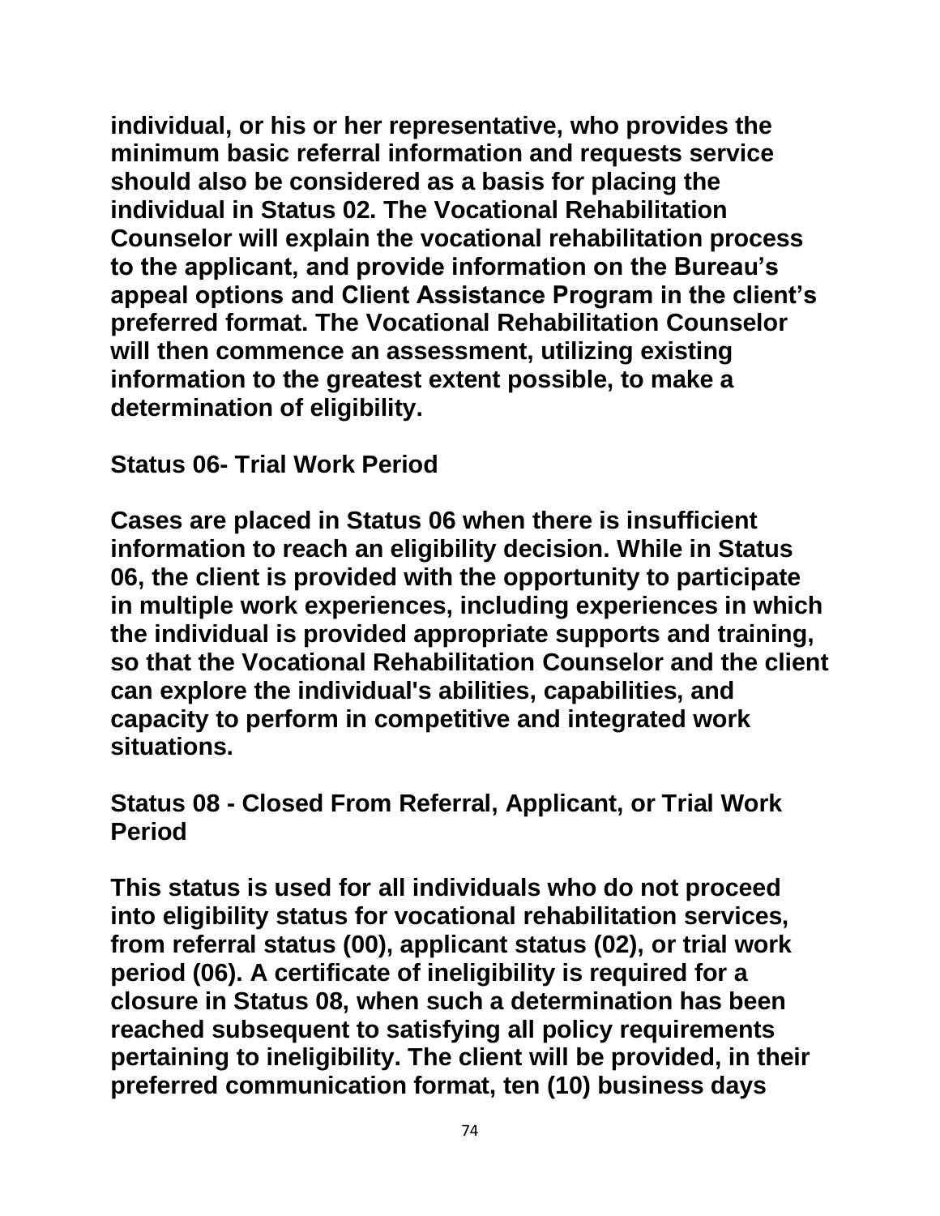individual, or his or her representative, who provides the minimum basic referral information and requests service should also be considered as a basis for placing the individual in Status 02. The Vocational Rehabilitation Counselor will explain the vocational rehabilitation process to the applicant, and provide information on the Bureau's appeal options and Client Assistance Program in the client's preferred format. The Vocational Rehabilitation Counselor will then commence an assessment, utilizing existing information to the greatest extent possible, to make a determination of eligibility.

### Status 06- Trial Work Period

Cases are placed in Status 06 when there is insufficient information to reach an eligibility decision. While in Status 06, the client is provided with the opportunity to participate in multiple work experiences, including experiences in which the individual is provided appropriate supports and training, so that the Vocational Rehabilitation Counselor and the client can explore the individual's abilities, capabilities, and capacity to perform in competitive and integrated work situations.

### Status 08 - Closed From Referral, Applicant, or Trial Work Period

This status is used for all individuals who do not proceed into eligibility status for vocational rehabilitation services, from referral status (00), applicant status (02), or trial work period (06). A certificate of ineligibility is required for a closure in Status 08, when such a determination has been reached subsequent to satisfying all policy requirements pertaining to ineligibility. The client will be provided, in their preferred communication format, ten (10) business days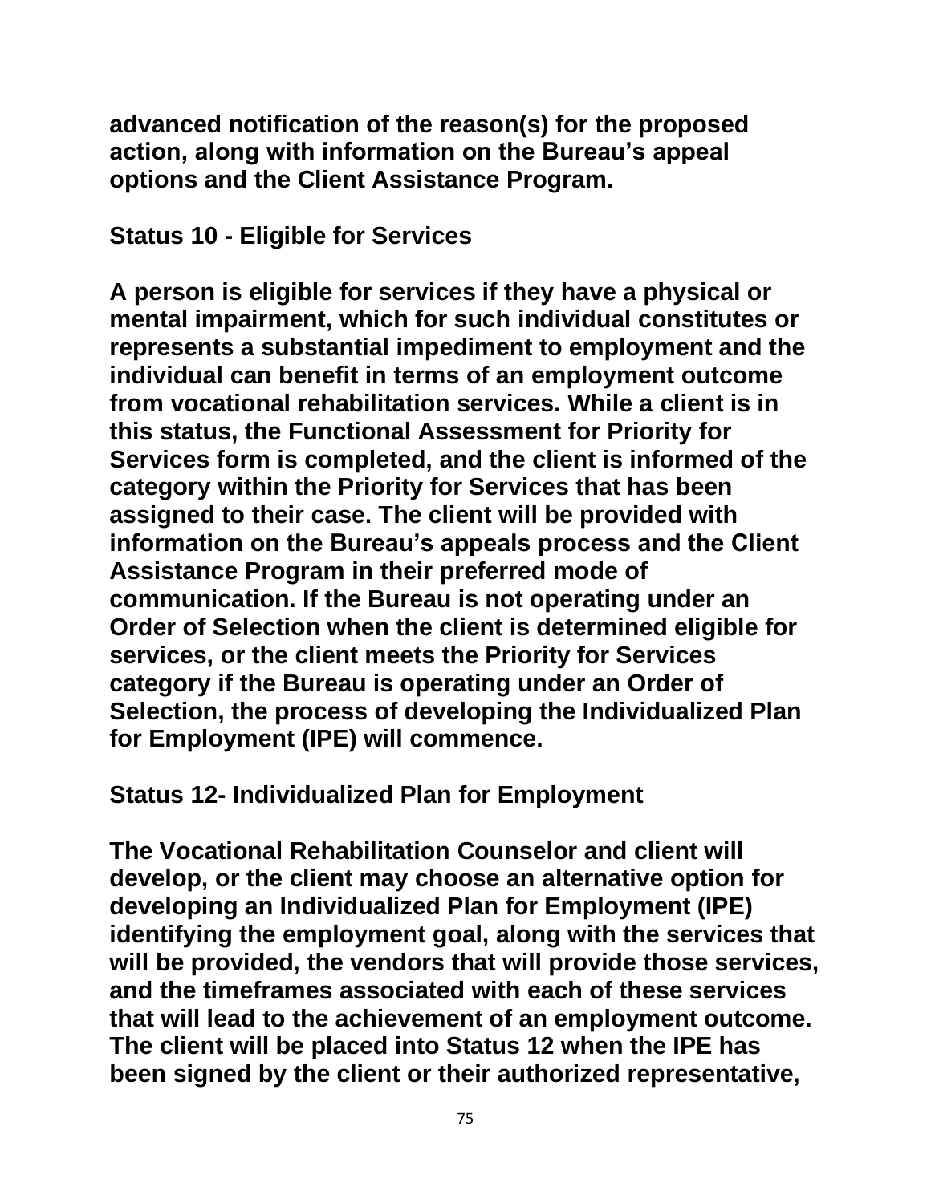**advanced notification of the reason(s) for the proposed action, along with information on the Bureau's appeal options and the Client Assistance Program.**

## Status 10 - Eligible for Services

**A person is eligible for services if they have a physical or mental impairment, which for such individual constitutes or represents a substantial impediment to employment and the individual can benefit in terms of an employment outcome from vocational rehabilitation services. While a client is in this status, the Functional Assessment for Priority for Services form is completed, and the client is informed of the category within the Priority for Services that has been assigned to their case. The client will be provided with information on the Bureau's appeals process and the Client Assistance Program in their preferred mode of communication. If the Bureau is not operating under an Order of Selection when the client is determined eligible for services, or the client meets the Priority for Services category if the Bureau is operating under an Order of Selection, the process of developing the Individualized Plan for Employment (IPE) will commence.**

## Status 12- Individualized Plan for Employment

**The Vocational Rehabilitation Counselor and client will develop, or the client may choose an alternative option for developing an Individualized Plan for Employment (IPE) identifying the employment goal, along with the services that will be provided, the vendors that will provide those services, and the timeframes associated with each of these services that will lead to the achievement of an employment outcome. The client will be placed into Status 12 when the IPE has been signed by the client or their authorized representative,**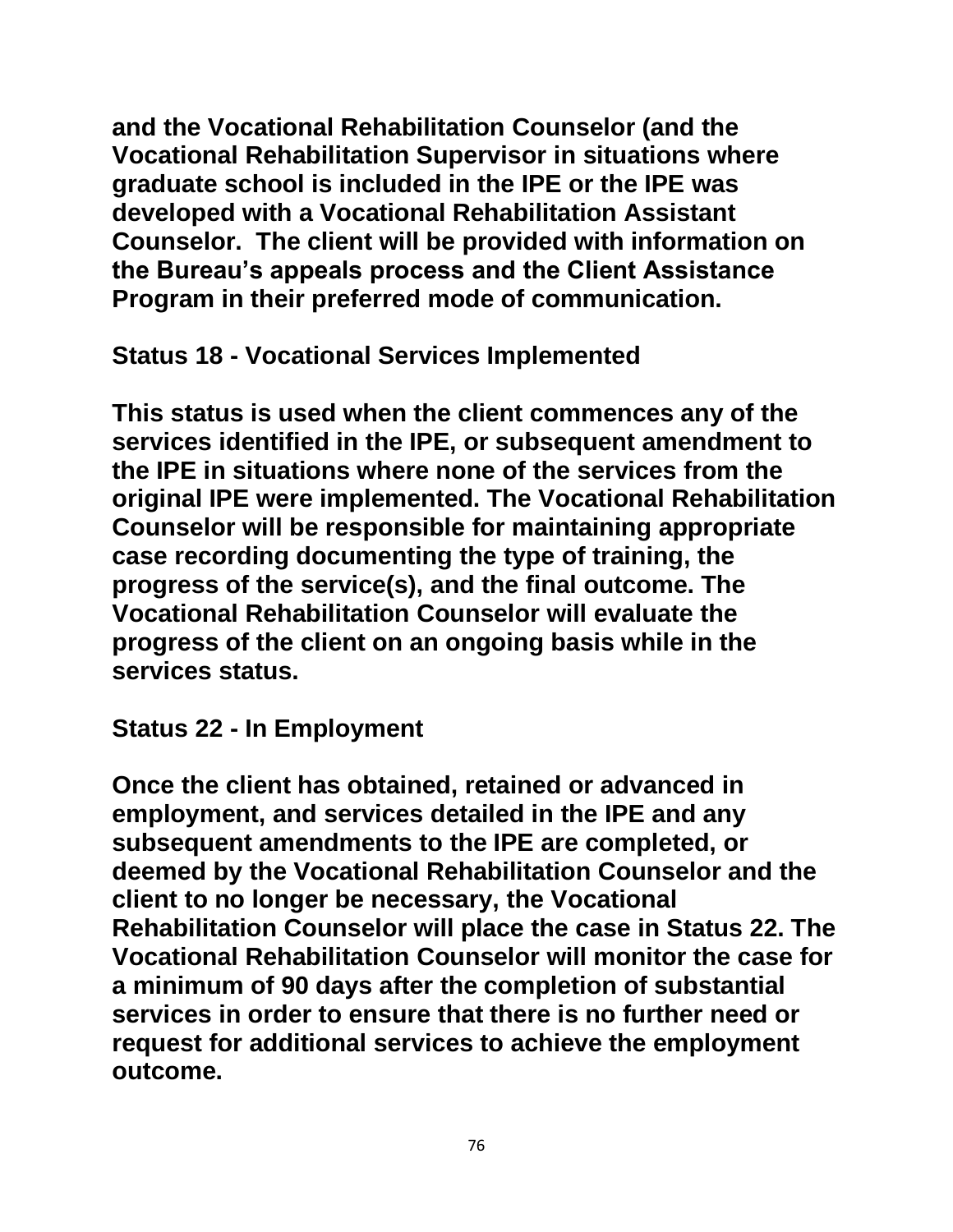**and the Vocational Rehabilitation Counselor (and the Vocational Rehabilitation Supervisor in situations where graduate school is included in the IPE or the IPE was developed with a Vocational Rehabilitation Assistant Counselor. The client will be provided with information on the Bureau's appeals process and the Client Assistance Program in their preferred mode of communication.**

**Status 18 - Vocational Services Implemented**

**This status is used when the client commences any of the services identified in the IPE, or subsequent amendment to the IPE in situations where none of the services from the original IPE were implemented. The Vocational Rehabilitation Counselor will be responsible for maintaining appropriate case recording documenting the type of training, the progress of the service(s), and the final outcome. The Vocational Rehabilitation Counselor will evaluate the progress of the client on an ongoing basis while in the services status.**

**Status 22 - In Employment**

**Once the client has obtained, retained or advanced in employment, and services detailed in the IPE and any subsequent amendments to the IPE are completed, or deemed by the Vocational Rehabilitation Counselor and the client to no longer be necessary, the Vocational Rehabilitation Counselor will place the case in Status 22. The Vocational Rehabilitation Counselor will monitor the case for a minimum of 90 days after the completion of substantial services in order to ensure that there is no further need or request for additional services to achieve the employment outcome.**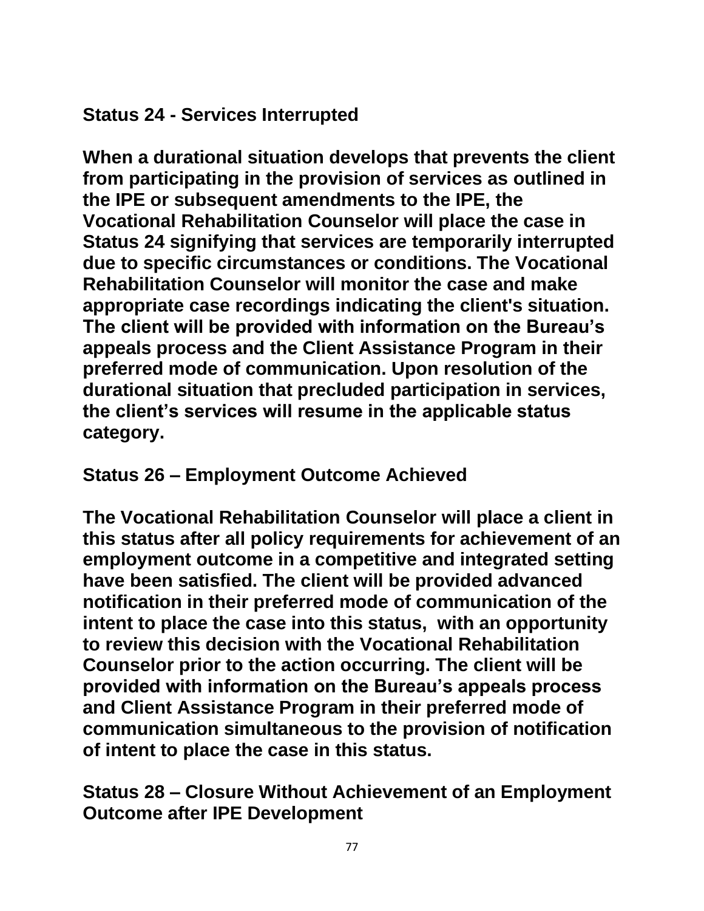### Status 24 - Services Interrupted

**When a durational situation develops that prevents the client from participating in the provision of services as outlined in the IPE or subsequent amendments to the IPE, the Vocational Rehabilitation Counselor will place the case in Status 24 signifying that services are temporarily interrupted due to specific circumstances or conditions. The Vocational Rehabilitation Counselor will monitor the case and make appropriate case recordings indicating the client's situation. The client will be provided with information on the Bureau's appeals process and the Client Assistance Program in their preferred mode of communication. Upon resolution of the durational situation that precluded participation in services, the client's services will resume in the applicable status category.**

### Status 26 – Employment Outcome Achieved

**The Vocational Rehabilitation Counselor will place a client in this status after all policy requirements for achievement of an employment outcome in a competitive and integrated setting have been satisfied. The client will be provided advanced notification in their preferred mode of communication of the intent to place the case into this status, with an opportunity to review this decision with the Vocational Rehabilitation Counselor prior to the action occurring. The client will be provided with information on the Bureau's appeals process and Client Assistance Program in their preferred mode of communication simultaneous to the provision of notification of intent to place the case in this status.**

### Status 28 – Closure Without Achievement of an Employment Outcome after IPE Development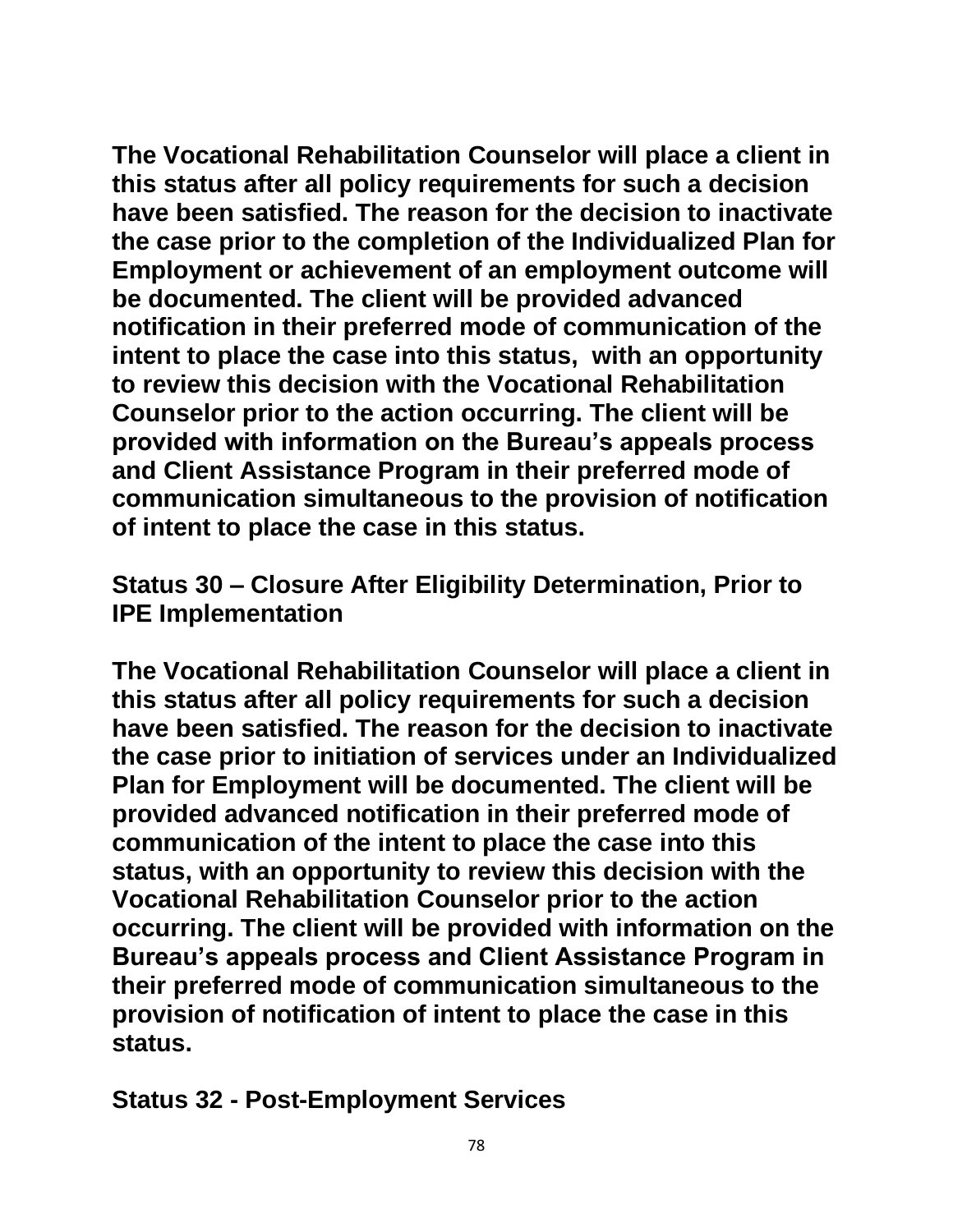The Vocational Rehabilitation Counselor will place a client in this status after all policy requirements for such a decision have been satisfied. The reason for the decision to inactivate the case prior to the completion of the Individualized Plan for Employment or achievement of an employment outcome will be documented. The client will be provided advanced notification in their preferred mode of communication of the intent to place the case into this status, with an opportunity to review this decision with the Vocational Rehabilitation Counselor prior to the action occurring. The client will be provided with information on the Bureau's appeals process and Client Assistance Program in their preferred mode of communication simultaneous to the provision of notification of intent to place the case in this status.

## Status 30 – Closure After Eligibility Determination, Prior to IPE Implementation

The Vocational Rehabilitation Counselor will place a client in this status after all policy requirements for such a decision have been satisfied. The reason for the decision to inactivate the case prior to initiation of services under an Individualized Plan for Employment will be documented. The client will be provided advanced notification in their preferred mode of communication of the intent to place the case into this status, with an opportunity to review this decision with the Vocational Rehabilitation Counselor prior to the action occurring. The client will be provided with information on the Bureau's appeals process and Client Assistance Program in their preferred mode of communication simultaneous to the provision of notification of intent to place the case in this status.

## Status 32 - Post-Employment Services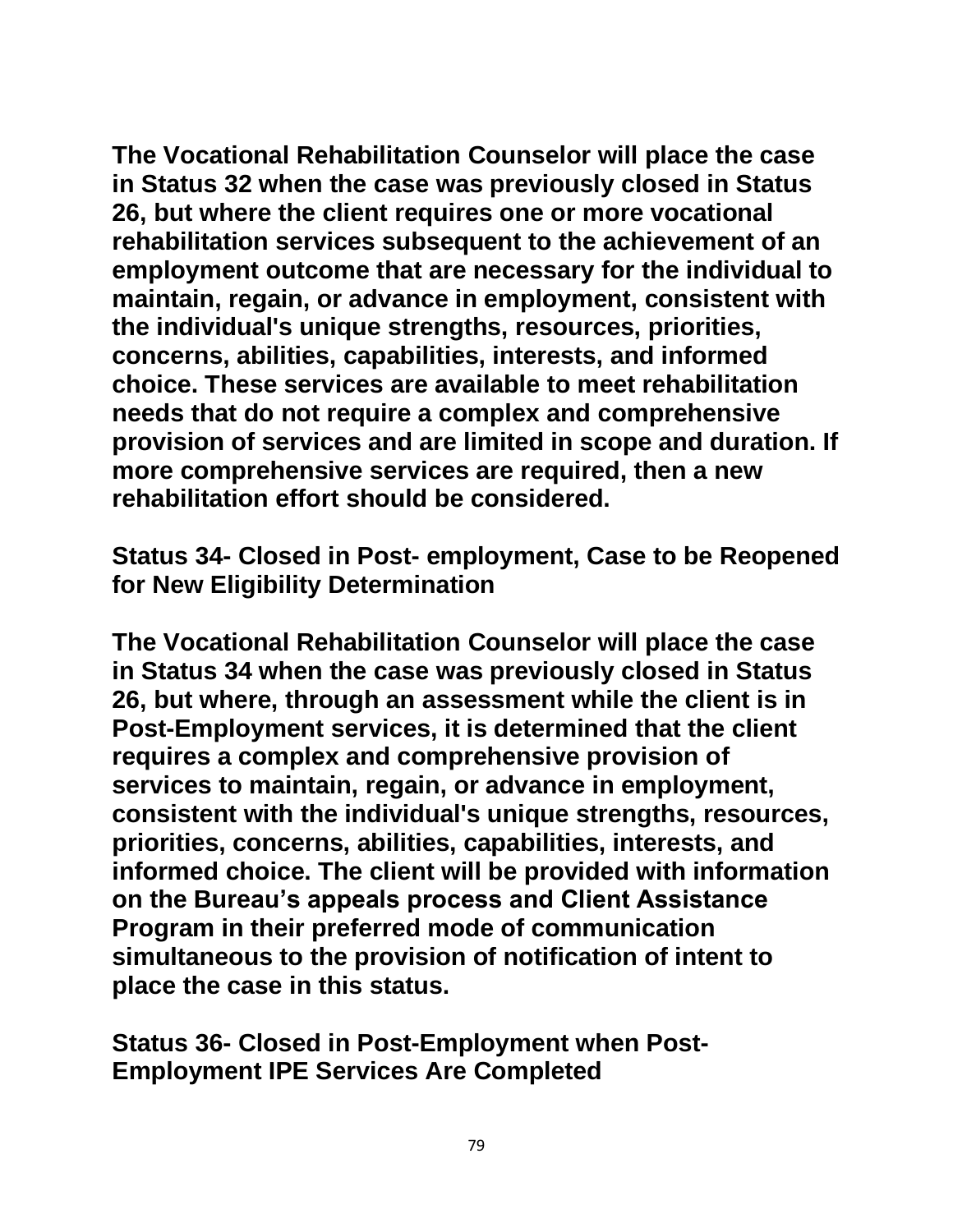**The Vocational Rehabilitation Counselor will place the case in Status 32 when the case was previously closed in Status 26, but where the client requires one or more vocational rehabilitation services subsequent to the achievement of an employment outcome that are necessary for the individual to maintain, regain, or advance in employment, consistent with the individual's unique strengths, resources, priorities, concerns, abilities, capabilities, interests, and informed choice. These services are available to meet rehabilitation needs that do not require a complex and comprehensive provision of services and are limited in scope and duration. If more comprehensive services are required, then a new rehabilitation effort should be considered.**

## Status 34- Closed in Post- employment, Case to be Reopened for New Eligibility Determination

**The Vocational Rehabilitation Counselor will place the case in Status 34 when the case was previously closed in Status 26, but where, through an assessment while the client is in Post-Employment services, it is determined that the client requires a complex and comprehensive provision of services to maintain, regain, or advance in employment, consistent with the individual's unique strengths, resources, priorities, concerns, abilities, capabilities, interests, and informed choice. The client will be provided with information on the Bureau's appeals process and Client Assistance Program in their preferred mode of communication simultaneous to the provision of notification of intent to place the case in this status.**

## Status 36- Closed in Post-Employment when Post-Employment IPE Services Are Completed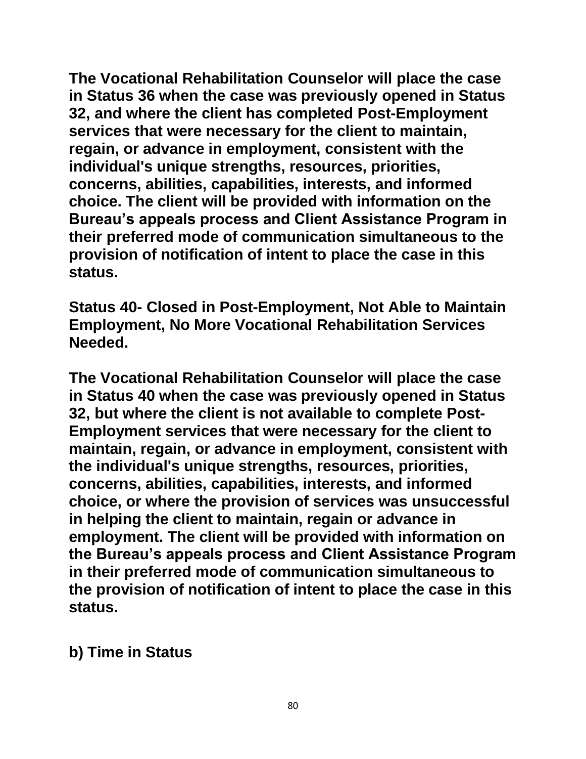**The Vocational Rehabilitation Counselor will place the case in Status 36 when the case was previously opened in Status 32, and where the client has completed Post-Employment services that were necessary for the client to maintain, regain, or advance in employment, consistent with the individual's unique strengths, resources, priorities, concerns, abilities, capabilities, interests, and informed choice. The client will be provided with information on the Bureau's appeals process and Client Assistance Program in their preferred mode of communication simultaneous to the provision of notification of intent to place the case in this status.**

**Status 40- Closed in Post-Employment, Not Able to Maintain Employment, No More Vocational Rehabilitation Services Needed.**

**The Vocational Rehabilitation Counselor will place the case in Status 40 when the case was previously opened in Status 32, but where the client is not available to complete Post-Employment services that were necessary for the client to maintain, regain, or advance in employment, consistent with the individual's unique strengths, resources, priorities, concerns, abilities, capabilities, interests, and informed choice, or where the provision of services was unsuccessful in helping the client to maintain, regain or advance in employment. The client will be provided with information on the Bureau's appeals process and Client Assistance Program in their preferred mode of communication simultaneous to the provision of notification of intent to place the case in this status.**

**b) Time in Status**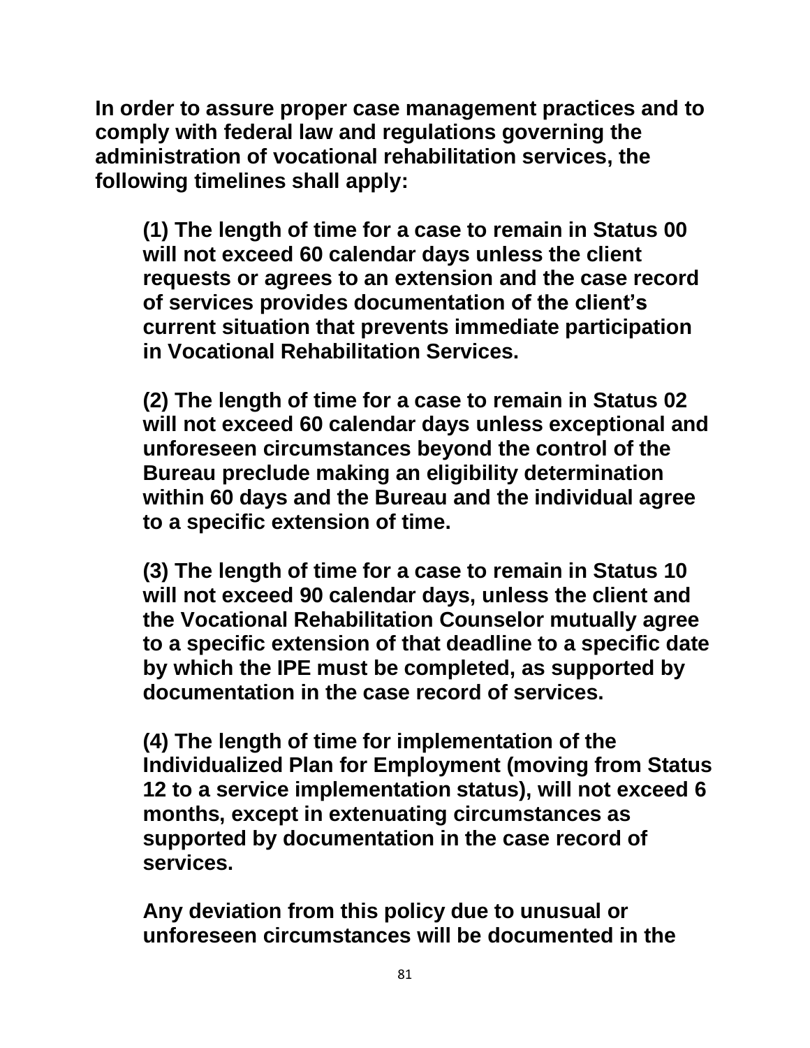**In order to assure proper case management practices and to comply with federal law and regulations governing the administration of vocational rehabilitation services, the following timelines shall apply:**

**(1) The length of time for a case to remain in Status 00 will not exceed 60 calendar days unless the client requests or agrees to an extension and the case record of services provides documentation of the client's current situation that prevents immediate participation in Vocational Rehabilitation Services.**

**(2) The length of time for a case to remain in Status 02 will not exceed 60 calendar days unless exceptional and unforeseen circumstances beyond the control of the Bureau preclude making an eligibility determination within 60 days and the Bureau and the individual agree to a specific extension of time.**

**(3) The length of time for a case to remain in Status 10 will not exceed 90 calendar days, unless the client and the Vocational Rehabilitation Counselor mutually agree to a specific extension of that deadline to a specific date by which the IPE must be completed, as supported by documentation in the case record of services.**

**(4) The length of time for implementation of the Individualized Plan for Employment (moving from Status 12 to a service implementation status), will not exceed 6 months, except in extenuating circumstances as supported by documentation in the case record of services.**

**Any deviation from this policy due to unusual or unforeseen circumstances will be documented in the**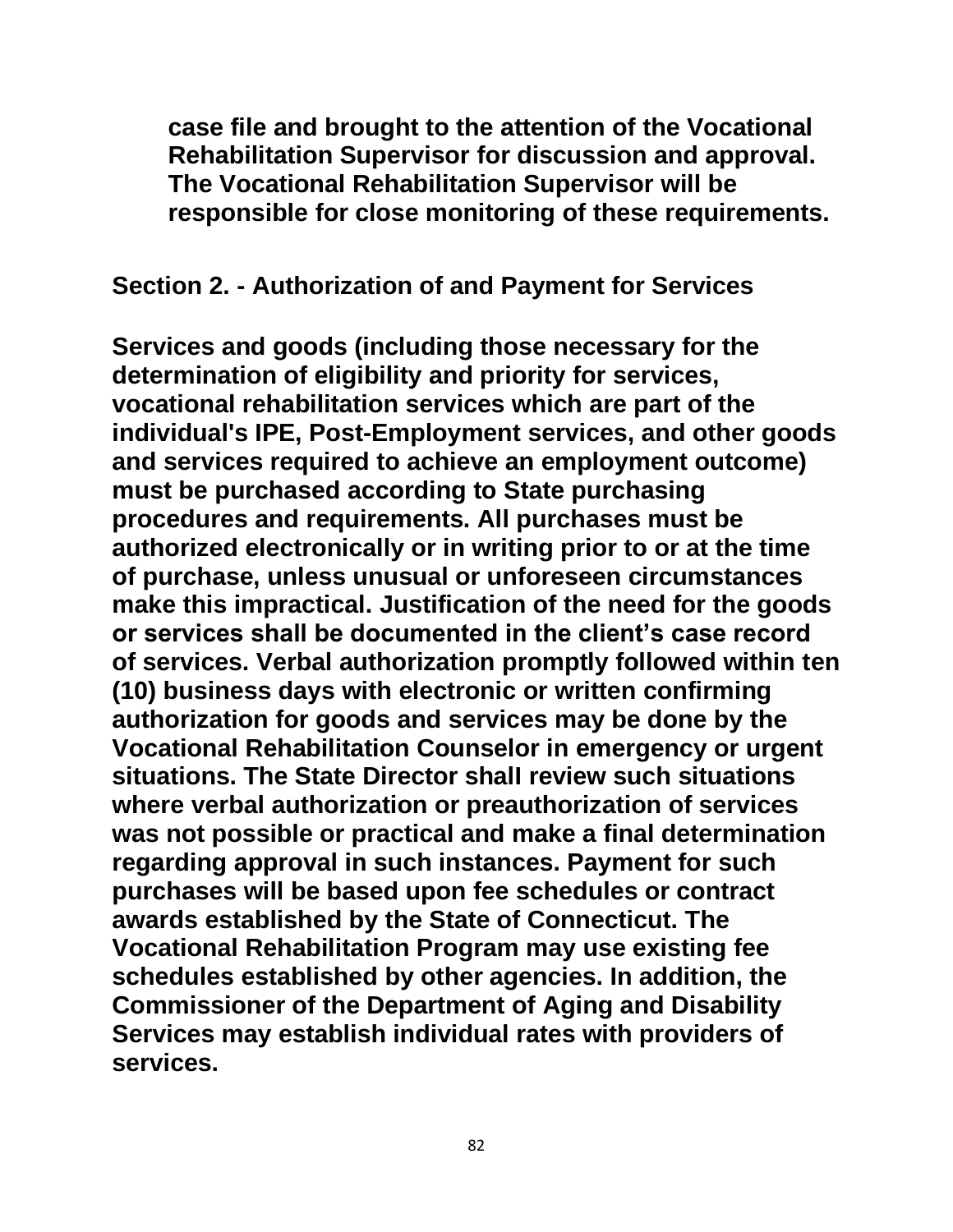case file and brought to the attention of the Vocational Rehabilitation Supervisor for discussion and approval. The Vocational Rehabilitation Supervisor will be responsible for close monitoring of these requirements.

## Section 2. - Authorization of and Payment for Services

Services and goods (including those necessary for the determination of eligibility and priority for services, vocational rehabilitation services which are part of the individual's IPE, Post-Employment services, and other goods and services required to achieve an employment outcome) must be purchased according to State purchasing procedures and requirements. All purchases must be authorized electronically or in writing prior to or at the time of purchase, unless unusual or unforeseen circumstances make this impractical. Justification of the need for the goods or services shall be documented in the client's case record of services. Verbal authorization promptly followed within ten (10) business days with electronic or written confirming authorization for goods and services may be done by the Vocational Rehabilitation Counselor in emergency or urgent situations. The State Director shall review such situations where verbal authorization or preauthorization of services was not possible or practical and make a final determination regarding approval in such instances. Payment for such purchases will be based upon fee schedules or contract awards established by the State of Connecticut. The Vocational Rehabilitation Program may use existing fee schedules established by other agencies. In addition, the Commissioner of the Department of Aging and Disability Services may establish individual rates with providers of services.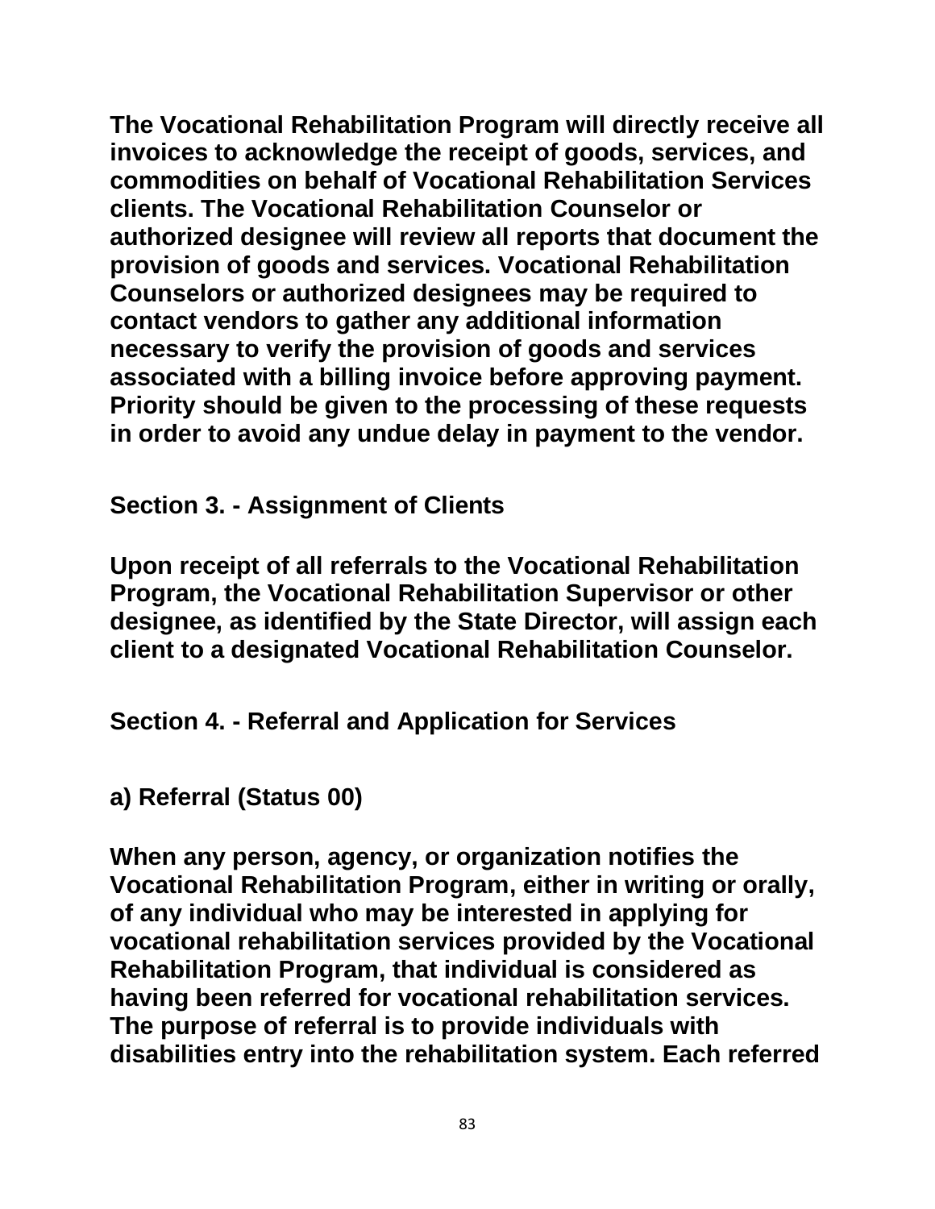**The Vocational Rehabilitation Program will directly receive all invoices to acknowledge the receipt of goods, services, and commodities on behalf of Vocational Rehabilitation Services clients. The Vocational Rehabilitation Counselor or authorized designee will review all reports that document the provision of goods and services. Vocational Rehabilitation Counselors or authorized designees may be required to contact vendors to gather any additional information necessary to verify the provision of goods and services associated with a billing invoice before approving payment. Priority should be given to the processing of these requests in order to avoid any undue delay in payment to the vendor.**

## Section 3. - Assignment of Clients

**Upon receipt of all referrals to the Vocational Rehabilitation Program, the Vocational Rehabilitation Supervisor or other designee, as identified by the State Director, will assign each client to a designated Vocational Rehabilitation Counselor.**

## Section 4. - Referral and Application for Services

### a) Referral (Status 00)

**When any person, agency, or organization notifies the Vocational Rehabilitation Program, either in writing or orally, of any individual who may be interested in applying for vocational rehabilitation services provided by the Vocational Rehabilitation Program, that individual is considered as having been referred for vocational rehabilitation services. The purpose of referral is to provide individuals with disabilities entry into the rehabilitation system. Each referred**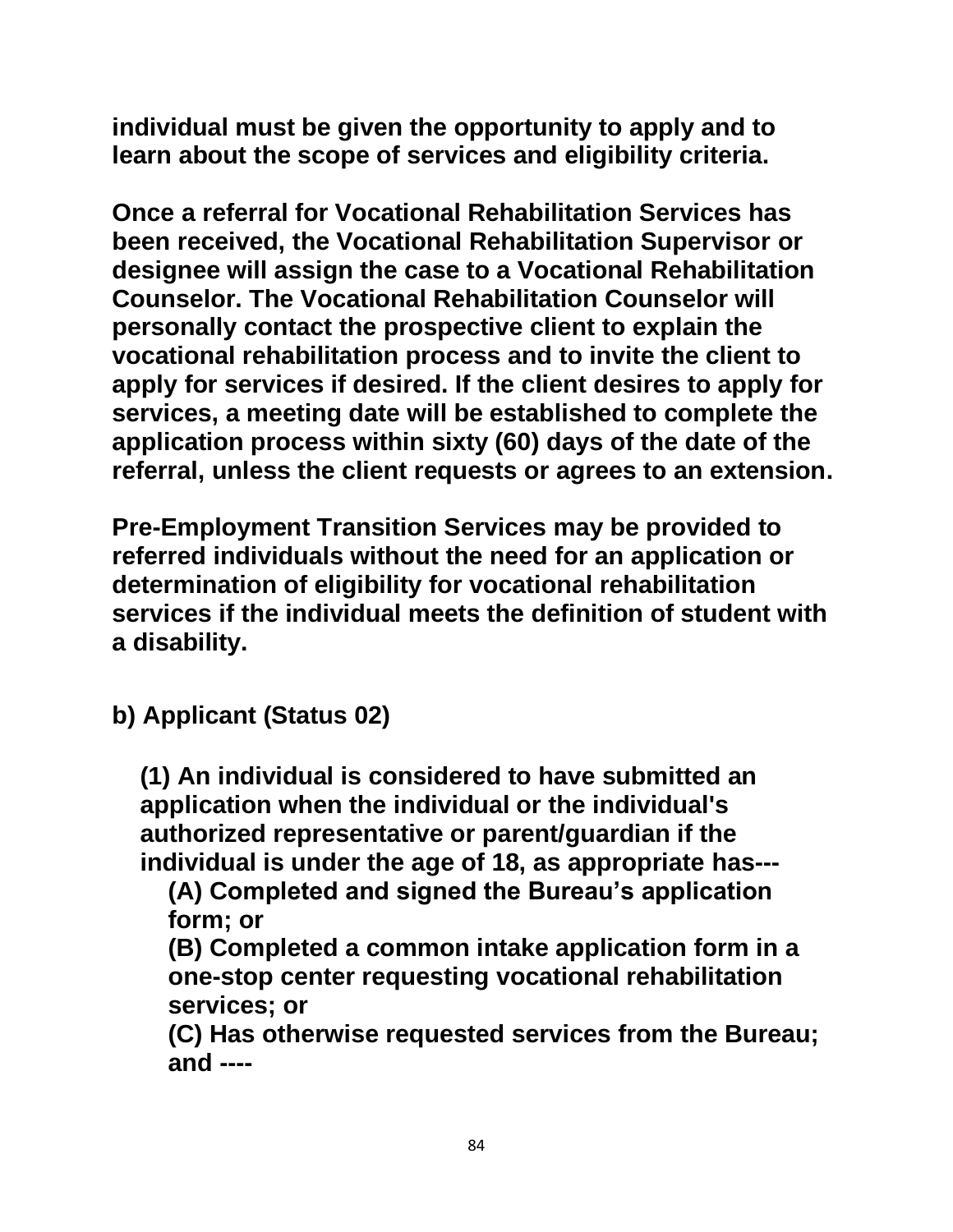**individual must be given the opportunity to apply and to learn about the scope of services and eligibility criteria.**

**Once a referral for Vocational Rehabilitation Services has been received, the Vocational Rehabilitation Supervisor or designee will assign the case to a Vocational Rehabilitation Counselor. The Vocational Rehabilitation Counselor will personally contact the prospective client to explain the vocational rehabilitation process and to invite the client to apply for services if desired. If the client desires to apply for services, a meeting date will be established to complete the application process within sixty (60) days of the date of the referral, unless the client requests or agrees to an extension.**

**Pre-Employment Transition Services may be provided to referred individuals without the need for an application or determination of eligibility for vocational rehabilitation services if the individual meets the definition of student with a disability.**

**b) Applicant (Status 02)**

**(1) An individual is considered to have submitted an application when the individual or the individual's authorized representative or parent/guardian if the individual is under the age of 18, as appropriate has---**

**(A) Completed and signed the Bureau's application form; or**

**(B) Completed a common intake application form in a one-stop center requesting vocational rehabilitation services; or**

**(C) Has otherwise requested services from the Bureau; and ----**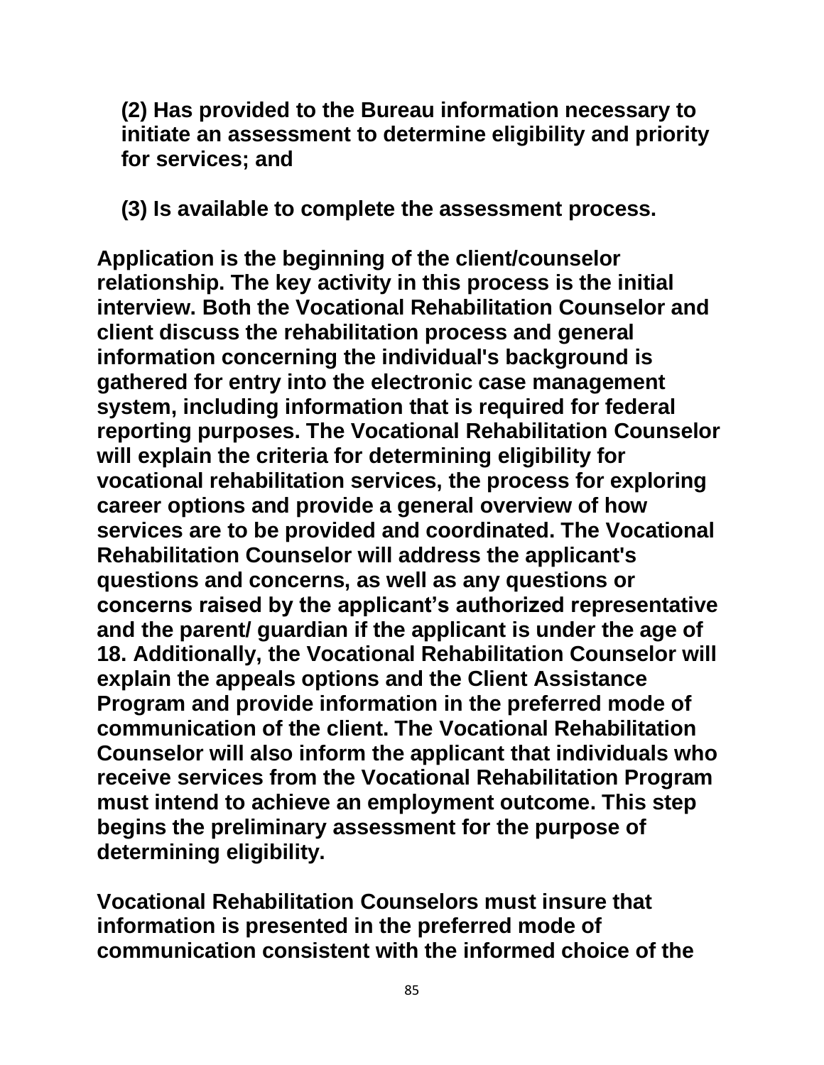(2) Has provided to the Bureau information necessary to initiate an assessment to determine eligibility and priority for services; and

(3) Is available to complete the assessment process.

Application is the beginning of the client/counselor relationship. The key activity in this process is the initial interview. Both the Vocational Rehabilitation Counselor and client discuss the rehabilitation process and general information concerning the individual's background is gathered for entry into the electronic case management system, including information that is required for federal reporting purposes. The Vocational Rehabilitation Counselor will explain the criteria for determining eligibility for vocational rehabilitation services, the process for exploring career options and provide a general overview of how services are to be provided and coordinated. The Vocational Rehabilitation Counselor will address the applicant's questions and concerns, as well as any questions or concerns raised by the applicant's authorized representative and the parent/ guardian if the applicant is under the age of 18. Additionally, the Vocational Rehabilitation Counselor will explain the appeals options and the Client Assistance Program and provide information in the preferred mode of communication of the client. The Vocational Rehabilitation Counselor will also inform the applicant that individuals who receive services from the Vocational Rehabilitation Program must intend to achieve an employment outcome. This step begins the preliminary assessment for the purpose of determining eligibility.

Vocational Rehabilitation Counselors must insure that information is presented in the preferred mode of communication consistent with the informed choice of the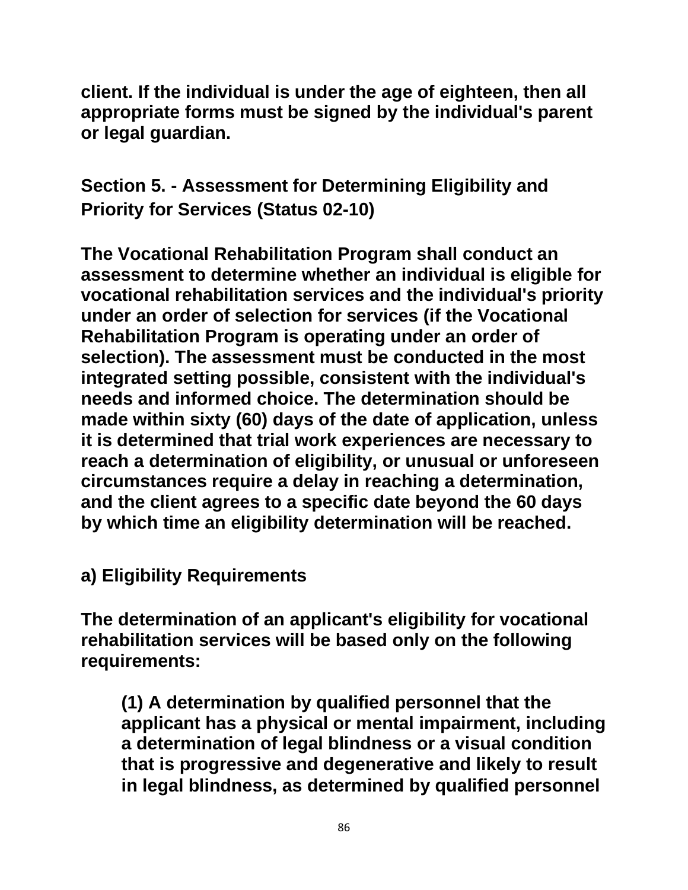client. If the individual is under the age of eighteen, then all appropriate forms must be signed by the individual's parent or legal guardian.

## Section 5. - Assessment for Determining Eligibility and Priority for Services (Status 02-10)

The Vocational Rehabilitation Program shall conduct an assessment to determine whether an individual is eligible for vocational rehabilitation services and the individual's priority under an order of selection for services (if the Vocational Rehabilitation Program is operating under an order of selection). The assessment must be conducted in the most integrated setting possible, consistent with the individual's needs and informed choice. The determination should be made within sixty (60) days of the date of application, unless it is determined that trial work experiences are necessary to reach a determination of eligibility, or unusual or unforeseen circumstances require a delay in reaching a determination, and the client agrees to a specific date beyond the 60 days by which time an eligibility determination will be reached.

### a) Eligibility Requirements

The determination of an applicant's eligibility for vocational rehabilitation services will be based only on the following requirements:

(1) A determination by qualified personnel that the applicant has a physical or mental impairment, including a determination of legal blindness or a visual condition that is progressive and degenerative and likely to result in legal blindness, as determined by qualified personnel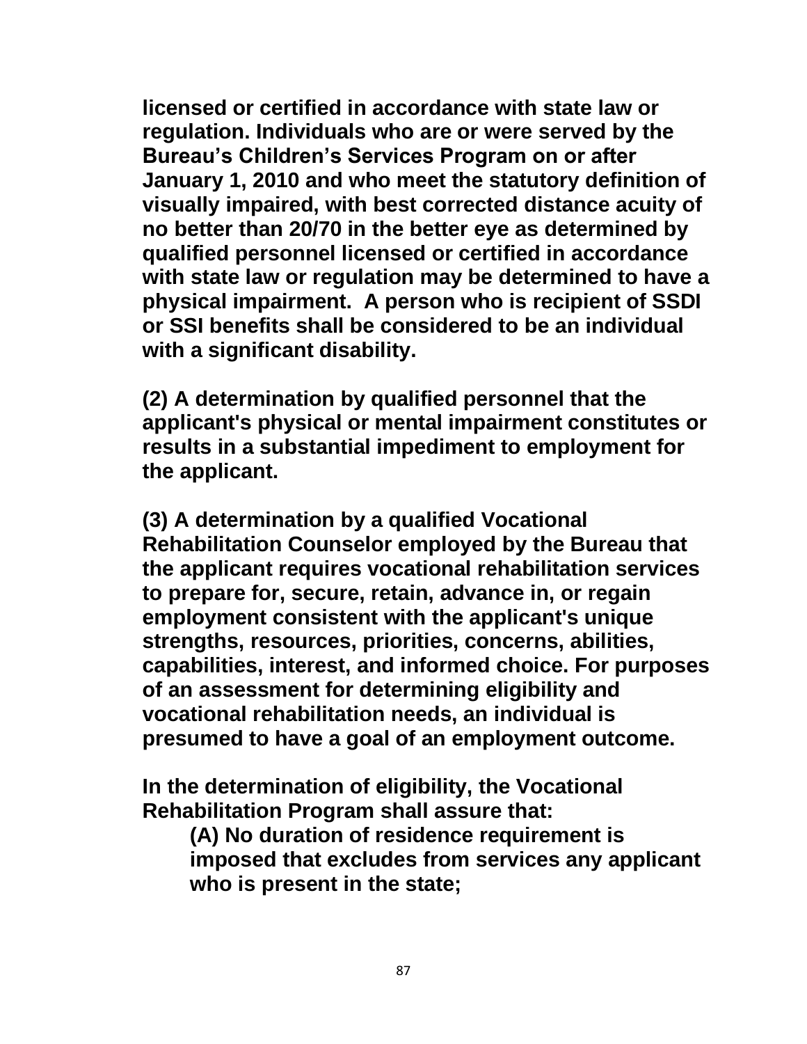**licensed or certified in accordance with state law or regulation. Individuals who are or were served by the Bureau's Children's Services Program on or after January 1, 2010 and who meet the statutory definition of visually impaired, with best corrected distance acuity of no better than 20/70 in the better eye as determined by qualified personnel licensed or certified in accordance with state law or regulation may be determined to have a physical impairment. A person who is recipient of SSDI or SSI benefits shall be considered to be an individual with a significant disability.**

**(2) A determination by qualified personnel that the applicant's physical or mental impairment constitutes or results in a substantial impediment to employment for the applicant.**

**(3) A determination by a qualified Vocational Rehabilitation Counselor employed by the Bureau that the applicant requires vocational rehabilitation services to prepare for, secure, retain, advance in, or regain employment consistent with the applicant's unique strengths, resources, priorities, concerns, abilities, capabilities, interest, and informed choice. For purposes of an assessment for determining eligibility and vocational rehabilitation needs, an individual is presumed to have a goal of an employment outcome.**

**In the determination of eligibility, the Vocational Rehabilitation Program shall assure that:**

> **(A) No duration of residence requirement is imposed that excludes from services any applicant who is present in the state;**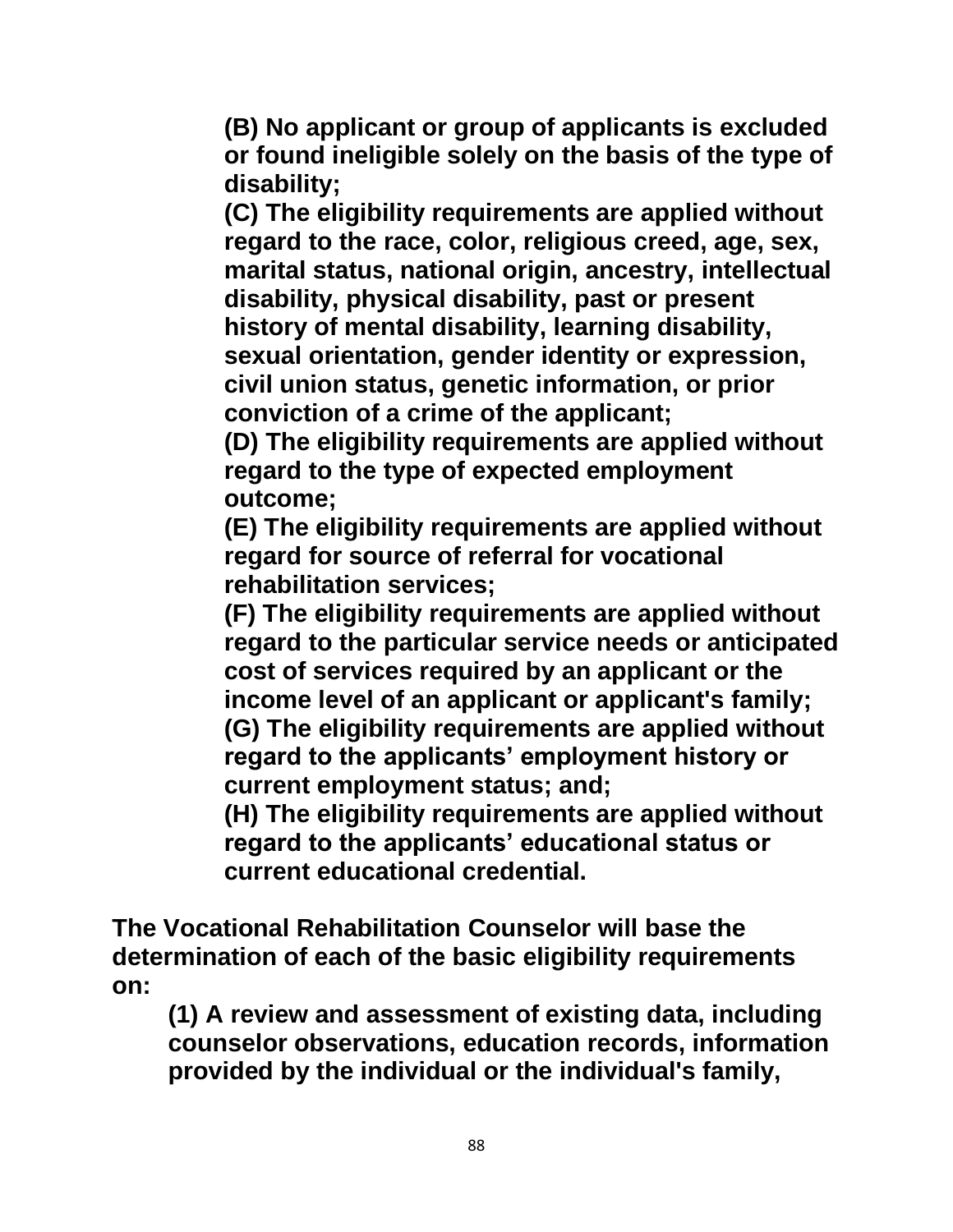**(B) No applicant or group of applicants is excluded or found ineligible solely on the basis of the type of disability;**

**(C) The eligibility requirements are applied without regard to the race, color, religious creed, age, sex, marital status, national origin, ancestry, intellectual disability, physical disability, past or present history of mental disability, learning disability, sexual orientation, gender identity or expression, civil union status, genetic information, or prior conviction of a crime of the applicant;**

**(D) The eligibility requirements are applied without regard to the type of expected employment outcome;**

**(E) The eligibility requirements are applied without regard for source of referral for vocational rehabilitation services;**

**(F) The eligibility requirements are applied without regard to the particular service needs or anticipated cost of services required by an applicant or the income level of an applicant or applicant's family;**

**(G) The eligibility requirements are applied without regard to the applicants' employment history or current employment status; and;**

**(H) The eligibility requirements are applied without regard to the applicants' educational status or current educational credential.**

**The Vocational Rehabilitation Counselor will base the determination of each of the basic eligibility requirements on:**

**(1) A review and assessment of existing data, including counselor observations, education records, information provided by the individual or the individual's family,**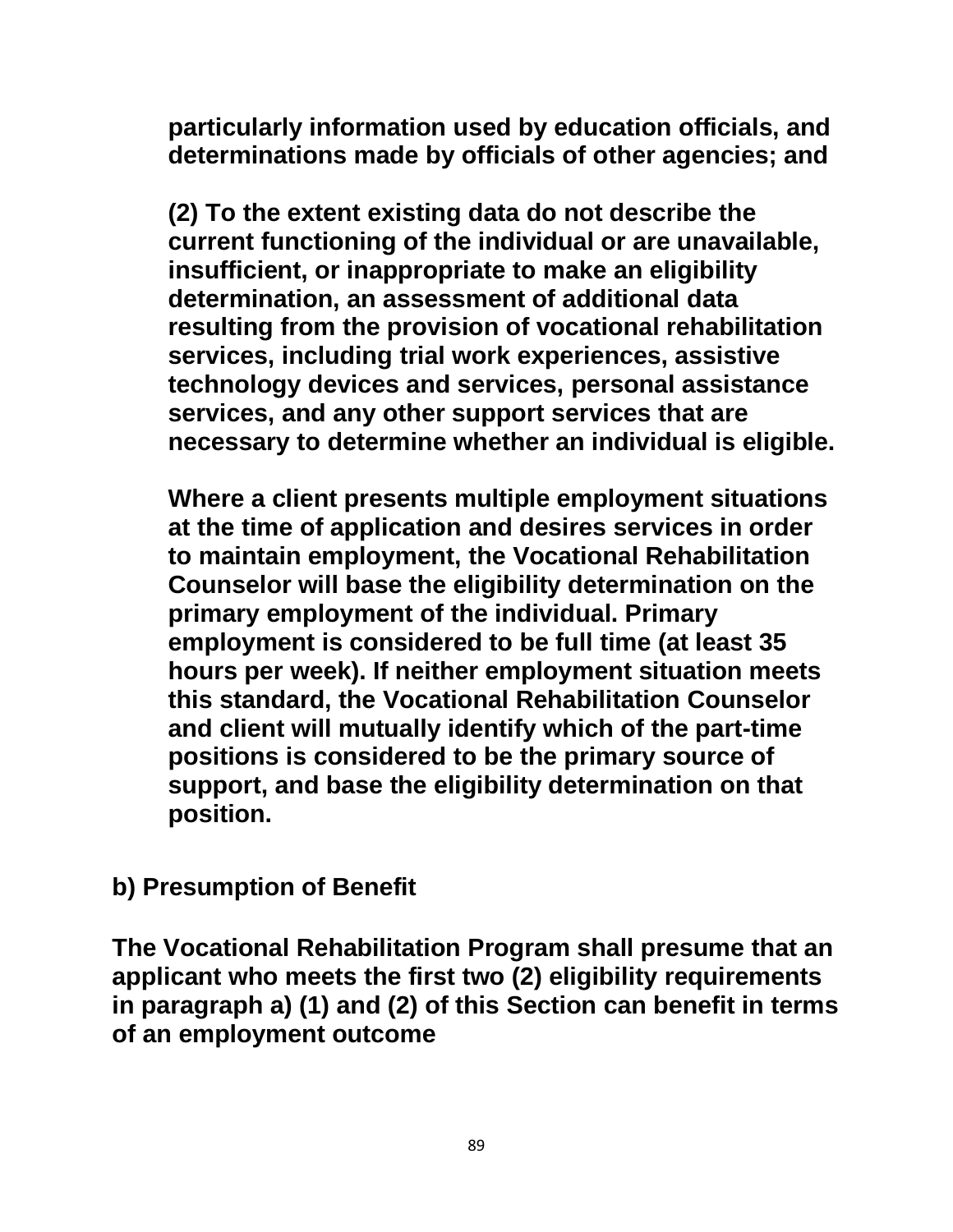**particularly information used by education officials, and determinations made by officials of other agencies; and**

**(2) To the extent existing data do not describe the current functioning of the individual or are unavailable, insufficient, or inappropriate to make an eligibility determination, an assessment of additional data resulting from the provision of vocational rehabilitation services, including trial work experiences, assistive technology devices and services, personal assistance services, and any other support services that are necessary to determine whether an individual is eligible.**

**Where a client presents multiple employment situations at the time of application and desires services in order to maintain employment, the Vocational Rehabilitation Counselor will base the eligibility determination on the primary employment of the individual. Primary employment is considered to be full time (at least 35 hours per week). If neither employment situation meets this standard, the Vocational Rehabilitation Counselor and client will mutually identify which of the part-time positions is considered to be the primary source of support, and base the eligibility determination on that position.**

**b) Presumption of Benefit**

**The Vocational Rehabilitation Program shall presume that an applicant who meets the first two (2) eligibility requirements in paragraph a) (1) and (2) of this Section can benefit in terms of an employment outcome**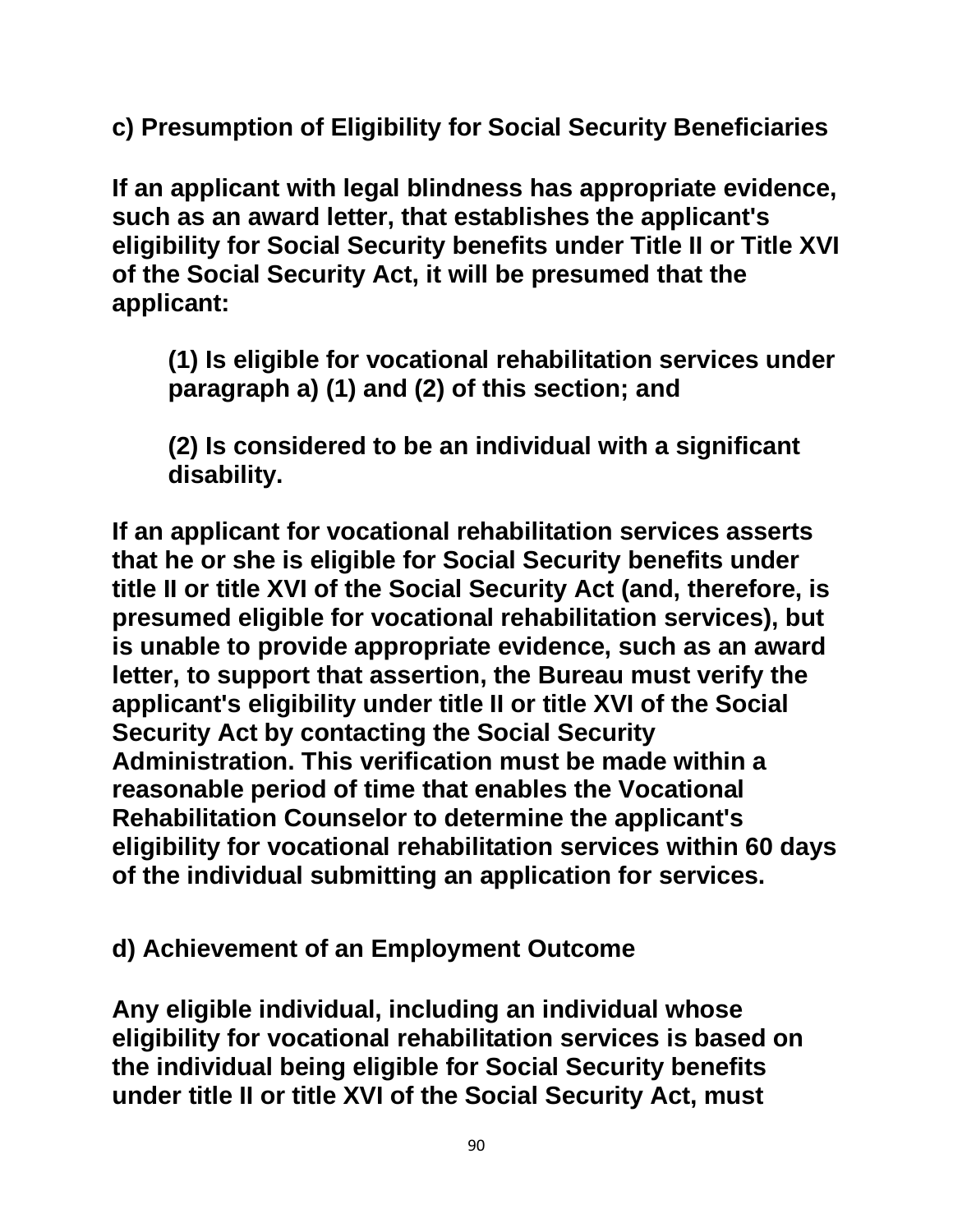**c) Presumption of Eligibility for Social Security Beneficiaries**

**If an applicant with legal blindness has appropriate evidence, such as an award letter, that establishes the applicant's eligibility for Social Security benefits under Title II or Title XVI of the Social Security Act, it will be presumed that the applicant:**

> **(1) Is eligible for vocational rehabilitation services under paragraph a) (1) and (2) of this section; and**
>
> **(2) Is considered to be an individual with a significant disability.**

**If an applicant for vocational rehabilitation services asserts that he or she is eligible for Social Security benefits under title II or title XVI of the Social Security Act (and, therefore, is presumed eligible for vocational rehabilitation services), but is unable to provide appropriate evidence, such as an award letter, to support that assertion, the Bureau must verify the applicant's eligibility under title II or title XVI of the Social Security Act by contacting the Social Security Administration. This verification must be made within a reasonable period of time that enables the Vocational Rehabilitation Counselor to determine the applicant's eligibility for vocational rehabilitation services within 60 days of the individual submitting an application for services.**

**d) Achievement of an Employment Outcome**

**Any eligible individual, including an individual whose eligibility for vocational rehabilitation services is based on the individual being eligible for Social Security benefits under title II or title XVI of the Social Security Act, must**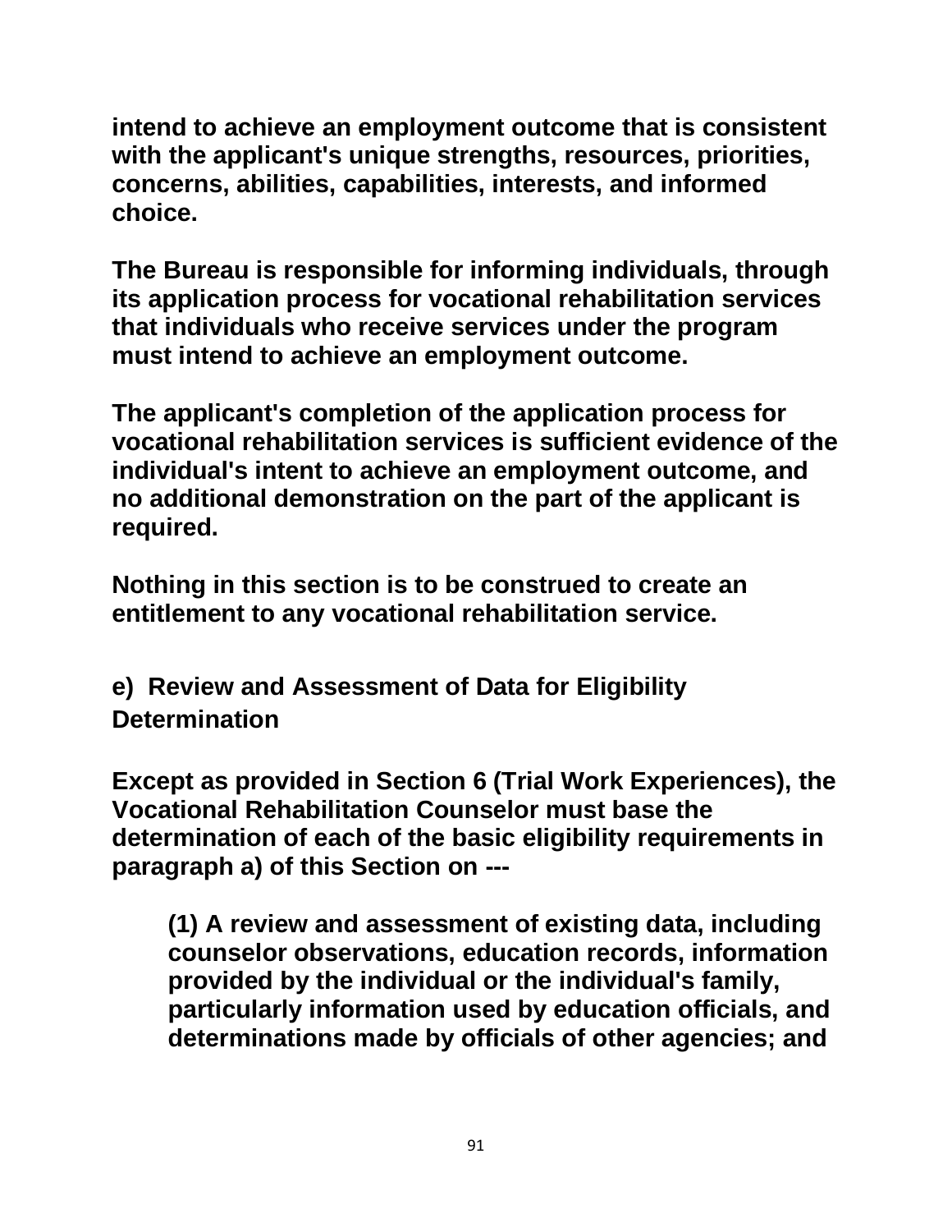**intend to achieve an employment outcome that is consistent with the applicant's unique strengths, resources, priorities, concerns, abilities, capabilities, interests, and informed choice.**

**The Bureau is responsible for informing individuals, through its application process for vocational rehabilitation services that individuals who receive services under the program must intend to achieve an employment outcome.**

**The applicant's completion of the application process for vocational rehabilitation services is sufficient evidence of the individual's intent to achieve an employment outcome, and no additional demonstration on the part of the applicant is required.**

**Nothing in this section is to be construed to create an entitlement to any vocational rehabilitation service.**

### e) Review and Assessment of Data for Eligibility Determination

**Except as provided in Section 6 (Trial Work Experiences), the Vocational Rehabilitation Counselor must base the determination of each of the basic eligibility requirements in paragraph a) of this Section on ---**

> **(1) A review and assessment of existing data, including counselor observations, education records, information provided by the individual or the individual's family, particularly information used by education officials, and determinations made by officials of other agencies; and**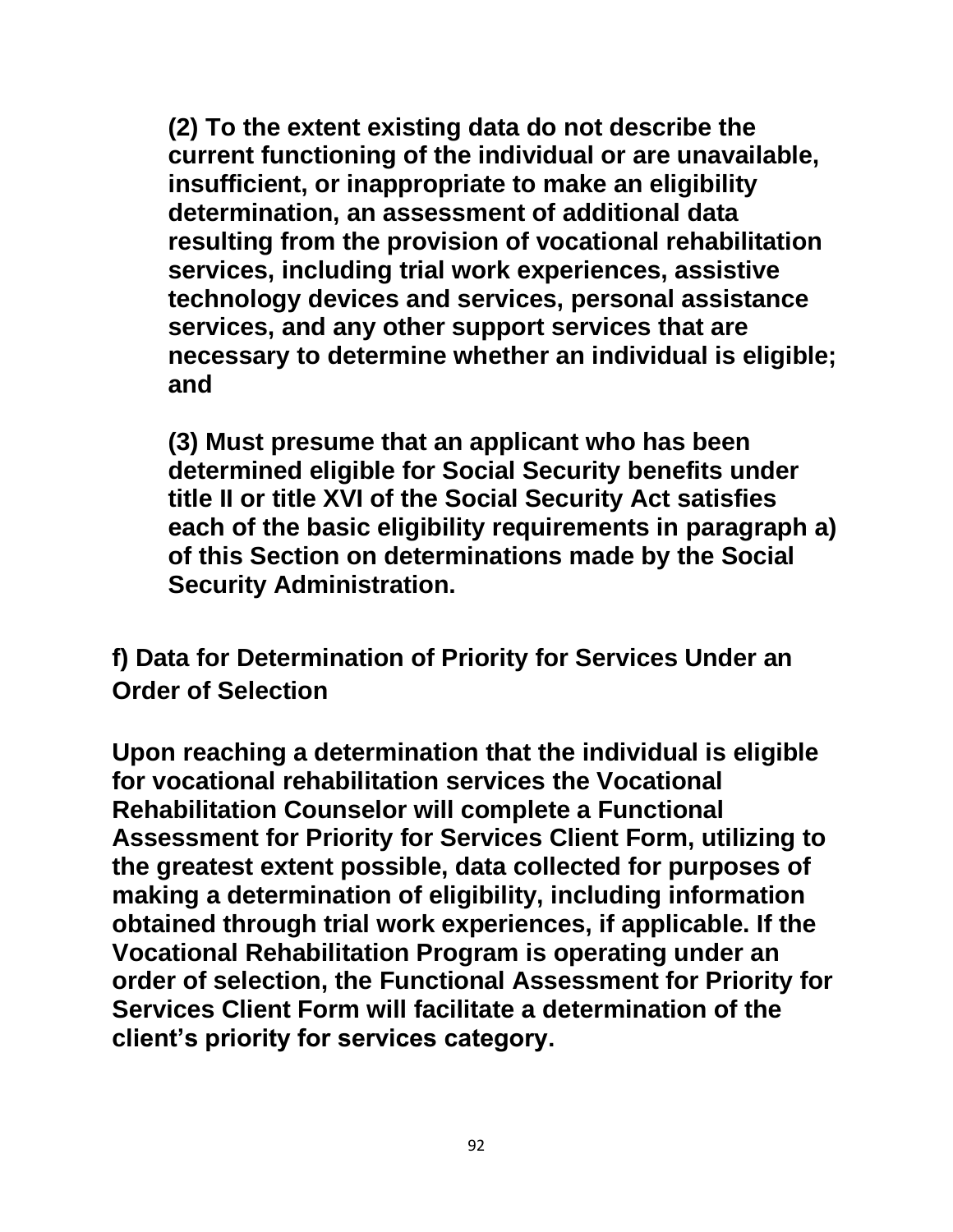**(2) To the extent existing data do not describe the current functioning of the individual or are unavailable, insufficient, or inappropriate to make an eligibility determination, an assessment of additional data resulting from the provision of vocational rehabilitation services, including trial work experiences, assistive technology devices and services, personal assistance services, and any other support services that are necessary to determine whether an individual is eligible; and**

**(3) Must presume that an applicant who has been determined eligible for Social Security benefits under title II or title XVI of the Social Security Act satisfies each of the basic eligibility requirements in paragraph a) of this Section on determinations made by the Social Security Administration.**

### f) Data for Determination of Priority for Services Under an Order of Selection

**Upon reaching a determination that the individual is eligible for vocational rehabilitation services the Vocational Rehabilitation Counselor will complete a Functional Assessment for Priority for Services Client Form, utilizing to the greatest extent possible, data collected for purposes of making a determination of eligibility, including information obtained through trial work experiences, if applicable. If the Vocational Rehabilitation Program is operating under an order of selection, the Functional Assessment for Priority for Services Client Form will facilitate a determination of the client's priority for services category.**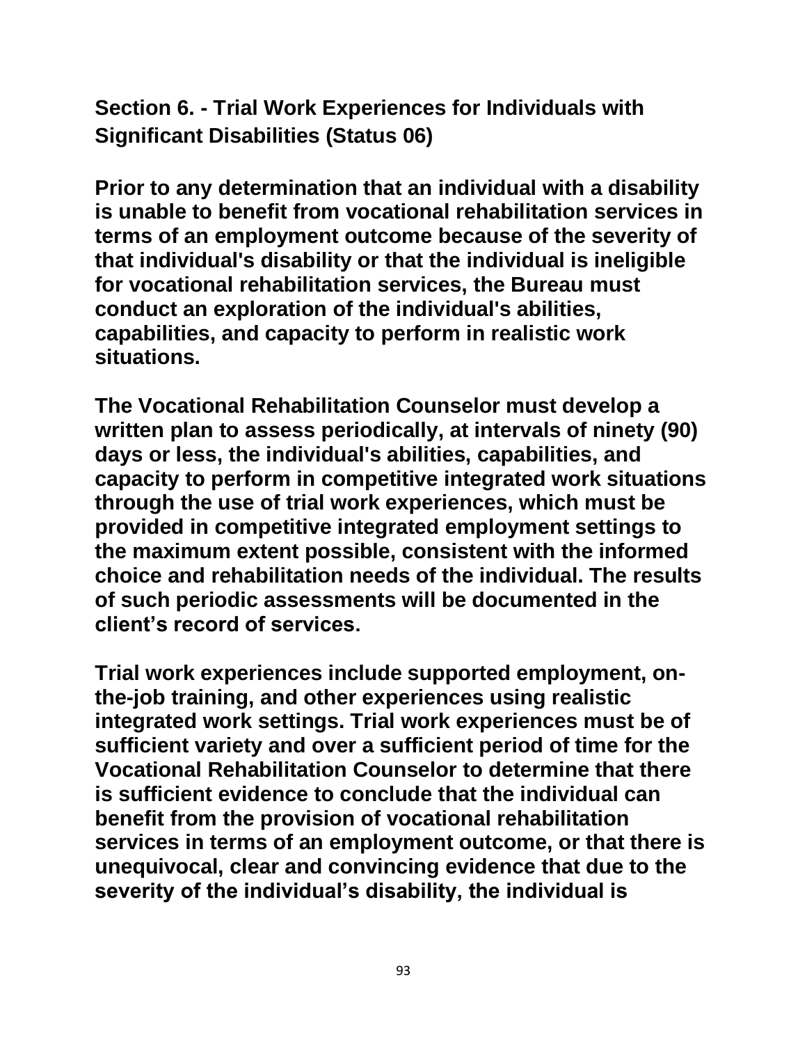## Section 6. - Trial Work Experiences for Individuals with Significant Disabilities (Status 06)

**Prior to any determination that an individual with a disability is unable to benefit from vocational rehabilitation services in terms of an employment outcome because of the severity of that individual's disability or that the individual is ineligible for vocational rehabilitation services, the Bureau must conduct an exploration of the individual's abilities, capabilities, and capacity to perform in realistic work situations.**

**The Vocational Rehabilitation Counselor must develop a written plan to assess periodically, at intervals of ninety (90) days or less, the individual's abilities, capabilities, and capacity to perform in competitive integrated work situations through the use of trial work experiences, which must be provided in competitive integrated employment settings to the maximum extent possible, consistent with the informed choice and rehabilitation needs of the individual. The results of such periodic assessments will be documented in the client's record of services.**

**Trial work experiences include supported employment, on-the-job training, and other experiences using realistic integrated work settings. Trial work experiences must be of sufficient variety and over a sufficient period of time for the Vocational Rehabilitation Counselor to determine that there is sufficient evidence to conclude that the individual can benefit from the provision of vocational rehabilitation services in terms of an employment outcome, or that there is unequivocal, clear and convincing evidence that due to the severity of the individual's disability, the individual is**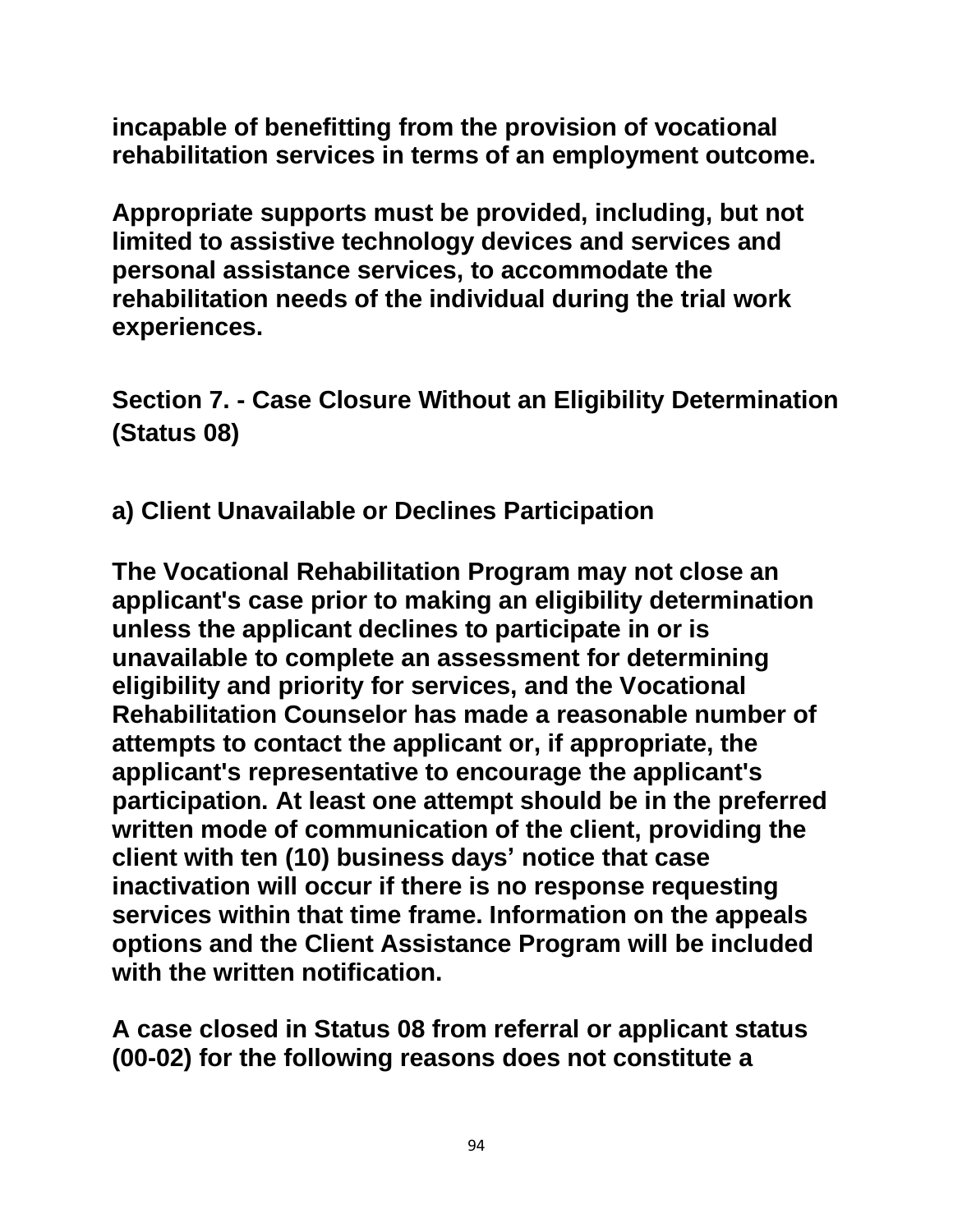incapable of benefitting from the provision of vocational rehabilitation services in terms of an employment outcome.

Appropriate supports must be provided, including, but not limited to assistive technology devices and services and personal assistance services, to accommodate the rehabilitation needs of the individual during the trial work experiences.

## Section 7. - Case Closure Without an Eligibility Determination (Status 08)

### a) Client Unavailable or Declines Participation

The Vocational Rehabilitation Program may not close an applicant's case prior to making an eligibility determination unless the applicant declines to participate in or is unavailable to complete an assessment for determining eligibility and priority for services, and the Vocational Rehabilitation Counselor has made a reasonable number of attempts to contact the applicant or, if appropriate, the applicant's representative to encourage the applicant's participation. At least one attempt should be in the preferred written mode of communication of the client, providing the client with ten (10) business days' notice that case inactivation will occur if there is no response requesting services within that time frame. Information on the appeals options and the Client Assistance Program will be included with the written notification.

A case closed in Status 08 from referral or applicant status (00-02) for the following reasons does not constitute a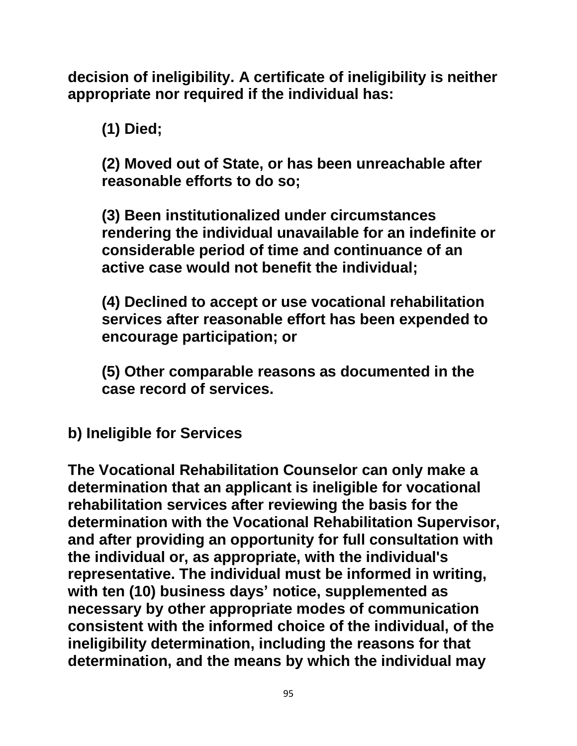**decision of ineligibility. A certificate of ineligibility is neither appropriate nor required if the individual has:**

> **(1) Died;**
>
> **(2) Moved out of State, or has been unreachable after reasonable efforts to do so;**
>
> **(3) Been institutionalized under circumstances rendering the individual unavailable for an indefinite or considerable period of time and continuance of an active case would not benefit the individual;**
>
> **(4) Declined to accept or use vocational rehabilitation services after reasonable effort has been expended to encourage participation; or**
>
> **(5) Other comparable reasons as documented in the case record of services.**

**b) Ineligible for Services**

**The Vocational Rehabilitation Counselor can only make a determination that an applicant is ineligible for vocational rehabilitation services after reviewing the basis for the determination with the Vocational Rehabilitation Supervisor, and after providing an opportunity for full consultation with the individual or, as appropriate, with the individual's representative. The individual must be informed in writing, with ten (10) business days' notice, supplemented as necessary by other appropriate modes of communication consistent with the informed choice of the individual, of the ineligibility determination, including the reasons for that determination, and the means by which the individual may**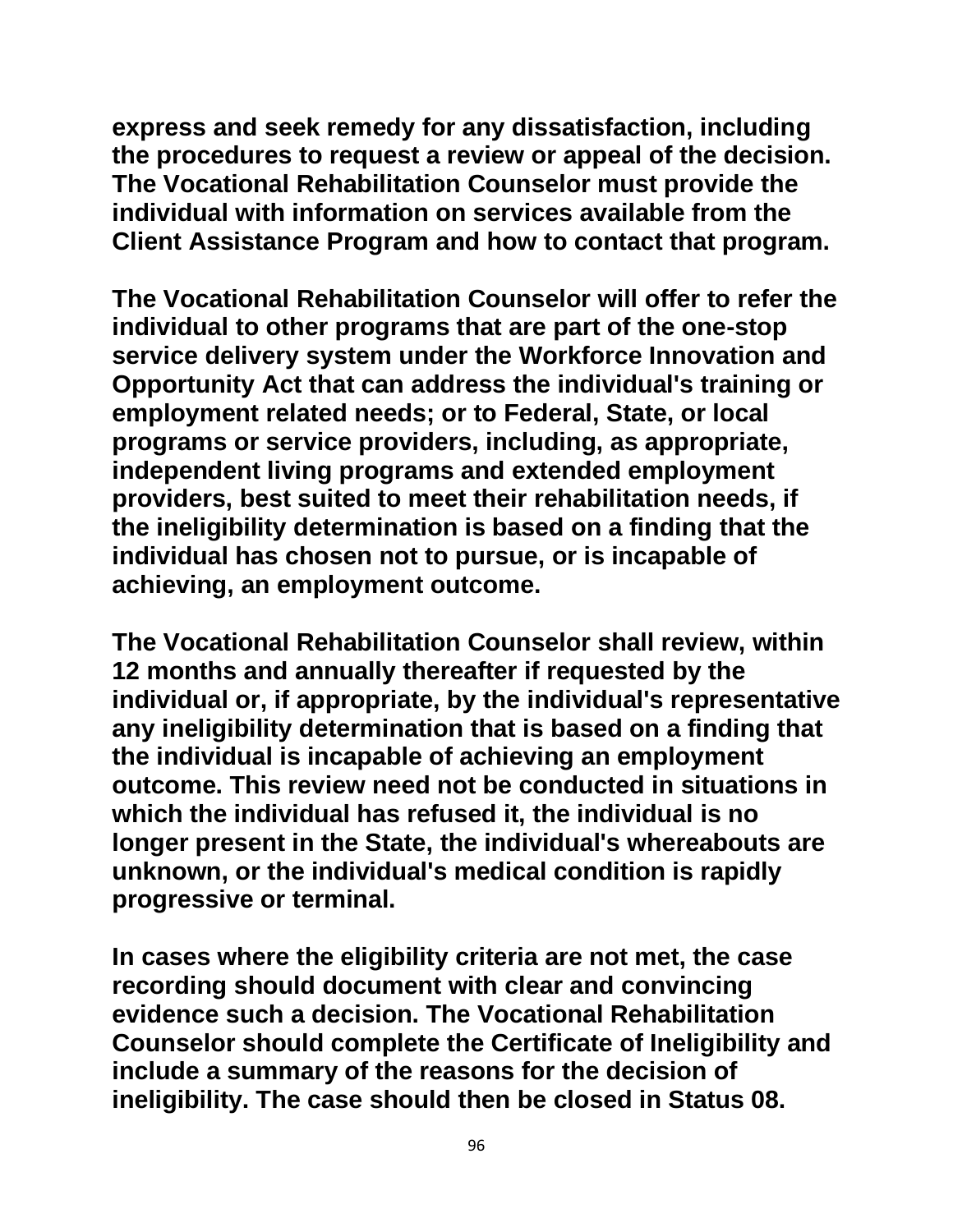**express and seek remedy for any dissatisfaction, including the procedures to request a review or appeal of the decision. The Vocational Rehabilitation Counselor must provide the individual with information on services available from the Client Assistance Program and how to contact that program.**

**The Vocational Rehabilitation Counselor will offer to refer the individual to other programs that are part of the one-stop service delivery system under the Workforce Innovation and Opportunity Act that can address the individual's training or employment related needs; or to Federal, State, or local programs or service providers, including, as appropriate, independent living programs and extended employment providers, best suited to meet their rehabilitation needs, if the ineligibility determination is based on a finding that the individual has chosen not to pursue, or is incapable of achieving, an employment outcome.**

**The Vocational Rehabilitation Counselor shall review, within 12 months and annually thereafter if requested by the individual or, if appropriate, by the individual's representative any ineligibility determination that is based on a finding that the individual is incapable of achieving an employment outcome. This review need not be conducted in situations in which the individual has refused it, the individual is no longer present in the State, the individual's whereabouts are unknown, or the individual's medical condition is rapidly progressive or terminal.**

**In cases where the eligibility criteria are not met, the case recording should document with clear and convincing evidence such a decision. The Vocational Rehabilitation Counselor should complete the Certificate of Ineligibility and include a summary of the reasons for the decision of ineligibility. The case should then be closed in Status 08.**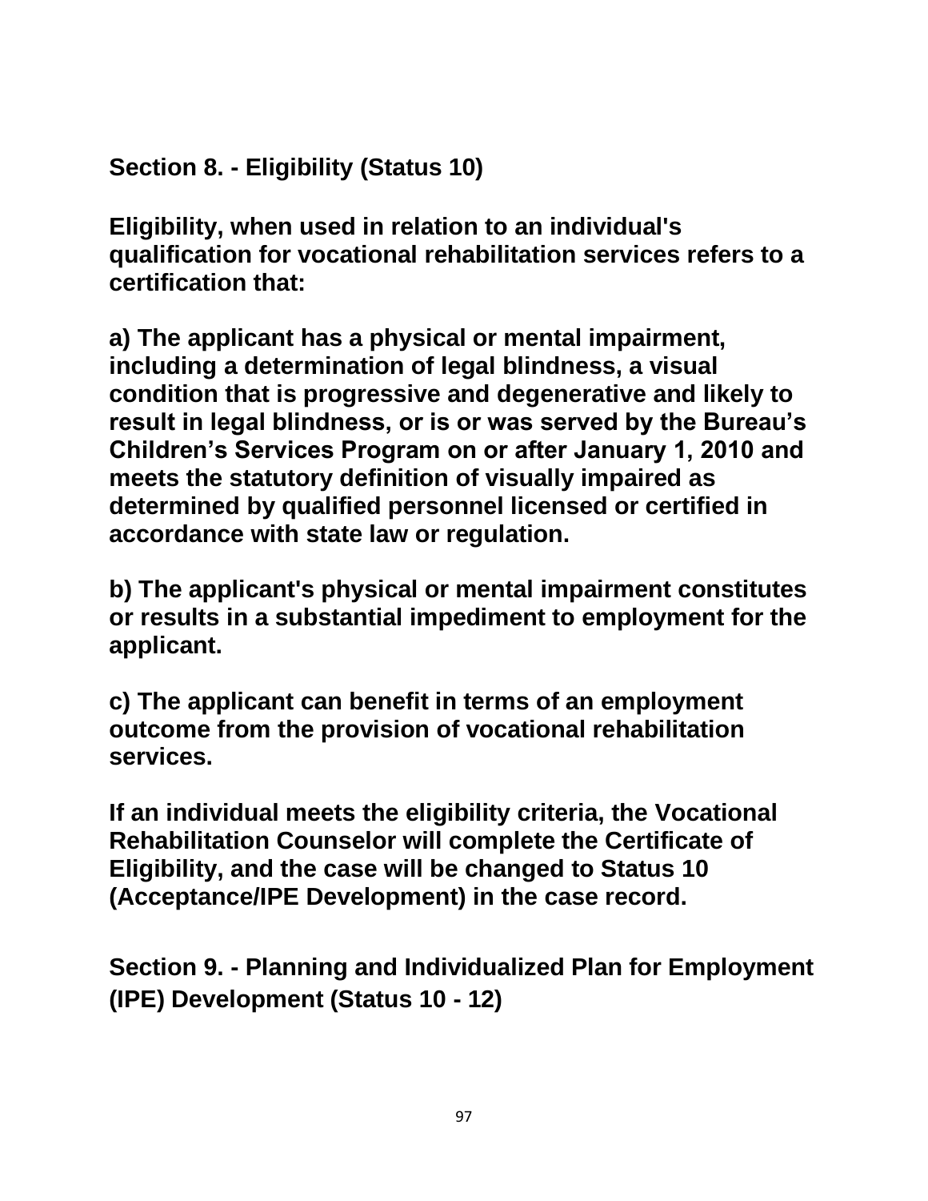## Section 8. - Eligibility (Status 10)

**Eligibility, when used in relation to an individual's qualification for vocational rehabilitation services refers to a certification that:**

**a) The applicant has a physical or mental impairment, including a determination of legal blindness, a visual condition that is progressive and degenerative and likely to result in legal blindness, or is or was served by the Bureau's Children's Services Program on or after January 1, 2010 and meets the statutory definition of visually impaired as determined by qualified personnel licensed or certified in accordance with state law or regulation.**

**b) The applicant's physical or mental impairment constitutes or results in a substantial impediment to employment for the applicant.**

**c) The applicant can benefit in terms of an employment outcome from the provision of vocational rehabilitation services.**

**If an individual meets the eligibility criteria, the Vocational Rehabilitation Counselor will complete the Certificate of Eligibility, and the case will be changed to Status 10 (Acceptance/IPE Development) in the case record.**

## Section 9. - Planning and Individualized Plan for Employment (IPE) Development (Status 10 - 12)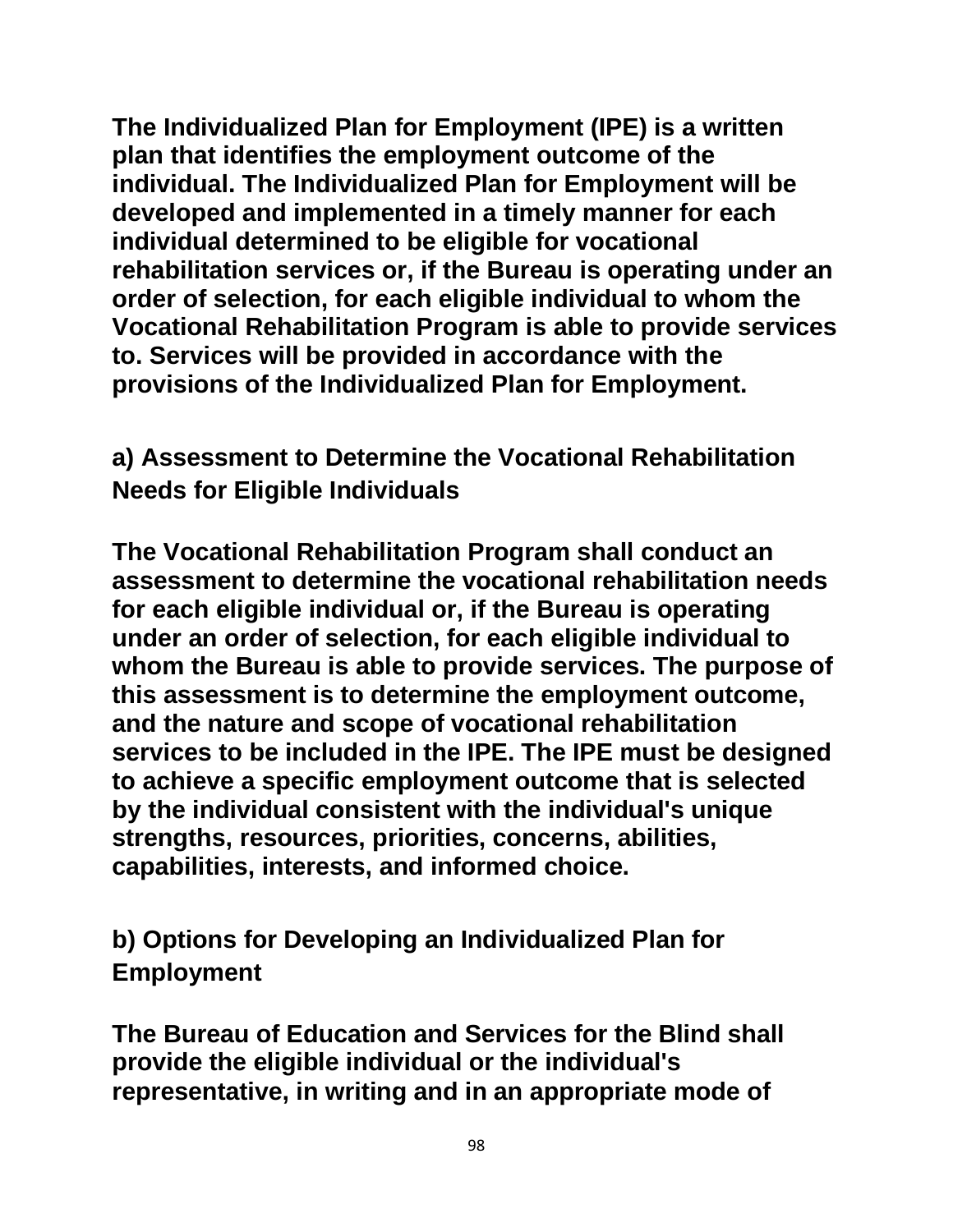The Individualized Plan for Employment (IPE) is a written plan that identifies the employment outcome of the individual. The Individualized Plan for Employment will be developed and implemented in a timely manner for each individual determined to be eligible for vocational rehabilitation services or, if the Bureau is operating under an order of selection, for each eligible individual to whom the Vocational Rehabilitation Program is able to provide services to. Services will be provided in accordance with the provisions of the Individualized Plan for Employment.

### a) Assessment to Determine the Vocational Rehabilitation Needs for Eligible Individuals

The Vocational Rehabilitation Program shall conduct an assessment to determine the vocational rehabilitation needs for each eligible individual or, if the Bureau is operating under an order of selection, for each eligible individual to whom the Bureau is able to provide services. The purpose of this assessment is to determine the employment outcome, and the nature and scope of vocational rehabilitation services to be included in the IPE. The IPE must be designed to achieve a specific employment outcome that is selected by the individual consistent with the individual's unique strengths, resources, priorities, concerns, abilities, capabilities, interests, and informed choice.

### b) Options for Developing an Individualized Plan for Employment

The Bureau of Education and Services for the Blind shall provide the eligible individual or the individual's representative, in writing and in an appropriate mode of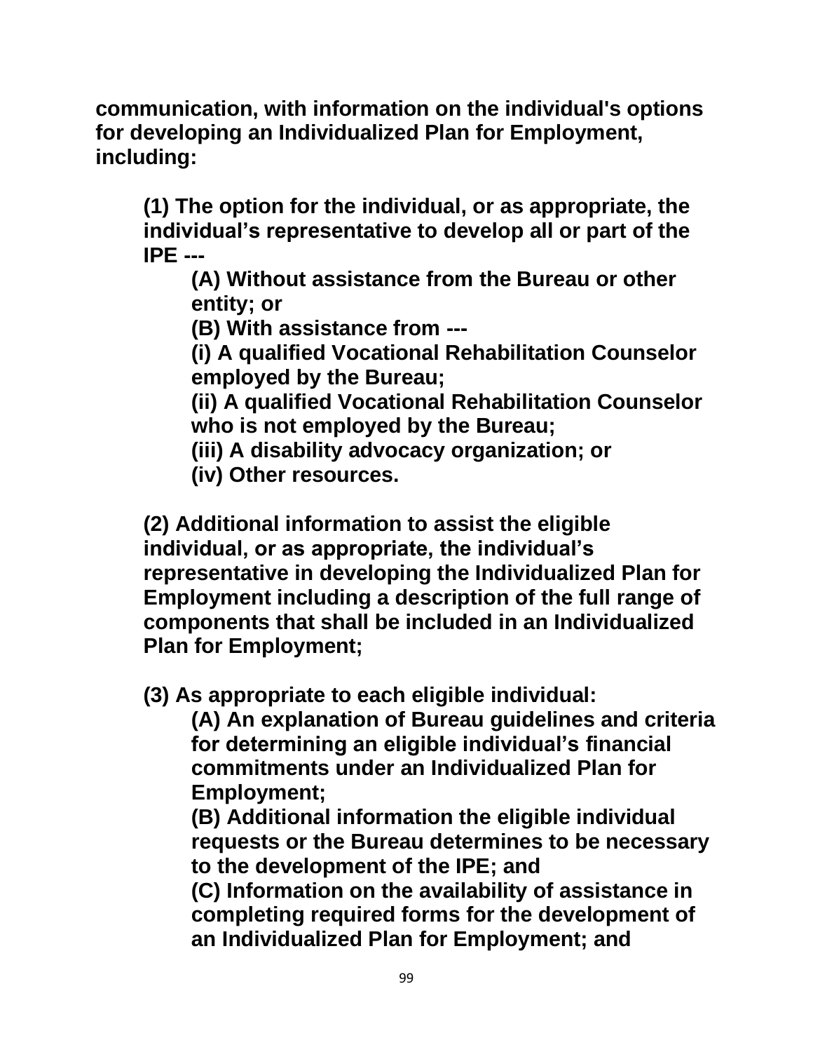**communication, with information on the individual's options for developing an Individualized Plan for Employment, including:**

> **(1) The option for the individual, or as appropriate, the individual's representative to develop all or part of the IPE ---**
>
> > **(A) Without assistance from the Bureau or other entity; or**
> >
> > **(B) With assistance from ---**
> >
> > **(i) A qualified Vocational Rehabilitation Counselor employed by the Bureau;**
> >
> > **(ii) A qualified Vocational Rehabilitation Counselor who is not employed by the Bureau;**
> >
> > **(iii) A disability advocacy organization; or**
> >
> > **(iv) Other resources.**
>
> **(2) Additional information to assist the eligible individual, or as appropriate, the individual's representative in developing the Individualized Plan for Employment including a description of the full range of components that shall be included in an Individualized Plan for Employment;**
>
> **(3) As appropriate to each eligible individual:**
>
> > **(A) An explanation of Bureau guidelines and criteria for determining an eligible individual's financial commitments under an Individualized Plan for Employment;**
> >
> > **(B) Additional information the eligible individual requests or the Bureau determines to be necessary to the development of the IPE; and**
> >
> > **(C) Information on the availability of assistance in completing required forms for the development of an Individualized Plan for Employment; and**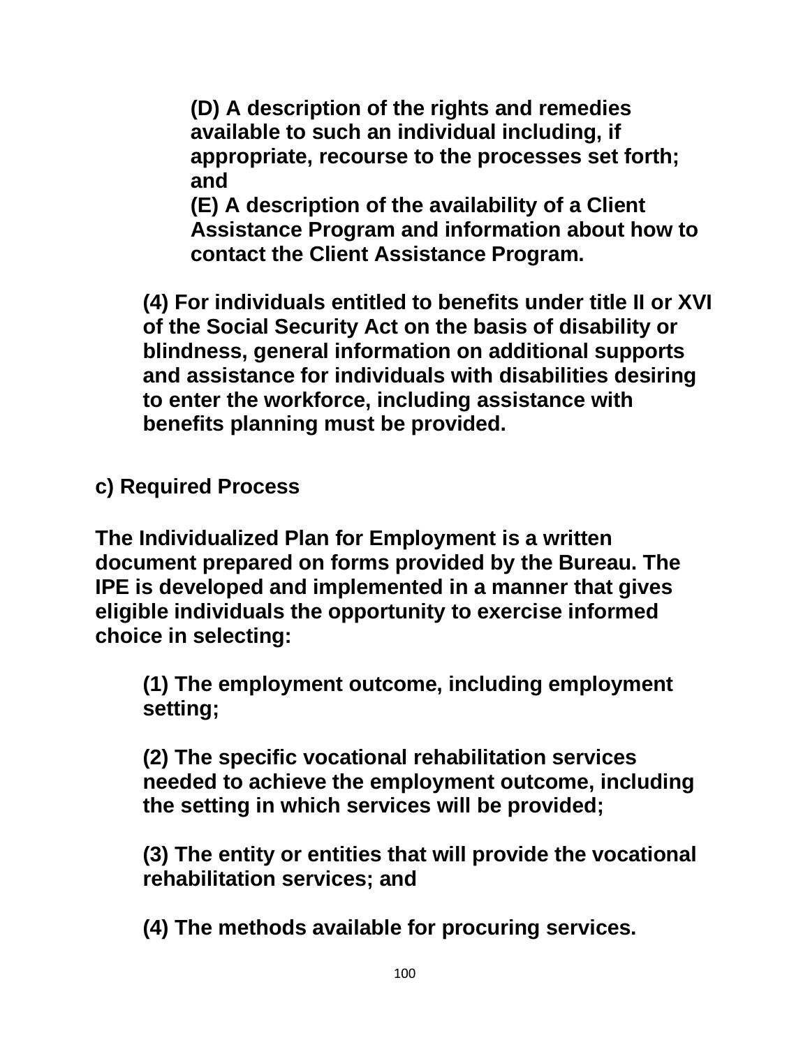**(D) A description of the rights and remedies available to such an individual including, if appropriate, recourse to the processes set forth; and**
**(E) A description of the availability of a Client Assistance Program and information about how to contact the Client Assistance Program.**

**(4) For individuals entitled to benefits under title II or XVI of the Social Security Act on the basis of disability or blindness, general information on additional supports and assistance for individuals with disabilities desiring to enter the workforce, including assistance with benefits planning must be provided.**

**c) Required Process**

**The Individualized Plan for Employment is a written document prepared on forms provided by the Bureau. The IPE is developed and implemented in a manner that gives eligible individuals the opportunity to exercise informed choice in selecting:**

**(1) The employment outcome, including employment setting;**

**(2) The specific vocational rehabilitation services needed to achieve the employment outcome, including the setting in which services will be provided;**

**(3) The entity or entities that will provide the vocational rehabilitation services; and**

**(4) The methods available for procuring services.**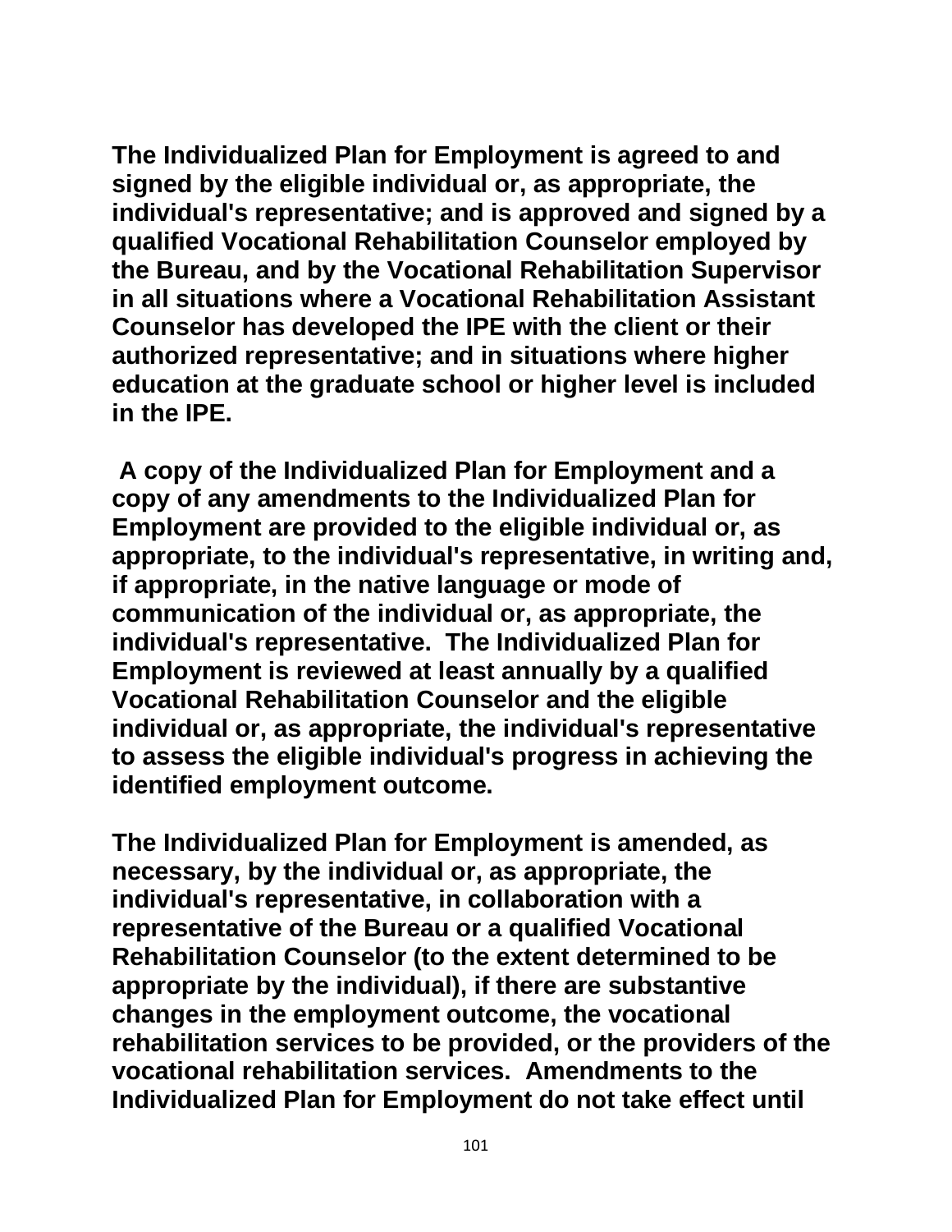**The Individualized Plan for Employment is agreed to and signed by the eligible individual or, as appropriate, the individual's representative; and is approved and signed by a qualified Vocational Rehabilitation Counselor employed by the Bureau, and by the Vocational Rehabilitation Supervisor in all situations where a Vocational Rehabilitation Assistant Counselor has developed the IPE with the client or their authorized representative; and in situations where higher education at the graduate school or higher level is included in the IPE.**

**A copy of the Individualized Plan for Employment and a copy of any amendments to the Individualized Plan for Employment are provided to the eligible individual or, as appropriate, to the individual's representative, in writing and, if appropriate, in the native language or mode of communication of the individual or, as appropriate, the individual's representative. The Individualized Plan for Employment is reviewed at least annually by a qualified Vocational Rehabilitation Counselor and the eligible individual or, as appropriate, the individual's representative to assess the eligible individual's progress in achieving the identified employment outcome.**

**The Individualized Plan for Employment is amended, as necessary, by the individual or, as appropriate, the individual's representative, in collaboration with a representative of the Bureau or a qualified Vocational Rehabilitation Counselor (to the extent determined to be appropriate by the individual), if there are substantive changes in the employment outcome, the vocational rehabilitation services to be provided, or the providers of the vocational rehabilitation services. Amendments to the Individualized Plan for Employment do not take effect until**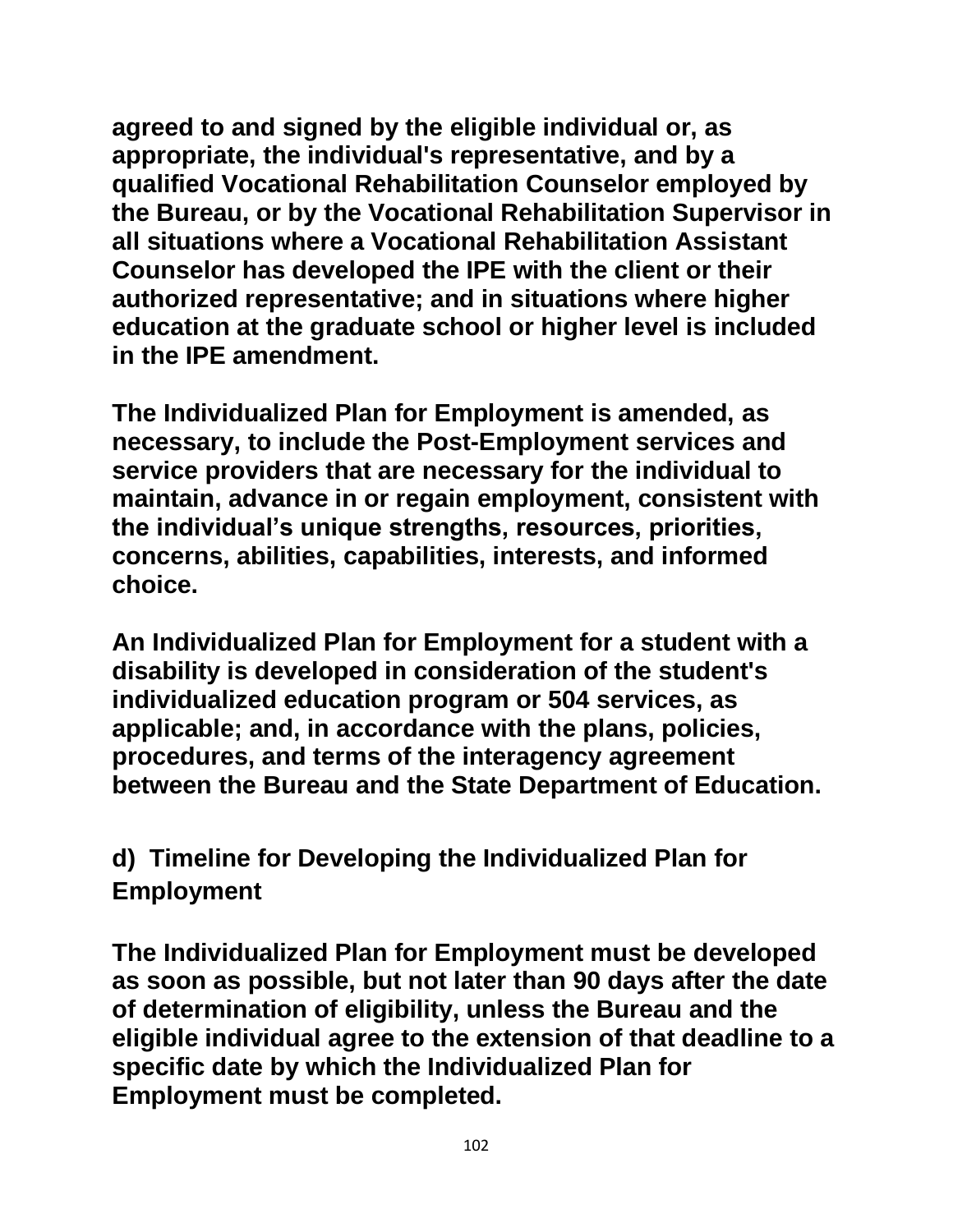**agreed to and signed by the eligible individual or, as appropriate, the individual's representative, and by a qualified Vocational Rehabilitation Counselor employed by the Bureau, or by the Vocational Rehabilitation Supervisor in all situations where a Vocational Rehabilitation Assistant Counselor has developed the IPE with the client or their authorized representative; and in situations where higher education at the graduate school or higher level is included in the IPE amendment.**

**The Individualized Plan for Employment is amended, as necessary, to include the Post-Employment services and service providers that are necessary for the individual to maintain, advance in or regain employment, consistent with the individual's unique strengths, resources, priorities, concerns, abilities, capabilities, interests, and informed choice.**

**An Individualized Plan for Employment for a student with a disability is developed in consideration of the student's individualized education program or 504 services, as applicable; and, in accordance with the plans, policies, procedures, and terms of the interagency agreement between the Bureau and the State Department of Education.**

### d) Timeline for Developing the Individualized Plan for Employment

**The Individualized Plan for Employment must be developed as soon as possible, but not later than 90 days after the date of determination of eligibility, unless the Bureau and the eligible individual agree to the extension of that deadline to a specific date by which the Individualized Plan for Employment must be completed.**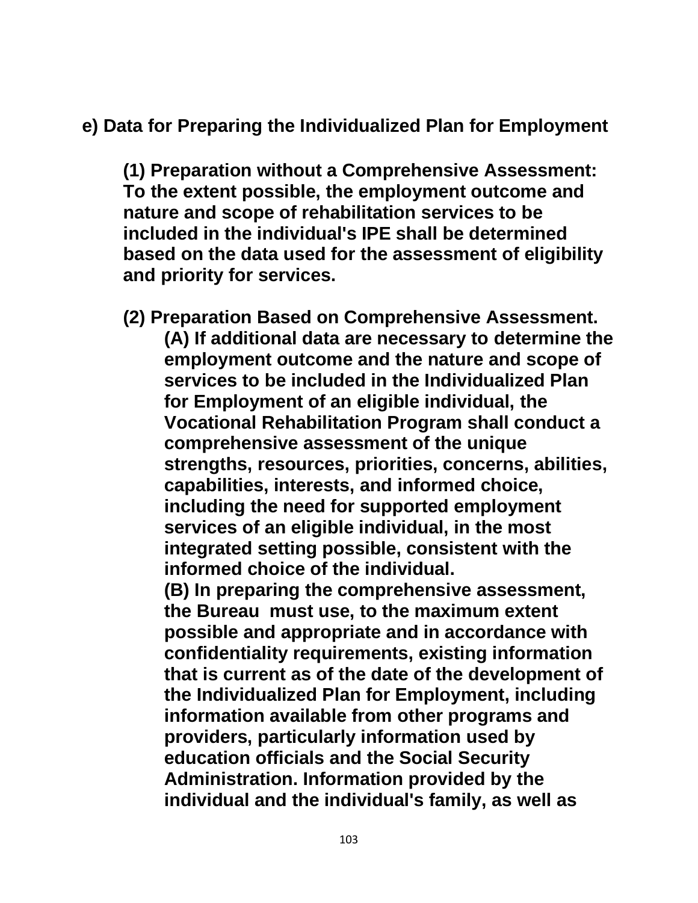**e) Data for Preparing the Individualized Plan for Employment**

**(1) Preparation without a Comprehensive Assessment: To the extent possible, the employment outcome and nature and scope of rehabilitation services to be included in the individual's IPE shall be determined based on the data used for the assessment of eligibility and priority for services.**

**(2) Preparation Based on Comprehensive Assessment.**

**(A) If additional data are necessary to determine the employment outcome and the nature and scope of services to be included in the Individualized Plan for Employment of an eligible individual, the Vocational Rehabilitation Program shall conduct a comprehensive assessment of the unique strengths, resources, priorities, concerns, abilities, capabilities, interests, and informed choice, including the need for supported employment services of an eligible individual, in the most integrated setting possible, consistent with the informed choice of the individual.**

**(B) In preparing the comprehensive assessment, the Bureau must use, to the maximum extent possible and appropriate and in accordance with confidentiality requirements, existing information that is current as of the date of the development of the Individualized Plan for Employment, including information available from other programs and providers, particularly information used by education officials and the Social Security Administration. Information provided by the individual and the individual's family, as well as**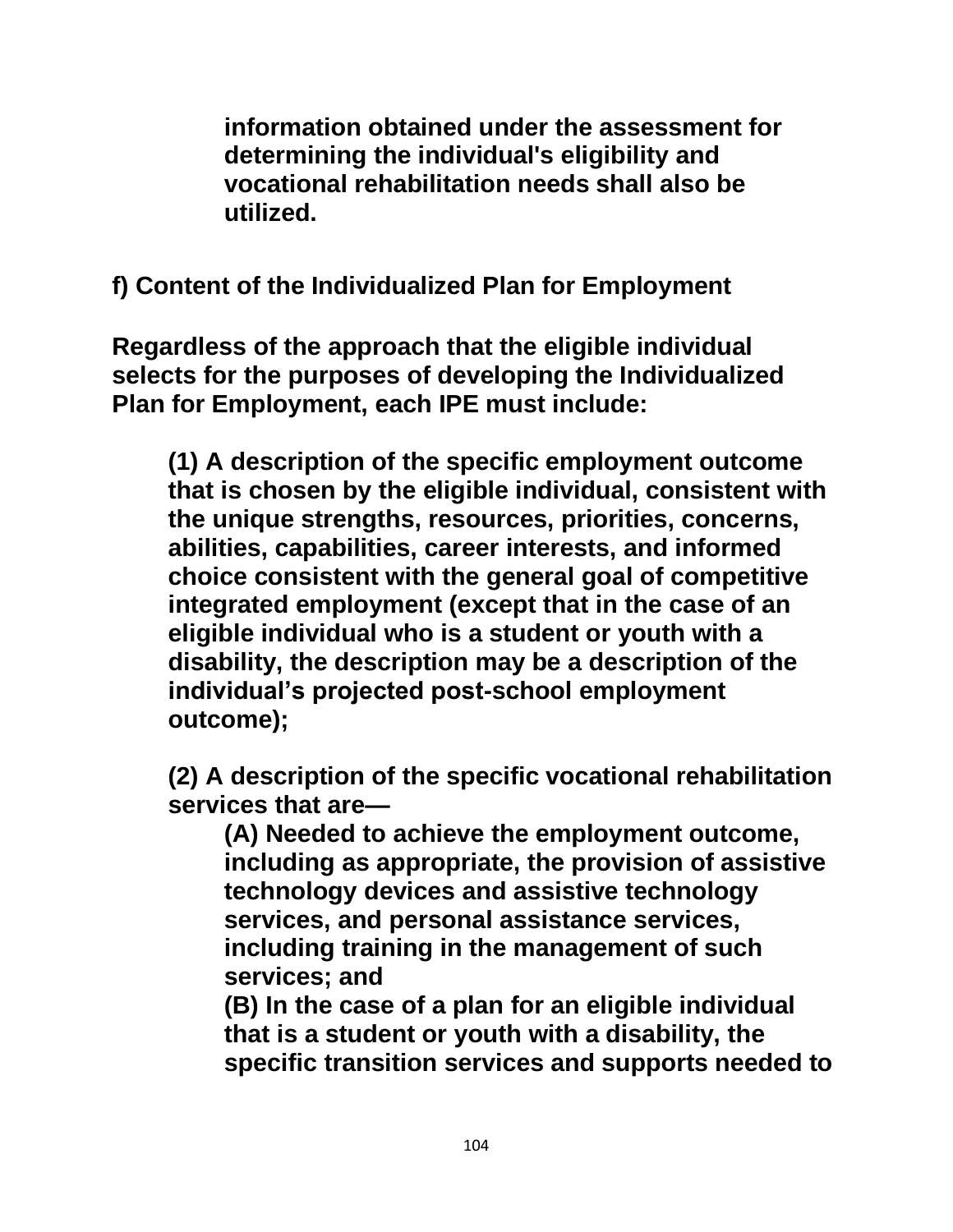**information obtained under the assessment for determining the individual's eligibility and vocational rehabilitation needs shall also be utilized.**

**f) Content of the Individualized Plan for Employment**

**Regardless of the approach that the eligible individual selects for the purposes of developing the Individualized Plan for Employment, each IPE must include:**

**(1) A description of the specific employment outcome that is chosen by the eligible individual, consistent with the unique strengths, resources, priorities, concerns, abilities, capabilities, career interests, and informed choice consistent with the general goal of competitive integrated employment (except that in the case of an eligible individual who is a student or youth with a disability, the description may be a description of the individual’s projected post-school employment outcome);**

**(2) A description of the specific vocational rehabilitation services that are—**

**(A) Needed to achieve the employment outcome, including as appropriate, the provision of assistive technology devices and assistive technology services, and personal assistance services, including training in the management of such services; and**

**(B) In the case of a plan for an eligible individual that is a student or youth with a disability, the specific transition services and supports needed to**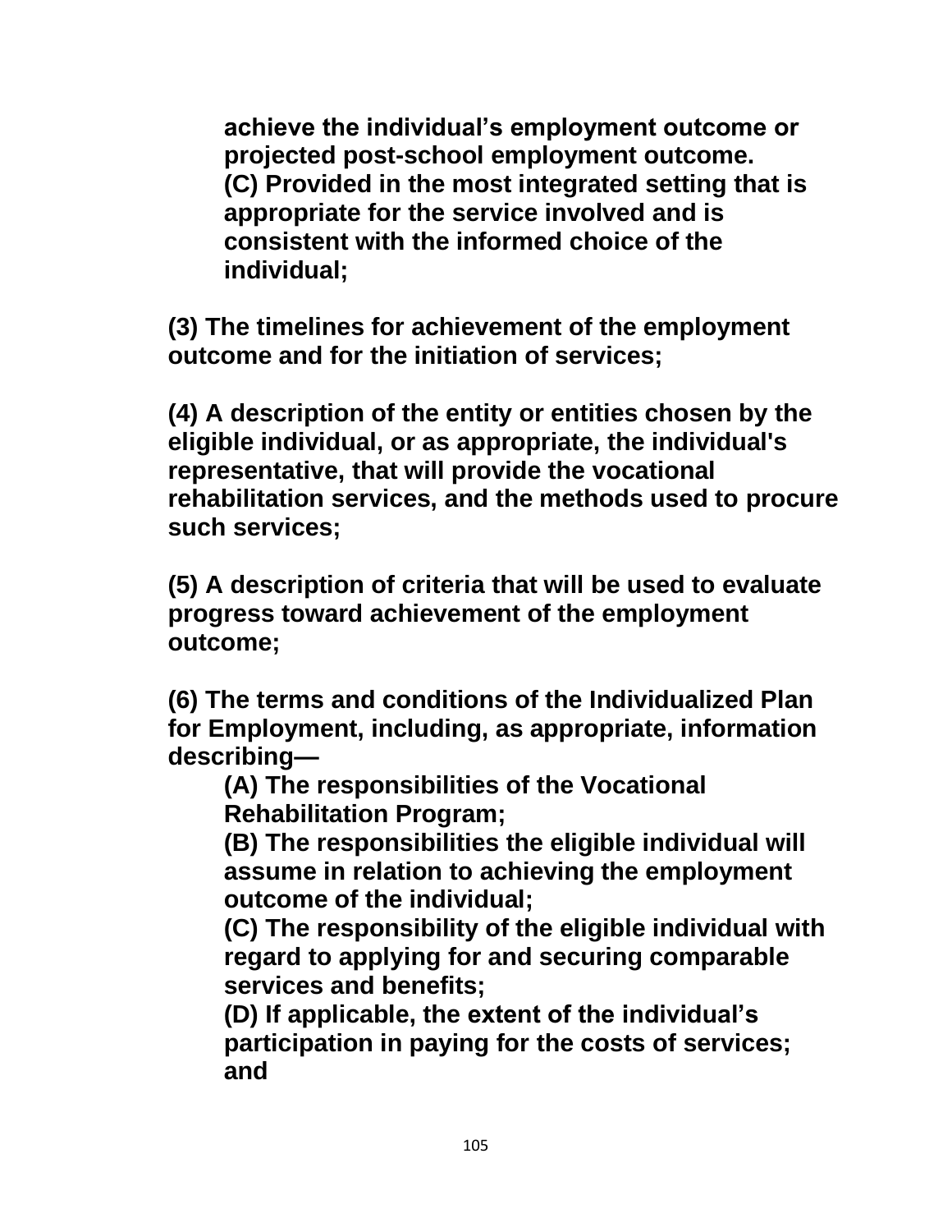**achieve the individual's employment outcome or projected post-school employment outcome.**
**(C) Provided in the most integrated setting that is appropriate for the service involved and is consistent with the informed choice of the individual;**

**(3) The timelines for achievement of the employment outcome and for the initiation of services;**

**(4) A description of the entity or entities chosen by the eligible individual, or as appropriate, the individual's representative, that will provide the vocational rehabilitation services, and the methods used to procure such services;**

**(5) A description of criteria that will be used to evaluate progress toward achievement of the employment outcome;**

**(6) The terms and conditions of the Individualized Plan for Employment, including, as appropriate, information describing—**
**(A) The responsibilities of the Vocational Rehabilitation Program;**
**(B) The responsibilities the eligible individual will assume in relation to achieving the employment outcome of the individual;**
**(C) The responsibility of the eligible individual with regard to applying for and securing comparable services and benefits;**
**(D) If applicable, the extent of the individual's participation in paying for the costs of services; and**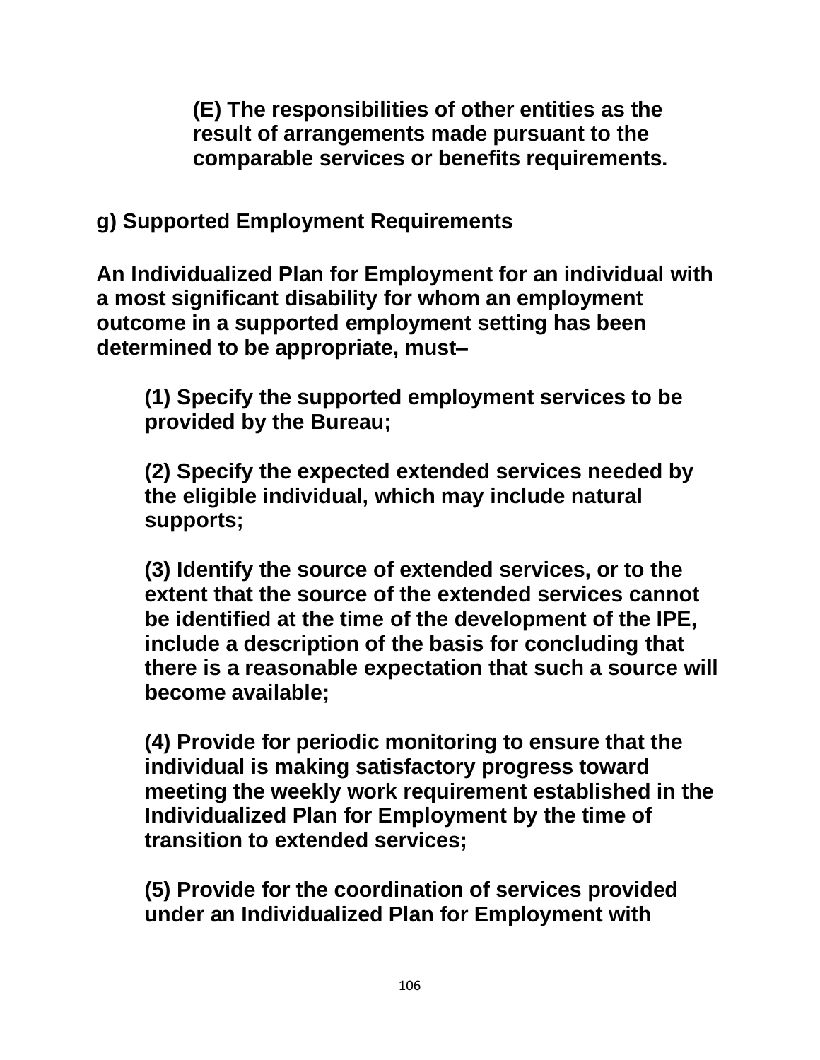**(E) The responsibilities of other entities as the result of arrangements made pursuant to the comparable services or benefits requirements.**

**g) Supported Employment Requirements**

**An Individualized Plan for Employment for an individual with a most significant disability for whom an employment outcome in a supported employment setting has been determined to be appropriate, must–**

**(1) Specify the supported employment services to be provided by the Bureau;**

**(2) Specify the expected extended services needed by the eligible individual, which may include natural supports;**

**(3) Identify the source of extended services, or to the extent that the source of the extended services cannot be identified at the time of the development of the IPE, include a description of the basis for concluding that there is a reasonable expectation that such a source will become available;**

**(4) Provide for periodic monitoring to ensure that the individual is making satisfactory progress toward meeting the weekly work requirement established in the Individualized Plan for Employment by the time of transition to extended services;**

**(5) Provide for the coordination of services provided under an Individualized Plan for Employment with**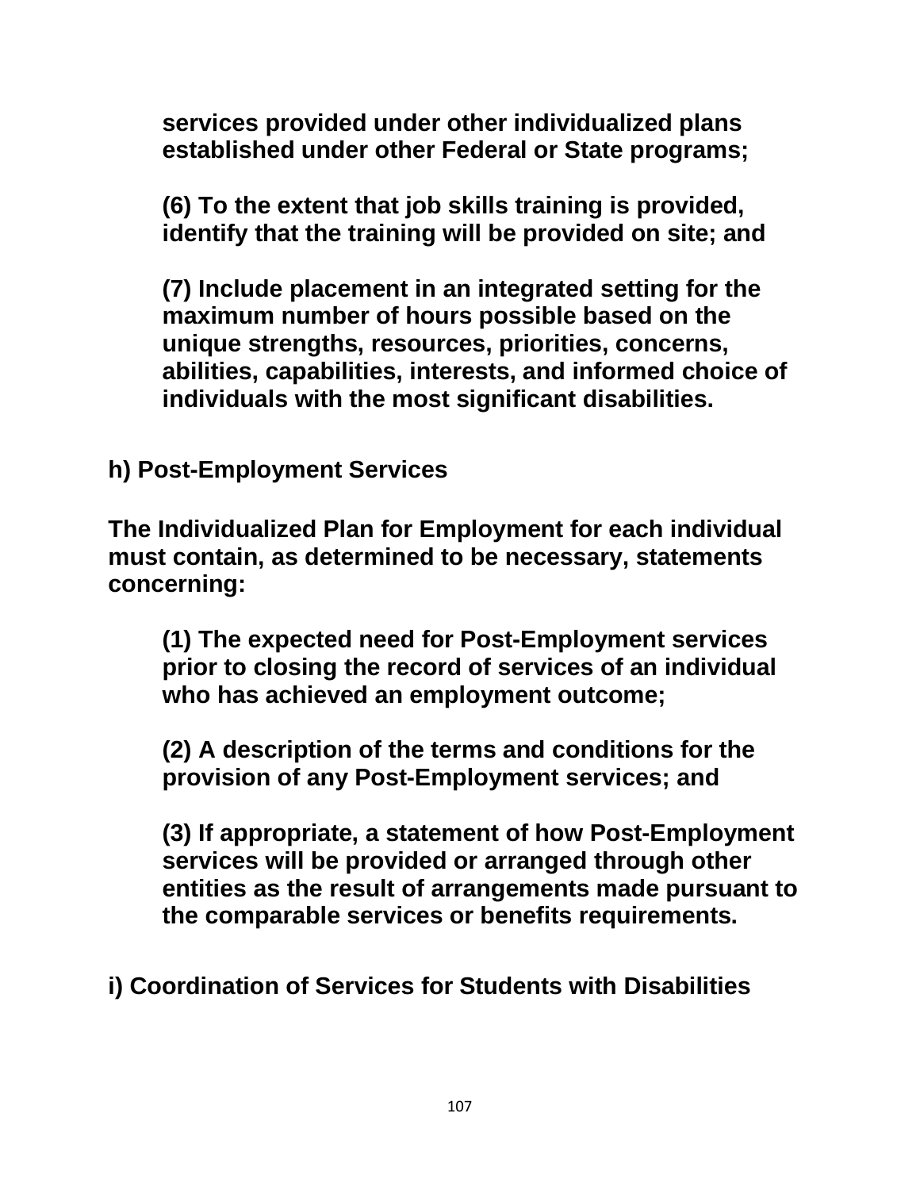**services provided under other individualized plans established under other Federal or State programs;**

**(6) To the extent that job skills training is provided, identify that the training will be provided on site; and**

**(7) Include placement in an integrated setting for the maximum number of hours possible based on the unique strengths, resources, priorities, concerns, abilities, capabilities, interests, and informed choice of individuals with the most significant disabilities.**

## h) Post-Employment Services

**The Individualized Plan for Employment for each individual must contain, as determined to be necessary, statements concerning:**

**(1) The expected need for Post-Employment services prior to closing the record of services of an individual who has achieved an employment outcome;**

**(2) A description of the terms and conditions for the provision of any Post-Employment services; and**

**(3) If appropriate, a statement of how Post-Employment services will be provided or arranged through other entities as the result of arrangements made pursuant to the comparable services or benefits requirements.**

## i) Coordination of Services for Students with Disabilities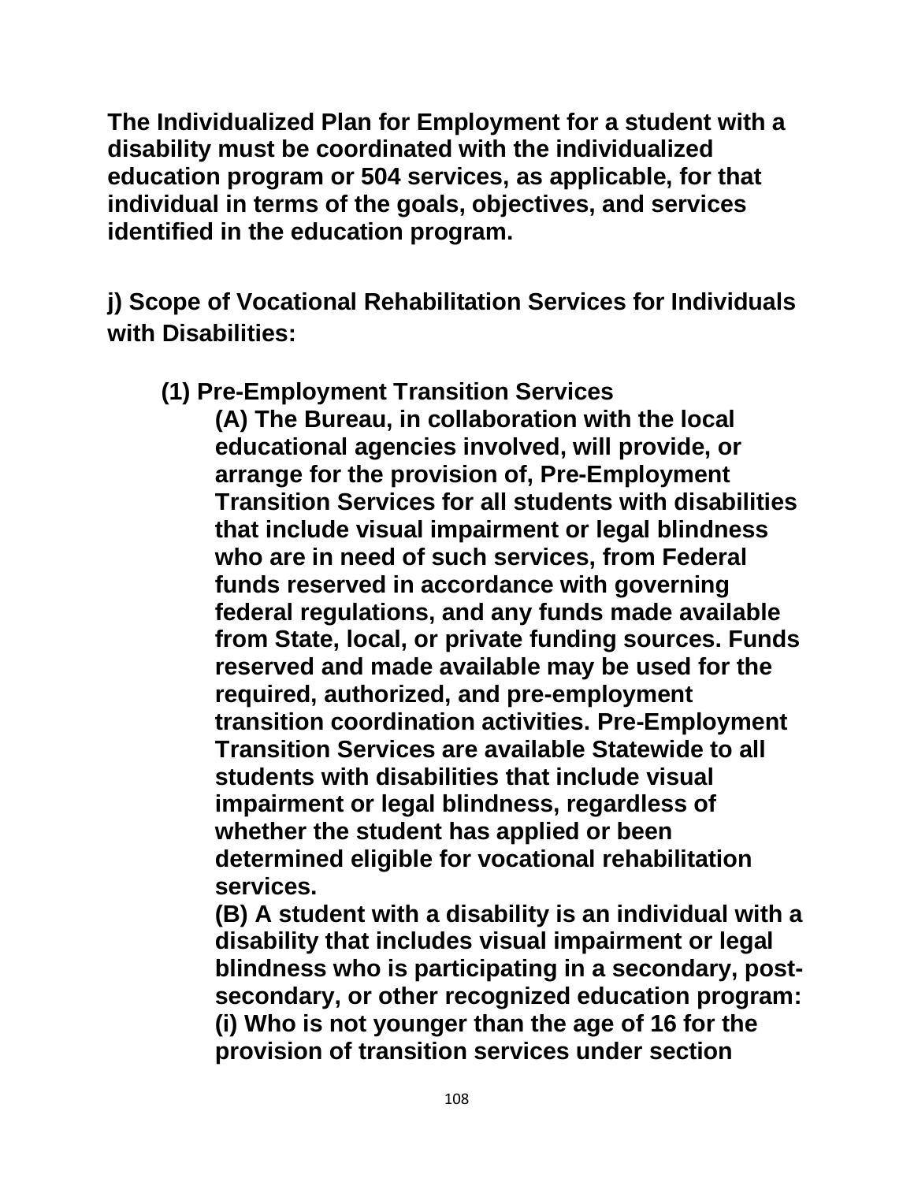**The Individualized Plan for Employment for a student with a disability must be coordinated with the individualized education program or 504 services, as applicable, for that individual in terms of the goals, objectives, and services identified in the education program.**

**j) Scope of Vocational Rehabilitation Services for Individuals with Disabilities:**

**(1) Pre-Employment Transition Services**

**(A) The Bureau, in collaboration with the local educational agencies involved, will provide, or arrange for the provision of, Pre-Employment Transition Services for all students with disabilities that include visual impairment or legal blindness who are in need of such services, from Federal funds reserved in accordance with governing federal regulations, and any funds made available from State, local, or private funding sources. Funds reserved and made available may be used for the required, authorized, and pre-employment transition coordination activities. Pre-Employment Transition Services are available Statewide to all students with disabilities that include visual impairment or legal blindness, regardless of whether the student has applied or been determined eligible for vocational rehabilitation services.**

**(B) A student with a disability is an individual with a disability that includes visual impairment or legal blindness who is participating in a secondary, post-secondary, or other recognized education program:**

**(i) Who is not younger than the age of 16 for the provision of transition services under section**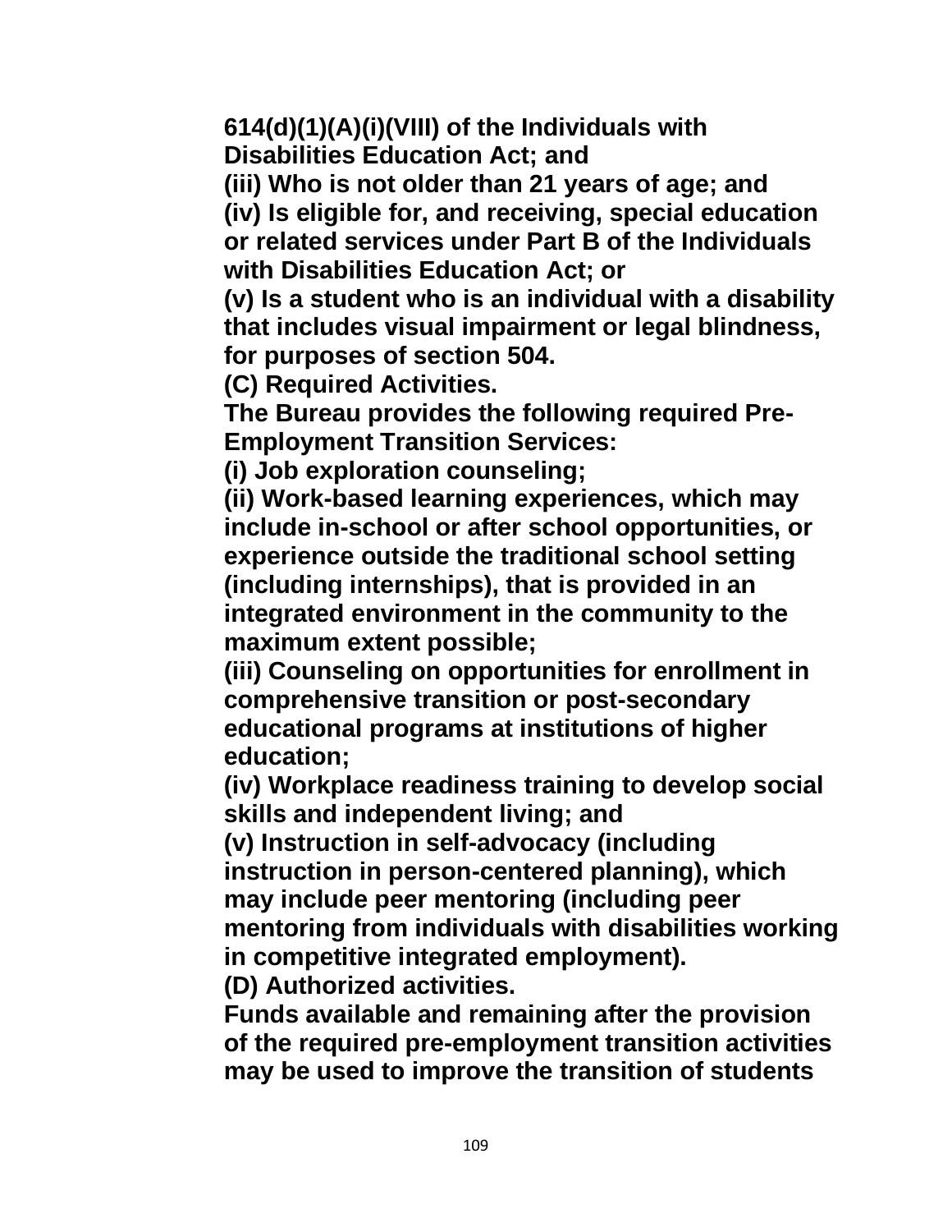**614(d)(1)(A)(i)(VIII) of the Individuals with Disabilities Education Act; and**

**(iii) Who is not older than 21 years of age; and**

**(iv) Is eligible for, and receiving, special education or related services under Part B of the Individuals with Disabilities Education Act; or**

**(v) Is a student who is an individual with a disability that includes visual impairment or legal blindness, for purposes of section 504.**

**(C) Required Activities.**

**The Bureau provides the following required Pre-Employment Transition Services:**

**(i) Job exploration counseling;**

**(ii) Work-based learning experiences, which may include in-school or after school opportunities, or experience outside the traditional school setting (including internships), that is provided in an integrated environment in the community to the maximum extent possible;**

**(iii) Counseling on opportunities for enrollment in comprehensive transition or post-secondary educational programs at institutions of higher education;**

**(iv) Workplace readiness training to develop social skills and independent living; and**

**(v) Instruction in self-advocacy (including instruction in person-centered planning), which may include peer mentoring (including peer mentoring from individuals with disabilities working in competitive integrated employment).**

**(D) Authorized activities.**

**Funds available and remaining after the provision of the required pre-employment transition activities may be used to improve the transition of students**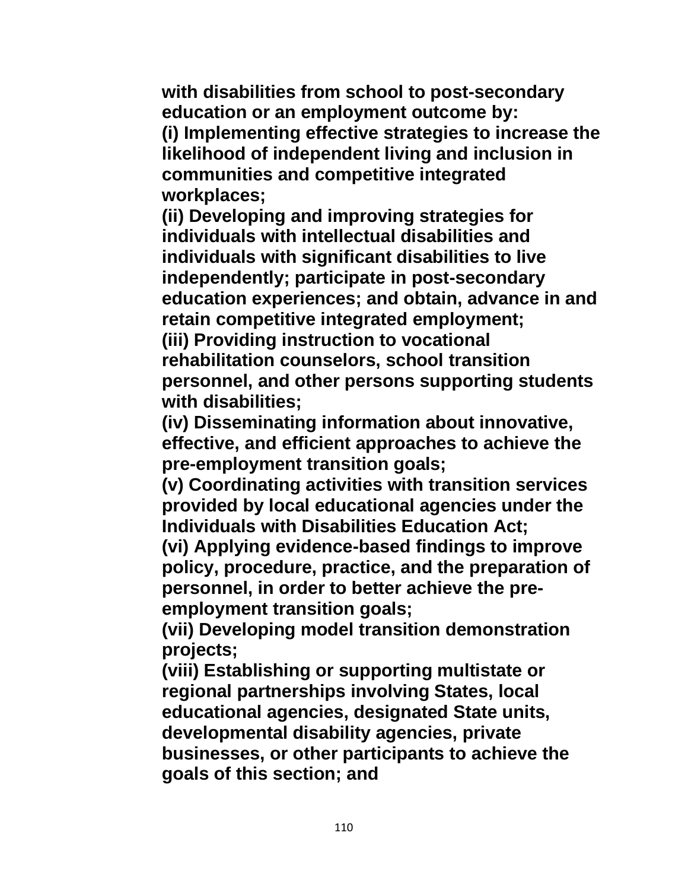**with disabilities from school to post-secondary education or an employment outcome by:**
**(i) Implementing effective strategies to increase the likelihood of independent living and inclusion in communities and competitive integrated workplaces;**
**(ii) Developing and improving strategies for individuals with intellectual disabilities and individuals with significant disabilities to live independently; participate in post-secondary education experiences; and obtain, advance in and retain competitive integrated employment;**
**(iii) Providing instruction to vocational rehabilitation counselors, school transition personnel, and other persons supporting students with disabilities;**
**(iv) Disseminating information about innovative, effective, and efficient approaches to achieve the pre-employment transition goals;**
**(v) Coordinating activities with transition services provided by local educational agencies under the Individuals with Disabilities Education Act;**
**(vi) Applying evidence-based findings to improve policy, procedure, practice, and the preparation of personnel, in order to better achieve the pre-employment transition goals;**
**(vii) Developing model transition demonstration projects;**
**(viii) Establishing or supporting multistate or regional partnerships involving States, local educational agencies, designated State units, developmental disability agencies, private businesses, or other participants to achieve the goals of this section; and**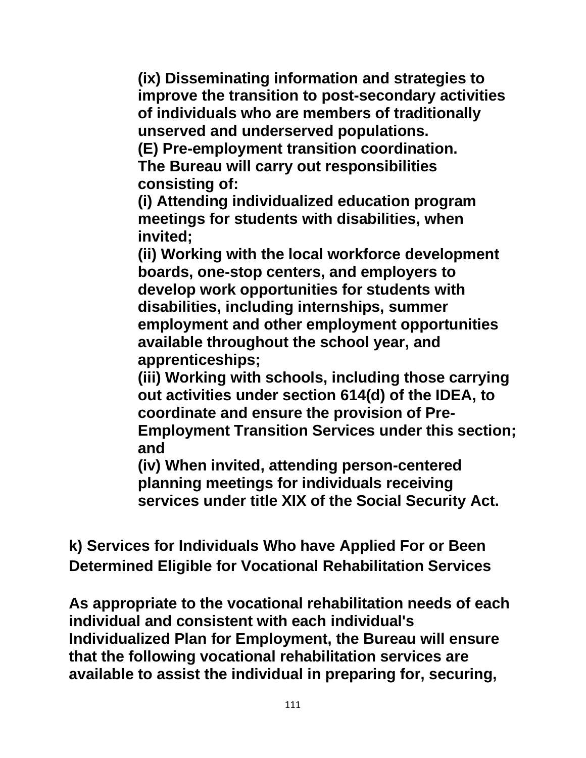**(ix) Disseminating information and strategies to improve the transition to post-secondary activities of individuals who are members of traditionally unserved and underserved populations.**

**(E) Pre-employment transition coordination. The Bureau will carry out responsibilities consisting of:**

**(i) Attending individualized education program meetings for students with disabilities, when invited;**

**(ii) Working with the local workforce development boards, one-stop centers, and employers to develop work opportunities for students with disabilities, including internships, summer employment and other employment opportunities available throughout the school year, and apprenticeships;**

**(iii) Working with schools, including those carrying out activities under section 614(d) of the IDEA, to coordinate and ensure the provision of Pre-Employment Transition Services under this section; and**

**(iv) When invited, attending person-centered planning meetings for individuals receiving services under title XIX of the Social Security Act.**

## k) Services for Individuals Who have Applied For or Been Determined Eligible for Vocational Rehabilitation Services

**As appropriate to the vocational rehabilitation needs of each individual and consistent with each individual's Individualized Plan for Employment, the Bureau will ensure that the following vocational rehabilitation services are available to assist the individual in preparing for, securing,**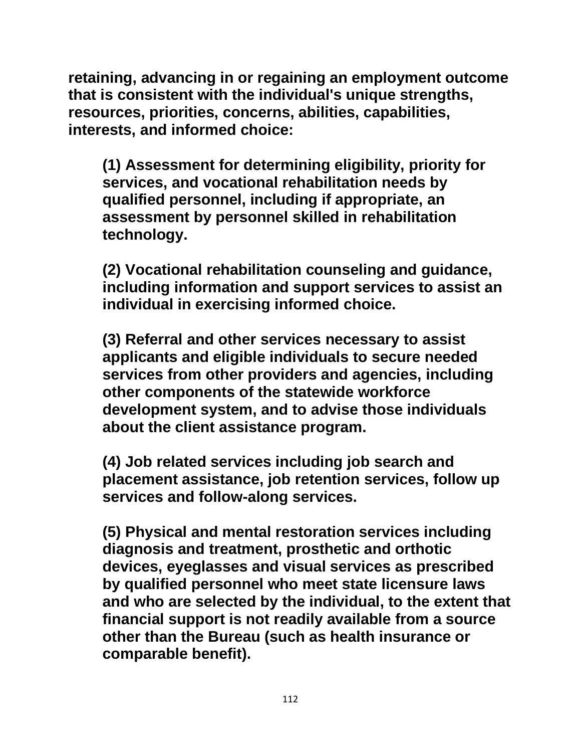**retaining, advancing in or regaining an employment outcome that is consistent with the individual's unique strengths, resources, priorities, concerns, abilities, capabilities, interests, and informed choice:**

**(1) Assessment for determining eligibility, priority for services, and vocational rehabilitation needs by qualified personnel, including if appropriate, an assessment by personnel skilled in rehabilitation technology.**

**(2) Vocational rehabilitation counseling and guidance, including information and support services to assist an individual in exercising informed choice.**

**(3) Referral and other services necessary to assist applicants and eligible individuals to secure needed services from other providers and agencies, including other components of the statewide workforce development system, and to advise those individuals about the client assistance program.**

**(4) Job related services including job search and placement assistance, job retention services, follow up services and follow-along services.**

**(5) Physical and mental restoration services including diagnosis and treatment, prosthetic and orthotic devices, eyeglasses and visual services as prescribed by qualified personnel who meet state licensure laws and who are selected by the individual, to the extent that financial support is not readily available from a source other than the Bureau (such as health insurance or comparable benefit).**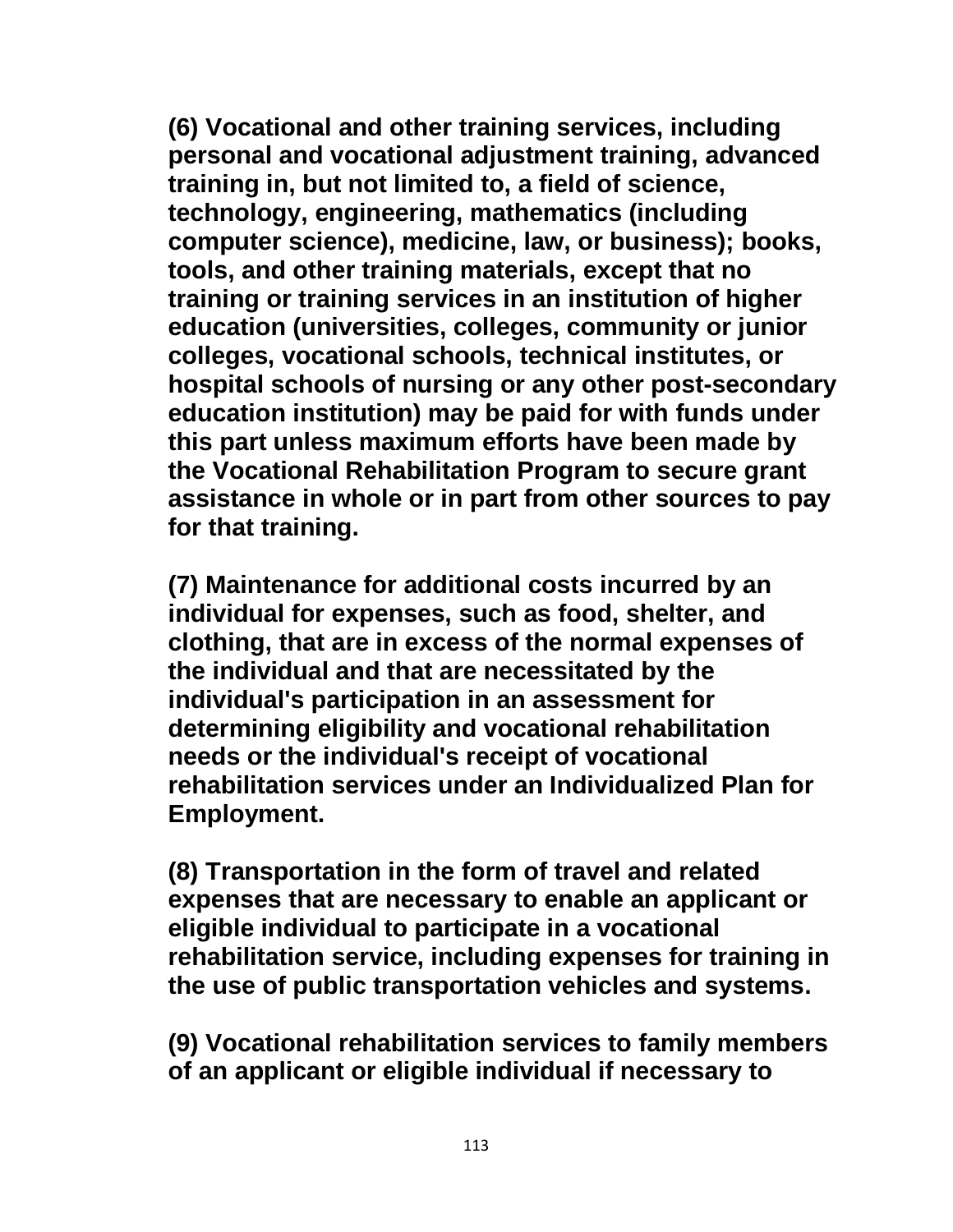**(6) Vocational and other training services, including personal and vocational adjustment training, advanced training in, but not limited to, a field of science, technology, engineering, mathematics (including computer science), medicine, law, or business); books, tools, and other training materials, except that no training or training services in an institution of higher education (universities, colleges, community or junior colleges, vocational schools, technical institutes, or hospital schools of nursing or any other post-secondary education institution) may be paid for with funds under this part unless maximum efforts have been made by the Vocational Rehabilitation Program to secure grant assistance in whole or in part from other sources to pay for that training.**

**(7) Maintenance for additional costs incurred by an individual for expenses, such as food, shelter, and clothing, that are in excess of the normal expenses of the individual and that are necessitated by the individual's participation in an assessment for determining eligibility and vocational rehabilitation needs or the individual's receipt of vocational rehabilitation services under an Individualized Plan for Employment.**

**(8) Transportation in the form of travel and related expenses that are necessary to enable an applicant or eligible individual to participate in a vocational rehabilitation service, including expenses for training in the use of public transportation vehicles and systems.**

**(9) Vocational rehabilitation services to family members of an applicant or eligible individual if necessary to**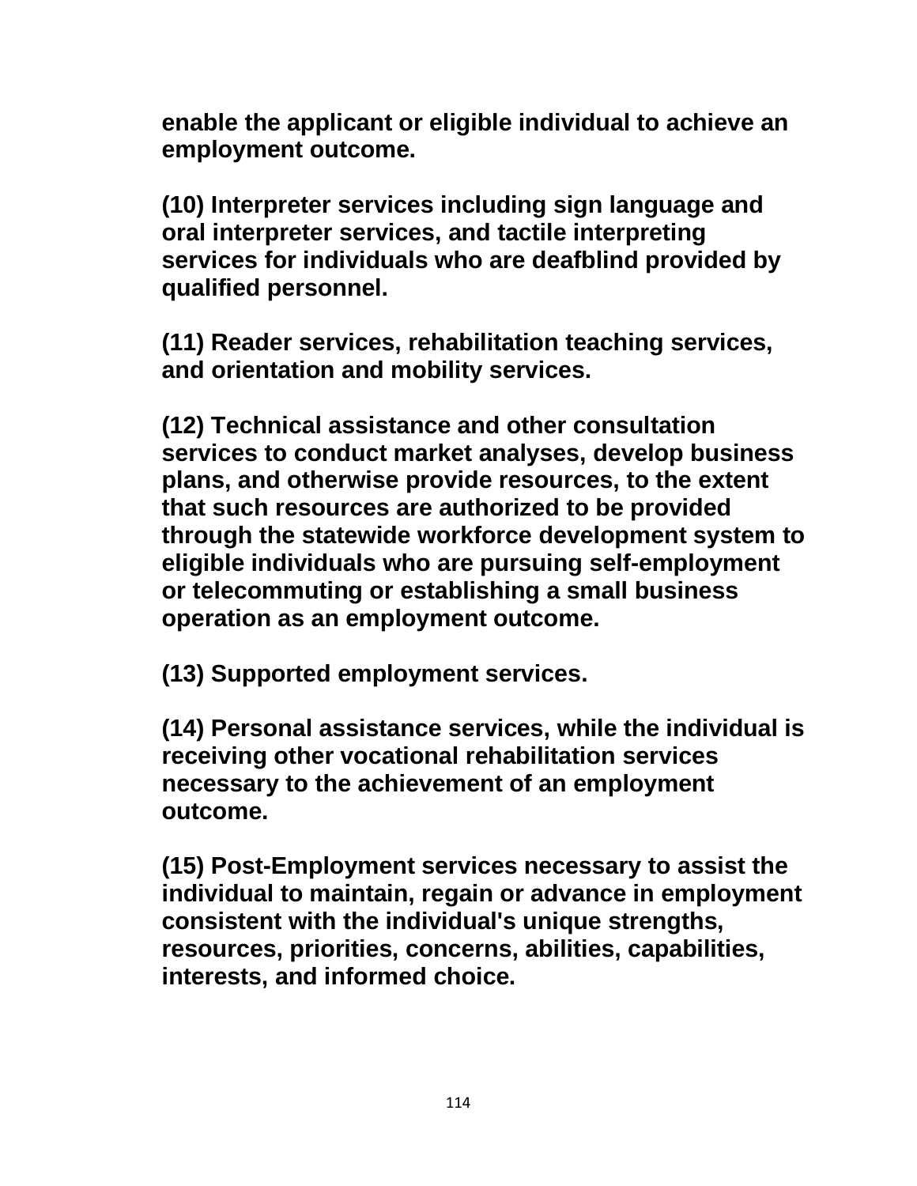**enable the applicant or eligible individual to achieve an employment outcome.**

**(10) Interpreter services including sign language and oral interpreter services, and tactile interpreting services for individuals who are deafblind provided by qualified personnel.**

**(11) Reader services, rehabilitation teaching services, and orientation and mobility services.**

**(12) Technical assistance and other consultation services to conduct market analyses, develop business plans, and otherwise provide resources, to the extent that such resources are authorized to be provided through the statewide workforce development system to eligible individuals who are pursuing self-employment or telecommuting or establishing a small business operation as an employment outcome.**

**(13) Supported employment services.**

**(14) Personal assistance services, while the individual is receiving other vocational rehabilitation services necessary to the achievement of an employment outcome.**

**(15) Post-Employment services necessary to assist the individual to maintain, regain or advance in employment consistent with the individual's unique strengths, resources, priorities, concerns, abilities, capabilities, interests, and informed choice.**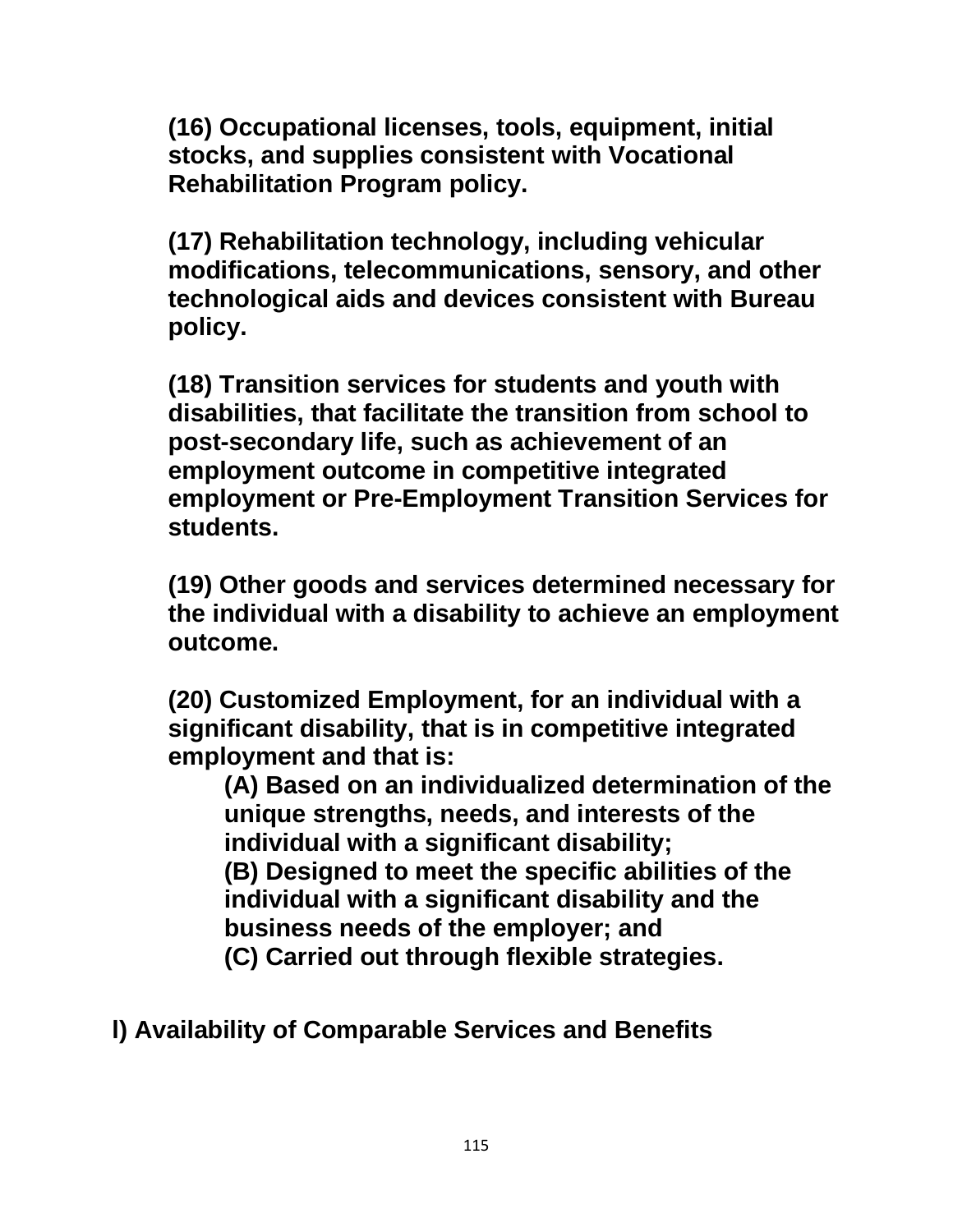**(16) Occupational licenses, tools, equipment, initial stocks, and supplies consistent with Vocational Rehabilitation Program policy.**

**(17) Rehabilitation technology, including vehicular modifications, telecommunications, sensory, and other technological aids and devices consistent with Bureau policy.**

**(18) Transition services for students and youth with disabilities, that facilitate the transition from school to post-secondary life, such as achievement of an employment outcome in competitive integrated employment or Pre-Employment Transition Services for students.**

**(19) Other goods and services determined necessary for the individual with a disability to achieve an employment outcome.**

**(20) Customized Employment, for an individual with a significant disability, that is in competitive integrated employment and that is:**

> **(A) Based on an individualized determination of the unique strengths, needs, and interests of the individual with a significant disability;**
> **(B) Designed to meet the specific abilities of the individual with a significant disability and the business needs of the employer; and**
> **(C) Carried out through flexible strategies.**

**l) Availability of Comparable Services and Benefits**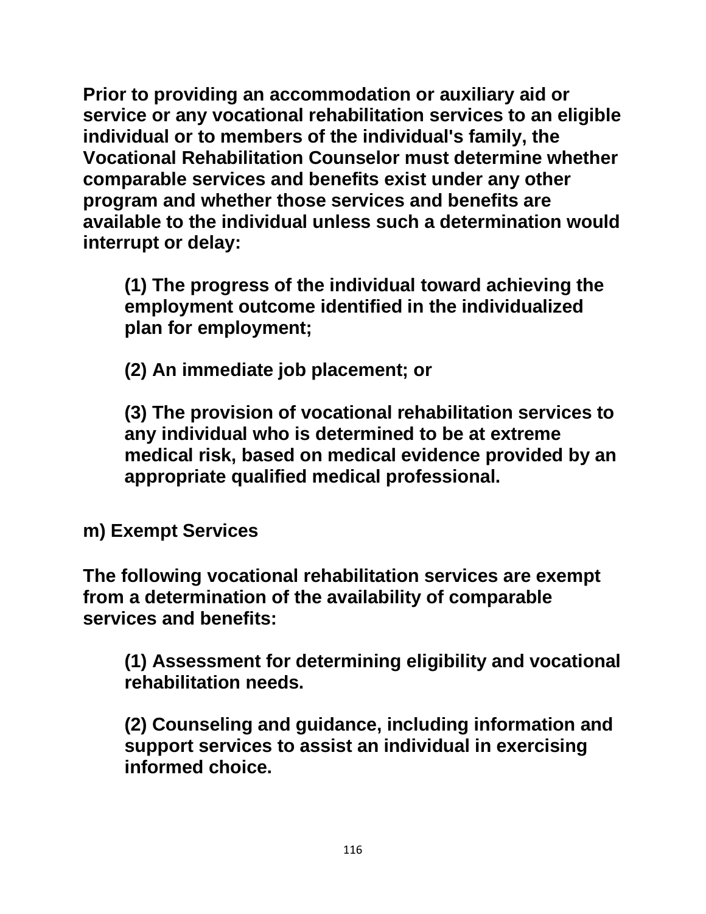**Prior to providing an accommodation or auxiliary aid or service or any vocational rehabilitation services to an eligible individual or to members of the individual's family, the Vocational Rehabilitation Counselor must determine whether comparable services and benefits exist under any other program and whether those services and benefits are available to the individual unless such a determination would interrupt or delay:**

> **(1) The progress of the individual toward achieving the employment outcome identified in the individualized plan for employment;**
>
> **(2) An immediate job placement; or**
>
> **(3) The provision of vocational rehabilitation services to any individual who is determined to be at extreme medical risk, based on medical evidence provided by an appropriate qualified medical professional.**

**m) Exempt Services**

**The following vocational rehabilitation services are exempt from a determination of the availability of comparable services and benefits:**

> **(1) Assessment for determining eligibility and vocational rehabilitation needs.**
>
> **(2) Counseling and guidance, including information and support services to assist an individual in exercising informed choice.**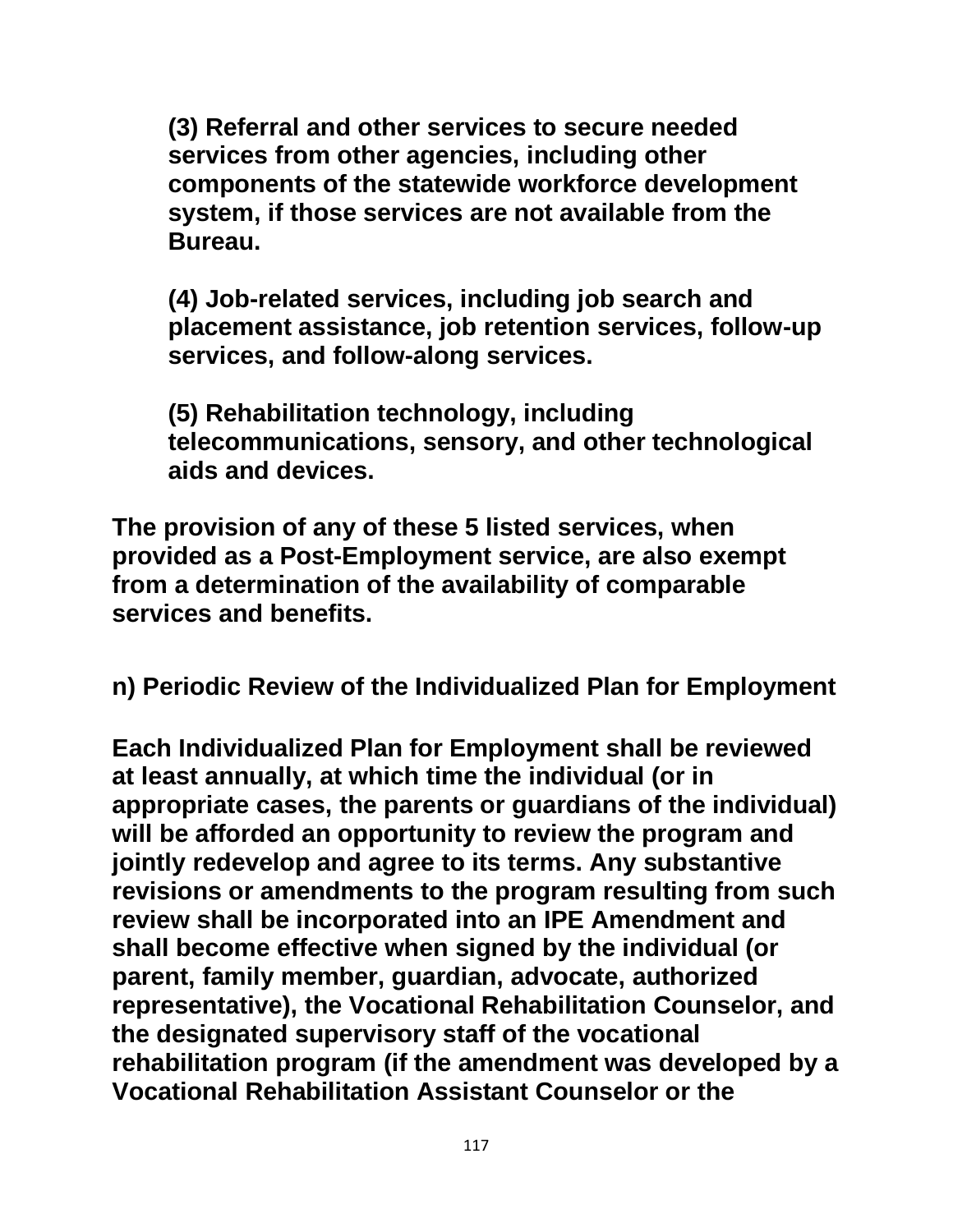**(3) Referral and other services to secure needed services from other agencies, including other components of the statewide workforce development system, if those services are not available from the Bureau.**

**(4) Job-related services, including job search and placement assistance, job retention services, follow-up services, and follow-along services.**

**(5) Rehabilitation technology, including telecommunications, sensory, and other technological aids and devices.**

**The provision of any of these 5 listed services, when provided as a Post-Employment service, are also exempt from a determination of the availability of comparable services and benefits.**

**n) Periodic Review of the Individualized Plan for Employment**

**Each Individualized Plan for Employment shall be reviewed at least annually, at which time the individual (or in appropriate cases, the parents or guardians of the individual) will be afforded an opportunity to review the program and jointly redevelop and agree to its terms. Any substantive revisions or amendments to the program resulting from such review shall be incorporated into an IPE Amendment and shall become effective when signed by the individual (or parent, family member, guardian, advocate, authorized representative), the Vocational Rehabilitation Counselor, and the designated supervisory staff of the vocational rehabilitation program (if the amendment was developed by a Vocational Rehabilitation Assistant Counselor or the**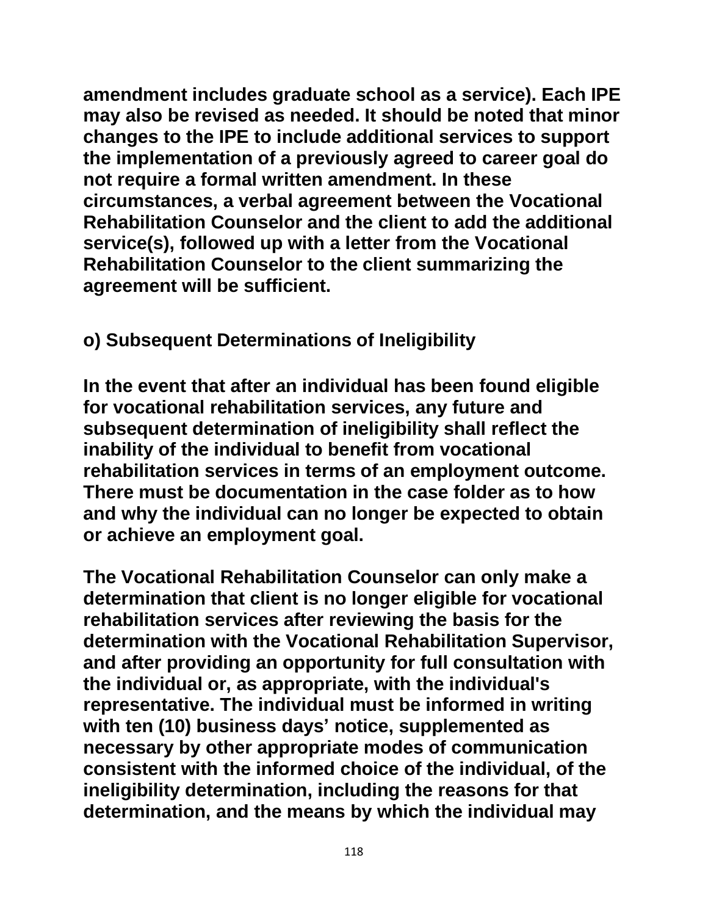amendment includes graduate school as a service). Each IPE may also be revised as needed. It should be noted that minor changes to the IPE to include additional services to support the implementation of a previously agreed to career goal do not require a formal written amendment. In these circumstances, a verbal agreement between the Vocational Rehabilitation Counselor and the client to add the additional service(s), followed up with a letter from the Vocational Rehabilitation Counselor to the client summarizing the agreement will be sufficient.

### o) Subsequent Determinations of Ineligibility

In the event that after an individual has been found eligible for vocational rehabilitation services, any future and subsequent determination of ineligibility shall reflect the inability of the individual to benefit from vocational rehabilitation services in terms of an employment outcome. There must be documentation in the case folder as to how and why the individual can no longer be expected to obtain or achieve an employment goal.

The Vocational Rehabilitation Counselor can only make a determination that client is no longer eligible for vocational rehabilitation services after reviewing the basis for the determination with the Vocational Rehabilitation Supervisor, and after providing an opportunity for full consultation with the individual or, as appropriate, with the individual's representative. The individual must be informed in writing with ten (10) business days' notice, supplemented as necessary by other appropriate modes of communication consistent with the informed choice of the individual, of the ineligibility determination, including the reasons for that determination, and the means by which the individual may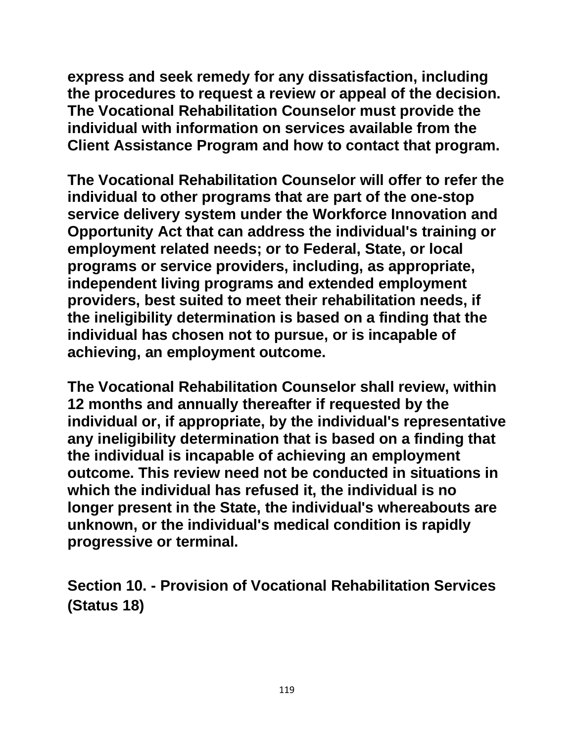**express and seek remedy for any dissatisfaction, including the procedures to request a review or appeal of the decision. The Vocational Rehabilitation Counselor must provide the individual with information on services available from the Client Assistance Program and how to contact that program.**

**The Vocational Rehabilitation Counselor will offer to refer the individual to other programs that are part of the one-stop service delivery system under the Workforce Innovation and Opportunity Act that can address the individual's training or employment related needs; or to Federal, State, or local programs or service providers, including, as appropriate, independent living programs and extended employment providers, best suited to meet their rehabilitation needs, if the ineligibility determination is based on a finding that the individual has chosen not to pursue, or is incapable of achieving, an employment outcome.**

**The Vocational Rehabilitation Counselor shall review, within 12 months and annually thereafter if requested by the individual or, if appropriate, by the individual's representative any ineligibility determination that is based on a finding that the individual is incapable of achieving an employment outcome. This review need not be conducted in situations in which the individual has refused it, the individual is no longer present in the State, the individual's whereabouts are unknown, or the individual's medical condition is rapidly progressive or terminal.**

## Section 10. - Provision of Vocational Rehabilitation Services (Status 18)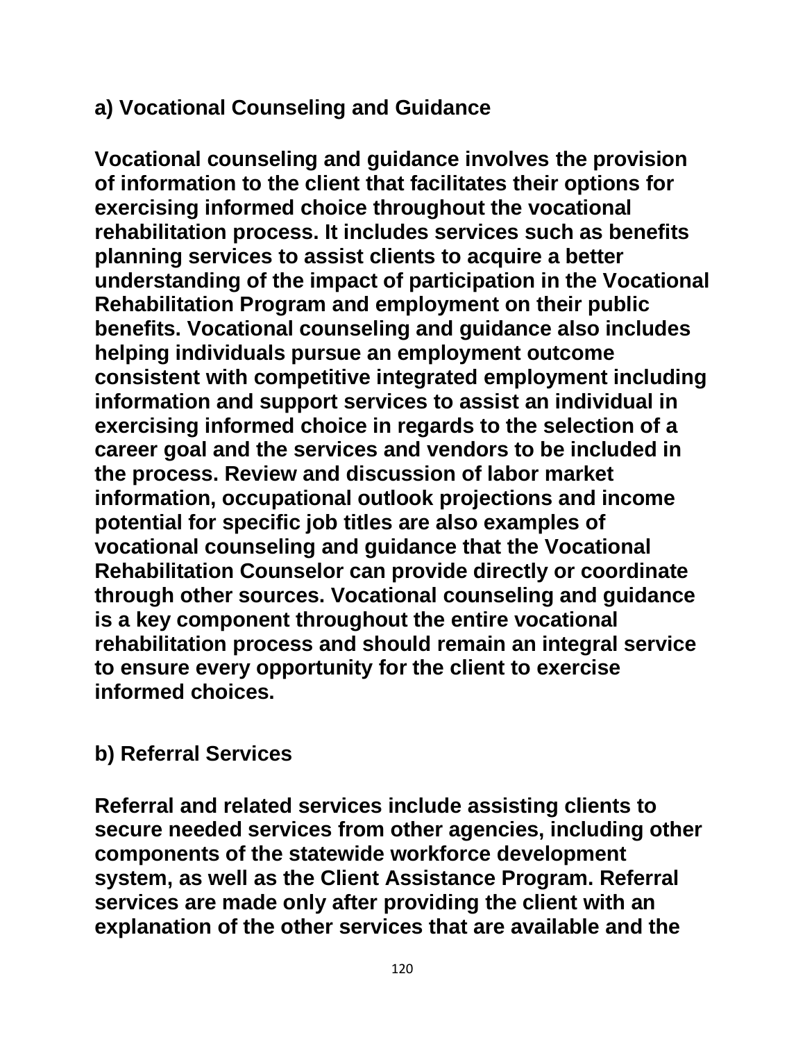### a) Vocational Counseling and Guidance

Vocational counseling and guidance involves the provision of information to the client that facilitates their options for exercising informed choice throughout the vocational rehabilitation process. It includes services such as benefits planning services to assist clients to acquire a better understanding of the impact of participation in the Vocational Rehabilitation Program and employment on their public benefits. Vocational counseling and guidance also includes helping individuals pursue an employment outcome consistent with competitive integrated employment including information and support services to assist an individual in exercising informed choice in regards to the selection of a career goal and the services and vendors to be included in the process. Review and discussion of labor market information, occupational outlook projections and income potential for specific job titles are also examples of vocational counseling and guidance that the Vocational Rehabilitation Counselor can provide directly or coordinate through other sources. Vocational counseling and guidance is a key component throughout the entire vocational rehabilitation process and should remain an integral service to ensure every opportunity for the client to exercise informed choices.

### b) Referral Services

Referral and related services include assisting clients to secure needed services from other agencies, including other components of the statewide workforce development system, as well as the Client Assistance Program. Referral services are made only after providing the client with an explanation of the other services that are available and the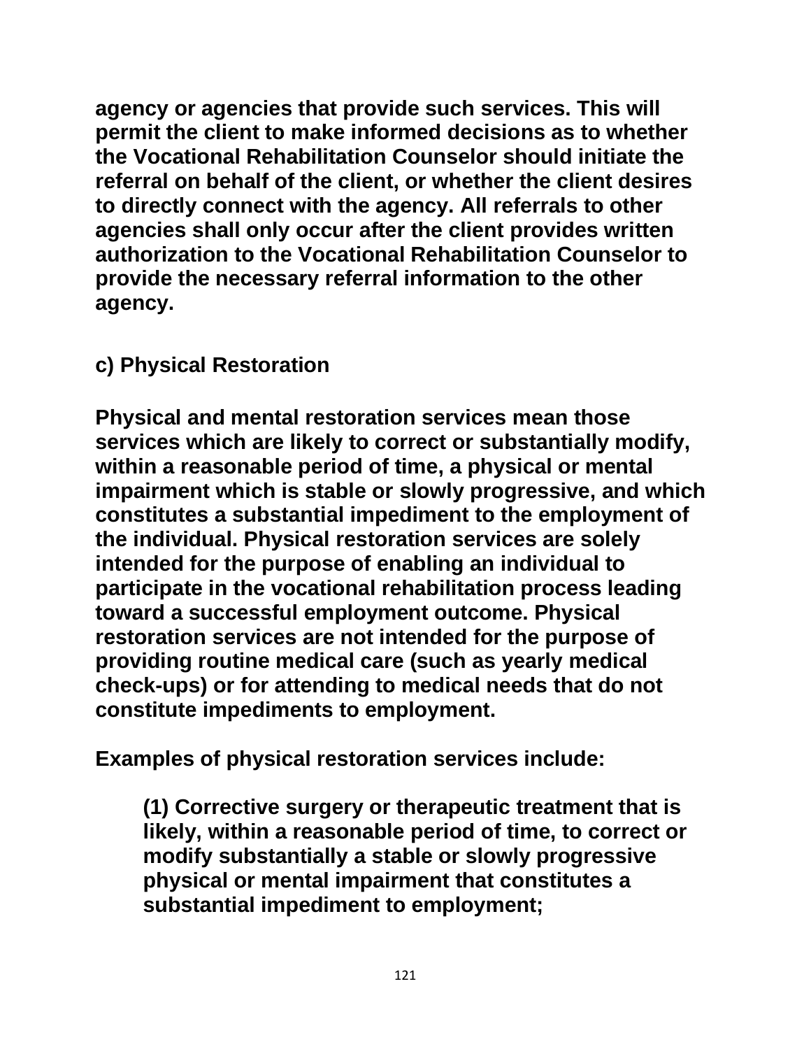agency or agencies that provide such services. This will permit the client to make informed decisions as to whether the Vocational Rehabilitation Counselor should initiate the referral on behalf of the client, or whether the client desires to directly connect with the agency. All referrals to other agencies shall only occur after the client provides written authorization to the Vocational Rehabilitation Counselor to provide the necessary referral information to the other agency.

### c) Physical Restoration

Physical and mental restoration services mean those services which are likely to correct or substantially modify, within a reasonable period of time, a physical or mental impairment which is stable or slowly progressive, and which constitutes a substantial impediment to the employment of the individual. Physical restoration services are solely intended for the purpose of enabling an individual to participate in the vocational rehabilitation process leading toward a successful employment outcome. Physical restoration services are not intended for the purpose of providing routine medical care (such as yearly medical check-ups) or for attending to medical needs that do not constitute impediments to employment.

Examples of physical restoration services include:

(1) Corrective surgery or therapeutic treatment that is likely, within a reasonable period of time, to correct or modify substantially a stable or slowly progressive physical or mental impairment that constitutes a substantial impediment to employment;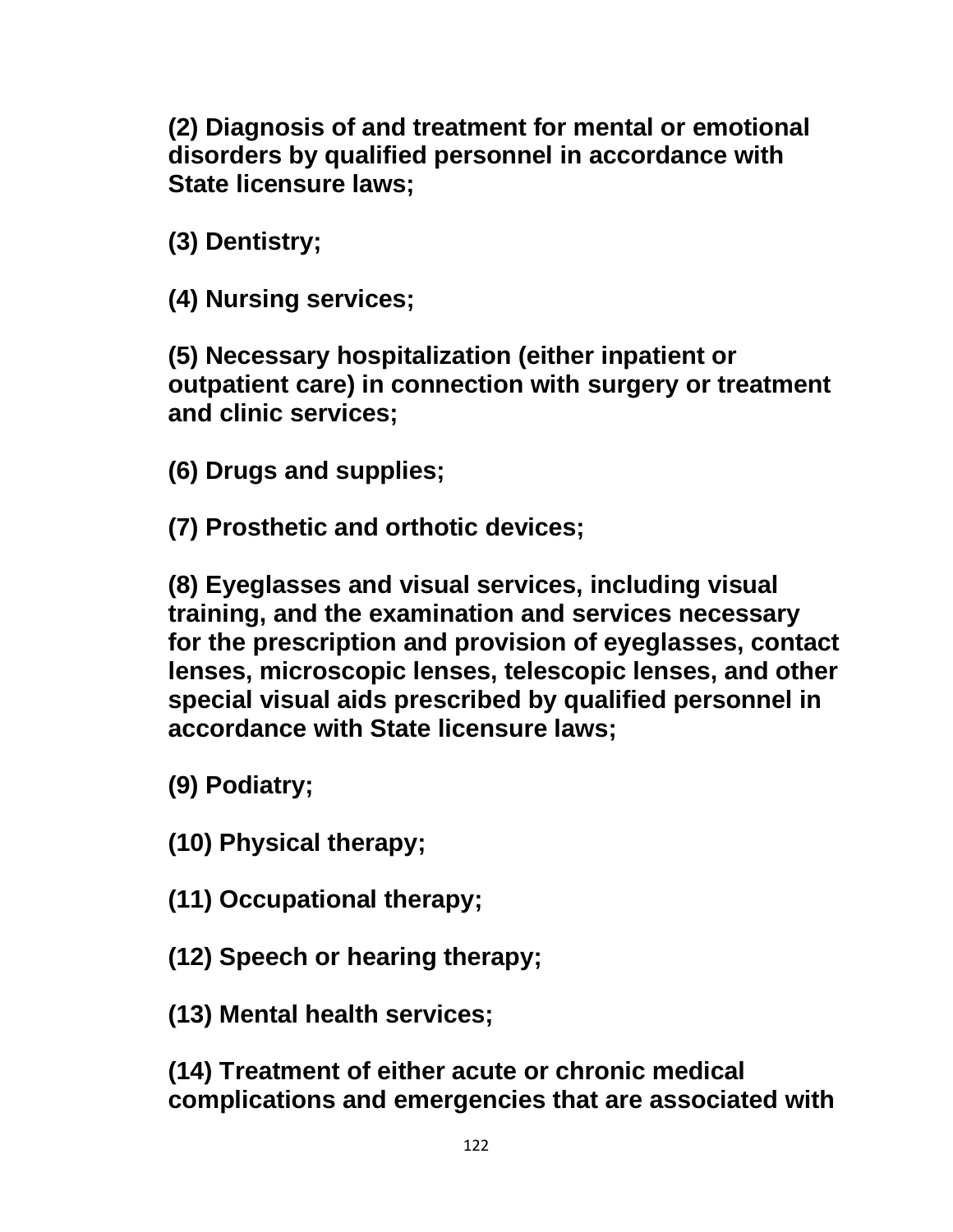**(2) Diagnosis of and treatment for mental or emotional disorders by qualified personnel in accordance with State licensure laws;**

**(3) Dentistry;**

**(4) Nursing services;**

**(5) Necessary hospitalization (either inpatient or outpatient care) in connection with surgery or treatment and clinic services;**

**(6) Drugs and supplies;**

**(7) Prosthetic and orthotic devices;**

**(8) Eyeglasses and visual services, including visual training, and the examination and services necessary for the prescription and provision of eyeglasses, contact lenses, microscopic lenses, telescopic lenses, and other special visual aids prescribed by qualified personnel in accordance with State licensure laws;**

**(9) Podiatry;**

**(10) Physical therapy;**

**(11) Occupational therapy;**

**(12) Speech or hearing therapy;**

**(13) Mental health services;**

**(14) Treatment of either acute or chronic medical complications and emergencies that are associated with**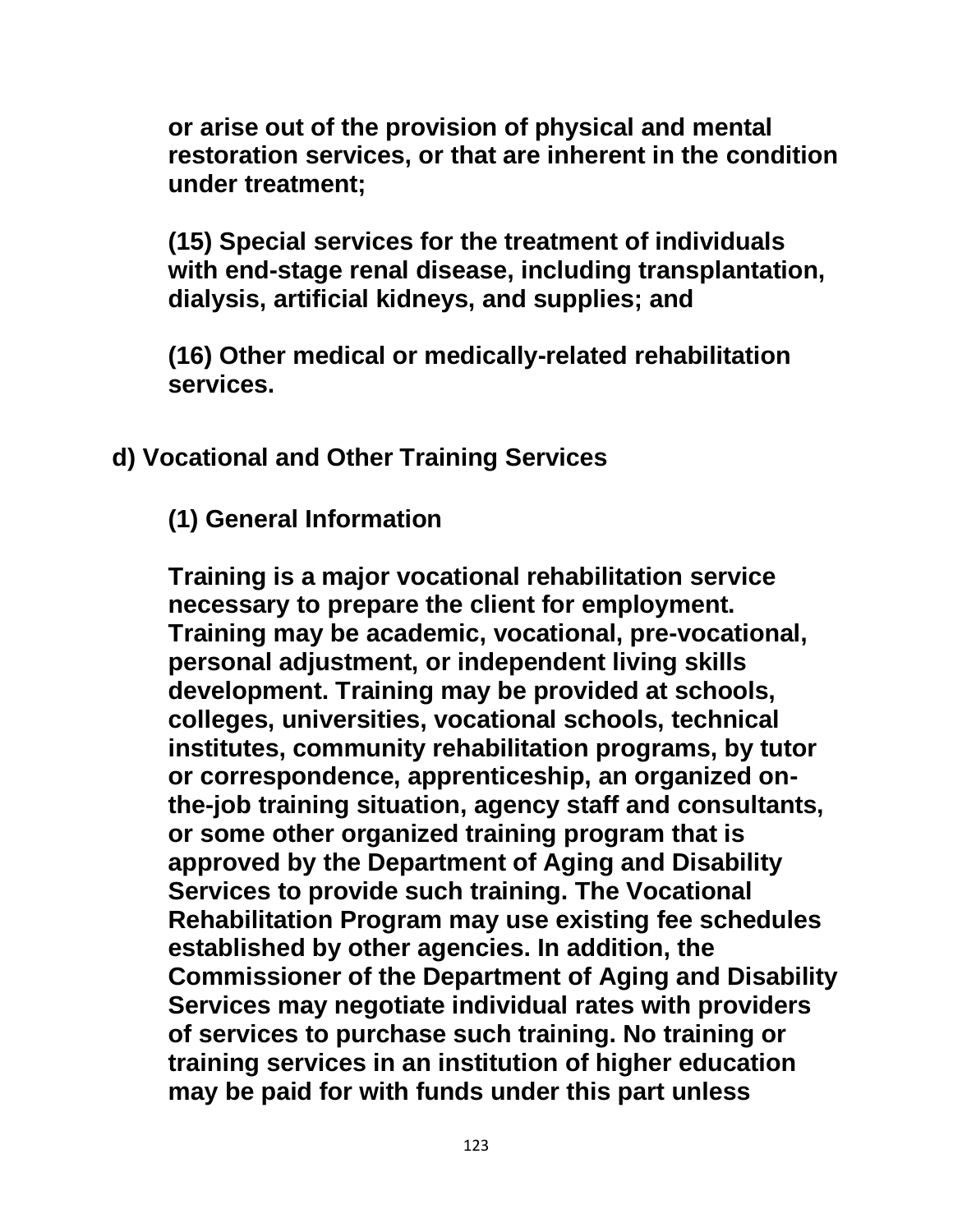or arise out of the provision of physical and mental restoration services, or that are inherent in the condition under treatment;

(15) Special services for the treatment of individuals with end-stage renal disease, including transplantation, dialysis, artificial kidneys, and supplies; and

(16) Other medical or medically-related rehabilitation services.

## d) Vocational and Other Training Services

### (1) General Information

Training is a major vocational rehabilitation service necessary to prepare the client for employment. Training may be academic, vocational, pre-vocational, personal adjustment, or independent living skills development. Training may be provided at schools, colleges, universities, vocational schools, technical institutes, community rehabilitation programs, by tutor or correspondence, apprenticeship, an organized on-the-job training situation, agency staff and consultants, or some other organized training program that is approved by the Department of Aging and Disability Services to provide such training. The Vocational Rehabilitation Program may use existing fee schedules established by other agencies. In addition, the Commissioner of the Department of Aging and Disability Services may negotiate individual rates with providers of services to purchase such training. No training or training services in an institution of higher education may be paid for with funds under this part unless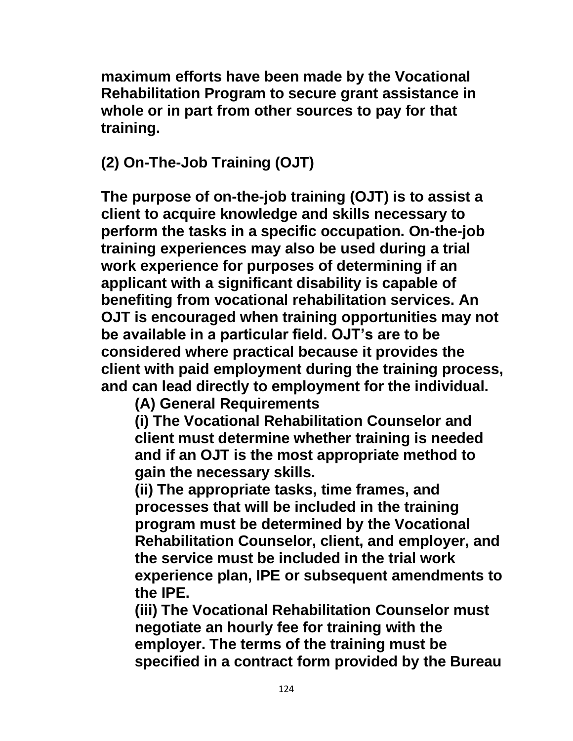**maximum efforts have been made by the Vocational Rehabilitation Program to secure grant assistance in whole or in part from other sources to pay for that training.**

**(2) On-The-Job Training (OJT)**

**The purpose of on-the-job training (OJT) is to assist a client to acquire knowledge and skills necessary to perform the tasks in a specific occupation. On-the-job training experiences may also be used during a trial work experience for purposes of determining if an applicant with a significant disability is capable of benefiting from vocational rehabilitation services. An OJT is encouraged when training opportunities may not be available in a particular field. OJT's are to be considered where practical because it provides the client with paid employment during the training process, and can lead directly to employment for the individual.**

**(A) General Requirements**

**(i) The Vocational Rehabilitation Counselor and client must determine whether training is needed and if an OJT is the most appropriate method to gain the necessary skills.**

**(ii) The appropriate tasks, time frames, and processes that will be included in the training program must be determined by the Vocational Rehabilitation Counselor, client, and employer, and the service must be included in the trial work experience plan, IPE or subsequent amendments to the IPE.**

**(iii) The Vocational Rehabilitation Counselor must negotiate an hourly fee for training with the employer. The terms of the training must be specified in a contract form provided by the Bureau**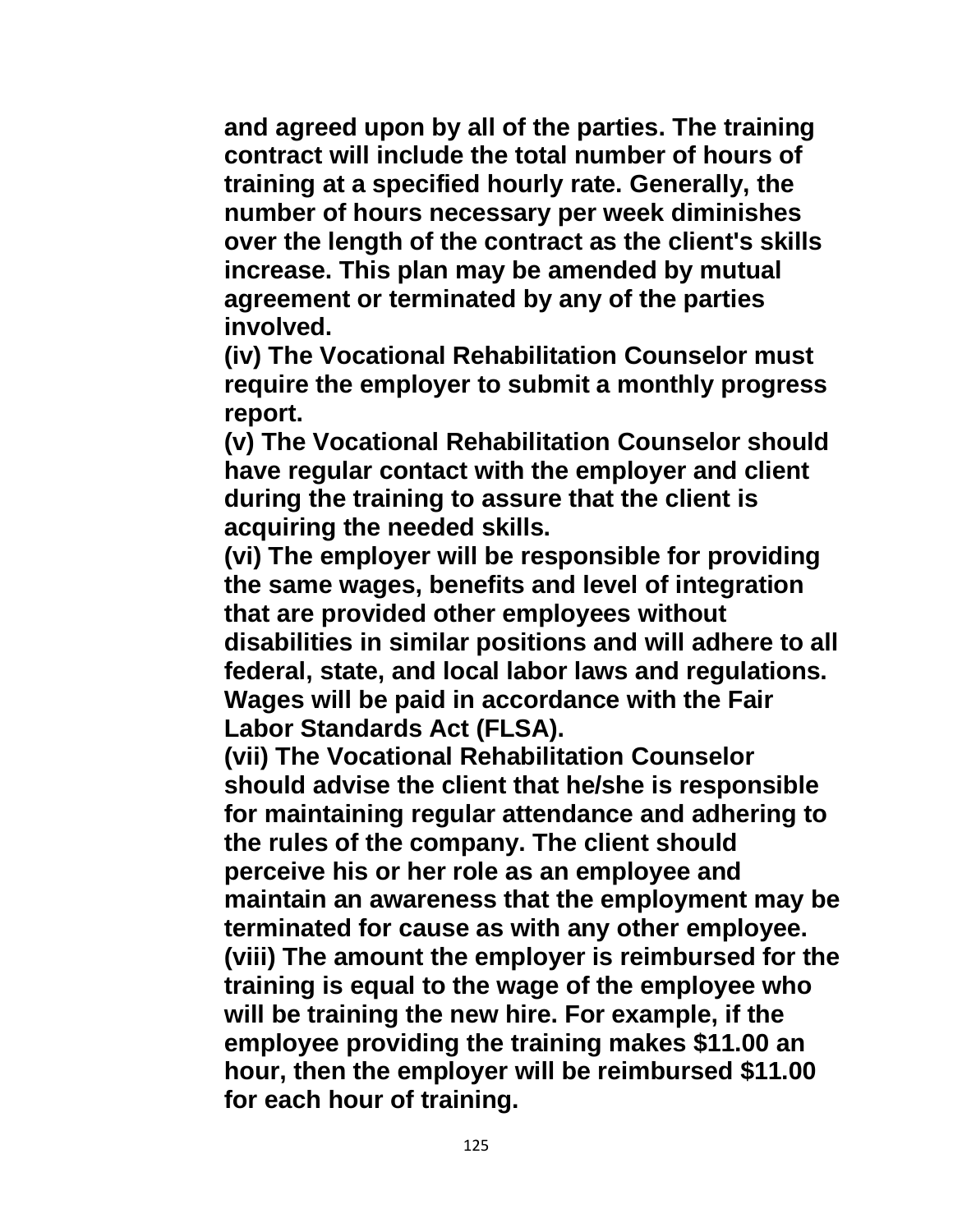**and agreed upon by all of the parties. The training contract will include the total number of hours of training at a specified hourly rate. Generally, the number of hours necessary per week diminishes over the length of the contract as the client's skills increase. This plan may be amended by mutual agreement or terminated by any of the parties involved.**

**(iv) The Vocational Rehabilitation Counselor must require the employer to submit a monthly progress report.**

**(v) The Vocational Rehabilitation Counselor should have regular contact with the employer and client during the training to assure that the client is acquiring the needed skills.**

**(vi) The employer will be responsible for providing the same wages, benefits and level of integration that are provided other employees without disabilities in similar positions and will adhere to all federal, state, and local labor laws and regulations. Wages will be paid in accordance with the Fair Labor Standards Act (FLSA).**

**(vii) The Vocational Rehabilitation Counselor should advise the client that he/she is responsible for maintaining regular attendance and adhering to the rules of the company. The client should perceive his or her role as an employee and maintain an awareness that the employment may be terminated for cause as with any other employee.**

**(viii) The amount the employer is reimbursed for the training is equal to the wage of the employee who will be training the new hire. For example, if the employee providing the training makes $11.00 an hour, then the employer will be reimbursed $11.00 for each hour of training.**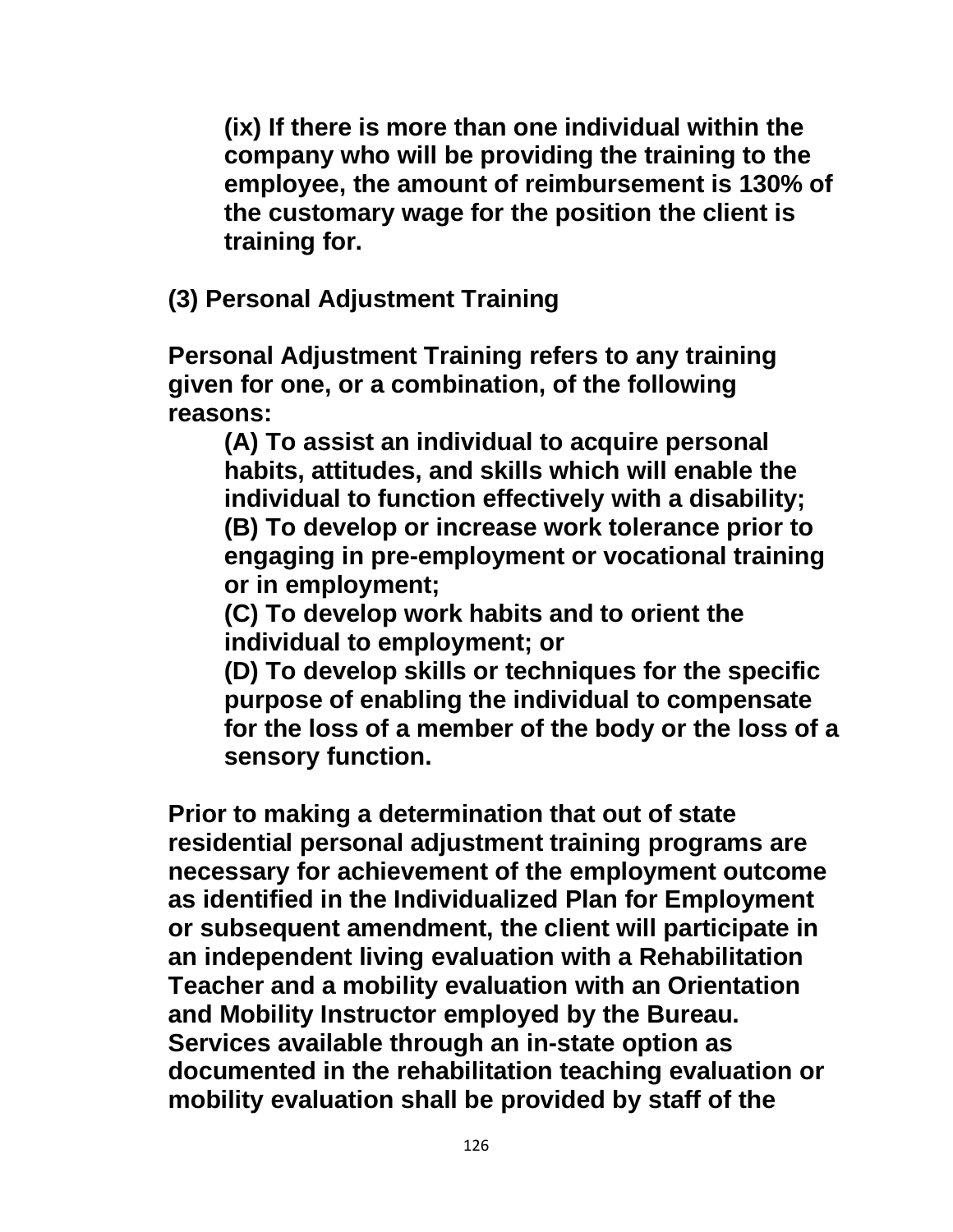**(ix) If there is more than one individual within the company who will be providing the training to the employee, the amount of reimbursement is 130% of the customary wage for the position the client is training for.**

**(3) Personal Adjustment Training**

**Personal Adjustment Training refers to any training given for one, or a combination, of the following reasons:**

**(A) To assist an individual to acquire personal habits, attitudes, and skills which will enable the individual to function effectively with a disability;**
**(B) To develop or increase work tolerance prior to engaging in pre-employment or vocational training or in employment;**
**(C) To develop work habits and to orient the individual to employment; or**
**(D) To develop skills or techniques for the specific purpose of enabling the individual to compensate for the loss of a member of the body or the loss of a sensory function.**

**Prior to making a determination that out of state residential personal adjustment training programs are necessary for achievement of the employment outcome as identified in the Individualized Plan for Employment or subsequent amendment, the client will participate in an independent living evaluation with a Rehabilitation Teacher and a mobility evaluation with an Orientation and Mobility Instructor employed by the Bureau. Services available through an in-state option as documented in the rehabilitation teaching evaluation or mobility evaluation shall be provided by staff of the**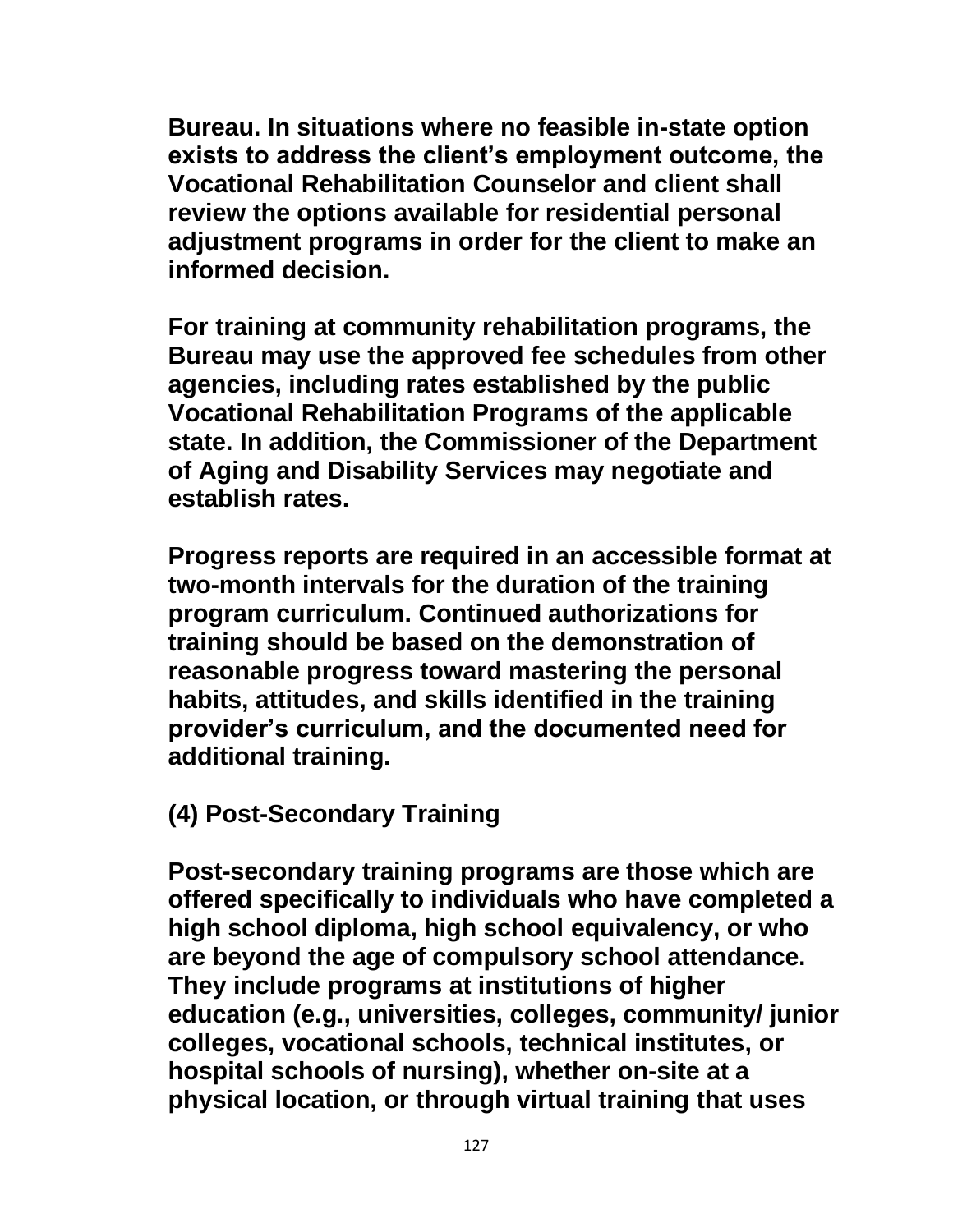Bureau. In situations where no feasible in-state option exists to address the client's employment outcome, the Vocational Rehabilitation Counselor and client shall review the options available for residential personal adjustment programs in order for the client to make an informed decision.

For training at community rehabilitation programs, the Bureau may use the approved fee schedules from other agencies, including rates established by the public Vocational Rehabilitation Programs of the applicable state. In addition, the Commissioner of the Department of Aging and Disability Services may negotiate and establish rates.

Progress reports are required in an accessible format at two-month intervals for the duration of the training program curriculum. Continued authorizations for training should be based on the demonstration of reasonable progress toward mastering the personal habits, attitudes, and skills identified in the training provider's curriculum, and the documented need for additional training.

### (4) Post-Secondary Training

Post-secondary training programs are those which are offered specifically to individuals who have completed a high school diploma, high school equivalency, or who are beyond the age of compulsory school attendance. They include programs at institutions of higher education (e.g., universities, colleges, community/ junior colleges, vocational schools, technical institutes, or hospital schools of nursing), whether on-site at a physical location, or through virtual training that uses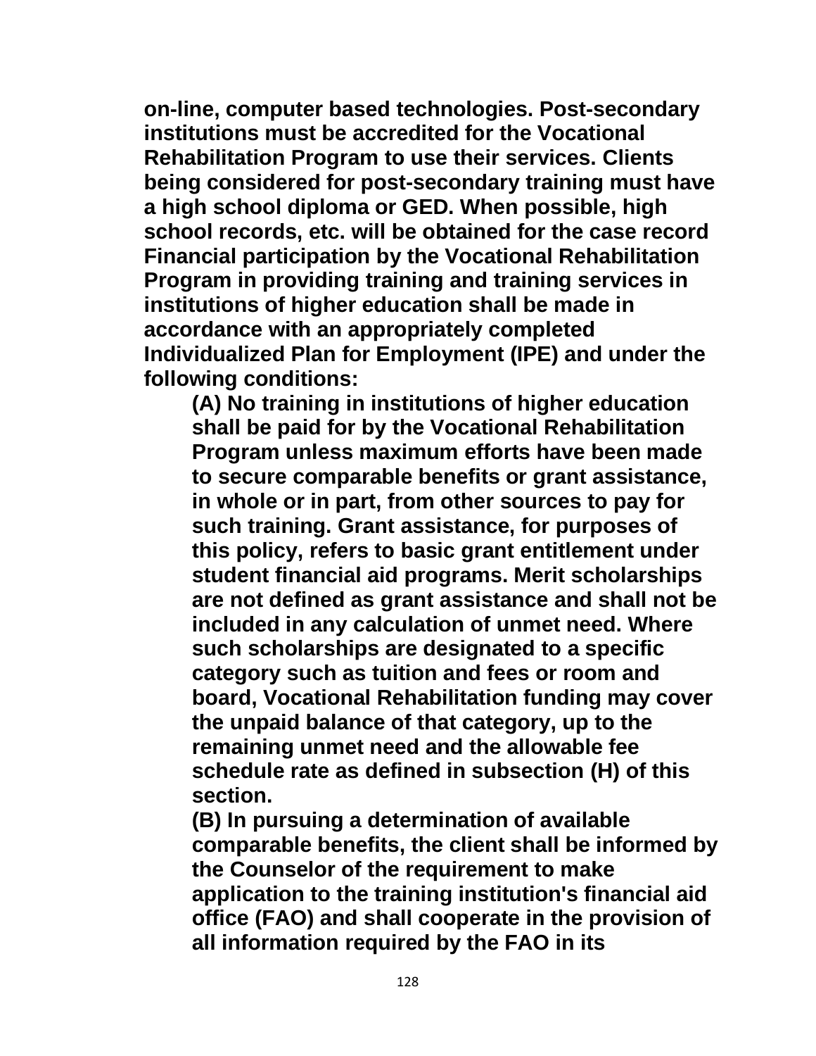**on-line, computer based technologies. Post-secondary institutions must be accredited for the Vocational Rehabilitation Program to use their services. Clients being considered for post-secondary training must have a high school diploma or GED. When possible, high school records, etc. will be obtained for the case record Financial participation by the Vocational Rehabilitation Program in providing training and training services in institutions of higher education shall be made in accordance with an appropriately completed Individualized Plan for Employment (IPE) and under the following conditions:**

> **(A) No training in institutions of higher education shall be paid for by the Vocational Rehabilitation Program unless maximum efforts have been made to secure comparable benefits or grant assistance, in whole or in part, from other sources to pay for such training. Grant assistance, for purposes of this policy, refers to basic grant entitlement under student financial aid programs. Merit scholarships are not defined as grant assistance and shall not be included in any calculation of unmet need. Where such scholarships are designated to a specific category such as tuition and fees or room and board, Vocational Rehabilitation funding may cover the unpaid balance of that category, up to the remaining unmet need and the allowable fee schedule rate as defined in subsection (H) of this section.**
>
> **(B) In pursuing a determination of available comparable benefits, the client shall be informed by the Counselor of the requirement to make application to the training institution's financial aid office (FAO) and shall cooperate in the provision of all information required by the FAO in its**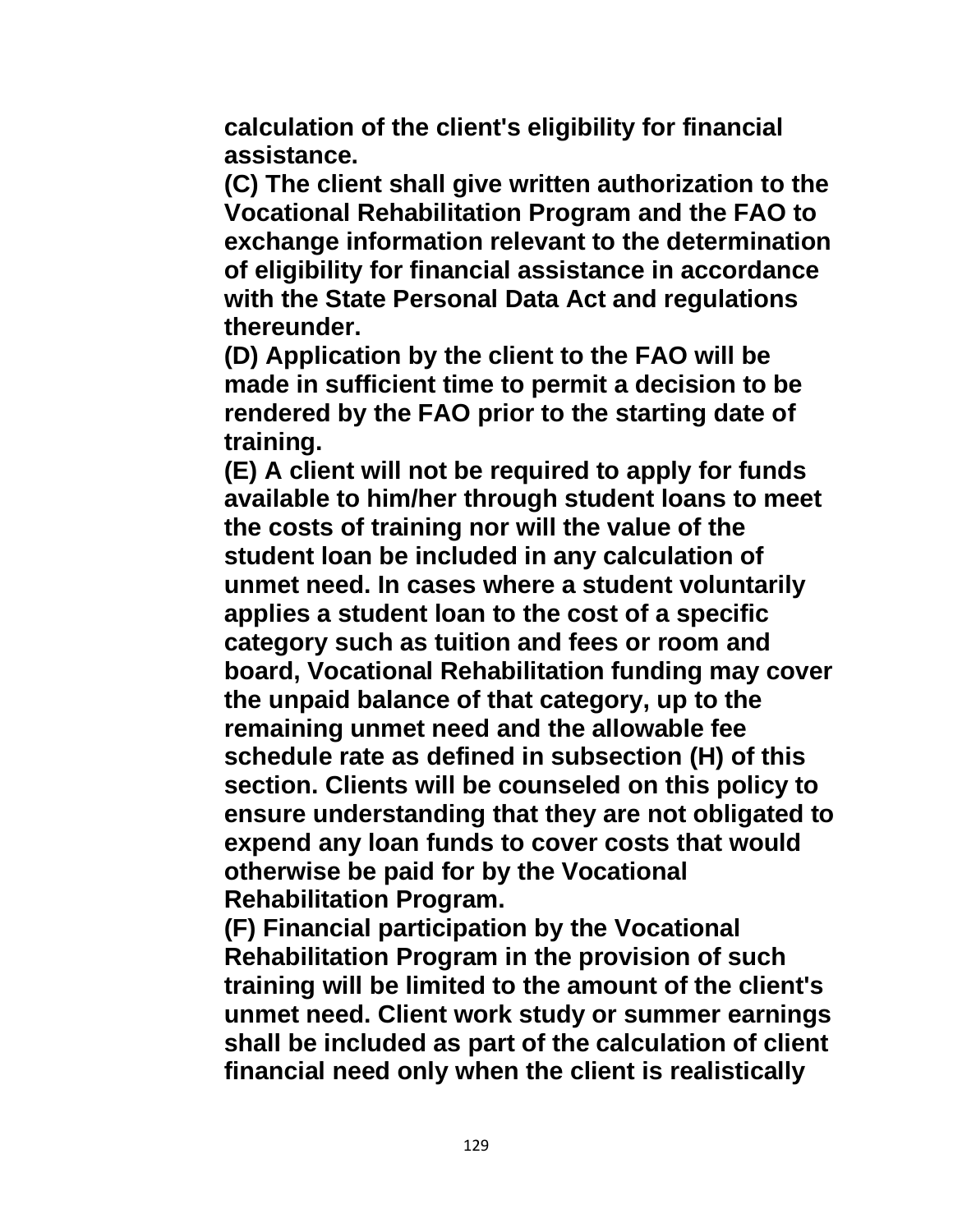**calculation of the client's eligibility for financial assistance.**

**(C) The client shall give written authorization to the Vocational Rehabilitation Program and the FAO to exchange information relevant to the determination of eligibility for financial assistance in accordance with the State Personal Data Act and regulations thereunder.**

**(D) Application by the client to the FAO will be made in sufficient time to permit a decision to be rendered by the FAO prior to the starting date of training.**

**(E) A client will not be required to apply for funds available to him/her through student loans to meet the costs of training nor will the value of the student loan be included in any calculation of unmet need. In cases where a student voluntarily applies a student loan to the cost of a specific category such as tuition and fees or room and board, Vocational Rehabilitation funding may cover the unpaid balance of that category, up to the remaining unmet need and the allowable fee schedule rate as defined in subsection (H) of this section. Clients will be counseled on this policy to ensure understanding that they are not obligated to expend any loan funds to cover costs that would otherwise be paid for by the Vocational Rehabilitation Program.**

**(F) Financial participation by the Vocational Rehabilitation Program in the provision of such training will be limited to the amount of the client's unmet need. Client work study or summer earnings shall be included as part of the calculation of client financial need only when the client is realistically**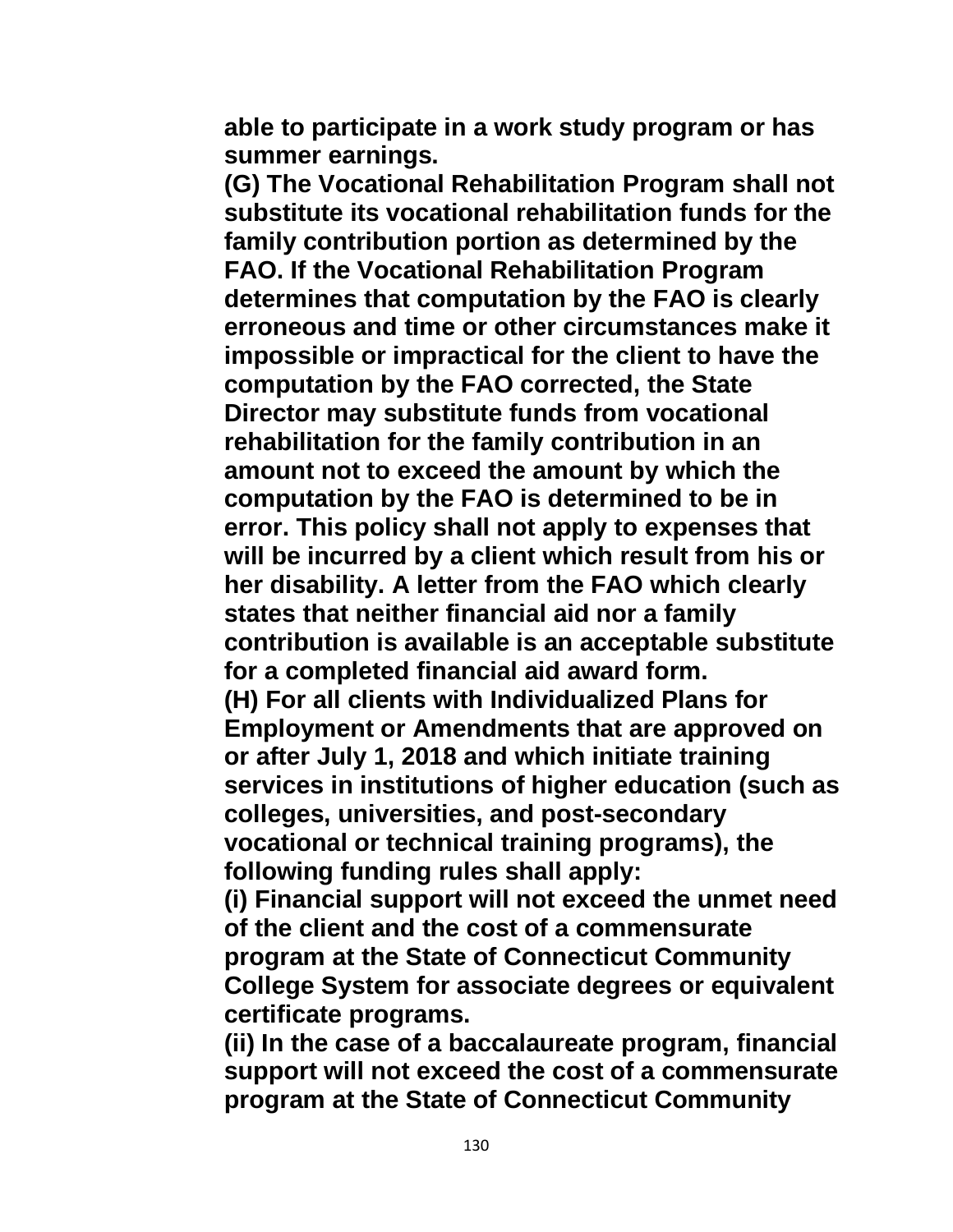**able to participate in a work study program or has summer earnings.**

**(G) The Vocational Rehabilitation Program shall not substitute its vocational rehabilitation funds for the family contribution portion as determined by the FAO. If the Vocational Rehabilitation Program determines that computation by the FAO is clearly erroneous and time or other circumstances make it impossible or impractical for the client to have the computation by the FAO corrected, the State Director may substitute funds from vocational rehabilitation for the family contribution in an amount not to exceed the amount by which the computation by the FAO is determined to be in error. This policy shall not apply to expenses that will be incurred by a client which result from his or her disability. A letter from the FAO which clearly states that neither financial aid nor a family contribution is available is an acceptable substitute for a completed financial aid award form.**

**(H) For all clients with Individualized Plans for Employment or Amendments that are approved on or after July 1, 2018 and which initiate training services in institutions of higher education (such as colleges, universities, and post-secondary vocational or technical training programs), the following funding rules shall apply:**

**(i) Financial support will not exceed the unmet need of the client and the cost of a commensurate program at the State of Connecticut Community College System for associate degrees or equivalent certificate programs.**

**(ii) In the case of a baccalaureate program, financial support will not exceed the cost of a commensurate program at the State of Connecticut Community**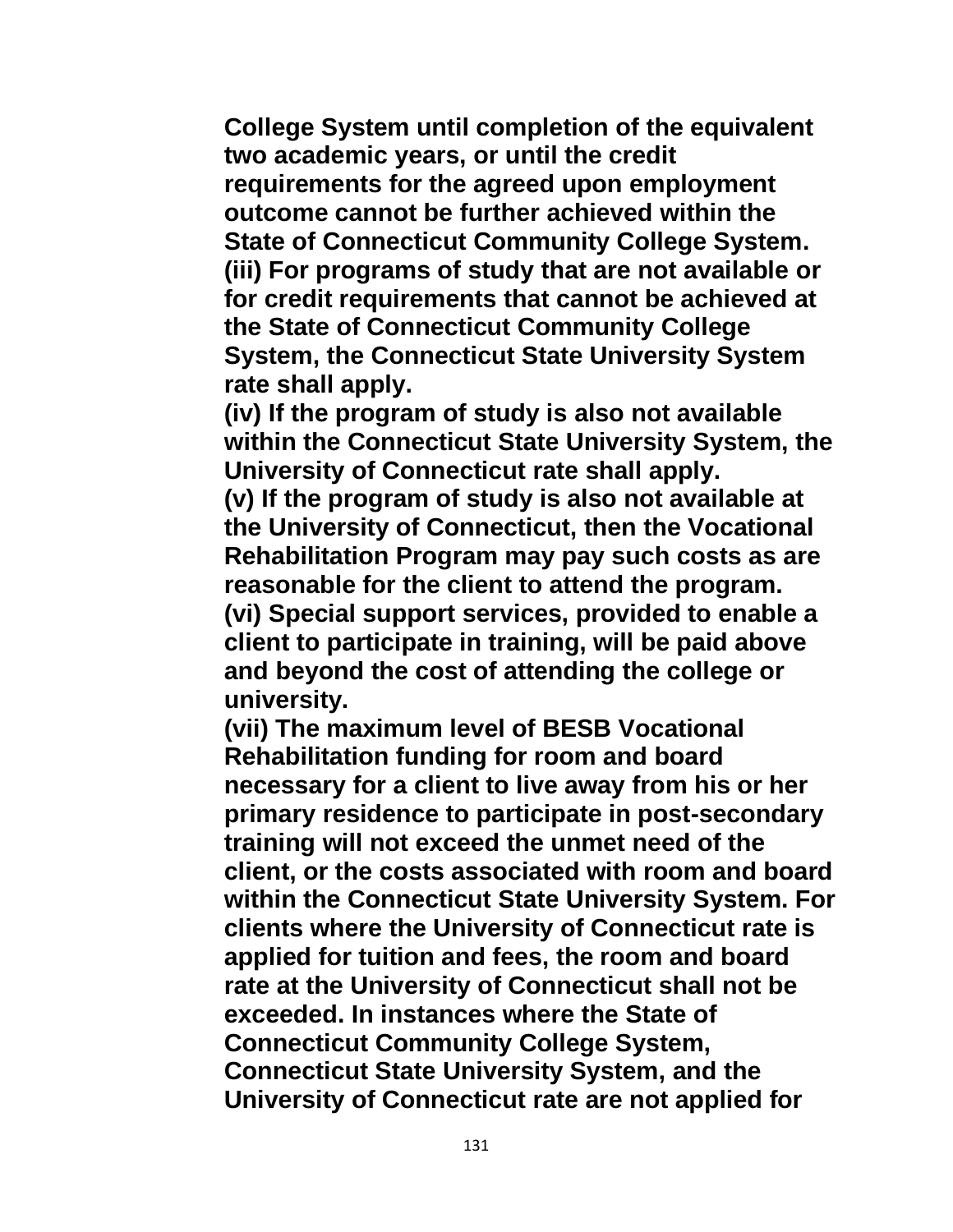**College System until completion of the equivalent two academic years, or until the credit requirements for the agreed upon employment outcome cannot be further achieved within the State of Connecticut Community College System.**

**(iii) For programs of study that are not available or for credit requirements that cannot be achieved at the State of Connecticut Community College System, the Connecticut State University System rate shall apply.**

**(iv) If the program of study is also not available within the Connecticut State University System, the University of Connecticut rate shall apply.**

**(v) If the program of study is also not available at the University of Connecticut, then the Vocational Rehabilitation Program may pay such costs as are reasonable for the client to attend the program.**

**(vi) Special support services, provided to enable a client to participate in training, will be paid above and beyond the cost of attending the college or university.**

**(vii) The maximum level of BESB Vocational Rehabilitation funding for room and board necessary for a client to live away from his or her primary residence to participate in post-secondary training will not exceed the unmet need of the client, or the costs associated with room and board within the Connecticut State University System. For clients where the University of Connecticut rate is applied for tuition and fees, the room and board rate at the University of Connecticut shall not be exceeded. In instances where the State of Connecticut Community College System, Connecticut State University System, and the University of Connecticut rate are not applied for**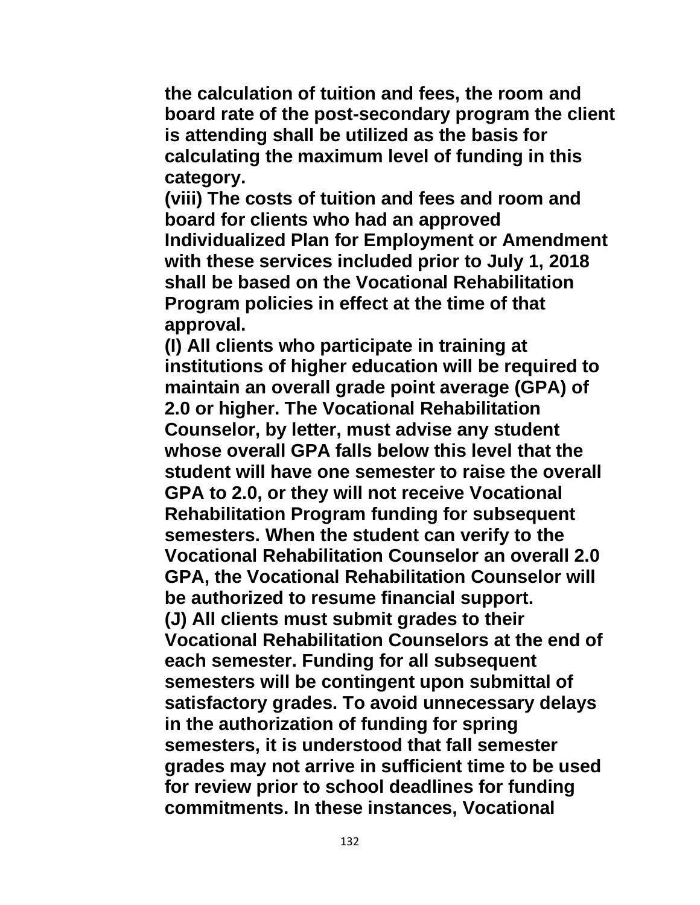**the calculation of tuition and fees, the room and board rate of the post-secondary program the client is attending shall be utilized as the basis for calculating the maximum level of funding in this category.**

**(viii) The costs of tuition and fees and room and board for clients who had an approved Individualized Plan for Employment or Amendment with these services included prior to July 1, 2018 shall be based on the Vocational Rehabilitation Program policies in effect at the time of that approval.**

**(I) All clients who participate in training at institutions of higher education will be required to maintain an overall grade point average (GPA) of 2.0 or higher. The Vocational Rehabilitation Counselor, by letter, must advise any student whose overall GPA falls below this level that the student will have one semester to raise the overall GPA to 2.0, or they will not receive Vocational Rehabilitation Program funding for subsequent semesters. When the student can verify to the Vocational Rehabilitation Counselor an overall 2.0 GPA, the Vocational Rehabilitation Counselor will be authorized to resume financial support.**

**(J) All clients must submit grades to their Vocational Rehabilitation Counselors at the end of each semester. Funding for all subsequent semesters will be contingent upon submittal of satisfactory grades. To avoid unnecessary delays in the authorization of funding for spring semesters, it is understood that fall semester grades may not arrive in sufficient time to be used for review prior to school deadlines for funding commitments. In these instances, Vocational**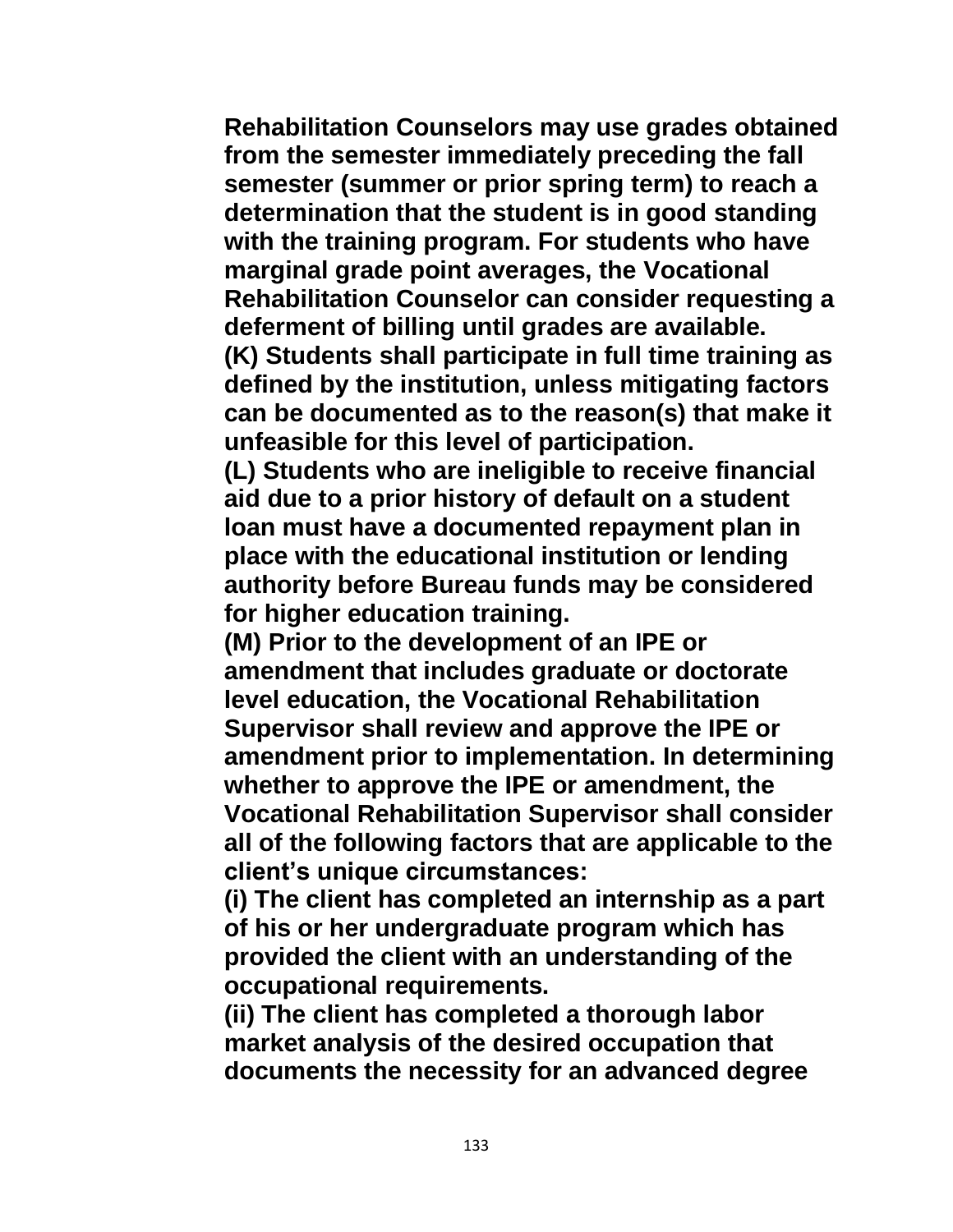**Rehabilitation Counselors may use grades obtained from the semester immediately preceding the fall semester (summer or prior spring term) to reach a determination that the student is in good standing with the training program. For students who have marginal grade point averages, the Vocational Rehabilitation Counselor can consider requesting a deferment of billing until grades are available.**

**(K) Students shall participate in full time training as defined by the institution, unless mitigating factors can be documented as to the reason(s) that make it unfeasible for this level of participation.**

**(L) Students who are ineligible to receive financial aid due to a prior history of default on a student loan must have a documented repayment plan in place with the educational institution or lending authority before Bureau funds may be considered for higher education training.**

**(M) Prior to the development of an IPE or amendment that includes graduate or doctorate level education, the Vocational Rehabilitation Supervisor shall review and approve the IPE or amendment prior to implementation. In determining whether to approve the IPE or amendment, the Vocational Rehabilitation Supervisor shall consider all of the following factors that are applicable to the client's unique circumstances:**

**(i) The client has completed an internship as a part of his or her undergraduate program which has provided the client with an understanding of the occupational requirements.**

**(ii) The client has completed a thorough labor market analysis of the desired occupation that documents the necessity for an advanced degree**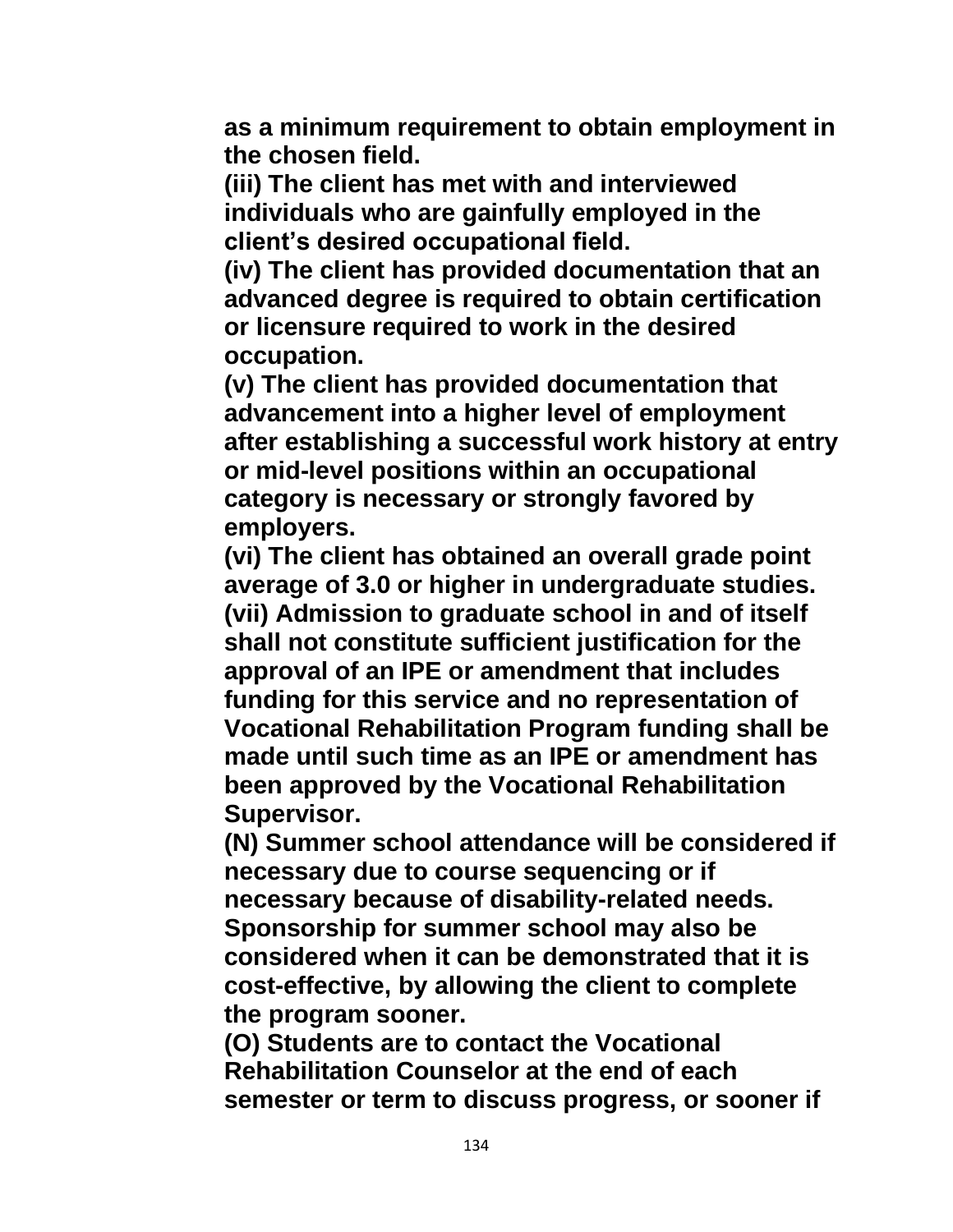**as a minimum requirement to obtain employment in the chosen field.**

**(iii) The client has met with and interviewed individuals who are gainfully employed in the client's desired occupational field.**

**(iv) The client has provided documentation that an advanced degree is required to obtain certification or licensure required to work in the desired occupation.**

**(v) The client has provided documentation that advancement into a higher level of employment after establishing a successful work history at entry or mid-level positions within an occupational category is necessary or strongly favored by employers.**

**(vi) The client has obtained an overall grade point average of 3.0 or higher in undergraduate studies.**

**(vii) Admission to graduate school in and of itself shall not constitute sufficient justification for the approval of an IPE or amendment that includes funding for this service and no representation of Vocational Rehabilitation Program funding shall be made until such time as an IPE or amendment has been approved by the Vocational Rehabilitation Supervisor.**

**(N) Summer school attendance will be considered if necessary due to course sequencing or if necessary because of disability-related needs. Sponsorship for summer school may also be considered when it can be demonstrated that it is cost-effective, by allowing the client to complete the program sooner.**

**(O) Students are to contact the Vocational Rehabilitation Counselor at the end of each semester or term to discuss progress, or sooner if**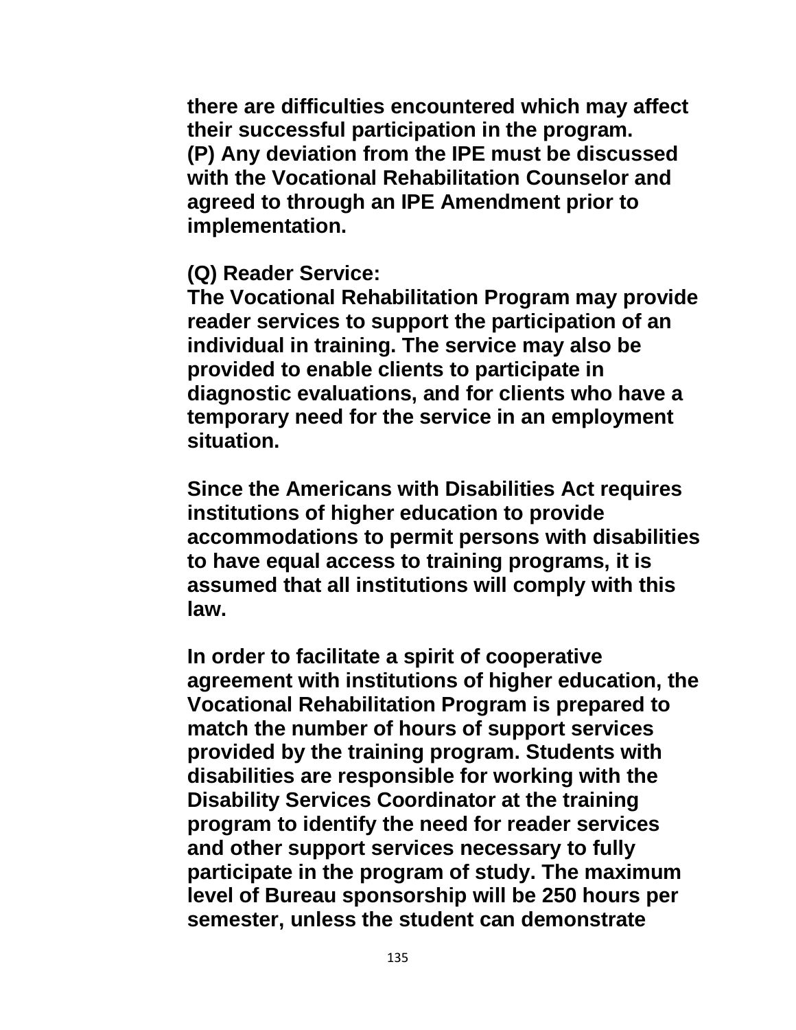**there are difficulties encountered which may affect their successful participation in the program.**
**(P) Any deviation from the IPE must be discussed with the Vocational Rehabilitation Counselor and agreed to through an IPE Amendment prior to implementation.**

**(Q) Reader Service:**
**The Vocational Rehabilitation Program may provide reader services to support the participation of an individual in training. The service may also be provided to enable clients to participate in diagnostic evaluations, and for clients who have a temporary need for the service in an employment situation.**

**Since the Americans with Disabilities Act requires institutions of higher education to provide accommodations to permit persons with disabilities to have equal access to training programs, it is assumed that all institutions will comply with this law.**

**In order to facilitate a spirit of cooperative agreement with institutions of higher education, the Vocational Rehabilitation Program is prepared to match the number of hours of support services provided by the training program. Students with disabilities are responsible for working with the Disability Services Coordinator at the training program to identify the need for reader services and other support services necessary to fully participate in the program of study. The maximum level of Bureau sponsorship will be 250 hours per semester, unless the student can demonstrate**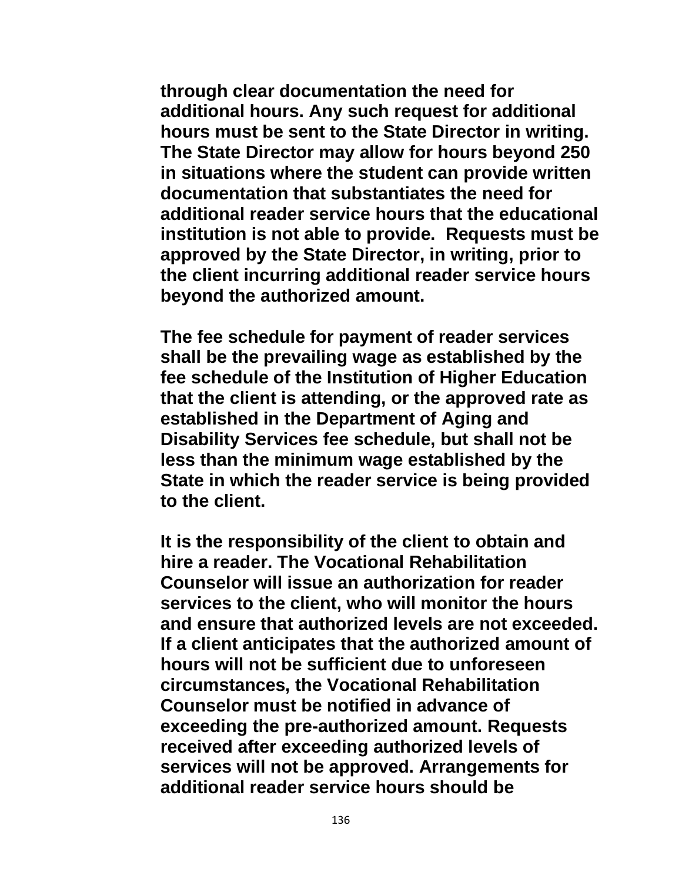**through clear documentation the need for additional hours. Any such request for additional hours must be sent to the State Director in writing. The State Director may allow for hours beyond 250 in situations where the student can provide written documentation that substantiates the need for additional reader service hours that the educational institution is not able to provide. Requests must be approved by the State Director, in writing, prior to the client incurring additional reader service hours beyond the authorized amount.**

**The fee schedule for payment of reader services shall be the prevailing wage as established by the fee schedule of the Institution of Higher Education that the client is attending, or the approved rate as established in the Department of Aging and Disability Services fee schedule, but shall not be less than the minimum wage established by the State in which the reader service is being provided to the client.**

**It is the responsibility of the client to obtain and hire a reader. The Vocational Rehabilitation Counselor will issue an authorization for reader services to the client, who will monitor the hours and ensure that authorized levels are not exceeded. If a client anticipates that the authorized amount of hours will not be sufficient due to unforeseen circumstances, the Vocational Rehabilitation Counselor must be notified in advance of exceeding the pre-authorized amount. Requests received after exceeding authorized levels of services will not be approved. Arrangements for additional reader service hours should be**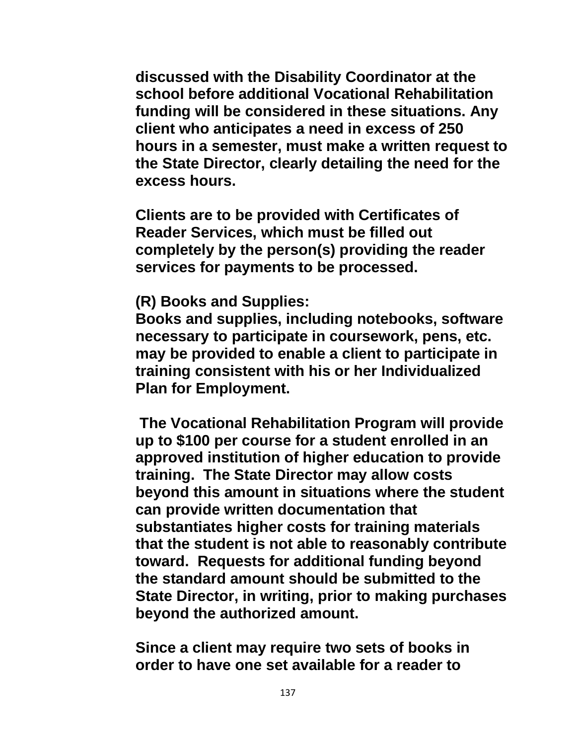discussed with the Disability Coordinator at the school before additional Vocational Rehabilitation funding will be considered in these situations. Any client who anticipates a need in excess of 250 hours in a semester, must make a written request to the State Director, clearly detailing the need for the excess hours.

Clients are to be provided with Certificates of Reader Services, which must be filled out completely by the person(s) providing the reader services for payments to be processed.

**(R) Books and Supplies:**

Books and supplies, including notebooks, software necessary to participate in coursework, pens, etc. may be provided to enable a client to participate in training consistent with his or her Individualized Plan for Employment.

The Vocational Rehabilitation Program will provide up to $100 per course for a student enrolled in an approved institution of higher education to provide training. The State Director may allow costs beyond this amount in situations where the student can provide written documentation that substantiates higher costs for training materials that the student is not able to reasonably contribute toward. Requests for additional funding beyond the standard amount should be submitted to the State Director, in writing, prior to making purchases beyond the authorized amount.

Since a client may require two sets of books in order to have one set available for a reader to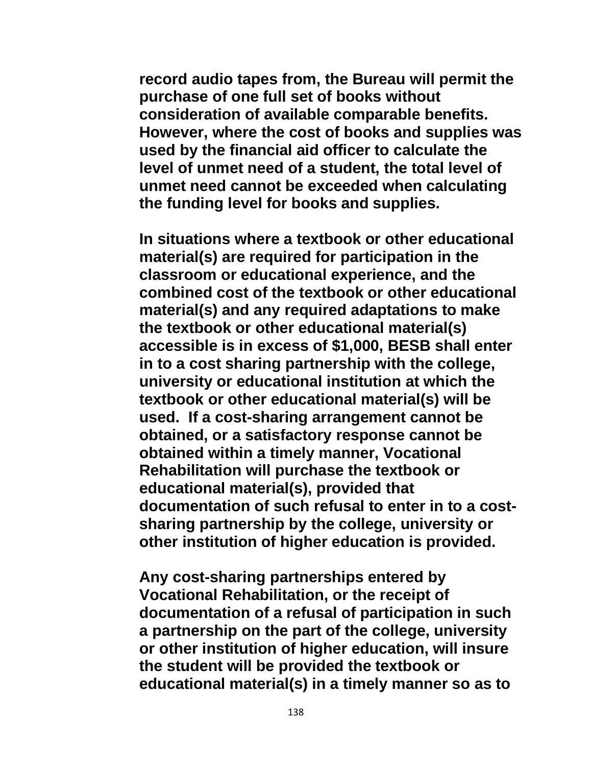**record audio tapes from, the Bureau will permit the purchase of one full set of books without consideration of available comparable benefits. However, where the cost of books and supplies was used by the financial aid officer to calculate the level of unmet need of a student, the total level of unmet need cannot be exceeded when calculating the funding level for books and supplies.**

**In situations where a textbook or other educational material(s) are required for participation in the classroom or educational experience, and the combined cost of the textbook or other educational material(s) and any required adaptations to make the textbook or other educational material(s) accessible is in excess of $1,000, BESB shall enter in to a cost sharing partnership with the college, university or educational institution at which the textbook or other educational material(s) will be used. If a cost-sharing arrangement cannot be obtained, or a satisfactory response cannot be obtained within a timely manner, Vocational Rehabilitation will purchase the textbook or educational material(s), provided that documentation of such refusal to enter in to a cost-sharing partnership by the college, university or other institution of higher education is provided.**

**Any cost-sharing partnerships entered by Vocational Rehabilitation, or the receipt of documentation of a refusal of participation in such a partnership on the part of the college, university or other institution of higher education, will insure the student will be provided the textbook or educational material(s) in a timely manner so as to**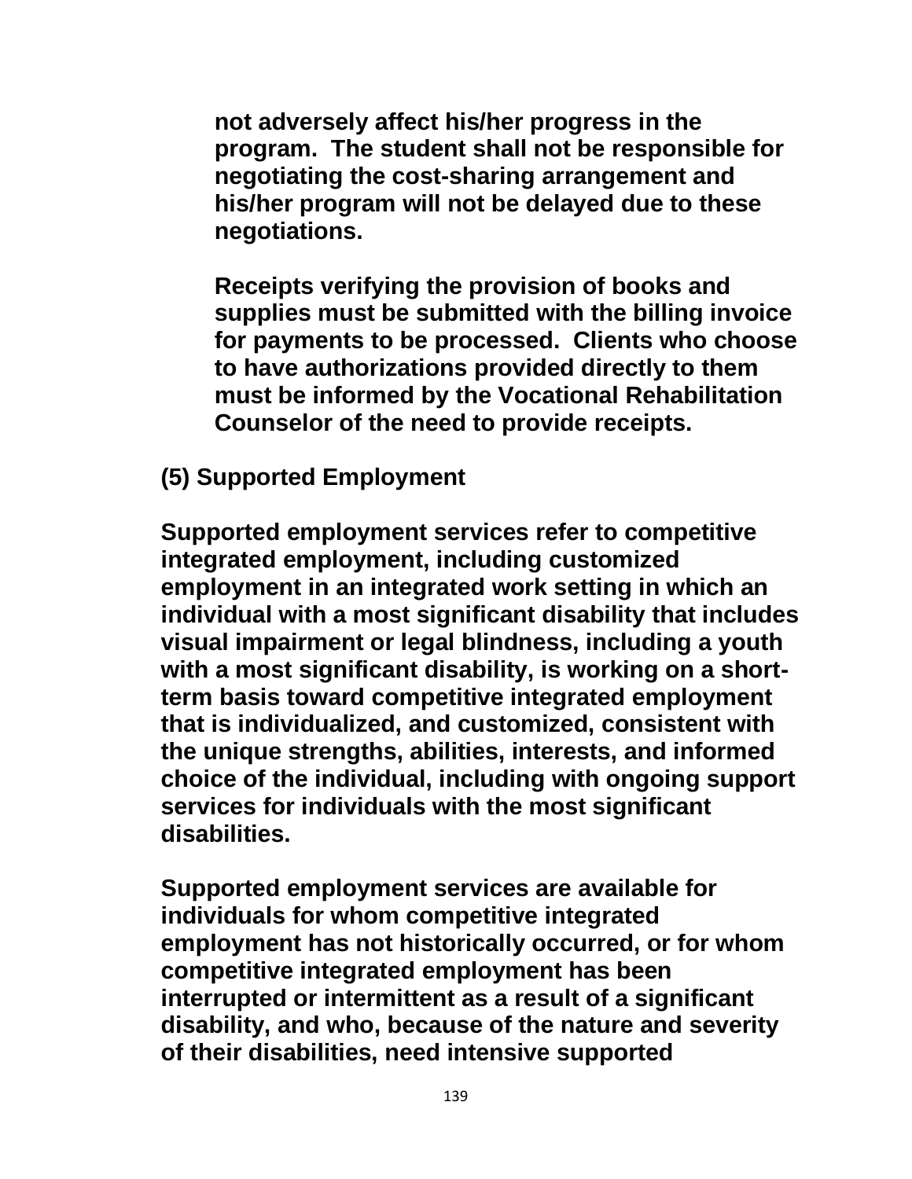not adversely affect his/her progress in the program. The student shall not be responsible for negotiating the cost-sharing arrangement and his/her program will not be delayed due to these negotiations.

Receipts verifying the provision of books and supplies must be submitted with the billing invoice for payments to be processed. Clients who choose to have authorizations provided directly to them must be informed by the Vocational Rehabilitation Counselor of the need to provide receipts.

**(5) Supported Employment**

Supported employment services refer to competitive integrated employment, including customized employment in an integrated work setting in which an individual with a most significant disability that includes visual impairment or legal blindness, including a youth with a most significant disability, is working on a short-term basis toward competitive integrated employment that is individualized, and customized, consistent with the unique strengths, abilities, interests, and informed choice of the individual, including with ongoing support services for individuals with the most significant disabilities.

Supported employment services are available for individuals for whom competitive integrated employment has not historically occurred, or for whom competitive integrated employment has been interrupted or intermittent as a result of a significant disability, and who, because of the nature and severity of their disabilities, need intensive supported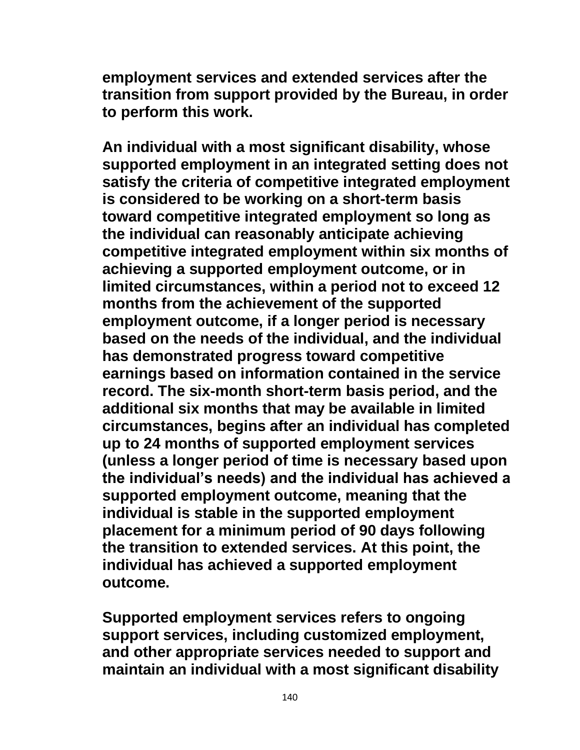**employment services and extended services after the transition from support provided by the Bureau, in order to perform this work.**

**An individual with a most significant disability, whose supported employment in an integrated setting does not satisfy the criteria of competitive integrated employment is considered to be working on a short-term basis toward competitive integrated employment so long as the individual can reasonably anticipate achieving competitive integrated employment within six months of achieving a supported employment outcome, or in limited circumstances, within a period not to exceed 12 months from the achievement of the supported employment outcome, if a longer period is necessary based on the needs of the individual, and the individual has demonstrated progress toward competitive earnings based on information contained in the service record. The six-month short-term basis period, and the additional six months that may be available in limited circumstances, begins after an individual has completed up to 24 months of supported employment services (unless a longer period of time is necessary based upon the individual's needs) and the individual has achieved a supported employment outcome, meaning that the individual is stable in the supported employment placement for a minimum period of 90 days following the transition to extended services. At this point, the individual has achieved a supported employment outcome.**

**Supported employment services refers to ongoing support services, including customized employment, and other appropriate services needed to support and maintain an individual with a most significant disability**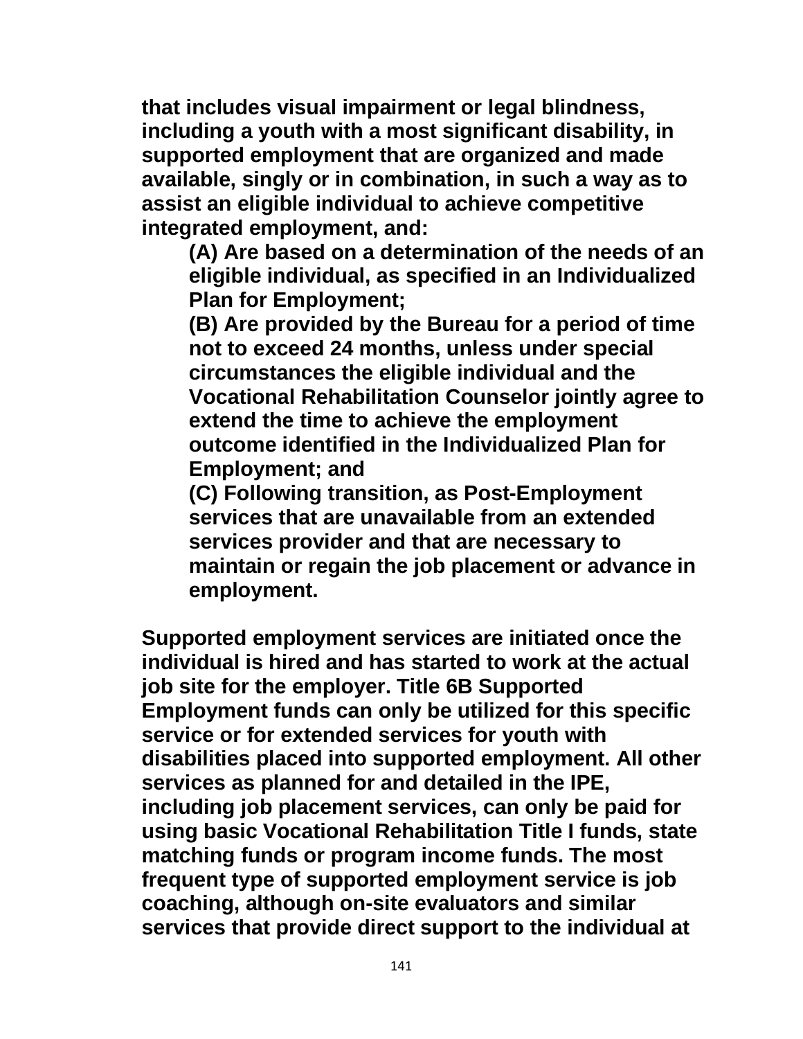**that includes visual impairment or legal blindness, including a youth with a most significant disability, in supported employment that are organized and made available, singly or in combination, in such a way as to assist an eligible individual to achieve competitive integrated employment, and:**

> **(A) Are based on a determination of the needs of an eligible individual, as specified in an Individualized Plan for Employment;**
>
> **(B) Are provided by the Bureau for a period of time not to exceed 24 months, unless under special circumstances the eligible individual and the Vocational Rehabilitation Counselor jointly agree to extend the time to achieve the employment outcome identified in the Individualized Plan for Employment; and**
>
> **(C) Following transition, as Post-Employment services that are unavailable from an extended services provider and that are necessary to maintain or regain the job placement or advance in employment.**

**Supported employment services are initiated once the individual is hired and has started to work at the actual job site for the employer. Title 6B Supported Employment funds can only be utilized for this specific service or for extended services for youth with disabilities placed into supported employment. All other services as planned for and detailed in the IPE, including job placement services, can only be paid for using basic Vocational Rehabilitation Title I funds, state matching funds or program income funds. The most frequent type of supported employment service is job coaching, although on-site evaluators and similar services that provide direct support to the individual at**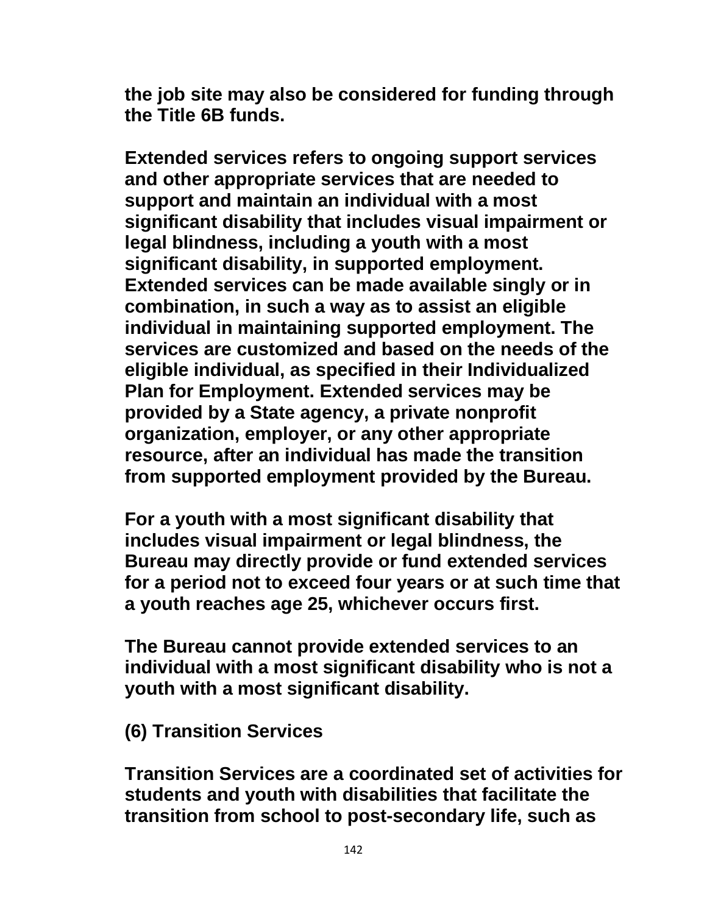**the job site may also be considered for funding through the Title 6B funds.**

**Extended services refers to ongoing support services and other appropriate services that are needed to support and maintain an individual with a most significant disability that includes visual impairment or legal blindness, including a youth with a most significant disability, in supported employment. Extended services can be made available singly or in combination, in such a way as to assist an eligible individual in maintaining supported employment. The services are customized and based on the needs of the eligible individual, as specified in their Individualized Plan for Employment. Extended services may be provided by a State agency, a private nonprofit organization, employer, or any other appropriate resource, after an individual has made the transition from supported employment provided by the Bureau.**

**For a youth with a most significant disability that includes visual impairment or legal blindness, the Bureau may directly provide or fund extended services for a period not to exceed four years or at such time that a youth reaches age 25, whichever occurs first.**

**The Bureau cannot provide extended services to an individual with a most significant disability who is not a youth with a most significant disability.**

### (6) Transition Services

**Transition Services are a coordinated set of activities for students and youth with disabilities that facilitate the transition from school to post-secondary life, such as**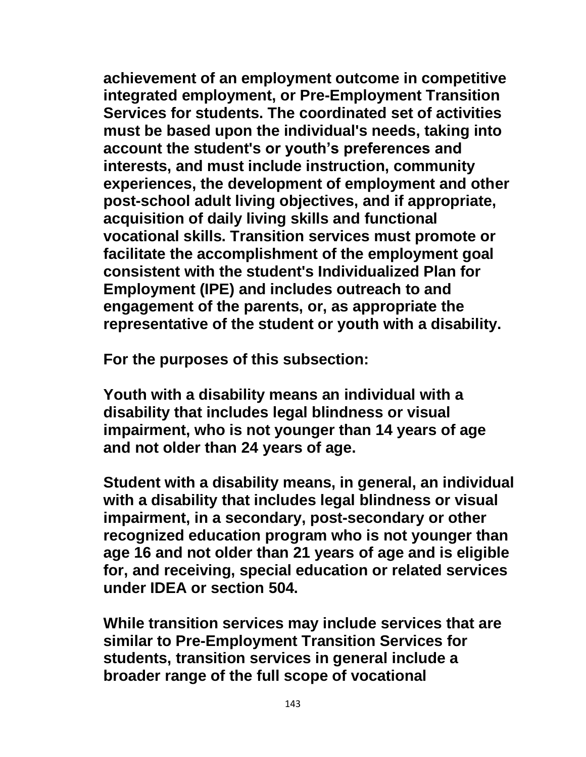**achievement of an employment outcome in competitive integrated employment, or Pre-Employment Transition Services for students. The coordinated set of activities must be based upon the individual's needs, taking into account the student's or youth's preferences and interests, and must include instruction, community experiences, the development of employment and other post-school adult living objectives, and if appropriate, acquisition of daily living skills and functional vocational skills. Transition services must promote or facilitate the accomplishment of the employment goal consistent with the student's Individualized Plan for Employment (IPE) and includes outreach to and engagement of the parents, or, as appropriate the representative of the student or youth with a disability.**

**For the purposes of this subsection:**

**Youth with a disability means an individual with a disability that includes legal blindness or visual impairment, who is not younger than 14 years of age and not older than 24 years of age.**

**Student with a disability means, in general, an individual with a disability that includes legal blindness or visual impairment, in a secondary, post-secondary or other recognized education program who is not younger than age 16 and not older than 21 years of age and is eligible for, and receiving, special education or related services under IDEA or section 504.**

**While transition services may include services that are similar to Pre-Employment Transition Services for students, transition services in general include a broader range of the full scope of vocational**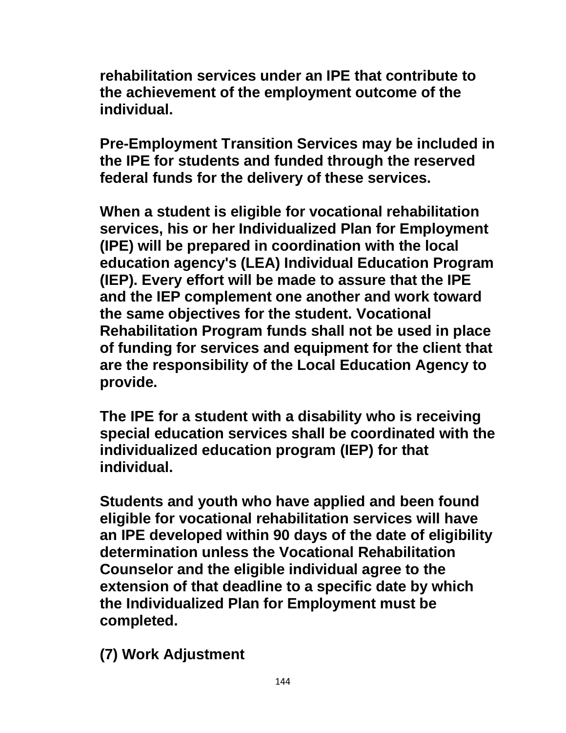**rehabilitation services under an IPE that contribute to the achievement of the employment outcome of the individual.**

**Pre-Employment Transition Services may be included in the IPE for students and funded through the reserved federal funds for the delivery of these services.**

**When a student is eligible for vocational rehabilitation services, his or her Individualized Plan for Employment (IPE) will be prepared in coordination with the local education agency's (LEA) Individual Education Program (IEP). Every effort will be made to assure that the IPE and the IEP complement one another and work toward the same objectives for the student. Vocational Rehabilitation Program funds shall not be used in place of funding for services and equipment for the client that are the responsibility of the Local Education Agency to provide.**

**The IPE for a student with a disability who is receiving special education services shall be coordinated with the individualized education program (IEP) for that individual.**

**Students and youth who have applied and been found eligible for vocational rehabilitation services will have an IPE developed within 90 days of the date of eligibility determination unless the Vocational Rehabilitation Counselor and the eligible individual agree to the extension of that deadline to a specific date by which the Individualized Plan for Employment must be completed.**

**(7) Work Adjustment**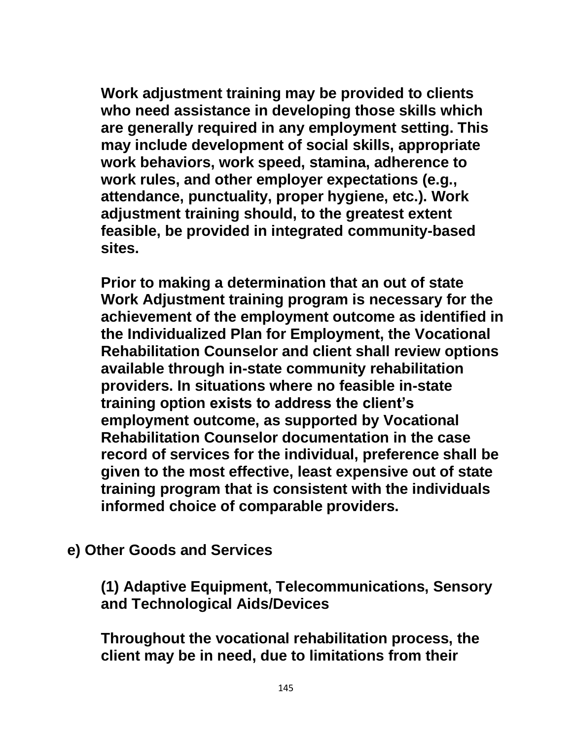**Work adjustment training may be provided to clients who need assistance in developing those skills which are generally required in any employment setting. This may include development of social skills, appropriate work behaviors, work speed, stamina, adherence to work rules, and other employer expectations (e.g., attendance, punctuality, proper hygiene, etc.). Work adjustment training should, to the greatest extent feasible, be provided in integrated community-based sites.**

**Prior to making a determination that an out of state Work Adjustment training program is necessary for the achievement of the employment outcome as identified in the Individualized Plan for Employment, the Vocational Rehabilitation Counselor and client shall review options available through in-state community rehabilitation providers. In situations where no feasible in-state training option exists to address the client's employment outcome, as supported by Vocational Rehabilitation Counselor documentation in the case record of services for the individual, preference shall be given to the most effective, least expensive out of state training program that is consistent with the individuals informed choice of comparable providers.**

**e) Other Goods and Services**

**(1) Adaptive Equipment, Telecommunications, Sensory and Technological Aids/Devices**

**Throughout the vocational rehabilitation process, the client may be in need, due to limitations from their**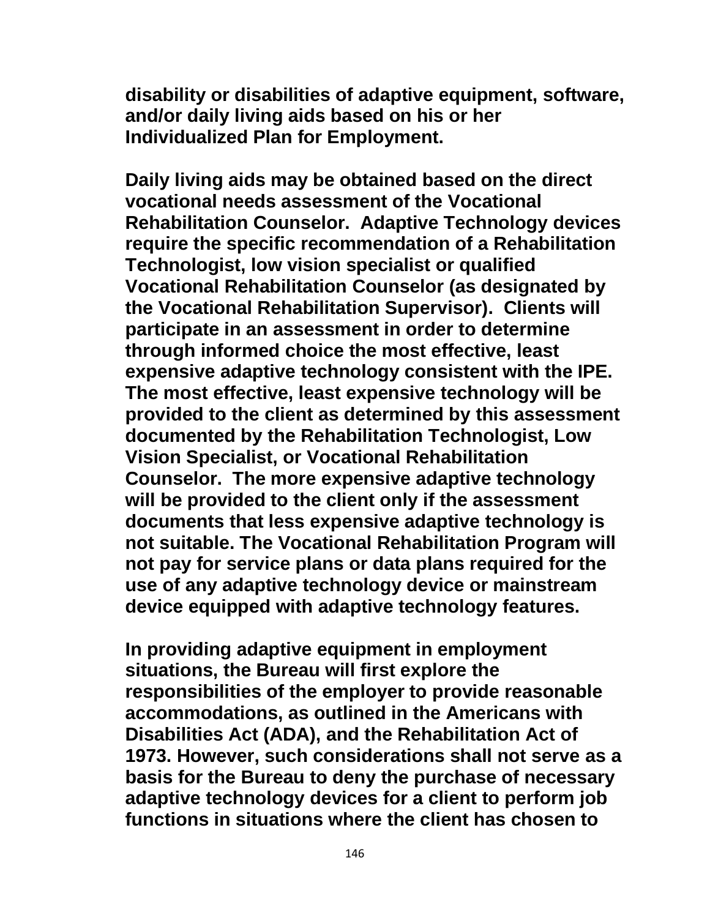**disability or disabilities of adaptive equipment, software, and/or daily living aids based on his or her Individualized Plan for Employment.**

**Daily living aids may be obtained based on the direct vocational needs assessment of the Vocational Rehabilitation Counselor. Adaptive Technology devices require the specific recommendation of a Rehabilitation Technologist, low vision specialist or qualified Vocational Rehabilitation Counselor (as designated by the Vocational Rehabilitation Supervisor). Clients will participate in an assessment in order to determine through informed choice the most effective, least expensive adaptive technology consistent with the IPE. The most effective, least expensive technology will be provided to the client as determined by this assessment documented by the Rehabilitation Technologist, Low Vision Specialist, or Vocational Rehabilitation Counselor. The more expensive adaptive technology will be provided to the client only if the assessment documents that less expensive adaptive technology is not suitable. The Vocational Rehabilitation Program will not pay for service plans or data plans required for the use of any adaptive technology device or mainstream device equipped with adaptive technology features.**

**In providing adaptive equipment in employment situations, the Bureau will first explore the responsibilities of the employer to provide reasonable accommodations, as outlined in the Americans with Disabilities Act (ADA), and the Rehabilitation Act of 1973. However, such considerations shall not serve as a basis for the Bureau to deny the purchase of necessary adaptive technology devices for a client to perform job functions in situations where the client has chosen to**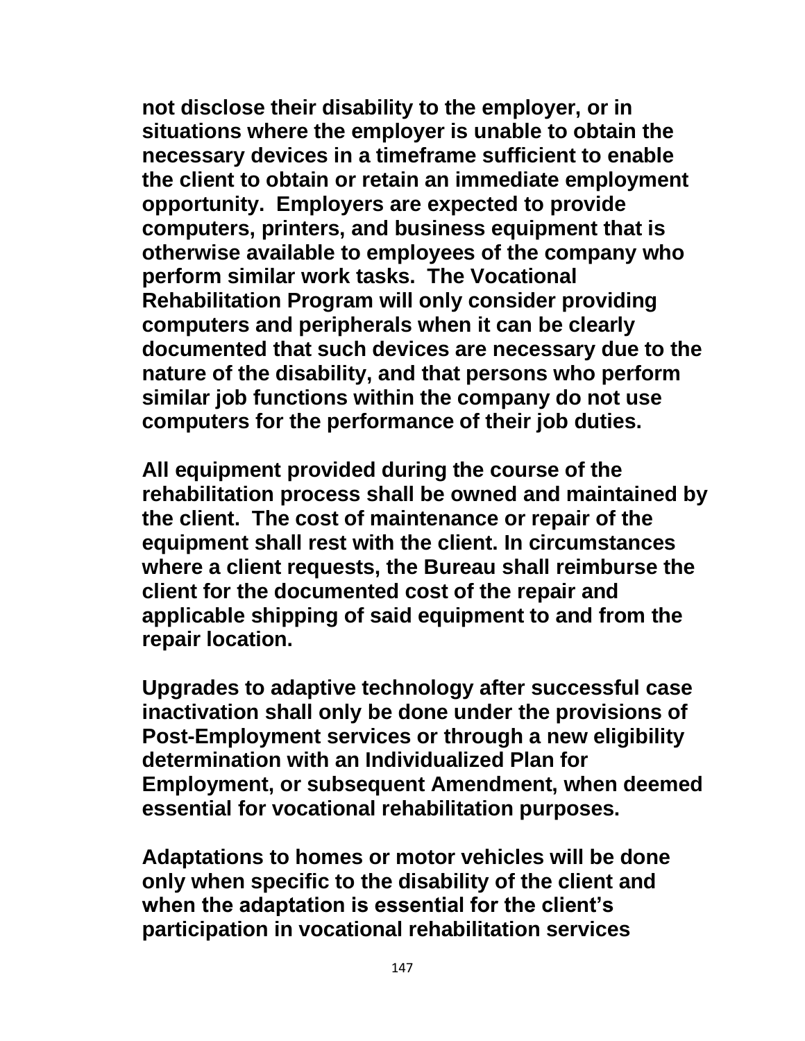**not disclose their disability to the employer, or in situations where the employer is unable to obtain the necessary devices in a timeframe sufficient to enable the client to obtain or retain an immediate employment opportunity. Employers are expected to provide computers, printers, and business equipment that is otherwise available to employees of the company who perform similar work tasks. The Vocational Rehabilitation Program will only consider providing computers and peripherals when it can be clearly documented that such devices are necessary due to the nature of the disability, and that persons who perform similar job functions within the company do not use computers for the performance of their job duties.**

**All equipment provided during the course of the rehabilitation process shall be owned and maintained by the client. The cost of maintenance or repair of the equipment shall rest with the client. In circumstances where a client requests, the Bureau shall reimburse the client for the documented cost of the repair and applicable shipping of said equipment to and from the repair location.**

**Upgrades to adaptive technology after successful case inactivation shall only be done under the provisions of Post-Employment services or through a new eligibility determination with an Individualized Plan for Employment, or subsequent Amendment, when deemed essential for vocational rehabilitation purposes.**

**Adaptations to homes or motor vehicles will be done only when specific to the disability of the client and when the adaptation is essential for the client's participation in vocational rehabilitation services**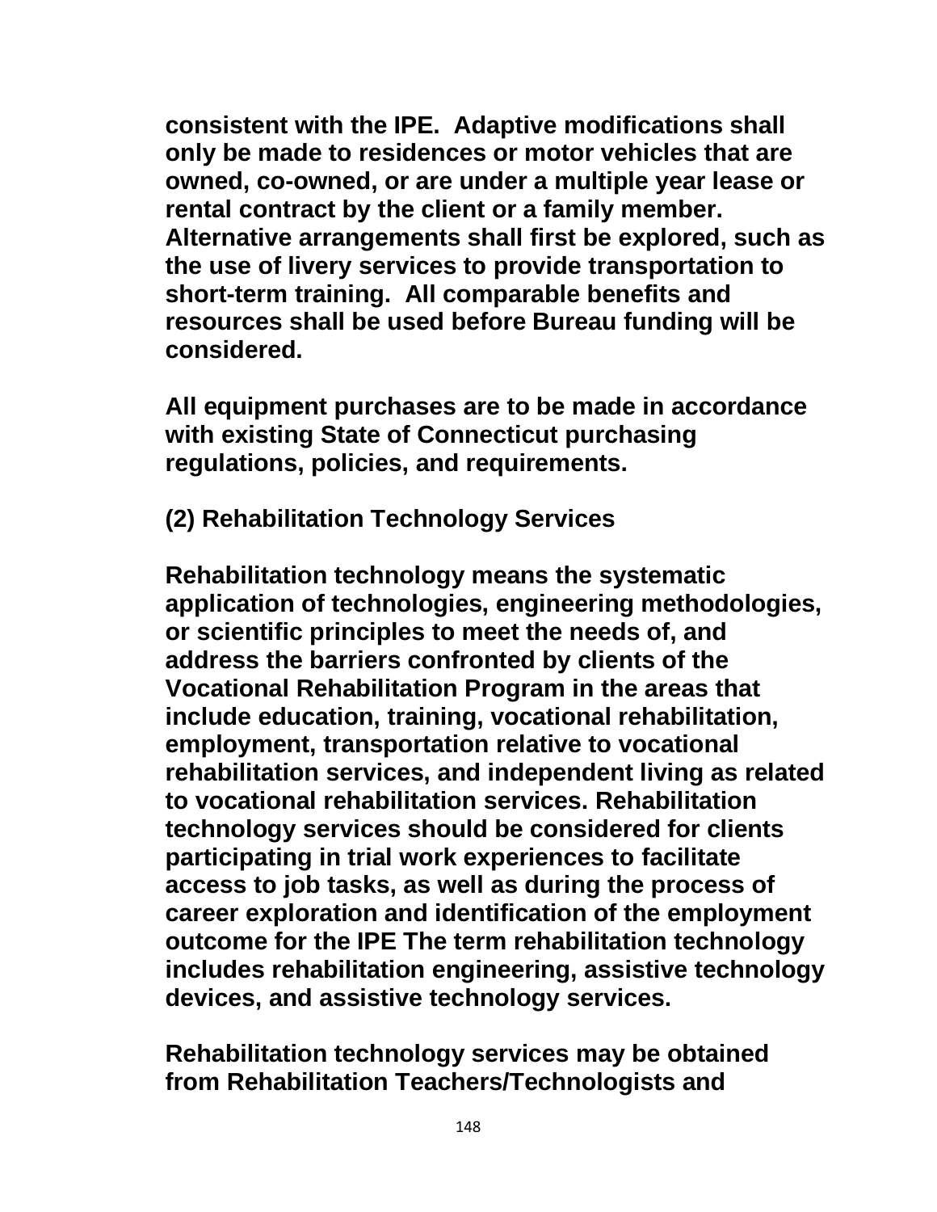consistent with the IPE. Adaptive modifications shall only be made to residences or motor vehicles that are owned, co-owned, or are under a multiple year lease or rental contract by the client or a family member. Alternative arrangements shall first be explored, such as the use of livery services to provide transportation to short-term training. All comparable benefits and resources shall be used before Bureau funding will be considered.

All equipment purchases are to be made in accordance with existing State of Connecticut purchasing regulations, policies, and requirements.

**(2) Rehabilitation Technology Services**

Rehabilitation technology means the systematic application of technologies, engineering methodologies, or scientific principles to meet the needs of, and address the barriers confronted by clients of the Vocational Rehabilitation Program in the areas that include education, training, vocational rehabilitation, employment, transportation relative to vocational rehabilitation services, and independent living as related to vocational rehabilitation services. Rehabilitation technology services should be considered for clients participating in trial work experiences to facilitate access to job tasks, as well as during the process of career exploration and identification of the employment outcome for the IPE The term rehabilitation technology includes rehabilitation engineering, assistive technology devices, and assistive technology services.

Rehabilitation technology services may be obtained from Rehabilitation Teachers/Technologists and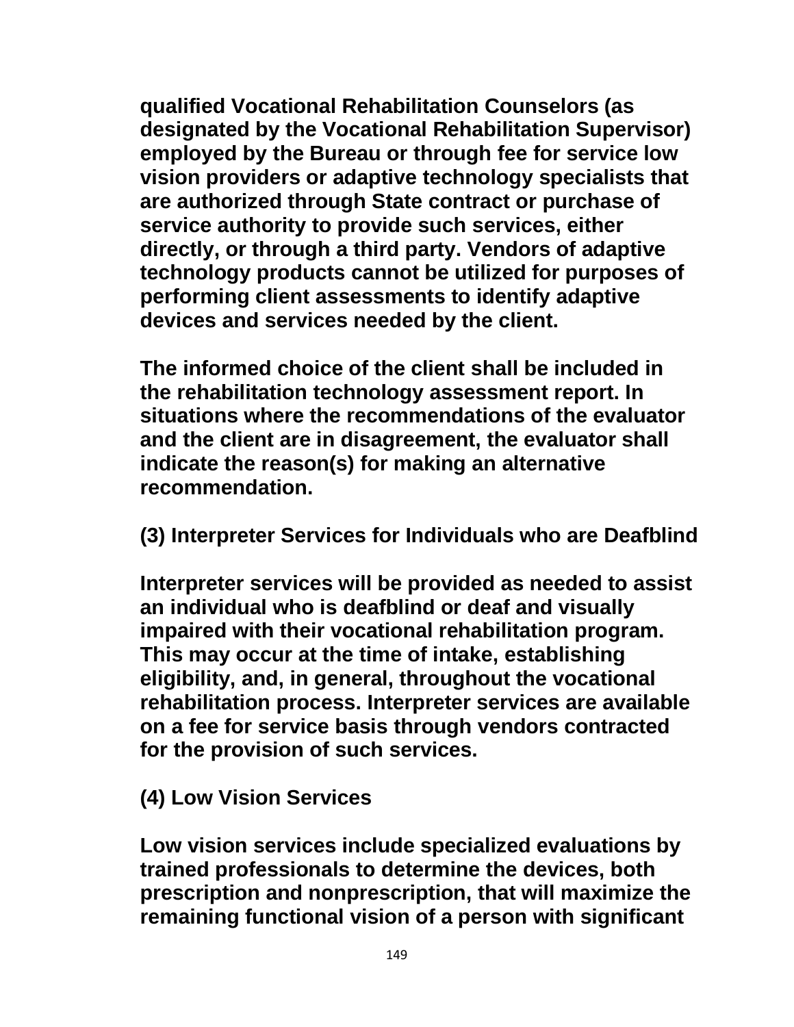qualified Vocational Rehabilitation Counselors (as designated by the Vocational Rehabilitation Supervisor) employed by the Bureau or through fee for service low vision providers or adaptive technology specialists that are authorized through State contract or purchase of service authority to provide such services, either directly, or through a third party. Vendors of adaptive technology products cannot be utilized for purposes of performing client assessments to identify adaptive devices and services needed by the client.

The informed choice of the client shall be included in the rehabilitation technology assessment report. In situations where the recommendations of the evaluator and the client are in disagreement, the evaluator shall indicate the reason(s) for making an alternative recommendation.

### (3) Interpreter Services for Individuals who are Deafblind

Interpreter services will be provided as needed to assist an individual who is deafblind or deaf and visually impaired with their vocational rehabilitation program. This may occur at the time of intake, establishing eligibility, and, in general, throughout the vocational rehabilitation process. Interpreter services are available on a fee for service basis through vendors contracted for the provision of such services.

### (4) Low Vision Services

Low vision services include specialized evaluations by trained professionals to determine the devices, both prescription and nonprescription, that will maximize the remaining functional vision of a person with significant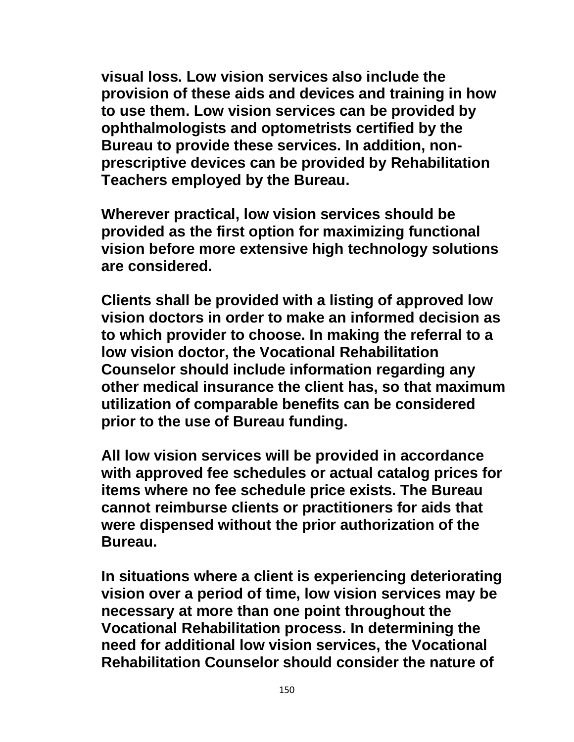visual loss. Low vision services also include the provision of these aids and devices and training in how to use them. Low vision services can be provided by ophthalmologists and optometrists certified by the Bureau to provide these services. In addition, non-prescriptive devices can be provided by Rehabilitation Teachers employed by the Bureau.

Wherever practical, low vision services should be provided as the first option for maximizing functional vision before more extensive high technology solutions are considered.

Clients shall be provided with a listing of approved low vision doctors in order to make an informed decision as to which provider to choose. In making the referral to a low vision doctor, the Vocational Rehabilitation Counselor should include information regarding any other medical insurance the client has, so that maximum utilization of comparable benefits can be considered prior to the use of Bureau funding.

All low vision services will be provided in accordance with approved fee schedules or actual catalog prices for items where no fee schedule price exists. The Bureau cannot reimburse clients or practitioners for aids that were dispensed without the prior authorization of the Bureau.

In situations where a client is experiencing deteriorating vision over a period of time, low vision services may be necessary at more than one point throughout the Vocational Rehabilitation process. In determining the need for additional low vision services, the Vocational Rehabilitation Counselor should consider the nature of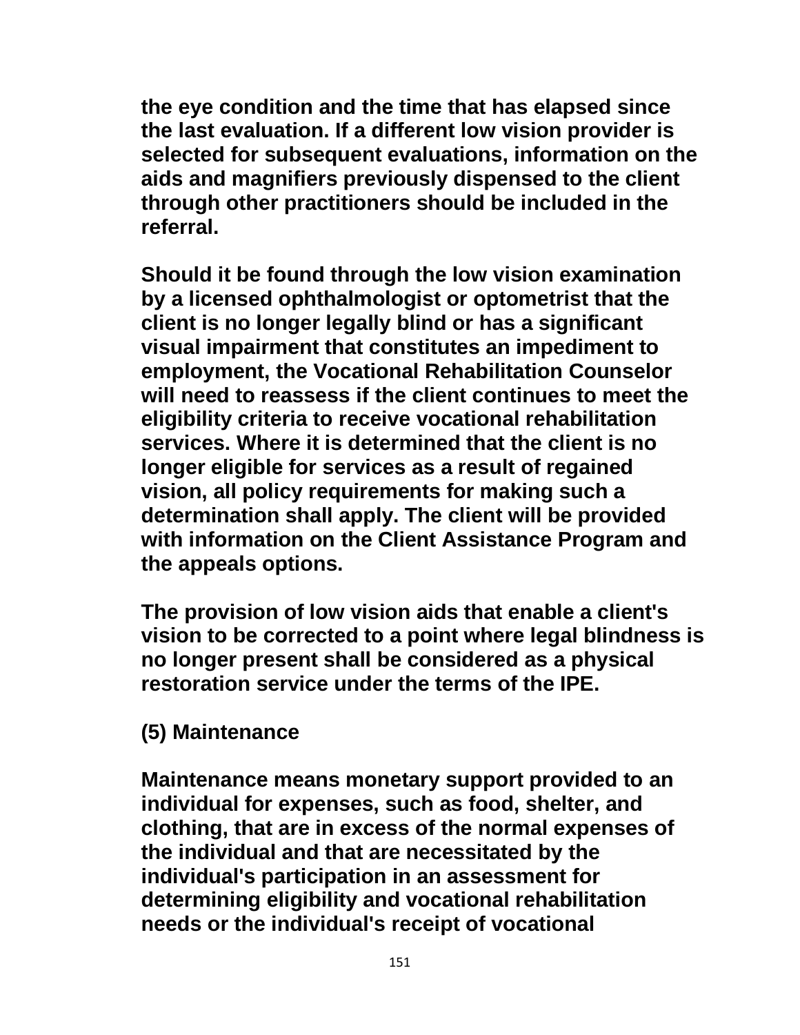the eye condition and the time that has elapsed since the last evaluation. If a different low vision provider is selected for subsequent evaluations, information on the aids and magnifiers previously dispensed to the client through other practitioners should be included in the referral.

Should it be found through the low vision examination by a licensed ophthalmologist or optometrist that the client is no longer legally blind or has a significant visual impairment that constitutes an impediment to employment, the Vocational Rehabilitation Counselor will need to reassess if the client continues to meet the eligibility criteria to receive vocational rehabilitation services. Where it is determined that the client is no longer eligible for services as a result of regained vision, all policy requirements for making such a determination shall apply. The client will be provided with information on the Client Assistance Program and the appeals options.

The provision of low vision aids that enable a client's vision to be corrected to a point where legal blindness is no longer present shall be considered as a physical restoration service under the terms of the IPE.

### (5) Maintenance

Maintenance means monetary support provided to an individual for expenses, such as food, shelter, and clothing, that are in excess of the normal expenses of the individual and that are necessitated by the individual's participation in an assessment for determining eligibility and vocational rehabilitation needs or the individual's receipt of vocational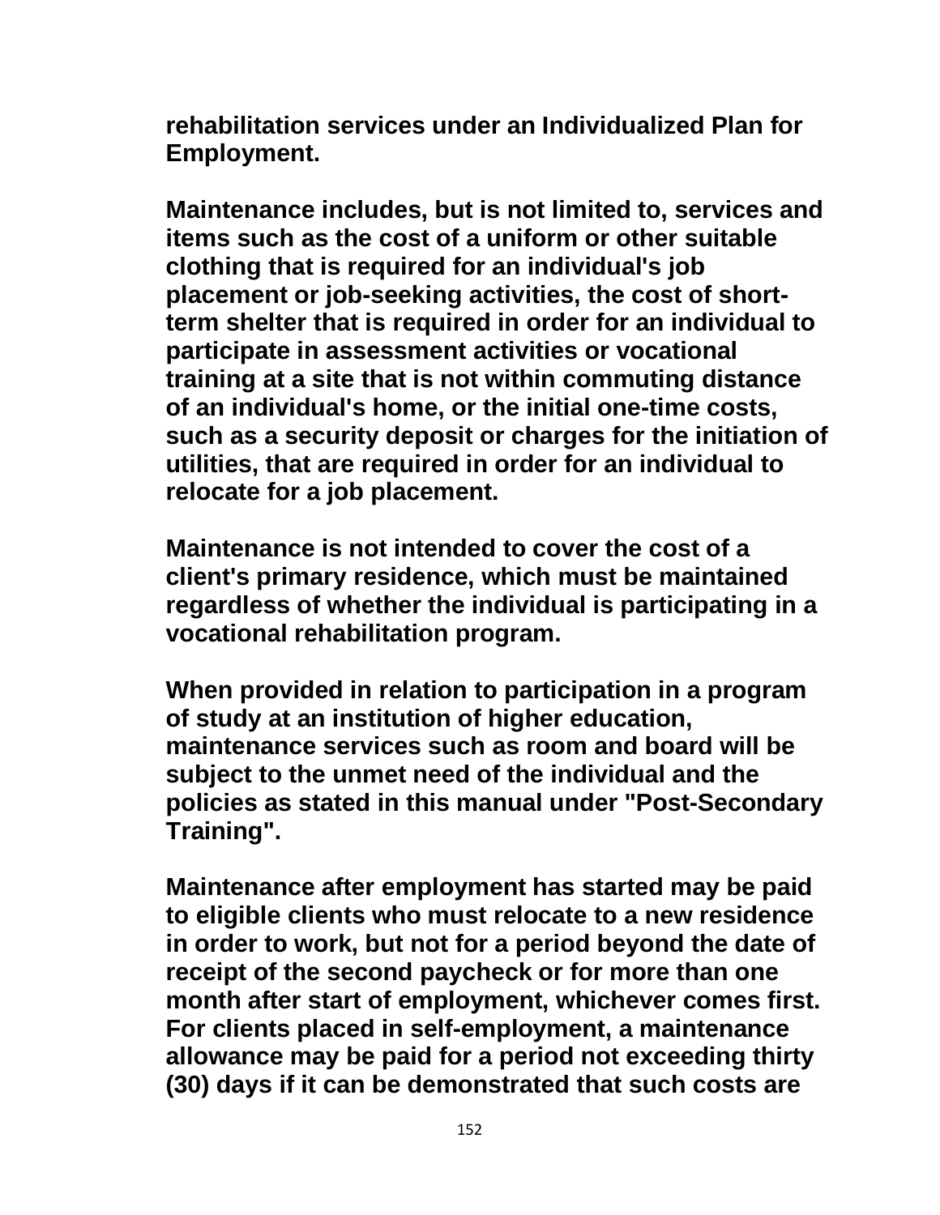**rehabilitation services under an Individualized Plan for Employment.**

**Maintenance includes, but is not limited to, services and items such as the cost of a uniform or other suitable clothing that is required for an individual's job placement or job-seeking activities, the cost of short-term shelter that is required in order for an individual to participate in assessment activities or vocational training at a site that is not within commuting distance of an individual's home, or the initial one-time costs, such as a security deposit or charges for the initiation of utilities, that are required in order for an individual to relocate for a job placement.**

**Maintenance is not intended to cover the cost of a client's primary residence, which must be maintained regardless of whether the individual is participating in a vocational rehabilitation program.**

**When provided in relation to participation in a program of study at an institution of higher education, maintenance services such as room and board will be subject to the unmet need of the individual and the policies as stated in this manual under "Post-Secondary Training".**

**Maintenance after employment has started may be paid to eligible clients who must relocate to a new residence in order to work, but not for a period beyond the date of receipt of the second paycheck or for more than one month after start of employment, whichever comes first. For clients placed in self-employment, a maintenance allowance may be paid for a period not exceeding thirty (30) days if it can be demonstrated that such costs are**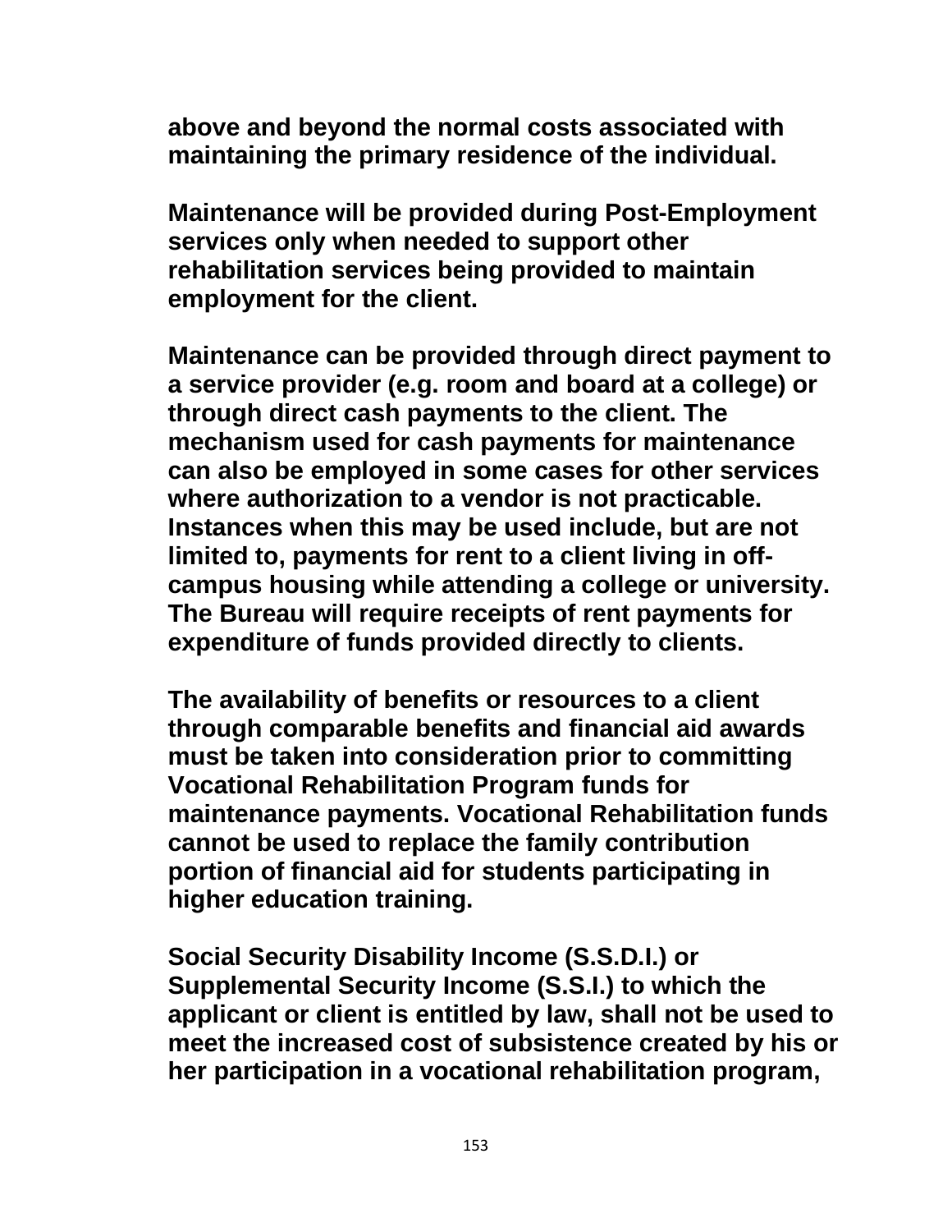**above and beyond the normal costs associated with maintaining the primary residence of the individual.**

**Maintenance will be provided during Post-Employment services only when needed to support other rehabilitation services being provided to maintain employment for the client.**

**Maintenance can be provided through direct payment to a service provider (e.g. room and board at a college) or through direct cash payments to the client. The mechanism used for cash payments for maintenance can also be employed in some cases for other services where authorization to a vendor is not practicable. Instances when this may be used include, but are not limited to, payments for rent to a client living in off-campus housing while attending a college or university. The Bureau will require receipts of rent payments for expenditure of funds provided directly to clients.**

**The availability of benefits or resources to a client through comparable benefits and financial aid awards must be taken into consideration prior to committing Vocational Rehabilitation Program funds for maintenance payments. Vocational Rehabilitation funds cannot be used to replace the family contribution portion of financial aid for students participating in higher education training.**

**Social Security Disability Income (S.S.D.I.) or Supplemental Security Income (S.S.I.) to which the applicant or client is entitled by law, shall not be used to meet the increased cost of subsistence created by his or her participation in a vocational rehabilitation program,**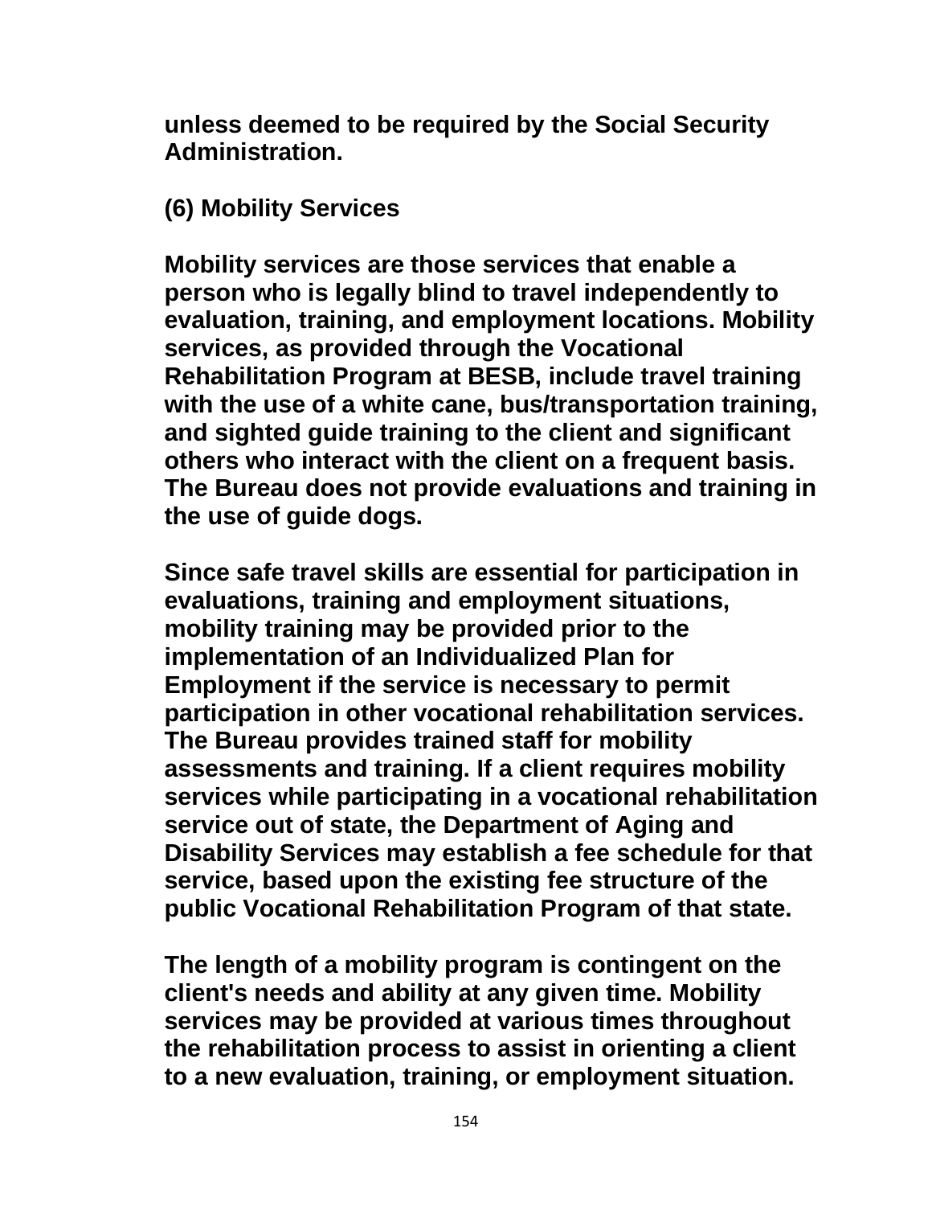unless deemed to be required by the Social Security Administration.

### (6) Mobility Services

Mobility services are those services that enable a person who is legally blind to travel independently to evaluation, training, and employment locations. Mobility services, as provided through the Vocational Rehabilitation Program at BESB, include travel training with the use of a white cane, bus/transportation training, and sighted guide training to the client and significant others who interact with the client on a frequent basis. The Bureau does not provide evaluations and training in the use of guide dogs.

Since safe travel skills are essential for participation in evaluations, training and employment situations, mobility training may be provided prior to the implementation of an Individualized Plan for Employment if the service is necessary to permit participation in other vocational rehabilitation services. The Bureau provides trained staff for mobility assessments and training. If a client requires mobility services while participating in a vocational rehabilitation service out of state, the Department of Aging and Disability Services may establish a fee schedule for that service, based upon the existing fee structure of the public Vocational Rehabilitation Program of that state.

The length of a mobility program is contingent on the client's needs and ability at any given time. Mobility services may be provided at various times throughout the rehabilitation process to assist in orienting a client to a new evaluation, training, or employment situation.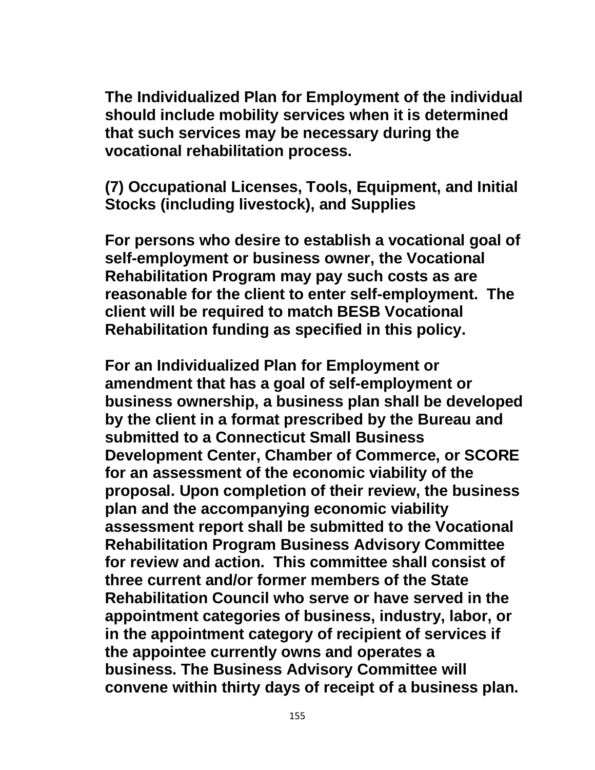The Individualized Plan for Employment of the individual should include mobility services when it is determined that such services may be necessary during the vocational rehabilitation process.

### (7) Occupational Licenses, Tools, Equipment, and Initial Stocks (including livestock), and Supplies

For persons who desire to establish a vocational goal of self-employment or business owner, the Vocational Rehabilitation Program may pay such costs as are reasonable for the client to enter self-employment. The client will be required to match BESB Vocational Rehabilitation funding as specified in this policy.

For an Individualized Plan for Employment or amendment that has a goal of self-employment or business ownership, a business plan shall be developed by the client in a format prescribed by the Bureau and submitted to a Connecticut Small Business Development Center, Chamber of Commerce, or SCORE for an assessment of the economic viability of the proposal. Upon completion of their review, the business plan and the accompanying economic viability assessment report shall be submitted to the Vocational Rehabilitation Program Business Advisory Committee for review and action. This committee shall consist of three current and/or former members of the State Rehabilitation Council who serve or have served in the appointment categories of business, industry, labor, or in the appointment category of recipient of services if the appointee currently owns and operates a business. The Business Advisory Committee will convene within thirty days of receipt of a business plan.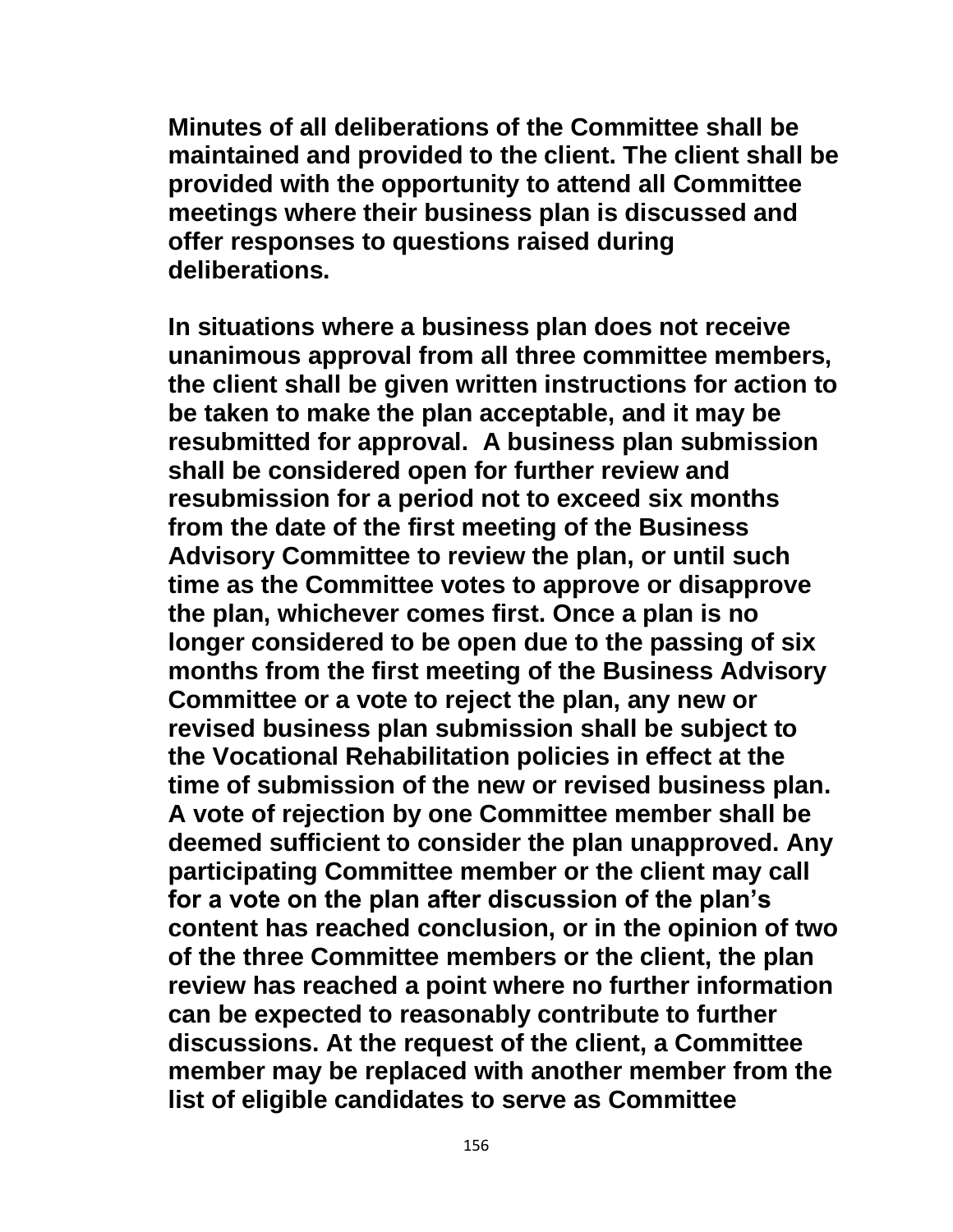**Minutes of all deliberations of the Committee shall be maintained and provided to the client. The client shall be provided with the opportunity to attend all Committee meetings where their business plan is discussed and offer responses to questions raised during deliberations.**

**In situations where a business plan does not receive unanimous approval from all three committee members, the client shall be given written instructions for action to be taken to make the plan acceptable, and it may be resubmitted for approval. A business plan submission shall be considered open for further review and resubmission for a period not to exceed six months from the date of the first meeting of the Business Advisory Committee to review the plan, or until such time as the Committee votes to approve or disapprove the plan, whichever comes first. Once a plan is no longer considered to be open due to the passing of six months from the first meeting of the Business Advisory Committee or a vote to reject the plan, any new or revised business plan submission shall be subject to the Vocational Rehabilitation policies in effect at the time of submission of the new or revised business plan. A vote of rejection by one Committee member shall be deemed sufficient to consider the plan unapproved. Any participating Committee member or the client may call for a vote on the plan after discussion of the plan's content has reached conclusion, or in the opinion of two of the three Committee members or the client, the plan review has reached a point where no further information can be expected to reasonably contribute to further discussions. At the request of the client, a Committee member may be replaced with another member from the list of eligible candidates to serve as Committee**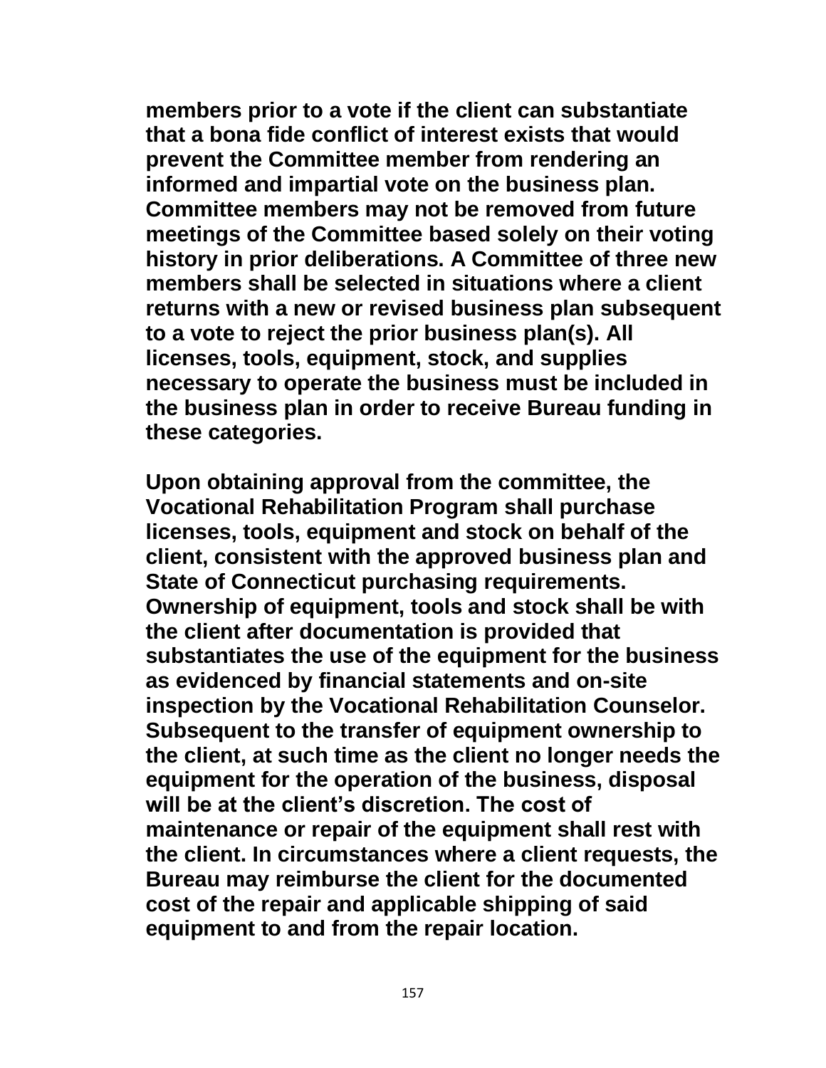**members prior to a vote if the client can substantiate that a bona fide conflict of interest exists that would prevent the Committee member from rendering an informed and impartial vote on the business plan. Committee members may not be removed from future meetings of the Committee based solely on their voting history in prior deliberations. A Committee of three new members shall be selected in situations where a client returns with a new or revised business plan subsequent to a vote to reject the prior business plan(s). All licenses, tools, equipment, stock, and supplies necessary to operate the business must be included in the business plan in order to receive Bureau funding in these categories.**

**Upon obtaining approval from the committee, the Vocational Rehabilitation Program shall purchase licenses, tools, equipment and stock on behalf of the client, consistent with the approved business plan and State of Connecticut purchasing requirements. Ownership of equipment, tools and stock shall be with the client after documentation is provided that substantiates the use of the equipment for the business as evidenced by financial statements and on-site inspection by the Vocational Rehabilitation Counselor. Subsequent to the transfer of equipment ownership to the client, at such time as the client no longer needs the equipment for the operation of the business, disposal will be at the client's discretion. The cost of maintenance or repair of the equipment shall rest with the client. In circumstances where a client requests, the Bureau may reimburse the client for the documented cost of the repair and applicable shipping of said equipment to and from the repair location.**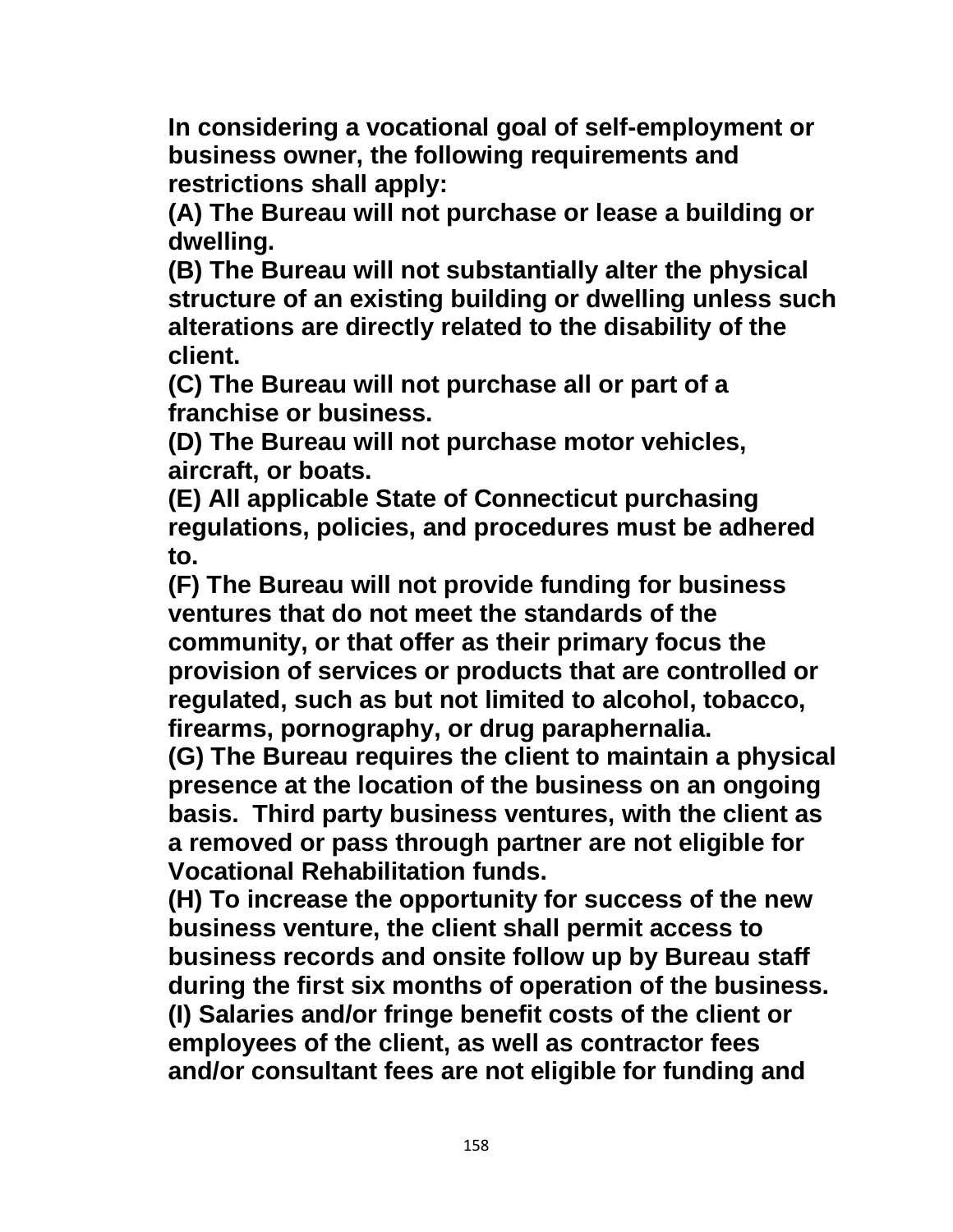**In considering a vocational goal of self-employment or business owner, the following requirements and restrictions shall apply:**

**(A) The Bureau will not purchase or lease a building or dwelling.**

**(B) The Bureau will not substantially alter the physical structure of an existing building or dwelling unless such alterations are directly related to the disability of the client.**

**(C) The Bureau will not purchase all or part of a franchise or business.**

**(D) The Bureau will not purchase motor vehicles, aircraft, or boats.**

**(E) All applicable State of Connecticut purchasing regulations, policies, and procedures must be adhered to.**

**(F) The Bureau will not provide funding for business ventures that do not meet the standards of the community, or that offer as their primary focus the provision of services or products that are controlled or regulated, such as but not limited to alcohol, tobacco, firearms, pornography, or drug paraphernalia.**

**(G) The Bureau requires the client to maintain a physical presence at the location of the business on an ongoing basis. Third party business ventures, with the client as a removed or pass through partner are not eligible for Vocational Rehabilitation funds.**

**(H) To increase the opportunity for success of the new business venture, the client shall permit access to business records and onsite follow up by Bureau staff during the first six months of operation of the business.**

**(I) Salaries and/or fringe benefit costs of the client or employees of the client, as well as contractor fees and/or consultant fees are not eligible for funding and**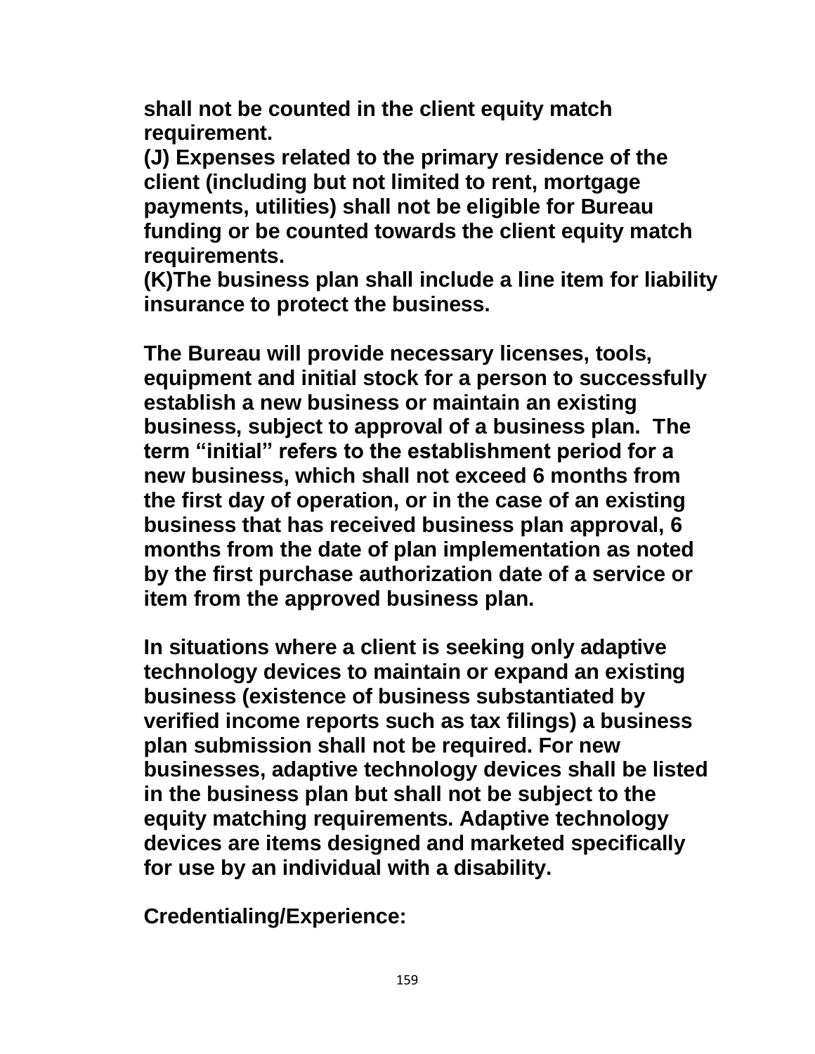**shall not be counted in the client equity match requirement.**

**(J) Expenses related to the primary residence of the client (including but not limited to rent, mortgage payments, utilities) shall not be eligible for Bureau funding or be counted towards the client equity match requirements.**

**(K)The business plan shall include a line item for liability insurance to protect the business.**

**The Bureau will provide necessary licenses, tools, equipment and initial stock for a person to successfully establish a new business or maintain an existing business, subject to approval of a business plan. The term "initial" refers to the establishment period for a new business, which shall not exceed 6 months from the first day of operation, or in the case of an existing business that has received business plan approval, 6 months from the date of plan implementation as noted by the first purchase authorization date of a service or item from the approved business plan.**

**In situations where a client is seeking only adaptive technology devices to maintain or expand an existing business (existence of business substantiated by verified income reports such as tax filings) a business plan submission shall not be required. For new businesses, adaptive technology devices shall be listed in the business plan but shall not be subject to the equity matching requirements. Adaptive technology devices are items designed and marketed specifically for use by an individual with a disability.**

**Credentialing/Experience:**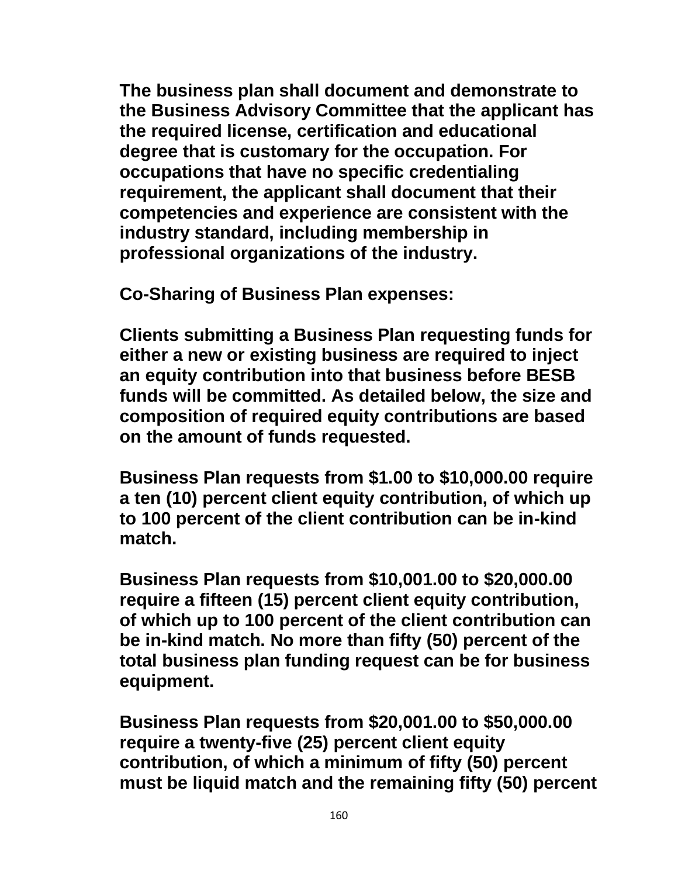**The business plan shall document and demonstrate to the Business Advisory Committee that the applicant has the required license, certification and educational degree that is customary for the occupation. For occupations that have no specific credentialing requirement, the applicant shall document that their competencies and experience are consistent with the industry standard, including membership in professional organizations of the industry.**

**Co-Sharing of Business Plan expenses:**

**Clients submitting a Business Plan requesting funds for either a new or existing business are required to inject an equity contribution into that business before BESB funds will be committed. As detailed below, the size and composition of required equity contributions are based on the amount of funds requested.**

**Business Plan requests from $1.00 to $10,000.00 require a ten (10) percent client equity contribution, of which up to 100 percent of the client contribution can be in-kind match.**

**Business Plan requests from $10,001.00 to $20,000.00 require a fifteen (15) percent client equity contribution, of which up to 100 percent of the client contribution can be in-kind match. No more than fifty (50) percent of the total business plan funding request can be for business equipment.**

**Business Plan requests from $20,001.00 to $50,000.00 require a twenty-five (25) percent client equity contribution, of which a minimum of fifty (50) percent must be liquid match and the remaining fifty (50) percent**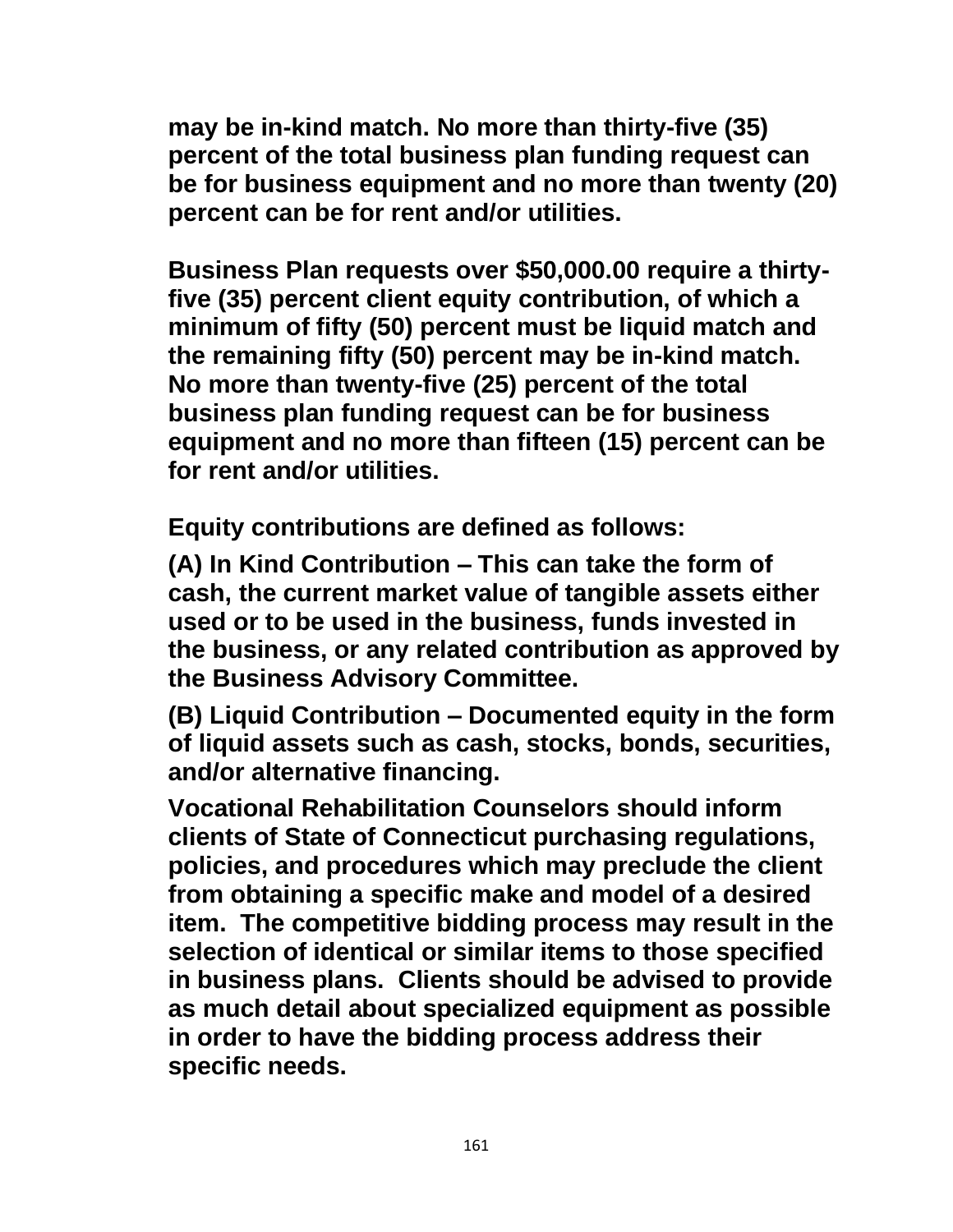**may be in-kind match. No more than thirty-five (35) percent of the total business plan funding request can be for business equipment and no more than twenty (20) percent can be for rent and/or utilities.**

**Business Plan requests over $50,000.00 require a thirty-five (35) percent client equity contribution, of which a minimum of fifty (50) percent must be liquid match and the remaining fifty (50) percent may be in-kind match. No more than twenty-five (25) percent of the total business plan funding request can be for business equipment and no more than fifteen (15) percent can be for rent and/or utilities.**

**Equity contributions are defined as follows:**

**(A) In Kind Contribution – This can take the form of cash, the current market value of tangible assets either used or to be used in the business, funds invested in the business, or any related contribution as approved by the Business Advisory Committee.**

**(B) Liquid Contribution – Documented equity in the form of liquid assets such as cash, stocks, bonds, securities, and/or alternative financing.**

**Vocational Rehabilitation Counselors should inform clients of State of Connecticut purchasing regulations, policies, and procedures which may preclude the client from obtaining a specific make and model of a desired item. The competitive bidding process may result in the selection of identical or similar items to those specified in business plans. Clients should be advised to provide as much detail about specialized equipment as possible in order to have the bidding process address their specific needs.**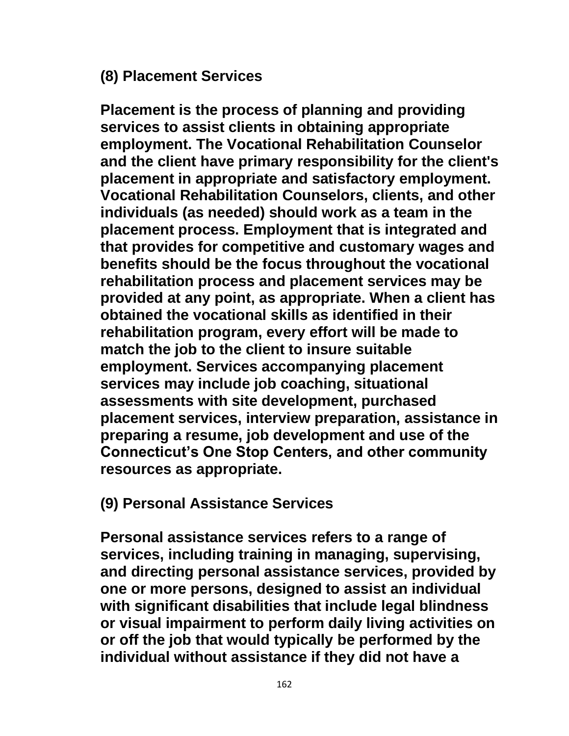## (8) Placement Services

**Placement is the process of planning and providing services to assist clients in obtaining appropriate employment. The Vocational Rehabilitation Counselor and the client have primary responsibility for the client's placement in appropriate and satisfactory employment. Vocational Rehabilitation Counselors, clients, and other individuals (as needed) should work as a team in the placement process. Employment that is integrated and that provides for competitive and customary wages and benefits should be the focus throughout the vocational rehabilitation process and placement services may be provided at any point, as appropriate. When a client has obtained the vocational skills as identified in their rehabilitation program, every effort will be made to match the job to the client to insure suitable employment. Services accompanying placement services may include job coaching, situational assessments with site development, purchased placement services, interview preparation, assistance in preparing a resume, job development and use of the Connecticut's One Stop Centers, and other community resources as appropriate.**

## (9) Personal Assistance Services

**Personal assistance services refers to a range of services, including training in managing, supervising, and directing personal assistance services, provided by one or more persons, designed to assist an individual with significant disabilities that include legal blindness or visual impairment to perform daily living activities on or off the job that would typically be performed by the individual without assistance if they did not have a**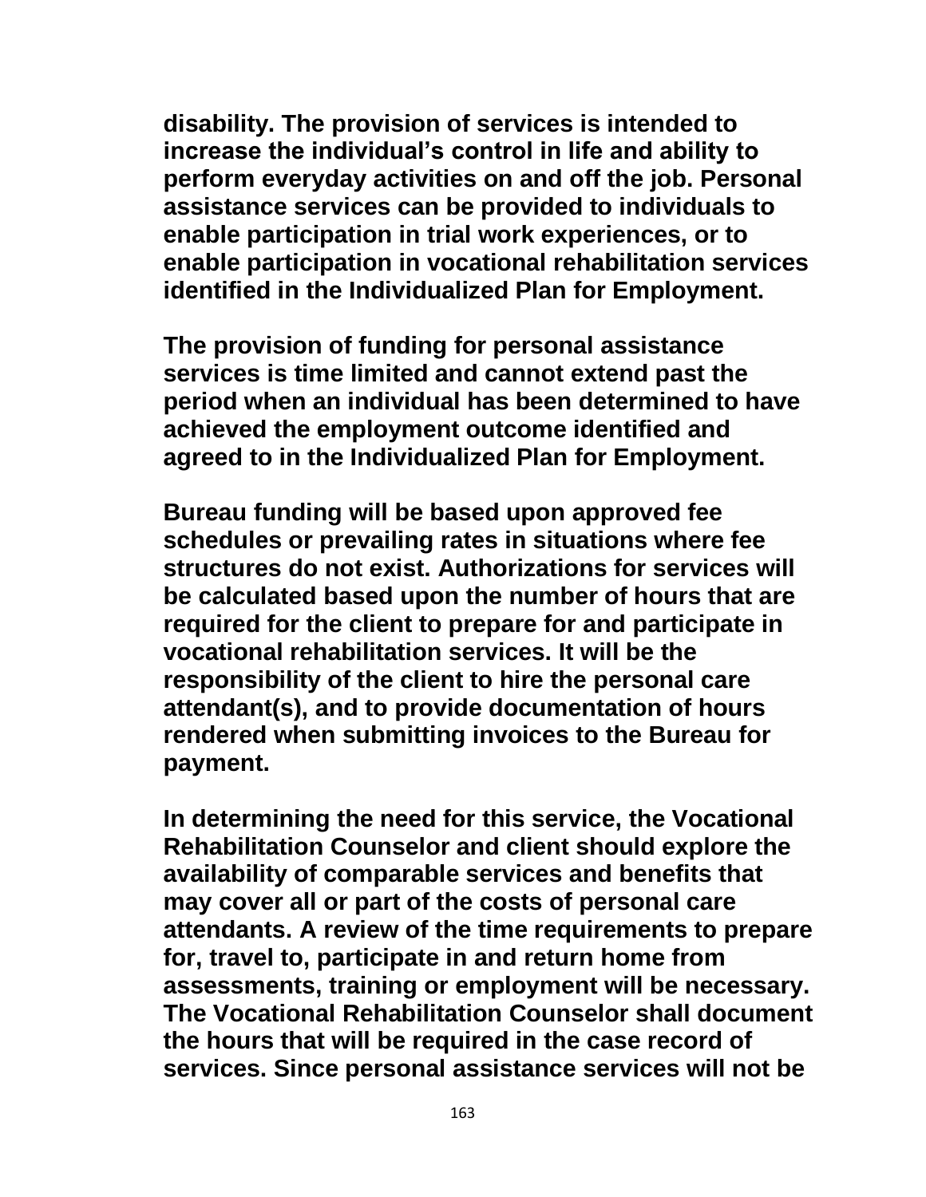disability. The provision of services is intended to increase the individual’s control in life and ability to perform everyday activities on and off the job. Personal assistance services can be provided to individuals to enable participation in trial work experiences, or to enable participation in vocational rehabilitation services identified in the Individualized Plan for Employment.

The provision of funding for personal assistance services is time limited and cannot extend past the period when an individual has been determined to have achieved the employment outcome identified and agreed to in the Individualized Plan for Employment.

Bureau funding will be based upon approved fee schedules or prevailing rates in situations where fee structures do not exist. Authorizations for services will be calculated based upon the number of hours that are required for the client to prepare for and participate in vocational rehabilitation services. It will be the responsibility of the client to hire the personal care attendant(s), and to provide documentation of hours rendered when submitting invoices to the Bureau for payment.

In determining the need for this service, the Vocational Rehabilitation Counselor and client should explore the availability of comparable services and benefits that may cover all or part of the costs of personal care attendants. A review of the time requirements to prepare for, travel to, participate in and return home from assessments, training or employment will be necessary. The Vocational Rehabilitation Counselor shall document the hours that will be required in the case record of services. Since personal assistance services will not be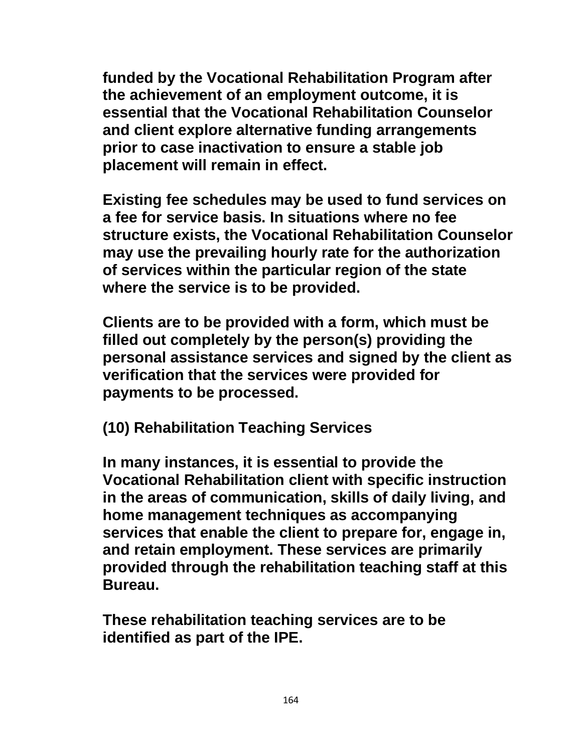**funded by the Vocational Rehabilitation Program after the achievement of an employment outcome, it is essential that the Vocational Rehabilitation Counselor and client explore alternative funding arrangements prior to case inactivation to ensure a stable job placement will remain in effect.**

**Existing fee schedules may be used to fund services on a fee for service basis. In situations where no fee structure exists, the Vocational Rehabilitation Counselor may use the prevailing hourly rate for the authorization of services within the particular region of the state where the service is to be provided.**

**Clients are to be provided with a form, which must be filled out completely by the person(s) providing the personal assistance services and signed by the client as verification that the services were provided for payments to be processed.**

**(10) Rehabilitation Teaching Services**

**In many instances, it is essential to provide the Vocational Rehabilitation client with specific instruction in the areas of communication, skills of daily living, and home management techniques as accompanying services that enable the client to prepare for, engage in, and retain employment. These services are primarily provided through the rehabilitation teaching staff at this Bureau.**

**These rehabilitation teaching services are to be identified as part of the IPE.**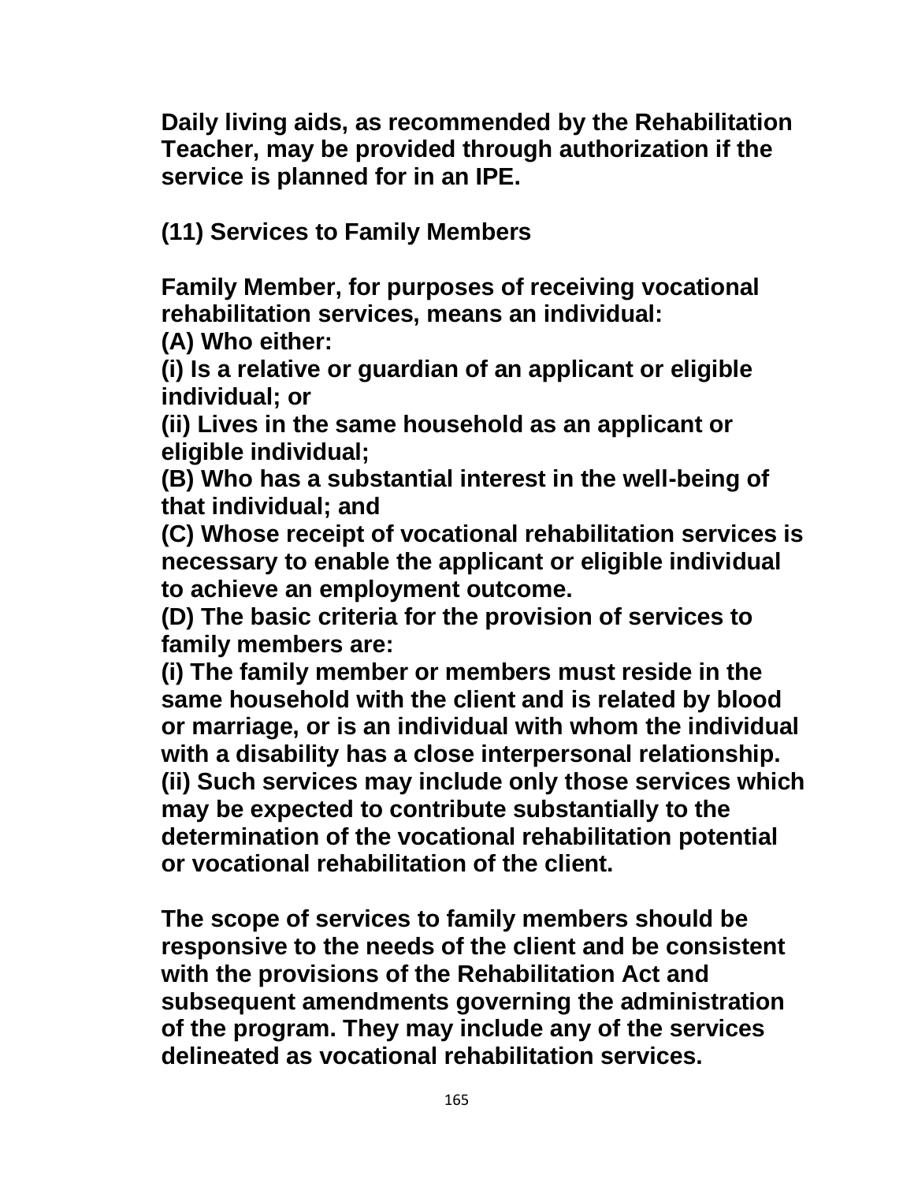**Daily living aids, as recommended by the Rehabilitation Teacher, may be provided through authorization if the service is planned for in an IPE.**

**(11) Services to Family Members**

**Family Member, for purposes of receiving vocational rehabilitation services, means an individual:**
**(A) Who either:**
**(i) Is a relative or guardian of an applicant or eligible individual; or**
**(ii) Lives in the same household as an applicant or eligible individual;**
**(B) Who has a substantial interest in the well-being of that individual; and**
**(C) Whose receipt of vocational rehabilitation services is necessary to enable the applicant or eligible individual to achieve an employment outcome.**
**(D) The basic criteria for the provision of services to family members are:**
**(i) The family member or members must reside in the same household with the client and is related by blood or marriage, or is an individual with whom the individual with a disability has a close interpersonal relationship.**
**(ii) Such services may include only those services which may be expected to contribute substantially to the determination of the vocational rehabilitation potential or vocational rehabilitation of the client.**

**The scope of services to family members should be responsive to the needs of the client and be consistent with the provisions of the Rehabilitation Act and subsequent amendments governing the administration of the program. They may include any of the services delineated as vocational rehabilitation services.**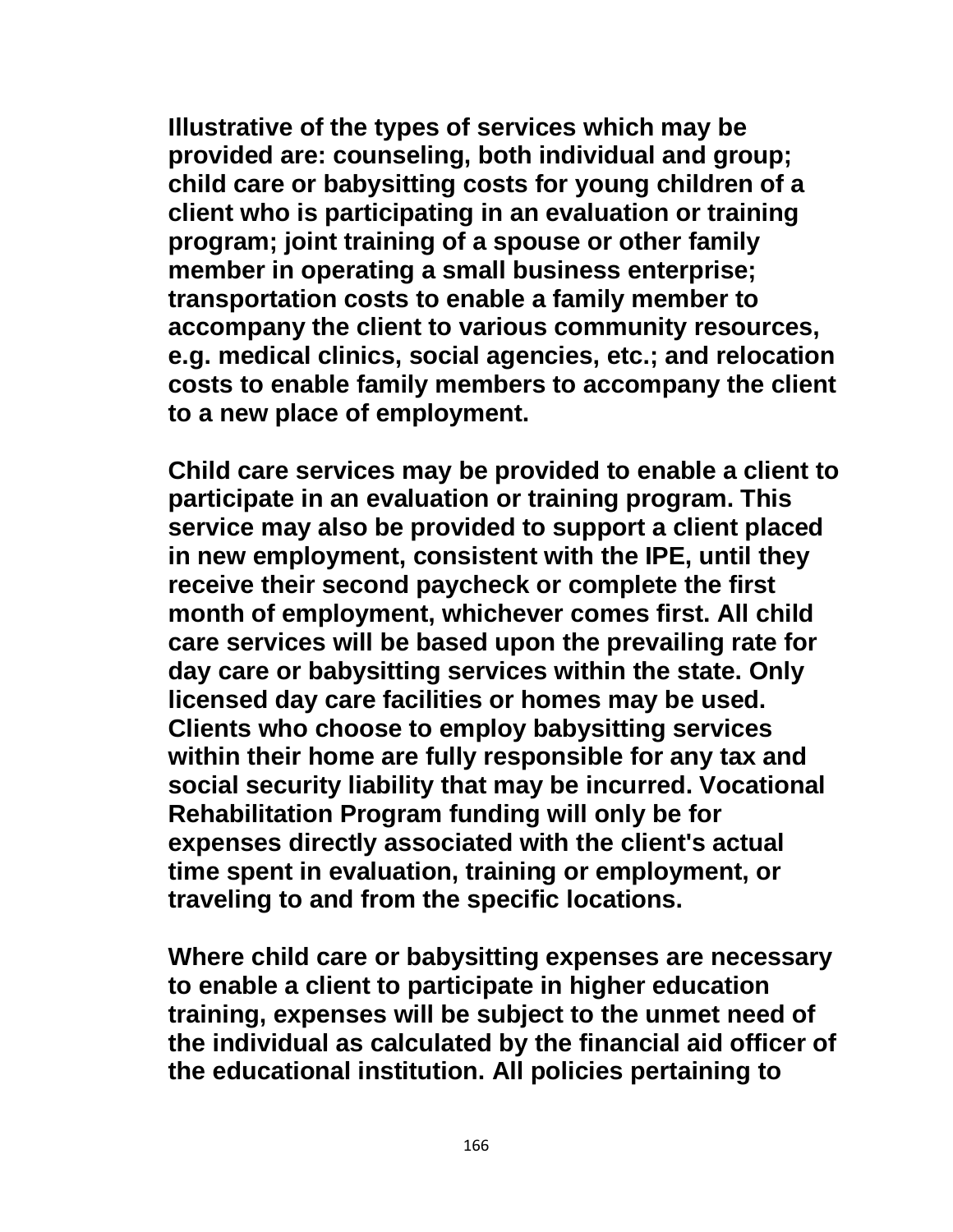**Illustrative of the types of services which may be provided are: counseling, both individual and group; child care or babysitting costs for young children of a client who is participating in an evaluation or training program; joint training of a spouse or other family member in operating a small business enterprise; transportation costs to enable a family member to accompany the client to various community resources, e.g. medical clinics, social agencies, etc.; and relocation costs to enable family members to accompany the client to a new place of employment.**

**Child care services may be provided to enable a client to participate in an evaluation or training program. This service may also be provided to support a client placed in new employment, consistent with the IPE, until they receive their second paycheck or complete the first month of employment, whichever comes first. All child care services will be based upon the prevailing rate for day care or babysitting services within the state. Only licensed day care facilities or homes may be used. Clients who choose to employ babysitting services within their home are fully responsible for any tax and social security liability that may be incurred. Vocational Rehabilitation Program funding will only be for expenses directly associated with the client's actual time spent in evaluation, training or employment, or traveling to and from the specific locations.**

**Where child care or babysitting expenses are necessary to enable a client to participate in higher education training, expenses will be subject to the unmet need of the individual as calculated by the financial aid officer of the educational institution. All policies pertaining to**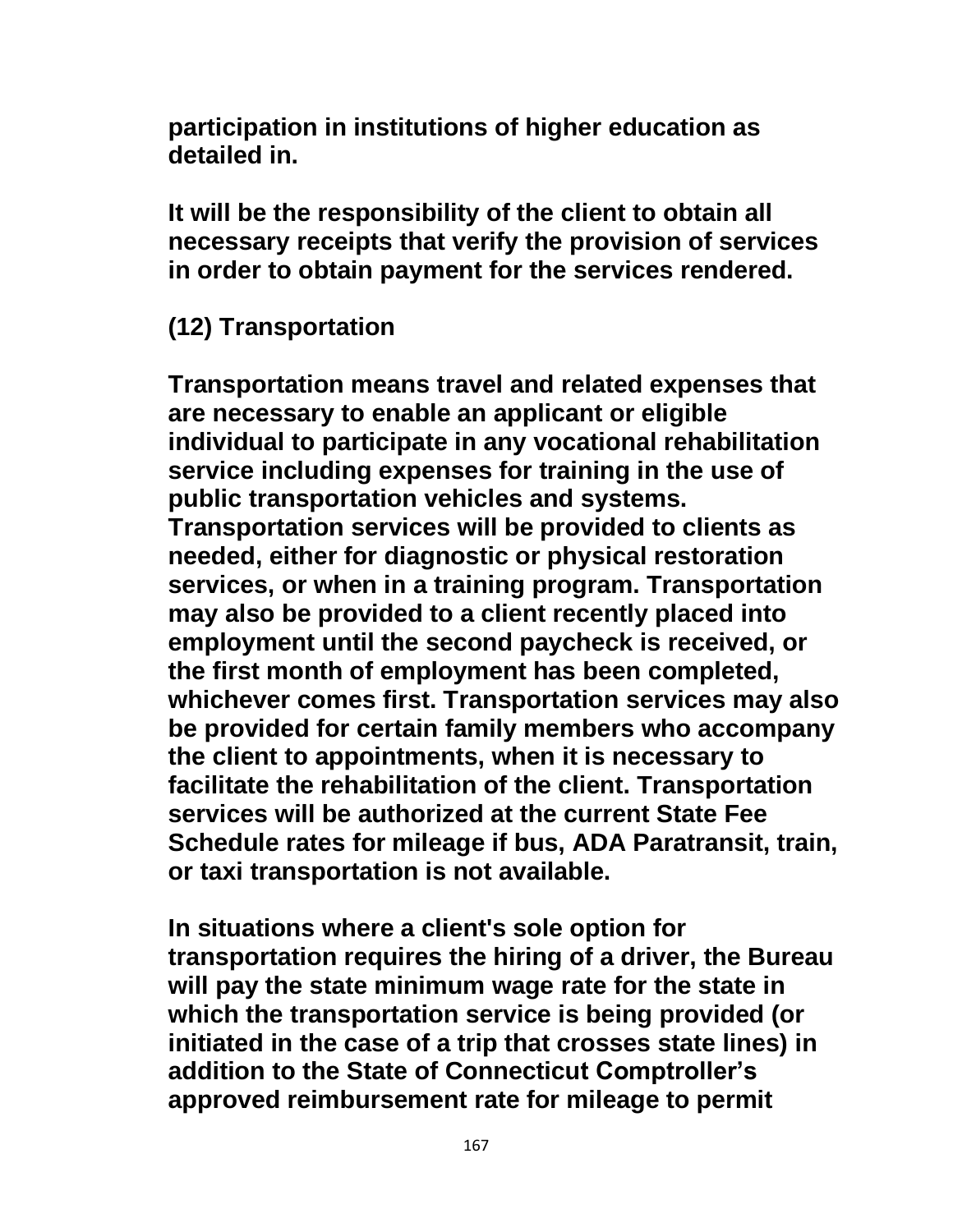participation in institutions of higher education as detailed in.

It will be the responsibility of the client to obtain all necessary receipts that verify the provision of services in order to obtain payment for the services rendered.

**(12) Transportation**

Transportation means travel and related expenses that are necessary to enable an applicant or eligible individual to participate in any vocational rehabilitation service including expenses for training in the use of public transportation vehicles and systems. Transportation services will be provided to clients as needed, either for diagnostic or physical restoration services, or when in a training program. Transportation may also be provided to a client recently placed into employment until the second paycheck is received, or the first month of employment has been completed, whichever comes first. Transportation services may also be provided for certain family members who accompany the client to appointments, when it is necessary to facilitate the rehabilitation of the client. Transportation services will be authorized at the current State Fee Schedule rates for mileage if bus, ADA Paratransit, train, or taxi transportation is not available.

In situations where a client's sole option for transportation requires the hiring of a driver, the Bureau will pay the state minimum wage rate for the state in which the transportation service is being provided (or initiated in the case of a trip that crosses state lines) in addition to the State of Connecticut Comptroller's approved reimbursement rate for mileage to permit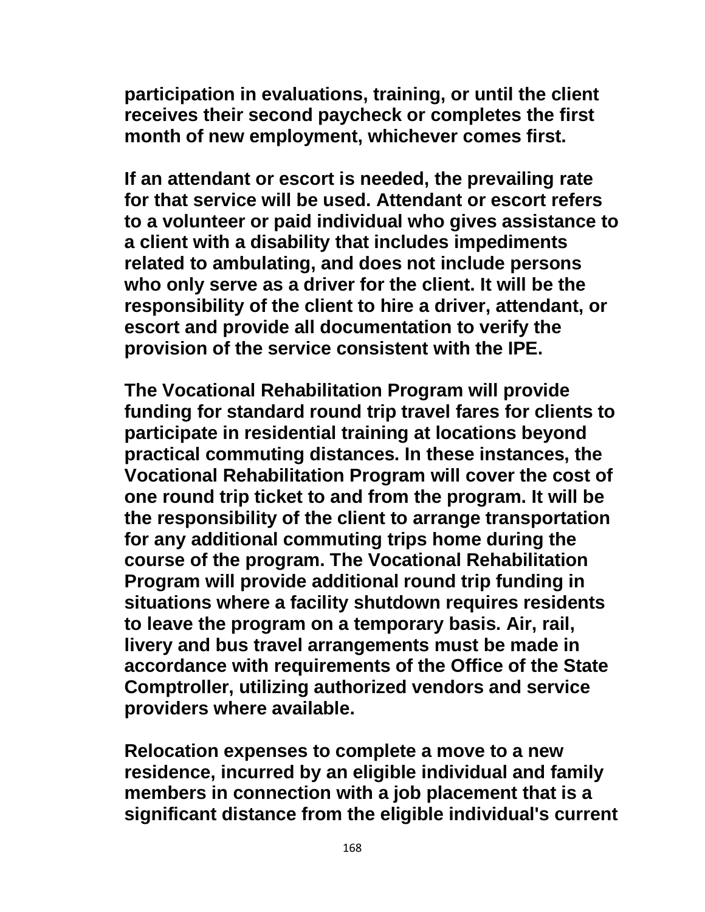**participation in evaluations, training, or until the client receives their second paycheck or completes the first month of new employment, whichever comes first.**

**If an attendant or escort is needed, the prevailing rate for that service will be used. Attendant or escort refers to a volunteer or paid individual who gives assistance to a client with a disability that includes impediments related to ambulating, and does not include persons who only serve as a driver for the client. It will be the responsibility of the client to hire a driver, attendant, or escort and provide all documentation to verify the provision of the service consistent with the IPE.**

**The Vocational Rehabilitation Program will provide funding for standard round trip travel fares for clients to participate in residential training at locations beyond practical commuting distances. In these instances, the Vocational Rehabilitation Program will cover the cost of one round trip ticket to and from the program. It will be the responsibility of the client to arrange transportation for any additional commuting trips home during the course of the program. The Vocational Rehabilitation Program will provide additional round trip funding in situations where a facility shutdown requires residents to leave the program on a temporary basis. Air, rail, livery and bus travel arrangements must be made in accordance with requirements of the Office of the State Comptroller, utilizing authorized vendors and service providers where available.**

**Relocation expenses to complete a move to a new residence, incurred by an eligible individual and family members in connection with a job placement that is a significant distance from the eligible individual's current**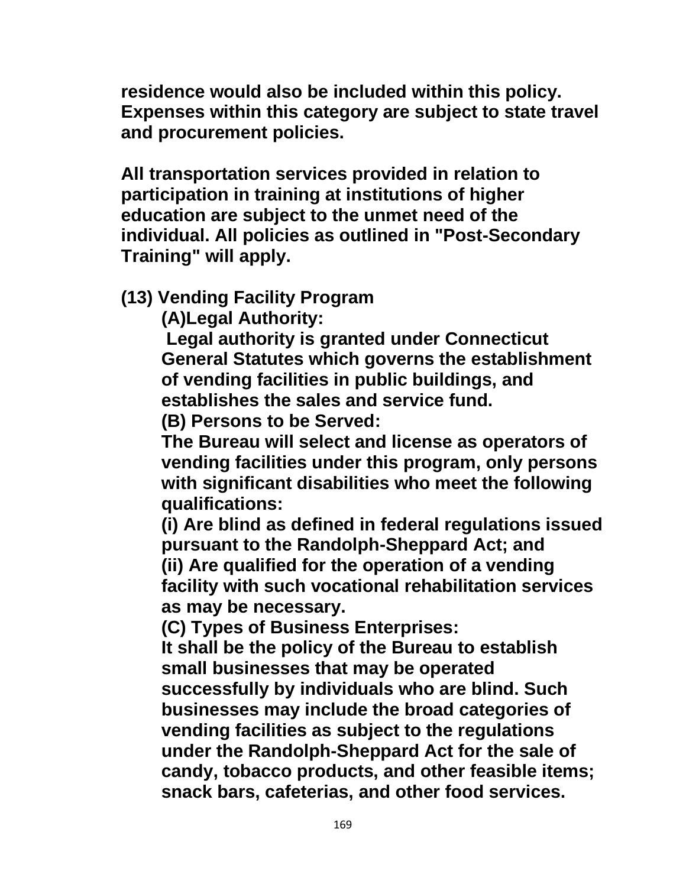**residence would also be included within this policy. Expenses within this category are subject to state travel and procurement policies.**

**All transportation services provided in relation to participation in training at institutions of higher education are subject to the unmet need of the individual. All policies as outlined in "Post-Secondary Training" will apply.**

**(13) Vending Facility Program**

**(A)Legal Authority:**

**Legal authority is granted under Connecticut General Statutes which governs the establishment of vending facilities in public buildings, and establishes the sales and service fund.**

**(B) Persons to be Served:**

**The Bureau will select and license as operators of vending facilities under this program, only persons with significant disabilities who meet the following qualifications:**

**(i) Are blind as defined in federal regulations issued pursuant to the Randolph-Sheppard Act; and**

**(ii) Are qualified for the operation of a vending facility with such vocational rehabilitation services as may be necessary.**

**(C) Types of Business Enterprises:**

**It shall be the policy of the Bureau to establish small businesses that may be operated successfully by individuals who are blind. Such businesses may include the broad categories of vending facilities as subject to the regulations under the Randolph-Sheppard Act for the sale of candy, tobacco products, and other feasible items; snack bars, cafeterias, and other food services.**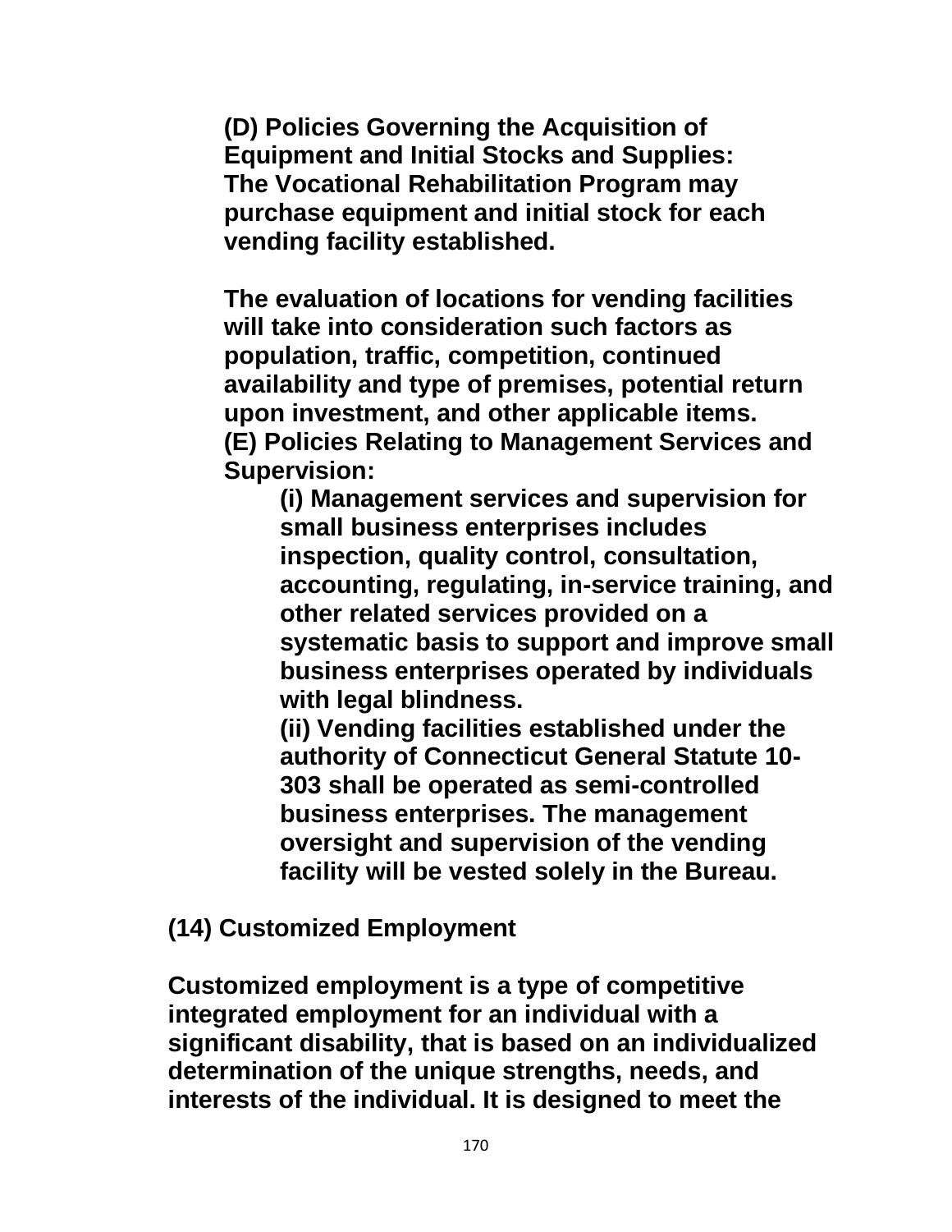**(D) Policies Governing the Acquisition of Equipment and Initial Stocks and Supplies: The Vocational Rehabilitation Program may purchase equipment and initial stock for each vending facility established.**

**The evaluation of locations for vending facilities will take into consideration such factors as population, traffic, competition, continued availability and type of premises, potential return upon investment, and other applicable items.**

**(E) Policies Relating to Management Services and Supervision:**

**(i) Management services and supervision for small business enterprises includes inspection, quality control, consultation, accounting, regulating, in-service training, and other related services provided on a systematic basis to support and improve small business enterprises operated by individuals with legal blindness.**

**(ii) Vending facilities established under the authority of Connecticut General Statute 10-303 shall be operated as semi-controlled business enterprises. The management oversight and supervision of the vending facility will be vested solely in the Bureau.**

**(14) Customized Employment**

**Customized employment is a type of competitive integrated employment for an individual with a significant disability, that is based on an individualized determination of the unique strengths, needs, and interests of the individual. It is designed to meet the**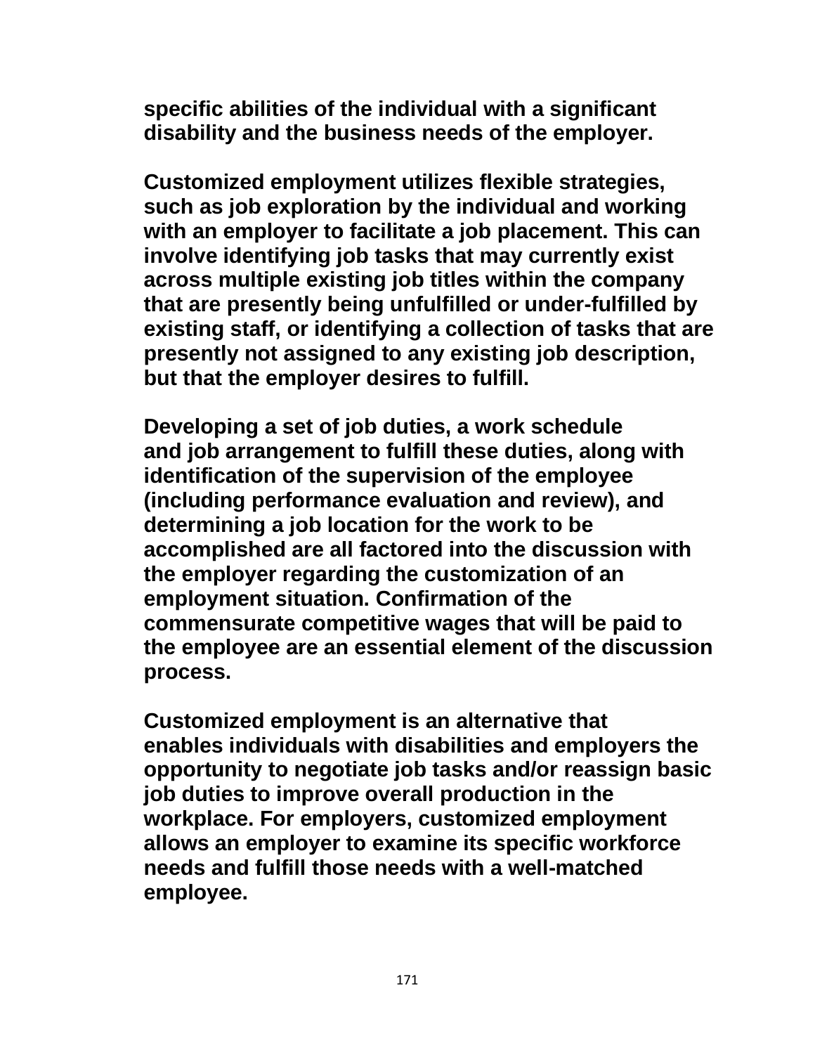**specific abilities of the individual with a significant disability and the business needs of the employer.**

**Customized employment utilizes flexible strategies, such as job exploration by the individual and working with an employer to facilitate a job placement. This can involve identifying job tasks that may currently exist across multiple existing job titles within the company that are presently being unfulfilled or under-fulfilled by existing staff, or identifying a collection of tasks that are presently not assigned to any existing job description, but that the employer desires to fulfill.**

**Developing a set of job duties, a work schedule and job arrangement to fulfill these duties, along with identification of the supervision of the employee (including performance evaluation and review), and determining a job location for the work to be accomplished are all factored into the discussion with the employer regarding the customization of an employment situation. Confirmation of the commensurate competitive wages that will be paid to the employee are an essential element of the discussion process.**

**Customized employment is an alternative that enables individuals with disabilities and employers the opportunity to negotiate job tasks and/or reassign basic job duties to improve overall production in the workplace. For employers, customized employment allows an employer to examine its specific workforce needs and fulfill those needs with a well-matched employee.**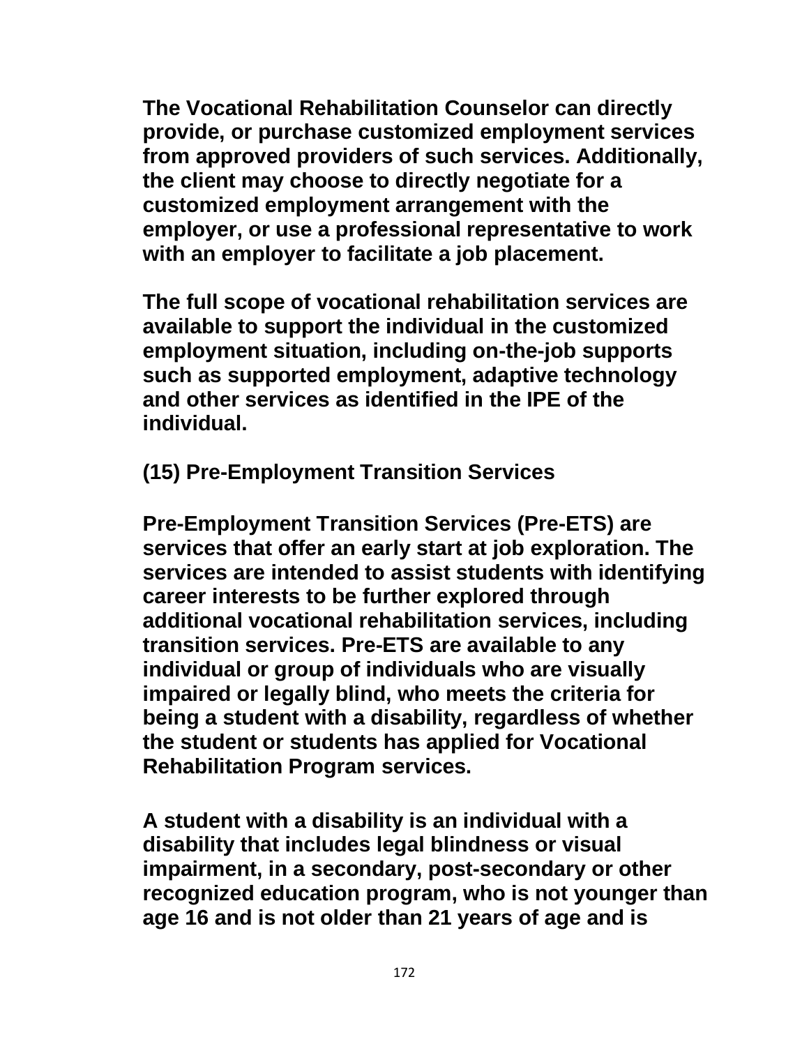The Vocational Rehabilitation Counselor can directly provide, or purchase customized employment services from approved providers of such services. Additionally, the client may choose to directly negotiate for a customized employment arrangement with the employer, or use a professional representative to work with an employer to facilitate a job placement.

The full scope of vocational rehabilitation services are available to support the individual in the customized employment situation, including on-the-job supports such as supported employment, adaptive technology and other services as identified in the IPE of the individual.

### (15) Pre-Employment Transition Services

Pre-Employment Transition Services (Pre-ETS) are services that offer an early start at job exploration. The services are intended to assist students with identifying career interests to be further explored through additional vocational rehabilitation services, including transition services. Pre-ETS are available to any individual or group of individuals who are visually impaired or legally blind, who meets the criteria for being a student with a disability, regardless of whether the student or students has applied for Vocational Rehabilitation Program services.

A student with a disability is an individual with a disability that includes legal blindness or visual impairment, in a secondary, post-secondary or other recognized education program, who is not younger than age 16 and is not older than 21 years of age and is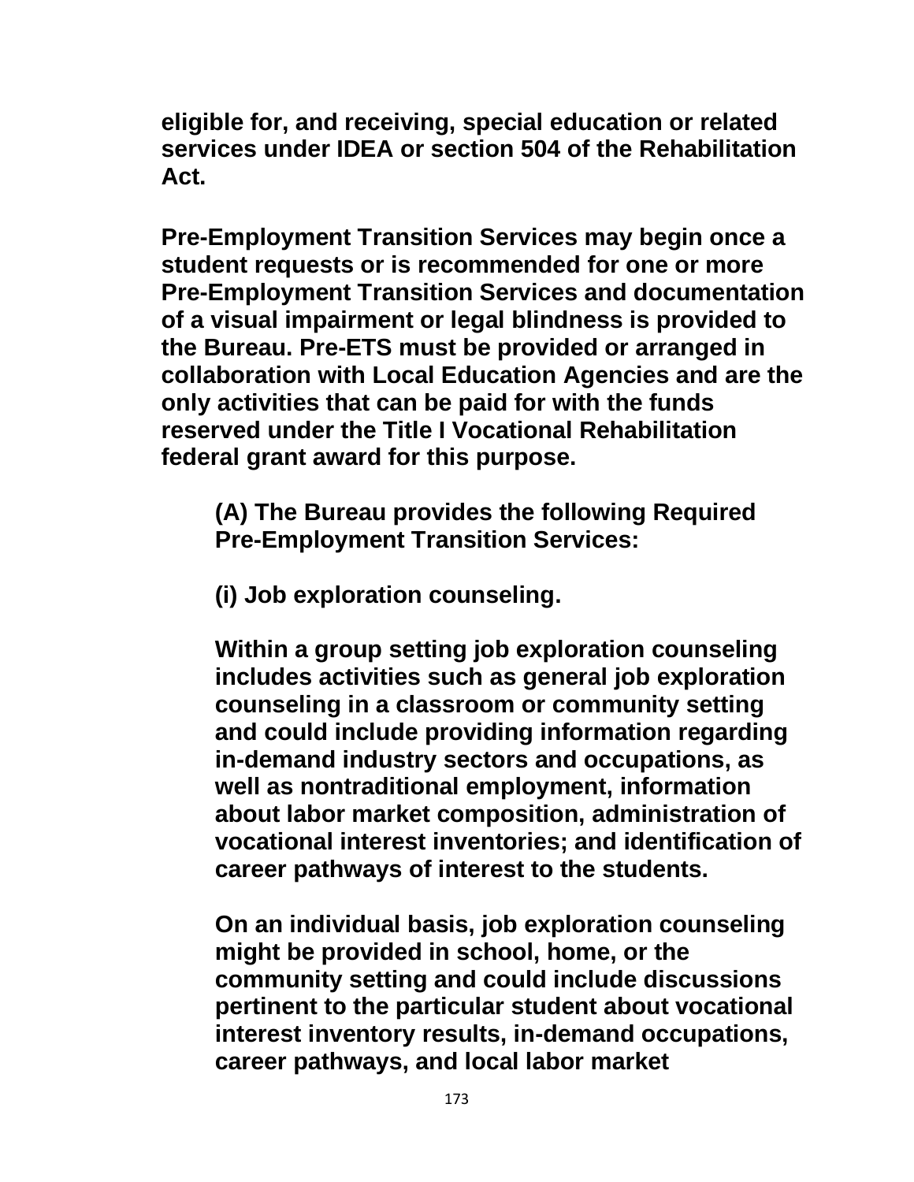**eligible for, and receiving, special education or related services under IDEA or section 504 of the Rehabilitation Act.**

**Pre-Employment Transition Services may begin once a student requests or is recommended for one or more Pre-Employment Transition Services and documentation of a visual impairment or legal blindness is provided to the Bureau. Pre-ETS must be provided or arranged in collaboration with Local Education Agencies and are the only activities that can be paid for with the funds reserved under the Title I Vocational Rehabilitation federal grant award for this purpose.**

> **(A) The Bureau provides the following Required Pre-Employment Transition Services:**
>
> **(i) Job exploration counseling.**
>
> **Within a group setting job exploration counseling includes activities such as general job exploration counseling in a classroom or community setting and could include providing information regarding in-demand industry sectors and occupations, as well as nontraditional employment, information about labor market composition, administration of vocational interest inventories; and identification of career pathways of interest to the students.**
>
> **On an individual basis, job exploration counseling might be provided in school, home, or the community setting and could include discussions pertinent to the particular student about vocational interest inventory results, in-demand occupations, career pathways, and local labor market**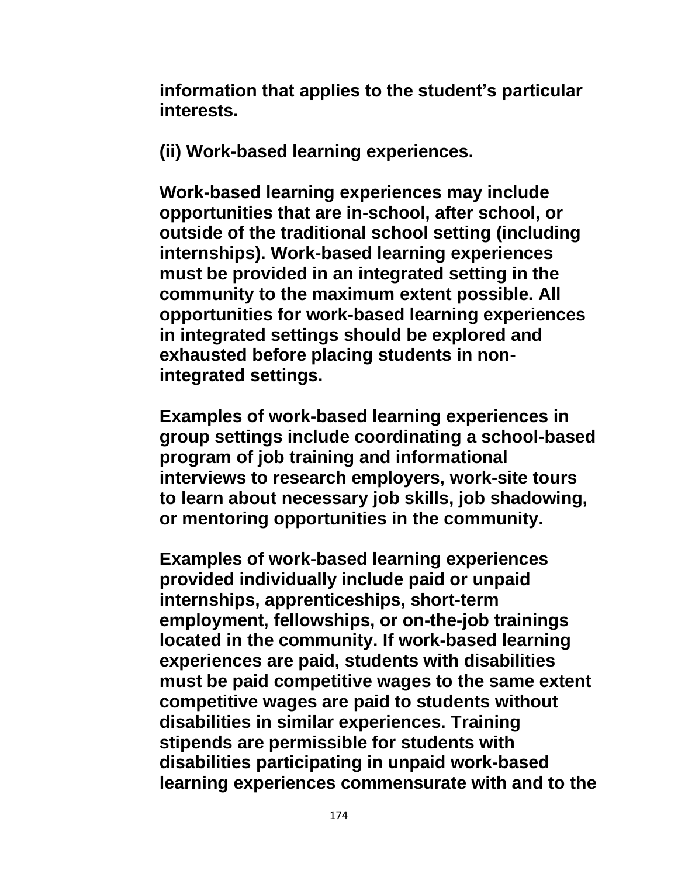**information that applies to the student's particular interests.**

**(ii) Work-based learning experiences.**

**Work-based learning experiences may include opportunities that are in-school, after school, or outside of the traditional school setting (including internships). Work-based learning experiences must be provided in an integrated setting in the community to the maximum extent possible. All opportunities for work-based learning experiences in integrated settings should be explored and exhausted before placing students in non-integrated settings.**

**Examples of work-based learning experiences in group settings include coordinating a school-based program of job training and informational interviews to research employers, work-site tours to learn about necessary job skills, job shadowing, or mentoring opportunities in the community.**

**Examples of work-based learning experiences provided individually include paid or unpaid internships, apprenticeships, short-term employment, fellowships, or on-the-job trainings located in the community. If work-based learning experiences are paid, students with disabilities must be paid competitive wages to the same extent competitive wages are paid to students without disabilities in similar experiences. Training stipends are permissible for students with disabilities participating in unpaid work-based learning experiences commensurate with and to the**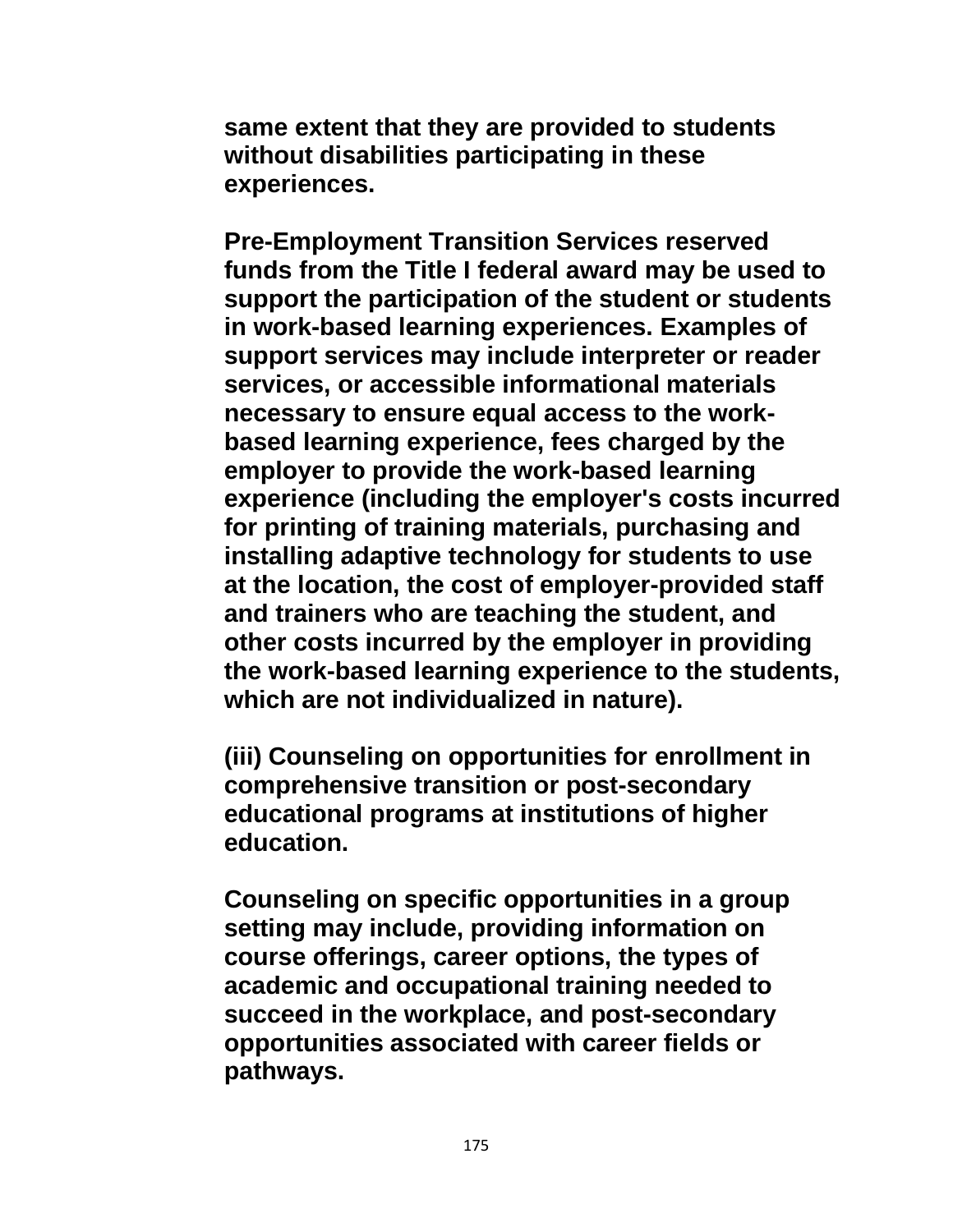**same extent that they are provided to students without disabilities participating in these experiences.**

**Pre-Employment Transition Services reserved funds from the Title I federal award may be used to support the participation of the student or students in work-based learning experiences. Examples of support services may include interpreter or reader services, or accessible informational materials necessary to ensure equal access to the work-based learning experience, fees charged by the employer to provide the work-based learning experience (including the employer's costs incurred for printing of training materials, purchasing and installing adaptive technology for students to use at the location, the cost of employer-provided staff and trainers who are teaching the student, and other costs incurred by the employer in providing the work-based learning experience to the students, which are not individualized in nature).**

**(iii) Counseling on opportunities for enrollment in comprehensive transition or post-secondary educational programs at institutions of higher education.**

**Counseling on specific opportunities in a group setting may include, providing information on course offerings, career options, the types of academic and occupational training needed to succeed in the workplace, and post-secondary opportunities associated with career fields or pathways.**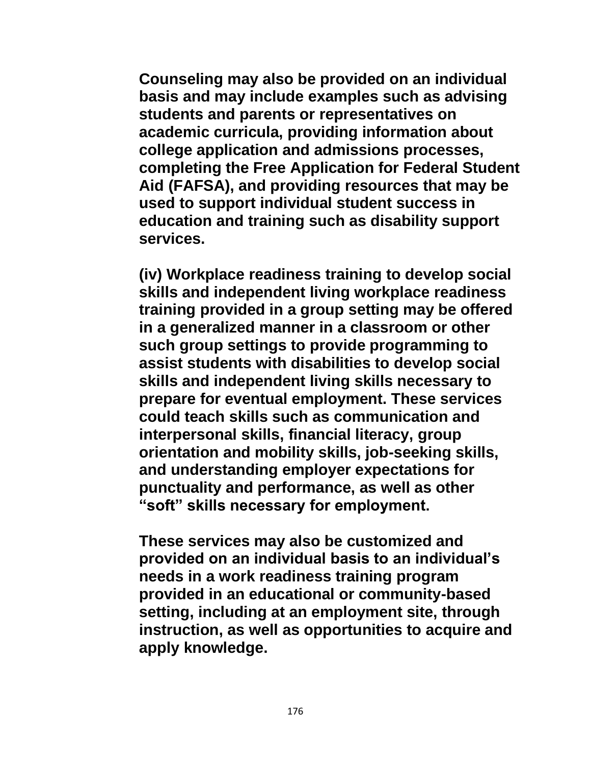**Counseling may also be provided on an individual basis and may include examples such as advising students and parents or representatives on academic curricula, providing information about college application and admissions processes, completing the Free Application for Federal Student Aid (FAFSA), and providing resources that may be used to support individual student success in education and training such as disability support services.**

**(iv) Workplace readiness training to develop social skills and independent living workplace readiness training provided in a group setting may be offered in a generalized manner in a classroom or other such group settings to provide programming to assist students with disabilities to develop social skills and independent living skills necessary to prepare for eventual employment. These services could teach skills such as communication and interpersonal skills, financial literacy, group orientation and mobility skills, job-seeking skills, and understanding employer expectations for punctuality and performance, as well as other "soft" skills necessary for employment.**

**These services may also be customized and provided on an individual basis to an individual's needs in a work readiness training program provided in an educational or community-based setting, including at an employment site, through instruction, as well as opportunities to acquire and apply knowledge.**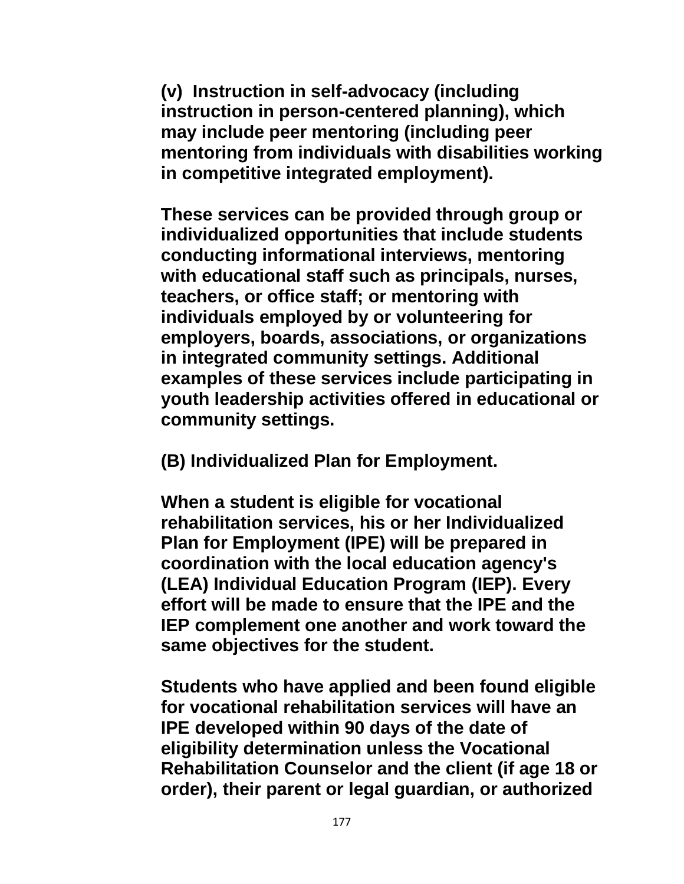**(v) Instruction in self-advocacy (including instruction in person-centered planning), which may include peer mentoring (including peer mentoring from individuals with disabilities working in competitive integrated employment).**

**These services can be provided through group or individualized opportunities that include students conducting informational interviews, mentoring with educational staff such as principals, nurses, teachers, or office staff; or mentoring with individuals employed by or volunteering for employers, boards, associations, or organizations in integrated community settings. Additional examples of these services include participating in youth leadership activities offered in educational or community settings.**

**(B) Individualized Plan for Employment.**

**When a student is eligible for vocational rehabilitation services, his or her Individualized Plan for Employment (IPE) will be prepared in coordination with the local education agency's (LEA) Individual Education Program (IEP). Every effort will be made to ensure that the IPE and the IEP complement one another and work toward the same objectives for the student.**

**Students who have applied and been found eligible for vocational rehabilitation services will have an IPE developed within 90 days of the date of eligibility determination unless the Vocational Rehabilitation Counselor and the client (if age 18 or order), their parent or legal guardian, or authorized**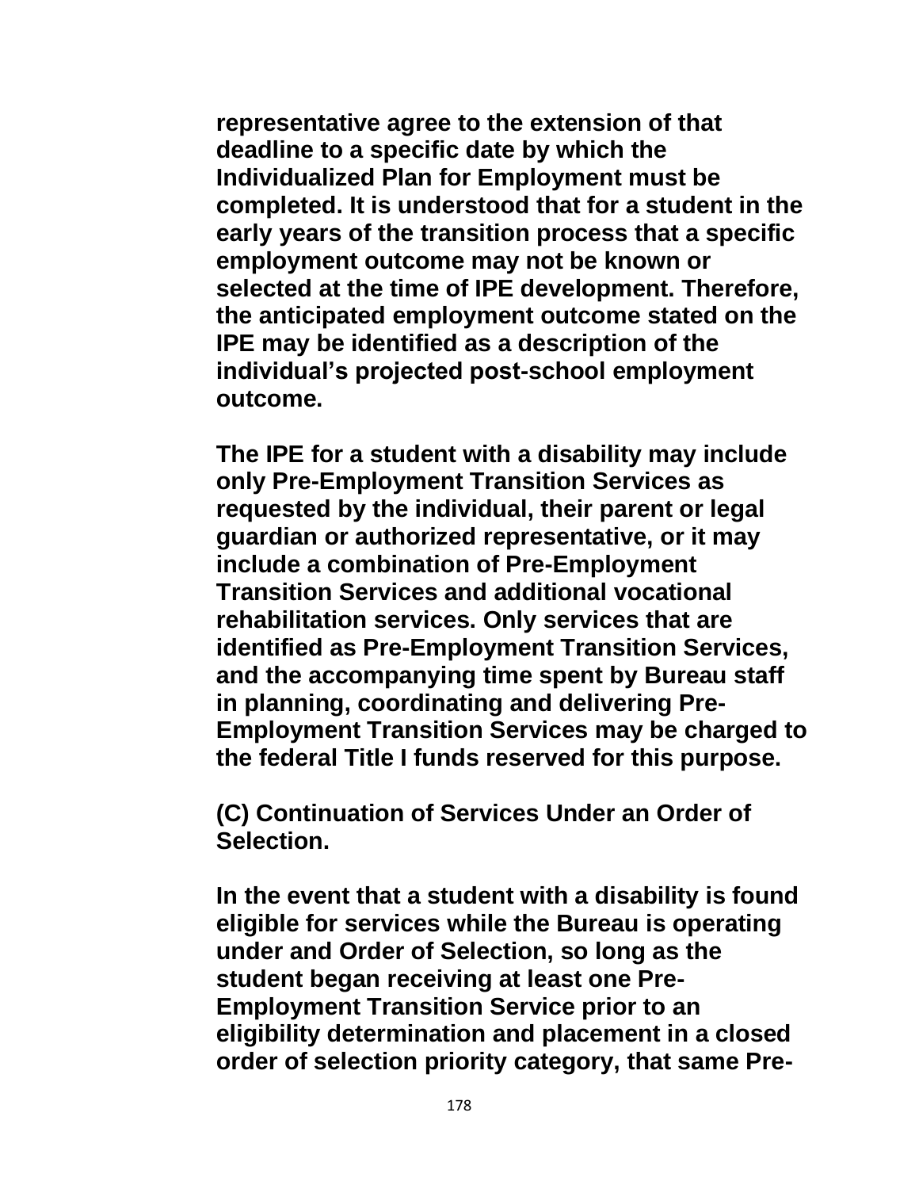**representative agree to the extension of that deadline to a specific date by which the Individualized Plan for Employment must be completed. It is understood that for a student in the early years of the transition process that a specific employment outcome may not be known or selected at the time of IPE development. Therefore, the anticipated employment outcome stated on the IPE may be identified as a description of the individual's projected post-school employment outcome.**

**The IPE for a student with a disability may include only Pre-Employment Transition Services as requested by the individual, their parent or legal guardian or authorized representative, or it may include a combination of Pre-Employment Transition Services and additional vocational rehabilitation services. Only services that are identified as Pre-Employment Transition Services, and the accompanying time spent by Bureau staff in planning, coordinating and delivering Pre-Employment Transition Services may be charged to the federal Title I funds reserved for this purpose.**

**(C) Continuation of Services Under an Order of Selection.**

**In the event that a student with a disability is found eligible for services while the Bureau is operating under and Order of Selection, so long as the student began receiving at least one Pre-Employment Transition Service prior to an eligibility determination and placement in a closed order of selection priority category, that same Pre-**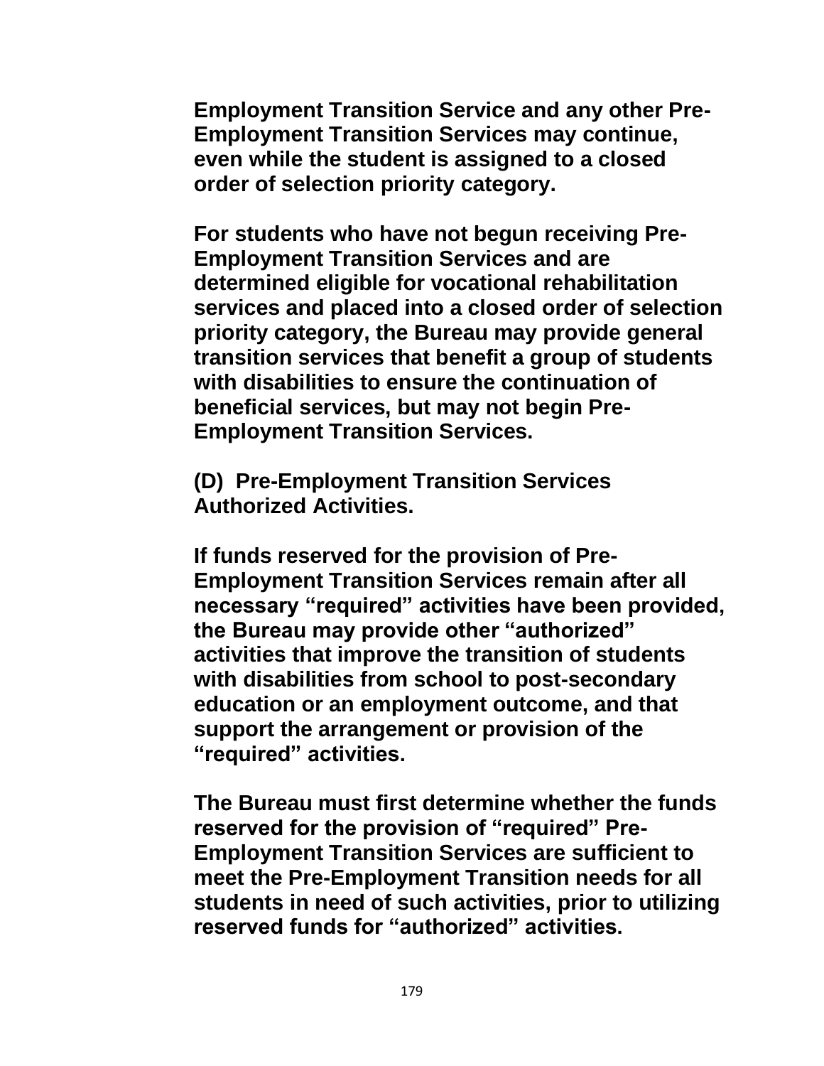**Employment Transition Service and any other Pre-Employment Transition Services may continue, even while the student is assigned to a closed order of selection priority category.**

**For students who have not begun receiving Pre-Employment Transition Services and are determined eligible for vocational rehabilitation services and placed into a closed order of selection priority category, the Bureau may provide general transition services that benefit a group of students with disabilities to ensure the continuation of beneficial services, but may not begin Pre-Employment Transition Services.**

**(D) Pre-Employment Transition Services Authorized Activities.**

**If funds reserved for the provision of Pre-Employment Transition Services remain after all necessary "required" activities have been provided, the Bureau may provide other "authorized" activities that improve the transition of students with disabilities from school to post-secondary education or an employment outcome, and that support the arrangement or provision of the "required" activities.**

**The Bureau must first determine whether the funds reserved for the provision of "required" Pre-Employment Transition Services are sufficient to meet the Pre-Employment Transition needs for all students in need of such activities, prior to utilizing reserved funds for "authorized" activities.**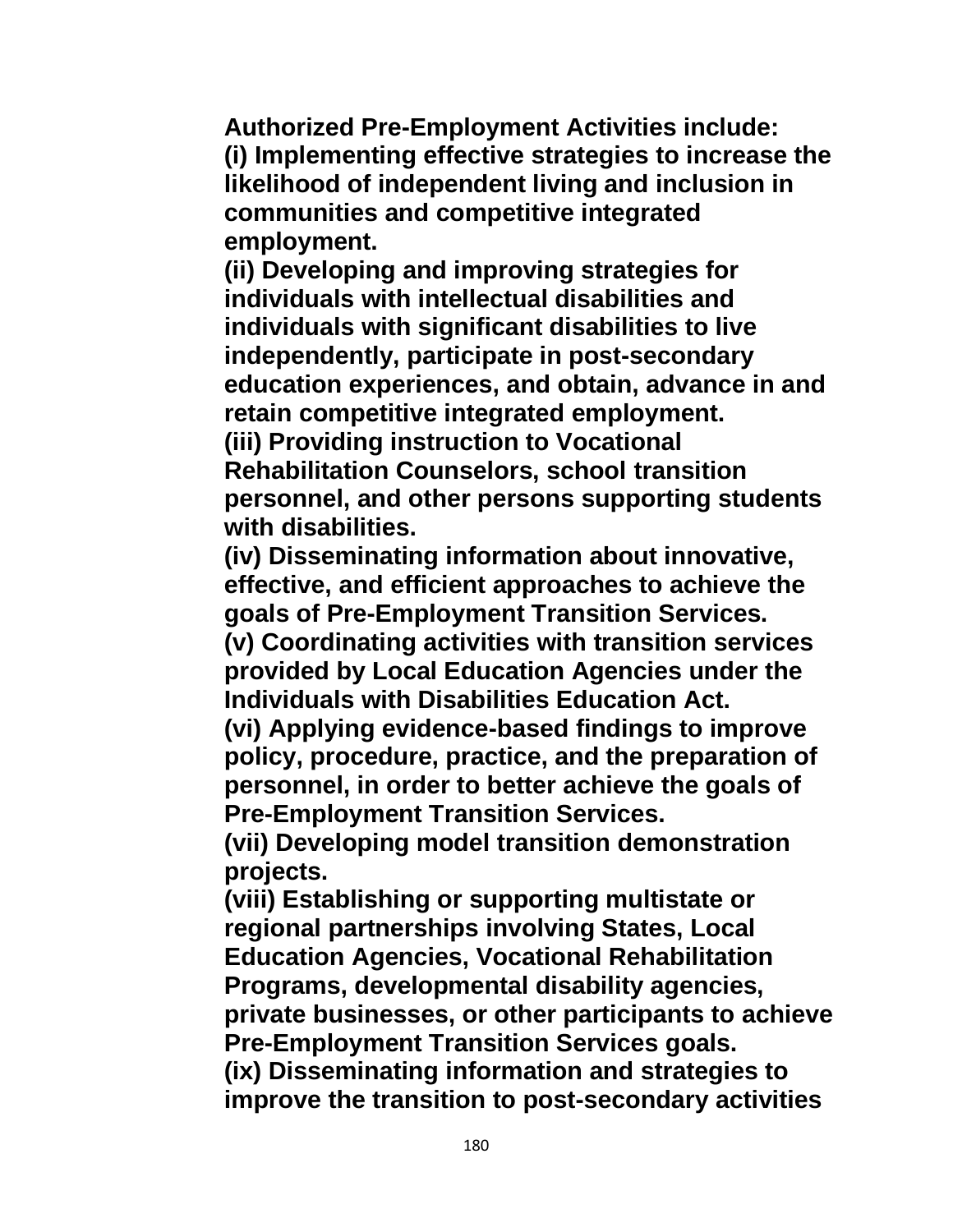**Authorized Pre-Employment Activities include:**
**(i) Implementing effective strategies to increase the likelihood of independent living and inclusion in communities and competitive integrated employment.**
**(ii) Developing and improving strategies for individuals with intellectual disabilities and individuals with significant disabilities to live independently, participate in post-secondary education experiences, and obtain, advance in and retain competitive integrated employment.**
**(iii) Providing instruction to Vocational Rehabilitation Counselors, school transition personnel, and other persons supporting students with disabilities.**
**(iv) Disseminating information about innovative, effective, and efficient approaches to achieve the goals of Pre-Employment Transition Services.**
**(v) Coordinating activities with transition services provided by Local Education Agencies under the Individuals with Disabilities Education Act.**
**(vi) Applying evidence-based findings to improve policy, procedure, practice, and the preparation of personnel, in order to better achieve the goals of Pre-Employment Transition Services.**
**(vii) Developing model transition demonstration projects.**
**(viii) Establishing or supporting multistate or regional partnerships involving States, Local Education Agencies, Vocational Rehabilitation Programs, developmental disability agencies, private businesses, or other participants to achieve Pre-Employment Transition Services goals.**
**(ix) Disseminating information and strategies to improve the transition to post-secondary activities**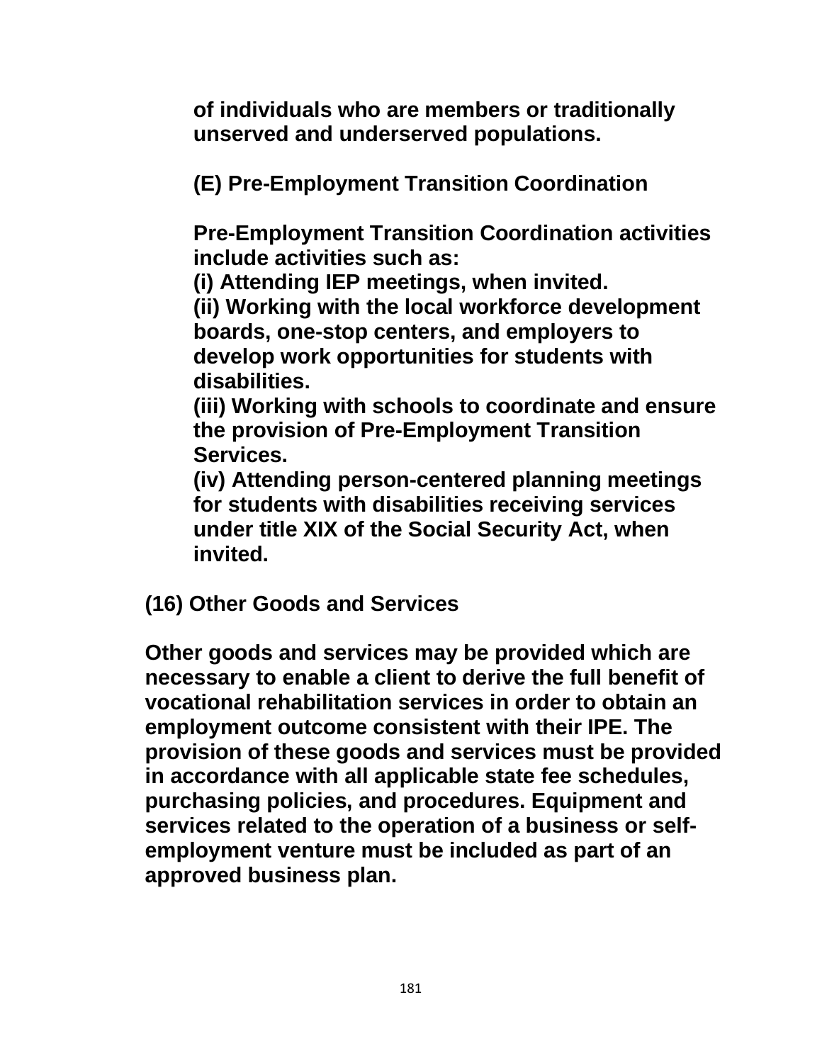**of individuals who are members or traditionally unserved and underserved populations.**

**(E) Pre-Employment Transition Coordination**

**Pre-Employment Transition Coordination activities include activities such as:**
**(i) Attending IEP meetings, when invited.**
**(ii) Working with the local workforce development boards, one-stop centers, and employers to develop work opportunities for students with disabilities.**
**(iii) Working with schools to coordinate and ensure the provision of Pre-Employment Transition Services.**
**(iv) Attending person-centered planning meetings for students with disabilities receiving services under title XIX of the Social Security Act, when invited.**

**(16) Other Goods and Services**

**Other goods and services may be provided which are necessary to enable a client to derive the full benefit of vocational rehabilitation services in order to obtain an employment outcome consistent with their IPE. The provision of these goods and services must be provided in accordance with all applicable state fee schedules, purchasing policies, and procedures. Equipment and services related to the operation of a business or self-employment venture must be included as part of an approved business plan.**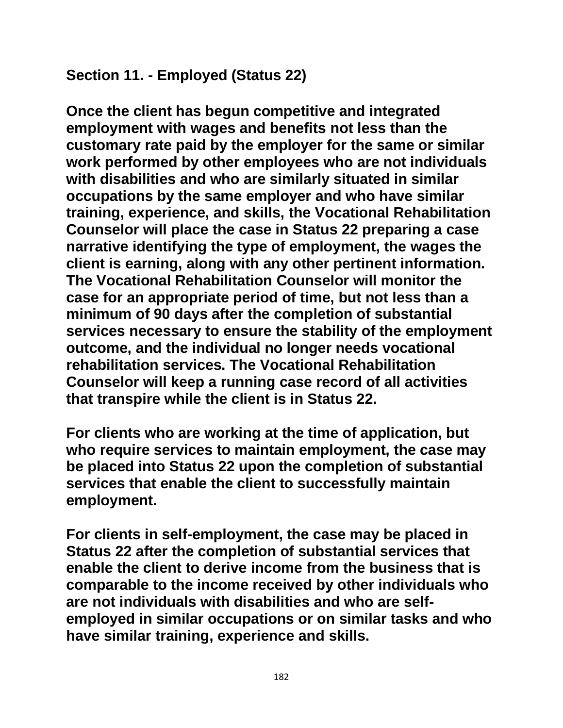## Section 11. - Employed (Status 22)

**Once the client has begun competitive and integrated employment with wages and benefits not less than the customary rate paid by the employer for the same or similar work performed by other employees who are not individuals with disabilities and who are similarly situated in similar occupations by the same employer and who have similar training, experience, and skills, the Vocational Rehabilitation Counselor will place the case in Status 22 preparing a case narrative identifying the type of employment, the wages the client is earning, along with any other pertinent information. The Vocational Rehabilitation Counselor will monitor the case for an appropriate period of time, but not less than a minimum of 90 days after the completion of substantial services necessary to ensure the stability of the employment outcome, and the individual no longer needs vocational rehabilitation services. The Vocational Rehabilitation Counselor will keep a running case record of all activities that transpire while the client is in Status 22.**

**For clients who are working at the time of application, but who require services to maintain employment, the case may be placed into Status 22 upon the completion of substantial services that enable the client to successfully maintain employment.**

**For clients in self-employment, the case may be placed in Status 22 after the completion of substantial services that enable the client to derive income from the business that is comparable to the income received by other individuals who are not individuals with disabilities and who are self-employed in similar occupations or on similar tasks and who have similar training, experience and skills.**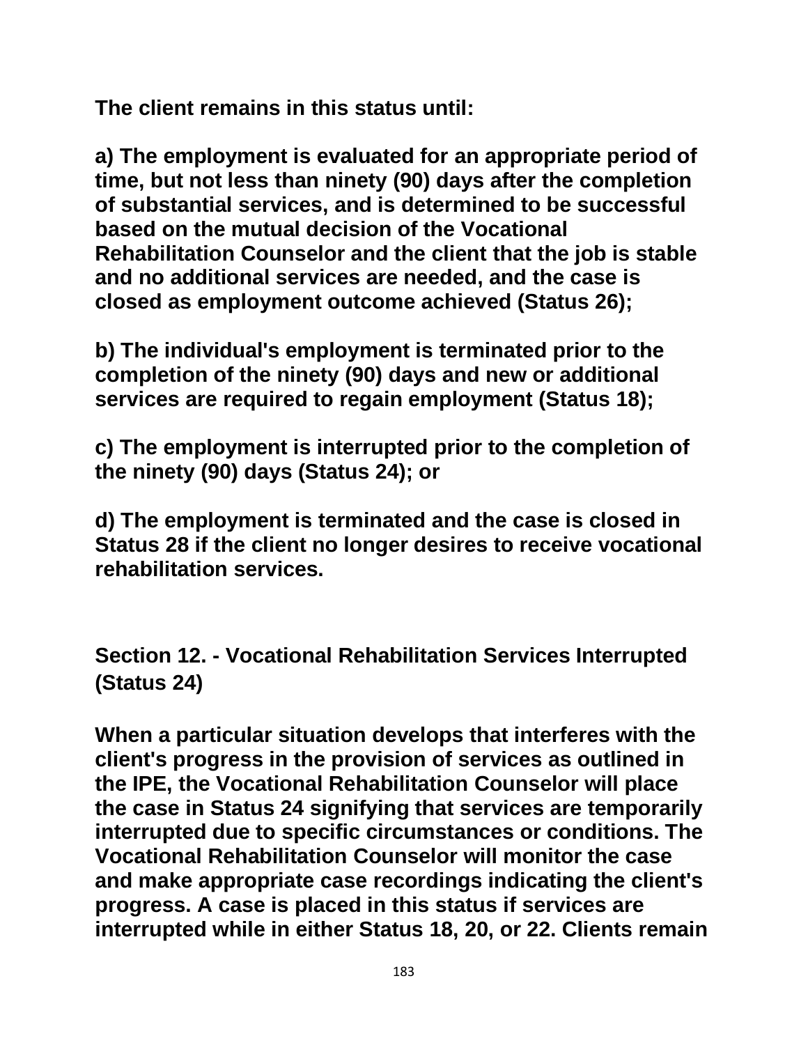**The client remains in this status until:**

**a) The employment is evaluated for an appropriate period of time, but not less than ninety (90) days after the completion of substantial services, and is determined to be successful based on the mutual decision of the Vocational Rehabilitation Counselor and the client that the job is stable and no additional services are needed, and the case is closed as employment outcome achieved (Status 26);**

**b) The individual's employment is terminated prior to the completion of the ninety (90) days and new or additional services are required to regain employment (Status 18);**

**c) The employment is interrupted prior to the completion of the ninety (90) days (Status 24); or**

**d) The employment is terminated and the case is closed in Status 28 if the client no longer desires to receive vocational rehabilitation services.**

## Section 12. - Vocational Rehabilitation Services Interrupted (Status 24)

**When a particular situation develops that interferes with the client's progress in the provision of services as outlined in the IPE, the Vocational Rehabilitation Counselor will place the case in Status 24 signifying that services are temporarily interrupted due to specific circumstances or conditions. The Vocational Rehabilitation Counselor will monitor the case and make appropriate case recordings indicating the client's progress. A case is placed in this status if services are interrupted while in either Status 18, 20, or 22. Clients remain**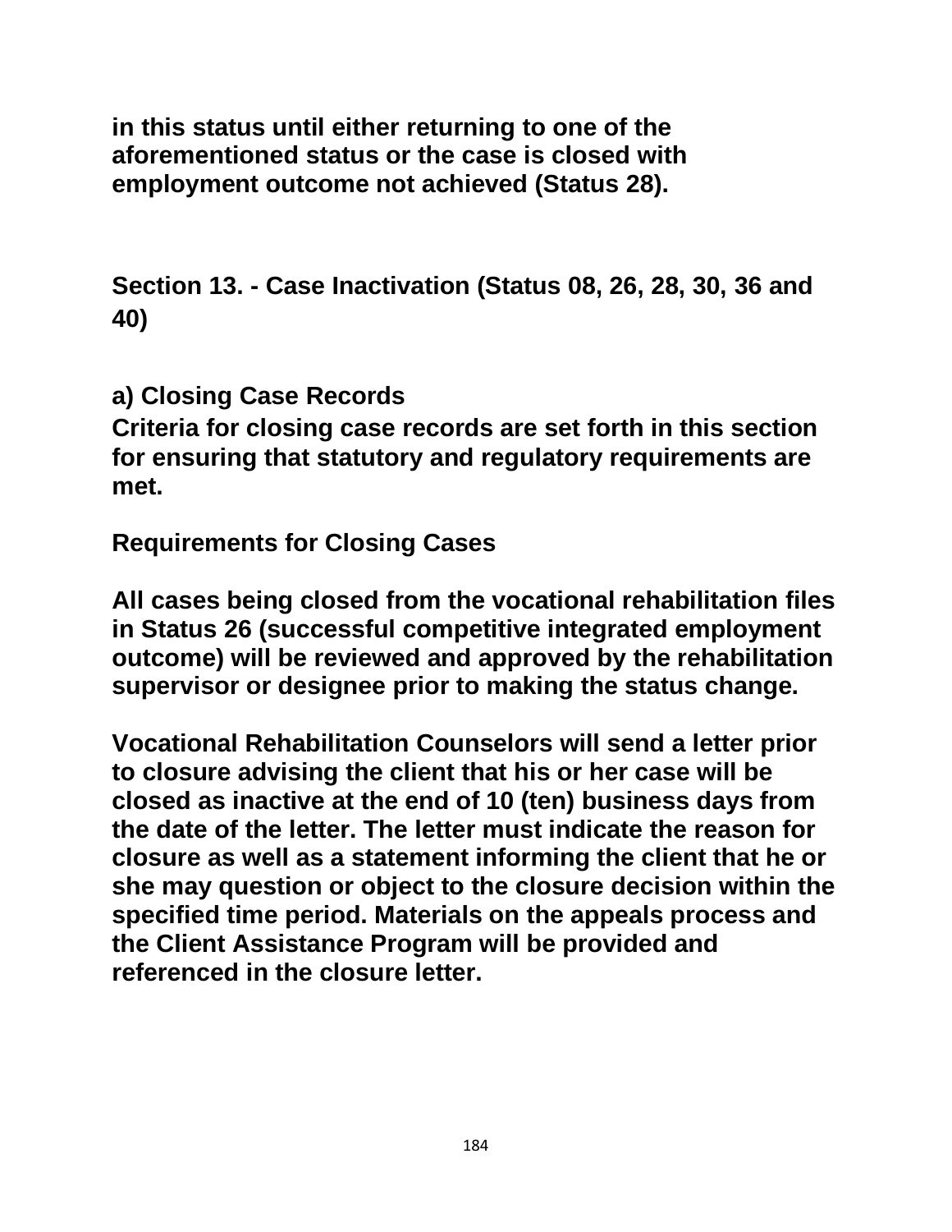in this status until either returning to one of the aforementioned status or the case is closed with employment outcome not achieved (Status 28).

## Section 13. - Case Inactivation (Status 08, 26, 28, 30, 36 and 40)

### a) Closing Case Records

**Criteria for closing case records are set forth in this section for ensuring that statutory and regulatory requirements are met.**

**Requirements for Closing Cases**

**All cases being closed from the vocational rehabilitation files in Status 26 (successful competitive integrated employment outcome) will be reviewed and approved by the rehabilitation supervisor or designee prior to making the status change.**

**Vocational Rehabilitation Counselors will send a letter prior to closure advising the client that his or her case will be closed as inactive at the end of 10 (ten) business days from the date of the letter. The letter must indicate the reason for closure as well as a statement informing the client that he or she may question or object to the closure decision within the specified time period. Materials on the appeals process and the Client Assistance Program will be provided and referenced in the closure letter.**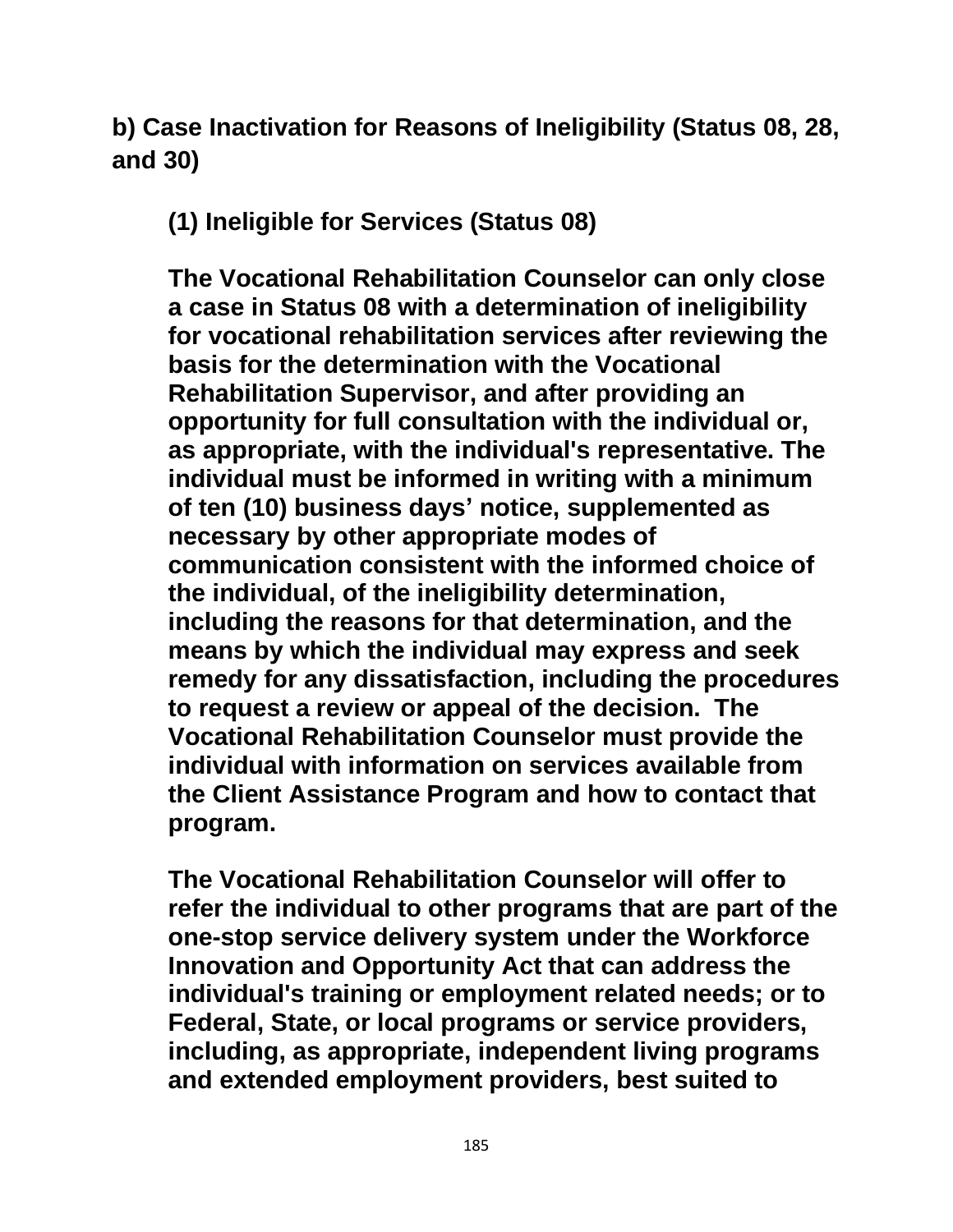## b) Case Inactivation for Reasons of Ineligibility (Status 08, 28, and 30)

### (1) Ineligible for Services (Status 08)

**The Vocational Rehabilitation Counselor can only close a case in Status 08 with a determination of ineligibility for vocational rehabilitation services after reviewing the basis for the determination with the Vocational Rehabilitation Supervisor, and after providing an opportunity for full consultation with the individual or, as appropriate, with the individual's representative. The individual must be informed in writing with a minimum of ten (10) business days' notice, supplemented as necessary by other appropriate modes of communication consistent with the informed choice of the individual, of the ineligibility determination, including the reasons for that determination, and the means by which the individual may express and seek remedy for any dissatisfaction, including the procedures to request a review or appeal of the decision. The Vocational Rehabilitation Counselor must provide the individual with information on services available from the Client Assistance Program and how to contact that program.**

**The Vocational Rehabilitation Counselor will offer to refer the individual to other programs that are part of the one-stop service delivery system under the Workforce Innovation and Opportunity Act that can address the individual's training or employment related needs; or to Federal, State, or local programs or service providers, including, as appropriate, independent living programs and extended employment providers, best suited to**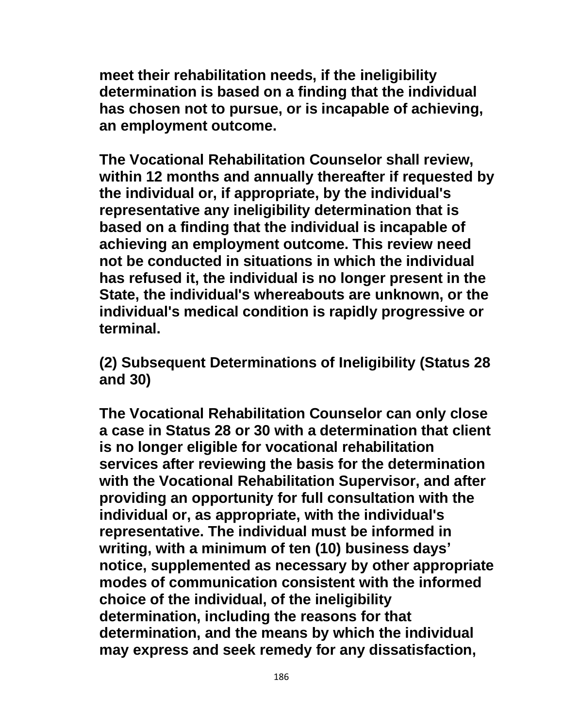**meet their rehabilitation needs, if the ineligibility determination is based on a finding that the individual has chosen not to pursue, or is incapable of achieving, an employment outcome.**

**The Vocational Rehabilitation Counselor shall review, within 12 months and annually thereafter if requested by the individual or, if appropriate, by the individual's representative any ineligibility determination that is based on a finding that the individual is incapable of achieving an employment outcome. This review need not be conducted in situations in which the individual has refused it, the individual is no longer present in the State, the individual's whereabouts are unknown, or the individual's medical condition is rapidly progressive or terminal.**

**(2) Subsequent Determinations of Ineligibility (Status 28 and 30)**

**The Vocational Rehabilitation Counselor can only close a case in Status 28 or 30 with a determination that client is no longer eligible for vocational rehabilitation services after reviewing the basis for the determination with the Vocational Rehabilitation Supervisor, and after providing an opportunity for full consultation with the individual or, as appropriate, with the individual's representative. The individual must be informed in writing, with a minimum of ten (10) business days' notice, supplemented as necessary by other appropriate modes of communication consistent with the informed choice of the individual, of the ineligibility determination, including the reasons for that determination, and the means by which the individual may express and seek remedy for any dissatisfaction,**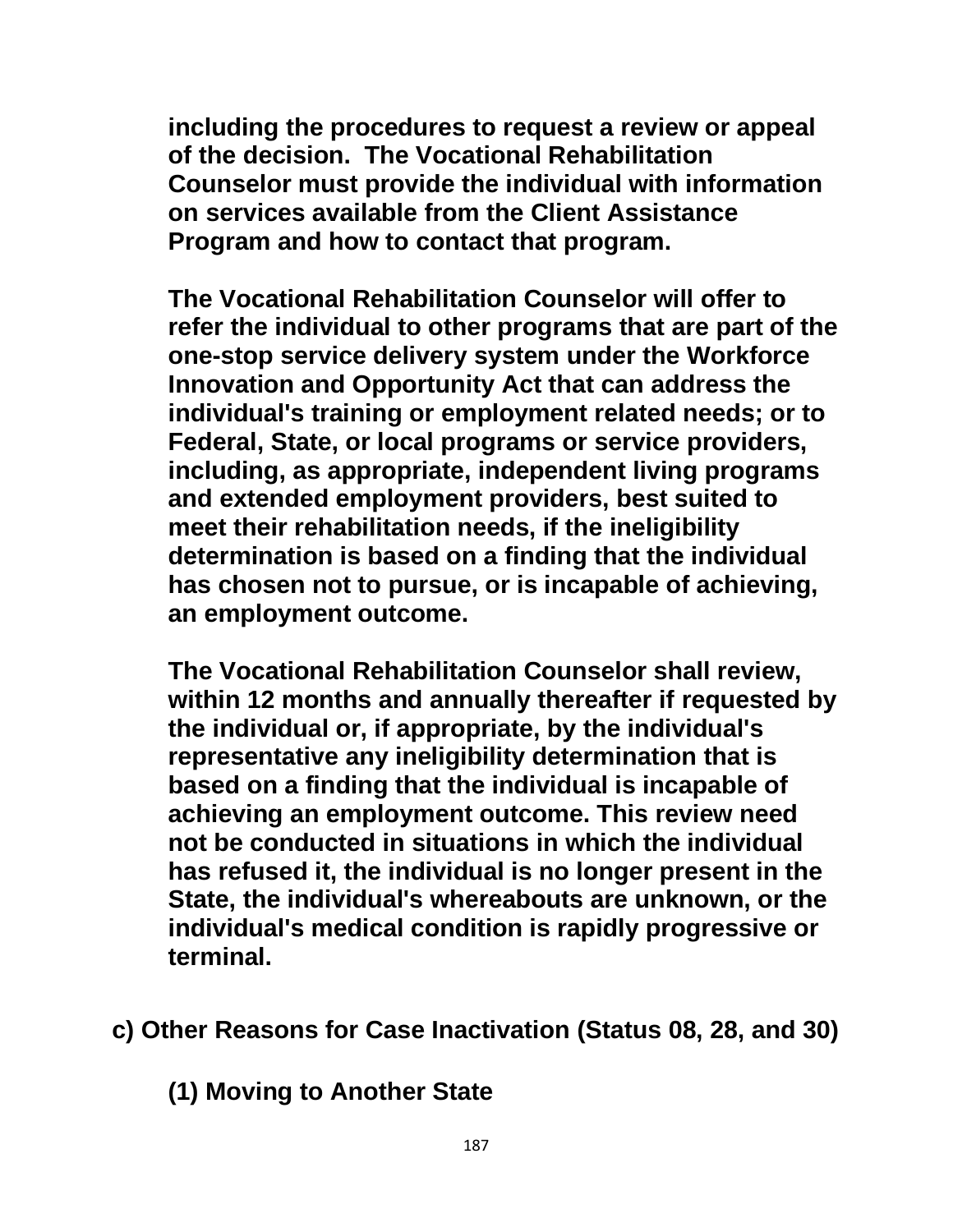**including the procedures to request a review or appeal of the decision. The Vocational Rehabilitation Counselor must provide the individual with information on services available from the Client Assistance Program and how to contact that program.**

**The Vocational Rehabilitation Counselor will offer to refer the individual to other programs that are part of the one-stop service delivery system under the Workforce Innovation and Opportunity Act that can address the individual's training or employment related needs; or to Federal, State, or local programs or service providers, including, as appropriate, independent living programs and extended employment providers, best suited to meet their rehabilitation needs, if the ineligibility determination is based on a finding that the individual has chosen not to pursue, or is incapable of achieving, an employment outcome.**

**The Vocational Rehabilitation Counselor shall review, within 12 months and annually thereafter if requested by the individual or, if appropriate, by the individual's representative any ineligibility determination that is based on a finding that the individual is incapable of achieving an employment outcome. This review need not be conducted in situations in which the individual has refused it, the individual is no longer present in the State, the individual's whereabouts are unknown, or the individual's medical condition is rapidly progressive or terminal.**

### c) Other Reasons for Case Inactivation (Status 08, 28, and 30)

#### (1) Moving to Another State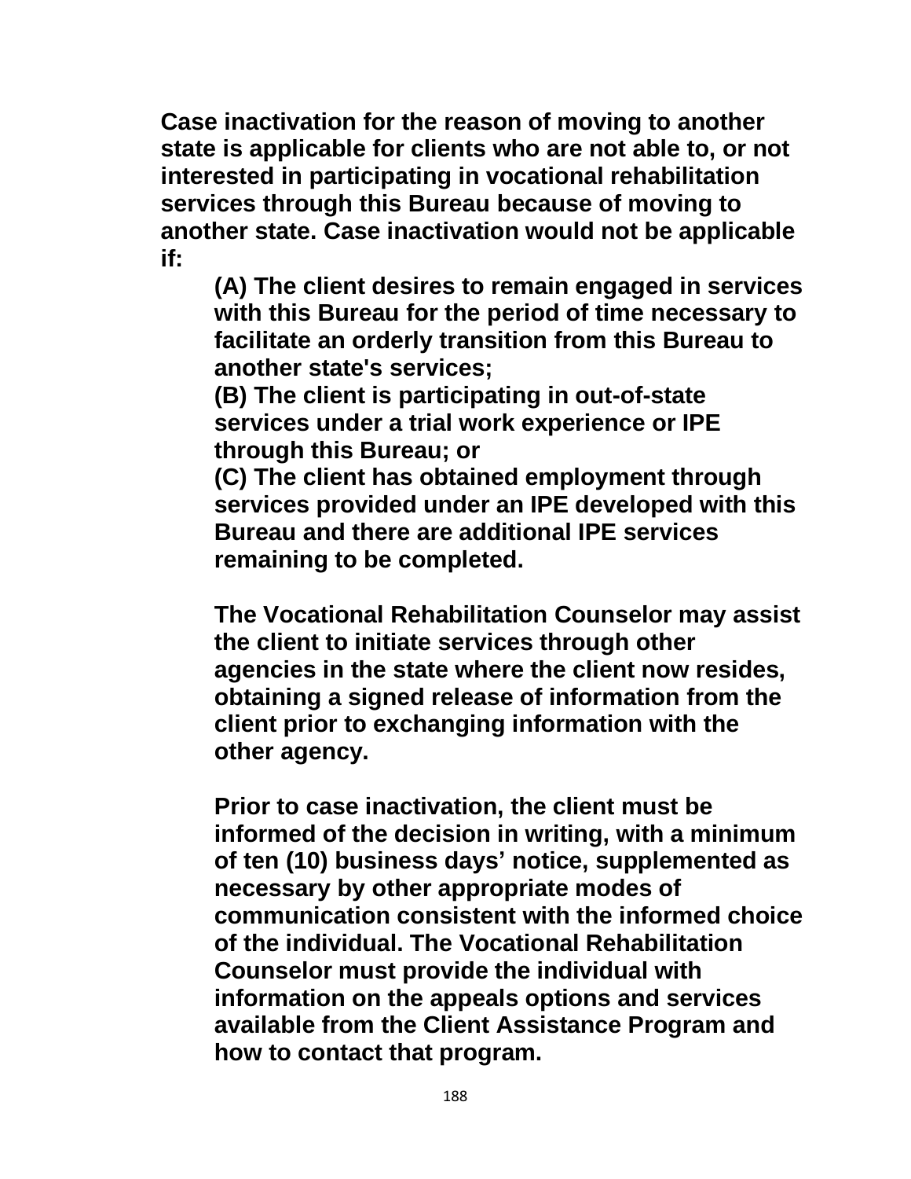**Case inactivation for the reason of moving to another state is applicable for clients who are not able to, or not interested in participating in vocational rehabilitation services through this Bureau because of moving to another state. Case inactivation would not be applicable if:**

> **(A) The client desires to remain engaged in services with this Bureau for the period of time necessary to facilitate an orderly transition from this Bureau to another state's services;**
> **(B) The client is participating in out-of-state services under a trial work experience or IPE through this Bureau; or**
> **(C) The client has obtained employment through services provided under an IPE developed with this Bureau and there are additional IPE services remaining to be completed.**
>
> **The Vocational Rehabilitation Counselor may assist the client to initiate services through other agencies in the state where the client now resides, obtaining a signed release of information from the client prior to exchanging information with the other agency.**
>
> **Prior to case inactivation, the client must be informed of the decision in writing, with a minimum of ten (10) business days' notice, supplemented as necessary by other appropriate modes of communication consistent with the informed choice of the individual. The Vocational Rehabilitation Counselor must provide the individual with information on the appeals options and services available from the Client Assistance Program and how to contact that program.**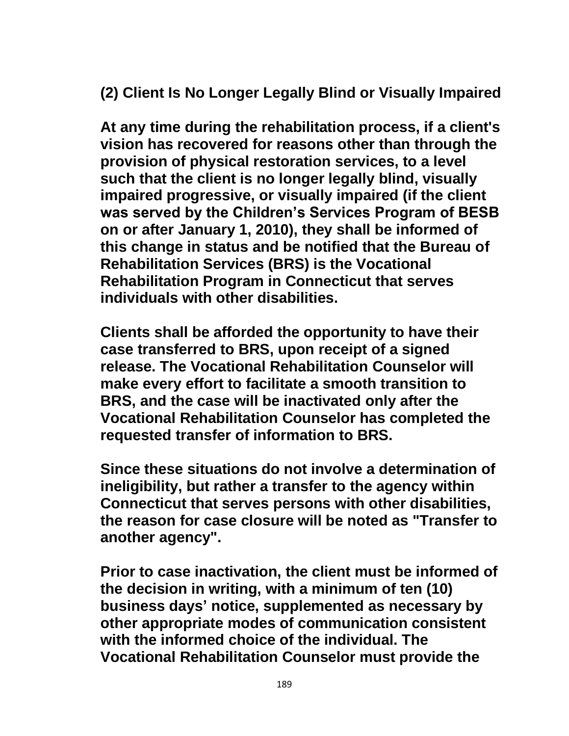**(2) Client Is No Longer Legally Blind or Visually Impaired**

**At any time during the rehabilitation process, if a client's vision has recovered for reasons other than through the provision of physical restoration services, to a level such that the client is no longer legally blind, visually impaired progressive, or visually impaired (if the client was served by the Children's Services Program of BESB on or after January 1, 2010), they shall be informed of this change in status and be notified that the Bureau of Rehabilitation Services (BRS) is the Vocational Rehabilitation Program in Connecticut that serves individuals with other disabilities.**

**Clients shall be afforded the opportunity to have their case transferred to BRS, upon receipt of a signed release. The Vocational Rehabilitation Counselor will make every effort to facilitate a smooth transition to BRS, and the case will be inactivated only after the Vocational Rehabilitation Counselor has completed the requested transfer of information to BRS.**

**Since these situations do not involve a determination of ineligibility, but rather a transfer to the agency within Connecticut that serves persons with other disabilities, the reason for case closure will be noted as "Transfer to another agency".**

**Prior to case inactivation, the client must be informed of the decision in writing, with a minimum of ten (10) business days' notice, supplemented as necessary by other appropriate modes of communication consistent with the informed choice of the individual. The Vocational Rehabilitation Counselor must provide the**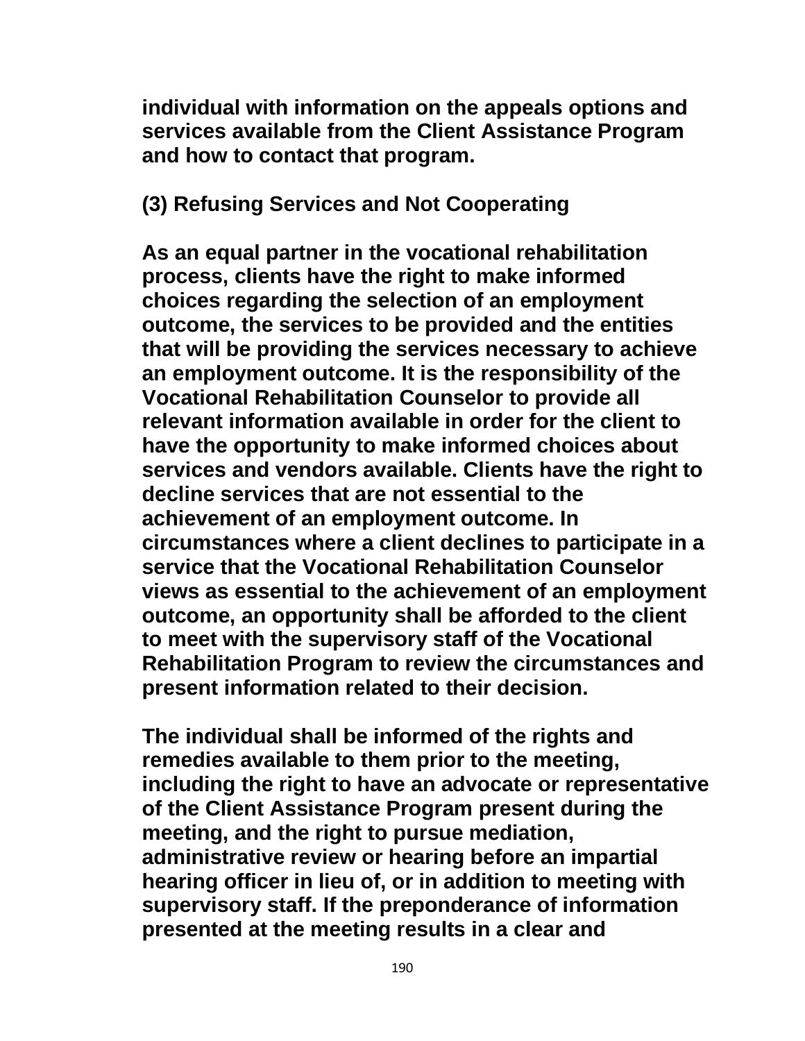individual with information on the appeals options and services available from the Client Assistance Program and how to contact that program.

### (3) Refusing Services and Not Cooperating

As an equal partner in the vocational rehabilitation process, clients have the right to make informed choices regarding the selection of an employment outcome, the services to be provided and the entities that will be providing the services necessary to achieve an employment outcome. It is the responsibility of the Vocational Rehabilitation Counselor to provide all relevant information available in order for the client to have the opportunity to make informed choices about services and vendors available. Clients have the right to decline services that are not essential to the achievement of an employment outcome. In circumstances where a client declines to participate in a service that the Vocational Rehabilitation Counselor views as essential to the achievement of an employment outcome, an opportunity shall be afforded to the client to meet with the supervisory staff of the Vocational Rehabilitation Program to review the circumstances and present information related to their decision.

The individual shall be informed of the rights and remedies available to them prior to the meeting, including the right to have an advocate or representative of the Client Assistance Program present during the meeting, and the right to pursue mediation, administrative review or hearing before an impartial hearing officer in lieu of, or in addition to meeting with supervisory staff. If the preponderance of information presented at the meeting results in a clear and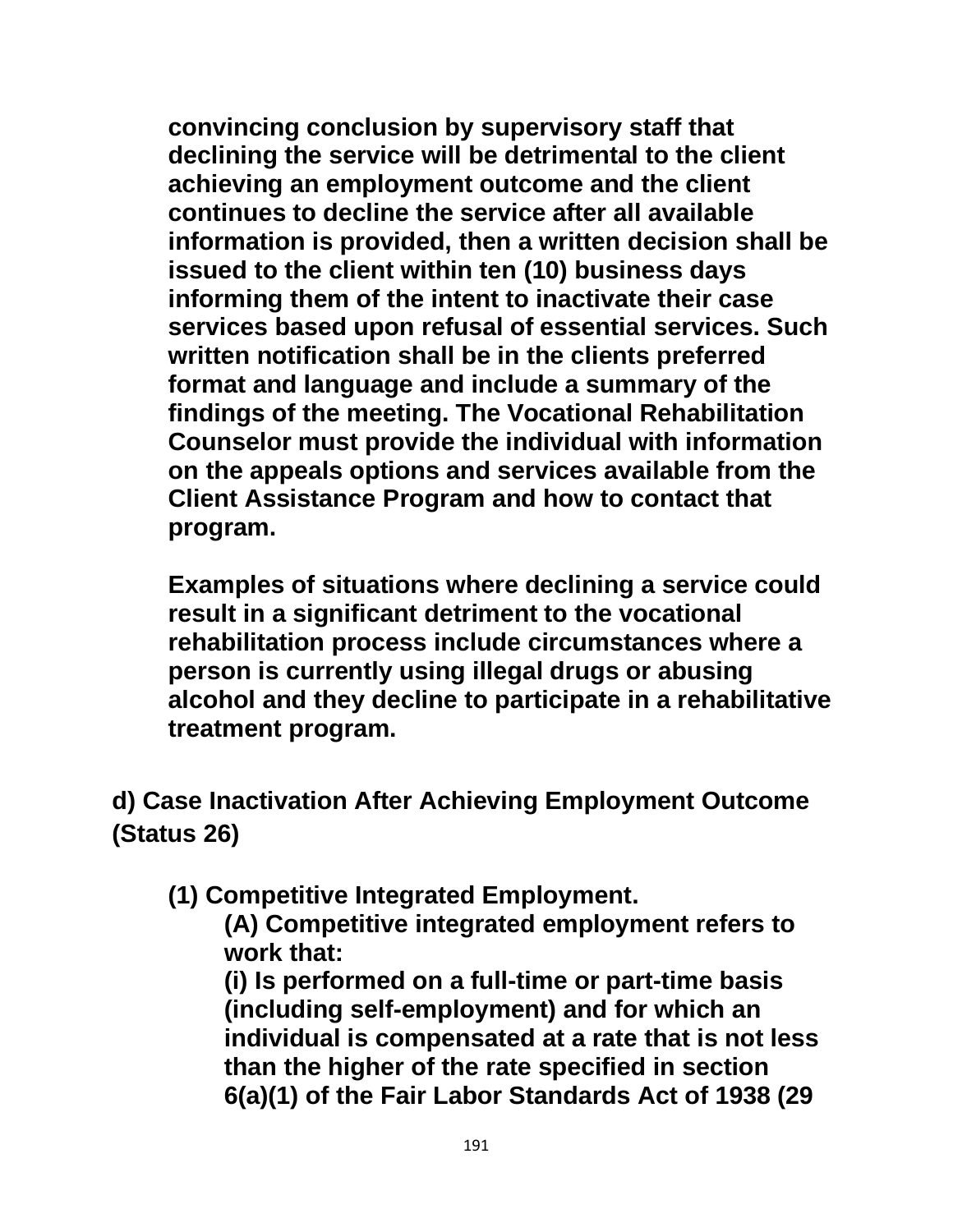**convincing conclusion by supervisory staff that declining the service will be detrimental to the client achieving an employment outcome and the client continues to decline the service after all available information is provided, then a written decision shall be issued to the client within ten (10) business days informing them of the intent to inactivate their case services based upon refusal of essential services. Such written notification shall be in the clients preferred format and language and include a summary of the findings of the meeting. The Vocational Rehabilitation Counselor must provide the individual with information on the appeals options and services available from the Client Assistance Program and how to contact that program.**

**Examples of situations where declining a service could result in a significant detriment to the vocational rehabilitation process include circumstances where a person is currently using illegal drugs or abusing alcohol and they decline to participate in a rehabilitative treatment program.**

**d) Case Inactivation After Achieving Employment Outcome (Status 26)**

**(1) Competitive Integrated Employment.**

**(A) Competitive integrated employment refers to work that:**

**(i) Is performed on a full-time or part-time basis (including self-employment) and for which an individual is compensated at a rate that is not less than the higher of the rate specified in section 6(a)(1) of the Fair Labor Standards Act of 1938 (29**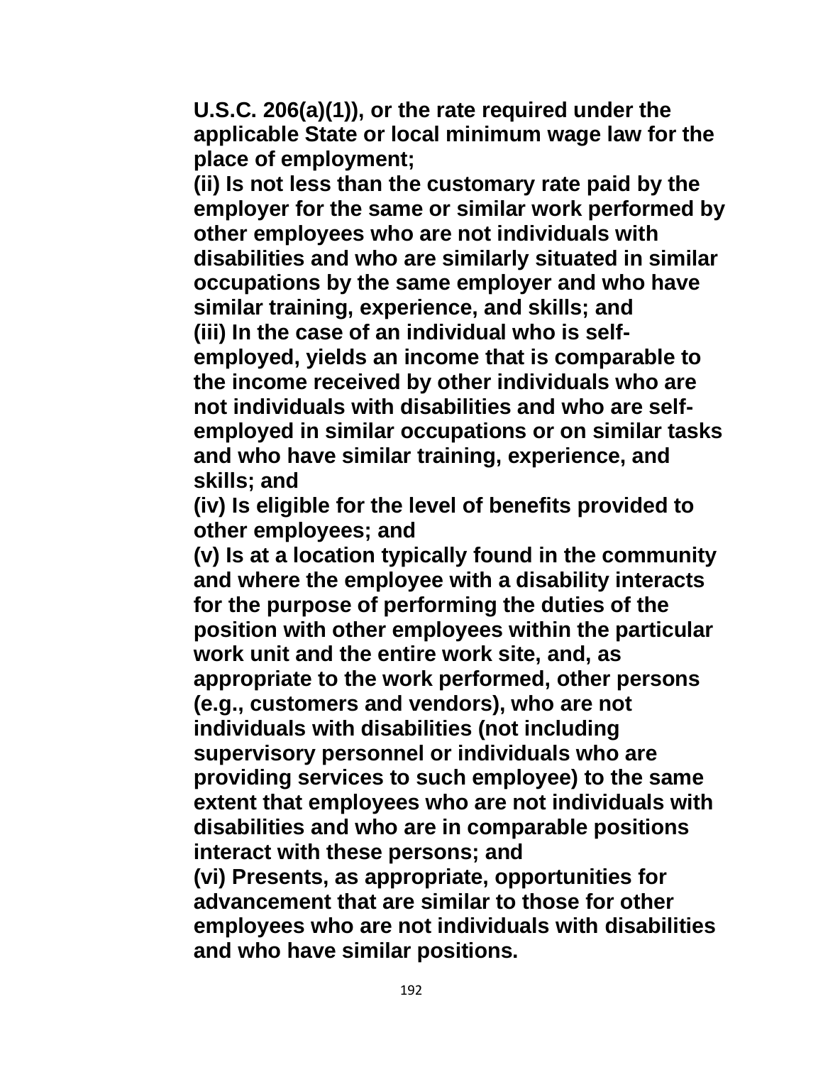**U.S.C. 206(a)(1)), or the rate required under the applicable State or local minimum wage law for the place of employment;**
**(ii) Is not less than the customary rate paid by the employer for the same or similar work performed by other employees who are not individuals with disabilities and who are similarly situated in similar occupations by the same employer and who have similar training, experience, and skills; and**
**(iii) In the case of an individual who is self-employed, yields an income that is comparable to the income received by other individuals who are not individuals with disabilities and who are self-employed in similar occupations or on similar tasks and who have similar training, experience, and skills; and**
**(iv) Is eligible for the level of benefits provided to other employees; and**
**(v) Is at a location typically found in the community and where the employee with a disability interacts for the purpose of performing the duties of the position with other employees within the particular work unit and the entire work site, and, as appropriate to the work performed, other persons (e.g., customers and vendors), who are not individuals with disabilities (not including supervisory personnel or individuals who are providing services to such employee) to the same extent that employees who are not individuals with disabilities and who are in comparable positions interact with these persons; and**
**(vi) Presents, as appropriate, opportunities for advancement that are similar to those for other employees who are not individuals with disabilities and who have similar positions.**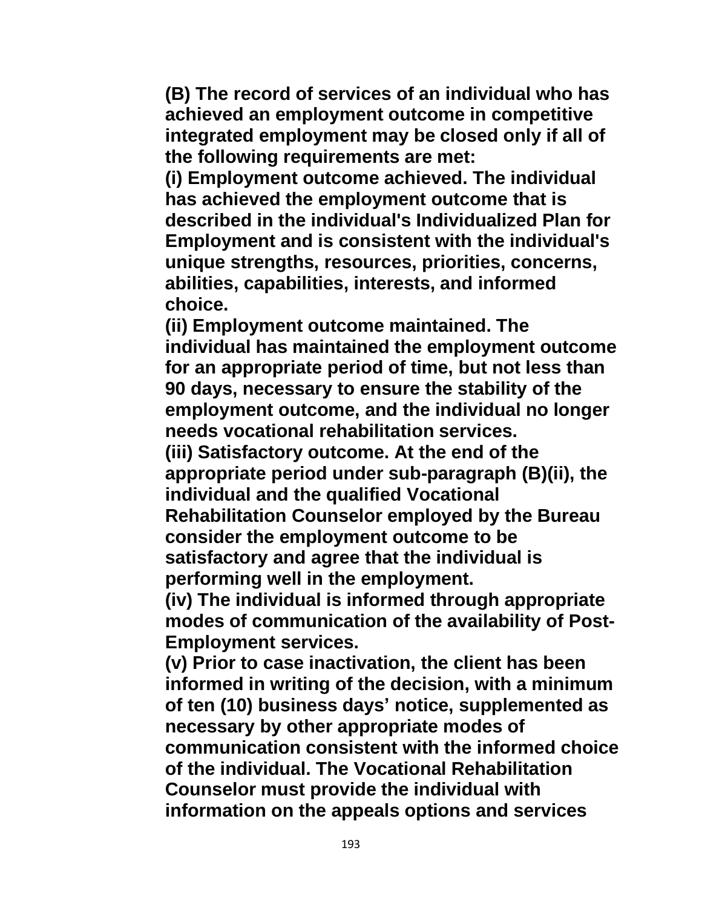**(B) The record of services of an individual who has achieved an employment outcome in competitive integrated employment may be closed only if all of the following requirements are met:**

**(i) Employment outcome achieved. The individual has achieved the employment outcome that is described in the individual's Individualized Plan for Employment and is consistent with the individual's unique strengths, resources, priorities, concerns, abilities, capabilities, interests, and informed choice.**

**(ii) Employment outcome maintained. The individual has maintained the employment outcome for an appropriate period of time, but not less than 90 days, necessary to ensure the stability of the employment outcome, and the individual no longer needs vocational rehabilitation services.**

**(iii) Satisfactory outcome. At the end of the appropriate period under sub-paragraph (B)(ii), the individual and the qualified Vocational Rehabilitation Counselor employed by the Bureau consider the employment outcome to be satisfactory and agree that the individual is performing well in the employment.**

**(iv) The individual is informed through appropriate modes of communication of the availability of Post-Employment services.**

**(v) Prior to case inactivation, the client has been informed in writing of the decision, with a minimum of ten (10) business days' notice, supplemented as necessary by other appropriate modes of communication consistent with the informed choice of the individual. The Vocational Rehabilitation Counselor must provide the individual with information on the appeals options and services**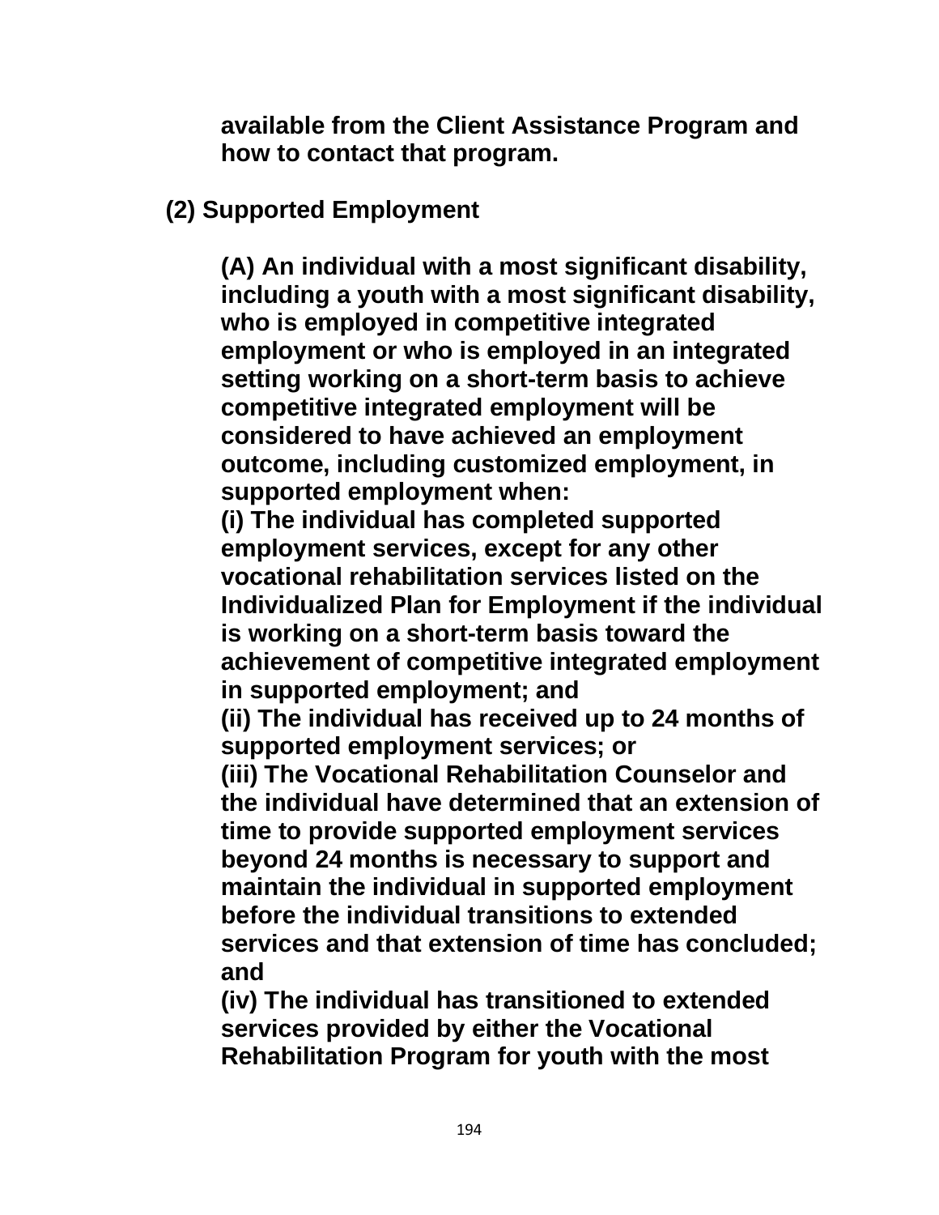**available from the Client Assistance Program and how to contact that program.**

**(2) Supported Employment**

**(A) An individual with a most significant disability, including a youth with a most significant disability, who is employed in competitive integrated employment or who is employed in an integrated setting working on a short-term basis to achieve competitive integrated employment will be considered to have achieved an employment outcome, including customized employment, in supported employment when:**
**(i) The individual has completed supported employment services, except for any other vocational rehabilitation services listed on the Individualized Plan for Employment if the individual is working on a short-term basis toward the achievement of competitive integrated employment in supported employment; and**
**(ii) The individual has received up to 24 months of supported employment services; or**
**(iii) The Vocational Rehabilitation Counselor and the individual have determined that an extension of time to provide supported employment services beyond 24 months is necessary to support and maintain the individual in supported employment before the individual transitions to extended services and that extension of time has concluded; and**
**(iv) The individual has transitioned to extended services provided by either the Vocational Rehabilitation Program for youth with the most**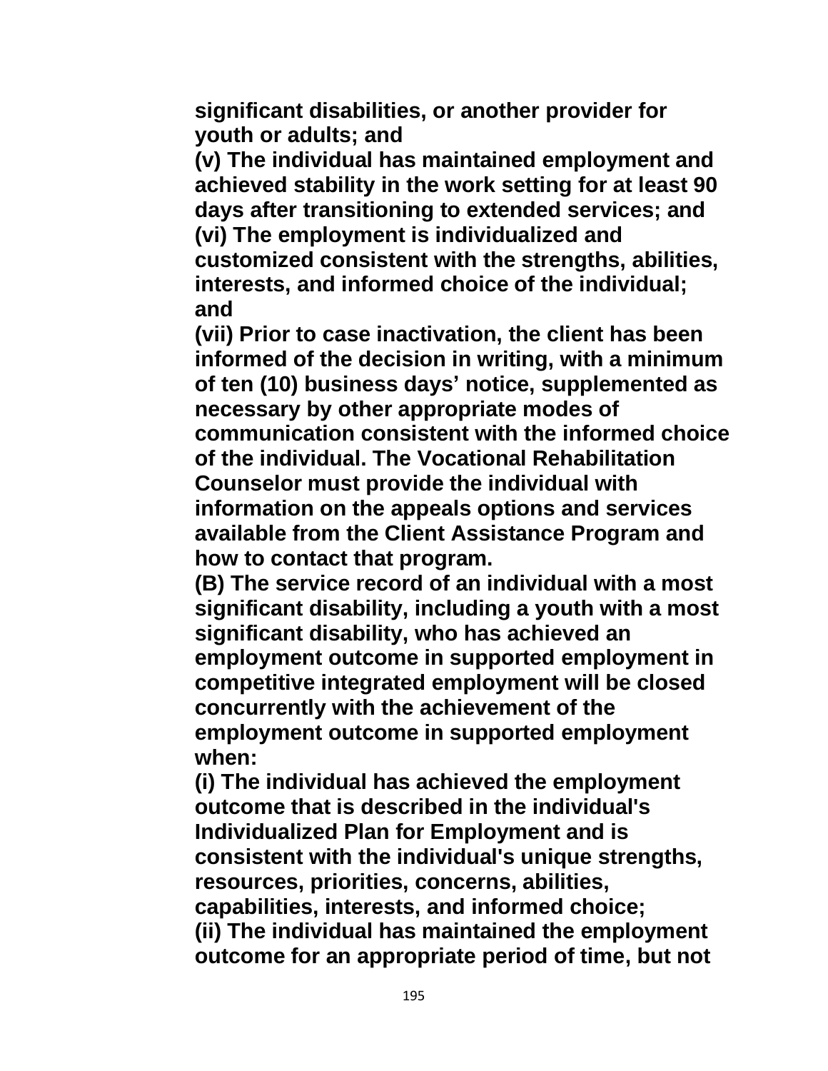**significant disabilities, or another provider for youth or adults; and**

**(v) The individual has maintained employment and achieved stability in the work setting for at least 90 days after transitioning to extended services; and**

**(vi) The employment is individualized and customized consistent with the strengths, abilities, interests, and informed choice of the individual; and**

**(vii) Prior to case inactivation, the client has been informed of the decision in writing, with a minimum of ten (10) business days' notice, supplemented as necessary by other appropriate modes of communication consistent with the informed choice of the individual. The Vocational Rehabilitation Counselor must provide the individual with information on the appeals options and services available from the Client Assistance Program and how to contact that program.**

**(B) The service record of an individual with a most significant disability, including a youth with a most significant disability, who has achieved an employment outcome in supported employment in competitive integrated employment will be closed concurrently with the achievement of the employment outcome in supported employment when:**

**(i) The individual has achieved the employment outcome that is described in the individual's Individualized Plan for Employment and is consistent with the individual's unique strengths, resources, priorities, concerns, abilities, capabilities, interests, and informed choice;**

**(ii) The individual has maintained the employment outcome for an appropriate period of time, but not**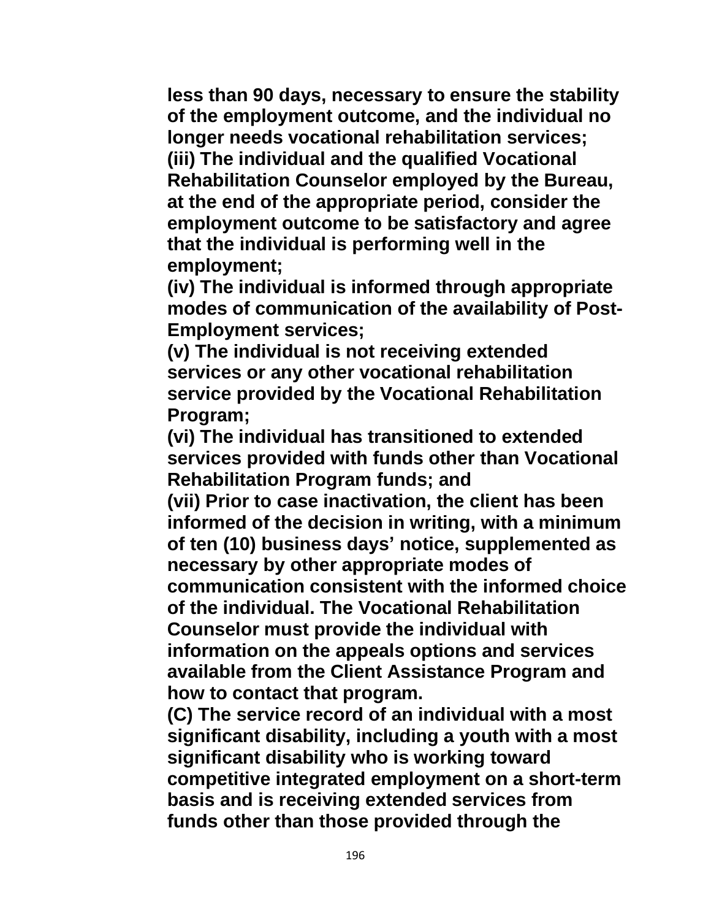**less than 90 days, necessary to ensure the stability of the employment outcome, and the individual no longer needs vocational rehabilitation services;**
**(iii) The individual and the qualified Vocational Rehabilitation Counselor employed by the Bureau, at the end of the appropriate period, consider the employment outcome to be satisfactory and agree that the individual is performing well in the employment;**
**(iv) The individual is informed through appropriate modes of communication of the availability of Post-Employment services;**
**(v) The individual is not receiving extended services or any other vocational rehabilitation service provided by the Vocational Rehabilitation Program;**
**(vi) The individual has transitioned to extended services provided with funds other than Vocational Rehabilitation Program funds; and**
**(vii) Prior to case inactivation, the client has been informed of the decision in writing, with a minimum of ten (10) business days' notice, supplemented as necessary by other appropriate modes of communication consistent with the informed choice of the individual. The Vocational Rehabilitation Counselor must provide the individual with information on the appeals options and services available from the Client Assistance Program and how to contact that program.**
**(C) The service record of an individual with a most significant disability, including a youth with a most significant disability who is working toward competitive integrated employment on a short-term basis and is receiving extended services from funds other than those provided through the**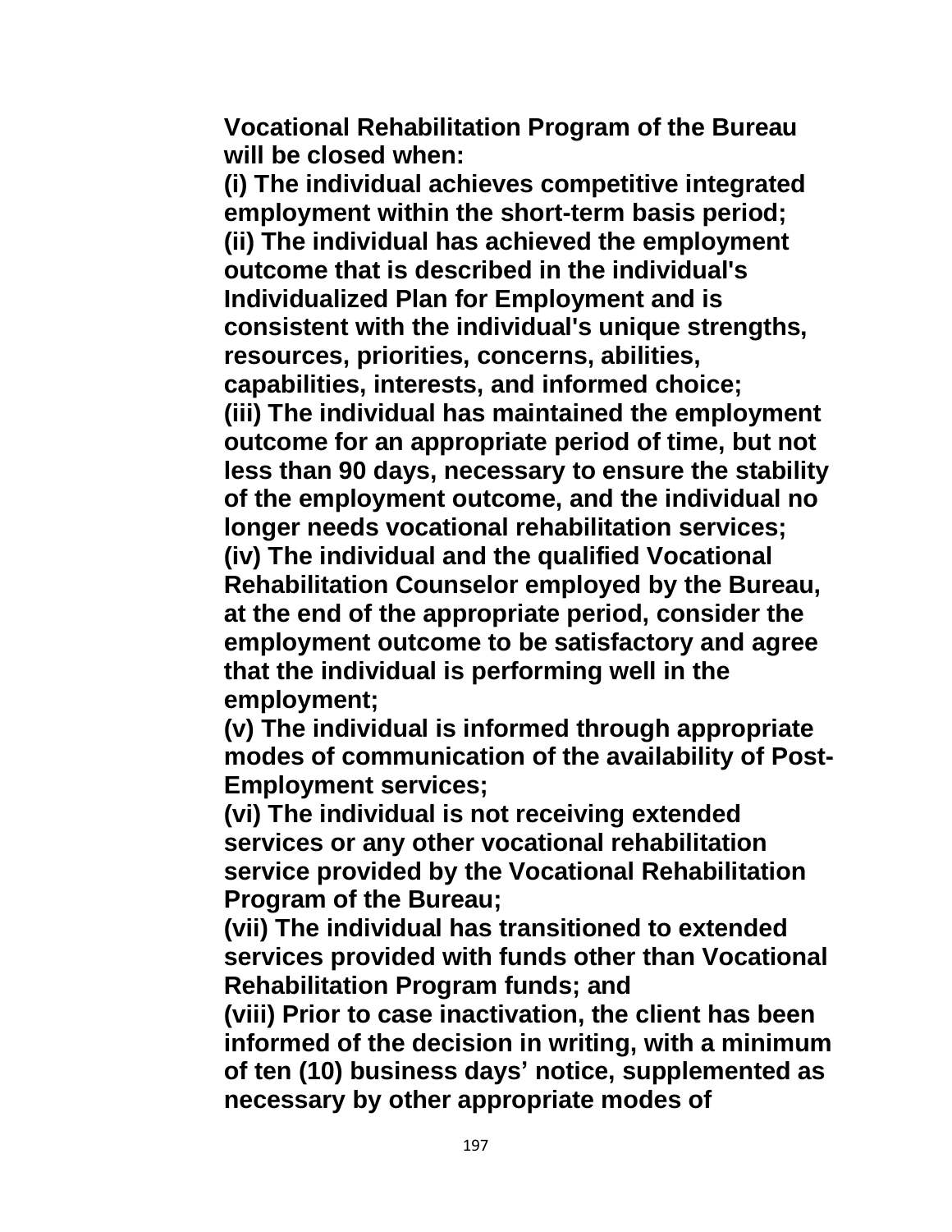**Vocational Rehabilitation Program of the Bureau will be closed when:**

**(i) The individual achieves competitive integrated employment within the short-term basis period;**

**(ii) The individual has achieved the employment outcome that is described in the individual's Individualized Plan for Employment and is consistent with the individual's unique strengths, resources, priorities, concerns, abilities, capabilities, interests, and informed choice;**

**(iii) The individual has maintained the employment outcome for an appropriate period of time, but not less than 90 days, necessary to ensure the stability of the employment outcome, and the individual no longer needs vocational rehabilitation services;**

**(iv) The individual and the qualified Vocational Rehabilitation Counselor employed by the Bureau, at the end of the appropriate period, consider the employment outcome to be satisfactory and agree that the individual is performing well in the employment;**

**(v) The individual is informed through appropriate modes of communication of the availability of Post-Employment services;**

**(vi) The individual is not receiving extended services or any other vocational rehabilitation service provided by the Vocational Rehabilitation Program of the Bureau;**

**(vii) The individual has transitioned to extended services provided with funds other than Vocational Rehabilitation Program funds; and**

**(viii) Prior to case inactivation, the client has been informed of the decision in writing, with a minimum of ten (10) business days' notice, supplemented as necessary by other appropriate modes of**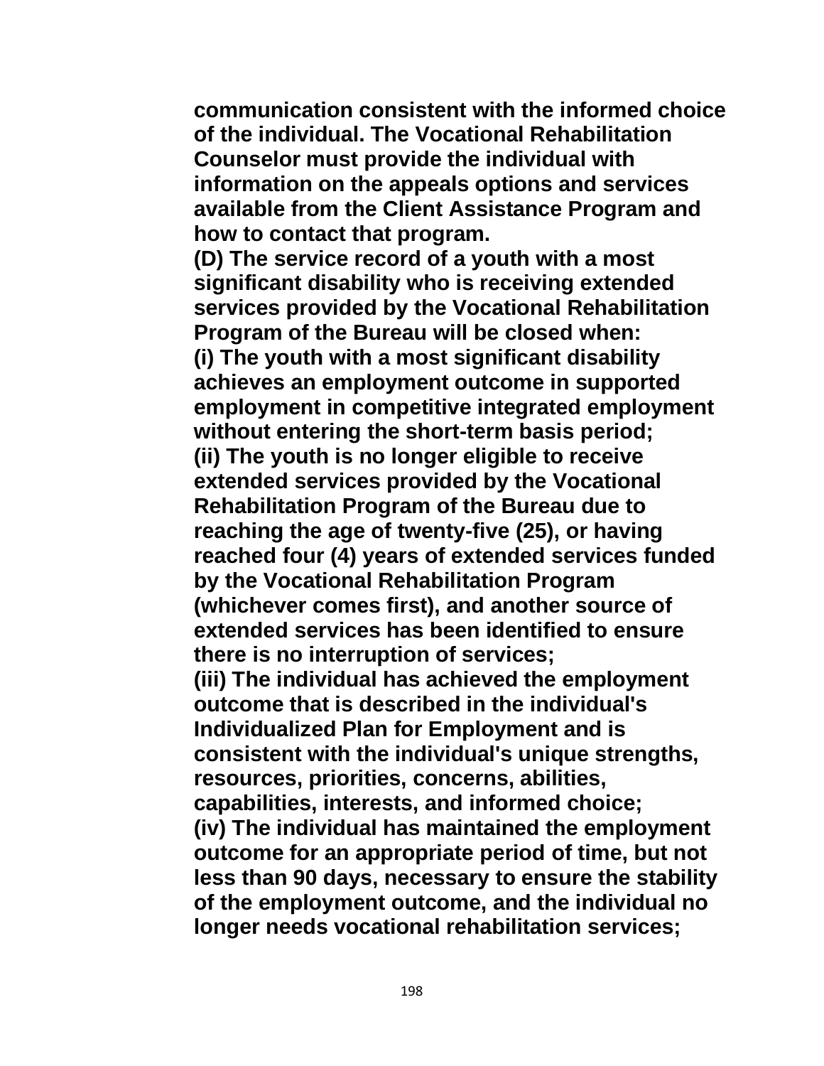**communication consistent with the informed choice of the individual. The Vocational Rehabilitation Counselor must provide the individual with information on the appeals options and services available from the Client Assistance Program and how to contact that program.**

**(D) The service record of a youth with a most significant disability who is receiving extended services provided by the Vocational Rehabilitation Program of the Bureau will be closed when:**

**(i) The youth with a most significant disability achieves an employment outcome in supported employment in competitive integrated employment without entering the short-term basis period;**

**(ii) The youth is no longer eligible to receive extended services provided by the Vocational Rehabilitation Program of the Bureau due to reaching the age of twenty-five (25), or having reached four (4) years of extended services funded by the Vocational Rehabilitation Program (whichever comes first), and another source of extended services has been identified to ensure there is no interruption of services;**

**(iii) The individual has achieved the employment outcome that is described in the individual's Individualized Plan for Employment and is consistent with the individual's unique strengths, resources, priorities, concerns, abilities, capabilities, interests, and informed choice;**

**(iv) The individual has maintained the employment outcome for an appropriate period of time, but not less than 90 days, necessary to ensure the stability of the employment outcome, and the individual no longer needs vocational rehabilitation services;**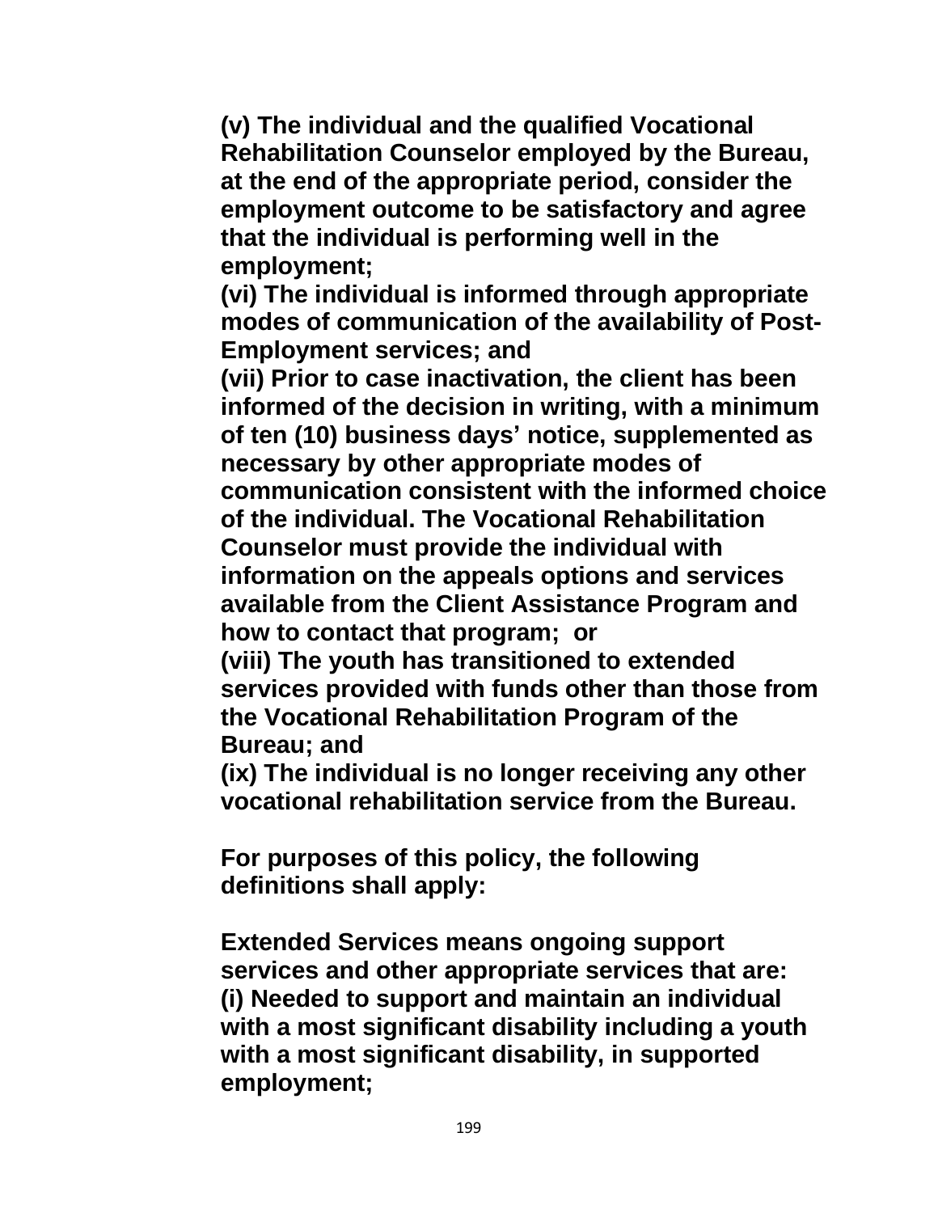**(v) The individual and the qualified Vocational Rehabilitation Counselor employed by the Bureau, at the end of the appropriate period, consider the employment outcome to be satisfactory and agree that the individual is performing well in the employment;**
**(vi) The individual is informed through appropriate modes of communication of the availability of Post-Employment services; and**
**(vii) Prior to case inactivation, the client has been informed of the decision in writing, with a minimum of ten (10) business days' notice, supplemented as necessary by other appropriate modes of communication consistent with the informed choice of the individual. The Vocational Rehabilitation Counselor must provide the individual with information on the appeals options and services available from the Client Assistance Program and how to contact that program; or**
**(viii) The youth has transitioned to extended services provided with funds other than those from the Vocational Rehabilitation Program of the Bureau; and**
**(ix) The individual is no longer receiving any other vocational rehabilitation service from the Bureau.**

**For purposes of this policy, the following definitions shall apply:**

**Extended Services means ongoing support services and other appropriate services that are:**
**(i) Needed to support and maintain an individual with a most significant disability including a youth with a most significant disability, in supported employment;**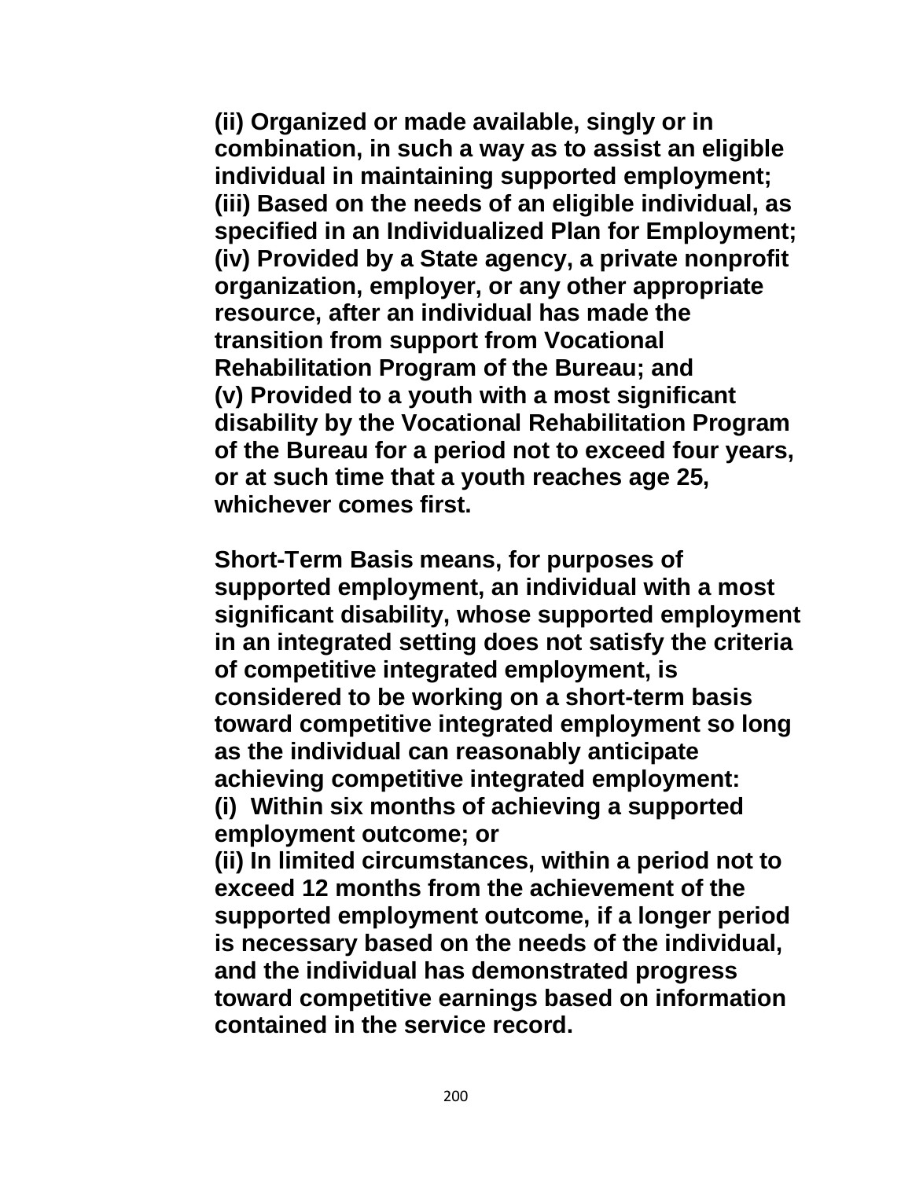**(ii) Organized or made available, singly or in combination, in such a way as to assist an eligible individual in maintaining supported employment;**
**(iii) Based on the needs of an eligible individual, as specified in an Individualized Plan for Employment;**
**(iv) Provided by a State agency, a private nonprofit organization, employer, or any other appropriate resource, after an individual has made the transition from support from Vocational Rehabilitation Program of the Bureau; and**
**(v) Provided to a youth with a most significant disability by the Vocational Rehabilitation Program of the Bureau for a period not to exceed four years, or at such time that a youth reaches age 25, whichever comes first.**

**Short-Term Basis means, for purposes of supported employment, an individual with a most significant disability, whose supported employment in an integrated setting does not satisfy the criteria of competitive integrated employment, is considered to be working on a short-term basis toward competitive integrated employment so long as the individual can reasonably anticipate achieving competitive integrated employment:**
**(i) Within six months of achieving a supported employment outcome; or**
**(ii) In limited circumstances, within a period not to exceed 12 months from the achievement of the supported employment outcome, if a longer period is necessary based on the needs of the individual, and the individual has demonstrated progress toward competitive earnings based on information contained in the service record.**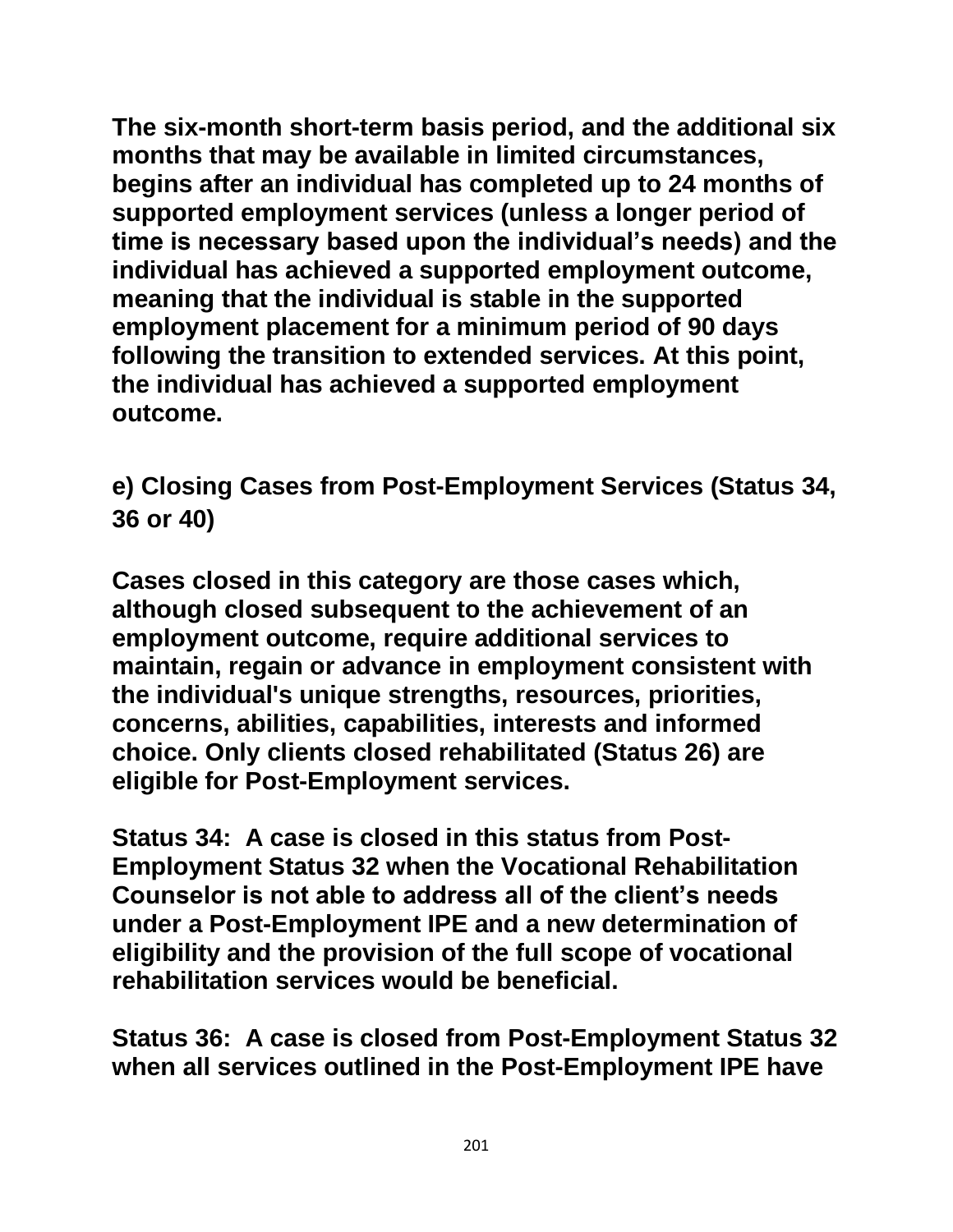**The six-month short-term basis period, and the additional six months that may be available in limited circumstances, begins after an individual has completed up to 24 months of supported employment services (unless a longer period of time is necessary based upon the individual's needs) and the individual has achieved a supported employment outcome, meaning that the individual is stable in the supported employment placement for a minimum period of 90 days following the transition to extended services. At this point, the individual has achieved a supported employment outcome.**

### e) Closing Cases from Post-Employment Services (Status 34, 36 or 40)

**Cases closed in this category are those cases which, although closed subsequent to the achievement of an employment outcome, require additional services to maintain, regain or advance in employment consistent with the individual's unique strengths, resources, priorities, concerns, abilities, capabilities, interests and informed choice. Only clients closed rehabilitated (Status 26) are eligible for Post-Employment services.**

**Status 34: A case is closed in this status from Post-Employment Status 32 when the Vocational Rehabilitation Counselor is not able to address all of the client's needs under a Post-Employment IPE and a new determination of eligibility and the provision of the full scope of vocational rehabilitation services would be beneficial.**

**Status 36: A case is closed from Post-Employment Status 32 when all services outlined in the Post-Employment IPE have**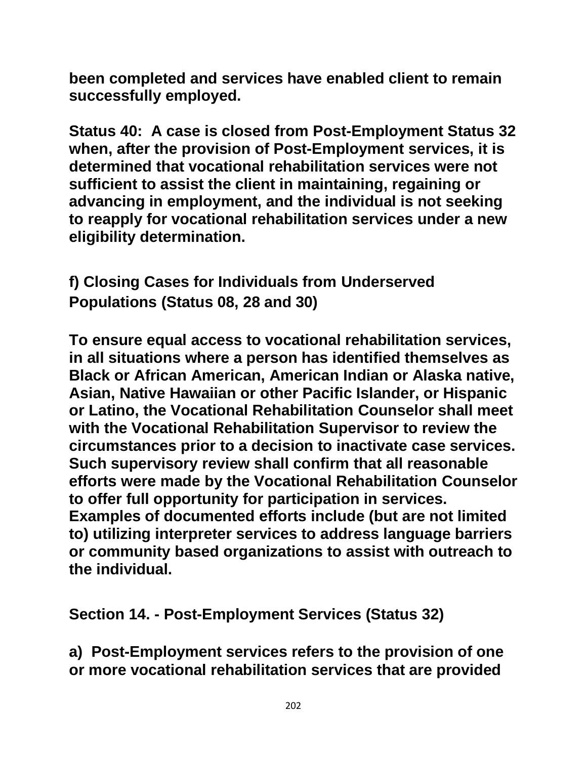**been completed and services have enabled client to remain successfully employed.**

**Status 40: A case is closed from Post-Employment Status 32 when, after the provision of Post-Employment services, it is determined that vocational rehabilitation services were not sufficient to assist the client in maintaining, regaining or advancing in employment, and the individual is not seeking to reapply for vocational rehabilitation services under a new eligibility determination.**

### f) Closing Cases for Individuals from Underserved Populations (Status 08, 28 and 30)

**To ensure equal access to vocational rehabilitation services, in all situations where a person has identified themselves as Black or African American, American Indian or Alaska native, Asian, Native Hawaiian or other Pacific Islander, or Hispanic or Latino, the Vocational Rehabilitation Counselor shall meet with the Vocational Rehabilitation Supervisor to review the circumstances prior to a decision to inactivate case services. Such supervisory review shall confirm that all reasonable efforts were made by the Vocational Rehabilitation Counselor to offer full opportunity for participation in services. Examples of documented efforts include (but are not limited to) utilizing interpreter services to address language barriers or community based organizations to assist with outreach to the individual.**

## Section 14. - Post-Employment Services (Status 32)

**a) Post-Employment services refers to the provision of one or more vocational rehabilitation services that are provided**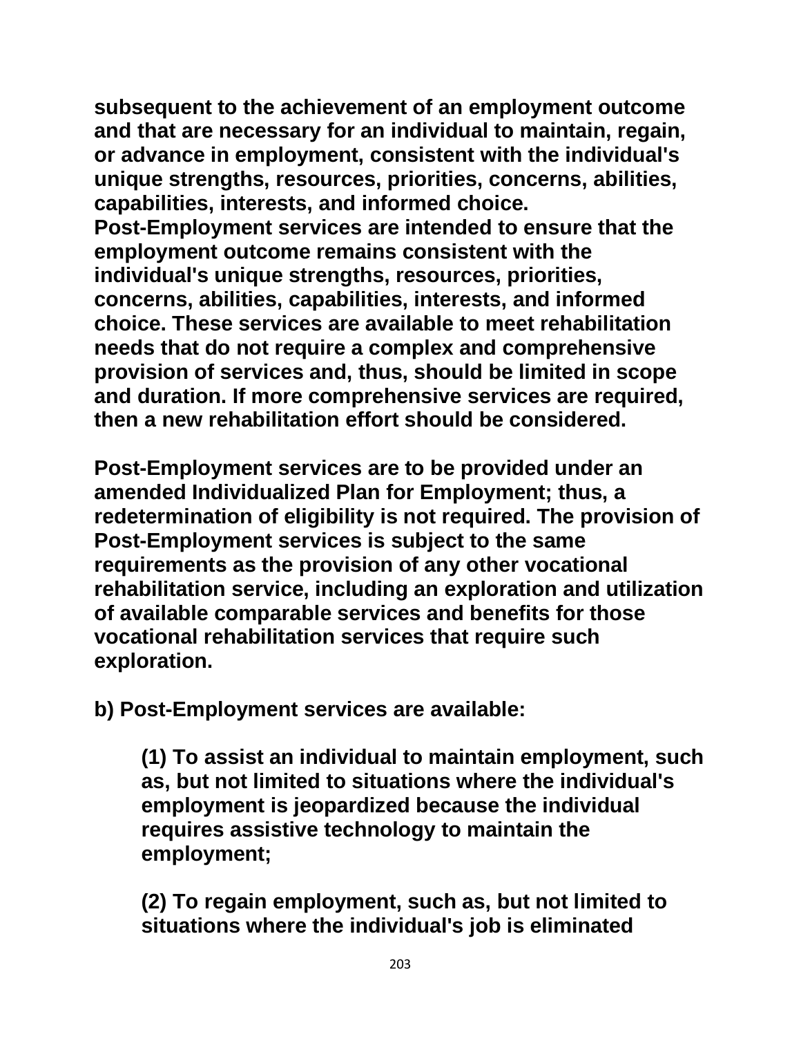**subsequent to the achievement of an employment outcome and that are necessary for an individual to maintain, regain, or advance in employment, consistent with the individual's unique strengths, resources, priorities, concerns, abilities, capabilities, interests, and informed choice. Post-Employment services are intended to ensure that the employment outcome remains consistent with the individual's unique strengths, resources, priorities, concerns, abilities, capabilities, interests, and informed choice. These services are available to meet rehabilitation needs that do not require a complex and comprehensive provision of services and, thus, should be limited in scope and duration. If more comprehensive services are required, then a new rehabilitation effort should be considered.**

**Post-Employment services are to be provided under an amended Individualized Plan for Employment; thus, a redetermination of eligibility is not required. The provision of Post-Employment services is subject to the same requirements as the provision of any other vocational rehabilitation service, including an exploration and utilization of available comparable services and benefits for those vocational rehabilitation services that require such exploration.**

**b) Post-Employment services are available:**

> **(1) To assist an individual to maintain employment, such as, but not limited to situations where the individual's employment is jeopardized because the individual requires assistive technology to maintain the employment;**
>
> **(2) To regain employment, such as, but not limited to situations where the individual's job is eliminated**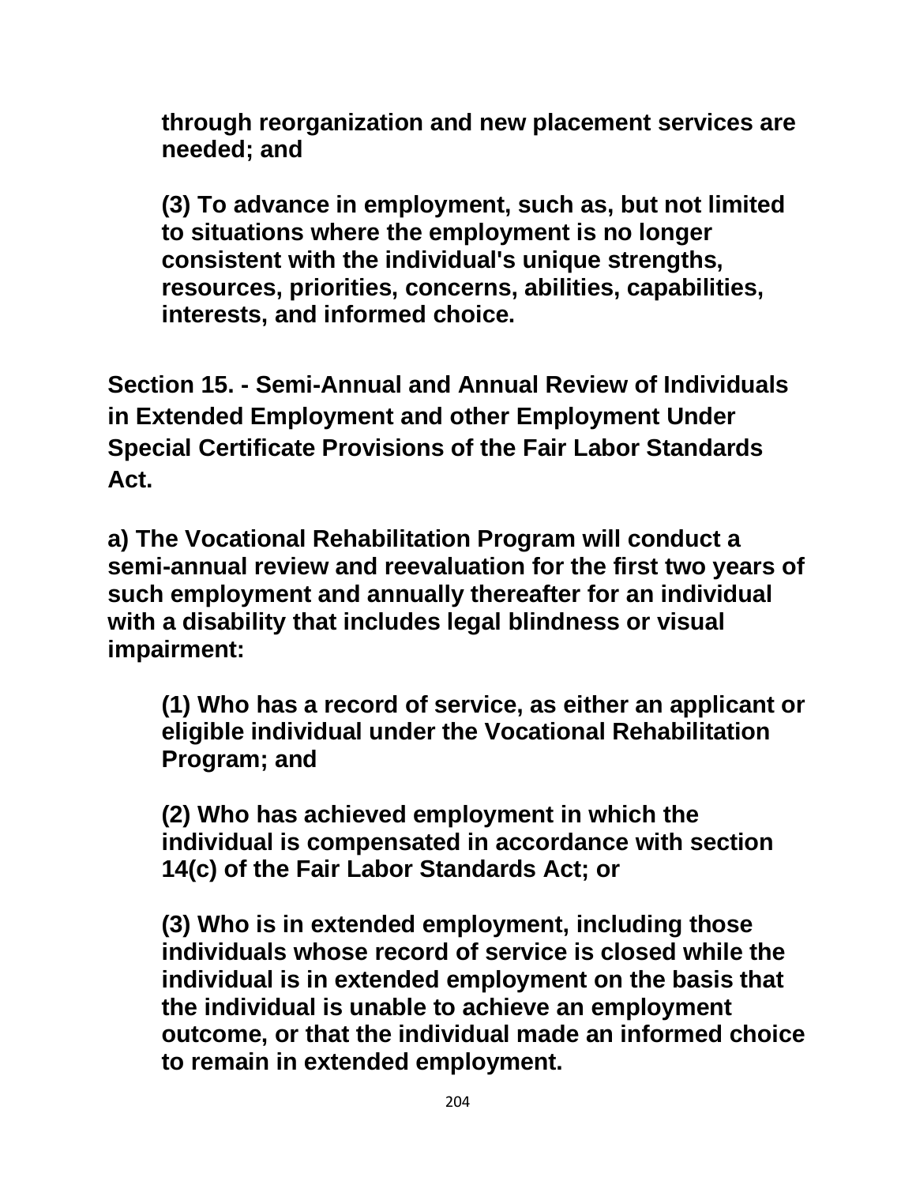**through reorganization and new placement services are needed; and**

**(3) To advance in employment, such as, but not limited to situations where the employment is no longer consistent with the individual's unique strengths, resources, priorities, concerns, abilities, capabilities, interests, and informed choice.**

## Section 15. - Semi-Annual and Annual Review of Individuals in Extended Employment and other Employment Under Special Certificate Provisions of the Fair Labor Standards Act.

**a) The Vocational Rehabilitation Program will conduct a semi-annual review and reevaluation for the first two years of such employment and annually thereafter for an individual with a disability that includes legal blindness or visual impairment:**

**(1) Who has a record of service, as either an applicant or eligible individual under the Vocational Rehabilitation Program; and**

**(2) Who has achieved employment in which the individual is compensated in accordance with section 14(c) of the Fair Labor Standards Act; or**

**(3) Who is in extended employment, including those individuals whose record of service is closed while the individual is in extended employment on the basis that the individual is unable to achieve an employment outcome, or that the individual made an informed choice to remain in extended employment.**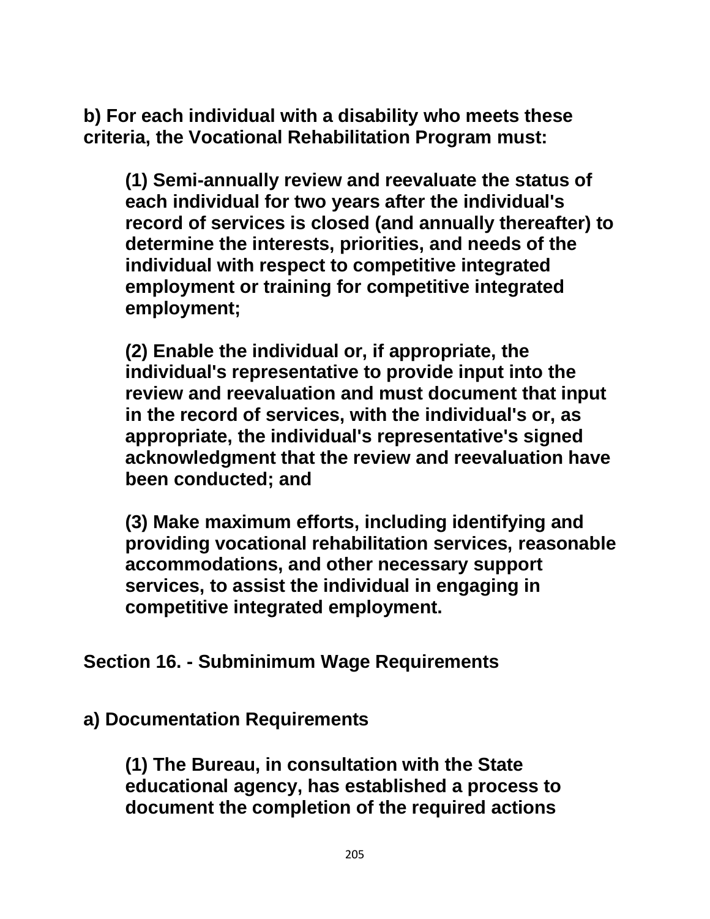**b) For each individual with a disability who meets these criteria, the Vocational Rehabilitation Program must:**

> **(1) Semi-annually review and reevaluate the status of each individual for two years after the individual's record of services is closed (and annually thereafter) to determine the interests, priorities, and needs of the individual with respect to competitive integrated employment or training for competitive integrated employment;**
>
> **(2) Enable the individual or, if appropriate, the individual's representative to provide input into the review and reevaluation and must document that input in the record of services, with the individual's or, as appropriate, the individual's representative's signed acknowledgment that the review and reevaluation have been conducted; and**
>
> **(3) Make maximum efforts, including identifying and providing vocational rehabilitation services, reasonable accommodations, and other necessary support services, to assist the individual in engaging in competitive integrated employment.**

## Section 16. - Subminimum Wage Requirements

### a) Documentation Requirements

> **(1) The Bureau, in consultation with the State educational agency, has established a process to document the completion of the required actions**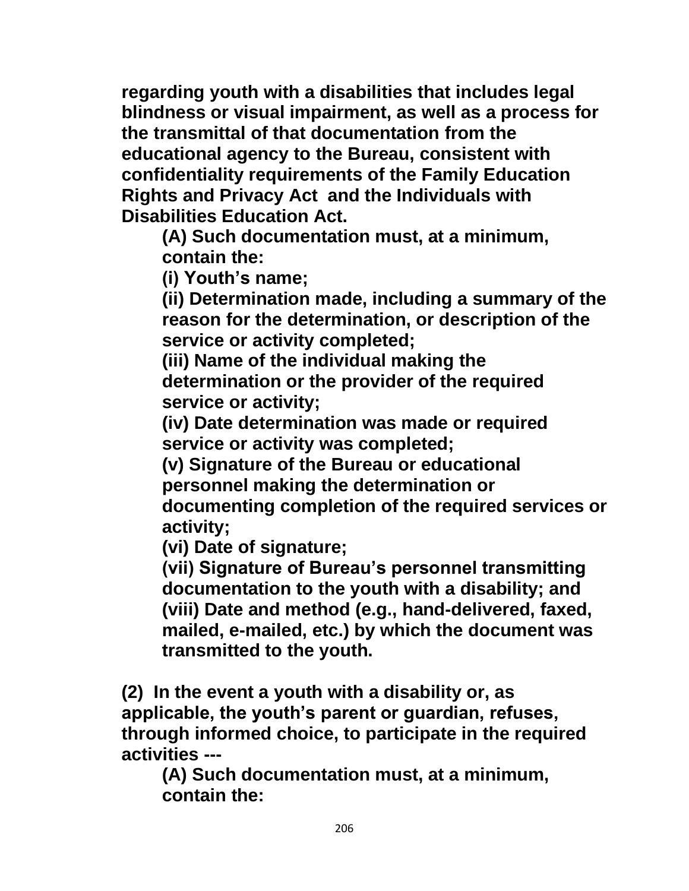**regarding youth with a disabilities that includes legal blindness or visual impairment, as well as a process for the transmittal of that documentation from the educational agency to the Bureau, consistent with confidentiality requirements of the Family Education Rights and Privacy Act and the Individuals with Disabilities Education Act.**

**(A) Such documentation must, at a minimum, contain the:**

**(i) Youth's name;**

**(ii) Determination made, including a summary of the reason for the determination, or description of the service or activity completed;**

**(iii) Name of the individual making the determination or the provider of the required service or activity;**

**(iv) Date determination was made or required service or activity was completed;**

**(v) Signature of the Bureau or educational personnel making the determination or documenting completion of the required services or activity;**

**(vi) Date of signature;**

**(vii) Signature of Bureau's personnel transmitting documentation to the youth with a disability; and**

**(viii) Date and method (e.g., hand-delivered, faxed, mailed, e-mailed, etc.) by which the document was transmitted to the youth.**

**(2) In the event a youth with a disability or, as applicable, the youth's parent or guardian, refuses, through informed choice, to participate in the required activities ---**

**(A) Such documentation must, at a minimum, contain the:**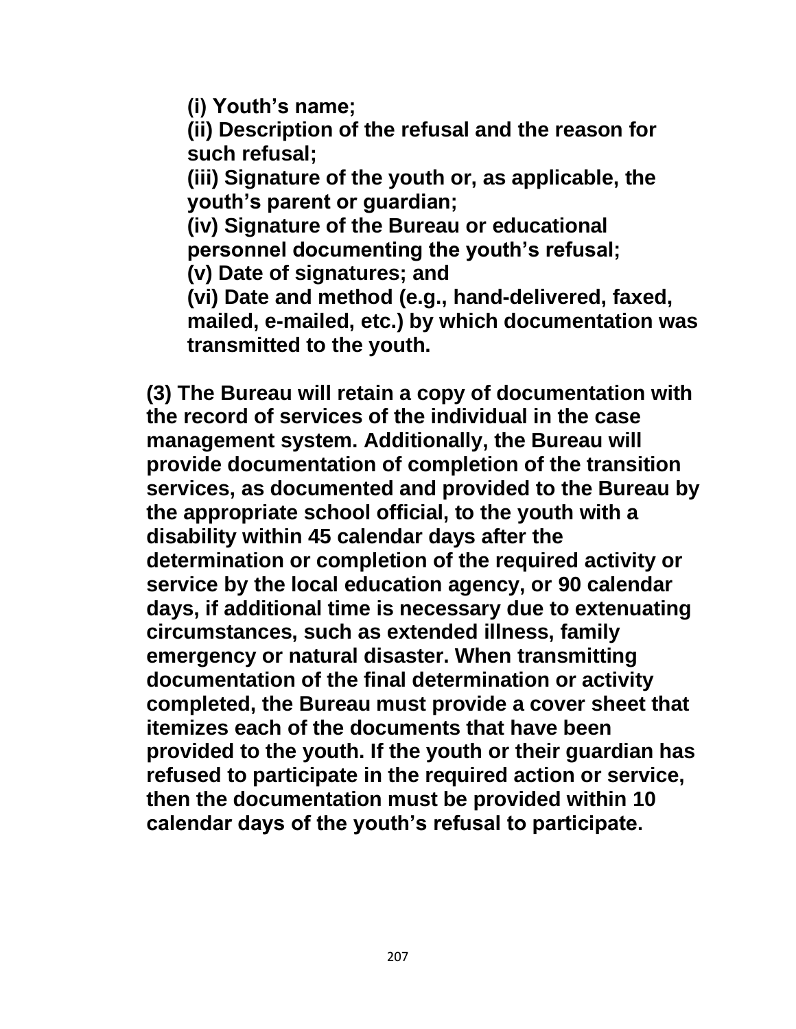**(i) Youth's name;**
**(ii) Description of the refusal and the reason for such refusal;**
**(iii) Signature of the youth or, as applicable, the youth's parent or guardian;**
**(iv) Signature of the Bureau or educational personnel documenting the youth's refusal;**
**(v) Date of signatures; and**
**(vi) Date and method (e.g., hand-delivered, faxed, mailed, e-mailed, etc.) by which documentation was transmitted to the youth.**

**(3) The Bureau will retain a copy of documentation with the record of services of the individual in the case management system. Additionally, the Bureau will provide documentation of completion of the transition services, as documented and provided to the Bureau by the appropriate school official, to the youth with a disability within 45 calendar days after the determination or completion of the required activity or service by the local education agency, or 90 calendar days, if additional time is necessary due to extenuating circumstances, such as extended illness, family emergency or natural disaster. When transmitting documentation of the final determination or activity completed, the Bureau must provide a cover sheet that itemizes each of the documents that have been provided to the youth. If the youth or their guardian has refused to participate in the required action or service, then the documentation must be provided within 10 calendar days of the youth's refusal to participate.**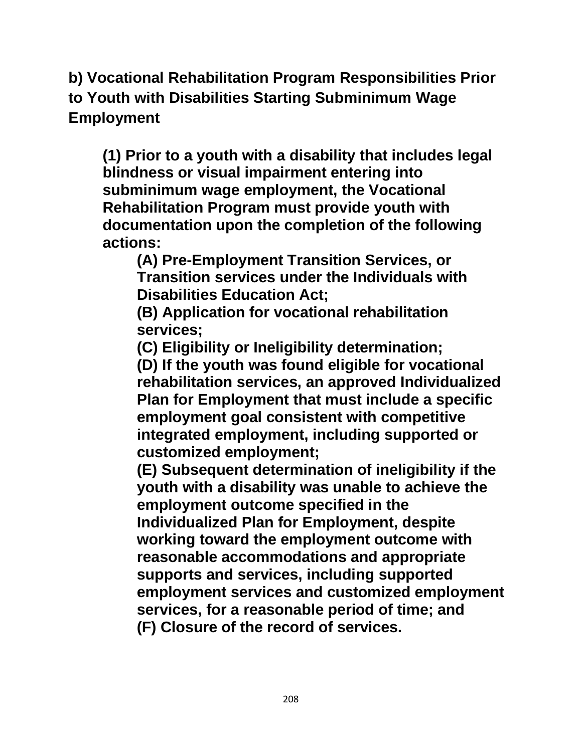## b) Vocational Rehabilitation Program Responsibilities Prior to Youth with Disabilities Starting Subminimum Wage Employment

**(1) Prior to a youth with a disability that includes legal blindness or visual impairment entering into subminimum wage employment, the Vocational Rehabilitation Program must provide youth with documentation upon the completion of the following actions:**

- **(A) Pre-Employment Transition Services, or Transition services under the Individuals with Disabilities Education Act;**
- **(B) Application for vocational rehabilitation services;**
- **(C) Eligibility or Ineligibility determination;**
- **(D) If the youth was found eligible for vocational rehabilitation services, an approved Individualized Plan for Employment that must include a specific employment goal consistent with competitive integrated employment, including supported or customized employment;**
- **(E) Subsequent determination of ineligibility if the youth with a disability was unable to achieve the employment outcome specified in the Individualized Plan for Employment, despite working toward the employment outcome with reasonable accommodations and appropriate supports and services, including supported employment services and customized employment services, for a reasonable period of time; and**
- **(F) Closure of the record of services.**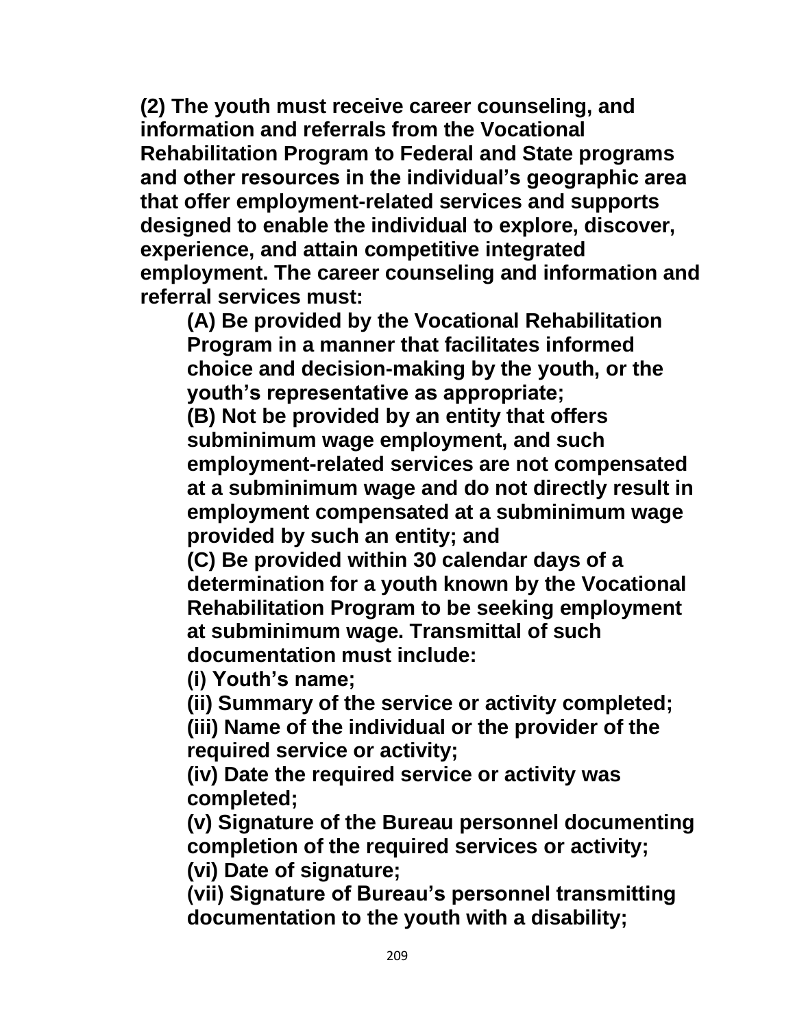**(2) The youth must receive career counseling, and information and referrals from the Vocational Rehabilitation Program to Federal and State programs and other resources in the individual's geographic area that offer employment-related services and supports designed to enable the individual to explore, discover, experience, and attain competitive integrated employment. The career counseling and information and referral services must:**

**(A) Be provided by the Vocational Rehabilitation Program in a manner that facilitates informed choice and decision-making by the youth, or the youth's representative as appropriate;**

**(B) Not be provided by an entity that offers subminimum wage employment, and such employment-related services are not compensated at a subminimum wage and do not directly result in employment compensated at a subminimum wage provided by such an entity; and**

**(C) Be provided within 30 calendar days of a determination for a youth known by the Vocational Rehabilitation Program to be seeking employment at subminimum wage. Transmittal of such documentation must include:**

**(i) Youth's name;**

**(ii) Summary of the service or activity completed;**

**(iii) Name of the individual or the provider of the required service or activity;**

**(iv) Date the required service or activity was completed;**

**(v) Signature of the Bureau personnel documenting completion of the required services or activity;**

**(vi) Date of signature;**

**(vii) Signature of Bureau's personnel transmitting documentation to the youth with a disability;**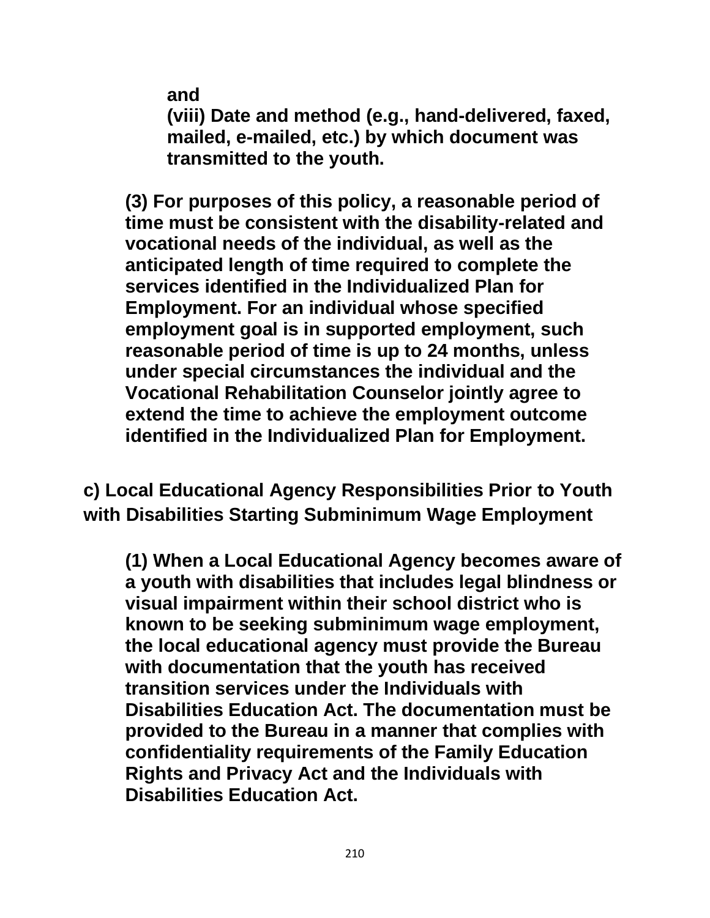**and**

**(viii) Date and method (e.g., hand-delivered, faxed, mailed, e-mailed, etc.) by which document was transmitted to the youth.**

**(3) For purposes of this policy, a reasonable period of time must be consistent with the disability-related and vocational needs of the individual, as well as the anticipated length of time required to complete the services identified in the Individualized Plan for Employment. For an individual whose specified employment goal is in supported employment, such reasonable period of time is up to 24 months, unless under special circumstances the individual and the Vocational Rehabilitation Counselor jointly agree to extend the time to achieve the employment outcome identified in the Individualized Plan for Employment.**

**c) Local Educational Agency Responsibilities Prior to Youth with Disabilities Starting Subminimum Wage Employment**

**(1) When a Local Educational Agency becomes aware of a youth with disabilities that includes legal blindness or visual impairment within their school district who is known to be seeking subminimum wage employment, the local educational agency must provide the Bureau with documentation that the youth has received transition services under the Individuals with Disabilities Education Act. The documentation must be provided to the Bureau in a manner that complies with confidentiality requirements of the Family Education Rights and Privacy Act and the Individuals with Disabilities Education Act.**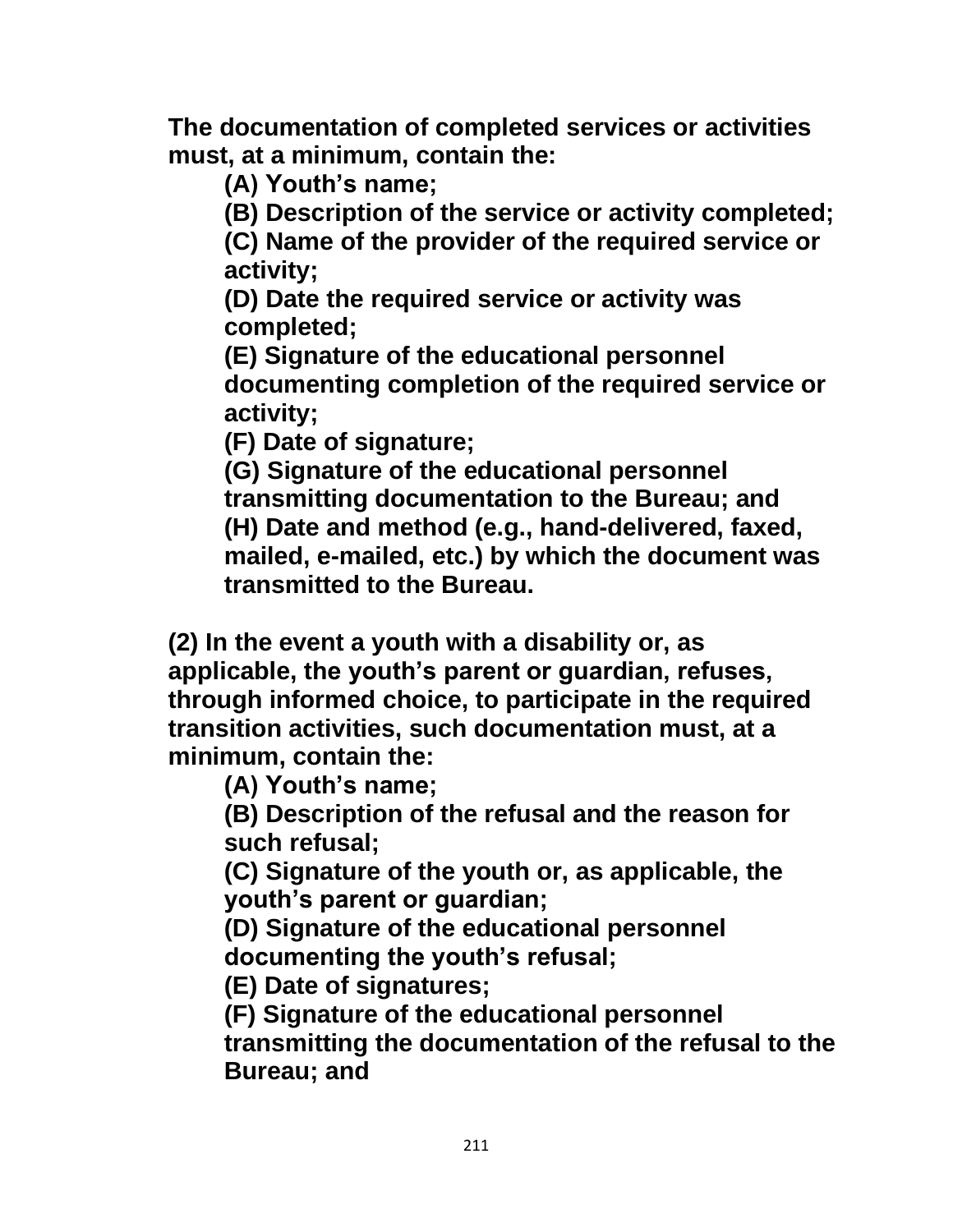**The documentation of completed services or activities must, at a minimum, contain the:**

> **(A) Youth's name;**
>
> **(B) Description of the service or activity completed;**
>
> **(C) Name of the provider of the required service or activity;**
>
> **(D) Date the required service or activity was completed;**
>
> **(E) Signature of the educational personnel documenting completion of the required service or activity;**
>
> **(F) Date of signature;**
>
> **(G) Signature of the educational personnel transmitting documentation to the Bureau; and**
>
> **(H) Date and method (e.g., hand-delivered, faxed, mailed, e-mailed, etc.) by which the document was transmitted to the Bureau.**

**(2) In the event a youth with a disability or, as applicable, the youth's parent or guardian, refuses, through informed choice, to participate in the required transition activities, such documentation must, at a minimum, contain the:**

> **(A) Youth's name;**
>
> **(B) Description of the refusal and the reason for such refusal;**
>
> **(C) Signature of the youth or, as applicable, the youth's parent or guardian;**
>
> **(D) Signature of the educational personnel documenting the youth's refusal;**
>
> **(E) Date of signatures;**
>
> **(F) Signature of the educational personnel transmitting the documentation of the refusal to the Bureau; and**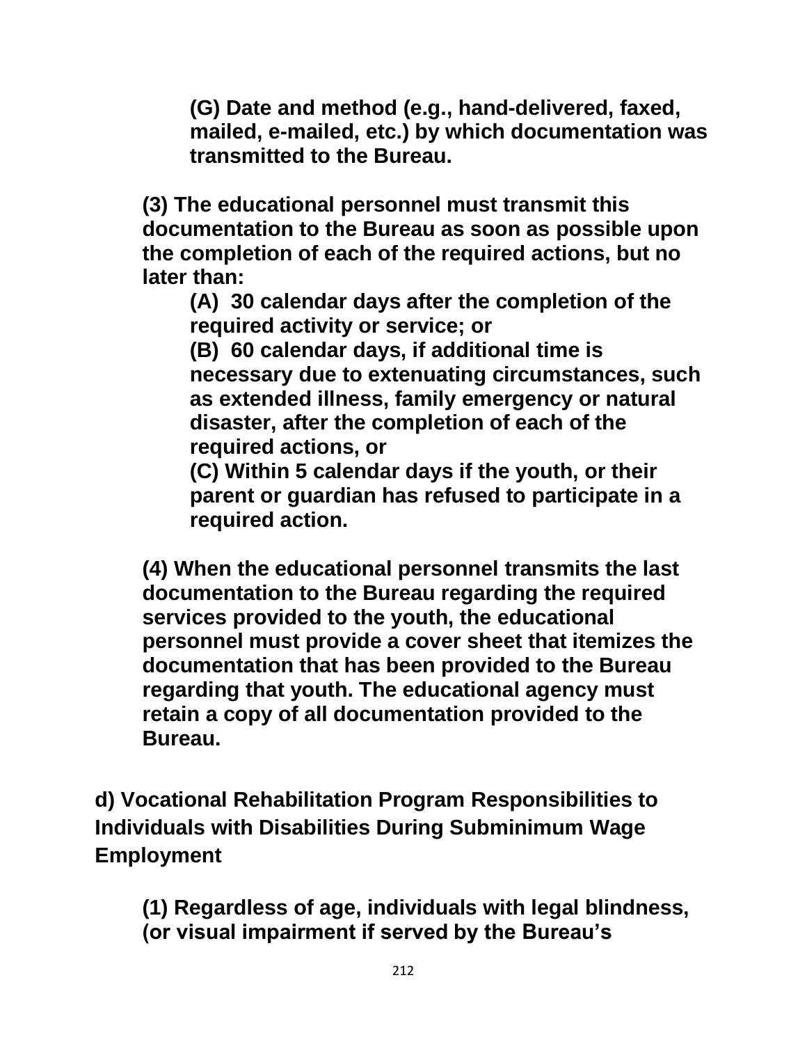**(G) Date and method (e.g., hand-delivered, faxed, mailed, e-mailed, etc.) by which documentation was transmitted to the Bureau.**

**(3) The educational personnel must transmit this documentation to the Bureau as soon as possible upon the completion of each of the required actions, but no later than:**

**(A) 30 calendar days after the completion of the required activity or service; or**

**(B) 60 calendar days, if additional time is necessary due to extenuating circumstances, such as extended illness, family emergency or natural disaster, after the completion of each of the required actions, or**

**(C) Within 5 calendar days if the youth, or their parent or guardian has refused to participate in a required action.**

**(4) When the educational personnel transmits the last documentation to the Bureau regarding the required services provided to the youth, the educational personnel must provide a cover sheet that itemizes the documentation that has been provided to the Bureau regarding that youth. The educational agency must retain a copy of all documentation provided to the Bureau.**

**d) Vocational Rehabilitation Program Responsibilities to Individuals with Disabilities During Subminimum Wage Employment**

**(1) Regardless of age, individuals with legal blindness, (or visual impairment if served by the Bureau's**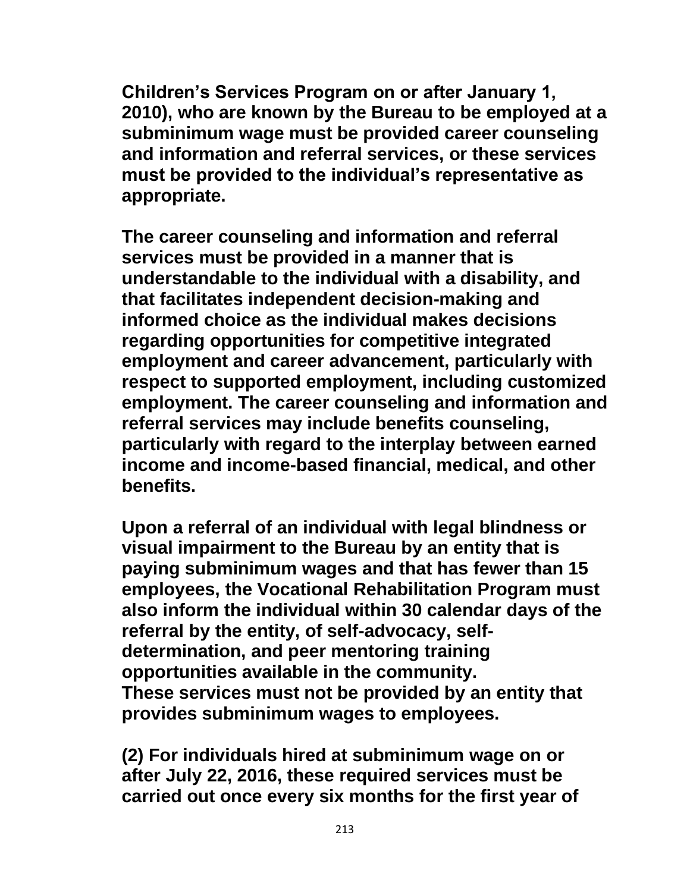**Children's Services Program on or after January 1, 2010), who are known by the Bureau to be employed at a subminimum wage must be provided career counseling and information and referral services, or these services must be provided to the individual's representative as appropriate.**

**The career counseling and information and referral services must be provided in a manner that is understandable to the individual with a disability, and that facilitates independent decision-making and informed choice as the individual makes decisions regarding opportunities for competitive integrated employment and career advancement, particularly with respect to supported employment, including customized employment. The career counseling and information and referral services may include benefits counseling, particularly with regard to the interplay between earned income and income-based financial, medical, and other benefits.**

**Upon a referral of an individual with legal blindness or visual impairment to the Bureau by an entity that is paying subminimum wages and that has fewer than 15 employees, the Vocational Rehabilitation Program must also inform the individual within 30 calendar days of the referral by the entity, of self-advocacy, self-determination, and peer mentoring training opportunities available in the community.**
**These services must not be provided by an entity that provides subminimum wages to employees.**

**(2) For individuals hired at subminimum wage on or after July 22, 2016, these required services must be carried out once every six months for the first year of**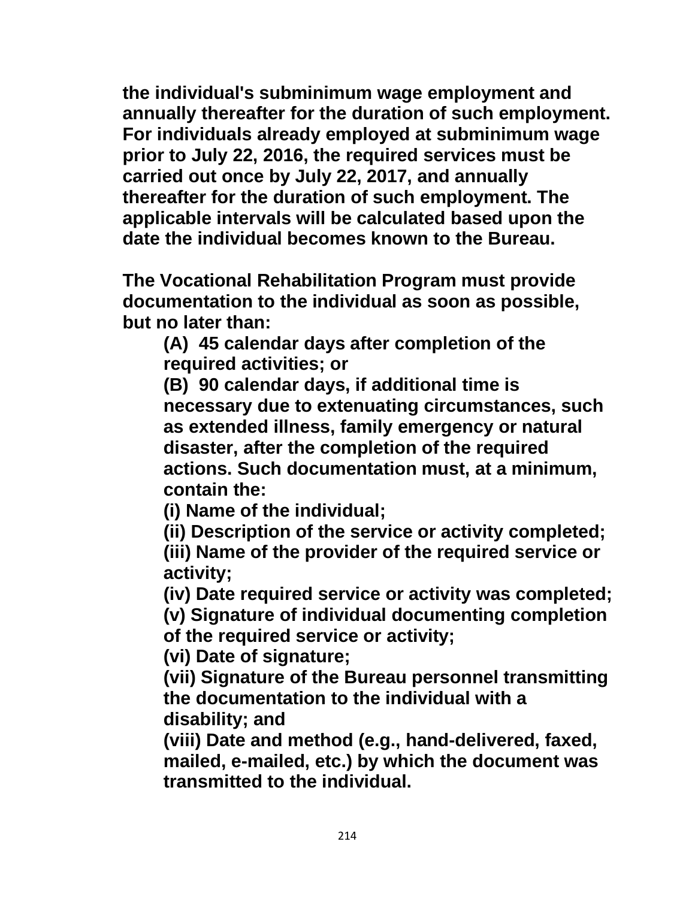**the individual's subminimum wage employment and annually thereafter for the duration of such employment. For individuals already employed at subminimum wage prior to July 22, 2016, the required services must be carried out once by July 22, 2017, and annually thereafter for the duration of such employment. The applicable intervals will be calculated based upon the date the individual becomes known to the Bureau.**

**The Vocational Rehabilitation Program must provide documentation to the individual as soon as possible, but no later than:**

> **(A) 45 calendar days after completion of the required activities; or**
>
> **(B) 90 calendar days, if additional time is necessary due to extenuating circumstances, such as extended illness, family emergency or natural disaster, after the completion of the required actions. Such documentation must, at a minimum, contain the:**
>
> **(i) Name of the individual;**
>
> **(ii) Description of the service or activity completed;**
>
> **(iii) Name of the provider of the required service or activity;**
>
> **(iv) Date required service or activity was completed;**
>
> **(v) Signature of individual documenting completion of the required service or activity;**
>
> **(vi) Date of signature;**
>
> **(vii) Signature of the Bureau personnel transmitting the documentation to the individual with a disability; and**
>
> **(viii) Date and method (e.g., hand-delivered, faxed, mailed, e-mailed, etc.) by which the document was transmitted to the individual.**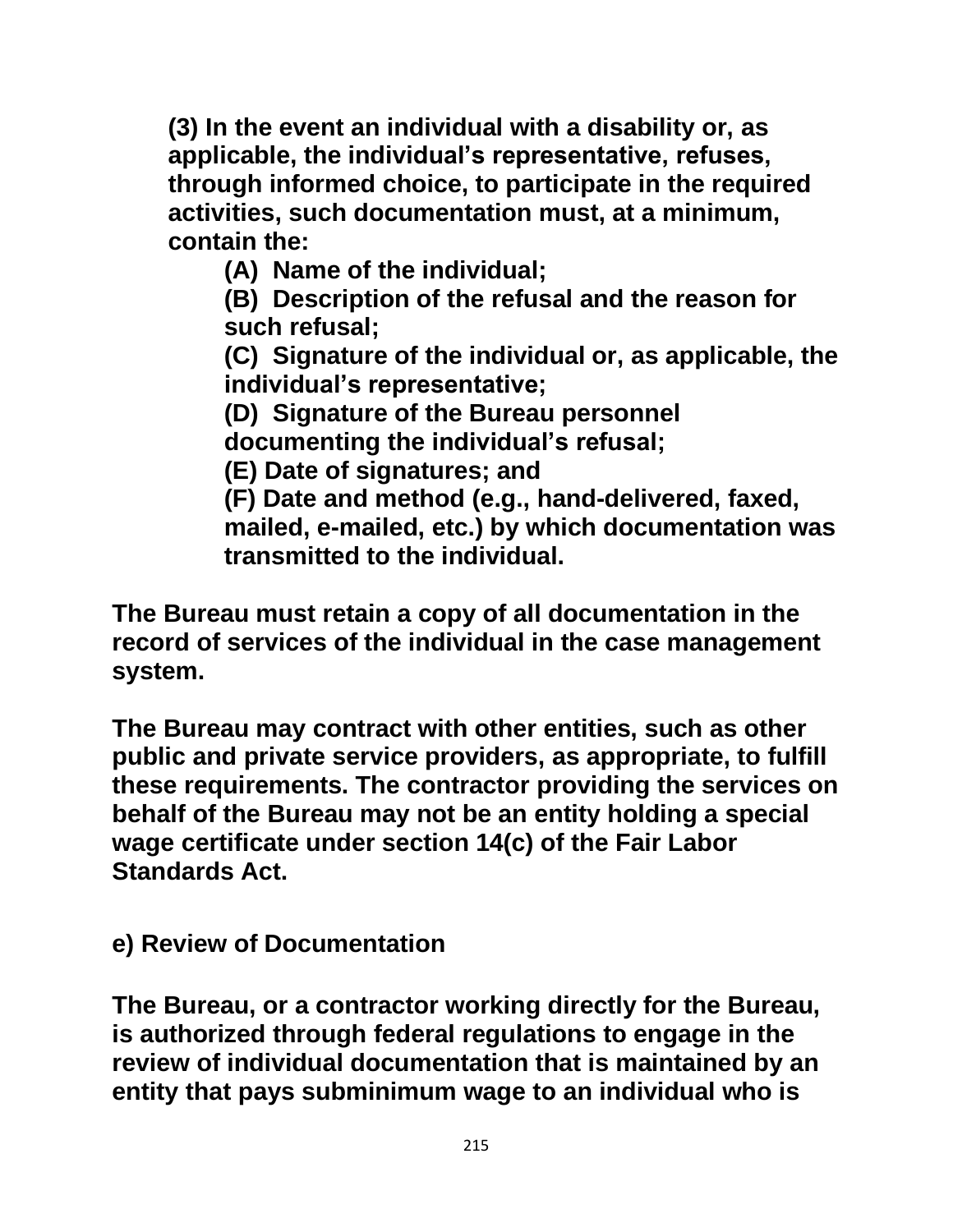**(3) In the event an individual with a disability or, as applicable, the individual's representative, refuses, through informed choice, to participate in the required activities, such documentation must, at a minimum, contain the:**

- **(A) Name of the individual;**
- **(B) Description of the refusal and the reason for such refusal;**
- **(C) Signature of the individual or, as applicable, the individual's representative;**
- **(D) Signature of the Bureau personnel documenting the individual's refusal;**
- **(E) Date of signatures; and**
- **(F) Date and method (e.g., hand-delivered, faxed, mailed, e-mailed, etc.) by which documentation was transmitted to the individual.**

**The Bureau must retain a copy of all documentation in the record of services of the individual in the case management system.**

**The Bureau may contract with other entities, such as other public and private service providers, as appropriate, to fulfill these requirements. The contractor providing the services on behalf of the Bureau may not be an entity holding a special wage certificate under section 14(c) of the Fair Labor Standards Act.**

**e) Review of Documentation**

**The Bureau, or a contractor working directly for the Bureau, is authorized through federal regulations to engage in the review of individual documentation that is maintained by an entity that pays subminimum wage to an individual who is**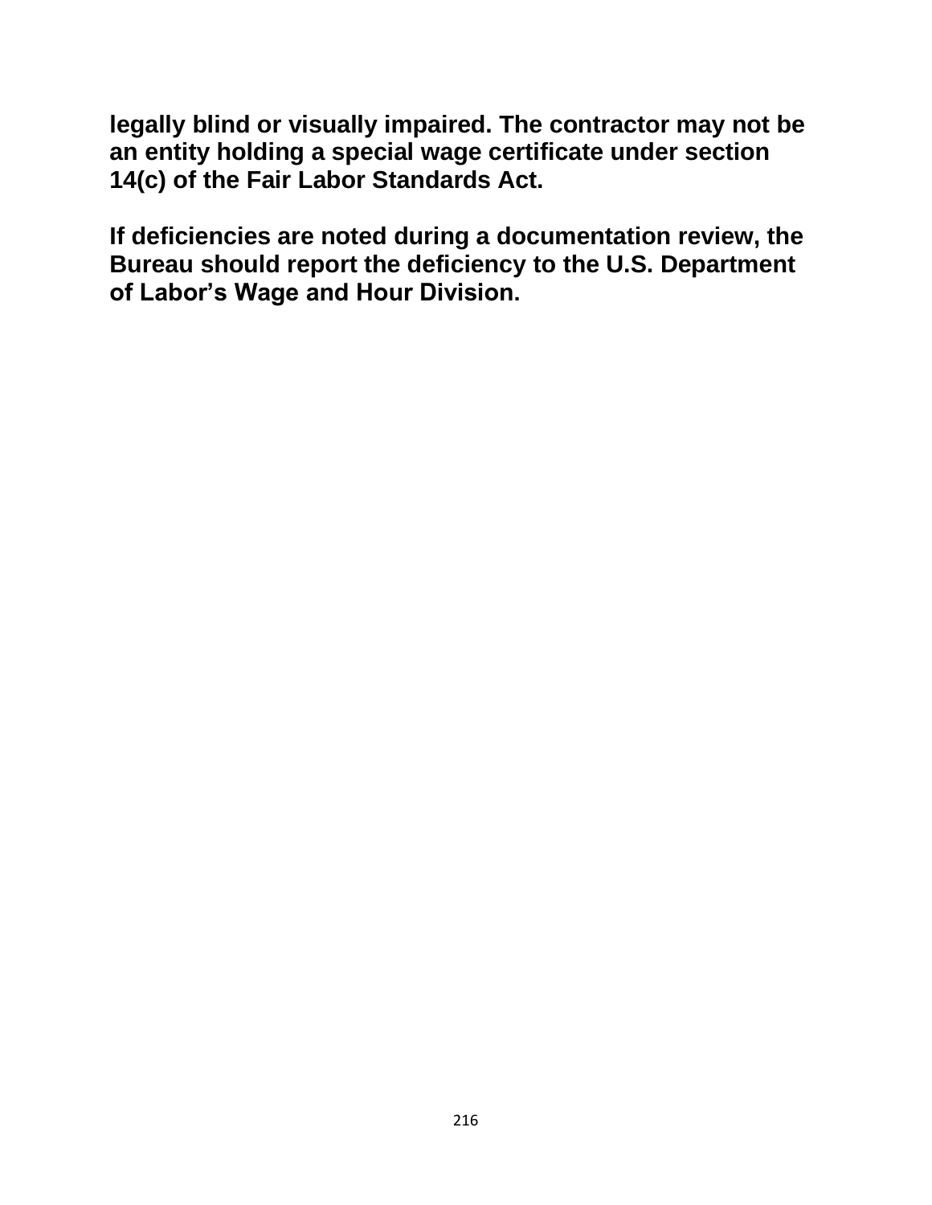**legally blind or visually impaired. The contractor may not be an entity holding a special wage certificate under section 14(c) of the Fair Labor Standards Act.**

**If deficiencies are noted during a documentation review, the Bureau should report the deficiency to the U.S. Department of Labor's Wage and Hour Division.**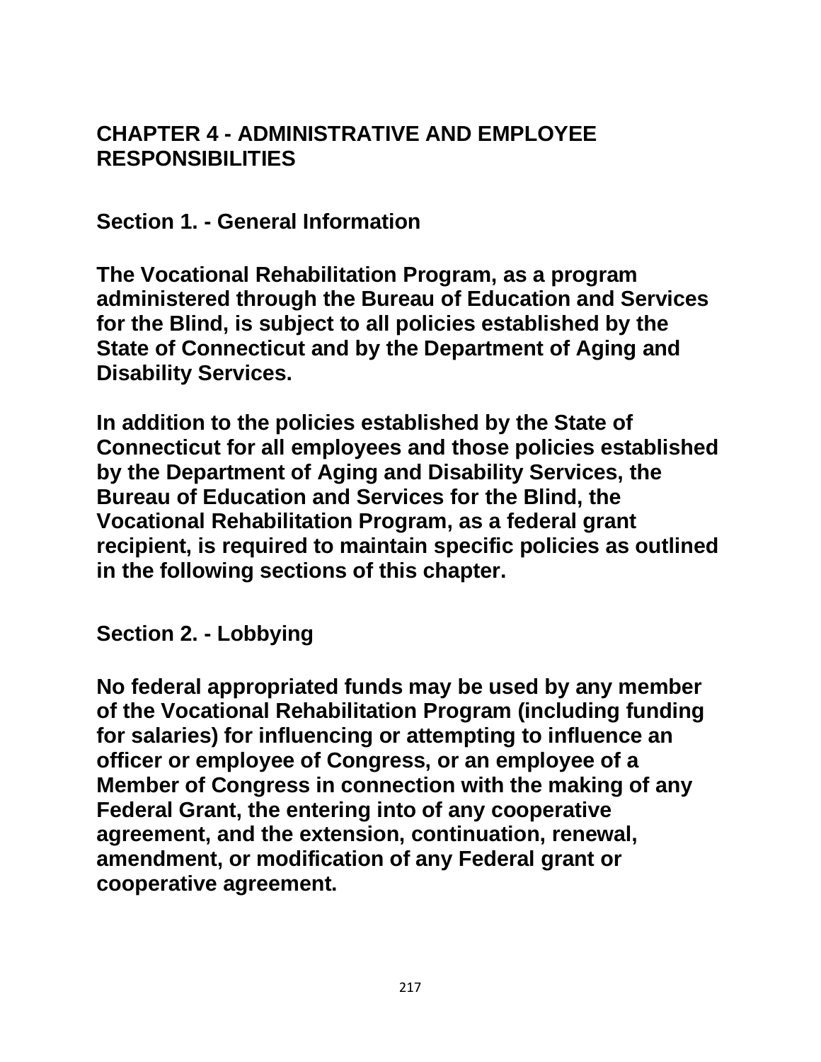# CHAPTER 4 - ADMINISTRATIVE AND EMPLOYEE RESPONSIBILITIES

## Section 1. - General Information

**The Vocational Rehabilitation Program, as a program administered through the Bureau of Education and Services for the Blind, is subject to all policies established by the State of Connecticut and by the Department of Aging and Disability Services.**

**In addition to the policies established by the State of Connecticut for all employees and those policies established by the Department of Aging and Disability Services, the Bureau of Education and Services for the Blind, the Vocational Rehabilitation Program, as a federal grant recipient, is required to maintain specific policies as outlined in the following sections of this chapter.**

## Section 2. - Lobbying

**No federal appropriated funds may be used by any member of the Vocational Rehabilitation Program (including funding for salaries) for influencing or attempting to influence an officer or employee of Congress, or an employee of a Member of Congress in connection with the making of any Federal Grant, the entering into of any cooperative agreement, and the extension, continuation, renewal, amendment, or modification of any Federal grant or cooperative agreement.**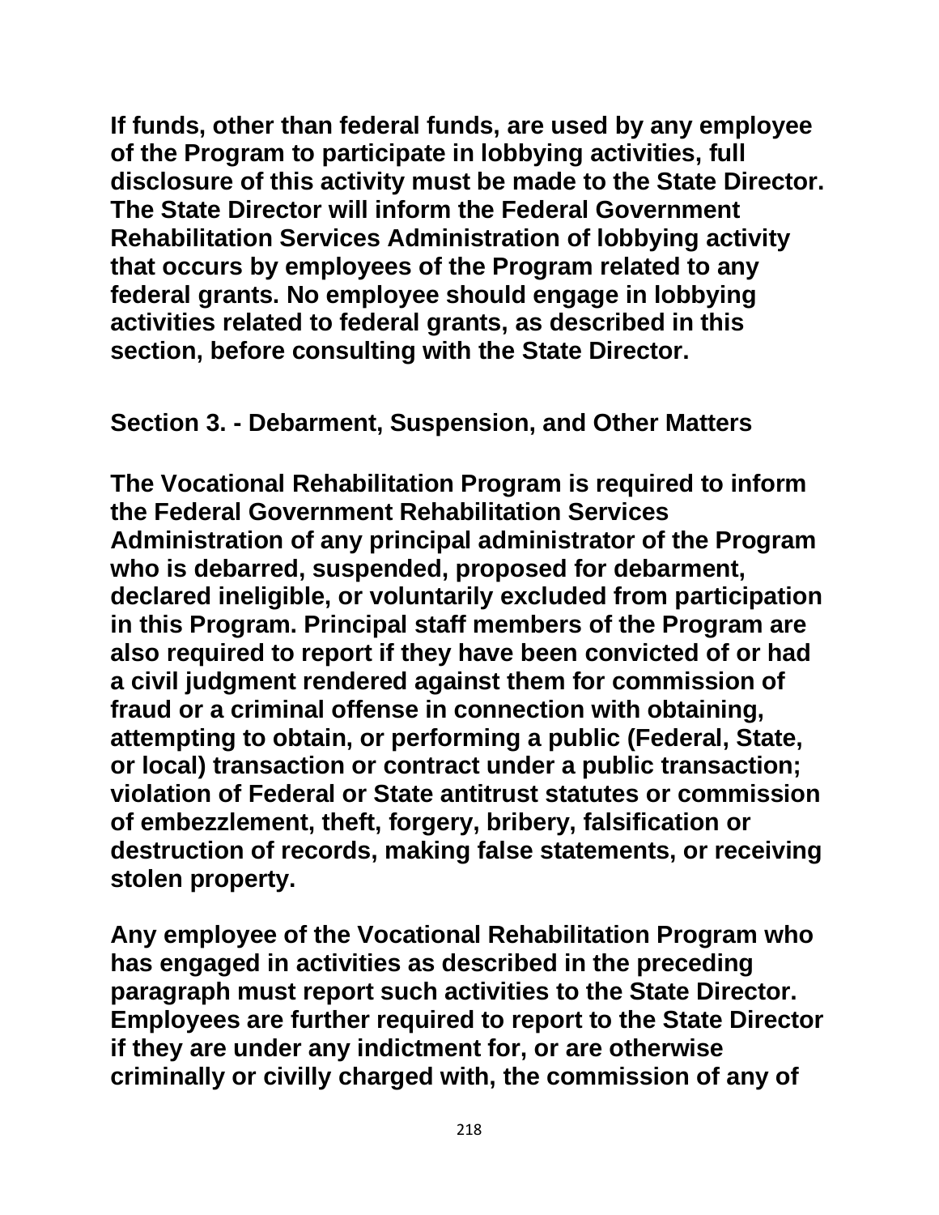If funds, other than federal funds, are used by any employee of the Program to participate in lobbying activities, full disclosure of this activity must be made to the State Director. The State Director will inform the Federal Government Rehabilitation Services Administration of lobbying activity that occurs by employees of the Program related to any federal grants. No employee should engage in lobbying activities related to federal grants, as described in this section, before consulting with the State Director.

## Section 3. - Debarment, Suspension, and Other Matters

The Vocational Rehabilitation Program is required to inform the Federal Government Rehabilitation Services Administration of any principal administrator of the Program who is debarred, suspended, proposed for debarment, declared ineligible, or voluntarily excluded from participation in this Program. Principal staff members of the Program are also required to report if they have been convicted of or had a civil judgment rendered against them for commission of fraud or a criminal offense in connection with obtaining, attempting to obtain, or performing a public (Federal, State, or local) transaction or contract under a public transaction; violation of Federal or State antitrust statutes or commission of embezzlement, theft, forgery, bribery, falsification or destruction of records, making false statements, or receiving stolen property.

Any employee of the Vocational Rehabilitation Program who has engaged in activities as described in the preceding paragraph must report such activities to the State Director. Employees are further required to report to the State Director if they are under any indictment for, or are otherwise criminally or civilly charged with, the commission of any of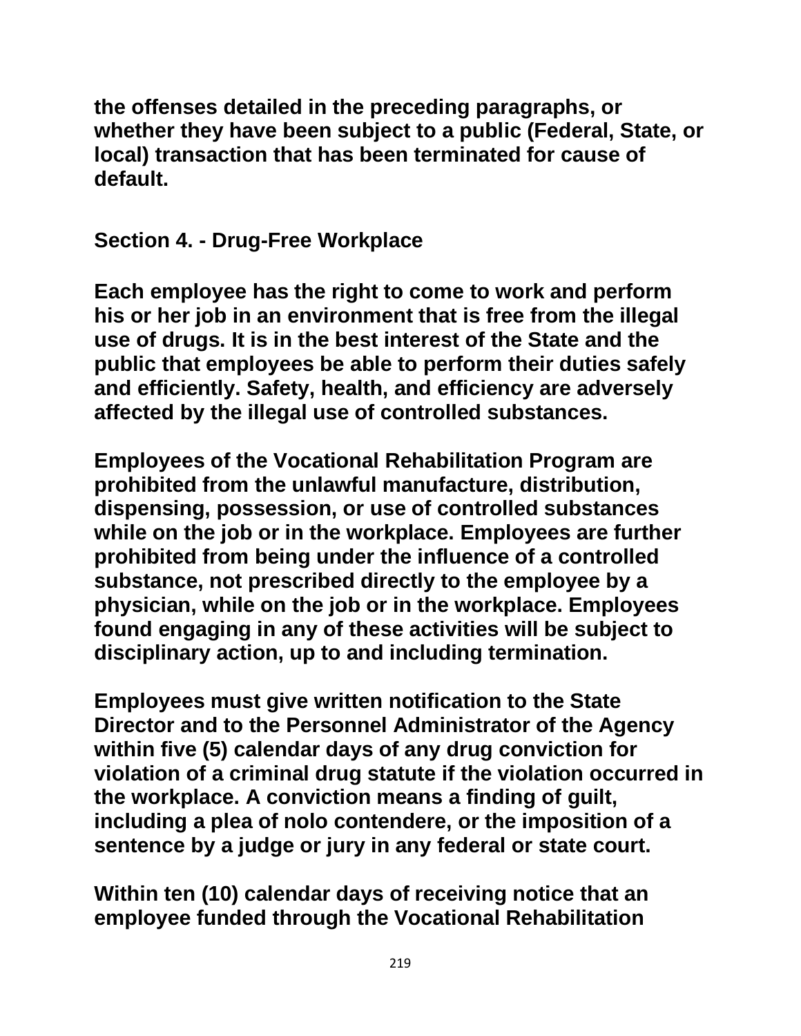the offenses detailed in the preceding paragraphs, or whether they have been subject to a public (Federal, State, or local) transaction that has been terminated for cause of default.

## Section 4. - Drug-Free Workplace

Each employee has the right to come to work and perform his or her job in an environment that is free from the illegal use of drugs. It is in the best interest of the State and the public that employees be able to perform their duties safely and efficiently. Safety, health, and efficiency are adversely affected by the illegal use of controlled substances.

Employees of the Vocational Rehabilitation Program are prohibited from the unlawful manufacture, distribution, dispensing, possession, or use of controlled substances while on the job or in the workplace. Employees are further prohibited from being under the influence of a controlled substance, not prescribed directly to the employee by a physician, while on the job or in the workplace. Employees found engaging in any of these activities will be subject to disciplinary action, up to and including termination.

Employees must give written notification to the State Director and to the Personnel Administrator of the Agency within five (5) calendar days of any drug conviction for violation of a criminal drug statute if the violation occurred in the workplace. A conviction means a finding of guilt, including a plea of nolo contendere, or the imposition of a sentence by a judge or jury in any federal or state court.

Within ten (10) calendar days of receiving notice that an employee funded through the Vocational Rehabilitation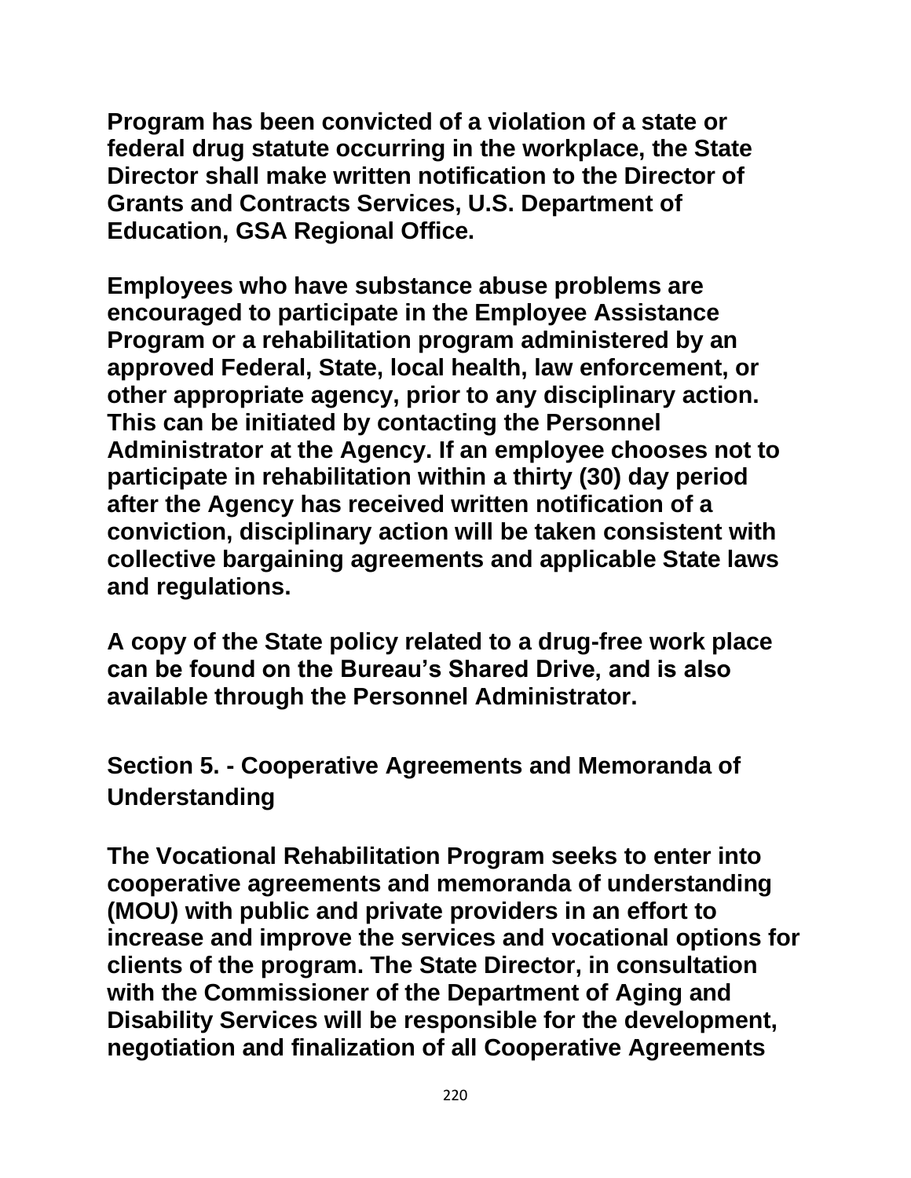**Program has been convicted of a violation of a state or federal drug statute occurring in the workplace, the State Director shall make written notification to the Director of Grants and Contracts Services, U.S. Department of Education, GSA Regional Office.**

**Employees who have substance abuse problems are encouraged to participate in the Employee Assistance Program or a rehabilitation program administered by an approved Federal, State, local health, law enforcement, or other appropriate agency, prior to any disciplinary action. This can be initiated by contacting the Personnel Administrator at the Agency. If an employee chooses not to participate in rehabilitation within a thirty (30) day period after the Agency has received written notification of a conviction, disciplinary action will be taken consistent with collective bargaining agreements and applicable State laws and regulations.**

**A copy of the State policy related to a drug-free work place can be found on the Bureau's Shared Drive, and is also available through the Personnel Administrator.**

## Section 5. - Cooperative Agreements and Memoranda of Understanding

**The Vocational Rehabilitation Program seeks to enter into cooperative agreements and memoranda of understanding (MOU) with public and private providers in an effort to increase and improve the services and vocational options for clients of the program. The State Director, in consultation with the Commissioner of the Department of Aging and Disability Services will be responsible for the development, negotiation and finalization of all Cooperative Agreements**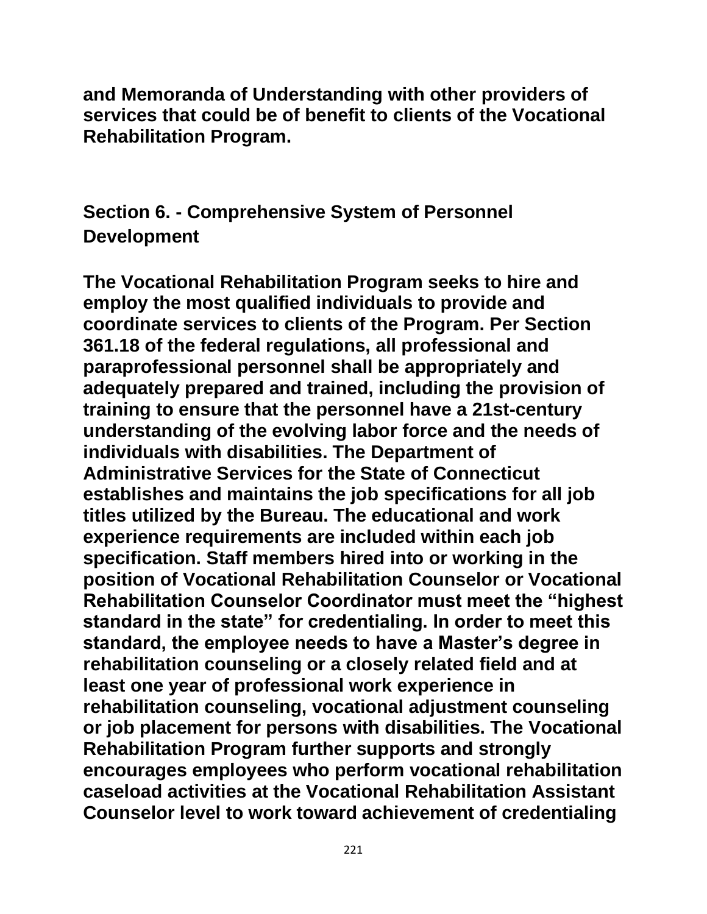and Memoranda of Understanding with other providers of services that could be of benefit to clients of the Vocational Rehabilitation Program.

## Section 6. - Comprehensive System of Personnel Development

The Vocational Rehabilitation Program seeks to hire and employ the most qualified individuals to provide and coordinate services to clients of the Program. Per Section 361.18 of the federal regulations, all professional and paraprofessional personnel shall be appropriately and adequately prepared and trained, including the provision of training to ensure that the personnel have a 21st-century understanding of the evolving labor force and the needs of individuals with disabilities. The Department of Administrative Services for the State of Connecticut establishes and maintains the job specifications for all job titles utilized by the Bureau. The educational and work experience requirements are included within each job specification. Staff members hired into or working in the position of Vocational Rehabilitation Counselor or Vocational Rehabilitation Counselor Coordinator must meet the "highest standard in the state" for credentialing. In order to meet this standard, the employee needs to have a Master's degree in rehabilitation counseling or a closely related field and at least one year of professional work experience in rehabilitation counseling, vocational adjustment counseling or job placement for persons with disabilities. The Vocational Rehabilitation Program further supports and strongly encourages employees who perform vocational rehabilitation caseload activities at the Vocational Rehabilitation Assistant Counselor level to work toward achievement of credentialing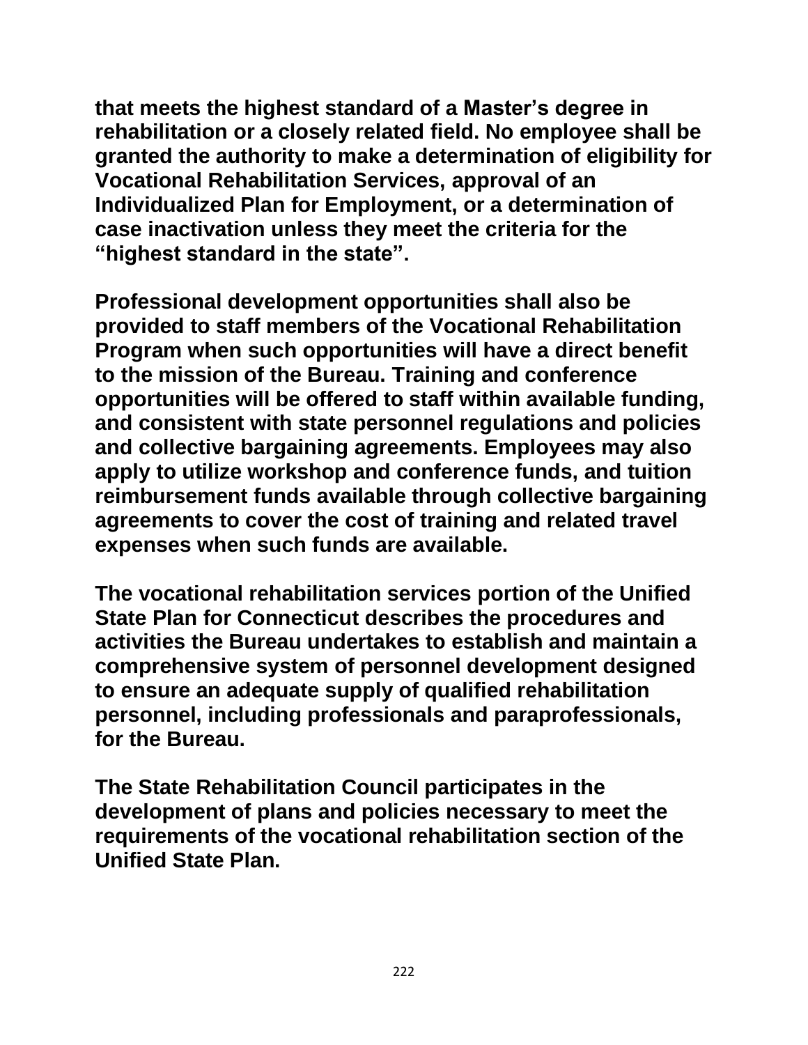**that meets the highest standard of a Master's degree in rehabilitation or a closely related field. No employee shall be granted the authority to make a determination of eligibility for Vocational Rehabilitation Services, approval of an Individualized Plan for Employment, or a determination of case inactivation unless they meet the criteria for the "highest standard in the state".**

**Professional development opportunities shall also be provided to staff members of the Vocational Rehabilitation Program when such opportunities will have a direct benefit to the mission of the Bureau. Training and conference opportunities will be offered to staff within available funding, and consistent with state personnel regulations and policies and collective bargaining agreements. Employees may also apply to utilize workshop and conference funds, and tuition reimbursement funds available through collective bargaining agreements to cover the cost of training and related travel expenses when such funds are available.**

**The vocational rehabilitation services portion of the Unified State Plan for Connecticut describes the procedures and activities the Bureau undertakes to establish and maintain a comprehensive system of personnel development designed to ensure an adequate supply of qualified rehabilitation personnel, including professionals and paraprofessionals, for the Bureau.**

**The State Rehabilitation Council participates in the development of plans and policies necessary to meet the requirements of the vocational rehabilitation section of the Unified State Plan.**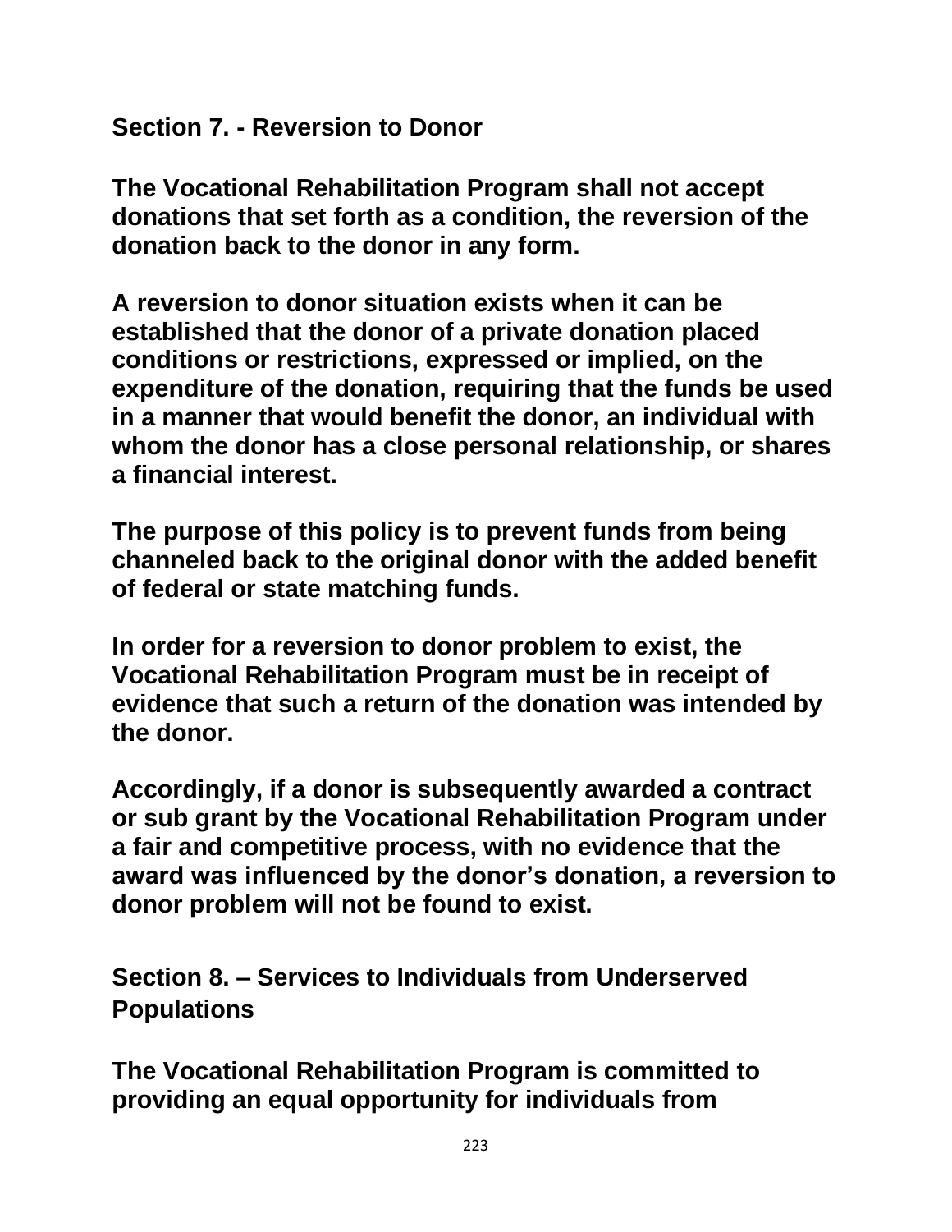## Section 7. - Reversion to Donor

**The Vocational Rehabilitation Program shall not accept donations that set forth as a condition, the reversion of the donation back to the donor in any form.**

**A reversion to donor situation exists when it can be established that the donor of a private donation placed conditions or restrictions, expressed or implied, on the expenditure of the donation, requiring that the funds be used in a manner that would benefit the donor, an individual with whom the donor has a close personal relationship, or shares a financial interest.**

**The purpose of this policy is to prevent funds from being channeled back to the original donor with the added benefit of federal or state matching funds.**

**In order for a reversion to donor problem to exist, the Vocational Rehabilitation Program must be in receipt of evidence that such a return of the donation was intended by the donor.**

**Accordingly, if a donor is subsequently awarded a contract or sub grant by the Vocational Rehabilitation Program under a fair and competitive process, with no evidence that the award was influenced by the donor's donation, a reversion to donor problem will not be found to exist.**

## Section 8. – Services to Individuals from Underserved Populations

**The Vocational Rehabilitation Program is committed to providing an equal opportunity for individuals from**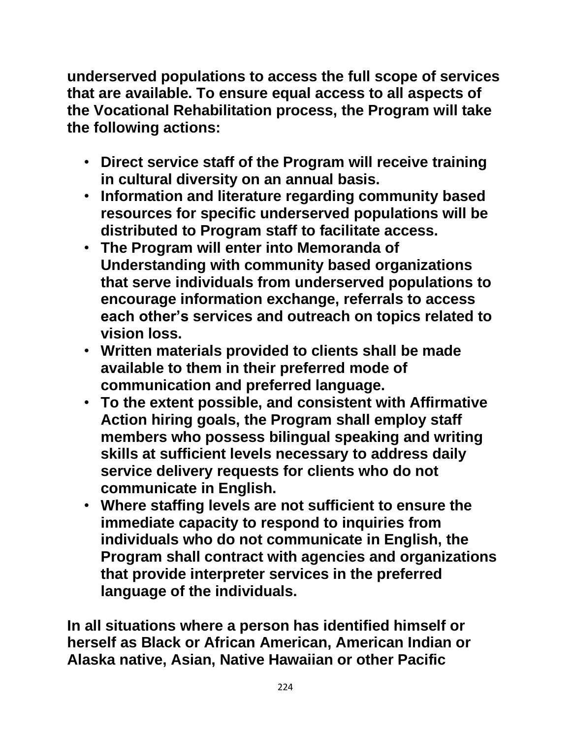**underserved populations to access the full scope of services that are available. To ensure equal access to all aspects of the Vocational Rehabilitation process, the Program will take the following actions:**

- **Direct service staff of the Program will receive training in cultural diversity on an annual basis.**
- **Information and literature regarding community based resources for specific underserved populations will be distributed to Program staff to facilitate access.**
- **The Program will enter into Memoranda of Understanding with community based organizations that serve individuals from underserved populations to encourage information exchange, referrals to access each other's services and outreach on topics related to vision loss.**
- **Written materials provided to clients shall be made available to them in their preferred mode of communication and preferred language.**
- **To the extent possible, and consistent with Affirmative Action hiring goals, the Program shall employ staff members who possess bilingual speaking and writing skills at sufficient levels necessary to address daily service delivery requests for clients who do not communicate in English.**
- **Where staffing levels are not sufficient to ensure the immediate capacity to respond to inquiries from individuals who do not communicate in English, the Program shall contract with agencies and organizations that provide interpreter services in the preferred language of the individuals.**

**In all situations where a person has identified himself or herself as Black or African American, American Indian or Alaska native, Asian, Native Hawaiian or other Pacific**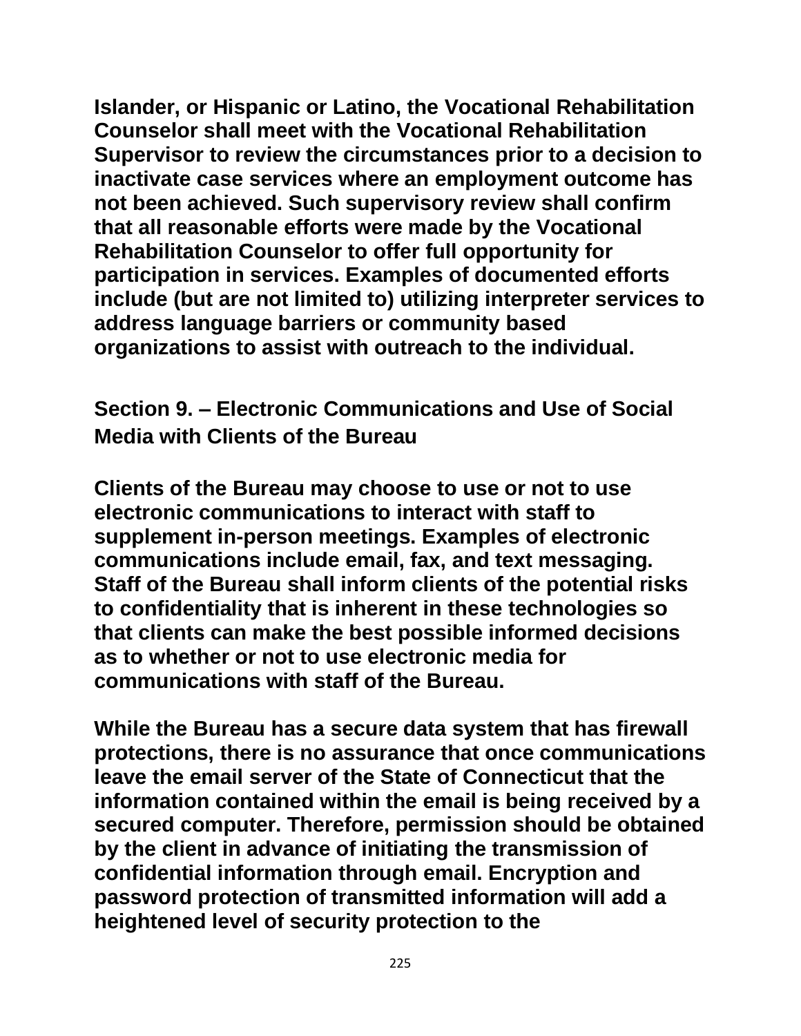Islander, or Hispanic or Latino, the Vocational Rehabilitation Counselor shall meet with the Vocational Rehabilitation Supervisor to review the circumstances prior to a decision to inactivate case services where an employment outcome has not been achieved. Such supervisory review shall confirm that all reasonable efforts were made by the Vocational Rehabilitation Counselor to offer full opportunity for participation in services. Examples of documented efforts include (but are not limited to) utilizing interpreter services to address language barriers or community based organizations to assist with outreach to the individual.

## Section 9. – Electronic Communications and Use of Social Media with Clients of the Bureau

Clients of the Bureau may choose to use or not to use electronic communications to interact with staff to supplement in-person meetings. Examples of electronic communications include email, fax, and text messaging. Staff of the Bureau shall inform clients of the potential risks to confidentiality that is inherent in these technologies so that clients can make the best possible informed decisions as to whether or not to use electronic media for communications with staff of the Bureau.

While the Bureau has a secure data system that has firewall protections, there is no assurance that once communications leave the email server of the State of Connecticut that the information contained within the email is being received by a secured computer. Therefore, permission should be obtained by the client in advance of initiating the transmission of confidential information through email. Encryption and password protection of transmitted information will add a heightened level of security protection to the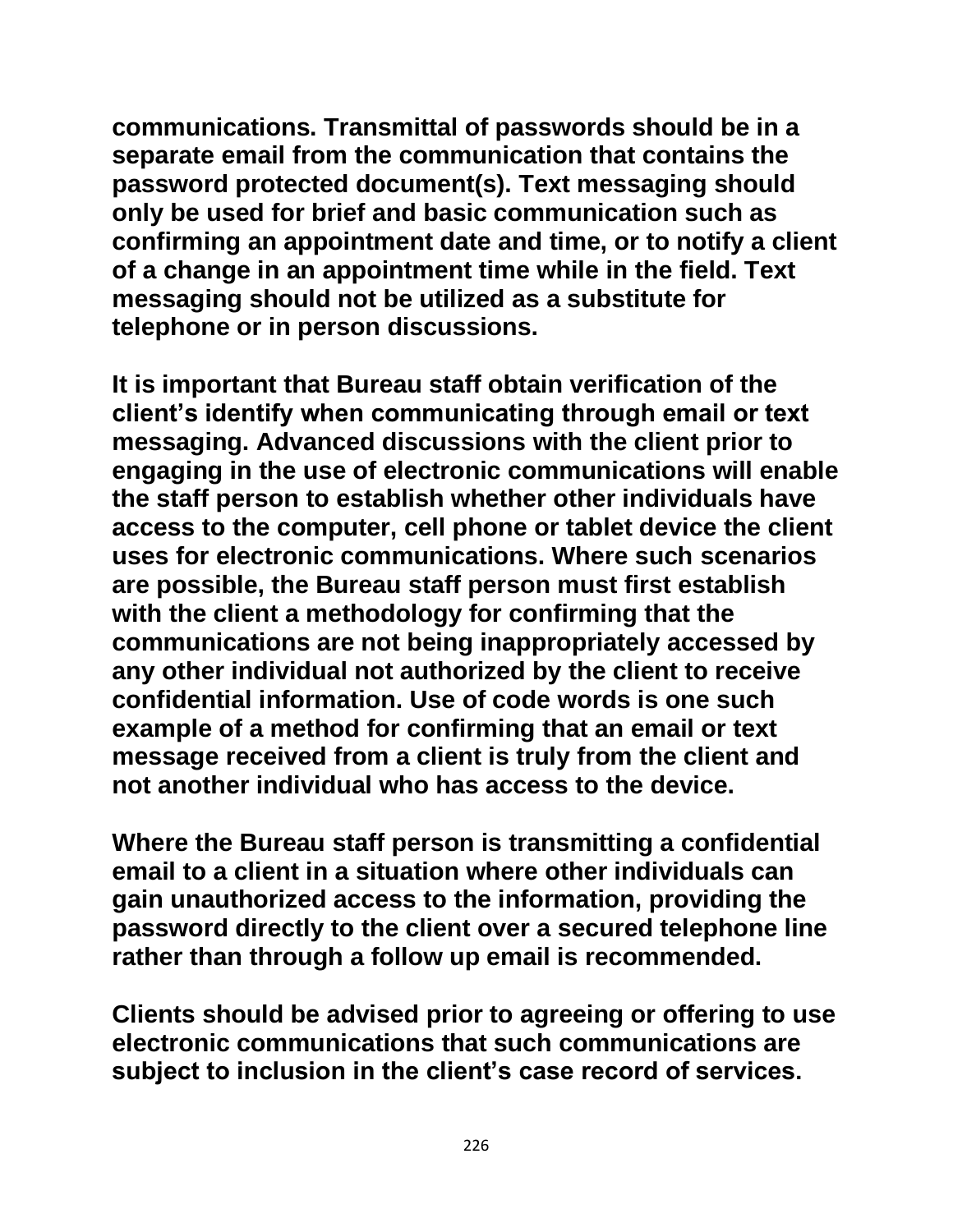**communications. Transmittal of passwords should be in a separate email from the communication that contains the password protected document(s). Text messaging should only be used for brief and basic communication such as confirming an appointment date and time, or to notify a client of a change in an appointment time while in the field. Text messaging should not be utilized as a substitute for telephone or in person discussions.**

**It is important that Bureau staff obtain verification of the client's identify when communicating through email or text messaging. Advanced discussions with the client prior to engaging in the use of electronic communications will enable the staff person to establish whether other individuals have access to the computer, cell phone or tablet device the client uses for electronic communications. Where such scenarios are possible, the Bureau staff person must first establish with the client a methodology for confirming that the communications are not being inappropriately accessed by any other individual not authorized by the client to receive confidential information. Use of code words is one such example of a method for confirming that an email or text message received from a client is truly from the client and not another individual who has access to the device.**

**Where the Bureau staff person is transmitting a confidential email to a client in a situation where other individuals can gain unauthorized access to the information, providing the password directly to the client over a secured telephone line rather than through a follow up email is recommended.**

**Clients should be advised prior to agreeing or offering to use electronic communications that such communications are subject to inclusion in the client's case record of services.**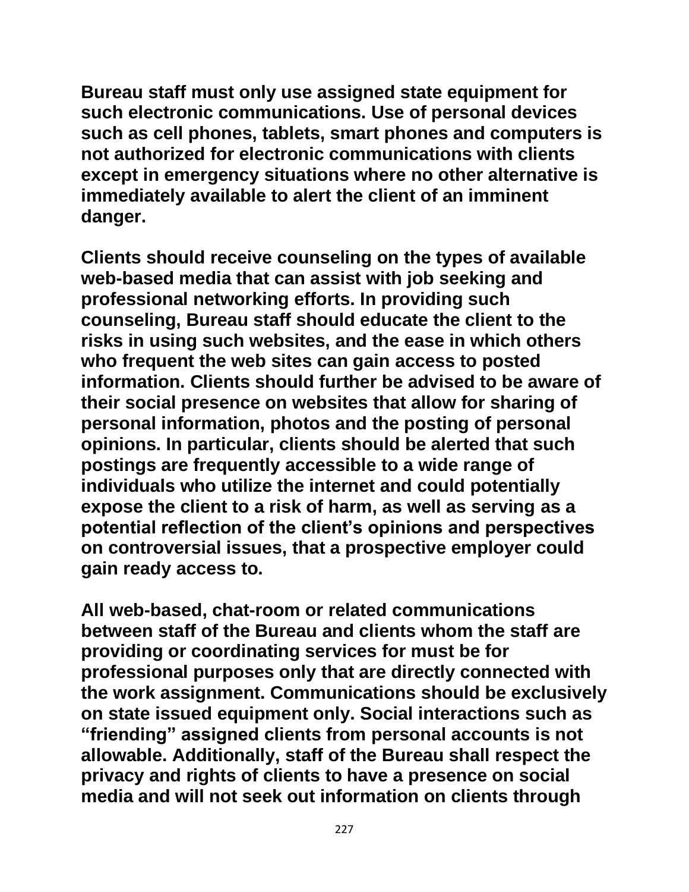**Bureau staff must only use assigned state equipment for such electronic communications. Use of personal devices such as cell phones, tablets, smart phones and computers is not authorized for electronic communications with clients except in emergency situations where no other alternative is immediately available to alert the client of an imminent danger.**

**Clients should receive counseling on the types of available web-based media that can assist with job seeking and professional networking efforts. In providing such counseling, Bureau staff should educate the client to the risks in using such websites, and the ease in which others who frequent the web sites can gain access to posted information. Clients should further be advised to be aware of their social presence on websites that allow for sharing of personal information, photos and the posting of personal opinions. In particular, clients should be alerted that such postings are frequently accessible to a wide range of individuals who utilize the internet and could potentially expose the client to a risk of harm, as well as serving as a potential reflection of the client's opinions and perspectives on controversial issues, that a prospective employer could gain ready access to.**

**All web-based, chat-room or related communications between staff of the Bureau and clients whom the staff are providing or coordinating services for must be for professional purposes only that are directly connected with the work assignment. Communications should be exclusively on state issued equipment only. Social interactions such as "friending" assigned clients from personal accounts is not allowable. Additionally, staff of the Bureau shall respect the privacy and rights of clients to have a presence on social media and will not seek out information on clients through**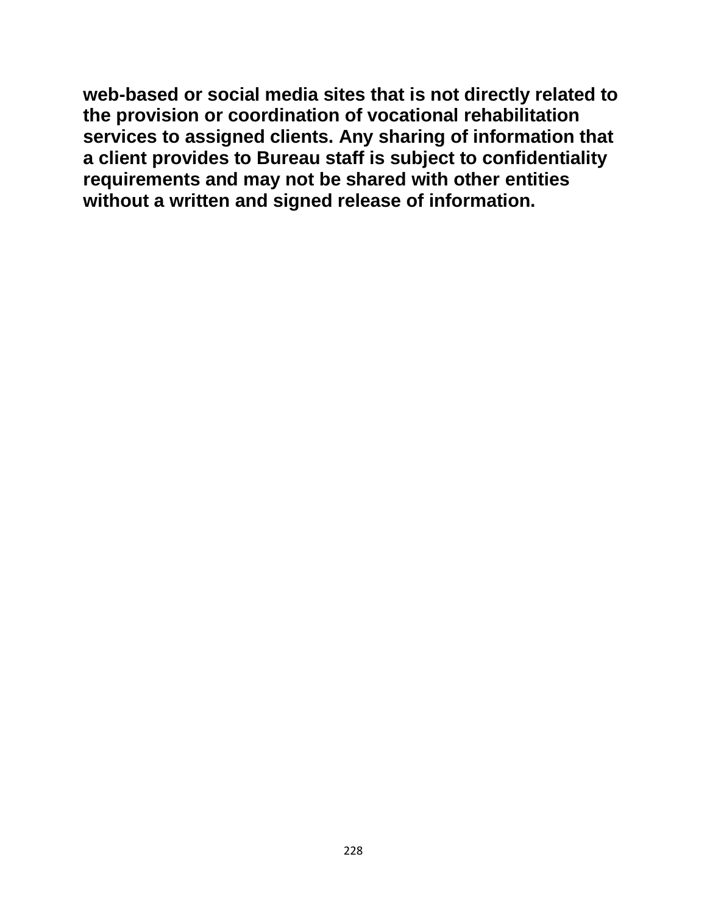**web-based or social media sites that is not directly related to the provision or coordination of vocational rehabilitation services to assigned clients. Any sharing of information that a client provides to Bureau staff is subject to confidentiality requirements and may not be shared with other entities without a written and signed release of information.**